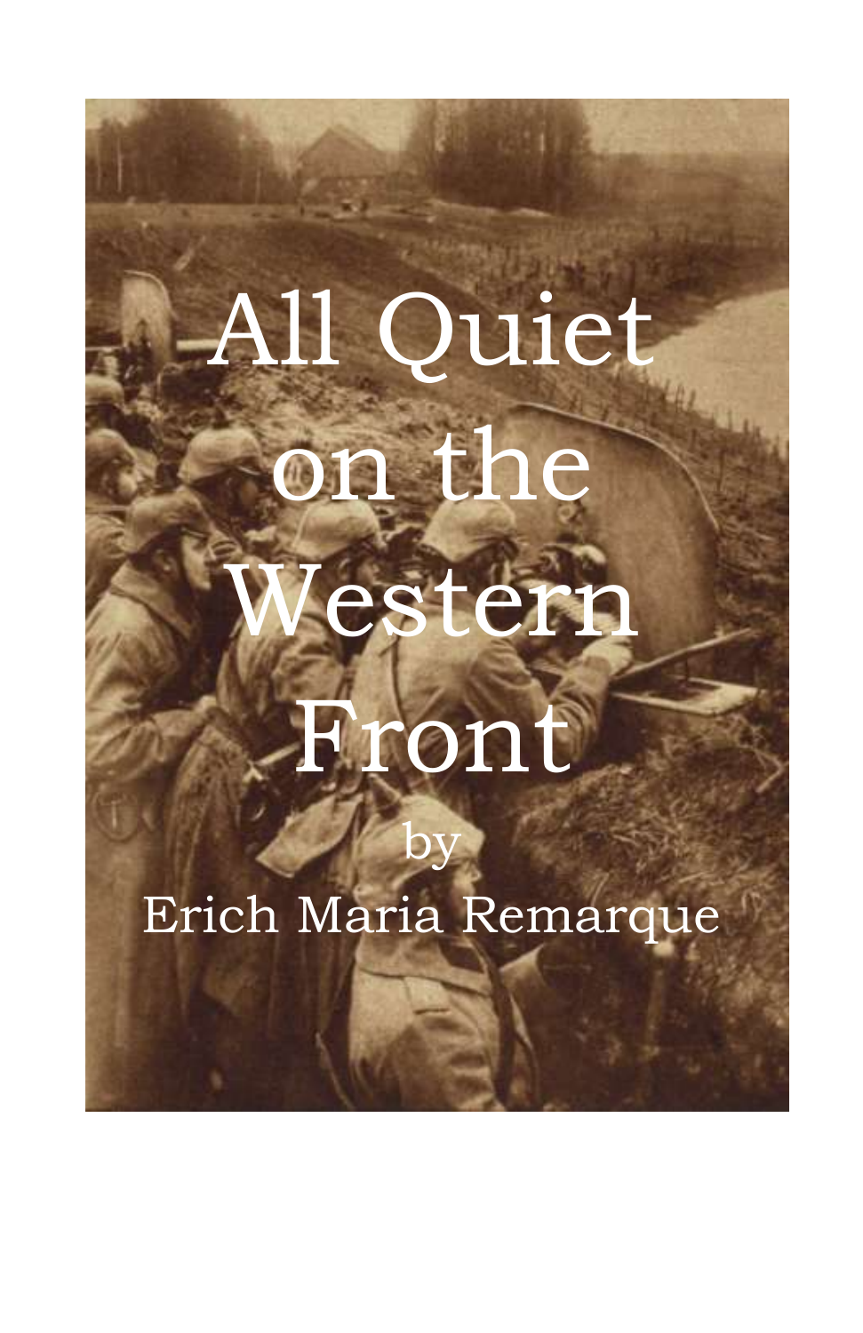# All Quiet on the Western Front

by

Erich Maria Remarque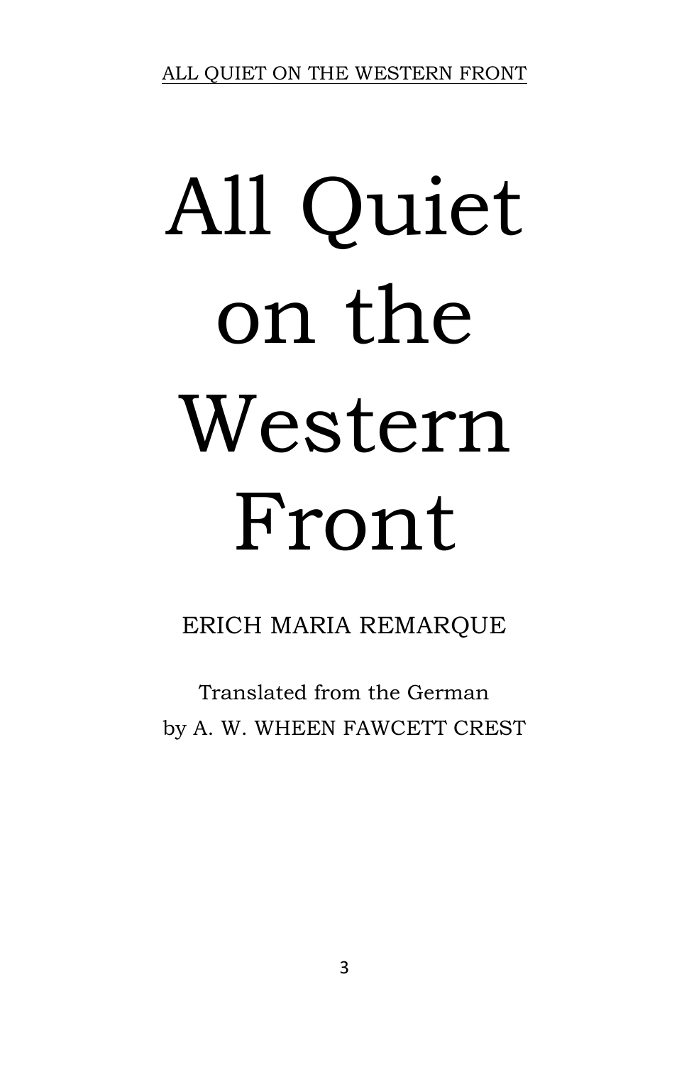# All Quiet on the Western Front

ERICH MARIA REMARQUE

Translated from the German
by A. W. WHEEN FAWCETT CREST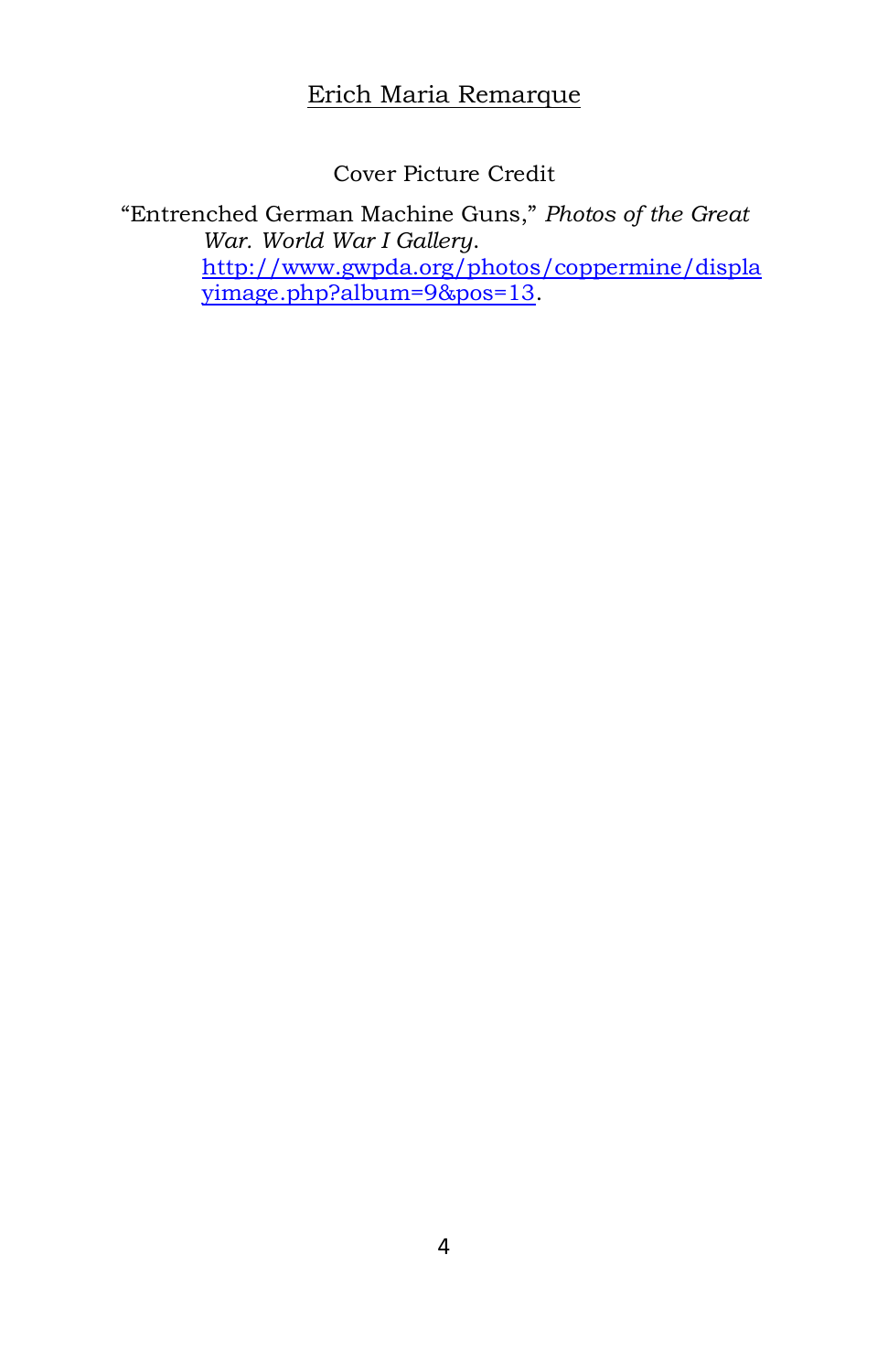Cover Picture Credit

"Entrenched German Machine Guns," *Photos of the Great War. World War I Gallery*. http://www.gwpda.org/photos/coppermine/displayimage.php?album=9&pos=13.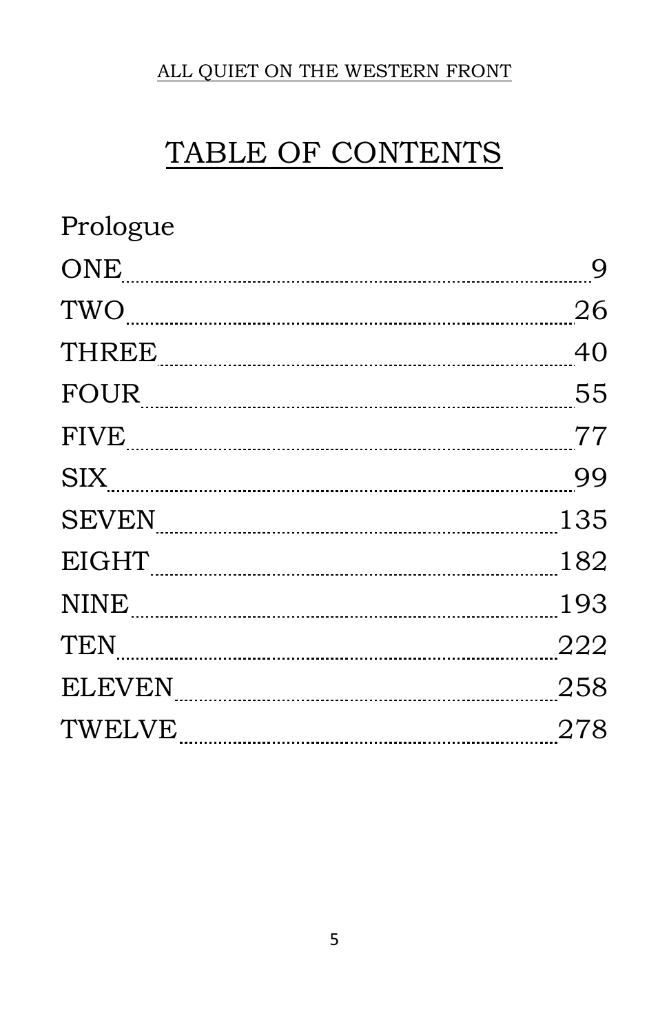# TABLE OF CONTENTS

Prologue

| Chapter | Page |
|---|---|
| ONE | 9 |
| TWO | 26 |
| THREE | 40 |
| FOUR | 55 |
| FIVE | 77 |
| SIX | 99 |
| SEVEN | 135 |
| EIGHT | 182 |
| NINE | 193 |
| TEN | 222 |
| ELEVEN | 258 |
| TWELVE | 278 |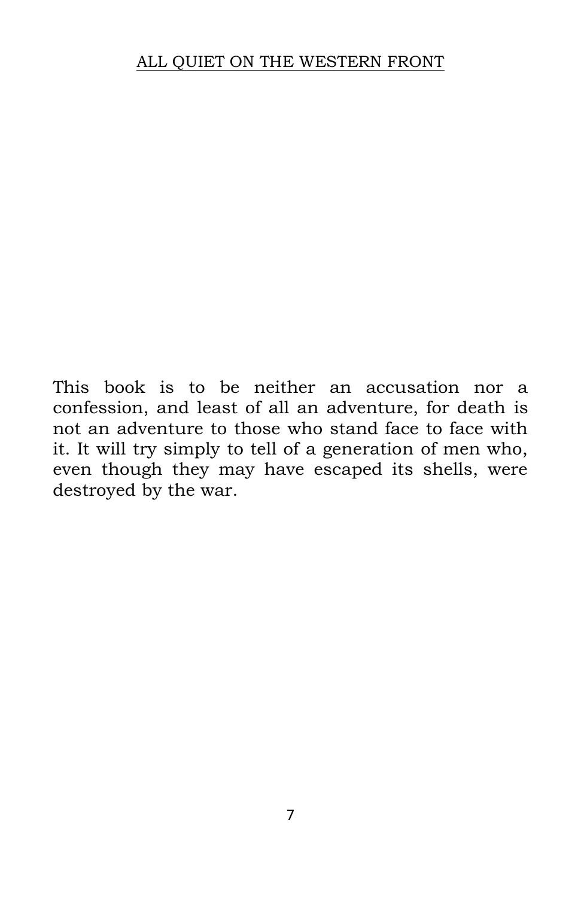This book is to be neither an accusation nor a confession, and least of all an adventure, for death is not an adventure to those who stand face to face with it. It will try simply to tell of a generation of men who, even though they may have escaped its shells, were destroyed by the war.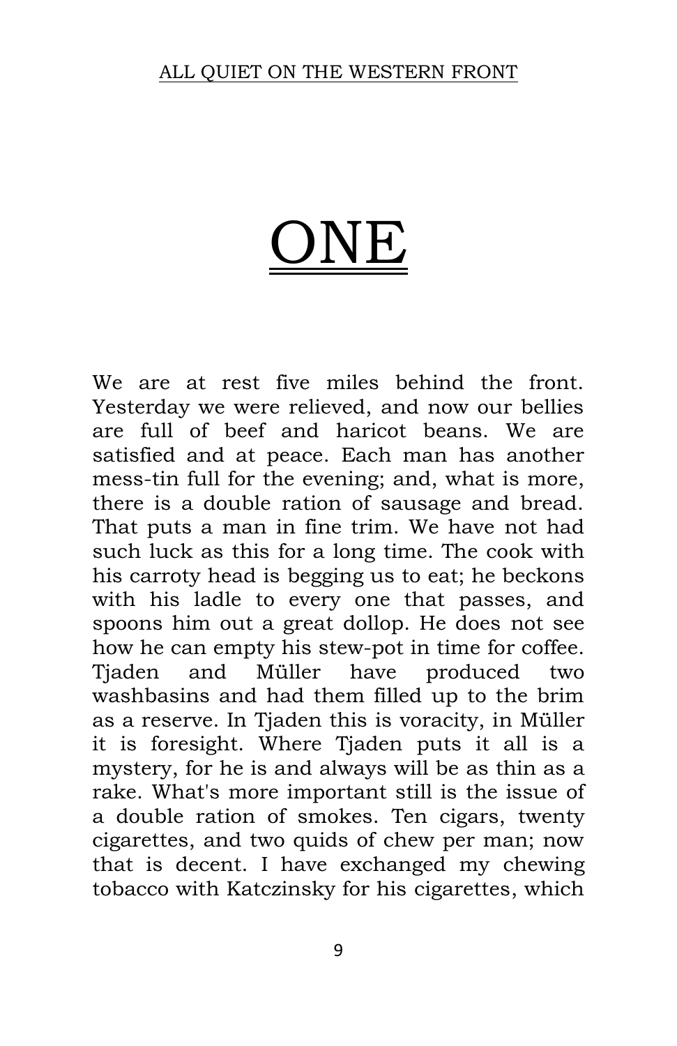# ONE

We are at rest five miles behind the front. Yesterday we were relieved, and now our bellies are full of beef and haricot beans. We are satisfied and at peace. Each man has another mess-tin full for the evening; and, what is more, there is a double ration of sausage and bread. That puts a man in fine trim. We have not had such luck as this for a long time. The cook with his carroty head is begging us to eat; he beckons with his ladle to every one that passes, and spoons him out a great dollop. He does not see how he can empty his stew-pot in time for coffee. Tjaden and Müller have produced two washbasins and had them filled up to the brim as a reserve. In Tjaden this is voracity, in Müller it is foresight. Where Tjaden puts it all is a mystery, for he is and always will be as thin as a rake. What's more important still is the issue of a double ration of smokes. Ten cigars, twenty cigarettes, and two quids of chew per man; now that is decent. I have exchanged my chewing tobacco with Katczinsky for his cigarettes, which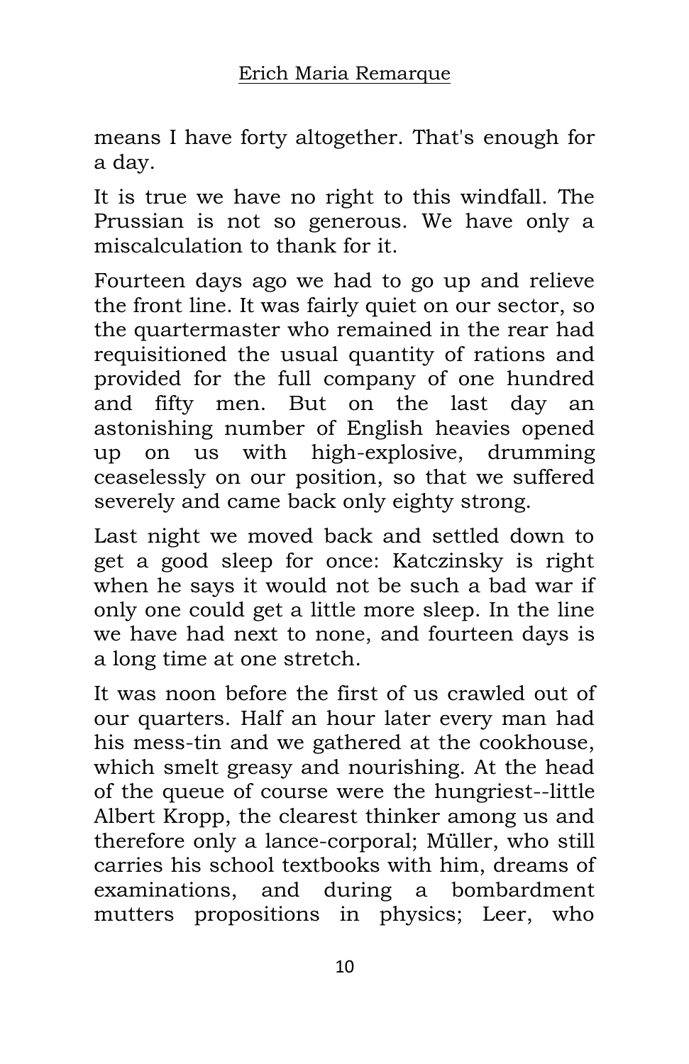means I have forty altogether. That's enough for a day.

It is true we have no right to this windfall. The Prussian is not so generous. We have only a miscalculation to thank for it.

Fourteen days ago we had to go up and relieve the front line. It was fairly quiet on our sector, so the quartermaster who remained in the rear had requisitioned the usual quantity of rations and provided for the full company of one hundred and fifty men. But on the last day an astonishing number of English heavies opened up on us with high-explosive, drumming ceaselessly on our position, so that we suffered severely and came back only eighty strong.

Last night we moved back and settled down to get a good sleep for once: Katczinsky is right when he says it would not be such a bad war if only one could get a little more sleep. In the line we have had next to none, and fourteen days is a long time at one stretch.

It was noon before the first of us crawled out of our quarters. Half an hour later every man had his mess-tin and we gathered at the cookhouse, which smelt greasy and nourishing. At the head of the queue of course were the hungriest--little Albert Kropp, the clearest thinker among us and therefore only a lance-corporal; Müller, who still carries his school textbooks with him, dreams of examinations, and during a bombardment mutters propositions in physics; Leer, who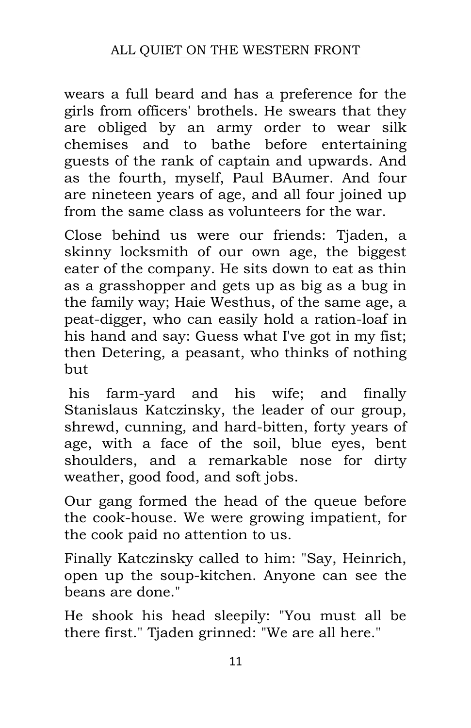wears a full beard and has a preference for the girls from officers' brothels. He swears that they are obliged by an army order to wear silk chemises and to bathe before entertaining guests of the rank of captain and upwards. And as the fourth, myself, Paul BAumer. And four are nineteen years of age, and all four joined up from the same class as volunteers for the war.

Close behind us were our friends: Tjaden, a skinny locksmith of our own age, the biggest eater of the company. He sits down to eat as thin as a grasshopper and gets up as big as a bug in the family way; Haie Westhus, of the same age, a peat-digger, who can easily hold a ration-loaf in his hand and say: Guess what I've got in my fist; then Detering, a peasant, who thinks of nothing but his farm-yard and his wife; and finally Stanislaus Katczinsky, the leader of our group, shrewd, cunning, and hard-bitten, forty years of age, with a face of the soil, blue eyes, bent shoulders, and a remarkable nose for dirty weather, good food, and soft jobs.

Our gang formed the head of the queue before the cook-house. We were growing impatient, for the cook paid no attention to us.

Finally Katczinsky called to him: "Say, Heinrich, open up the soup-kitchen. Anyone can see the beans are done."

He shook his head sleepily: "You must all be there first." Tjaden grinned: "We are all here."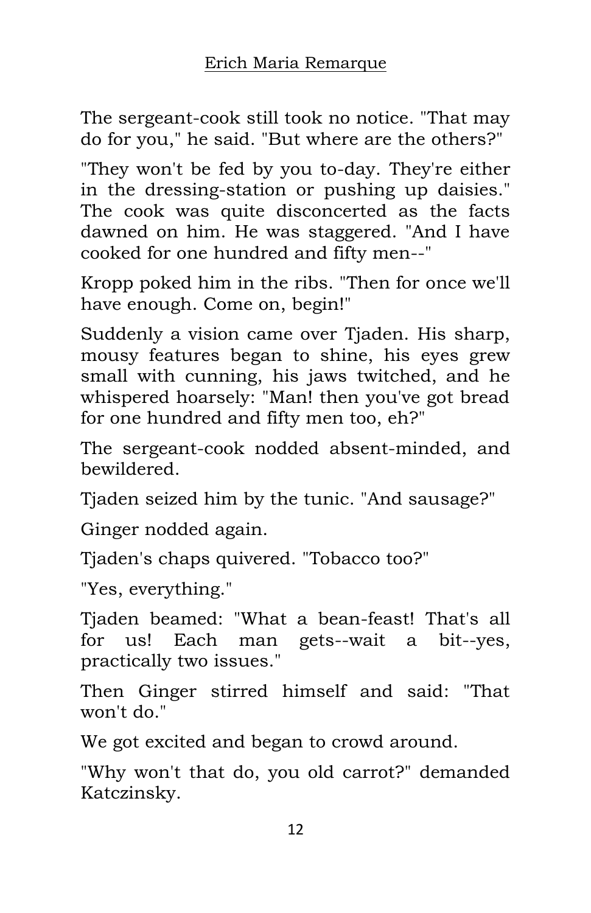The sergeant-cook still took no notice. "That may do for you," he said. "But where are the others?"

"They won't be fed by you to-day. They're either in the dressing-station or pushing up daisies." The cook was quite disconcerted as the facts dawned on him. He was staggered. "And I have cooked for one hundred and fifty men--"

Kropp poked him in the ribs. "Then for once we'll have enough. Come on, begin!"

Suddenly a vision came over Tjaden. His sharp, mousy features began to shine, his eyes grew small with cunning, his jaws twitched, and he whispered hoarsely: "Man! then you've got bread for one hundred and fifty men too, eh?"

The sergeant-cook nodded absent-minded, and bewildered.

Tjaden seized him by the tunic. "And sausage?"

Ginger nodded again.

Tjaden's chaps quivered. "Tobacco too?"

"Yes, everything."

Tjaden beamed: "What a bean-feast! That's all for us! Each man gets--wait a bit--yes, practically two issues."

Then Ginger stirred himself and said: "That won't do."

We got excited and began to crowd around.

"Why won't that do, you old carrot?" demanded Katczinsky.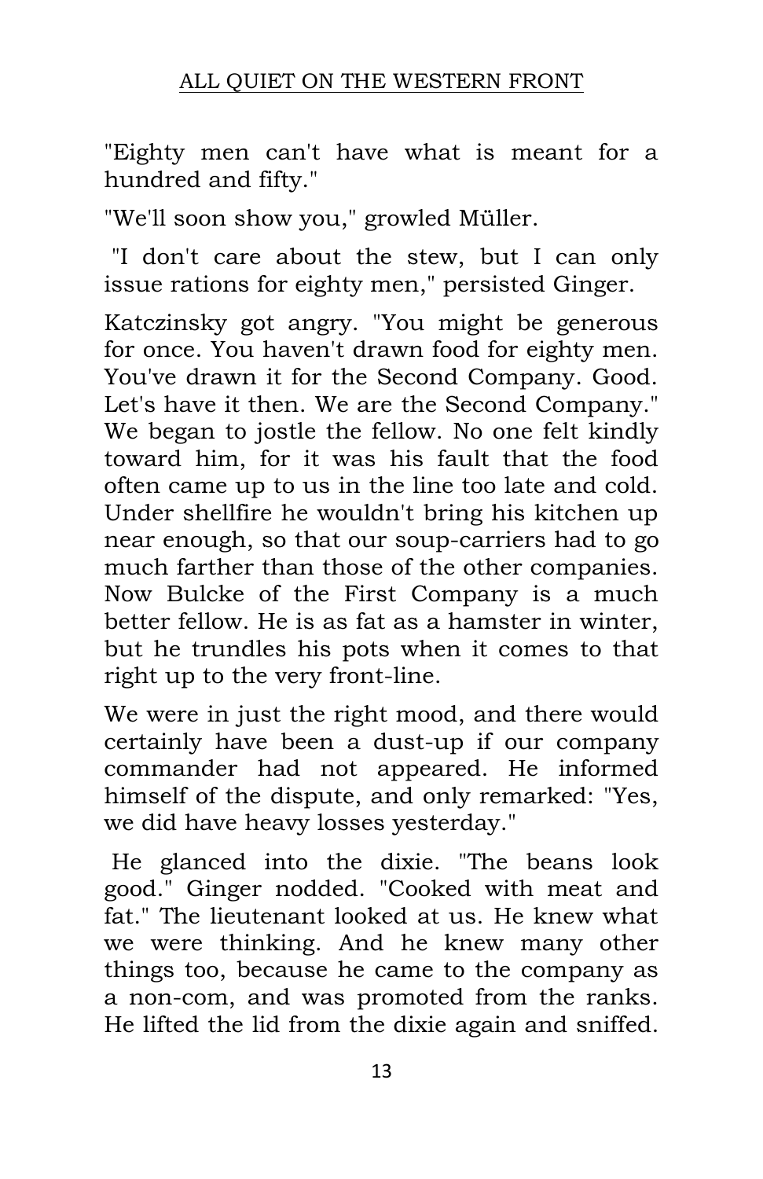"Eighty men can't have what is meant for a hundred and fifty."

"We'll soon show you," growled Müller.

"I don't care about the stew, but I can only issue rations for eighty men," persisted Ginger.

Katczinsky got angry. "You might be generous for once. You haven't drawn food for eighty men. You've drawn it for the Second Company. Good. Let's have it then. We are the Second Company." We began to jostle the fellow. No one felt kindly toward him, for it was his fault that the food often came up to us in the line too late and cold. Under shellfire he wouldn't bring his kitchen up near enough, so that our soup-carriers had to go much farther than those of the other companies. Now Bulcke of the First Company is a much better fellow. He is as fat as a hamster in winter, but he trundles his pots when it comes to that right up to the very front-line.

We were in just the right mood, and there would certainly have been a dust-up if our company commander had not appeared. He informed himself of the dispute, and only remarked: "Yes, we did have heavy losses yesterday."

He glanced into the dixie. "The beans look good." Ginger nodded. "Cooked with meat and fat." The lieutenant looked at us. He knew what we were thinking. And he knew many other things too, because he came to the company as a non-com, and was promoted from the ranks. He lifted the lid from the dixie again and sniffed.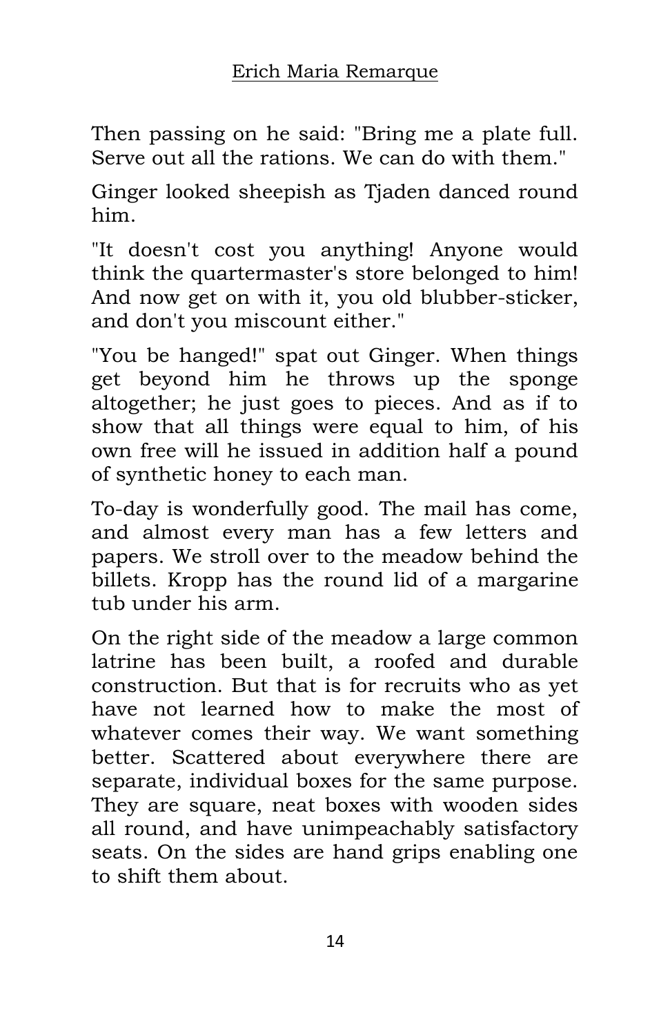Then passing on he said: "Bring me a plate full. Serve out all the rations. We can do with them."

Ginger looked sheepish as Tjaden danced round him.

"It doesn't cost you anything! Anyone would think the quartermaster's store belonged to him! And now get on with it, you old blubber-sticker, and don't you miscount either."

"You be hanged!" spat out Ginger. When things get beyond him he throws up the sponge altogether; he just goes to pieces. And as if to show that all things were equal to him, of his own free will he issued in addition half a pound of synthetic honey to each man.

To-day is wonderfully good. The mail has come, and almost every man has a few letters and papers. We stroll over to the meadow behind the billets. Kropp has the round lid of a margarine tub under his arm.

On the right side of the meadow a large common latrine has been built, a roofed and durable construction. But that is for recruits who as yet have not learned how to make the most of whatever comes their way. We want something better. Scattered about everywhere there are separate, individual boxes for the same purpose. They are square, neat boxes with wooden sides all round, and have unimpeachably satisfactory seats. On the sides are hand grips enabling one to shift them about.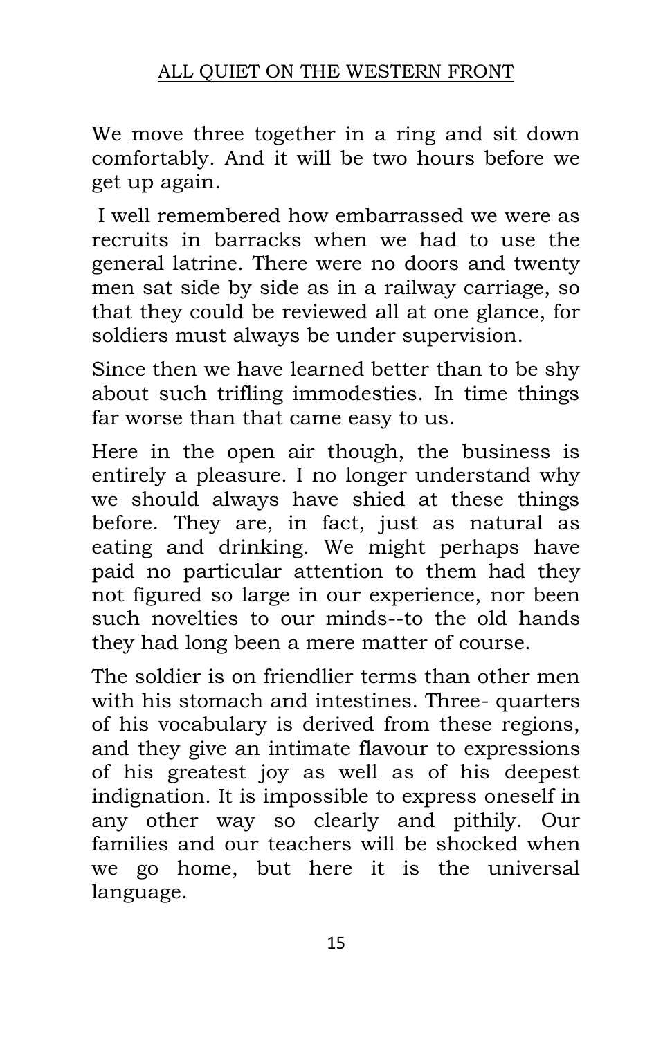We move three together in a ring and sit down comfortably. And it will be two hours before we get up again.

I well remembered how embarrassed we were as recruits in barracks when we had to use the general latrine. There were no doors and twenty men sat side by side as in a railway carriage, so that they could be reviewed all at one glance, for soldiers must always be under supervision.

Since then we have learned better than to be shy about such trifling immodesties. In time things far worse than that came easy to us.

Here in the open air though, the business is entirely a pleasure. I no longer understand why we should always have shied at these things before. They are, in fact, just as natural as eating and drinking. We might perhaps have paid no particular attention to them had they not figured so large in our experience, nor been such novelties to our minds--to the old hands they had long been a mere matter of course.

The soldier is on friendlier terms than other men with his stomach and intestines. Three- quarters of his vocabulary is derived from these regions, and they give an intimate flavour to expressions of his greatest joy as well as of his deepest indignation. It is impossible to express oneself in any other way so clearly and pithily. Our families and our teachers will be shocked when we go home, but here it is the universal language.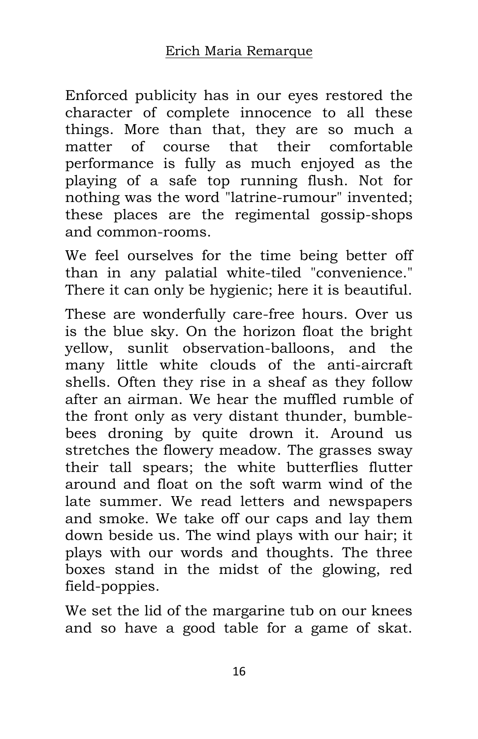Enforced publicity has in our eyes restored the character of complete innocence to all these things. More than that, they are so much a matter of course that their comfortable performance is fully as much enjoyed as the playing of a safe top running flush. Not for nothing was the word "latrine-rumour" invented; these places are the regimental gossip-shops and common-rooms.

We feel ourselves for the time being better off than in any palatial white-tiled "convenience." There it can only be hygienic; here it is beautiful.

These are wonderfully care-free hours. Over us is the blue sky. On the horizon float the bright yellow, sunlit observation-balloons, and the many little white clouds of the anti-aircraft shells. Often they rise in a sheaf as they follow after an airman. We hear the muffled rumble of the front only as very distant thunder, bumble-bees droning by quite drown it. Around us stretches the flowery meadow. The grasses sway their tall spears; the white butterflies flutter around and float on the soft warm wind of the late summer. We read letters and newspapers and smoke. We take off our caps and lay them down beside us. The wind plays with our hair; it plays with our words and thoughts. The three boxes stand in the midst of the glowing, red field-poppies.

We set the lid of the margarine tub on our knees and so have a good table for a game of skat.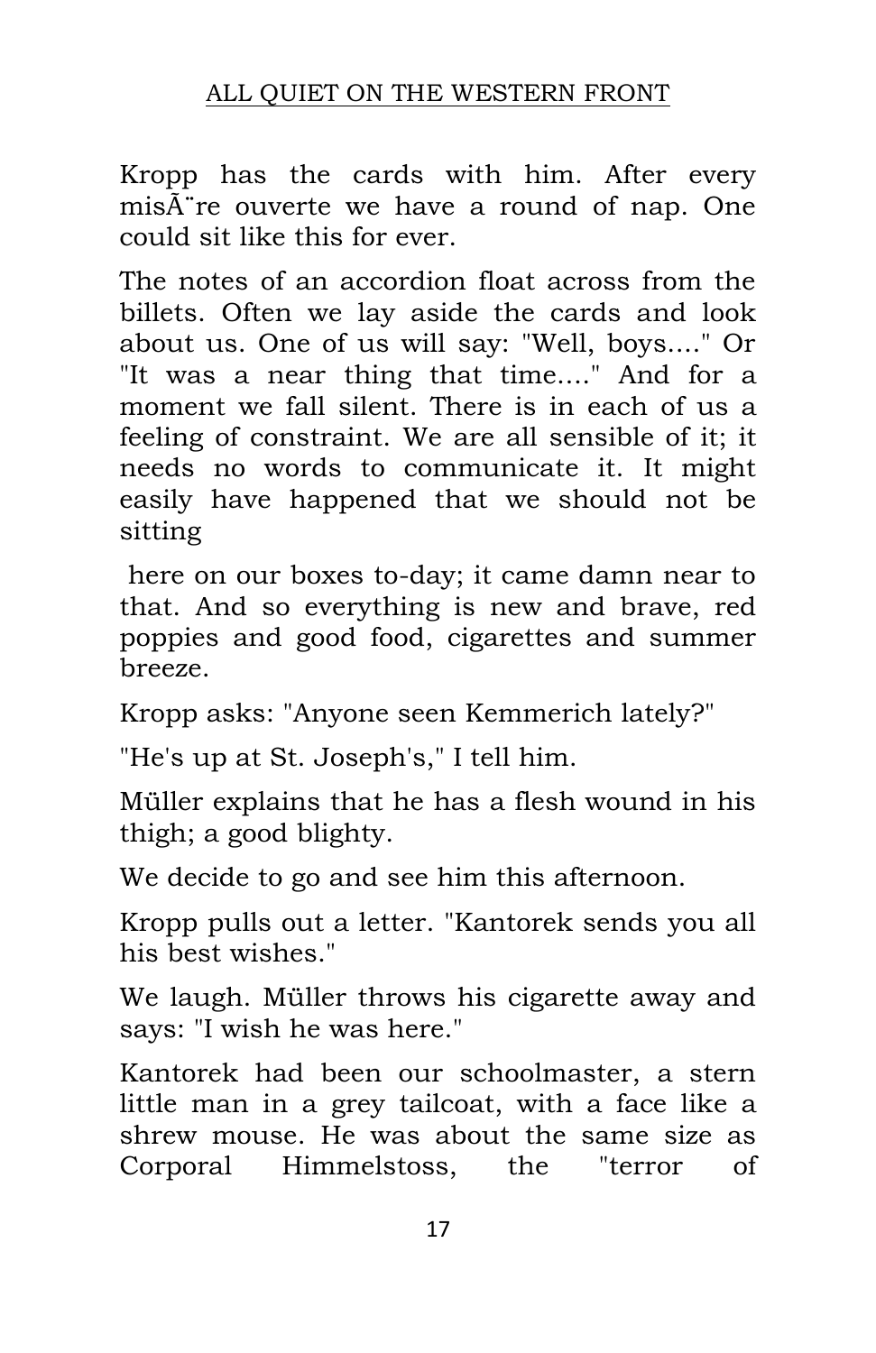Kropp has the cards with him. After every misÃ¨re ouverte we have a round of nap. One could sit like this for ever.

The notes of an accordion float across from the billets. Often we lay aside the cards and look about us. One of us will say: "Well, boys...." Or "It was a near thing that time...." And for a moment we fall silent. There is in each of us a feeling of constraint. We are all sensible of it; it needs no words to communicate it. It might easily have happened that we should not be sitting here on our boxes to-day; it came damn near to that. And so everything is new and brave, red poppies and good food, cigarettes and summer breeze.

Kropp asks: "Anyone seen Kemmerich lately?"

"He's up at St. Joseph's," I tell him.

Müller explains that he has a flesh wound in his thigh; a good blighty.

We decide to go and see him this afternoon.

Kropp pulls out a letter. "Kantorek sends you all his best wishes."

We laugh. Müller throws his cigarette away and says: "I wish he was here."

Kantorek had been our schoolmaster, a stern little man in a grey tailcoat, with a face like a shrew mouse. He was about the same size as Corporal Himmelstoss, the "terror of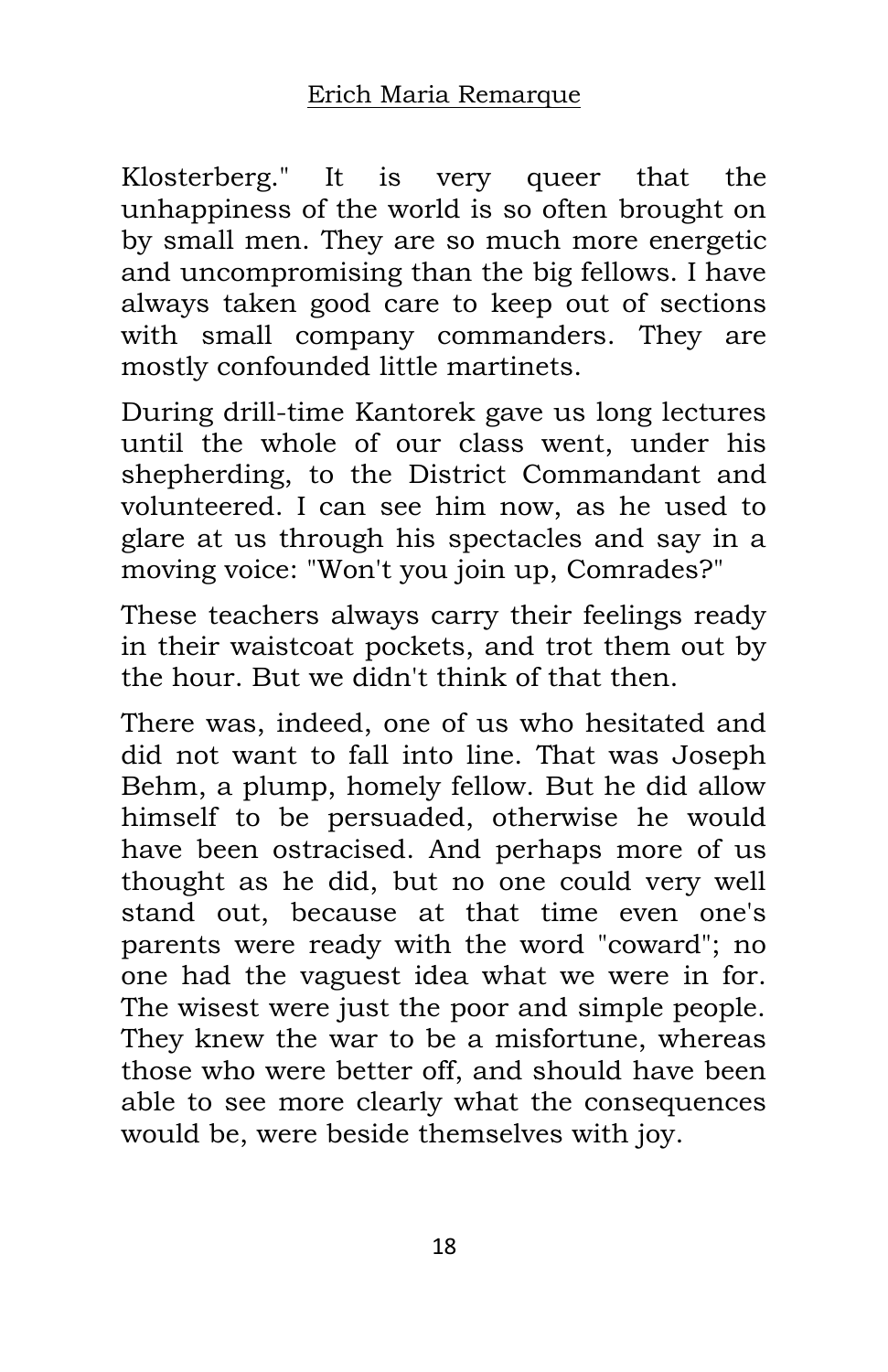Klosterberg." It is very queer that the unhappiness of the world is so often brought on by small men. They are so much more energetic and uncompromising than the big fellows. I have always taken good care to keep out of sections with small company commanders. They are mostly confounded little martinets.

During drill-time Kantorek gave us long lectures until the whole of our class went, under his shepherding, to the District Commandant and volunteered. I can see him now, as he used to glare at us through his spectacles and say in a moving voice: "Won't you join up, Comrades?"

These teachers always carry their feelings ready in their waistcoat pockets, and trot them out by the hour. But we didn't think of that then.

There was, indeed, one of us who hesitated and did not want to fall into line. That was Joseph Behm, a plump, homely fellow. But he did allow himself to be persuaded, otherwise he would have been ostracised. And perhaps more of us thought as he did, but no one could very well stand out, because at that time even one's parents were ready with the word "coward"; no one had the vaguest idea what we were in for. The wisest were just the poor and simple people. They knew the war to be a misfortune, whereas those who were better off, and should have been able to see more clearly what the consequences would be, were beside themselves with joy.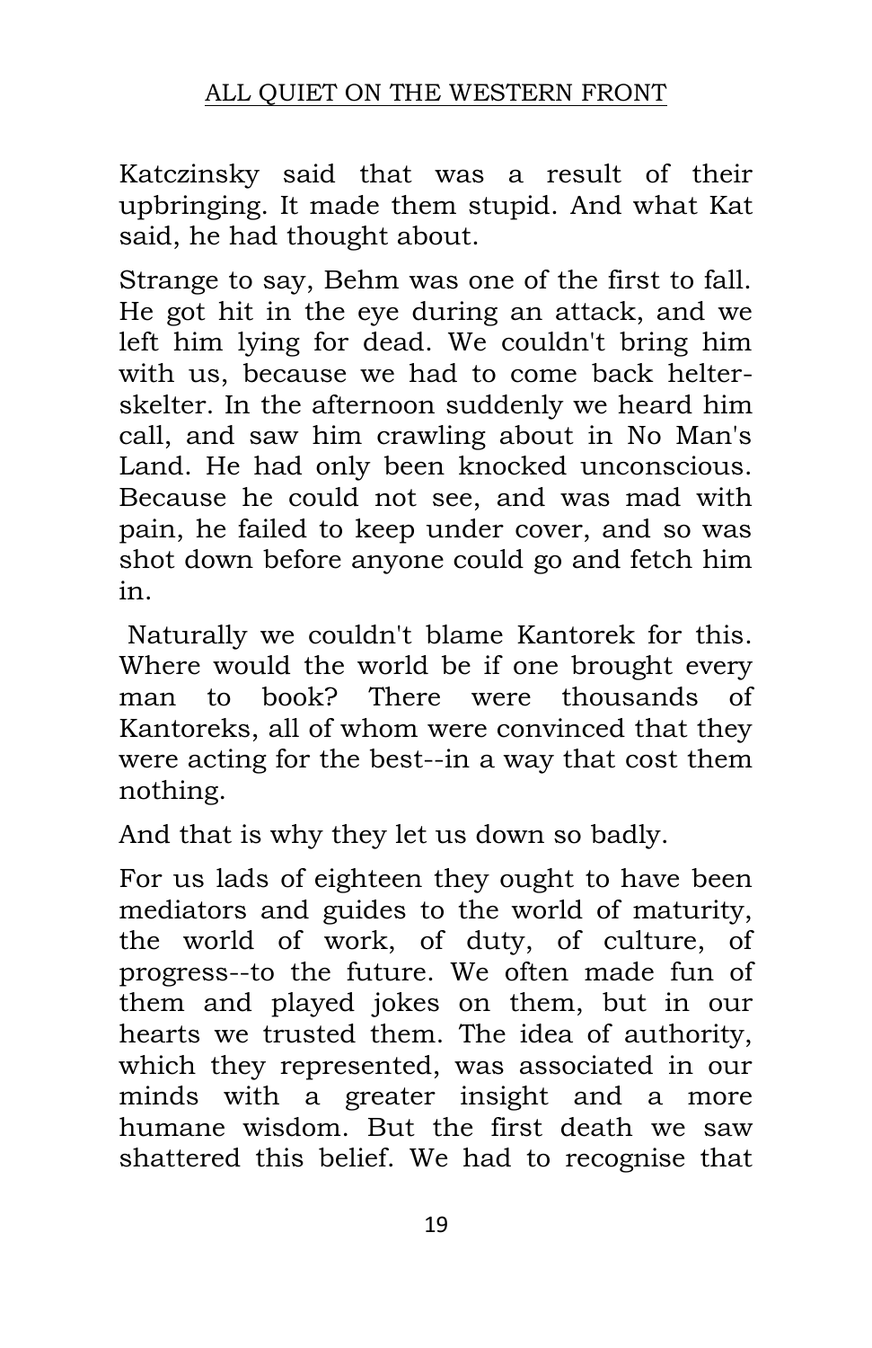Katczinsky said that was a result of their upbringing. It made them stupid. And what Kat said, he had thought about.

Strange to say, Behm was one of the first to fall. He got hit in the eye during an attack, and we left him lying for dead. We couldn't bring him with us, because we had to come back helter-skelter. In the afternoon suddenly we heard him call, and saw him crawling about in No Man's Land. He had only been knocked unconscious. Because he could not see, and was mad with pain, he failed to keep under cover, and so was shot down before anyone could go and fetch him in.

Naturally we couldn't blame Kantorek for this. Where would the world be if one brought every man to book? There were thousands of Kantoreks, all of whom were convinced that they were acting for the best--in a way that cost them nothing.

And that is why they let us down so badly.

For us lads of eighteen they ought to have been mediators and guides to the world of maturity, the world of work, of duty, of culture, of progress--to the future. We often made fun of them and played jokes on them, but in our hearts we trusted them. The idea of authority, which they represented, was associated in our minds with a greater insight and a more humane wisdom. But the first death we saw shattered this belief. We had to recognise that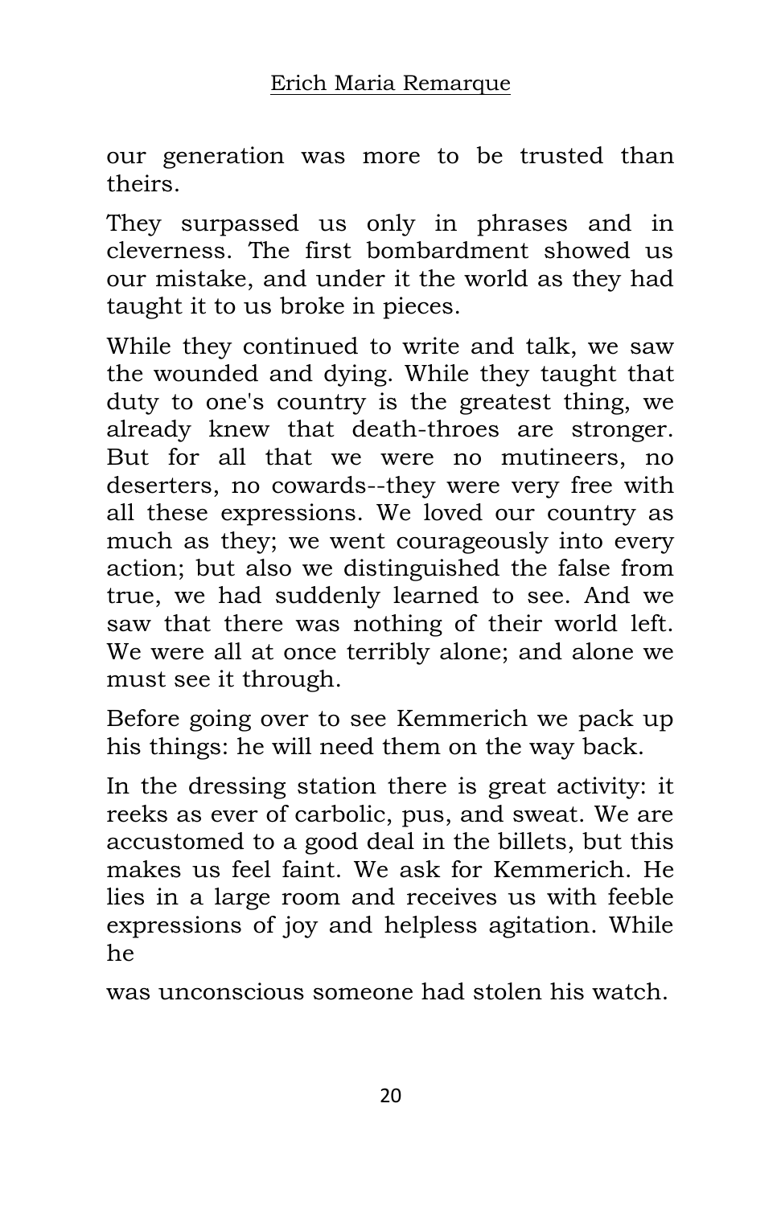our generation was more to be trusted than theirs.

They surpassed us only in phrases and in cleverness. The first bombardment showed us our mistake, and under it the world as they had taught it to us broke in pieces.

While they continued to write and talk, we saw the wounded and dying. While they taught that duty to one's country is the greatest thing, we already knew that death-throes are stronger. But for all that we were no mutineers, no deserters, no cowards--they were very free with all these expressions. We loved our country as much as they; we went courageously into every action; but also we distinguished the false from true, we had suddenly learned to see. And we saw that there was nothing of their world left. We were all at once terribly alone; and alone we must see it through.

Before going over to see Kemmerich we pack up his things: he will need them on the way back.

In the dressing station there is great activity: it reeks as ever of carbolic, pus, and sweat. We are accustomed to a good deal in the billets, but this makes us feel faint. We ask for Kemmerich. He lies in a large room and receives us with feeble expressions of joy and helpless agitation. While he was unconscious someone had stolen his watch.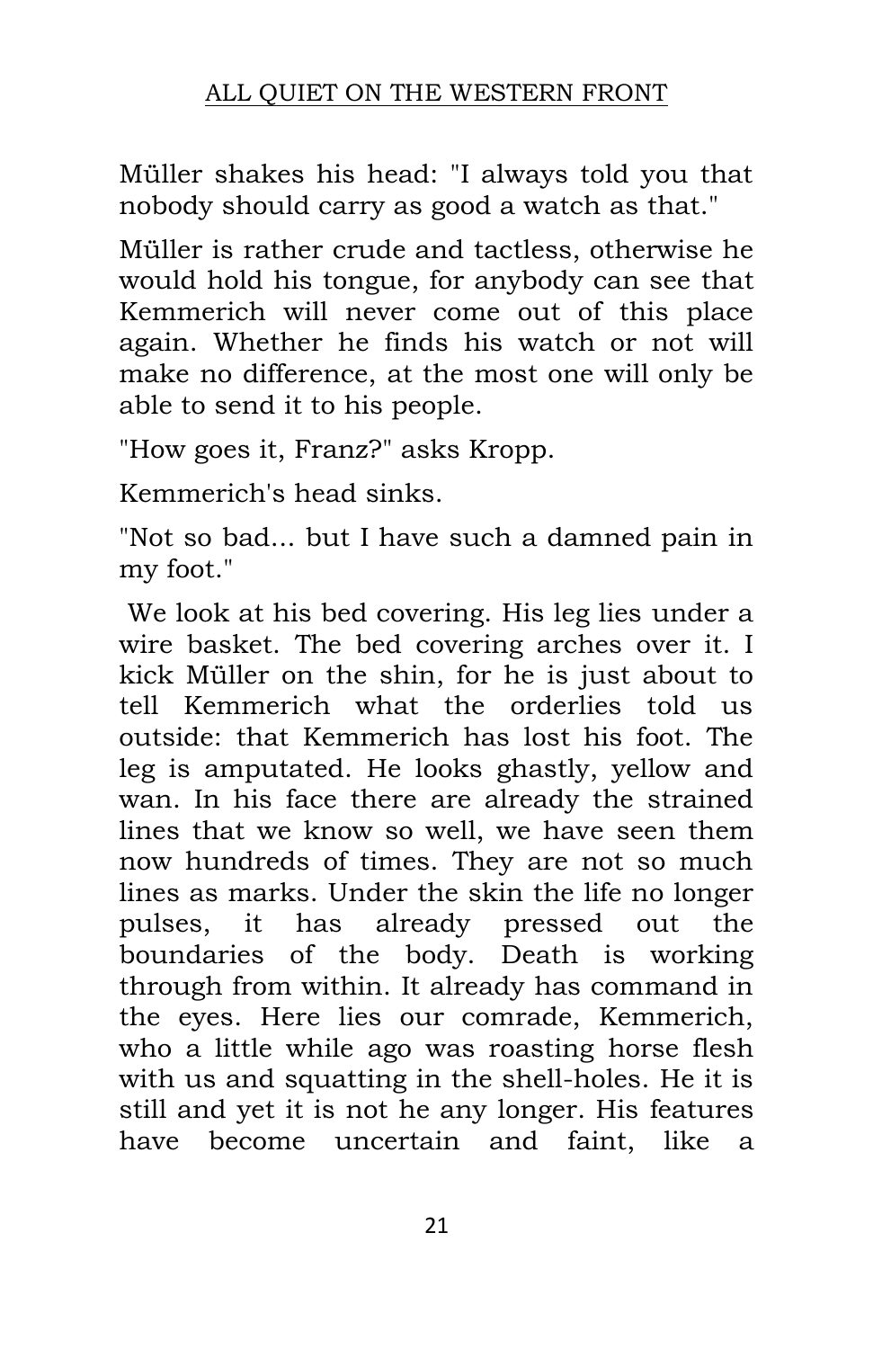Müller shakes his head: "I always told you that nobody should carry as good a watch as that."

Müller is rather crude and tactless, otherwise he would hold his tongue, for anybody can see that Kemmerich will never come out of this place again. Whether he finds his watch or not will make no difference, at the most one will only be able to send it to his people.

"How goes it, Franz?" asks Kropp.

Kemmerich's head sinks.

"Not so bad... but I have such a damned pain in my foot."

We look at his bed covering. His leg lies under a wire basket. The bed covering arches over it. I kick Müller on the shin, for he is just about to tell Kemmerich what the orderlies told us outside: that Kemmerich has lost his foot. The leg is amputated. He looks ghastly, yellow and wan. In his face there are already the strained lines that we know so well, we have seen them now hundreds of times. They are not so much lines as marks. Under the skin the life no longer pulses, it has already pressed out the boundaries of the body. Death is working through from within. It already has command in the eyes. Here lies our comrade, Kemmerich, who a little while ago was roasting horse flesh with us and squatting in the shell-holes. He it is still and yet it is not he any longer. His features have become uncertain and faint, like a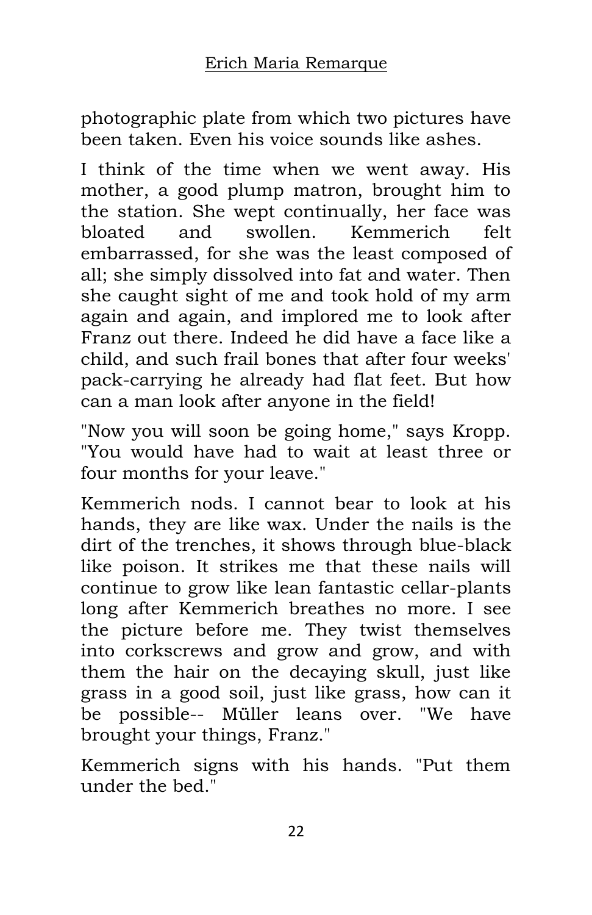photographic plate from which two pictures have been taken. Even his voice sounds like ashes.

I think of the time when we went away. His mother, a good plump matron, brought him to the station. She wept continually, her face was bloated and swollen. Kemmerich felt embarrassed, for she was the least composed of all; she simply dissolved into fat and water. Then she caught sight of me and took hold of my arm again and again, and implored me to look after Franz out there. Indeed he did have a face like a child, and such frail bones that after four weeks' pack-carrying he already had flat feet. But how can a man look after anyone in the field!

"Now you will soon be going home," says Kropp. "You would have had to wait at least three or four months for your leave."

Kemmerich nods. I cannot bear to look at his hands, they are like wax. Under the nails is the dirt of the trenches, it shows through blue-black like poison. It strikes me that these nails will continue to grow like lean fantastic cellar-plants long after Kemmerich breathes no more. I see the picture before me. They twist themselves into corkscrews and grow and grow, and with them the hair on the decaying skull, just like grass in a good soil, just like grass, how can it be possible-- Müller leans over. "We have brought your things, Franz."

Kemmerich signs with his hands. "Put them under the bed."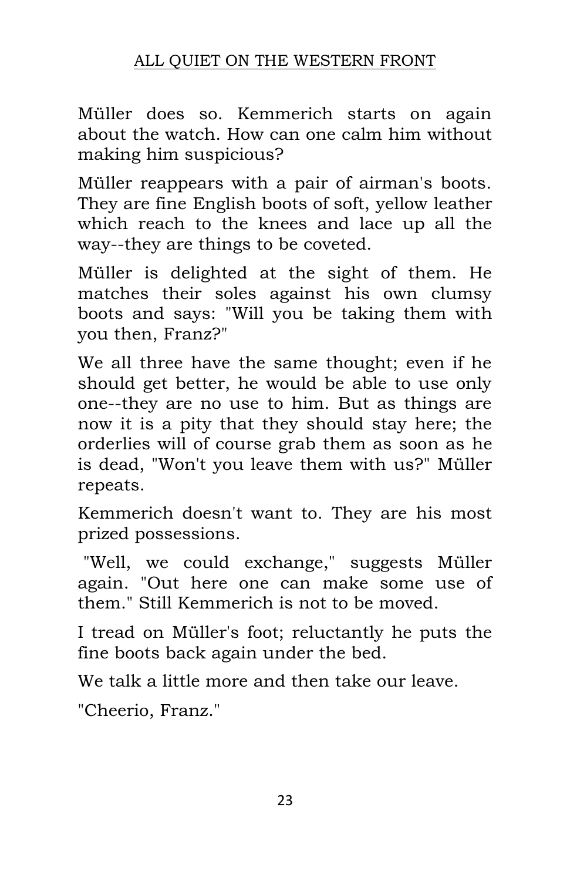Müller does so. Kemmerich starts on again about the watch. How can one calm him without making him suspicious?

Müller reappears with a pair of airman's boots. They are fine English boots of soft, yellow leather which reach to the knees and lace up all the way--they are things to be coveted.

Müller is delighted at the sight of them. He matches their soles against his own clumsy boots and says: "Will you be taking them with you then, Franz?"

We all three have the same thought; even if he should get better, he would be able to use only one--they are no use to him. But as things are now it is a pity that they should stay here; the orderlies will of course grab them as soon as he is dead, "Won't you leave them with us?" Müller repeats.

Kemmerich doesn't want to. They are his most prized possessions.

"Well, we could exchange," suggests Müller again. "Out here one can make some use of them." Still Kemmerich is not to be moved.

I tread on Müller's foot; reluctantly he puts the fine boots back again under the bed.

We talk a little more and then take our leave.

"Cheerio, Franz."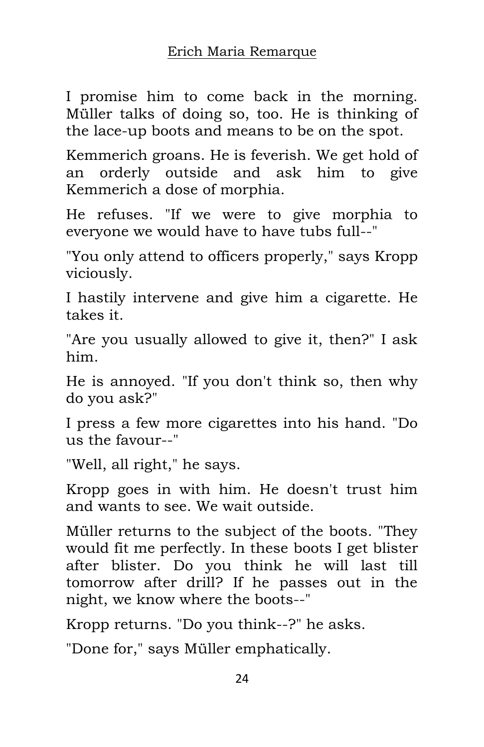I promise him to come back in the morning. Müller talks of doing so, too. He is thinking of the lace-up boots and means to be on the spot.

Kemmerich groans. He is feverish. We get hold of an orderly outside and ask him to give Kemmerich a dose of morphia.

He refuses. "If we were to give morphia to everyone we would have to have tubs full--"

"You only attend to officers properly," says Kropp viciously.

I hastily intervene and give him a cigarette. He takes it.

"Are you usually allowed to give it, then?" I ask him.

He is annoyed. "If you don't think so, then why do you ask?"

I press a few more cigarettes into his hand. "Do us the favour--"

"Well, all right," he says.

Kropp goes in with him. He doesn't trust him and wants to see. We wait outside.

Müller returns to the subject of the boots. "They would fit me perfectly. In these boots I get blister after blister. Do you think he will last till tomorrow after drill? If he passes out in the night, we know where the boots--"

Kropp returns. "Do you think--?" he asks.

"Done for," says Müller emphatically.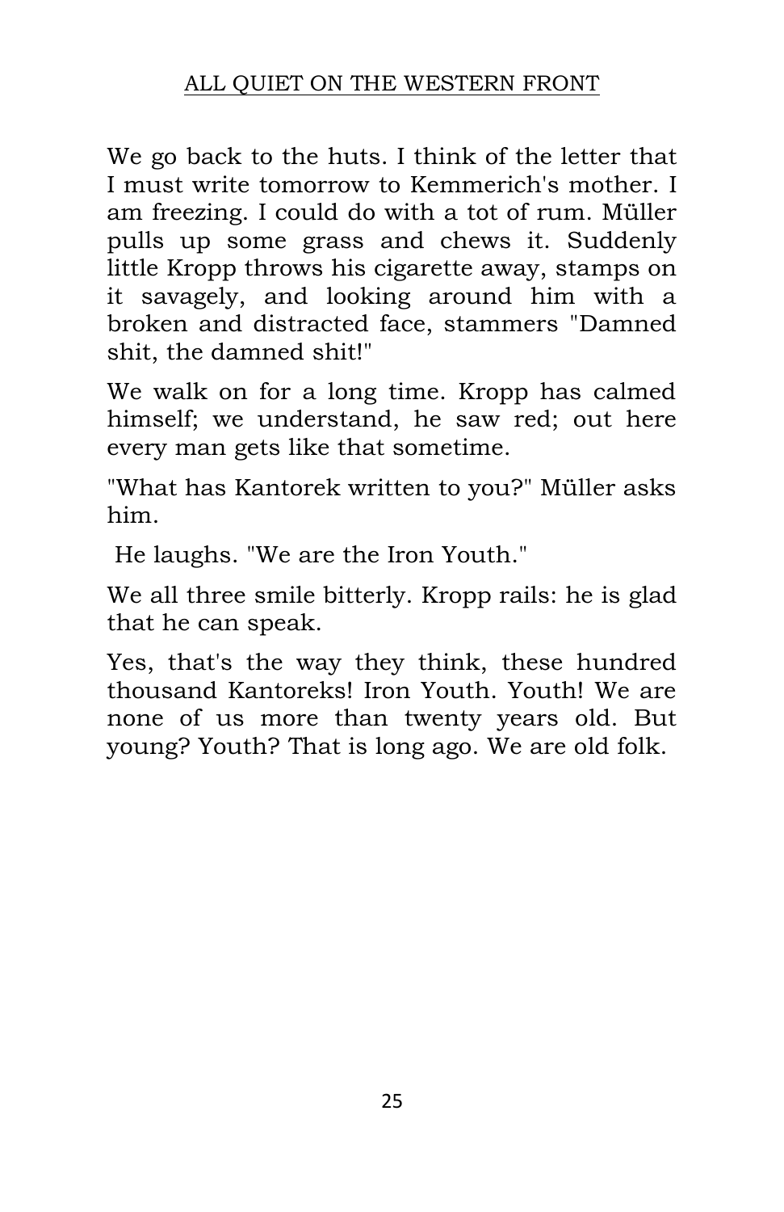We go back to the huts. I think of the letter that I must write tomorrow to Kemmerich's mother. I am freezing. I could do with a tot of rum. Müller pulls up some grass and chews it. Suddenly little Kropp throws his cigarette away, stamps on it savagely, and looking around him with a broken and distracted face, stammers "Damned shit, the damned shit!"

We walk on for a long time. Kropp has calmed himself; we understand, he saw red; out here every man gets like that sometime.

"What has Kantorek written to you?" Müller asks him.

He laughs. "We are the Iron Youth."

We all three smile bitterly. Kropp rails: he is glad that he can speak.

Yes, that's the way they think, these hundred thousand Kantoreks! Iron Youth. Youth! We are none of us more than twenty years old. But young? Youth? That is long ago. We are old folk.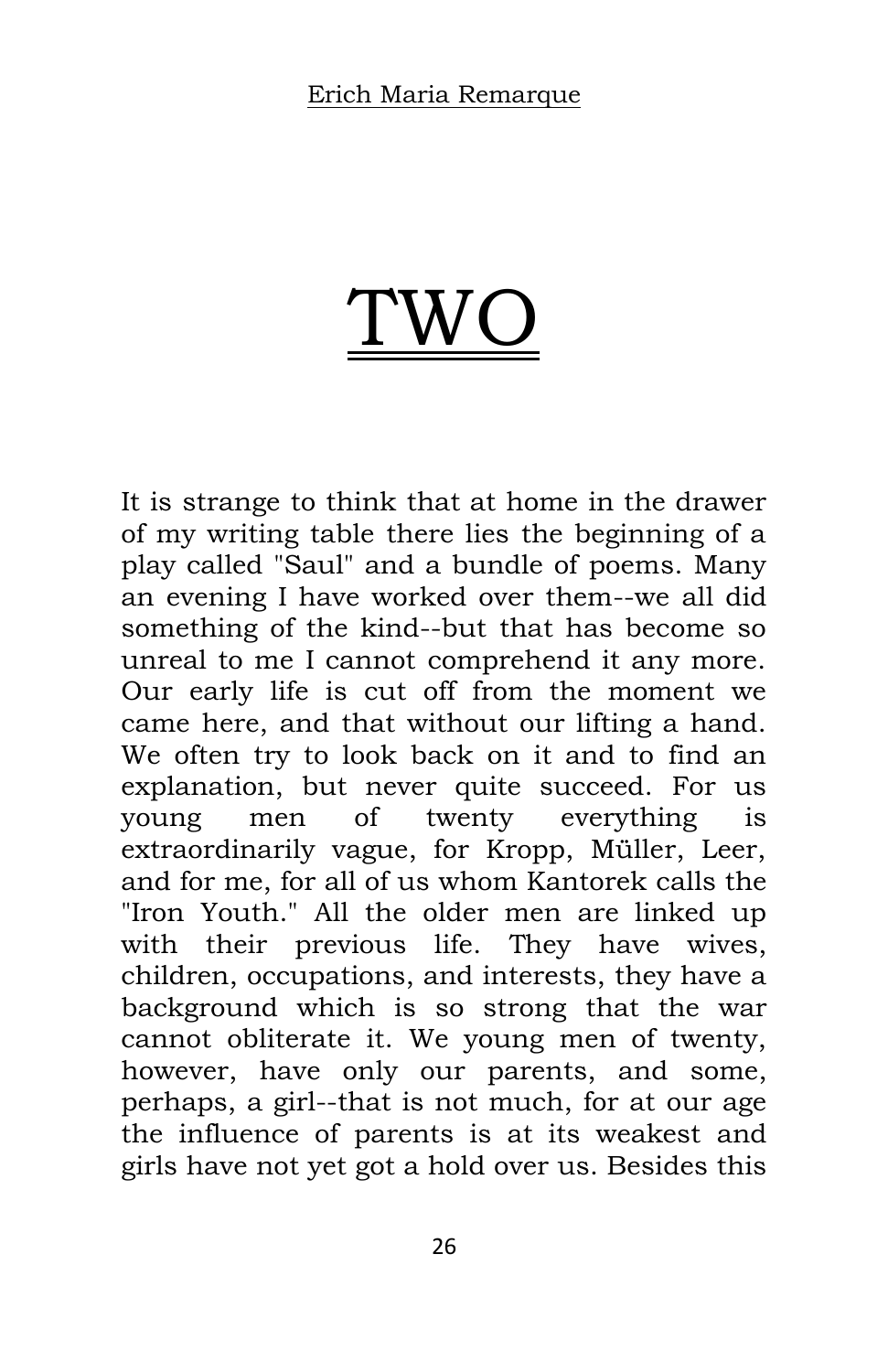# TWO

It is strange to think that at home in the drawer of my writing table there lies the beginning of a play called "Saul" and a bundle of poems. Many an evening I have worked over them--we all did something of the kind--but that has become so unreal to me I cannot comprehend it any more. Our early life is cut off from the moment we came here, and that without our lifting a hand. We often try to look back on it and to find an explanation, but never quite succeed. For us young men of twenty everything is extraordinarily vague, for Kropp, Müller, Leer, and for me, for all of us whom Kantorek calls the "Iron Youth." All the older men are linked up with their previous life. They have wives, children, occupations, and interests, they have a background which is so strong that the war cannot obliterate it. We young men of twenty, however, have only our parents, and some, perhaps, a girl--that is not much, for at our age the influence of parents is at its weakest and girls have not yet got a hold over us. Besides this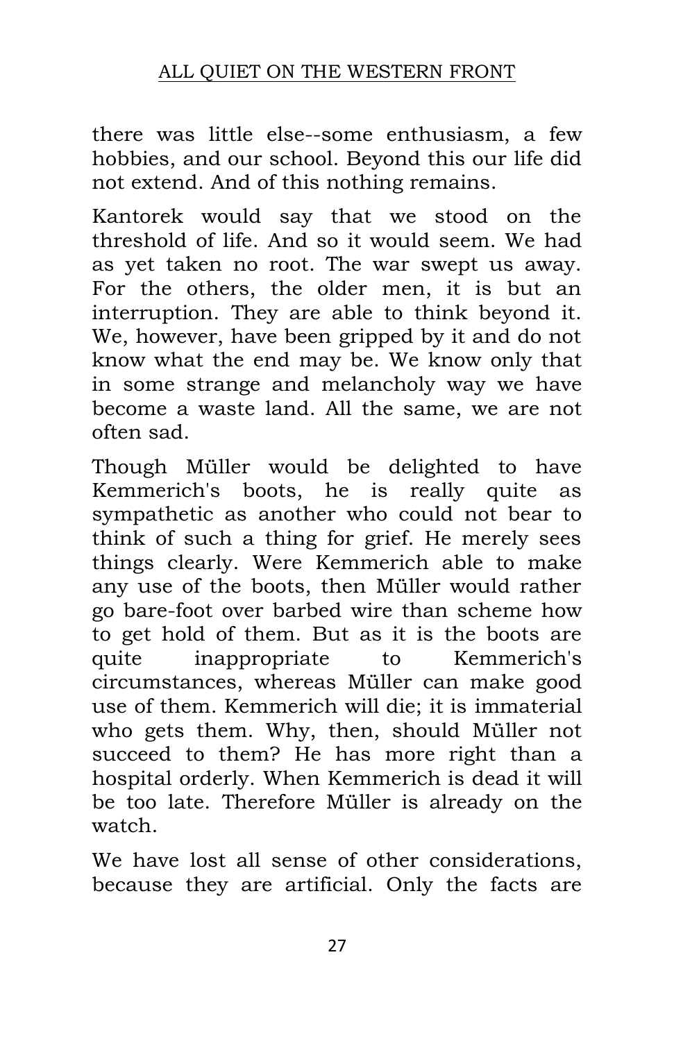there was little else--some enthusiasm, a few hobbies, and our school. Beyond this our life did not extend. And of this nothing remains.

Kantorek would say that we stood on the threshold of life. And so it would seem. We had as yet taken no root. The war swept us away. For the others, the older men, it is but an interruption. They are able to think beyond it. We, however, have been gripped by it and do not know what the end may be. We know only that in some strange and melancholy way we have become a waste land. All the same, we are not often sad.

Though Müller would be delighted to have Kemmerich's boots, he is really quite as sympathetic as another who could not bear to think of such a thing for grief. He merely sees things clearly. Were Kemmerich able to make any use of the boots, then Müller would rather go bare-foot over barbed wire than scheme how to get hold of them. But as it is the boots are quite inappropriate to Kemmerich's circumstances, whereas Müller can make good use of them. Kemmerich will die; it is immaterial who gets them. Why, then, should Müller not succeed to them? He has more right than a hospital orderly. When Kemmerich is dead it will be too late. Therefore Müller is already on the watch.

We have lost all sense of other considerations, because they are artificial. Only the facts are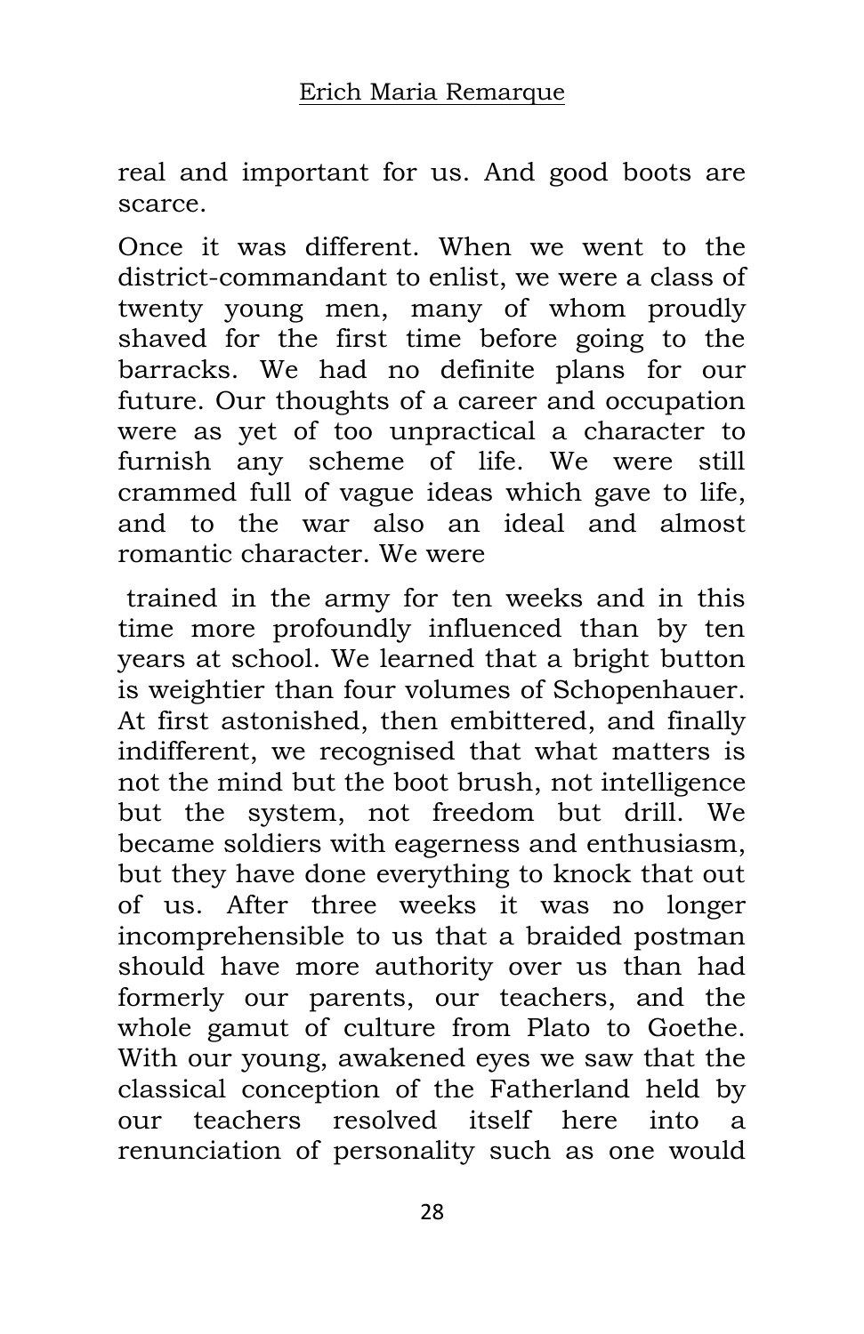real and important for us. And good boots are scarce.

Once it was different. When we went to the district-commandant to enlist, we were a class of twenty young men, many of whom proudly shaved for the first time before going to the barracks. We had no definite plans for our future. Our thoughts of a career and occupation were as yet of too unpractical a character to furnish any scheme of life. We were still crammed full of vague ideas which gave to life, and to the war also an ideal and almost romantic character. We were

trained in the army for ten weeks and in this time more profoundly influenced than by ten years at school. We learned that a bright button is weightier than four volumes of Schopenhauer. At first astonished, then embittered, and finally indifferent, we recognised that what matters is not the mind but the boot brush, not intelligence but the system, not freedom but drill. We became soldiers with eagerness and enthusiasm, but they have done everything to knock that out of us. After three weeks it was no longer incomprehensible to us that a braided postman should have more authority over us than had formerly our parents, our teachers, and the whole gamut of culture from Plato to Goethe. With our young, awakened eyes we saw that the classical conception of the Fatherland held by our teachers resolved itself here into a renunciation of personality such as one would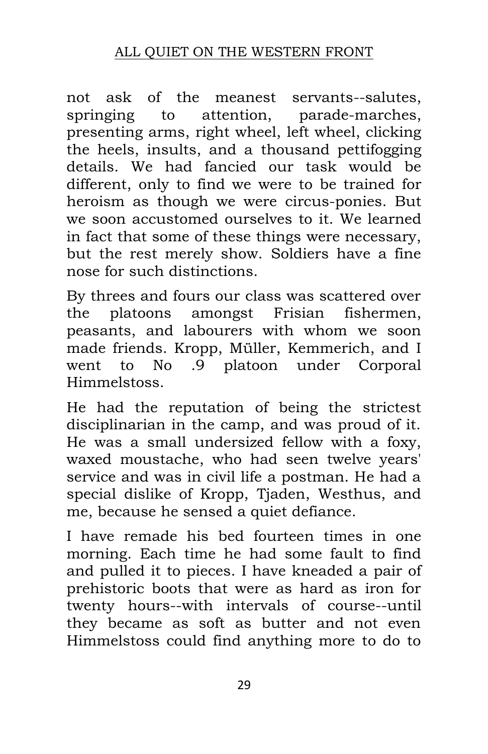not ask of the meanest servants--salutes, springing to attention, parade-marches, presenting arms, right wheel, left wheel, clicking the heels, insults, and a thousand pettifogging details. We had fancied our task would be different, only to find we were to be trained for heroism as though we were circus-ponies. But we soon accustomed ourselves to it. We learned in fact that some of these things were necessary, but the rest merely show. Soldiers have a fine nose for such distinctions.

By threes and fours our class was scattered over the platoons amongst Frisian fishermen, peasants, and labourers with whom we soon made friends. Kropp, Müller, Kemmerich, and I went to No .9 platoon under Corporal Himmelstoss.

He had the reputation of being the strictest disciplinarian in the camp, and was proud of it. He was a small undersized fellow with a foxy, waxed moustache, who had seen twelve years' service and was in civil life a postman. He had a special dislike of Kropp, Tjaden, Westhus, and me, because he sensed a quiet defiance.

I have remade his bed fourteen times in one morning. Each time he had some fault to find and pulled it to pieces. I have kneaded a pair of prehistoric boots that were as hard as iron for twenty hours--with intervals of course--until they became as soft as butter and not even Himmelstoss could find anything more to do to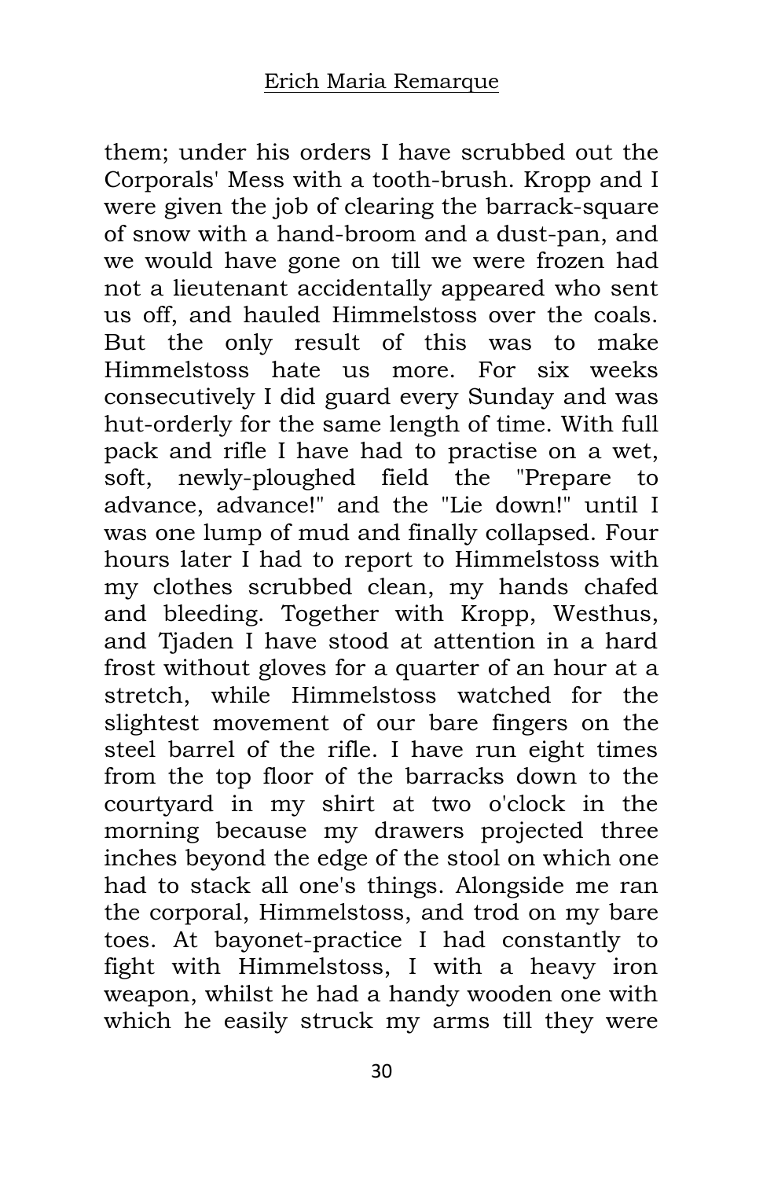them; under his orders I have scrubbed out the Corporals' Mess with a tooth-brush. Kropp and I were given the job of clearing the barrack-square of snow with a hand-broom and a dust-pan, and we would have gone on till we were frozen had not a lieutenant accidentally appeared who sent us off, and hauled Himmelstoss over the coals. But the only result of this was to make Himmelstoss hate us more. For six weeks consecutively I did guard every Sunday and was hut-orderly for the same length of time. With full pack and rifle I have had to practise on a wet, soft, newly-ploughed field the "Prepare to advance, advance!" and the "Lie down!" until I was one lump of mud and finally collapsed. Four hours later I had to report to Himmelstoss with my clothes scrubbed clean, my hands chafed and bleeding. Together with Kropp, Westhus, and Tjaden I have stood at attention in a hard frost without gloves for a quarter of an hour at a stretch, while Himmelstoss watched for the slightest movement of our bare fingers on the steel barrel of the rifle. I have run eight times from the top floor of the barracks down to the courtyard in my shirt at two o'clock in the morning because my drawers projected three inches beyond the edge of the stool on which one had to stack all one's things. Alongside me ran the corporal, Himmelstoss, and trod on my bare toes. At bayonet-practice I had constantly to fight with Himmelstoss, I with a heavy iron weapon, whilst he had a handy wooden one with which he easily struck my arms till they were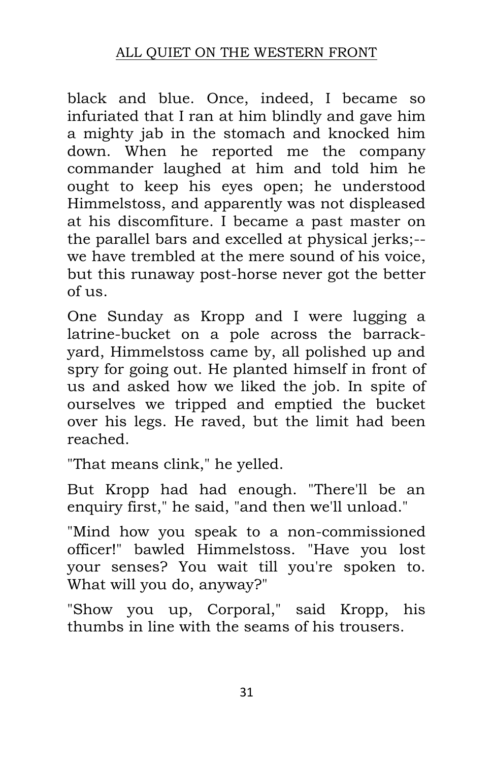black and blue. Once, indeed, I became so infuriated that I ran at him blindly and gave him a mighty jab in the stomach and knocked him down. When he reported me the company commander laughed at him and told him he ought to keep his eyes open; he understood Himmelstoss, and apparently was not displeased at his discomfiture. I became a past master on the parallel bars and excelled at physical jerks;--we have trembled at the mere sound of his voice, but this runaway post-horse never got the better of us.

One Sunday as Kropp and I were lugging a latrine-bucket on a pole across the barrack-yard, Himmelstoss came by, all polished up and spry for going out. He planted himself in front of us and asked how we liked the job. In spite of ourselves we tripped and emptied the bucket over his legs. He raved, but the limit had been reached.

"That means clink," he yelled.

But Kropp had had enough. "There'll be an enquiry first," he said, "and then we'll unload."

"Mind how you speak to a non-commissioned officer!" bawled Himmelstoss. "Have you lost your senses? You wait till you're spoken to. What will you do, anyway?"

"Show you up, Corporal," said Kropp, his thumbs in line with the seams of his trousers.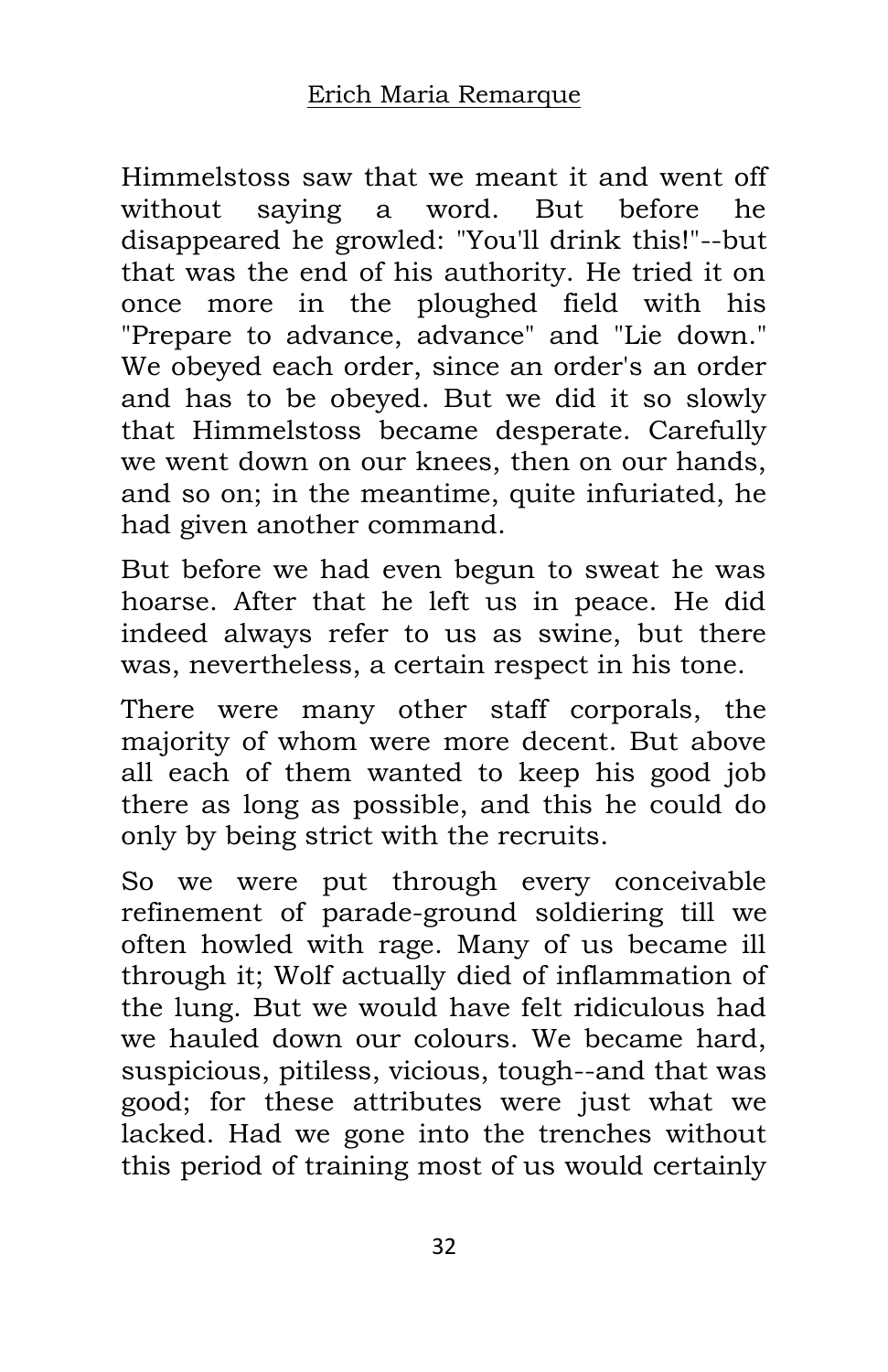Himmelstoss saw that we meant it and went off without saying a word. But before he disappeared he growled: "You'll drink this!"--but that was the end of his authority. He tried it on once more in the ploughed field with his "Prepare to advance, advance" and "Lie down." We obeyed each order, since an order's an order and has to be obeyed. But we did it so slowly that Himmelstoss became desperate. Carefully we went down on our knees, then on our hands, and so on; in the meantime, quite infuriated, he had given another command.

But before we had even begun to sweat he was hoarse. After that he left us in peace. He did indeed always refer to us as swine, but there was, nevertheless, a certain respect in his tone.

There were many other staff corporals, the majority of whom were more decent. But above all each of them wanted to keep his good job there as long as possible, and this he could do only by being strict with the recruits.

So we were put through every conceivable refinement of parade-ground soldiering till we often howled with rage. Many of us became ill through it; Wolf actually died of inflammation of the lung. But we would have felt ridiculous had we hauled down our colours. We became hard, suspicious, pitiless, vicious, tough--and that was good; for these attributes were just what we lacked. Had we gone into the trenches without this period of training most of us would certainly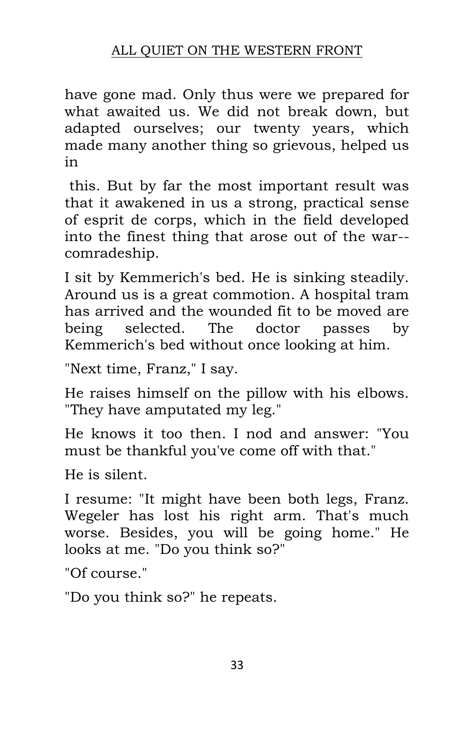have gone mad. Only thus were we prepared for what awaited us. We did not break down, but adapted ourselves; our twenty years, which made many another thing so grievous, helped us in this. But by far the most important result was that it awakened in us a strong, practical sense of esprit de corps, which in the field developed into the finest thing that arose out of the war--comradeship.

I sit by Kemmerich's bed. He is sinking steadily. Around us is a great commotion. A hospital tram has arrived and the wounded fit to be moved are being selected. The doctor passes by Kemmerich's bed without once looking at him.

"Next time, Franz," I say.

He raises himself on the pillow with his elbows. "They have amputated my leg."

He knows it too then. I nod and answer: "You must be thankful you've come off with that."

He is silent.

I resume: "It might have been both legs, Franz. Wegeler has lost his right arm. That's much worse. Besides, you will be going home." He looks at me. "Do you think so?"

"Of course."

"Do you think so?" he repeats.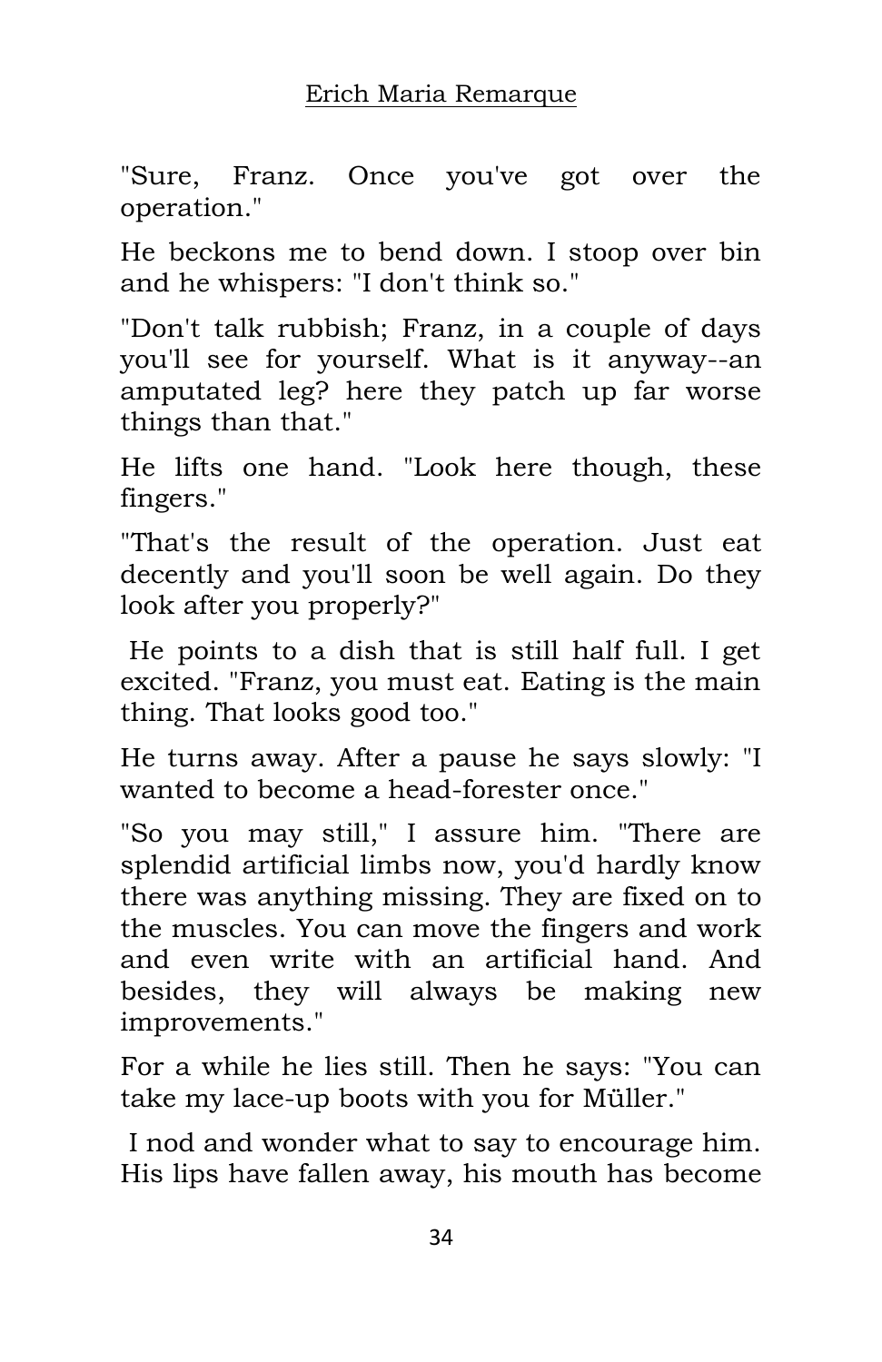"Sure, Franz. Once you've got over the operation."

He beckons me to bend down. I stoop over bin and he whispers: "I don't think so."

"Don't talk rubbish; Franz, in a couple of days you'll see for yourself. What is it anyway--an amputated leg? here they patch up far worse things than that."

He lifts one hand. "Look here though, these fingers."

"That's the result of the operation. Just eat decently and you'll soon be well again. Do they look after you properly?"

He points to a dish that is still half full. I get excited. "Franz, you must eat. Eating is the main thing. That looks good too."

He turns away. After a pause he says slowly: "I wanted to become a head-forester once."

"So you may still," I assure him. "There are splendid artificial limbs now, you'd hardly know there was anything missing. They are fixed on to the muscles. You can move the fingers and work and even write with an artificial hand. And besides, they will always be making new improvements."

For a while he lies still. Then he says: "You can take my lace-up boots with you for Müller."

I nod and wonder what to say to encourage him. His lips have fallen away, his mouth has become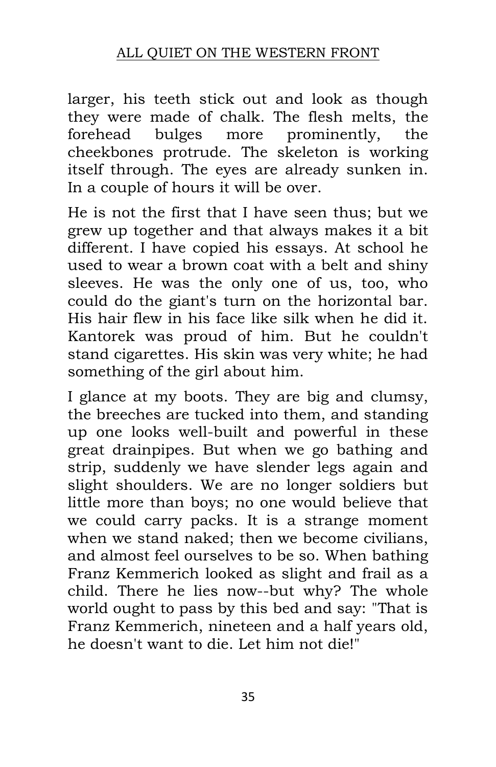larger, his teeth stick out and look as though they were made of chalk. The flesh melts, the forehead bulges more prominently, the cheekbones protrude. The skeleton is working itself through. The eyes are already sunken in. In a couple of hours it will be over.

He is not the first that I have seen thus; but we grew up together and that always makes it a bit different. I have copied his essays. At school he used to wear a brown coat with a belt and shiny sleeves. He was the only one of us, too, who could do the giant's turn on the horizontal bar. His hair flew in his face like silk when he did it. Kantorek was proud of him. But he couldn't stand cigarettes. His skin was very white; he had something of the girl about him.

I glance at my boots. They are big and clumsy, the breeches are tucked into them, and standing up one looks well-built and powerful in these great drainpipes. But when we go bathing and strip, suddenly we have slender legs again and slight shoulders. We are no longer soldiers but little more than boys; no one would believe that we could carry packs. It is a strange moment when we stand naked; then we become civilians, and almost feel ourselves to be so. When bathing Franz Kemmerich looked as slight and frail as a child. There he lies now--but why? The whole world ought to pass by this bed and say: "That is Franz Kemmerich, nineteen and a half years old, he doesn't want to die. Let him not die!"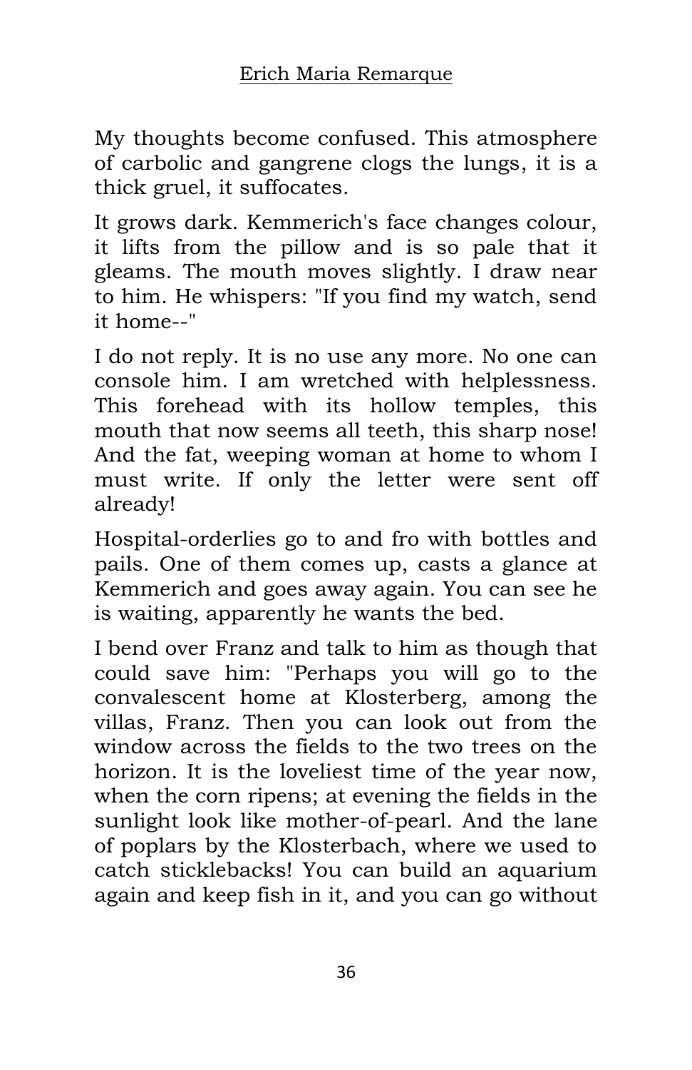My thoughts become confused. This atmosphere of carbolic and gangrene clogs the lungs, it is a thick gruel, it suffocates.

It grows dark. Kemmerich's face changes colour, it lifts from the pillow and is so pale that it gleams. The mouth moves slightly. I draw near to him. He whispers: "If you find my watch, send it home--"

I do not reply. It is no use any more. No one can console him. I am wretched with helplessness. This forehead with its hollow temples, this mouth that now seems all teeth, this sharp nose! And the fat, weeping woman at home to whom I must write. If only the letter were sent off already!

Hospital-orderlies go to and fro with bottles and pails. One of them comes up, casts a glance at Kemmerich and goes away again. You can see he is waiting, apparently he wants the bed.

I bend over Franz and talk to him as though that could save him: "Perhaps you will go to the convalescent home at Klosterberg, among the villas, Franz. Then you can look out from the window across the fields to the two trees on the horizon. It is the loveliest time of the year now, when the corn ripens; at evening the fields in the sunlight look like mother-of-pearl. And the lane of poplars by the Klosterbach, where we used to catch sticklebacks! You can build an aquarium again and keep fish in it, and you can go without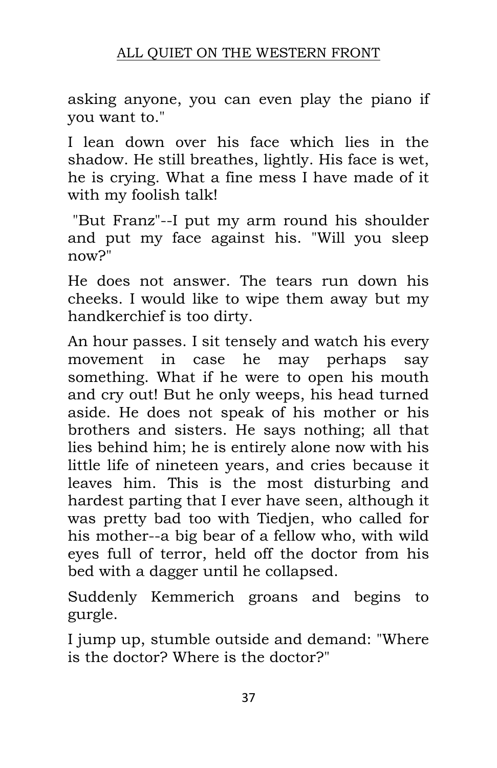asking anyone, you can even play the piano if you want to."

I lean down over his face which lies in the shadow. He still breathes, lightly. His face is wet, he is crying. What a fine mess I have made of it with my foolish talk!

"But Franz"--I put my arm round his shoulder and put my face against his. "Will you sleep now?"

He does not answer. The tears run down his cheeks. I would like to wipe them away but my handkerchief is too dirty.

An hour passes. I sit tensely and watch his every movement in case he may perhaps say something. What if he were to open his mouth and cry out! But he only weeps, his head turned aside. He does not speak of his mother or his brothers and sisters. He says nothing; all that lies behind him; he is entirely alone now with his little life of nineteen years, and cries because it leaves him. This is the most disturbing and hardest parting that I ever have seen, although it was pretty bad too with Tiedjen, who called for his mother--a big bear of a fellow who, with wild eyes full of terror, held off the doctor from his bed with a dagger until he collapsed.

Suddenly Kemmerich groans and begins to gurgle.

I jump up, stumble outside and demand: "Where is the doctor? Where is the doctor?"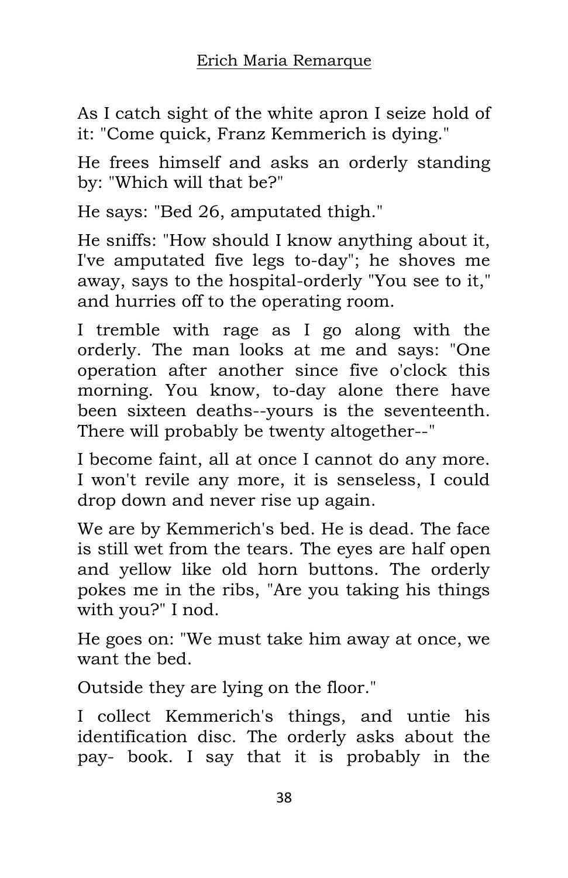As I catch sight of the white apron I seize hold of it: "Come quick, Franz Kemmerich is dying."

He frees himself and asks an orderly standing by: "Which will that be?"

He says: "Bed 26, amputated thigh."

He sniffs: "How should I know anything about it, I've amputated five legs to-day"; he shoves me away, says to the hospital-orderly "You see to it," and hurries off to the operating room.

I tremble with rage as I go along with the orderly. The man looks at me and says: "One operation after another since five o'clock this morning. You know, to-day alone there have been sixteen deaths--yours is the seventeenth. There will probably be twenty altogether--"

I become faint, all at once I cannot do any more. I won't revile any more, it is senseless, I could drop down and never rise up again.

We are by Kemmerich's bed. He is dead. The face is still wet from the tears. The eyes are half open and yellow like old horn buttons. The orderly pokes me in the ribs, "Are you taking his things with you?" I nod.

He goes on: "We must take him away at once, we want the bed.

Outside they are lying on the floor."

I collect Kemmerich's things, and untie his identification disc. The orderly asks about the pay- book. I say that it is probably in the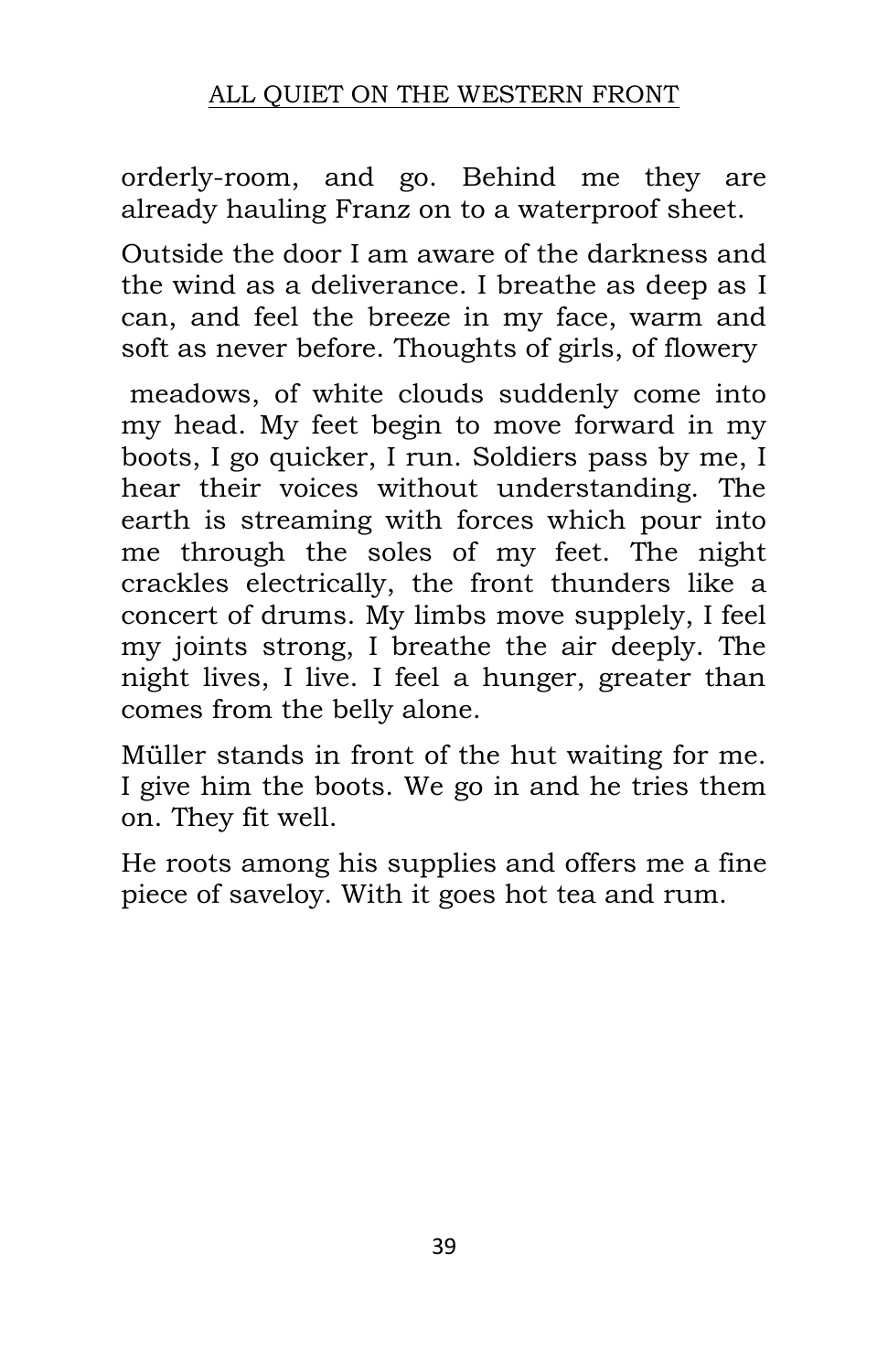orderly-room, and go. Behind me they are already hauling Franz on to a waterproof sheet.

Outside the door I am aware of the darkness and the wind as a deliverance. I breathe as deep as I can, and feel the breeze in my face, warm and soft as never before. Thoughts of girls, of flowery meadows, of white clouds suddenly come into my head. My feet begin to move forward in my boots, I go quicker, I run. Soldiers pass by me, I hear their voices without understanding. The earth is streaming with forces which pour into me through the soles of my feet. The night crackles electrically, the front thunders like a concert of drums. My limbs move supplely, I feel my joints strong, I breathe the air deeply. The night lives, I live. I feel a hunger, greater than comes from the belly alone.

Müller stands in front of the hut waiting for me. I give him the boots. We go in and he tries them on. They fit well.

He roots among his supplies and offers me a fine piece of saveloy. With it goes hot tea and rum.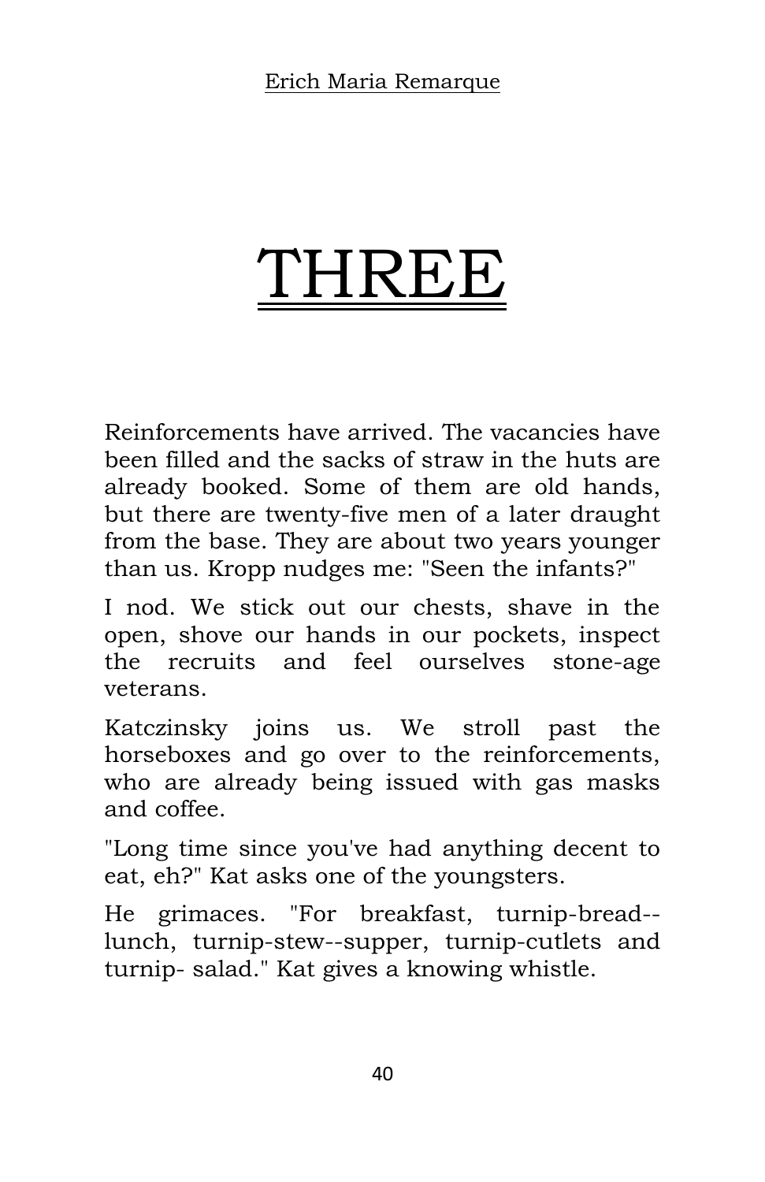# THREE

Reinforcements have arrived. The vacancies have been filled and the sacks of straw in the huts are already booked. Some of them are old hands, but there are twenty-five men of a later draught from the base. They are about two years younger than us. Kropp nudges me: "Seen the infants?"

I nod. We stick out our chests, shave in the open, shove our hands in our pockets, inspect the recruits and feel ourselves stone-age veterans.

Katczinsky joins us. We stroll past the horseboxes and go over to the reinforcements, who are already being issued with gas masks and coffee.

"Long time since you've had anything decent to eat, eh?" Kat asks one of the youngsters.

He grimaces. "For breakfast, turnip-bread--lunch, turnip-stew--supper, turnip-cutlets and turnip- salad." Kat gives a knowing whistle.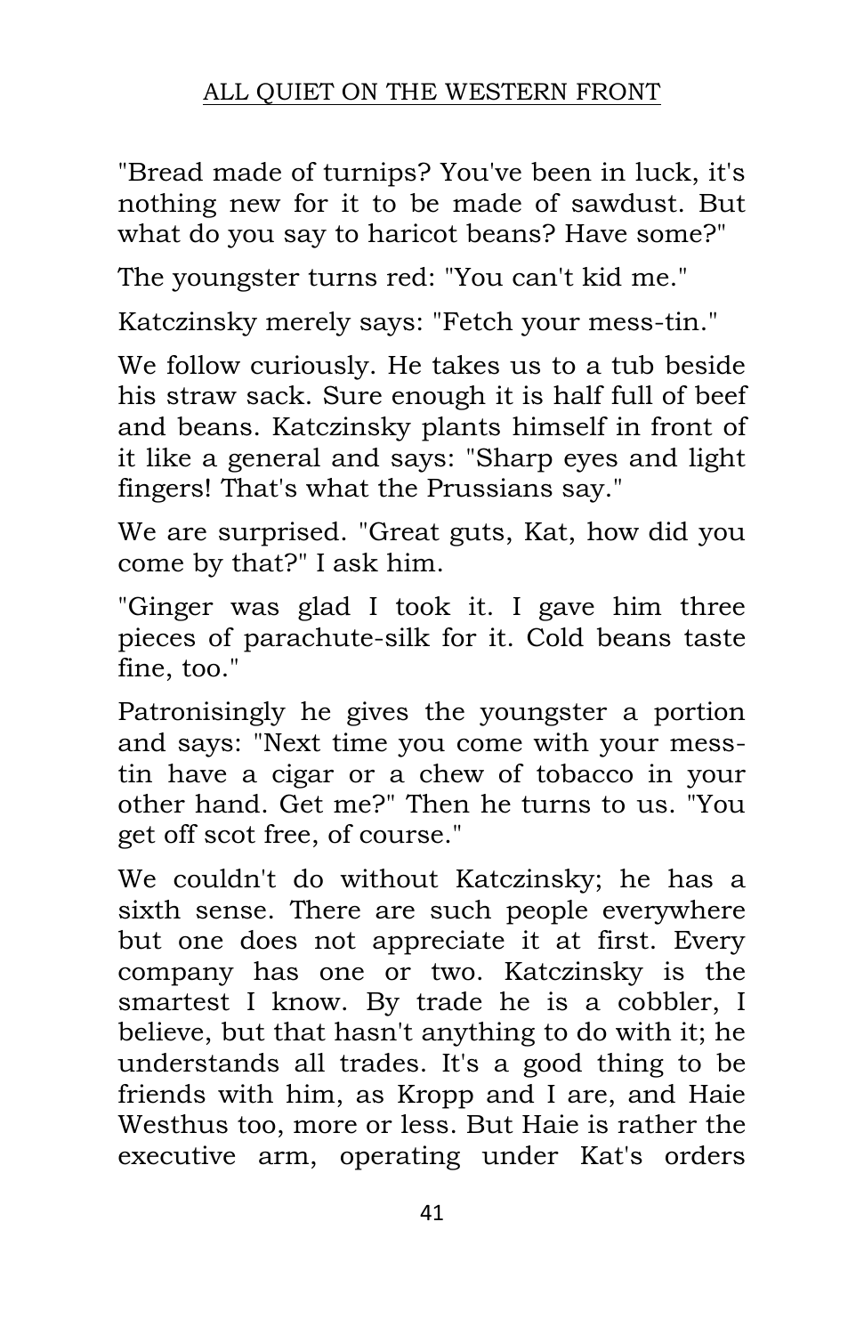"Bread made of turnips? You've been in luck, it's nothing new for it to be made of sawdust. But what do you say to haricot beans? Have some?"

The youngster turns red: "You can't kid me."

Katczinsky merely says: "Fetch your mess-tin."

We follow curiously. He takes us to a tub beside his straw sack. Sure enough it is half full of beef and beans. Katczinsky plants himself in front of it like a general and says: "Sharp eyes and light fingers! That's what the Prussians say."

We are surprised. "Great guts, Kat, how did you come by that?" I ask him.

"Ginger was glad I took it. I gave him three pieces of parachute-silk for it. Cold beans taste fine, too."

Patronisingly he gives the youngster a portion and says: "Next time you come with your mess-tin have a cigar or a chew of tobacco in your other hand. Get me?" Then he turns to us. "You get off scot free, of course."

We couldn't do without Katczinsky; he has a sixth sense. There are such people everywhere but one does not appreciate it at first. Every company has one or two. Katczinsky is the smartest I know. By trade he is a cobbler, I believe, but that hasn't anything to do with it; he understands all trades. It's a good thing to be friends with him, as Kropp and I are, and Haie Westhus too, more or less. But Haie is rather the executive arm, operating under Kat's orders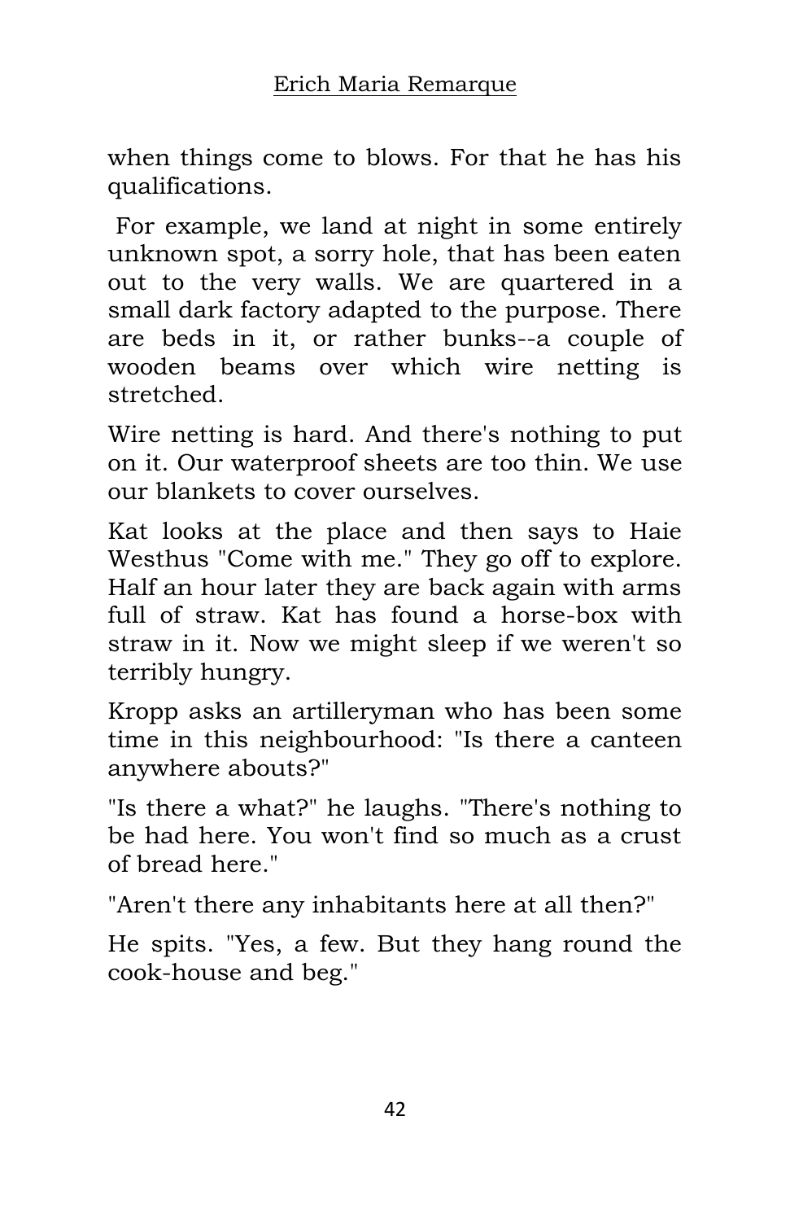when things come to blows. For that he has his qualifications.

For example, we land at night in some entirely unknown spot, a sorry hole, that has been eaten out to the very walls. We are quartered in a small dark factory adapted to the purpose. There are beds in it, or rather bunks--a couple of wooden beams over which wire netting is stretched.

Wire netting is hard. And there's nothing to put on it. Our waterproof sheets are too thin. We use our blankets to cover ourselves.

Kat looks at the place and then says to Haie Westhus "Come with me." They go off to explore. Half an hour later they are back again with arms full of straw. Kat has found a horse-box with straw in it. Now we might sleep if we weren't so terribly hungry.

Kropp asks an artilleryman who has been some time in this neighbourhood: "Is there a canteen anywhere abouts?"

"Is there a what?" he laughs. "There's nothing to be had here. You won't find so much as a crust of bread here."

"Aren't there any inhabitants here at all then?"

He spits. "Yes, a few. But they hang round the cook-house and beg."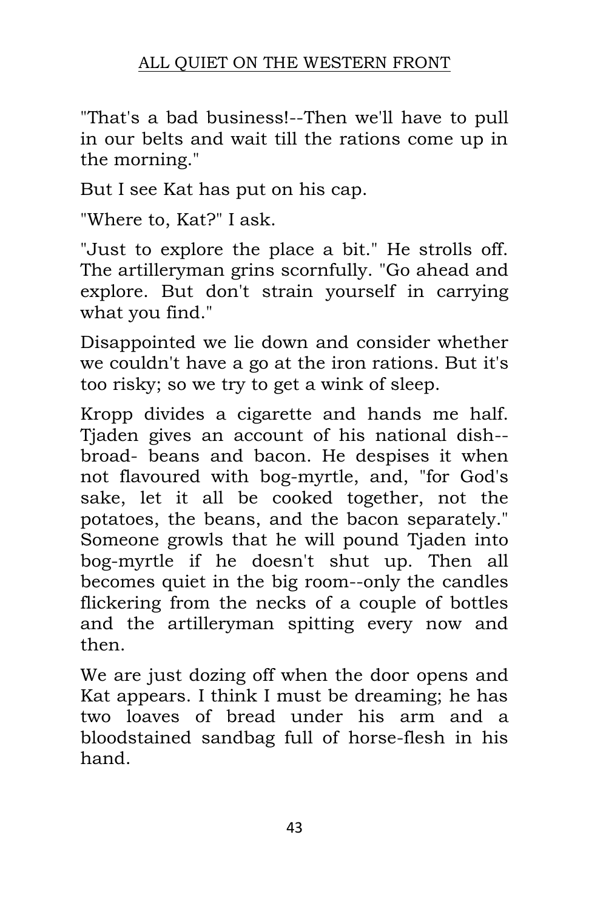"That's a bad business!--Then we'll have to pull in our belts and wait till the rations come up in the morning."

But I see Kat has put on his cap.

"Where to, Kat?" I ask.

"Just to explore the place a bit." He strolls off. The artilleryman grins scornfully. "Go ahead and explore. But don't strain yourself in carrying what you find."

Disappointed we lie down and consider whether we couldn't have a go at the iron rations. But it's too risky; so we try to get a wink of sleep.

Kropp divides a cigarette and hands me half. Tjaden gives an account of his national dish--broad- beans and bacon. He despises it when not flavoured with bog-myrtle, and, "for God's sake, let it all be cooked together, not the potatoes, the beans, and the bacon separately." Someone growls that he will pound Tjaden into bog-myrtle if he doesn't shut up. Then all becomes quiet in the big room--only the candles flickering from the necks of a couple of bottles and the artilleryman spitting every now and then.

We are just dozing off when the door opens and Kat appears. I think I must be dreaming; he has two loaves of bread under his arm and a bloodstained sandbag full of horse-flesh in his hand.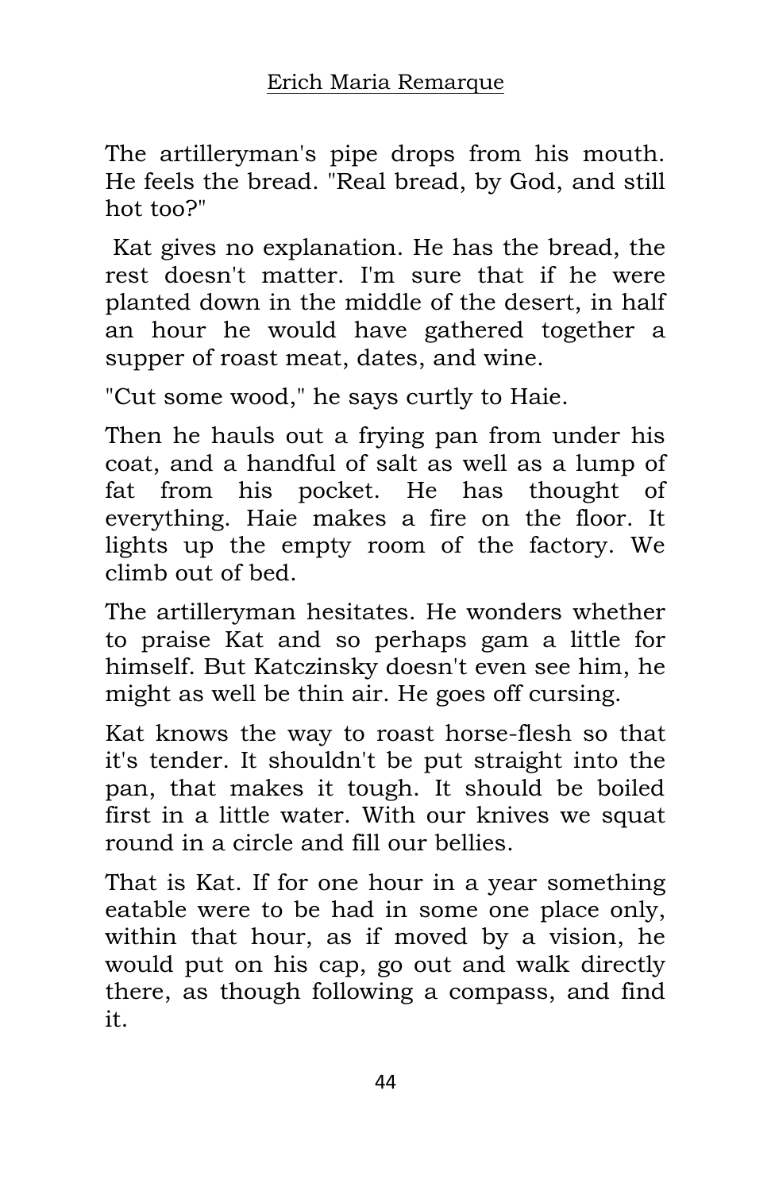The artilleryman's pipe drops from his mouth. He feels the bread. "Real bread, by God, and still hot too?"

Kat gives no explanation. He has the bread, the rest doesn't matter. I'm sure that if he were planted down in the middle of the desert, in half an hour he would have gathered together a supper of roast meat, dates, and wine.

"Cut some wood," he says curtly to Haie.

Then he hauls out a frying pan from under his coat, and a handful of salt as well as a lump of fat from his pocket. He has thought of everything. Haie makes a fire on the floor. It lights up the empty room of the factory. We climb out of bed.

The artilleryman hesitates. He wonders whether to praise Kat and so perhaps gam a little for himself. But Katczinsky doesn't even see him, he might as well be thin air. He goes off cursing.

Kat knows the way to roast horse-flesh so that it's tender. It shouldn't be put straight into the pan, that makes it tough. It should be boiled first in a little water. With our knives we squat round in a circle and fill our bellies.

That is Kat. If for one hour in a year something eatable were to be had in some one place only, within that hour, as if moved by a vision, he would put on his cap, go out and walk directly there, as though following a compass, and find it.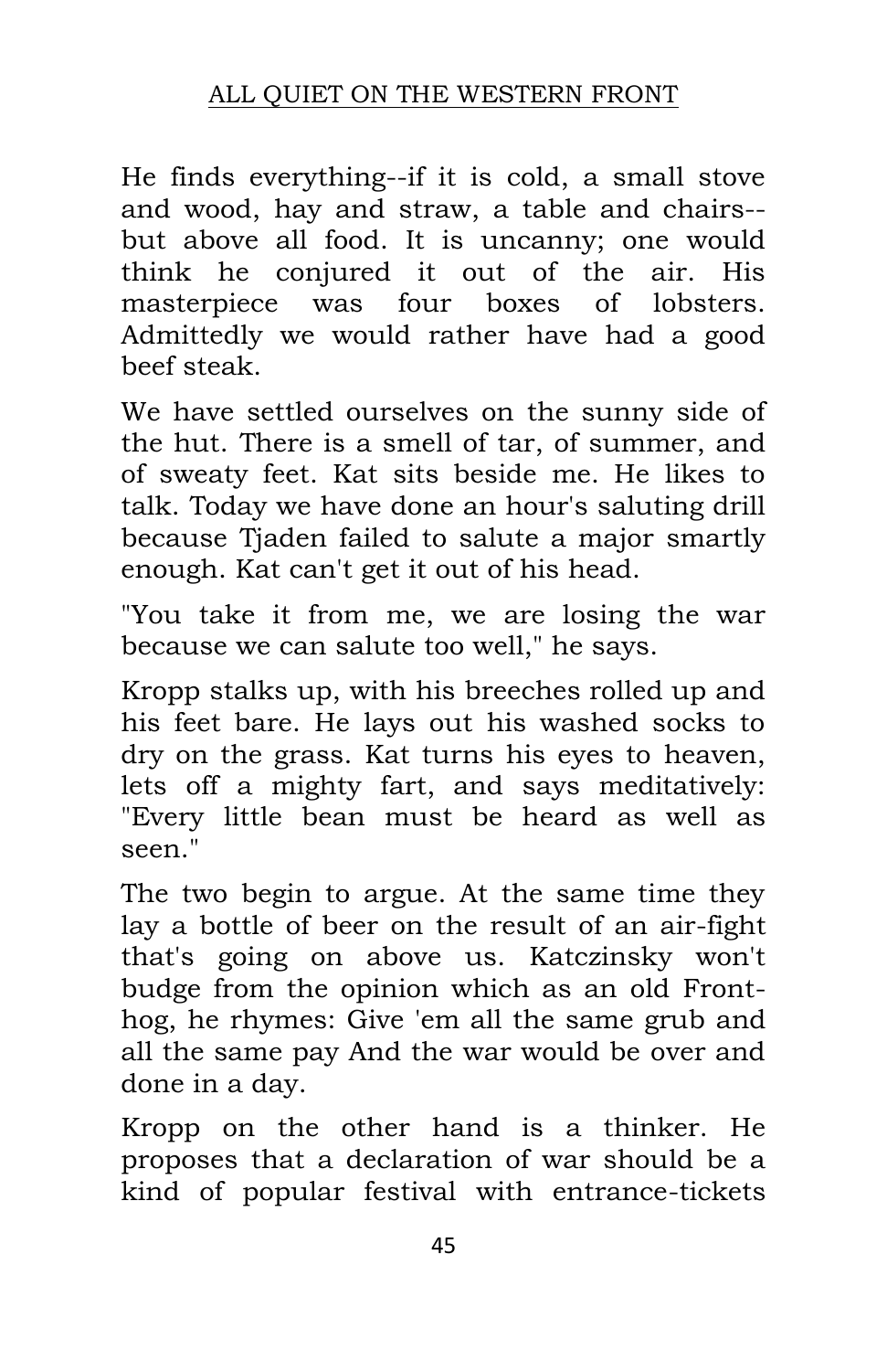He finds everything--if it is cold, a small stove and wood, hay and straw, a table and chairs--but above all food. It is uncanny; one would think he conjured it out of the air. His masterpiece was four boxes of lobsters. Admittedly we would rather have had a good beef steak.

We have settled ourselves on the sunny side of the hut. There is a smell of tar, of summer, and of sweaty feet. Kat sits beside me. He likes to talk. Today we have done an hour's saluting drill because Tjaden failed to salute a major smartly enough. Kat can't get it out of his head.

"You take it from me, we are losing the war because we can salute too well," he says.

Kropp stalks up, with his breeches rolled up and his feet bare. He lays out his washed socks to dry on the grass. Kat turns his eyes to heaven, lets off a mighty fart, and says meditatively: "Every little bean must be heard as well as seen."

The two begin to argue. At the same time they lay a bottle of beer on the result of an air-fight that's going on above us. Katczinsky won't budge from the opinion which as an old Front-hog, he rhymes: Give 'em all the same grub and all the same pay And the war would be over and done in a day.

Kropp on the other hand is a thinker. He proposes that a declaration of war should be a kind of popular festival with entrance-tickets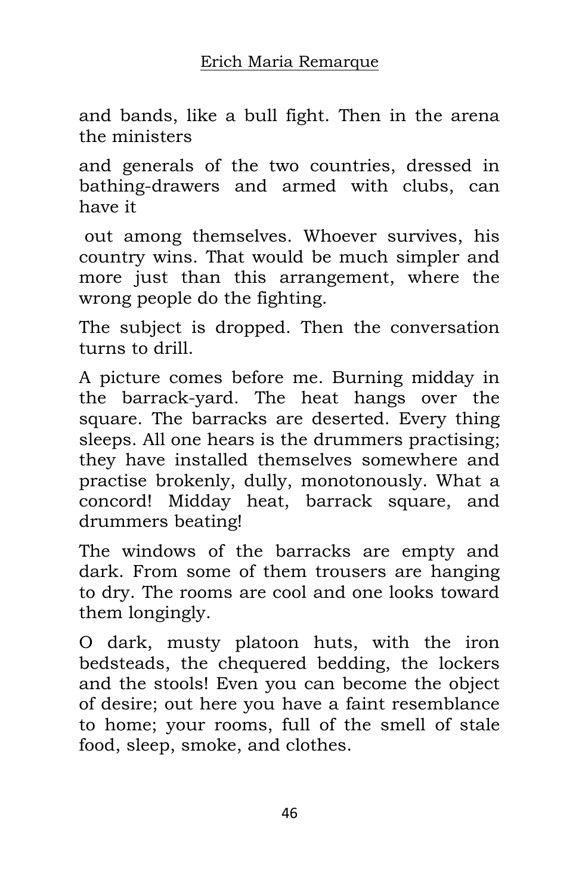and bands, like a bull fight. Then in the arena the ministers and generals of the two countries, dressed in bathing-drawers and armed with clubs, can have it out among themselves. Whoever survives, his country wins. That would be much simpler and more just than this arrangement, where the wrong people do the fighting.

The subject is dropped. Then the conversation turns to drill.

A picture comes before me. Burning midday in the barrack-yard. The heat hangs over the square. The barracks are deserted. Every thing sleeps. All one hears is the drummers practising; they have installed themselves somewhere and practise brokenly, dully, monotonously. What a concord! Midday heat, barrack square, and drummers beating!

The windows of the barracks are empty and dark. From some of them trousers are hanging to dry. The rooms are cool and one looks toward them longingly.

O dark, musty platoon huts, with the iron bedsteads, the chequered bedding, the lockers and the stools! Even you can become the object of desire; out here you have a faint resemblance to home; your rooms, full of the smell of stale food, sleep, smoke, and clothes.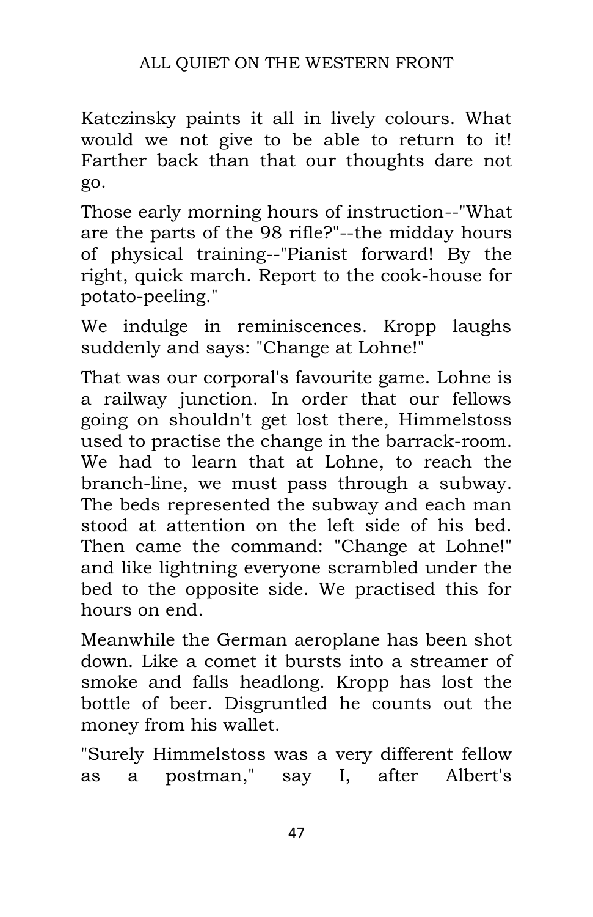Katczinsky paints it all in lively colours. What would we not give to be able to return to it! Farther back than that our thoughts dare not go.

Those early morning hours of instruction--"What are the parts of the 98 rifle?"--the midday hours of physical training--"Pianist forward! By the right, quick march. Report to the cook-house for potato-peeling."

We indulge in reminiscences. Kropp laughs suddenly and says: "Change at Lohne!"

That was our corporal's favourite game. Lohne is a railway junction. In order that our fellows going on shouldn't get lost there, Himmelstoss used to practise the change in the barrack-room. We had to learn that at Lohne, to reach the branch-line, we must pass through a subway. The beds represented the subway and each man stood at attention on the left side of his bed. Then came the command: "Change at Lohne!" and like lightning everyone scrambled under the bed to the opposite side. We practised this for hours on end.

Meanwhile the German aeroplane has been shot down. Like a comet it bursts into a streamer of smoke and falls headlong. Kropp has lost the bottle of beer. Disgruntled he counts out the money from his wallet.

"Surely Himmelstoss was a very different fellow as a postman," say I, after Albert's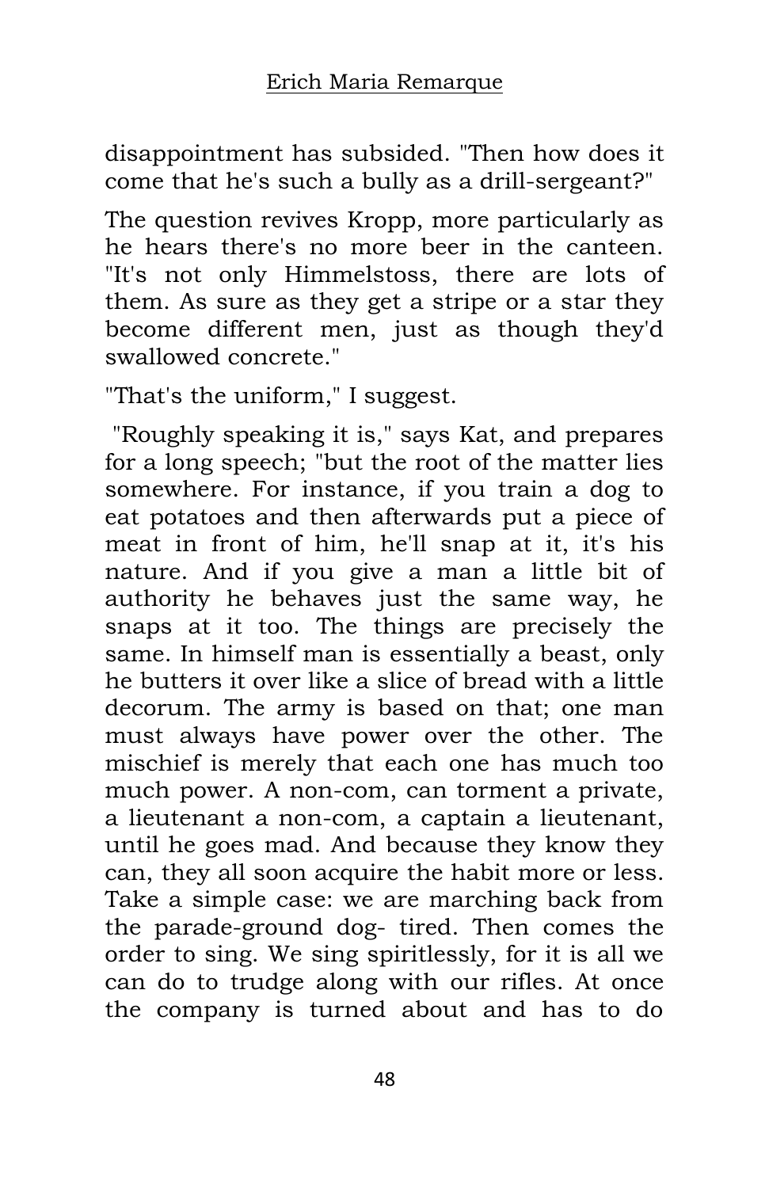disappointment has subsided. "Then how does it come that he's such a bully as a drill-sergeant?"

The question revives Kropp, more particularly as he hears there's no more beer in the canteen. "It's not only Himmelstoss, there are lots of them. As sure as they get a stripe or a star they become different men, just as though they'd swallowed concrete."

"That's the uniform," I suggest.

"Roughly speaking it is," says Kat, and prepares for a long speech; "but the root of the matter lies somewhere. For instance, if you train a dog to eat potatoes and then afterwards put a piece of meat in front of him, he'll snap at it, it's his nature. And if you give a man a little bit of authority he behaves just the same way, he snaps at it too. The things are precisely the same. In himself man is essentially a beast, only he butters it over like a slice of bread with a little decorum. The army is based on that; one man must always have power over the other. The mischief is merely that each one has much too much power. A non-com, can torment a private, a lieutenant a non-com, a captain a lieutenant, until he goes mad. And because they know they can, they all soon acquire the habit more or less. Take a simple case: we are marching back from the parade-ground dog- tired. Then comes the order to sing. We sing spiritlessly, for it is all we can do to trudge along with our rifles. At once the company is turned about and has to do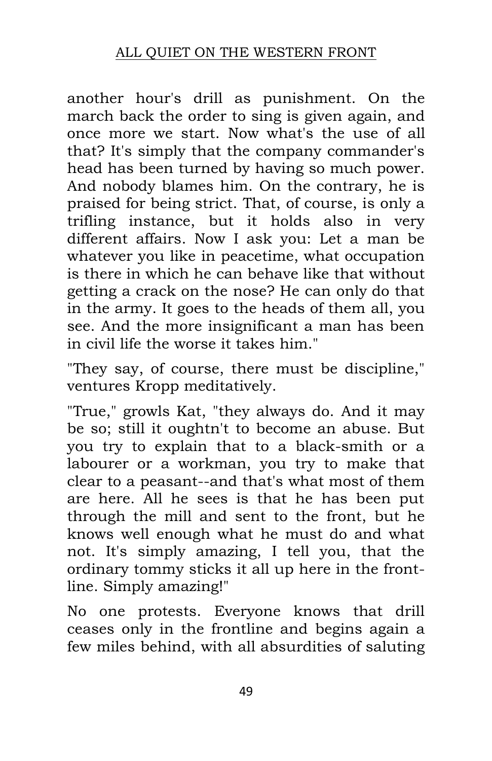another hour's drill as punishment. On the march back the order to sing is given again, and once more we start. Now what's the use of all that? It's simply that the company commander's head has been turned by having so much power. And nobody blames him. On the contrary, he is praised for being strict. That, of course, is only a trifling instance, but it holds also in very different affairs. Now I ask you: Let a man be whatever you like in peacetime, what occupation is there in which he can behave like that without getting a crack on the nose? He can only do that in the army. It goes to the heads of them all, you see. And the more insignificant a man has been in civil life the worse it takes him."

"They say, of course, there must be discipline," ventures Kropp meditatively.

"True," growls Kat, "they always do. And it may be so; still it oughtn't to become an abuse. But you try to explain that to a black-smith or a labourer or a workman, you try to make that clear to a peasant--and that's what most of them are here. All he sees is that he has been put through the mill and sent to the front, but he knows well enough what he must do and what not. It's simply amazing, I tell you, that the ordinary tommy sticks it all up here in the front-line. Simply amazing!"

No one protests. Everyone knows that drill ceases only in the frontline and begins again a few miles behind, with all absurdities of saluting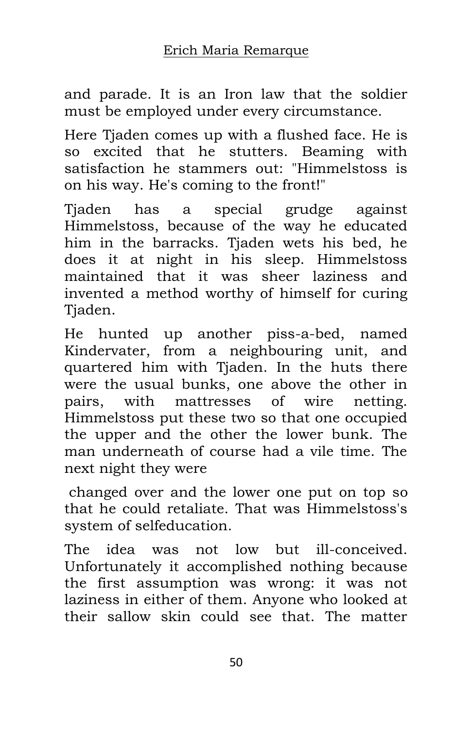and parade. It is an Iron law that the soldier must be employed under every circumstance.

Here Tjaden comes up with a flushed face. He is so excited that he stutters. Beaming with satisfaction he stammers out: "Himmelstoss is on his way. He's coming to the front!"

Tjaden has a special grudge against Himmelstoss, because of the way he educated him in the barracks. Tjaden wets his bed, he does it at night in his sleep. Himmelstoss maintained that it was sheer laziness and invented a method worthy of himself for curing Tjaden.

He hunted up another piss-a-bed, named Kindervater, from a neighbouring unit, and quartered him with Tjaden. In the huts there were the usual bunks, one above the other in pairs, with mattresses of wire netting. Himmelstoss put these two so that one occupied the upper and the other the lower bunk. The man underneath of course had a vile time. The next night they were changed over and the lower one put on top so that he could retaliate. That was Himmelstoss's system of selfeducation.

The idea was not low but ill-conceived. Unfortunately it accomplished nothing because the first assumption was wrong: it was not laziness in either of them. Anyone who looked at their sallow skin could see that. The matter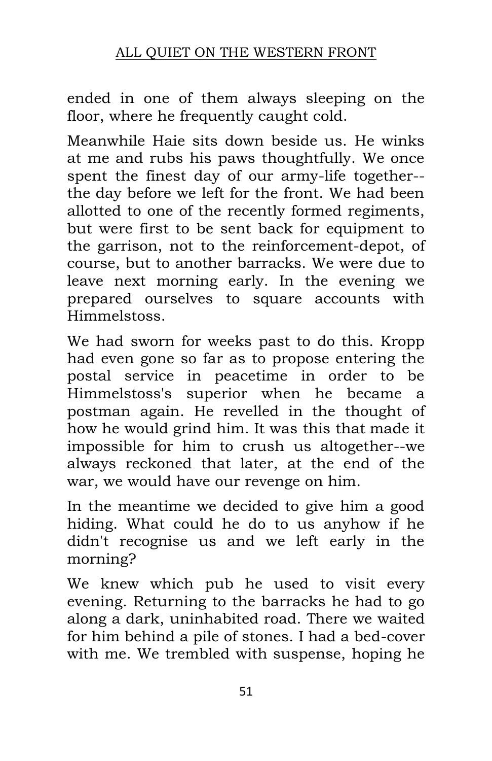ended in one of them always sleeping on the floor, where he frequently caught cold.

Meanwhile Haie sits down beside us. He winks at me and rubs his paws thoughtfully. We once spent the finest day of our army-life together--the day before we left for the front. We had been allotted to one of the recently formed regiments, but were first to be sent back for equipment to the garrison, not to the reinforcement-depot, of course, but to another barracks. We were due to leave next morning early. In the evening we prepared ourselves to square accounts with Himmelstoss.

We had sworn for weeks past to do this. Kropp had even gone so far as to propose entering the postal service in peacetime in order to be Himmelstoss's superior when he became a postman again. He revelled in the thought of how he would grind him. It was this that made it impossible for him to crush us altogether--we always reckoned that later, at the end of the war, we would have our revenge on him.

In the meantime we decided to give him a good hiding. What could he do to us anyhow if he didn't recognise us and we left early in the morning?

We knew which pub he used to visit every evening. Returning to the barracks he had to go along a dark, uninhabited road. There we waited for him behind a pile of stones. I had a bed-cover with me. We trembled with suspense, hoping he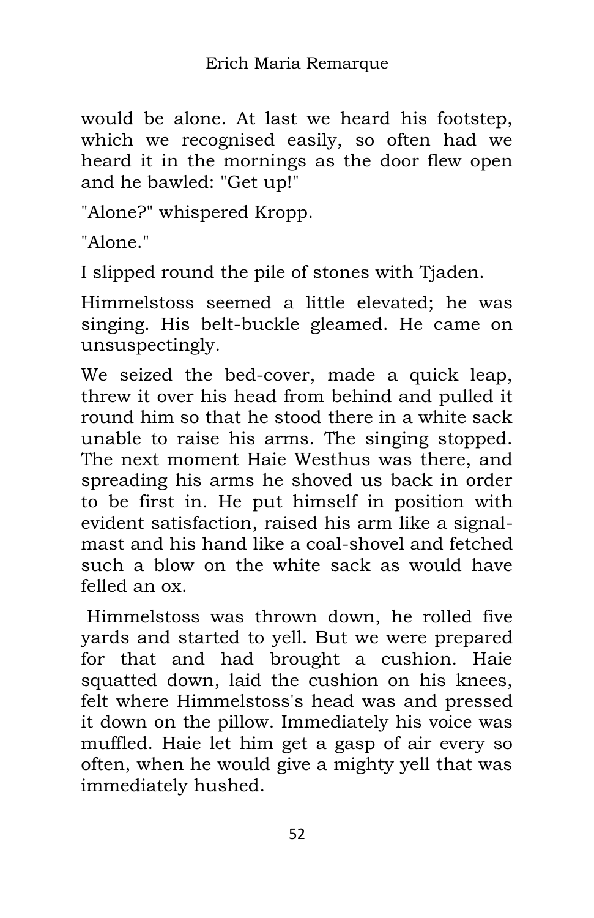would be alone. At last we heard his footstep, which we recognised easily, so often had we heard it in the mornings as the door flew open and he bawled: "Get up!"

"Alone?" whispered Kropp.

"Alone."

I slipped round the pile of stones with Tjaden.

Himmelstoss seemed a little elevated; he was singing. His belt-buckle gleamed. He came on unsuspectingly.

We seized the bed-cover, made a quick leap, threw it over his head from behind and pulled it round him so that he stood there in a white sack unable to raise his arms. The singing stopped. The next moment Haie Westhus was there, and spreading his arms he shoved us back in order to be first in. He put himself in position with evident satisfaction, raised his arm like a signal-mast and his hand like a coal-shovel and fetched such a blow on the white sack as would have felled an ox.

Himmelstoss was thrown down, he rolled five yards and started to yell. But we were prepared for that and had brought a cushion. Haie squatted down, laid the cushion on his knees, felt where Himmelstoss's head was and pressed it down on the pillow. Immediately his voice was muffled. Haie let him get a gasp of air every so often, when he would give a mighty yell that was immediately hushed.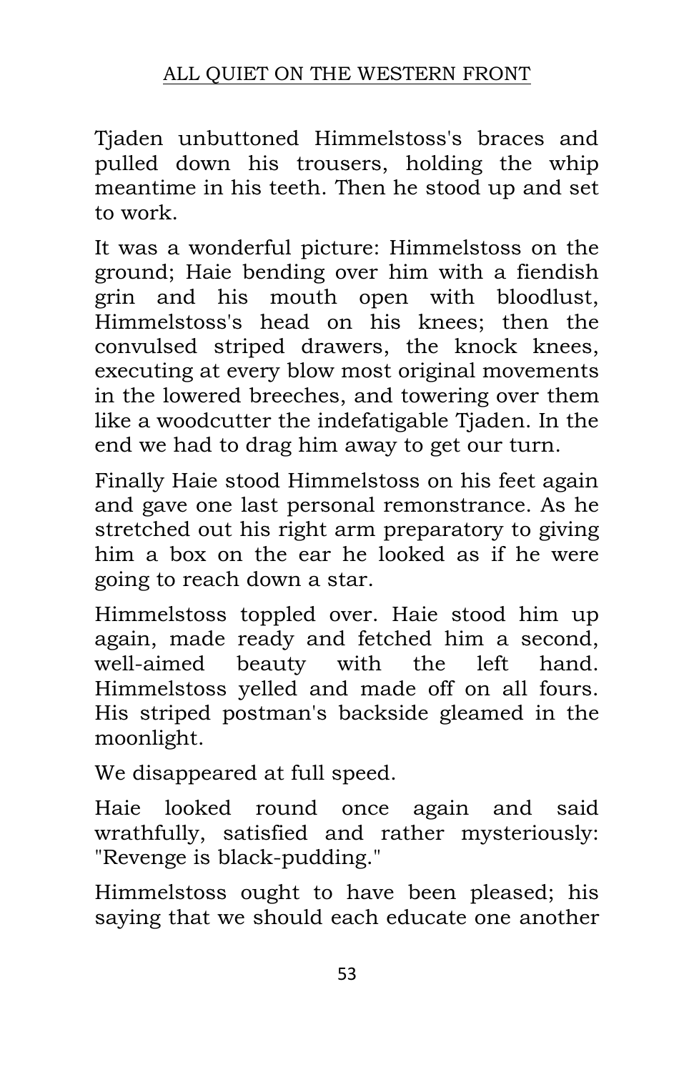Tjaden unbuttoned Himmelstoss's braces and pulled down his trousers, holding the whip meantime in his teeth. Then he stood up and set to work.

It was a wonderful picture: Himmelstoss on the ground; Haie bending over him with a fiendish grin and his mouth open with bloodlust, Himmelstoss's head on his knees; then the convulsed striped drawers, the knock knees, executing at every blow most original movements in the lowered breeches, and towering over them like a woodcutter the indefatigable Tjaden. In the end we had to drag him away to get our turn.

Finally Haie stood Himmelstoss on his feet again and gave one last personal remonstrance. As he stretched out his right arm preparatory to giving him a box on the ear he looked as if he were going to reach down a star.

Himmelstoss toppled over. Haie stood him up again, made ready and fetched him a second, well-aimed beauty with the left hand. Himmelstoss yelled and made off on all fours. His striped postman's backside gleamed in the moonlight.

We disappeared at full speed.

Haie looked round once again and said wrathfully, satisfied and rather mysteriously: "Revenge is black-pudding."

Himmelstoss ought to have been pleased; his saying that we should each educate one another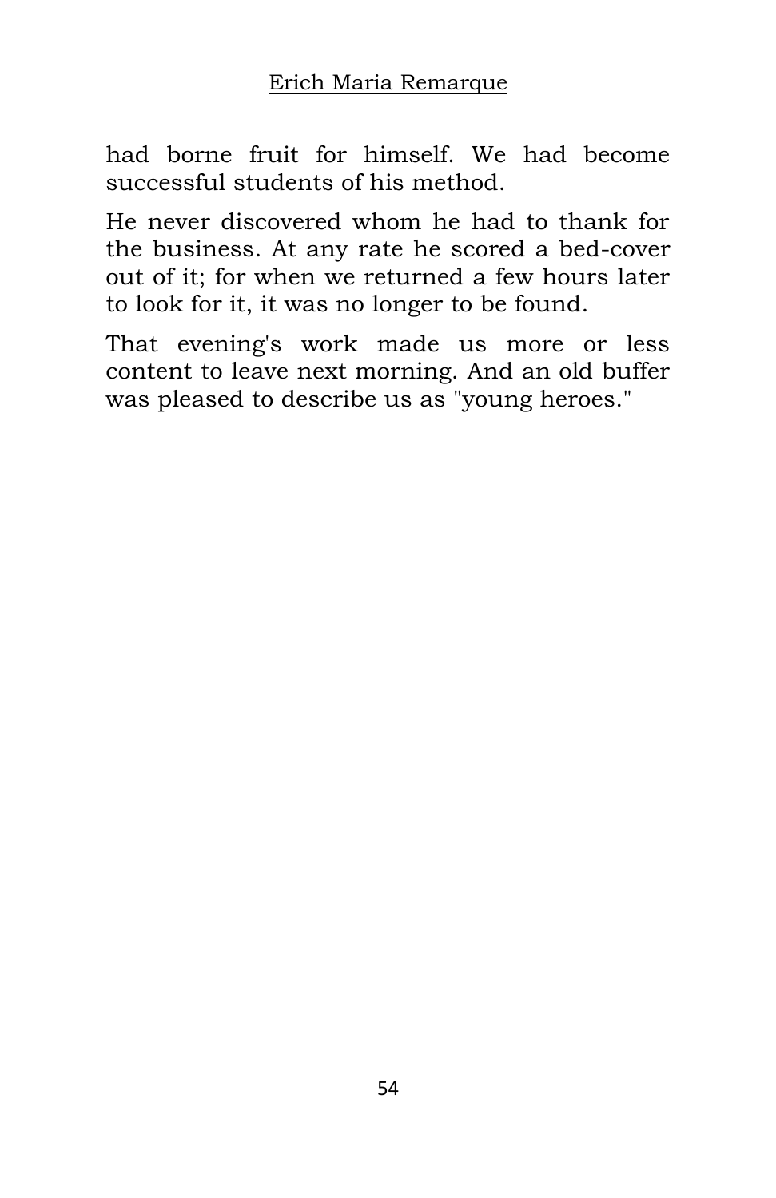had borne fruit for himself. We had become successful students of his method.

He never discovered whom he had to thank for the business. At any rate he scored a bed-cover out of it; for when we returned a few hours later to look for it, it was no longer to be found.

That evening's work made us more or less content to leave next morning. And an old buffer was pleased to describe us as "young heroes."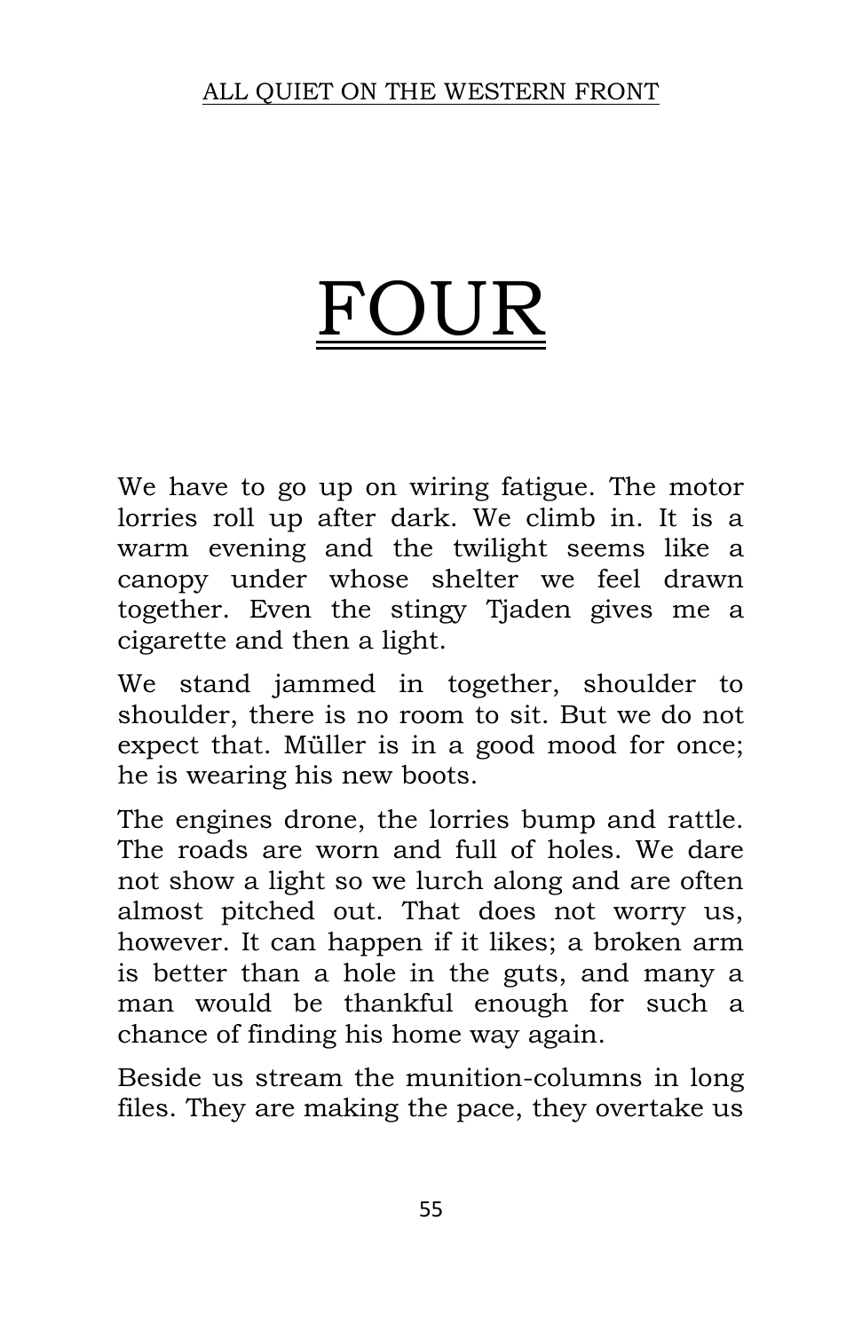# FOUR

We have to go up on wiring fatigue. The motor lorries roll up after dark. We climb in. It is a warm evening and the twilight seems like a canopy under whose shelter we feel drawn together. Even the stingy Tjaden gives me a cigarette and then a light.

We stand jammed in together, shoulder to shoulder, there is no room to sit. But we do not expect that. Müller is in a good mood for once; he is wearing his new boots.

The engines drone, the lorries bump and rattle. The roads are worn and full of holes. We dare not show a light so we lurch along and are often almost pitched out. That does not worry us, however. It can happen if it likes; a broken arm is better than a hole in the guts, and many a man would be thankful enough for such a chance of finding his home way again.

Beside us stream the munition-columns in long files. They are making the pace, they overtake us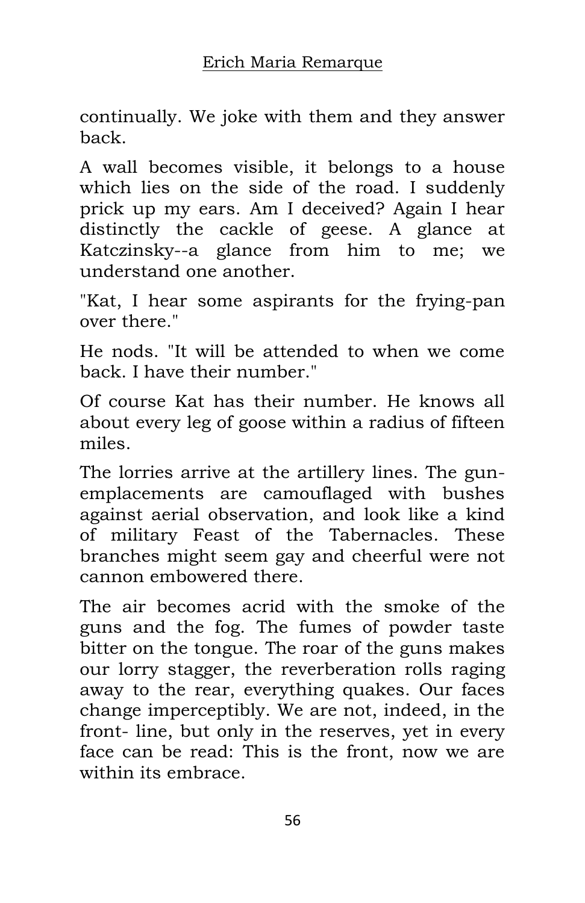continually. We joke with them and they answer back.

A wall becomes visible, it belongs to a house which lies on the side of the road. I suddenly prick up my ears. Am I deceived? Again I hear distinctly the cackle of geese. A glance at Katczinsky--a glance from him to me; we understand one another.

"Kat, I hear some aspirants for the frying-pan over there."

He nods. "It will be attended to when we come back. I have their number."

Of course Kat has their number. He knows all about every leg of goose within a radius of fifteen miles.

The lorries arrive at the artillery lines. The gun-emplacements are camouflaged with bushes against aerial observation, and look like a kind of military Feast of the Tabernacles. These branches might seem gay and cheerful were not cannon embowered there.

The air becomes acrid with the smoke of the guns and the fog. The fumes of powder taste bitter on the tongue. The roar of the guns makes our lorry stagger, the reverberation rolls raging away to the rear, everything quakes. Our faces change imperceptibly. We are not, indeed, in the front- line, but only in the reserves, yet in every face can be read: This is the front, now we are within its embrace.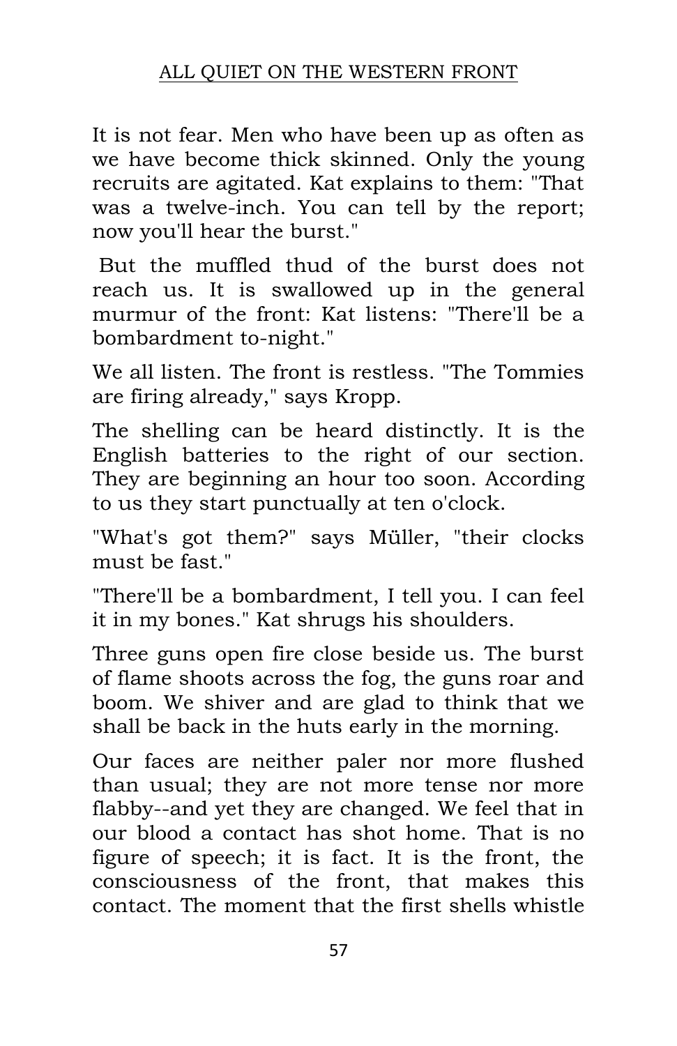It is not fear. Men who have been up as often as we have become thick skinned. Only the young recruits are agitated. Kat explains to them: "That was a twelve-inch. You can tell by the report; now you'll hear the burst."

But the muffled thud of the burst does not reach us. It is swallowed up in the general murmur of the front: Kat listens: "There'll be a bombardment to-night."

We all listen. The front is restless. "The Tommies are firing already," says Kropp.

The shelling can be heard distinctly. It is the English batteries to the right of our section. They are beginning an hour too soon. According to us they start punctually at ten o'clock.

"What's got them?" says Müller, "their clocks must be fast."

"There'll be a bombardment, I tell you. I can feel it in my bones." Kat shrugs his shoulders.

Three guns open fire close beside us. The burst of flame shoots across the fog, the guns roar and boom. We shiver and are glad to think that we shall be back in the huts early in the morning.

Our faces are neither paler nor more flushed than usual; they are not more tense nor more flabby--and yet they are changed. We feel that in our blood a contact has shot home. That is no figure of speech; it is fact. It is the front, the consciousness of the front, that makes this contact. The moment that the first shells whistle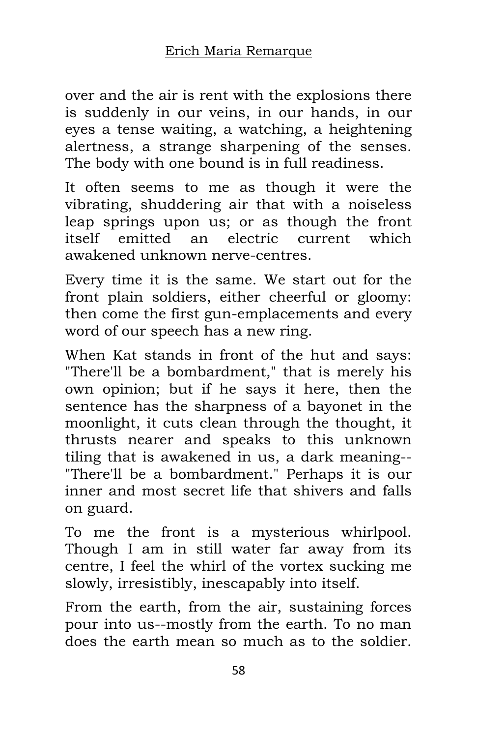over and the air is rent with the explosions there is suddenly in our veins, in our hands, in our eyes a tense waiting, a watching, a heightening alertness, a strange sharpening of the senses. The body with one bound is in full readiness.

It often seems to me as though it were the vibrating, shuddering air that with a noiseless leap springs upon us; or as though the front itself emitted an electric current which awakened unknown nerve-centres.

Every time it is the same. We start out for the front plain soldiers, either cheerful or gloomy: then come the first gun-emplacements and every word of our speech has a new ring.

When Kat stands in front of the hut and says: "There'll be a bombardment," that is merely his own opinion; but if he says it here, then the sentence has the sharpness of a bayonet in the moonlight, it cuts clean through the thought, it thrusts nearer and speaks to this unknown tiling that is awakened in us, a dark meaning--"There'll be a bombardment." Perhaps it is our inner and most secret life that shivers and falls on guard.

To me the front is a mysterious whirlpool. Though I am in still water far away from its centre, I feel the whirl of the vortex sucking me slowly, irresistibly, inescapably into itself.

From the earth, from the air, sustaining forces pour into us--mostly from the earth. To no man does the earth mean so much as to the soldier.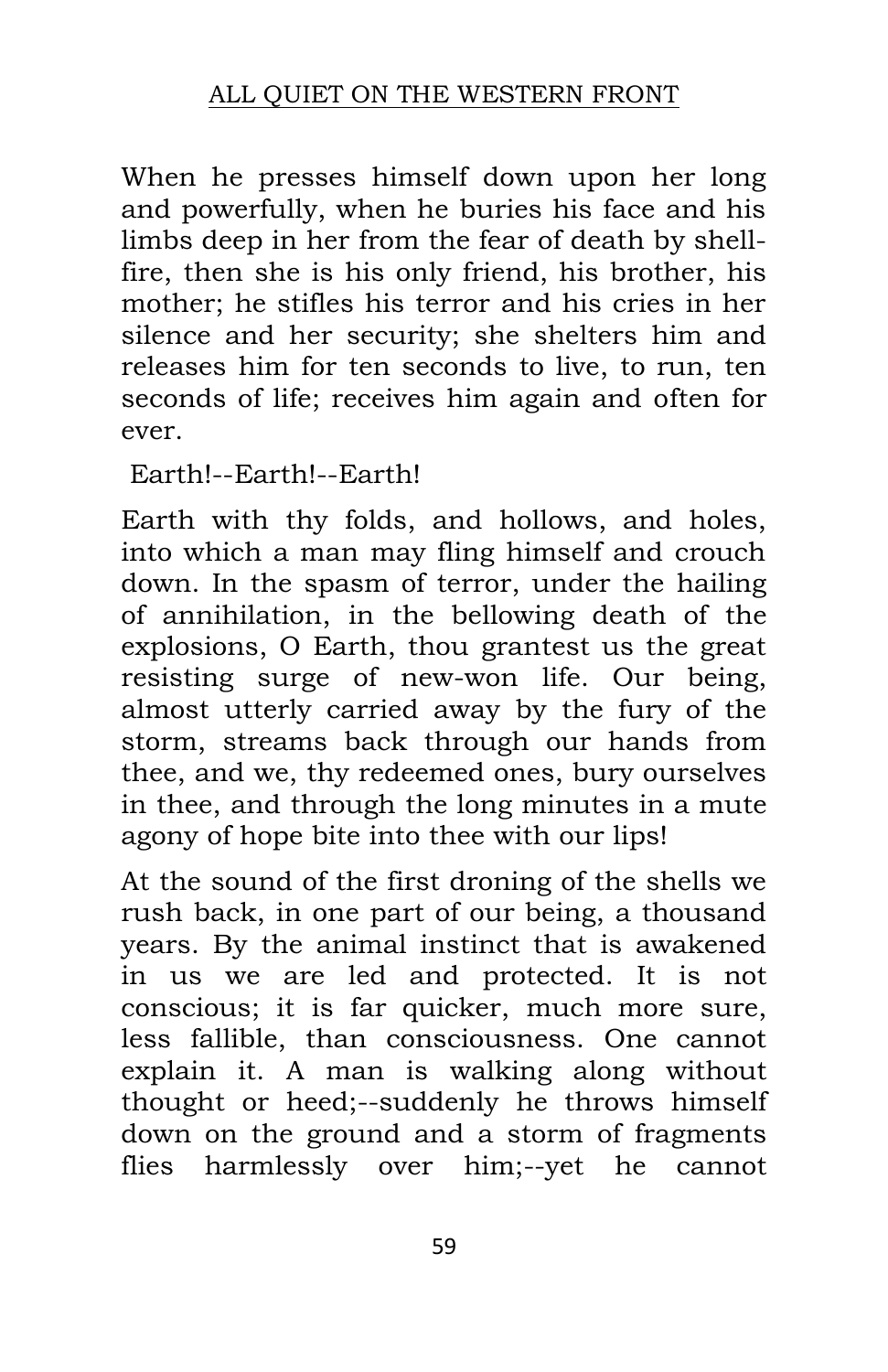When he presses himself down upon her long and powerfully, when he buries his face and his limbs deep in her from the fear of death by shell-fire, then she is his only friend, his brother, his mother; he stifles his terror and his cries in her silence and her security; she shelters him and releases him for ten seconds to live, to run, ten seconds of life; receives him again and often for ever.

Earth!--Earth!--Earth!

Earth with thy folds, and hollows, and holes, into which a man may fling himself and crouch down. In the spasm of terror, under the hailing of annihilation, in the bellowing death of the explosions, O Earth, thou grantest us the great resisting surge of new-won life. Our being, almost utterly carried away by the fury of the storm, streams back through our hands from thee, and we, thy redeemed ones, bury ourselves in thee, and through the long minutes in a mute agony of hope bite into thee with our lips!

At the sound of the first droning of the shells we rush back, in one part of our being, a thousand years. By the animal instinct that is awakened in us we are led and protected. It is not conscious; it is far quicker, much more sure, less fallible, than consciousness. One cannot explain it. A man is walking along without thought or heed;--suddenly he throws himself down on the ground and a storm of fragments flies harmlessly over him;--yet he cannot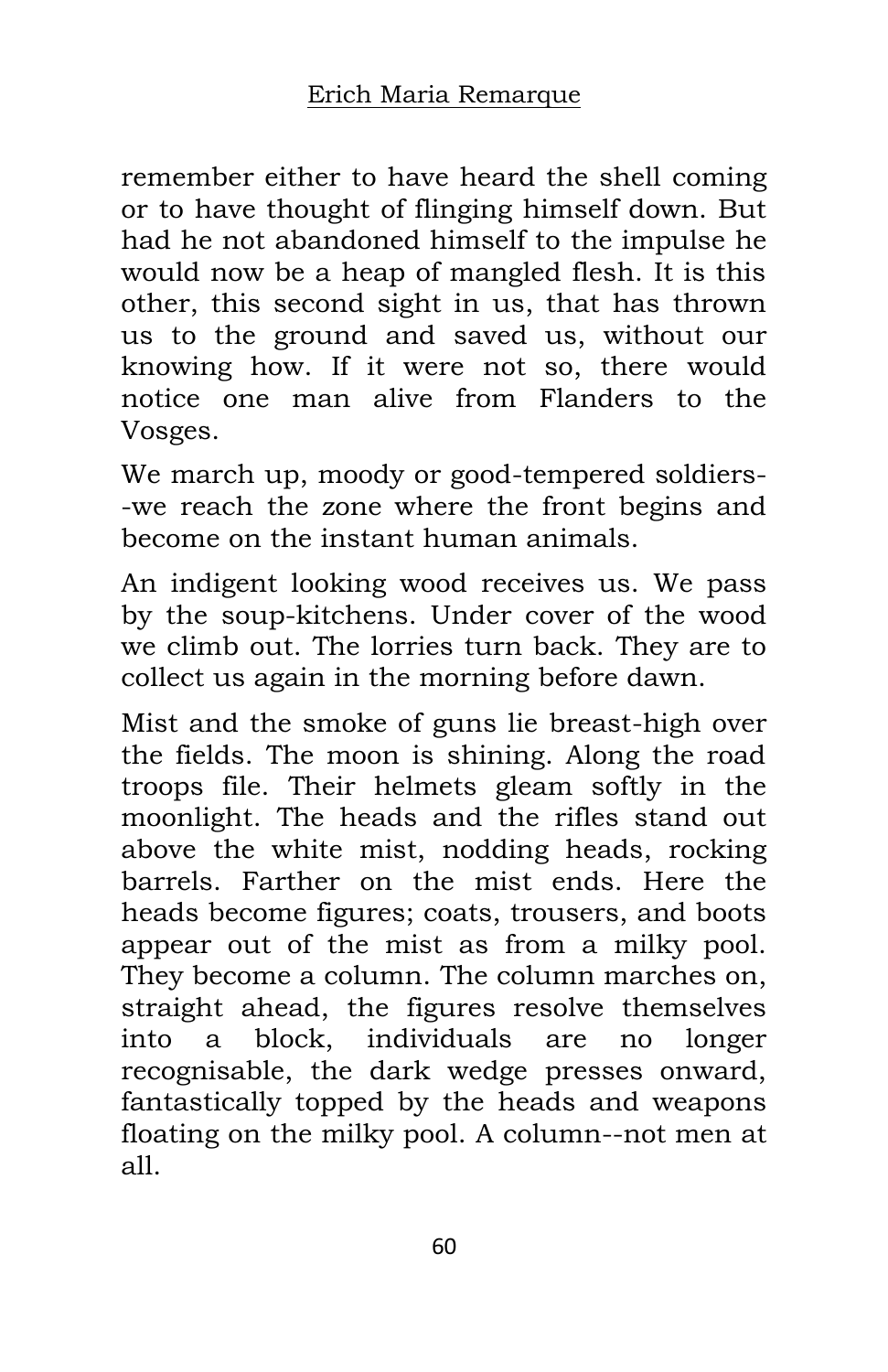remember either to have heard the shell coming or to have thought of flinging himself down. But had he not abandoned himself to the impulse he would now be a heap of mangled flesh. It is this other, this second sight in us, that has thrown us to the ground and saved us, without our knowing how. If it were not so, there would notice one man alive from Flanders to the Vosges.

We march up, moody or good-tempered soldiers--we reach the zone where the front begins and become on the instant human animals.

An indigent looking wood receives us. We pass by the soup-kitchens. Under cover of the wood we climb out. The lorries turn back. They are to collect us again in the morning before dawn.

Mist and the smoke of guns lie breast-high over the fields. The moon is shining. Along the road troops file. Their helmets gleam softly in the moonlight. The heads and the rifles stand out above the white mist, nodding heads, rocking barrels. Farther on the mist ends. Here the heads become figures; coats, trousers, and boots appear out of the mist as from a milky pool. They become a column. The column marches on, straight ahead, the figures resolve themselves into a block, individuals are no longer recognisable, the dark wedge presses onward, fantastically topped by the heads and weapons floating on the milky pool. A column--not men at all.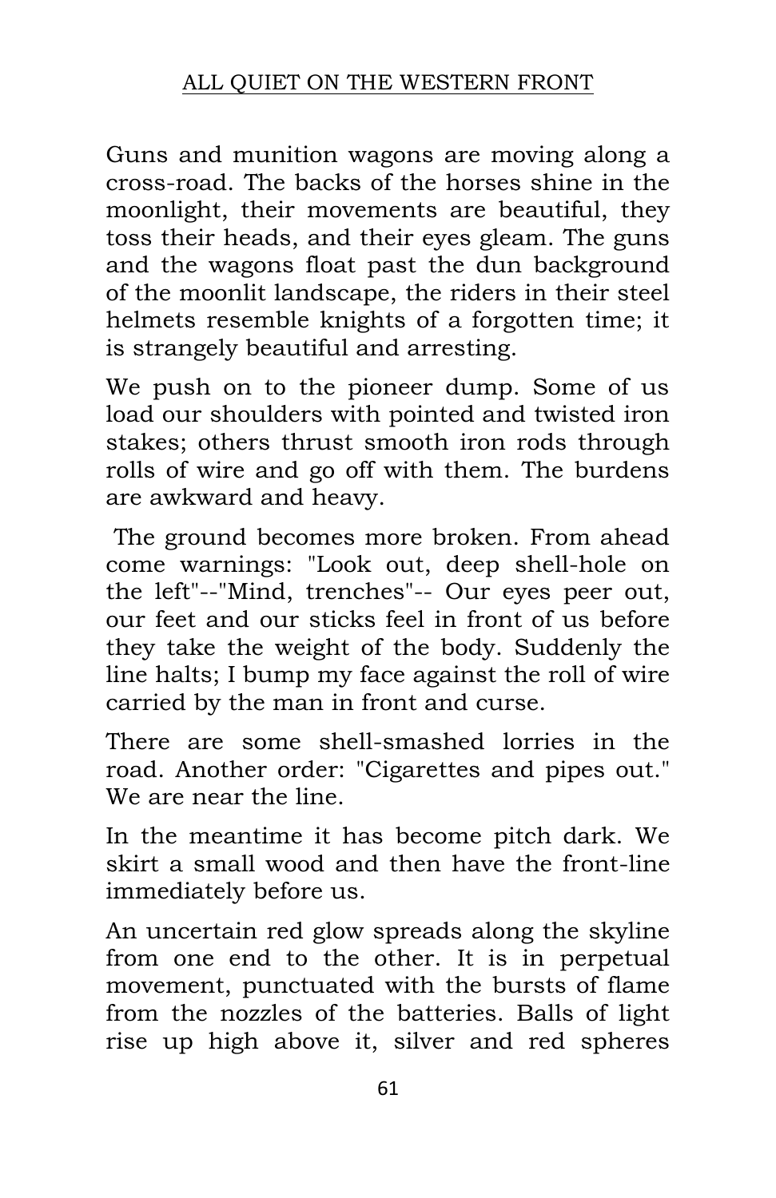Guns and munition wagons are moving along a cross-road. The backs of the horses shine in the moonlight, their movements are beautiful, they toss their heads, and their eyes gleam. The guns and the wagons float past the dun background of the moonlit landscape, the riders in their steel helmets resemble knights of a forgotten time; it is strangely beautiful and arresting.

We push on to the pioneer dump. Some of us load our shoulders with pointed and twisted iron stakes; others thrust smooth iron rods through rolls of wire and go off with them. The burdens are awkward and heavy.

The ground becomes more broken. From ahead come warnings: "Look out, deep shell-hole on the left"--"Mind, trenches"-- Our eyes peer out, our feet and our sticks feel in front of us before they take the weight of the body. Suddenly the line halts; I bump my face against the roll of wire carried by the man in front and curse.

There are some shell-smashed lorries in the road. Another order: "Cigarettes and pipes out." We are near the line.

In the meantime it has become pitch dark. We skirt a small wood and then have the front-line immediately before us.

An uncertain red glow spreads along the skyline from one end to the other. It is in perpetual movement, punctuated with the bursts of flame from the nozzles of the batteries. Balls of light rise up high above it, silver and red spheres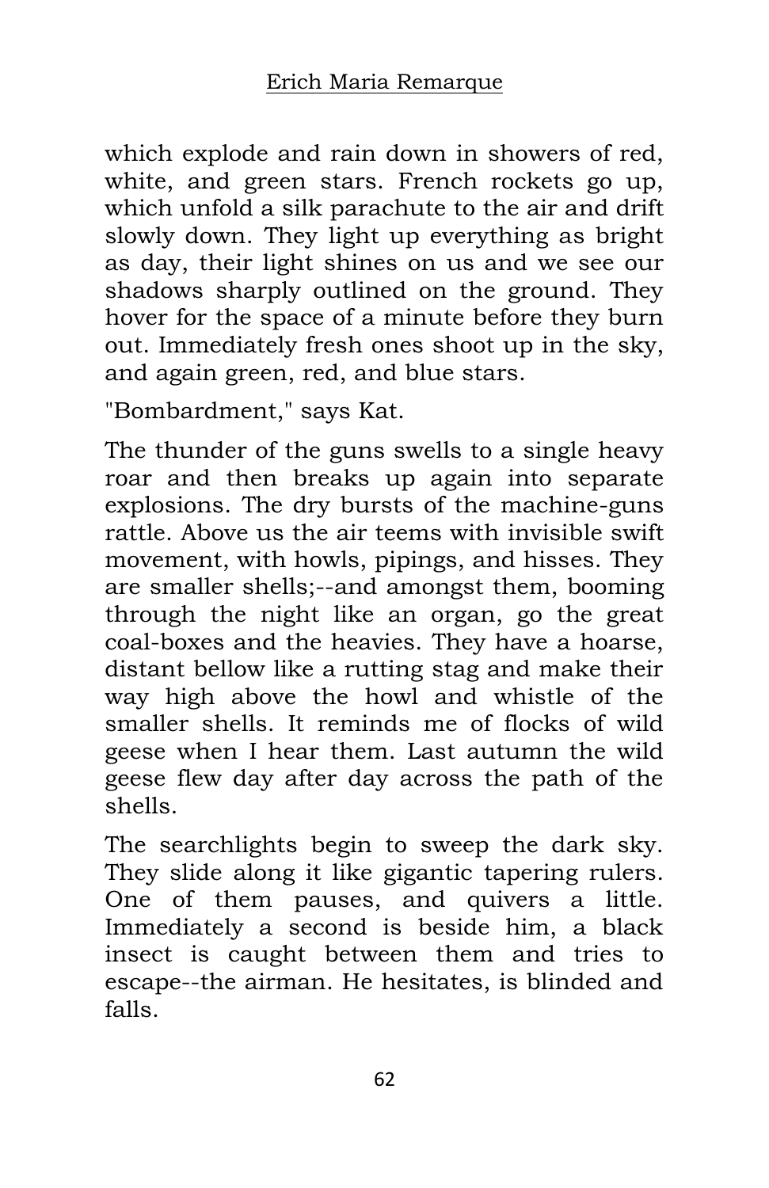which explode and rain down in showers of red, white, and green stars. French rockets go up, which unfold a silk parachute to the air and drift slowly down. They light up everything as bright as day, their light shines on us and we see our shadows sharply outlined on the ground. They hover for the space of a minute before they burn out. Immediately fresh ones shoot up in the sky, and again green, red, and blue stars.

"Bombardment," says Kat.

The thunder of the guns swells to a single heavy roar and then breaks up again into separate explosions. The dry bursts of the machine-guns rattle. Above us the air teems with invisible swift movement, with howls, pipings, and hisses. They are smaller shells;--and amongst them, booming through the night like an organ, go the great coal-boxes and the heavies. They have a hoarse, distant bellow like a rutting stag and make their way high above the howl and whistle of the smaller shells. It reminds me of flocks of wild geese when I hear them. Last autumn the wild geese flew day after day across the path of the shells.

The searchlights begin to sweep the dark sky. They slide along it like gigantic tapering rulers. One of them pauses, and quivers a little. Immediately a second is beside him, a black insect is caught between them and tries to escape--the airman. He hesitates, is blinded and falls.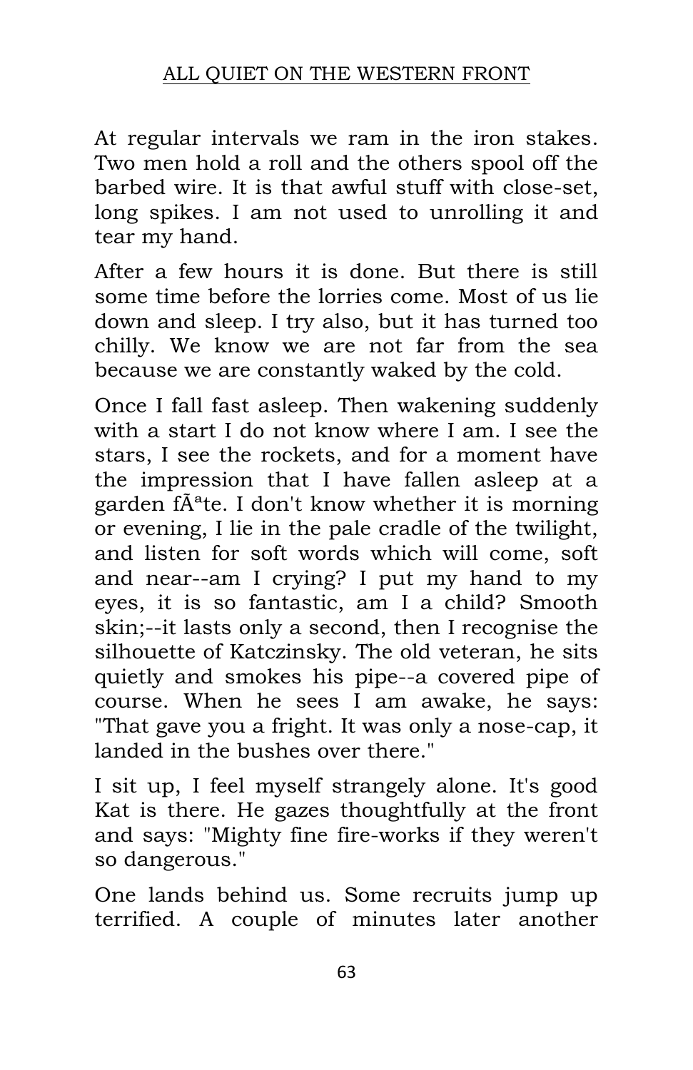At regular intervals we ram in the iron stakes. Two men hold a roll and the others spool off the barbed wire. It is that awful stuff with close-set, long spikes. I am not used to unrolling it and tear my hand.

After a few hours it is done. But there is still some time before the lorries come. Most of us lie down and sleep. I try also, but it has turned too chilly. We know we are not far from the sea because we are constantly waked by the cold.

Once I fall fast asleep. Then wakening suddenly with a start I do not know where I am. I see the stars, I see the rockets, and for a moment have the impression that I have fallen asleep at a garden fÃªte. I don't know whether it is morning or evening, I lie in the pale cradle of the twilight, and listen for soft words which will come, soft and near--am I crying? I put my hand to my eyes, it is so fantastic, am I a child? Smooth skin;--it lasts only a second, then I recognise the silhouette of Katczinsky. The old veteran, he sits quietly and smokes his pipe--a covered pipe of course. When he sees I am awake, he says: "That gave you a fright. It was only a nose-cap, it landed in the bushes over there."

I sit up, I feel myself strangely alone. It's good Kat is there. He gazes thoughtfully at the front and says: "Mighty fine fire-works if they weren't so dangerous."

One lands behind us. Some recruits jump up terrified. A couple of minutes later another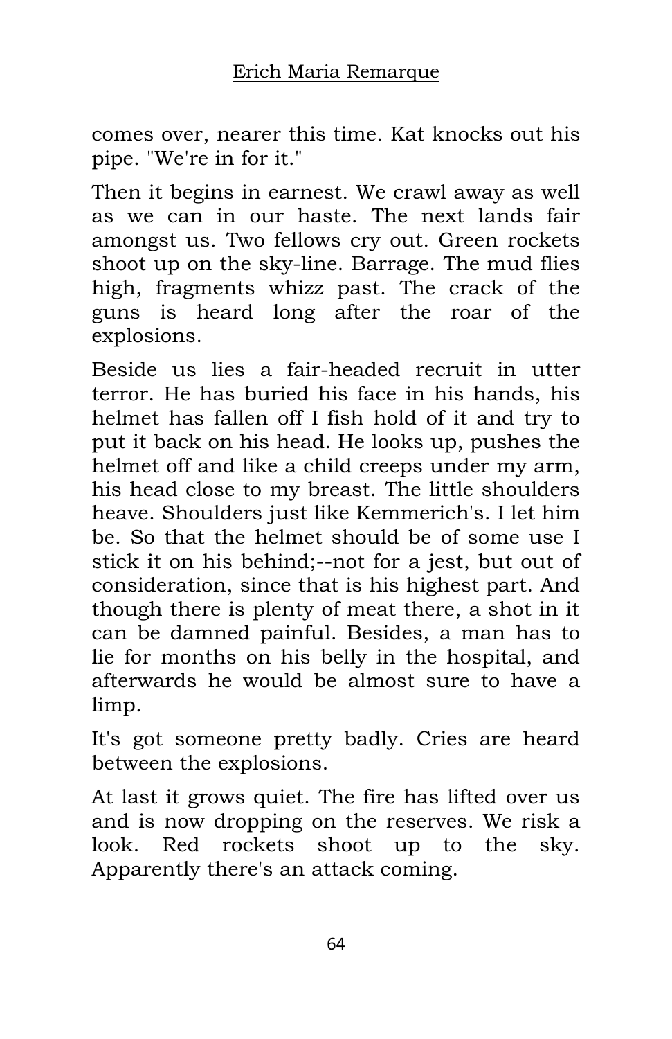comes over, nearer this time. Kat knocks out his pipe. "We're in for it."

Then it begins in earnest. We crawl away as well as we can in our haste. The next lands fair amongst us. Two fellows cry out. Green rockets shoot up on the sky-line. Barrage. The mud flies high, fragments whizz past. The crack of the guns is heard long after the roar of the explosions.

Beside us lies a fair-headed recruit in utter terror. He has buried his face in his hands, his helmet has fallen off I fish hold of it and try to put it back on his head. He looks up, pushes the helmet off and like a child creeps under my arm, his head close to my breast. The little shoulders heave. Shoulders just like Kemmerich's. I let him be. So that the helmet should be of some use I stick it on his behind;--not for a jest, but out of consideration, since that is his highest part. And though there is plenty of meat there, a shot in it can be damned painful. Besides, a man has to lie for months on his belly in the hospital, and afterwards he would be almost sure to have a limp.

It's got someone pretty badly. Cries are heard between the explosions.

At last it grows quiet. The fire has lifted over us and is now dropping on the reserves. We risk a look. Red rockets shoot up to the sky. Apparently there's an attack coming.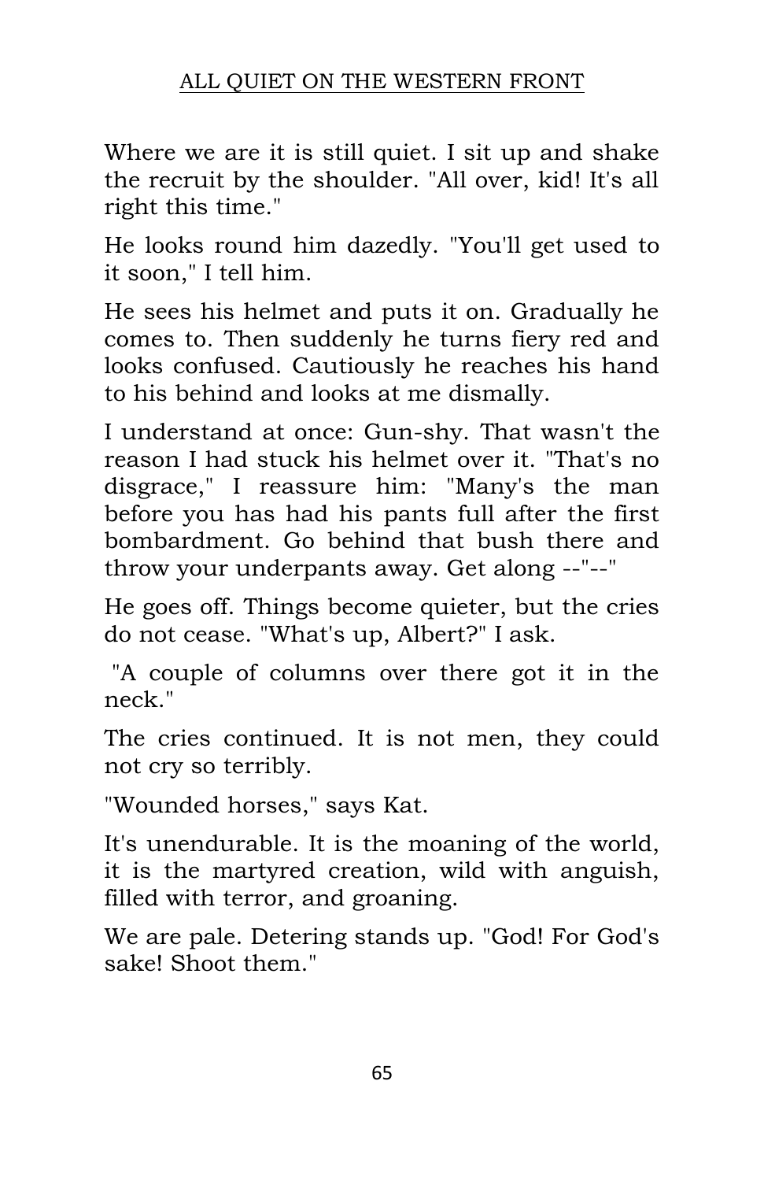Where we are it is still quiet. I sit up and shake the recruit by the shoulder. "All over, kid! It's all right this time."

He looks round him dazedly. "You'll get used to it soon," I tell him.

He sees his helmet and puts it on. Gradually he comes to. Then suddenly he turns fiery red and looks confused. Cautiously he reaches his hand to his behind and looks at me dismally.

I understand at once: Gun-shy. That wasn't the reason I had stuck his helmet over it. "That's no disgrace," I reassure him: "Many's the man before you has had his pants full after the first bombardment. Go behind that bush there and throw your underpants away. Get along --"--"

He goes off. Things become quieter, but the cries do not cease. "What's up, Albert?" I ask.

"A couple of columns over there got it in the neck."

The cries continued. It is not men, they could not cry so terribly.

"Wounded horses," says Kat.

It's unendurable. It is the moaning of the world, it is the martyred creation, wild with anguish, filled with terror, and groaning.

We are pale. Detering stands up. "God! For God's sake! Shoot them."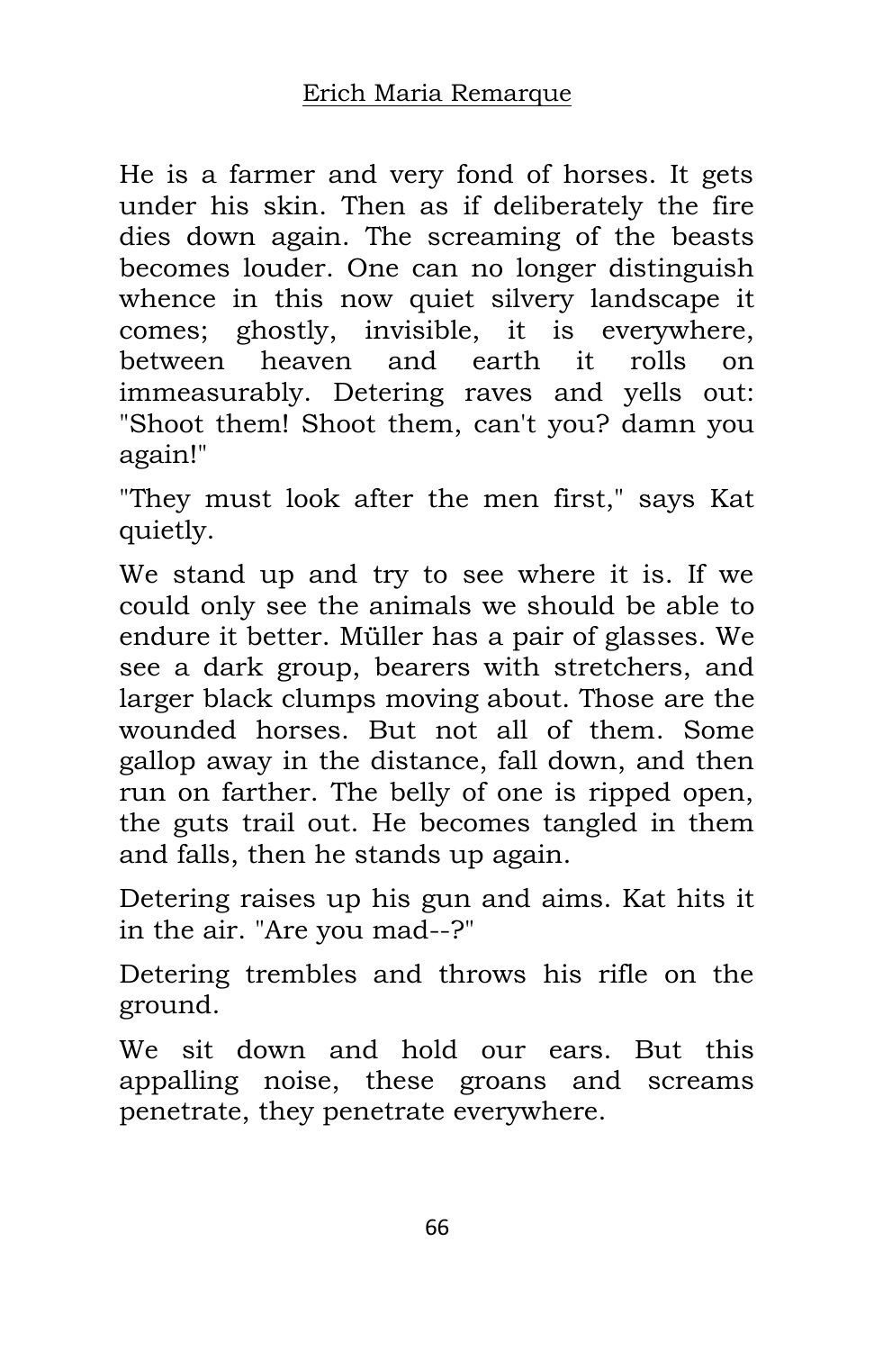He is a farmer and very fond of horses. It gets under his skin. Then as if deliberately the fire dies down again. The screaming of the beasts becomes louder. One can no longer distinguish whence in this now quiet silvery landscape it comes; ghostly, invisible, it is everywhere, between heaven and earth it rolls on immeasurably. Detering raves and yells out: "Shoot them! Shoot them, can't you? damn you again!"

"They must look after the men first," says Kat quietly.

We stand up and try to see where it is. If we could only see the animals we should be able to endure it better. Müller has a pair of glasses. We see a dark group, bearers with stretchers, and larger black clumps moving about. Those are the wounded horses. But not all of them. Some gallop away in the distance, fall down, and then run on farther. The belly of one is ripped open, the guts trail out. He becomes tangled in them and falls, then he stands up again.

Detering raises up his gun and aims. Kat hits it in the air. "Are you mad--?"

Detering trembles and throws his rifle on the ground.

We sit down and hold our ears. But this appalling noise, these groans and screams penetrate, they penetrate everywhere.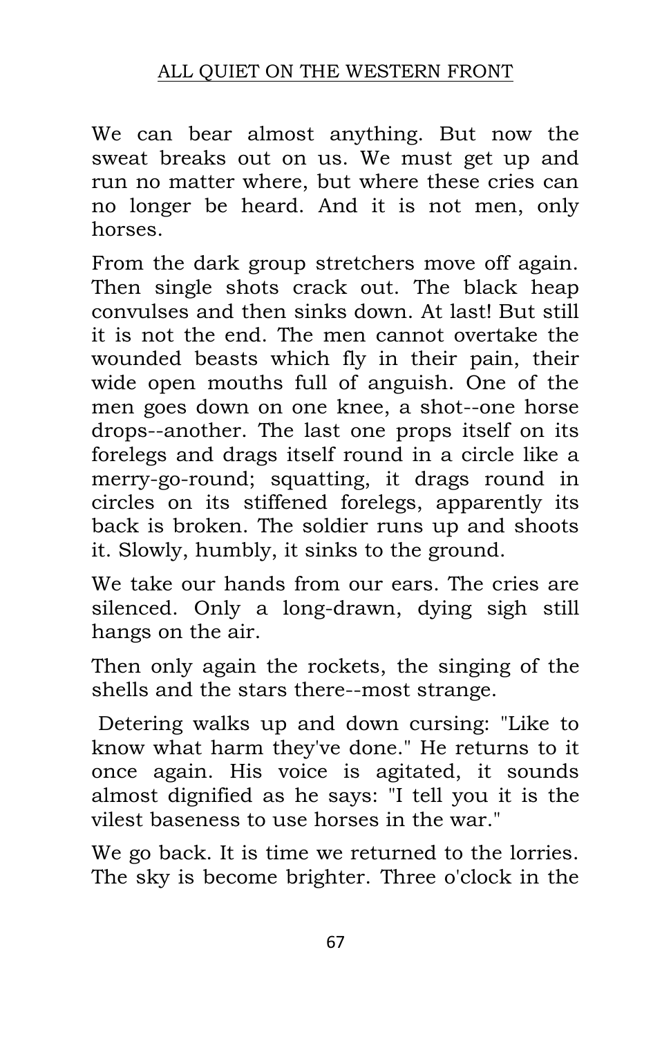We can bear almost anything. But now the sweat breaks out on us. We must get up and run no matter where, but where these cries can no longer be heard. And it is not men, only horses.

From the dark group stretchers move off again. Then single shots crack out. The black heap convulses and then sinks down. At last! But still it is not the end. The men cannot overtake the wounded beasts which fly in their pain, their wide open mouths full of anguish. One of the men goes down on one knee, a shot--one horse drops--another. The last one props itself on its forelegs and drags itself round in a circle like a merry-go-round; squatting, it drags round in circles on its stiffened forelegs, apparently its back is broken. The soldier runs up and shoots it. Slowly, humbly, it sinks to the ground.

We take our hands from our ears. The cries are silenced. Only a long-drawn, dying sigh still hangs on the air.

Then only again the rockets, the singing of the shells and the stars there--most strange.

Detering walks up and down cursing: "Like to know what harm they've done." He returns to it once again. His voice is agitated, it sounds almost dignified as he says: "I tell you it is the vilest baseness to use horses in the war."

We go back. It is time we returned to the lorries. The sky is become brighter. Three o'clock in the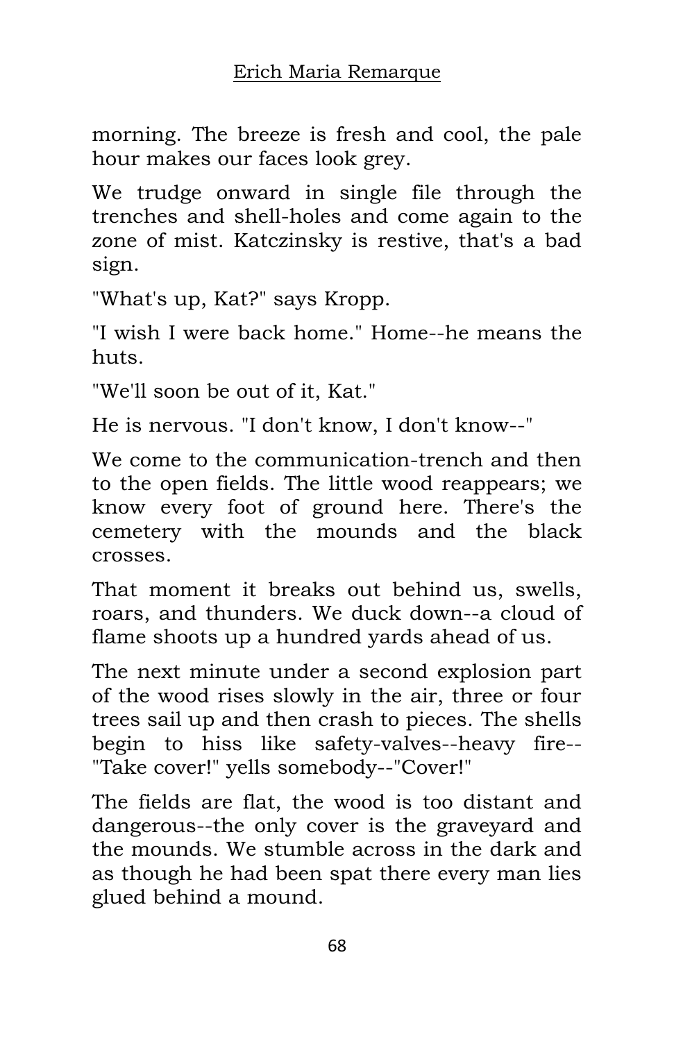morning. The breeze is fresh and cool, the pale hour makes our faces look grey.

We trudge onward in single file through the trenches and shell-holes and come again to the zone of mist. Katczinsky is restive, that's a bad sign.

"What's up, Kat?" says Kropp.

"I wish I were back home." Home--he means the huts.

"We'll soon be out of it, Kat."

He is nervous. "I don't know, I don't know--"

We come to the communication-trench and then to the open fields. The little wood reappears; we know every foot of ground here. There's the cemetery with the mounds and the black crosses.

That moment it breaks out behind us, swells, roars, and thunders. We duck down--a cloud of flame shoots up a hundred yards ahead of us.

The next minute under a second explosion part of the wood rises slowly in the air, three or four trees sail up and then crash to pieces. The shells begin to hiss like safety-valves--heavy fire-- "Take cover!" yells somebody--"Cover!"

The fields are flat, the wood is too distant and dangerous--the only cover is the graveyard and the mounds. We stumble across in the dark and as though he had been spat there every man lies glued behind a mound.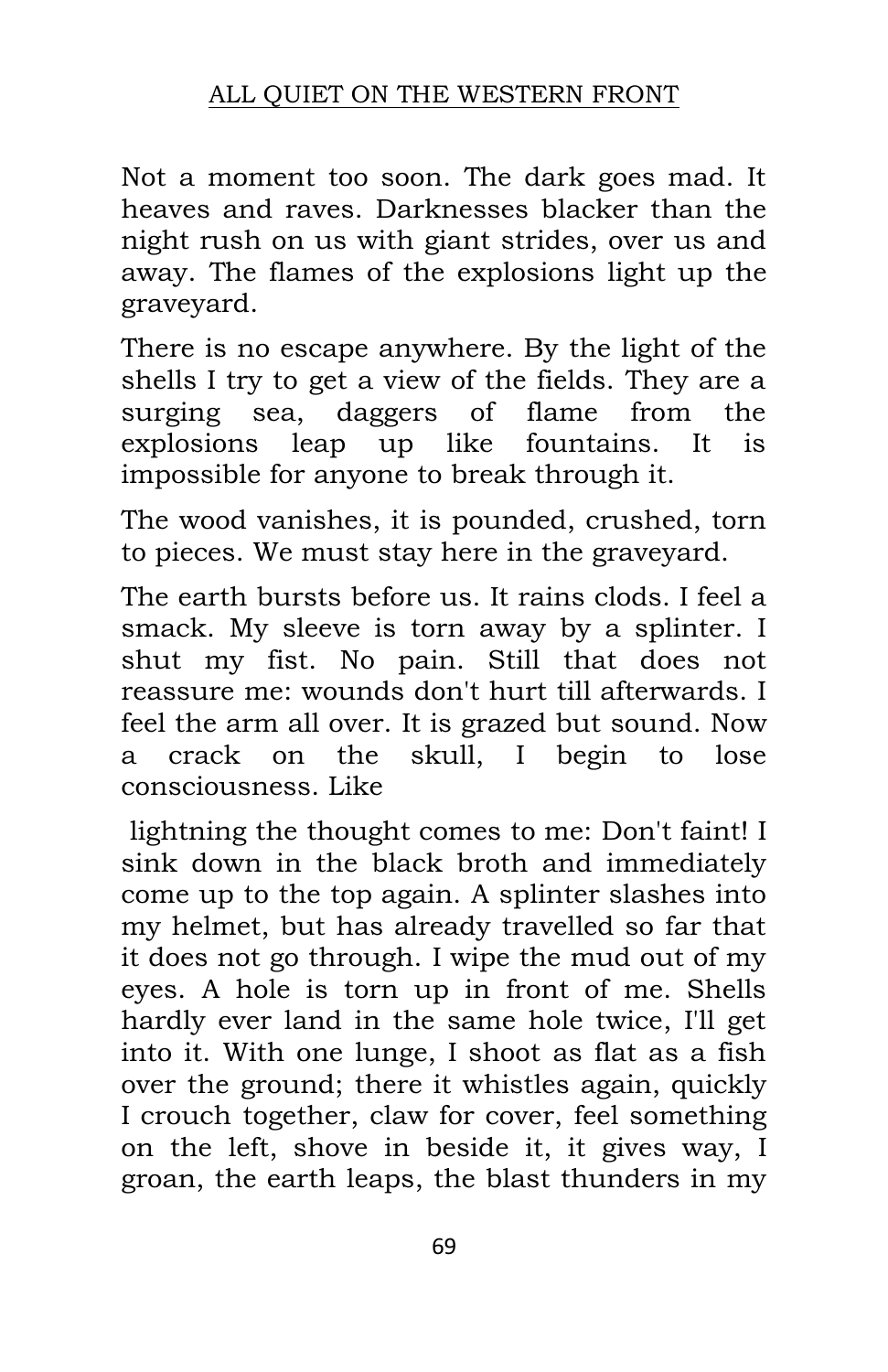Not a moment too soon. The dark goes mad. It heaves and raves. Darknesses blacker than the night rush on us with giant strides, over us and away. The flames of the explosions light up the graveyard.

There is no escape anywhere. By the light of the shells I try to get a view of the fields. They are a surging sea, daggers of flame from the explosions leap up like fountains. It is impossible for anyone to break through it.

The wood vanishes, it is pounded, crushed, torn to pieces. We must stay here in the graveyard.

The earth bursts before us. It rains clods. I feel a smack. My sleeve is torn away by a splinter. I shut my fist. No pain. Still that does not reassure me: wounds don't hurt till afterwards. I feel the arm all over. It is grazed but sound. Now a crack on the skull, I begin to lose consciousness. Like lightning the thought comes to me: Don't faint! I sink down in the black broth and immediately come up to the top again. A splinter slashes into my helmet, but has already travelled so far that it does not go through. I wipe the mud out of my eyes. A hole is torn up in front of me. Shells hardly ever land in the same hole twice, I'll get into it. With one lunge, I shoot as flat as a fish over the ground; there it whistles again, quickly I crouch together, claw for cover, feel something on the left, shove in beside it, it gives way, I groan, the earth leaps, the blast thunders in my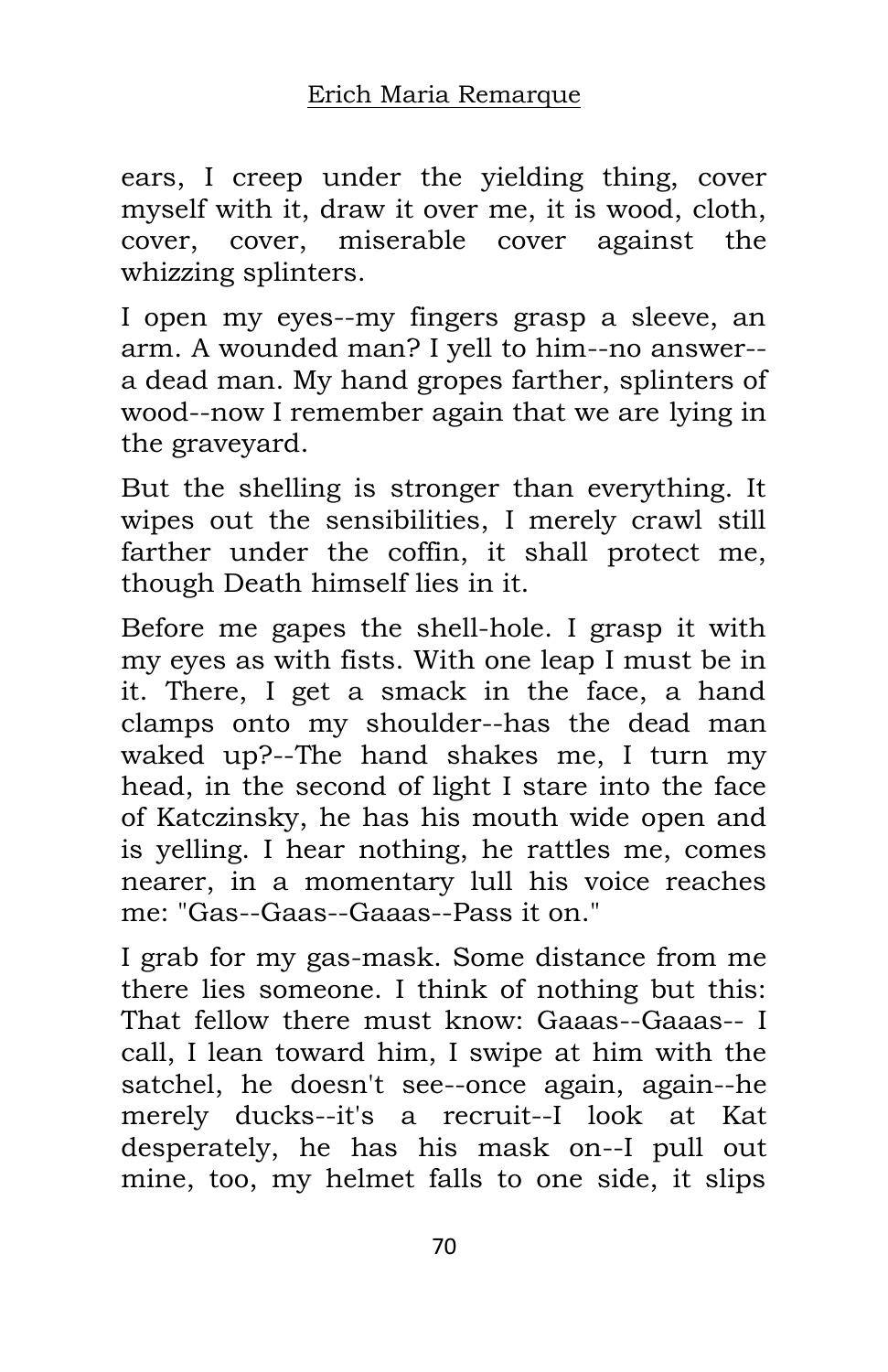ears, I creep under the yielding thing, cover myself with it, draw it over me, it is wood, cloth, cover, cover, miserable cover against the whizzing splinters.

I open my eyes--my fingers grasp a sleeve, an arm. A wounded man? I yell to him--no answer--a dead man. My hand gropes farther, splinters of wood--now I remember again that we are lying in the graveyard.

But the shelling is stronger than everything. It wipes out the sensibilities, I merely crawl still farther under the coffin, it shall protect me, though Death himself lies in it.

Before me gapes the shell-hole. I grasp it with my eyes as with fists. With one leap I must be in it. There, I get a smack in the face, a hand clamps onto my shoulder--has the dead man waked up?--The hand shakes me, I turn my head, in the second of light I stare into the face of Katczinsky, he has his mouth wide open and is yelling. I hear nothing, he rattles me, comes nearer, in a momentary lull his voice reaches me: "Gas--Gaas--Gaaas--Pass it on."

I grab for my gas-mask. Some distance from me there lies someone. I think of nothing but this: That fellow there must know: Gaaas--Gaaas-- I call, I lean toward him, I swipe at him with the satchel, he doesn't see--once again, again--he merely ducks--it's a recruit--I look at Kat desperately, he has his mask on--I pull out mine, too, my helmet falls to one side, it slips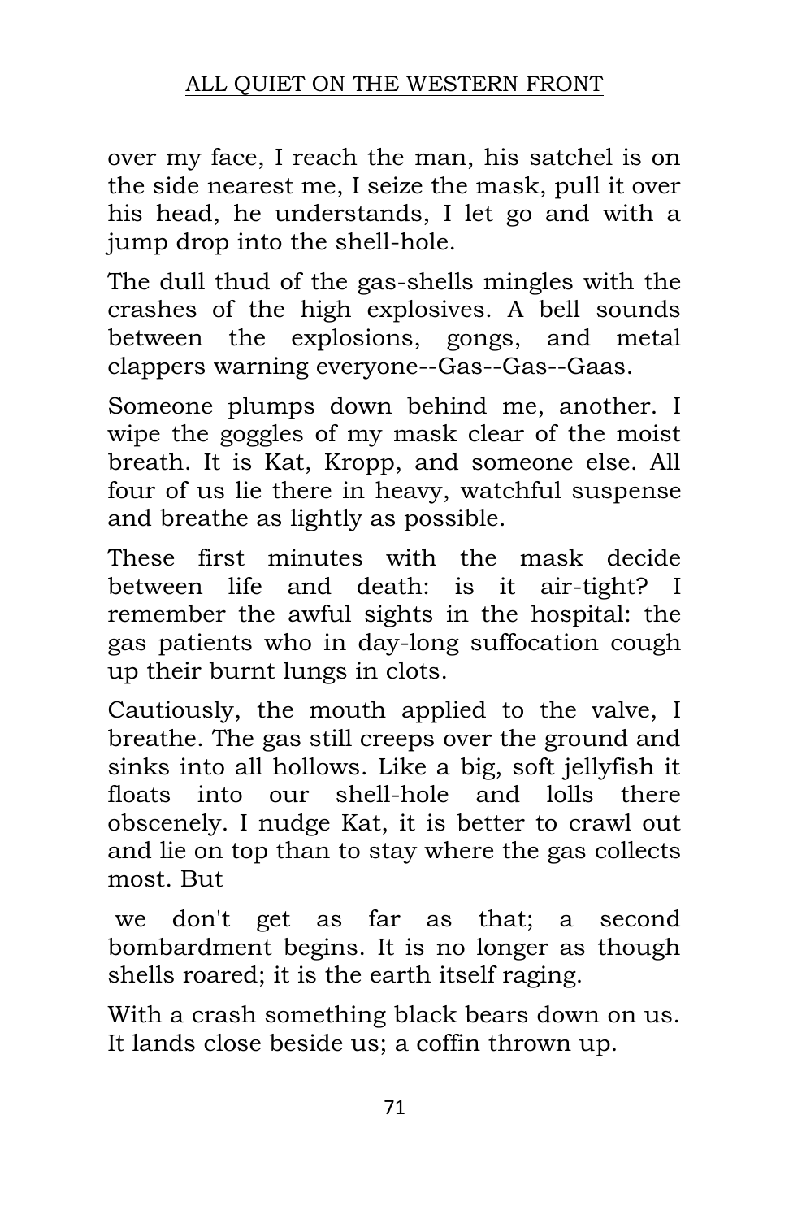over my face, I reach the man, his satchel is on the side nearest me, I seize the mask, pull it over his head, he understands, I let go and with a jump drop into the shell-hole.

The dull thud of the gas-shells mingles with the crashes of the high explosives. A bell sounds between the explosions, gongs, and metal clappers warning everyone--Gas--Gas--Gaas.

Someone plumps down behind me, another. I wipe the goggles of my mask clear of the moist breath. It is Kat, Kropp, and someone else. All four of us lie there in heavy, watchful suspense and breathe as lightly as possible.

These first minutes with the mask decide between life and death: is it air-tight? I remember the awful sights in the hospital: the gas patients who in day-long suffocation cough up their burnt lungs in clots.

Cautiously, the mouth applied to the valve, I breathe. The gas still creeps over the ground and sinks into all hollows. Like a big, soft jellyfish it floats into our shell-hole and lolls there obscenely. I nudge Kat, it is better to crawl out and lie on top than to stay where the gas collects most. But we don't get as far as that; a second bombardment begins. It is no longer as though shells roared; it is the earth itself raging.

With a crash something black bears down on us. It lands close beside us; a coffin thrown up.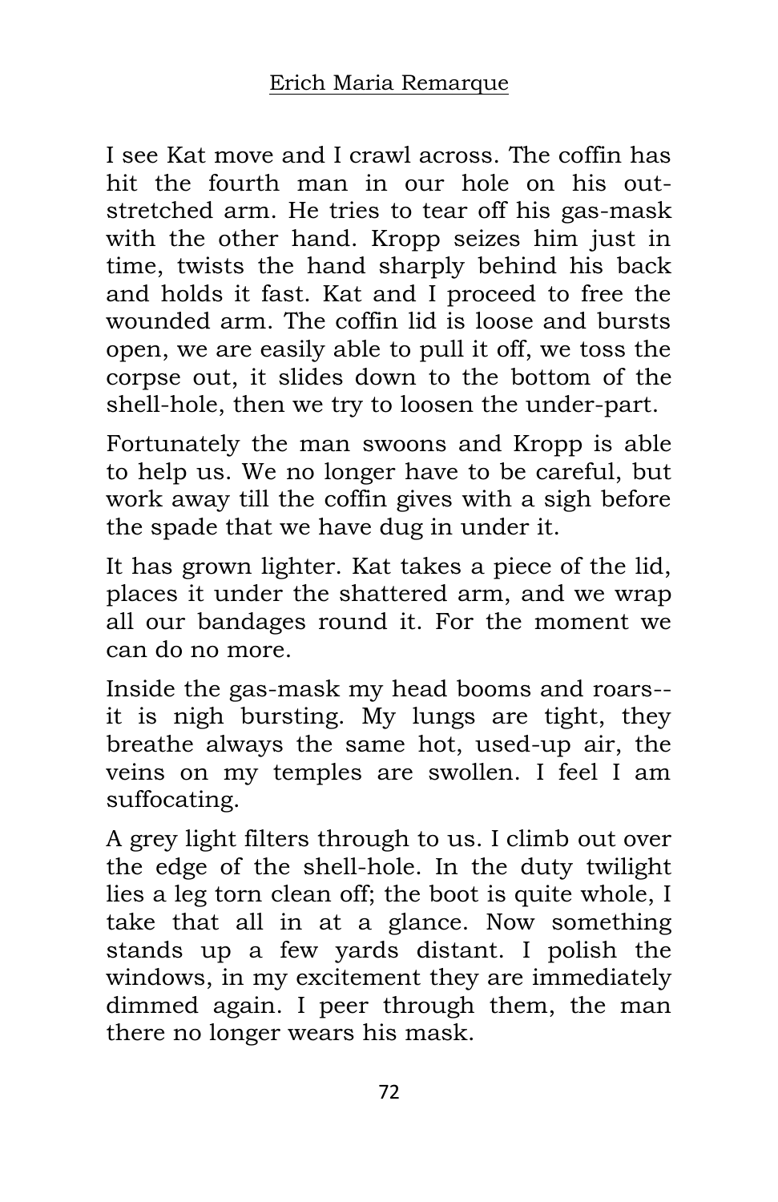I see Kat move and I crawl across. The coffin has hit the fourth man in our hole on his out-stretched arm. He tries to tear off his gas-mask with the other hand. Kropp seizes him just in time, twists the hand sharply behind his back and holds it fast. Kat and I proceed to free the wounded arm. The coffin lid is loose and bursts open, we are easily able to pull it off, we toss the corpse out, it slides down to the bottom of the shell-hole, then we try to loosen the under-part.

Fortunately the man swoons and Kropp is able to help us. We no longer have to be careful, but work away till the coffin gives with a sigh before the spade that we have dug in under it.

It has grown lighter. Kat takes a piece of the lid, places it under the shattered arm, and we wrap all our bandages round it. For the moment we can do no more.

Inside the gas-mask my head booms and roars--it is nigh bursting. My lungs are tight, they breathe always the same hot, used-up air, the veins on my temples are swollen. I feel I am suffocating.

A grey light filters through to us. I climb out over the edge of the shell-hole. In the duty twilight lies a leg torn clean off; the boot is quite whole, I take that all in at a glance. Now something stands up a few yards distant. I polish the windows, in my excitement they are immediately dimmed again. I peer through them, the man there no longer wears his mask.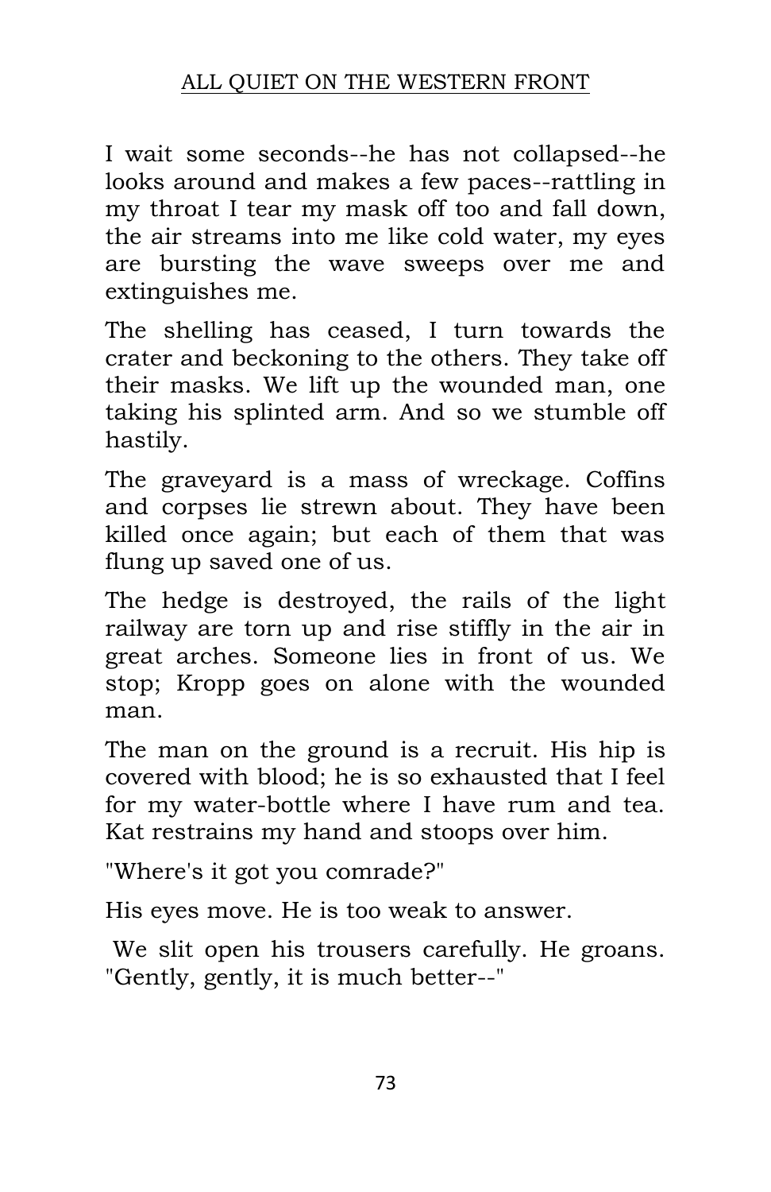I wait some seconds--he has not collapsed--he looks around and makes a few paces--rattling in my throat I tear my mask off too and fall down, the air streams into me like cold water, my eyes are bursting the wave sweeps over me and extinguishes me.

The shelling has ceased, I turn towards the crater and beckoning to the others. They take off their masks. We lift up the wounded man, one taking his splinted arm. And so we stumble off hastily.

The graveyard is a mass of wreckage. Coffins and corpses lie strewn about. They have been killed once again; but each of them that was flung up saved one of us.

The hedge is destroyed, the rails of the light railway are torn up and rise stiffly in the air in great arches. Someone lies in front of us. We stop; Kropp goes on alone with the wounded man.

The man on the ground is a recruit. His hip is covered with blood; he is so exhausted that I feel for my water-bottle where I have rum and tea. Kat restrains my hand and stoops over him.

"Where's it got you comrade?"

His eyes move. He is too weak to answer.

We slit open his trousers carefully. He groans. "Gently, gently, it is much better--"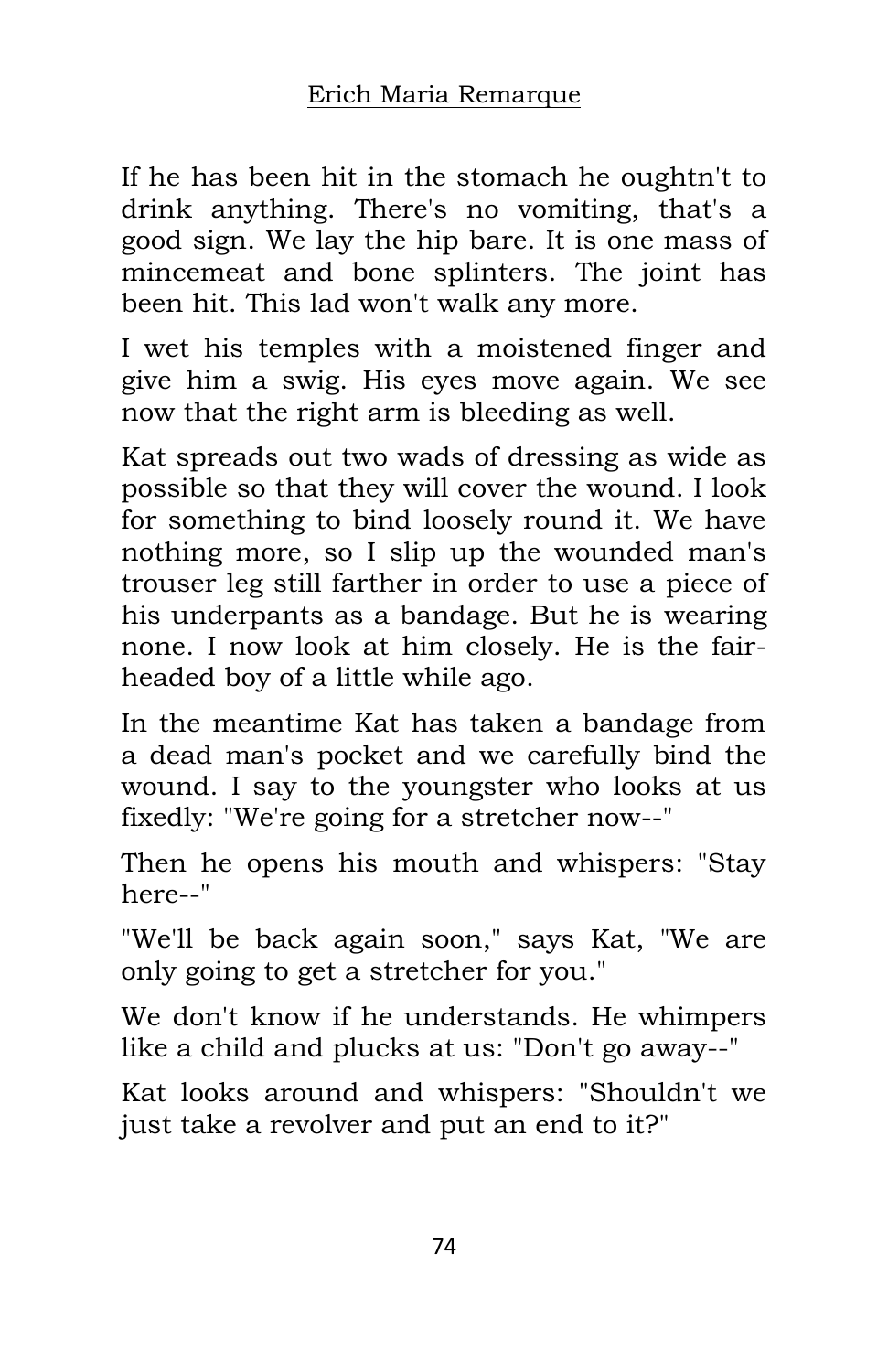If he has been hit in the stomach he oughtn't to drink anything. There's no vomiting, that's a good sign. We lay the hip bare. It is one mass of mincemeat and bone splinters. The joint has been hit. This lad won't walk any more.

I wet his temples with a moistened finger and give him a swig. His eyes move again. We see now that the right arm is bleeding as well.

Kat spreads out two wads of dressing as wide as possible so that they will cover the wound. I look for something to bind loosely round it. We have nothing more, so I slip up the wounded man's trouser leg still farther in order to use a piece of his underpants as a bandage. But he is wearing none. I now look at him closely. He is the fair-headed boy of a little while ago.

In the meantime Kat has taken a bandage from a dead man's pocket and we carefully bind the wound. I say to the youngster who looks at us fixedly: "We're going for a stretcher now--"

Then he opens his mouth and whispers: "Stay here--"

"We'll be back again soon," says Kat, "We are only going to get a stretcher for you."

We don't know if he understands. He whimpers like a child and plucks at us: "Don't go away--"

Kat looks around and whispers: "Shouldn't we just take a revolver and put an end to it?"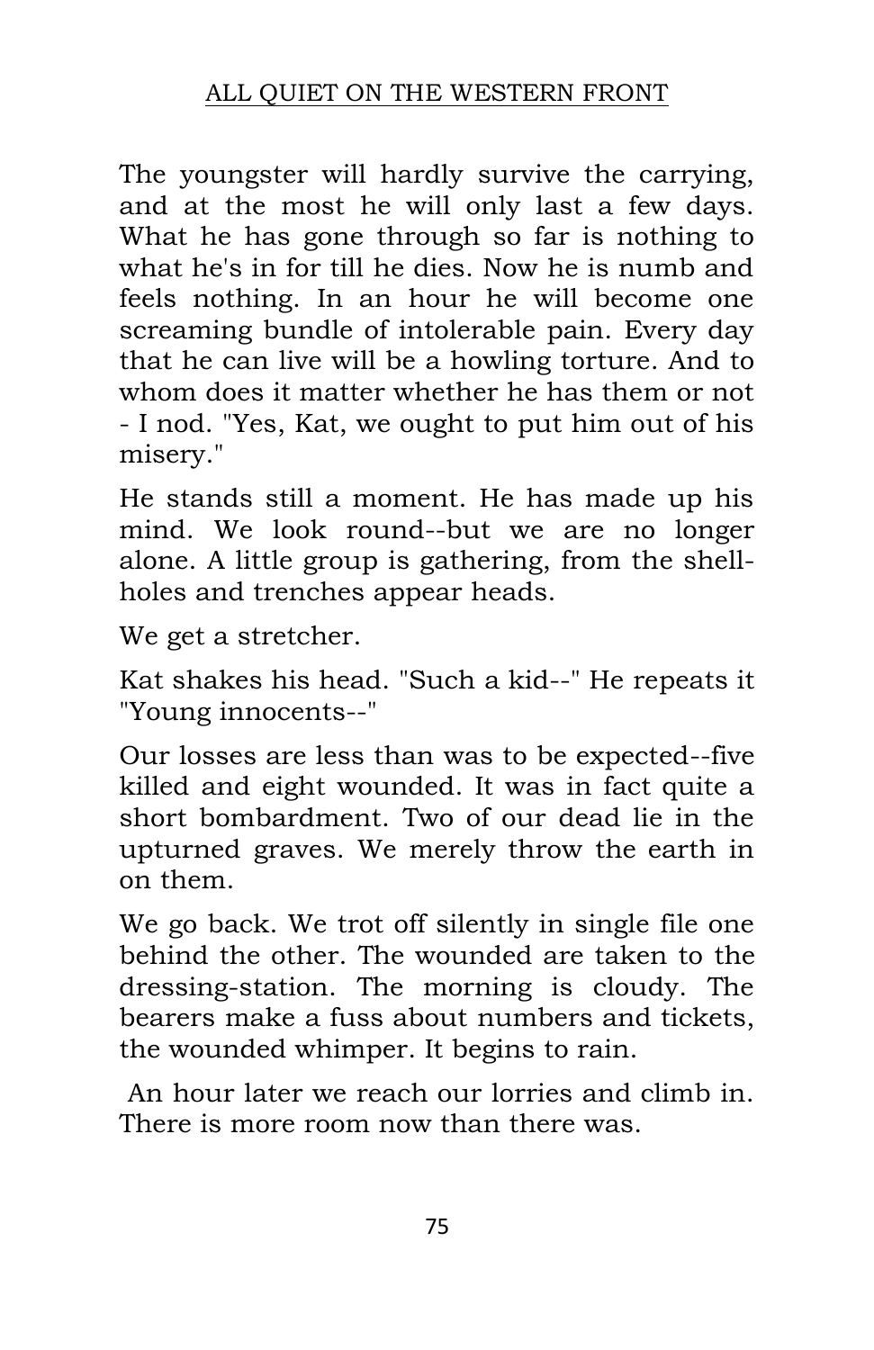The youngster will hardly survive the carrying, and at the most he will only last a few days. What he has gone through so far is nothing to what he's in for till he dies. Now he is numb and feels nothing. In an hour he will become one screaming bundle of intolerable pain. Every day that he can live will be a howling torture. And to whom does it matter whether he has them or not - I nod. "Yes, Kat, we ought to put him out of his misery."

He stands still a moment. He has made up his mind. We look round--but we are no longer alone. A little group is gathering, from the shell-holes and trenches appear heads.

We get a stretcher.

Kat shakes his head. "Such a kid--" He repeats it "Young innocents--"

Our losses are less than was to be expected--five killed and eight wounded. It was in fact quite a short bombardment. Two of our dead lie in the upturned graves. We merely throw the earth in on them.

We go back. We trot off silently in single file one behind the other. The wounded are taken to the dressing-station. The morning is cloudy. The bearers make a fuss about numbers and tickets, the wounded whimper. It begins to rain.

An hour later we reach our lorries and climb in. There is more room now than there was.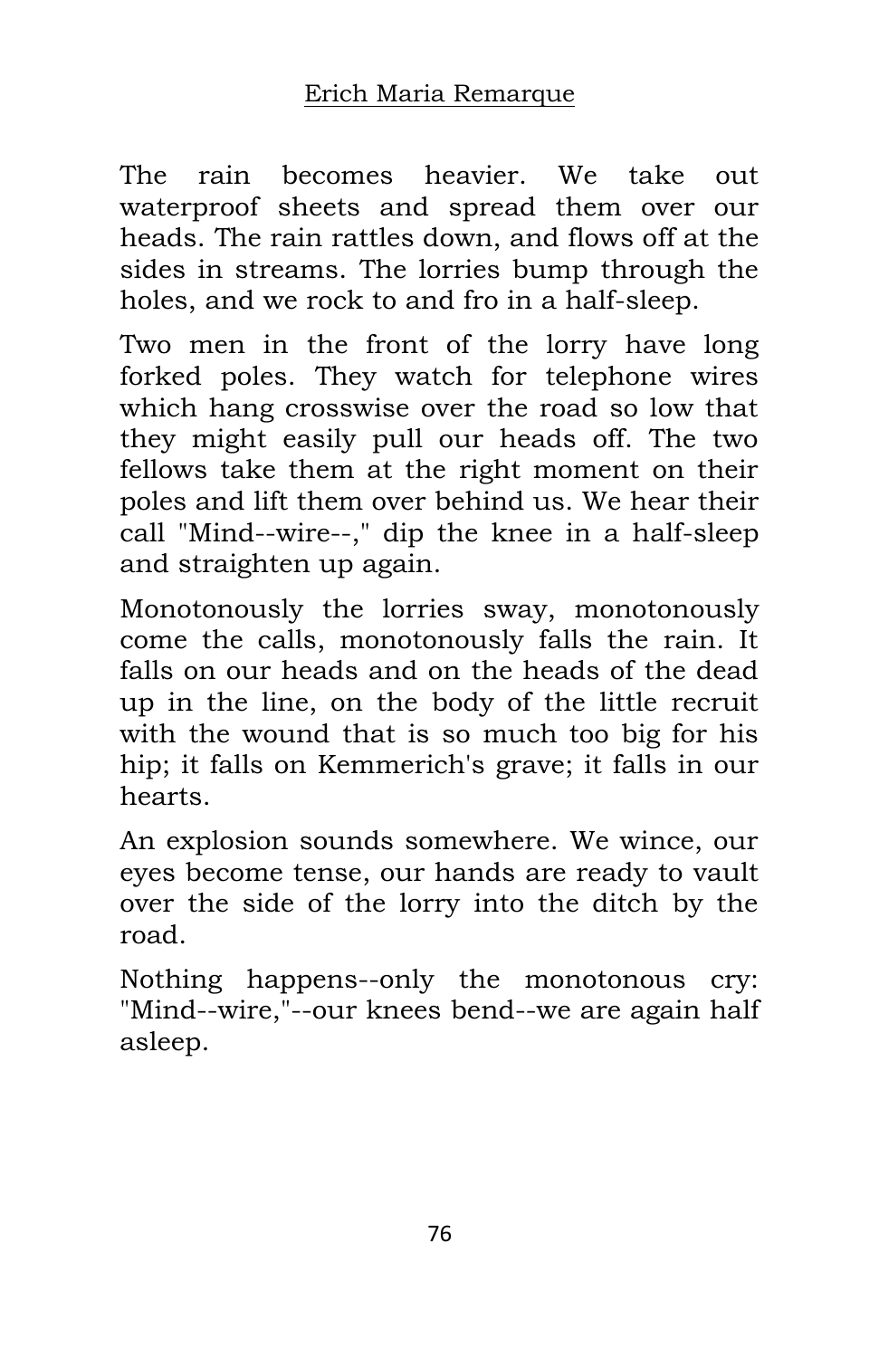The rain becomes heavier. We take out waterproof sheets and spread them over our heads. The rain rattles down, and flows off at the sides in streams. The lorries bump through the holes, and we rock to and fro in a half-sleep.

Two men in the front of the lorry have long forked poles. They watch for telephone wires which hang crosswise over the road so low that they might easily pull our heads off. The two fellows take them at the right moment on their poles and lift them over behind us. We hear their call "Mind--wire--," dip the knee in a half-sleep and straighten up again.

Monotonously the lorries sway, monotonously come the calls, monotonously falls the rain. It falls on our heads and on the heads of the dead up in the line, on the body of the little recruit with the wound that is so much too big for his hip; it falls on Kemmerich's grave; it falls in our hearts.

An explosion sounds somewhere. We wince, our eyes become tense, our hands are ready to vault over the side of the lorry into the ditch by the road.

Nothing happens--only the monotonous cry: "Mind--wire,"--our knees bend--we are again half asleep.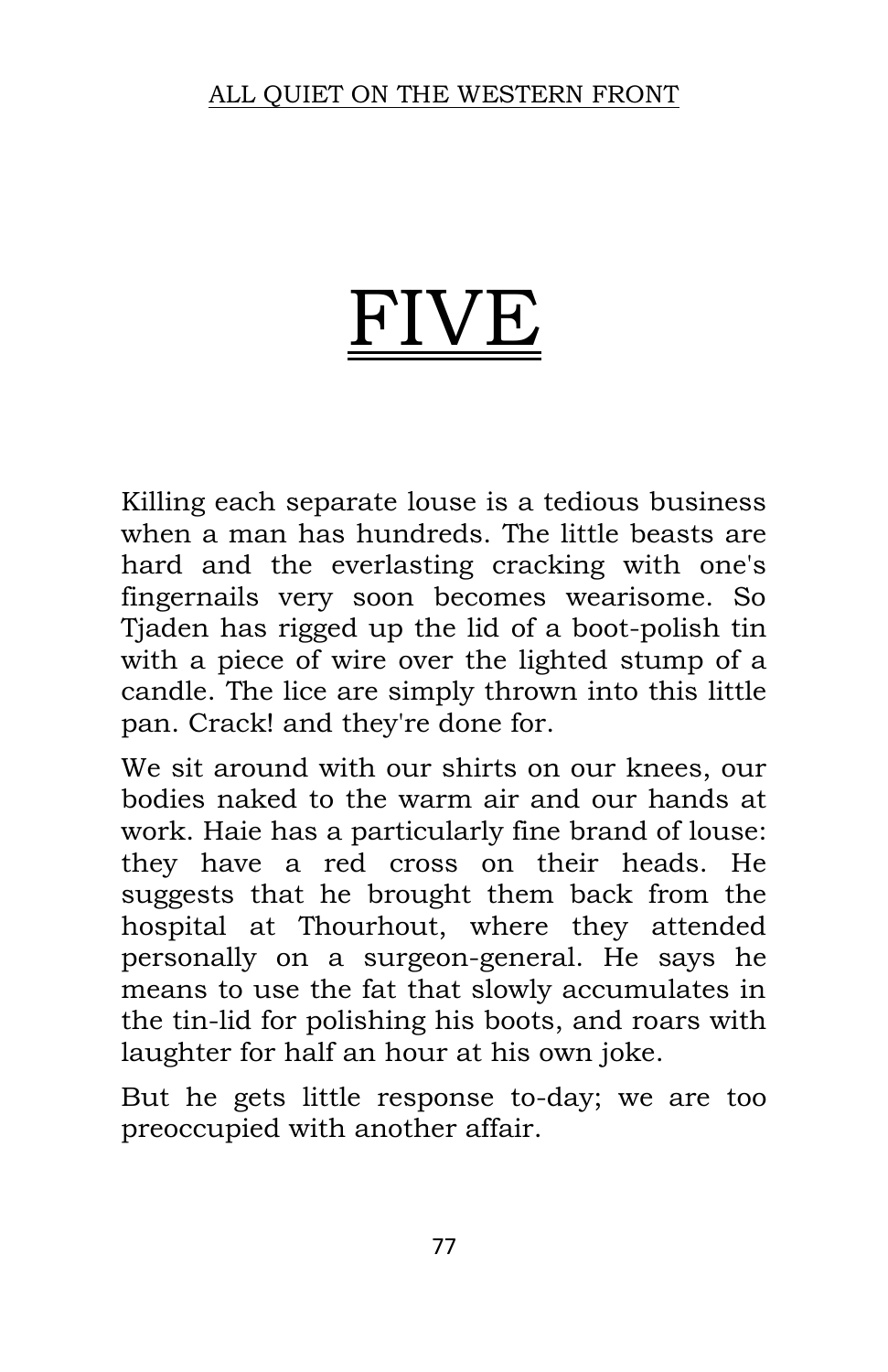# FIVE

Killing each separate louse is a tedious business when a man has hundreds. The little beasts are hard and the everlasting cracking with one's fingernails very soon becomes wearisome. So Tjaden has rigged up the lid of a boot-polish tin with a piece of wire over the lighted stump of a candle. The lice are simply thrown into this little pan. Crack! and they're done for.

We sit around with our shirts on our knees, our bodies naked to the warm air and our hands at work. Haie has a particularly fine brand of louse: they have a red cross on their heads. He suggests that he brought them back from the hospital at Thourhout, where they attended personally on a surgeon-general. He says he means to use the fat that slowly accumulates in the tin-lid for polishing his boots, and roars with laughter for half an hour at his own joke.

But he gets little response to-day; we are too preoccupied with another affair.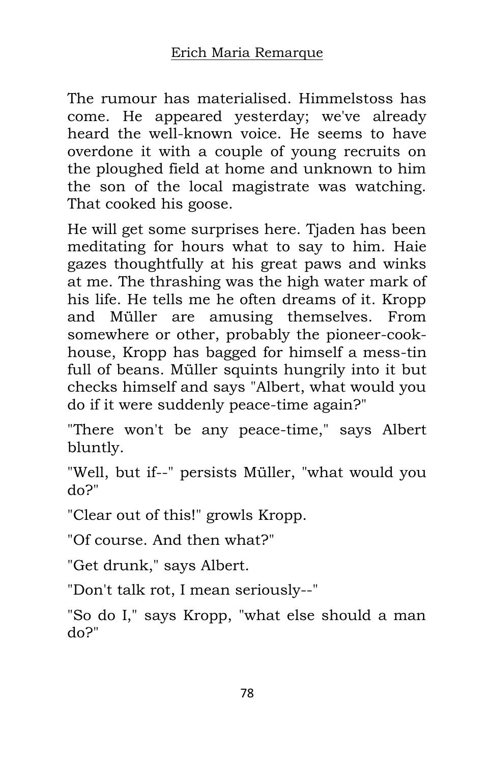The rumour has materialised. Himmelstoss has come. He appeared yesterday; we've already heard the well-known voice. He seems to have overdone it with a couple of young recruits on the ploughed field at home and unknown to him the son of the local magistrate was watching. That cooked his goose.

He will get some surprises here. Tjaden has been meditating for hours what to say to him. Haie gazes thoughtfully at his great paws and winks at me. The thrashing was the high water mark of his life. He tells me he often dreams of it. Kropp and Müller are amusing themselves. From somewhere or other, probably the pioneer-cook-house, Kropp has bagged for himself a mess-tin full of beans. Müller squints hungrily into it but checks himself and says "Albert, what would you do if it were suddenly peace-time again?"

"There won't be any peace-time," says Albert bluntly.

"Well, but if--" persists Müller, "what would you do?"

"Clear out of this!" growls Kropp.

"Of course. And then what?"

"Get drunk," says Albert.

"Don't talk rot, I mean seriously--"

"So do I," says Kropp, "what else should a man do?"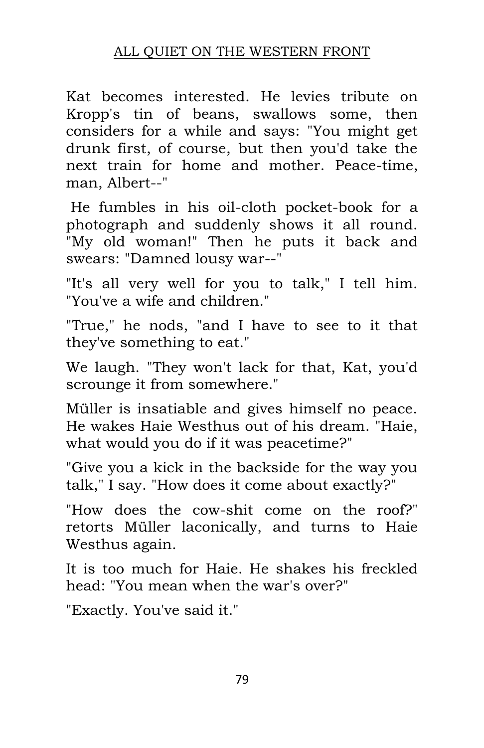Kat becomes interested. He levies tribute on Kropp's tin of beans, swallows some, then considers for a while and says: "You might get drunk first, of course, but then you'd take the next train for home and mother. Peace-time, man, Albert--"

He fumbles in his oil-cloth pocket-book for a photograph and suddenly shows it all round. "My old woman!" Then he puts it back and swears: "Damned lousy war--"

"It's all very well for you to talk," I tell him. "You've a wife and children."

"True," he nods, "and I have to see to it that they've something to eat."

We laugh. "They won't lack for that, Kat, you'd scrounge it from somewhere."

Müller is insatiable and gives himself no peace. He wakes Haie Westhus out of his dream. "Haie, what would you do if it was peacetime?"

"Give you a kick in the backside for the way you talk," I say. "How does it come about exactly?"

"How does the cow-shit come on the roof?" retorts Müller laconically, and turns to Haie Westhus again.

It is too much for Haie. He shakes his freckled head: "You mean when the war's over?"

"Exactly. You've said it."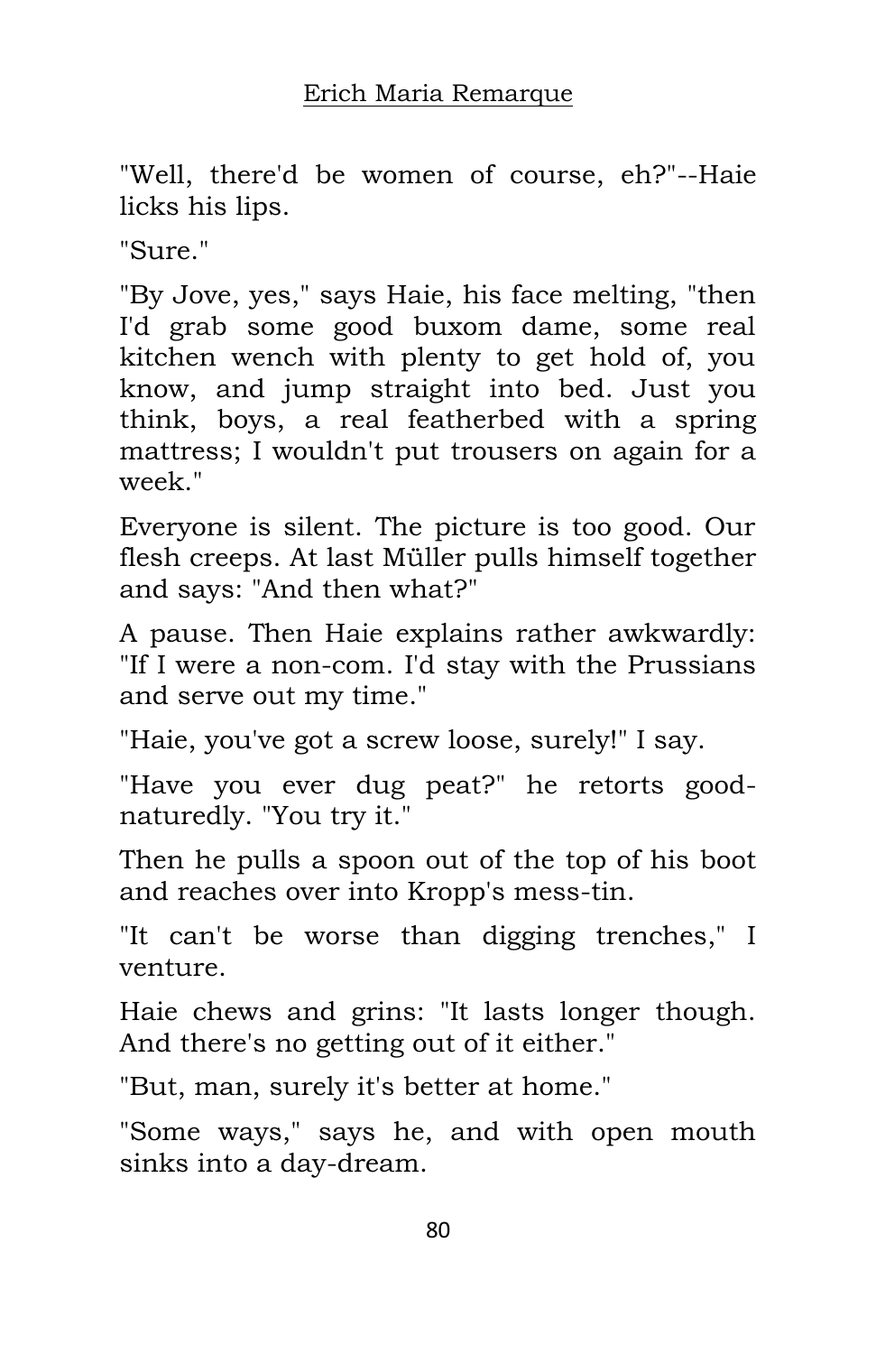"Well, there'd be women of course, eh?"--Haie licks his lips.

"Sure."

"By Jove, yes," says Haie, his face melting, "then I'd grab some good buxom dame, some real kitchen wench with plenty to get hold of, you know, and jump straight into bed. Just you think, boys, a real featherbed with a spring mattress; I wouldn't put trousers on again for a week."

Everyone is silent. The picture is too good. Our flesh creeps. At last Müller pulls himself together and says: "And then what?"

A pause. Then Haie explains rather awkwardly: "If I were a non-com. I'd stay with the Prussians and serve out my time."

"Haie, you've got a screw loose, surely!" I say.

"Have you ever dug peat?" he retorts good-naturedly. "You try it."

Then he pulls a spoon out of the top of his boot and reaches over into Kropp's mess-tin.

"It can't be worse than digging trenches," I venture.

Haie chews and grins: "It lasts longer though. And there's no getting out of it either."

"But, man, surely it's better at home."

"Some ways," says he, and with open mouth sinks into a day-dream.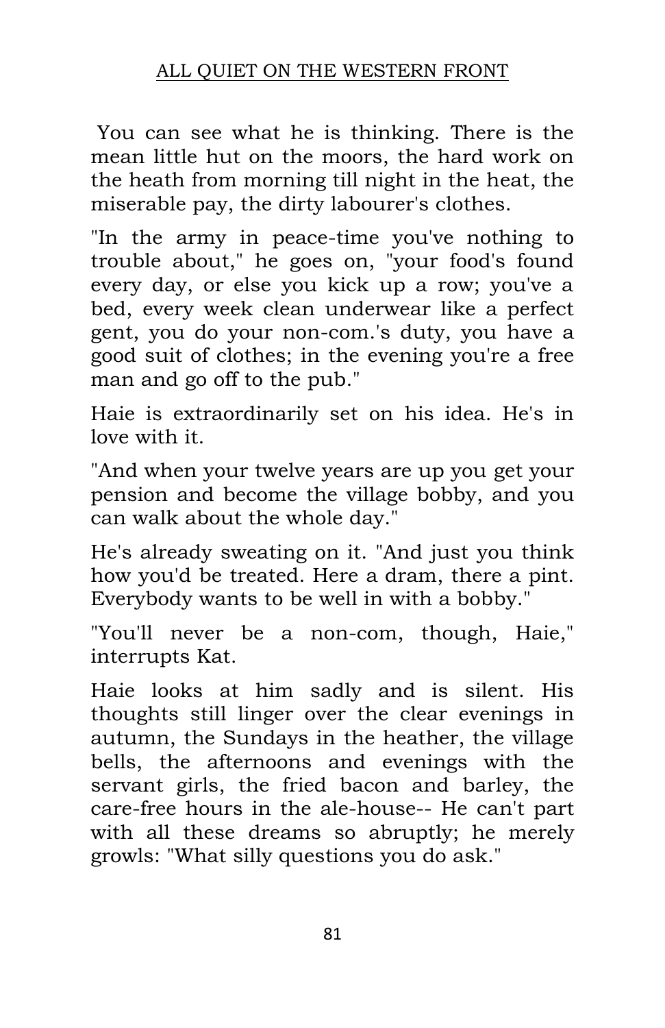You can see what he is thinking. There is the mean little hut on the moors, the hard work on the heath from morning till night in the heat, the miserable pay, the dirty labourer's clothes.

"In the army in peace-time you've nothing to trouble about," he goes on, "your food's found every day, or else you kick up a row; you've a bed, every week clean underwear like a perfect gent, you do your non-com.'s duty, you have a good suit of clothes; in the evening you're a free man and go off to the pub."

Haie is extraordinarily set on his idea. He's in love with it.

"And when your twelve years are up you get your pension and become the village bobby, and you can walk about the whole day."

He's already sweating on it. "And just you think how you'd be treated. Here a dram, there a pint. Everybody wants to be well in with a bobby."

"You'll never be a non-com, though, Haie," interrupts Kat.

Haie looks at him sadly and is silent. His thoughts still linger over the clear evenings in autumn, the Sundays in the heather, the village bells, the afternoons and evenings with the servant girls, the fried bacon and barley, the care-free hours in the ale-house-- He can't part with all these dreams so abruptly; he merely growls: "What silly questions you do ask."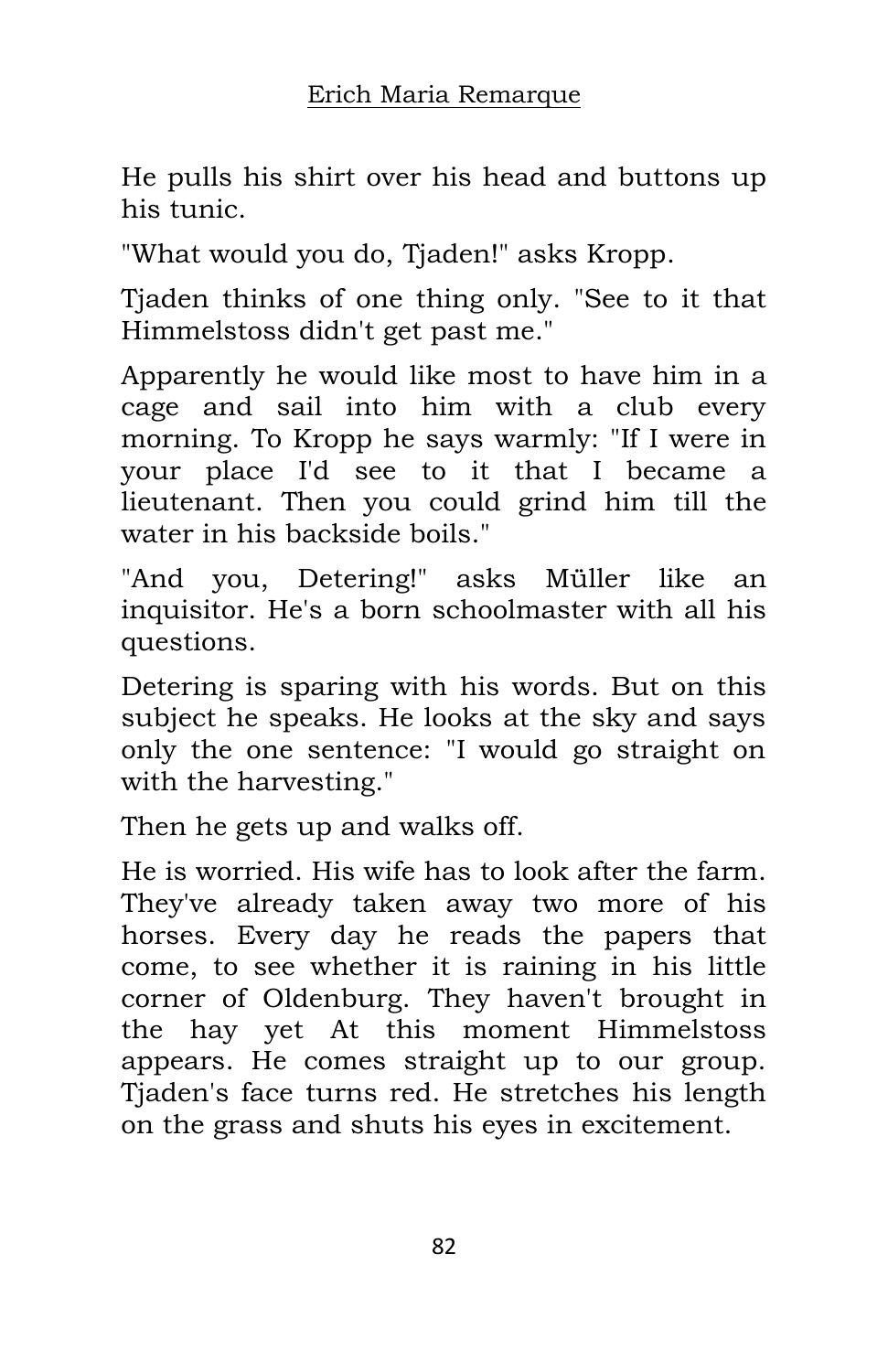He pulls his shirt over his head and buttons up his tunic.

"What would you do, Tjaden!" asks Kropp.

Tjaden thinks of one thing only. "See to it that Himmelstoss didn't get past me."

Apparently he would like most to have him in a cage and sail into him with a club every morning. To Kropp he says warmly: "If I were in your place I'd see to it that I became a lieutenant. Then you could grind him till the water in his backside boils."

"And you, Detering!" asks Müller like an inquisitor. He's a born schoolmaster with all his questions.

Detering is sparing with his words. But on this subject he speaks. He looks at the sky and says only the one sentence: "I would go straight on with the harvesting."

Then he gets up and walks off.

He is worried. His wife has to look after the farm. They've already taken away two more of his horses. Every day he reads the papers that come, to see whether it is raining in his little corner of Oldenburg. They haven't brought in the hay yet At this moment Himmelstoss appears. He comes straight up to our group. Tjaden's face turns red. He stretches his length on the grass and shuts his eyes in excitement.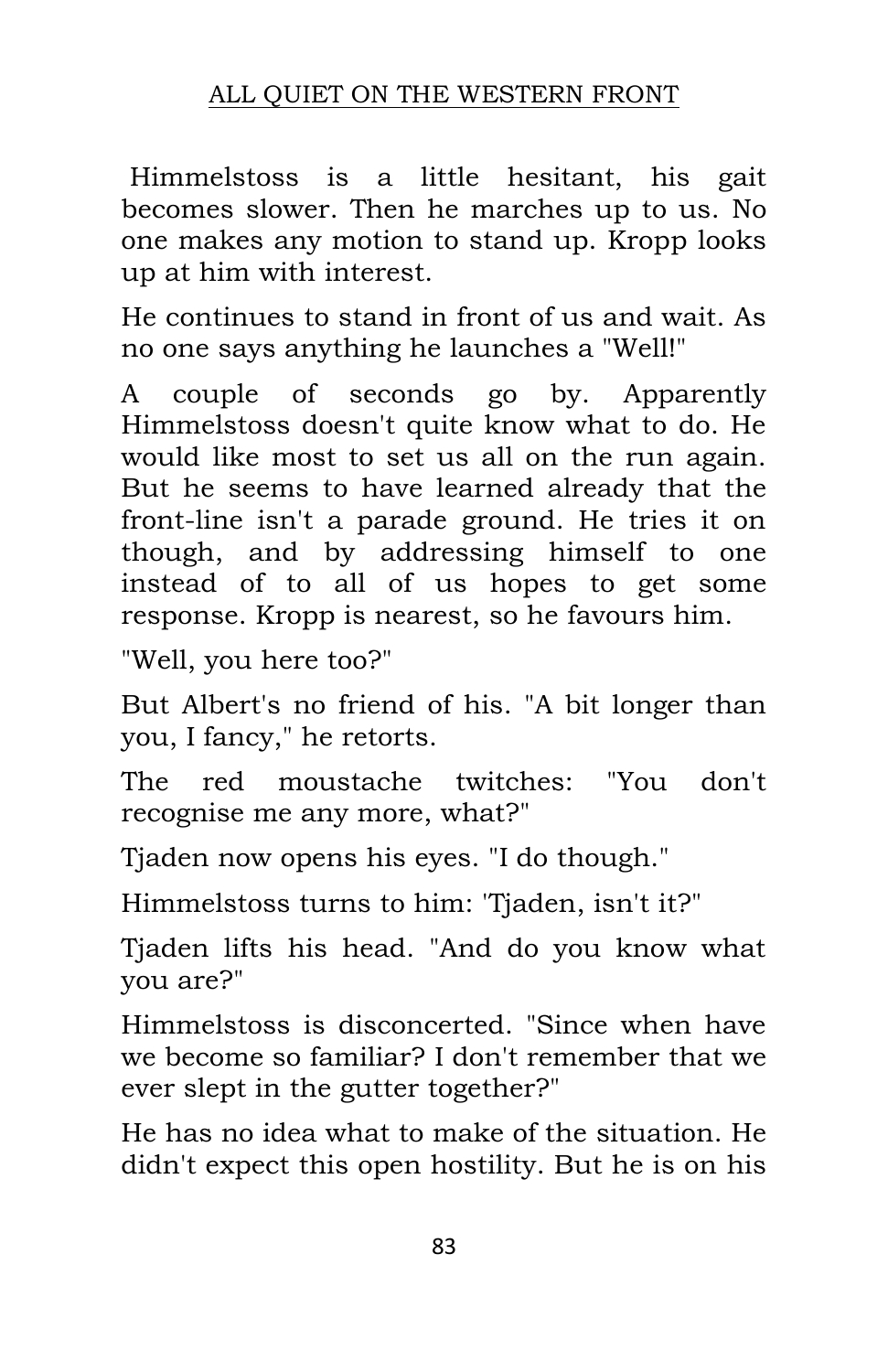Himmelstoss is a little hesitant, his gait becomes slower. Then he marches up to us. No one makes any motion to stand up. Kropp looks up at him with interest.

He continues to stand in front of us and wait. As no one says anything he launches a "Well!"

A couple of seconds go by. Apparently Himmelstoss doesn't quite know what to do. He would like most to set us all on the run again. But he seems to have learned already that the front-line isn't a parade ground. He tries it on though, and by addressing himself to one instead of to all of us hopes to get some response. Kropp is nearest, so he favours him.

"Well, you here too?"

But Albert's no friend of his. "A bit longer than you, I fancy," he retorts.

The red moustache twitches: "You don't recognise me any more, what?"

Tjaden now opens his eyes. "I do though."

Himmelstoss turns to him: 'Tjaden, isn't it?"

Tjaden lifts his head. "And do you know what you are?"

Himmelstoss is disconcerted. "Since when have we become so familiar? I don't remember that we ever slept in the gutter together?"

He has no idea what to make of the situation. He didn't expect this open hostility. But he is on his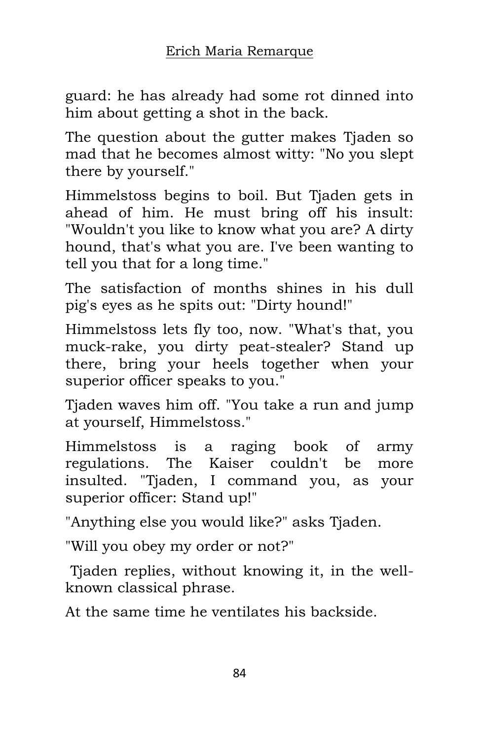guard: he has already had some rot dinned into him about getting a shot in the back.

The question about the gutter makes Tjaden so mad that he becomes almost witty: "No you slept there by yourself."

Himmelstoss begins to boil. But Tjaden gets in ahead of him. He must bring off his insult: "Wouldn't you like to know what you are? A dirty hound, that's what you are. I've been wanting to tell you that for a long time."

The satisfaction of months shines in his dull pig's eyes as he spits out: "Dirty hound!"

Himmelstoss lets fly too, now. "What's that, you muck-rake, you dirty peat-stealer? Stand up there, bring your heels together when your superior officer speaks to you."

Tjaden waves him off. "You take a run and jump at yourself, Himmelstoss."

Himmelstoss is a raging book of army regulations. The Kaiser couldn't be more insulted. "Tjaden, I command you, as your superior officer: Stand up!"

"Anything else you would like?" asks Tjaden.

"Will you obey my order or not?"

Tjaden replies, without knowing it, in the well-known classical phrase.

At the same time he ventilates his backside.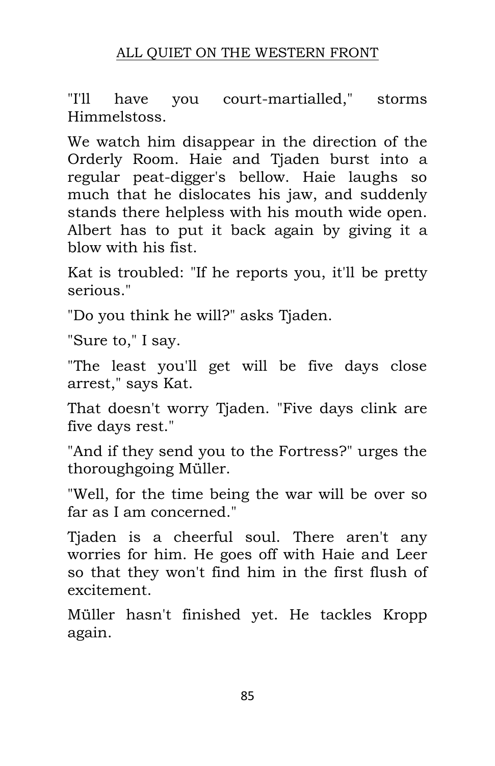"I'll have you court-martialled," storms Himmelstoss.

We watch him disappear in the direction of the Orderly Room. Haie and Tjaden burst into a regular peat-digger's bellow. Haie laughs so much that he dislocates his jaw, and suddenly stands there helpless with his mouth wide open. Albert has to put it back again by giving it a blow with his fist.

Kat is troubled: "If he reports you, it'll be pretty serious."

"Do you think he will?" asks Tjaden.

"Sure to," I say.

"The least you'll get will be five days close arrest," says Kat.

That doesn't worry Tjaden. "Five days clink are five days rest."

"And if they send you to the Fortress?" urges the thoroughgoing Müller.

"Well, for the time being the war will be over so far as I am concerned."

Tjaden is a cheerful soul. There aren't any worries for him. He goes off with Haie and Leer so that they won't find him in the first flush of excitement.

Müller hasn't finished yet. He tackles Kropp again.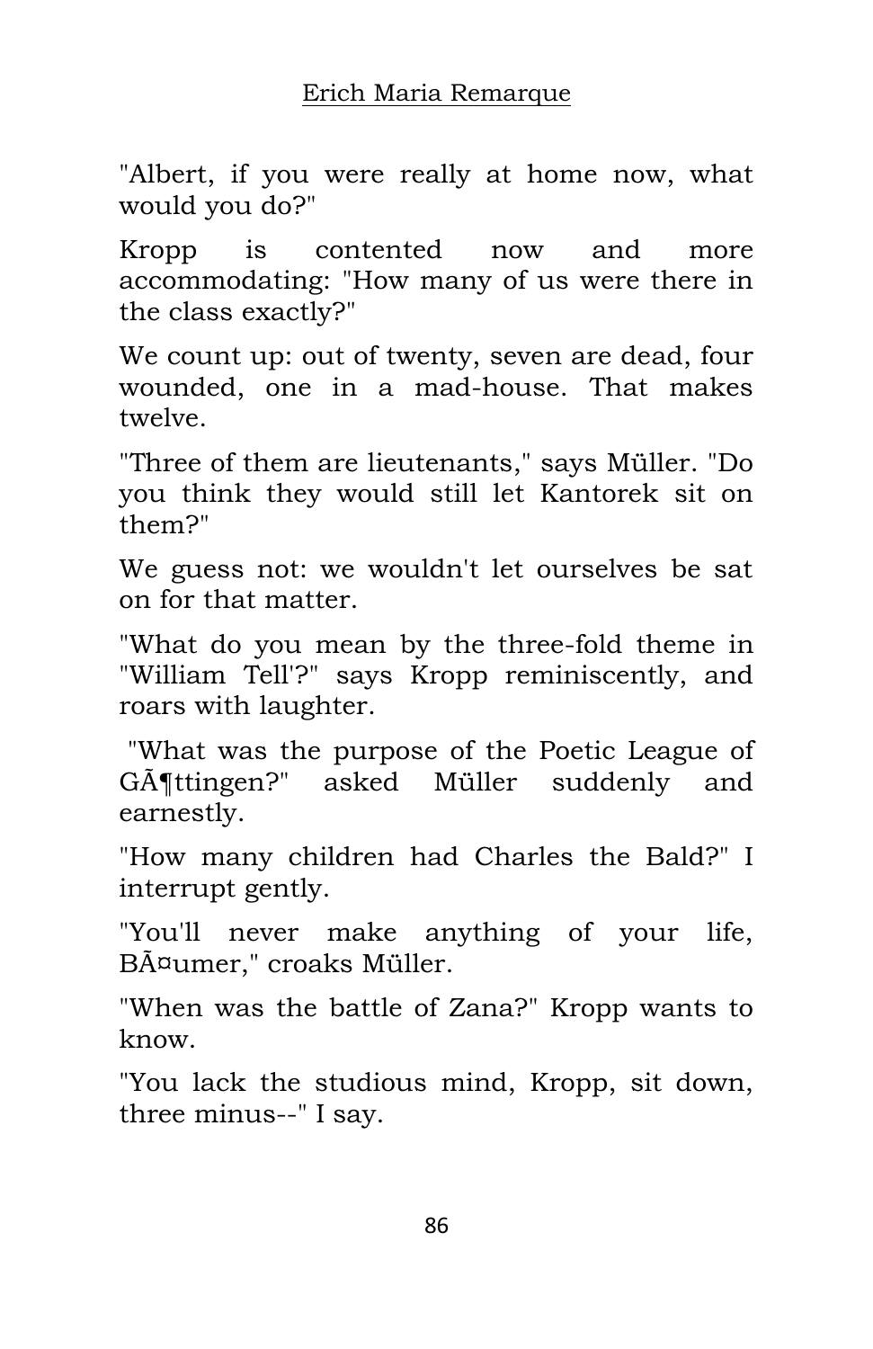"Albert, if you were really at home now, what would you do?"

Kropp is contented now and more accommodating: "How many of us were there in the class exactly?"

We count up: out of twenty, seven are dead, four wounded, one in a mad-house. That makes twelve.

"Three of them are lieutenants," says Müller. "Do you think they would still let Kantorek sit on them?"

We guess not: we wouldn't let ourselves be sat on for that matter.

"What do you mean by the three-fold theme in "William Tell'?" says Kropp reminiscently, and roars with laughter.

"What was the purpose of the Poetic League of GÃ¶ttingen?" asked Müller suddenly and earnestly.

"How many children had Charles the Bald?" I interrupt gently.

"You'll never make anything of your life, BÃ¤umer," croaks Müller.

"When was the battle of Zana?" Kropp wants to know.

"You lack the studious mind, Kropp, sit down, three minus--" I say.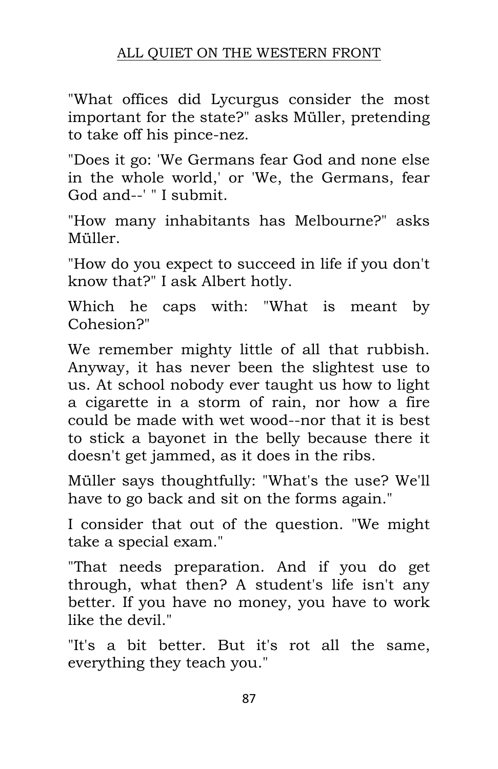"What offices did Lycurgus consider the most important for the state?" asks Müller, pretending to take off his pince-nez.

"Does it go: 'We Germans fear God and none else in the whole world,' or 'We, the Germans, fear God and--' " I submit.

"How many inhabitants has Melbourne?" asks Müller.

"How do you expect to succeed in life if you don't know that?" I ask Albert hotly.

Which he caps with: "What is meant by Cohesion?"

We remember mighty little of all that rubbish. Anyway, it has never been the slightest use to us. At school nobody ever taught us how to light a cigarette in a storm of rain, nor how a fire could be made with wet wood--nor that it is best to stick a bayonet in the belly because there it doesn't get jammed, as it does in the ribs.

Müller says thoughtfully: "What's the use? We'll have to go back and sit on the forms again."

I consider that out of the question. "We might take a special exam."

"That needs preparation. And if you do get through, what then? A student's life isn't any better. If you have no money, you have to work like the devil."

"It's a bit better. But it's rot all the same, everything they teach you."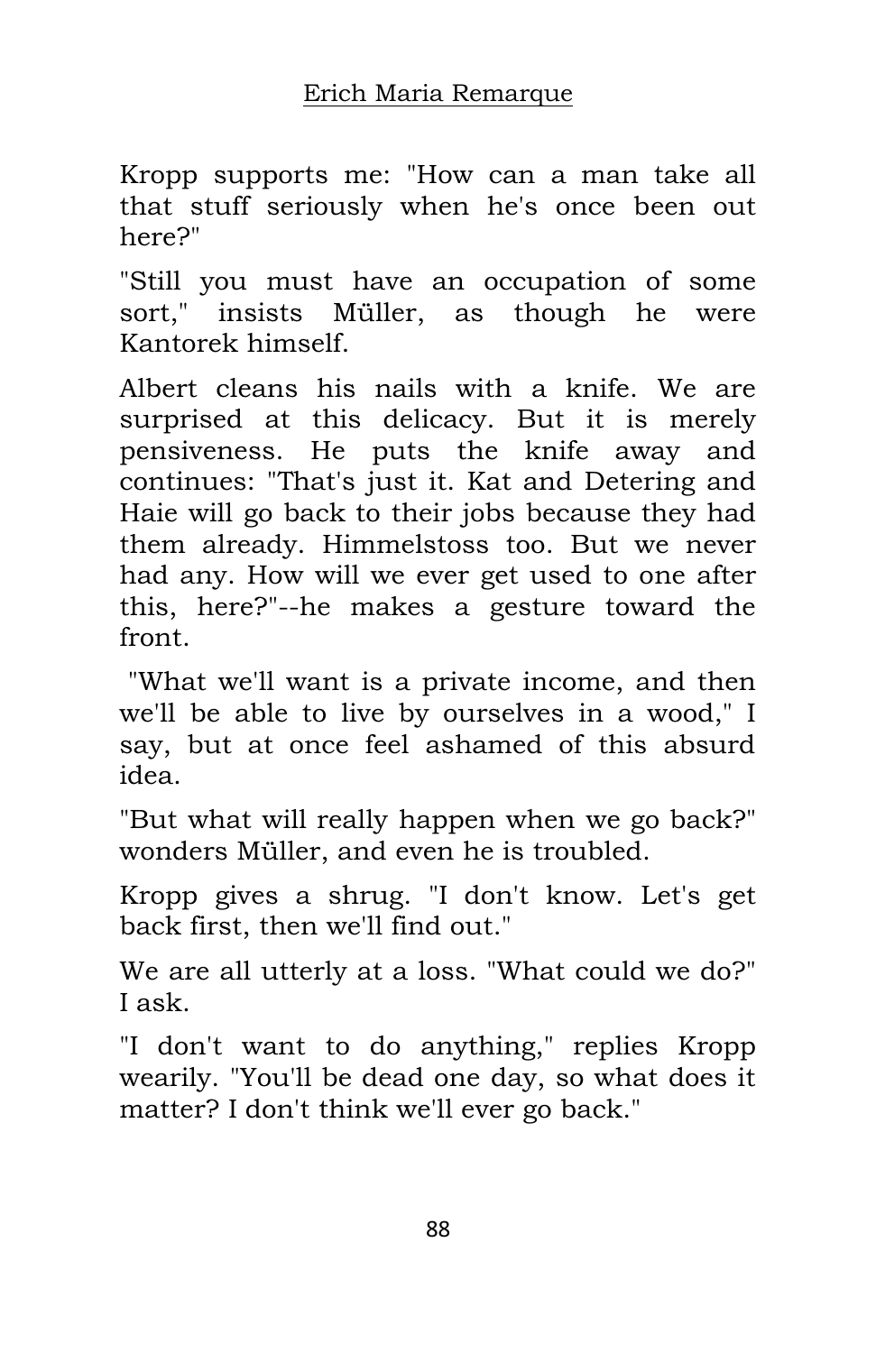Kropp supports me: "How can a man take all that stuff seriously when he's once been out here?"

"Still you must have an occupation of some sort," insists Müller, as though he were Kantorek himself.

Albert cleans his nails with a knife. We are surprised at this delicacy. But it is merely pensiveness. He puts the knife away and continues: "That's just it. Kat and Detering and Haie will go back to their jobs because they had them already. Himmelstoss too. But we never had any. How will we ever get used to one after this, here?"--he makes a gesture toward the front.

"What we'll want is a private income, and then we'll be able to live by ourselves in a wood," I say, but at once feel ashamed of this absurd idea.

"But what will really happen when we go back?" wonders Müller, and even he is troubled.

Kropp gives a shrug. "I don't know. Let's get back first, then we'll find out."

We are all utterly at a loss. "What could we do?" I ask.

"I don't want to do anything," replies Kropp wearily. "You'll be dead one day, so what does it matter? I don't think we'll ever go back."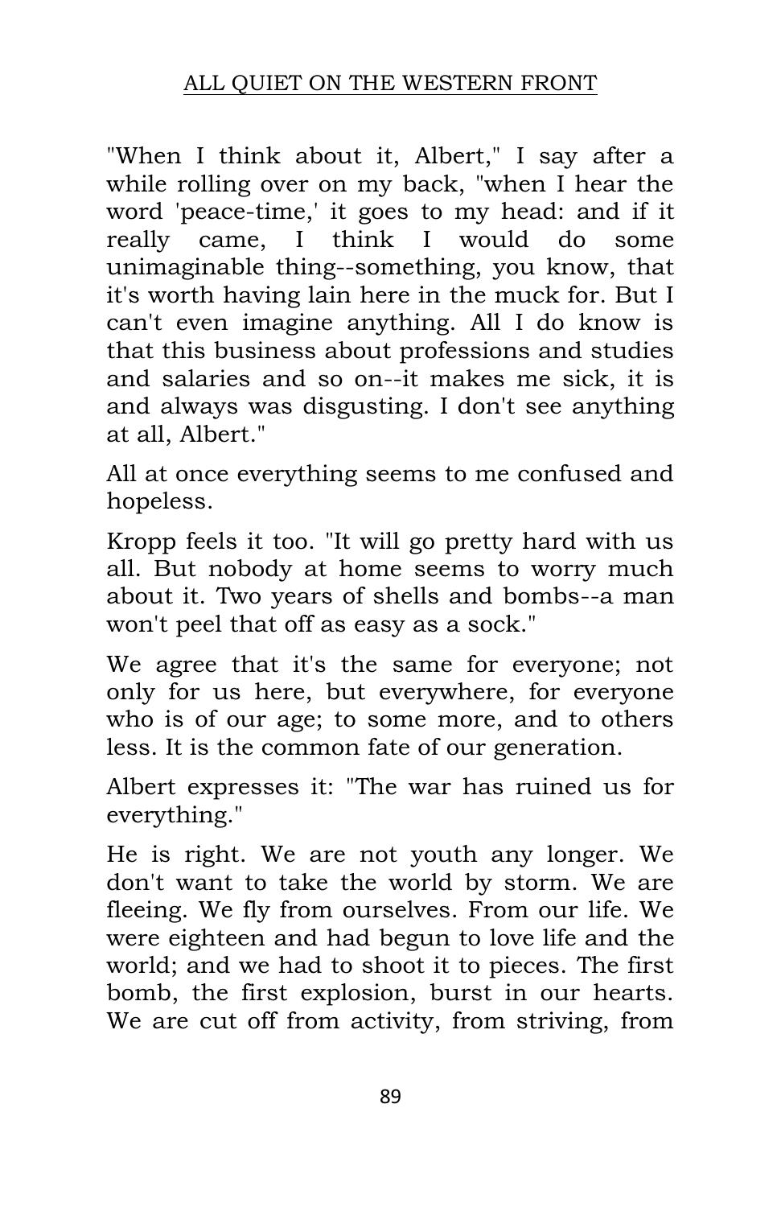"When I think about it, Albert," I say after a while rolling over on my back, "when I hear the word 'peace-time,' it goes to my head: and if it really came, I think I would do some unimaginable thing--something, you know, that it's worth having lain here in the muck for. But I can't even imagine anything. All I do know is that this business about professions and studies and salaries and so on--it makes me sick, it is and always was disgusting. I don't see anything at all, Albert."

All at once everything seems to me confused and hopeless.

Kropp feels it too. "It will go pretty hard with us all. But nobody at home seems to worry much about it. Two years of shells and bombs--a man won't peel that off as easy as a sock."

We agree that it's the same for everyone; not only for us here, but everywhere, for everyone who is of our age; to some more, and to others less. It is the common fate of our generation.

Albert expresses it: "The war has ruined us for everything."

He is right. We are not youth any longer. We don't want to take the world by storm. We are fleeing. We fly from ourselves. From our life. We were eighteen and had begun to love life and the world; and we had to shoot it to pieces. The first bomb, the first explosion, burst in our hearts. We are cut off from activity, from striving, from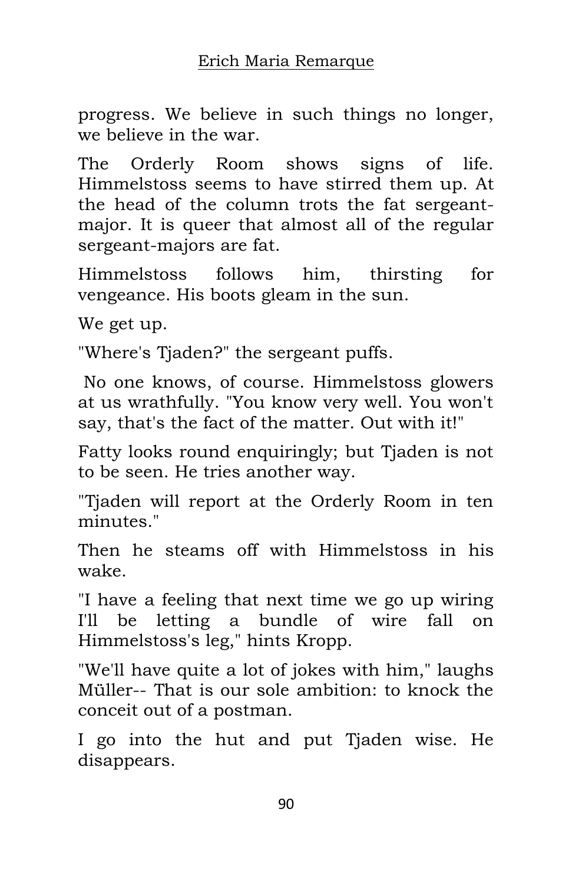progress. We believe in such things no longer, we believe in the war.

The Orderly Room shows signs of life. Himmelstoss seems to have stirred them up. At the head of the column trots the fat sergeant-major. It is queer that almost all of the regular sergeant-majors are fat.

Himmelstoss follows him, thirsting for vengeance. His boots gleam in the sun.

We get up.

"Where's Tjaden?" the sergeant puffs.

No one knows, of course. Himmelstoss glowers at us wrathfully. "You know very well. You won't say, that's the fact of the matter. Out with it!"

Fatty looks round enquiringly; but Tjaden is not to be seen. He tries another way.

"Tjaden will report at the Orderly Room in ten minutes."

Then he steams off with Himmelstoss in his wake.

"I have a feeling that next time we go up wiring I'll be letting a bundle of wire fall on Himmelstoss's leg," hints Kropp.

"We'll have quite a lot of jokes with him," laughs Müller-- That is our sole ambition: to knock the conceit out of a postman.

I go into the hut and put Tjaden wise. He disappears.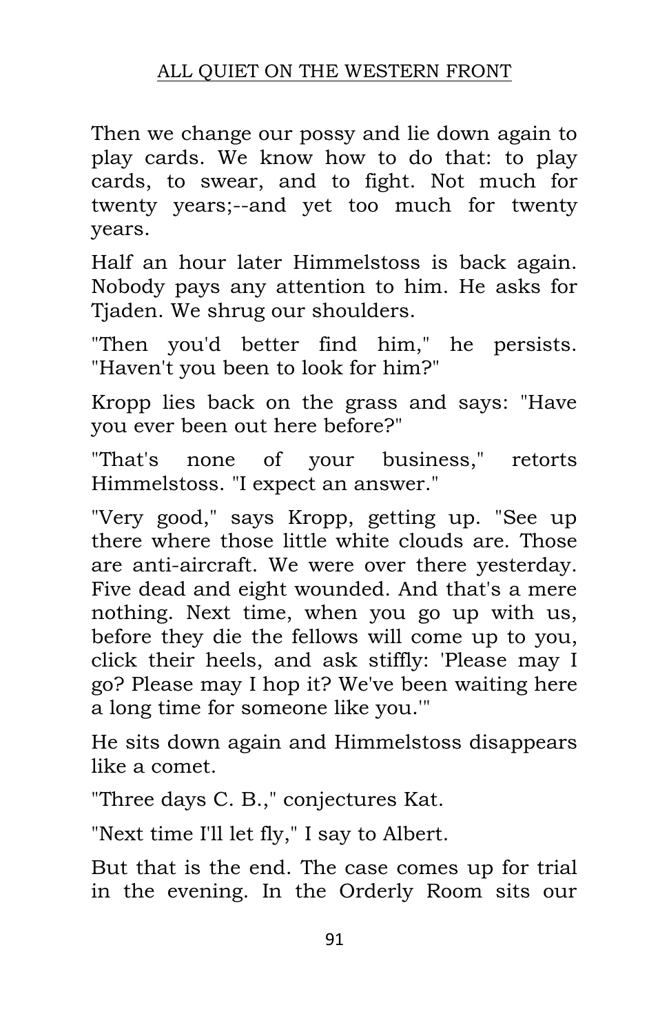Then we change our possy and lie down again to play cards. We know how to do that: to play cards, to swear, and to fight. Not much for twenty years;--and yet too much for twenty years.

Half an hour later Himmelstoss is back again. Nobody pays any attention to him. He asks for Tjaden. We shrug our shoulders.

"Then you'd better find him," he persists. "Haven't you been to look for him?"

Kropp lies back on the grass and says: "Have you ever been out here before?"

"That's none of your business," retorts Himmelstoss. "I expect an answer."

"Very good," says Kropp, getting up. "See up there where those little white clouds are. Those are anti-aircraft. We were over there yesterday. Five dead and eight wounded. And that's a mere nothing. Next time, when you go up with us, before they die the fellows will come up to you, click their heels, and ask stiffly: 'Please may I go? Please may I hop it? We've been waiting here a long time for someone like you.'"

He sits down again and Himmelstoss disappears like a comet.

"Three days C. B.," conjectures Kat.

"Next time I'll let fly," I say to Albert.

But that is the end. The case comes up for trial in the evening. In the Orderly Room sits our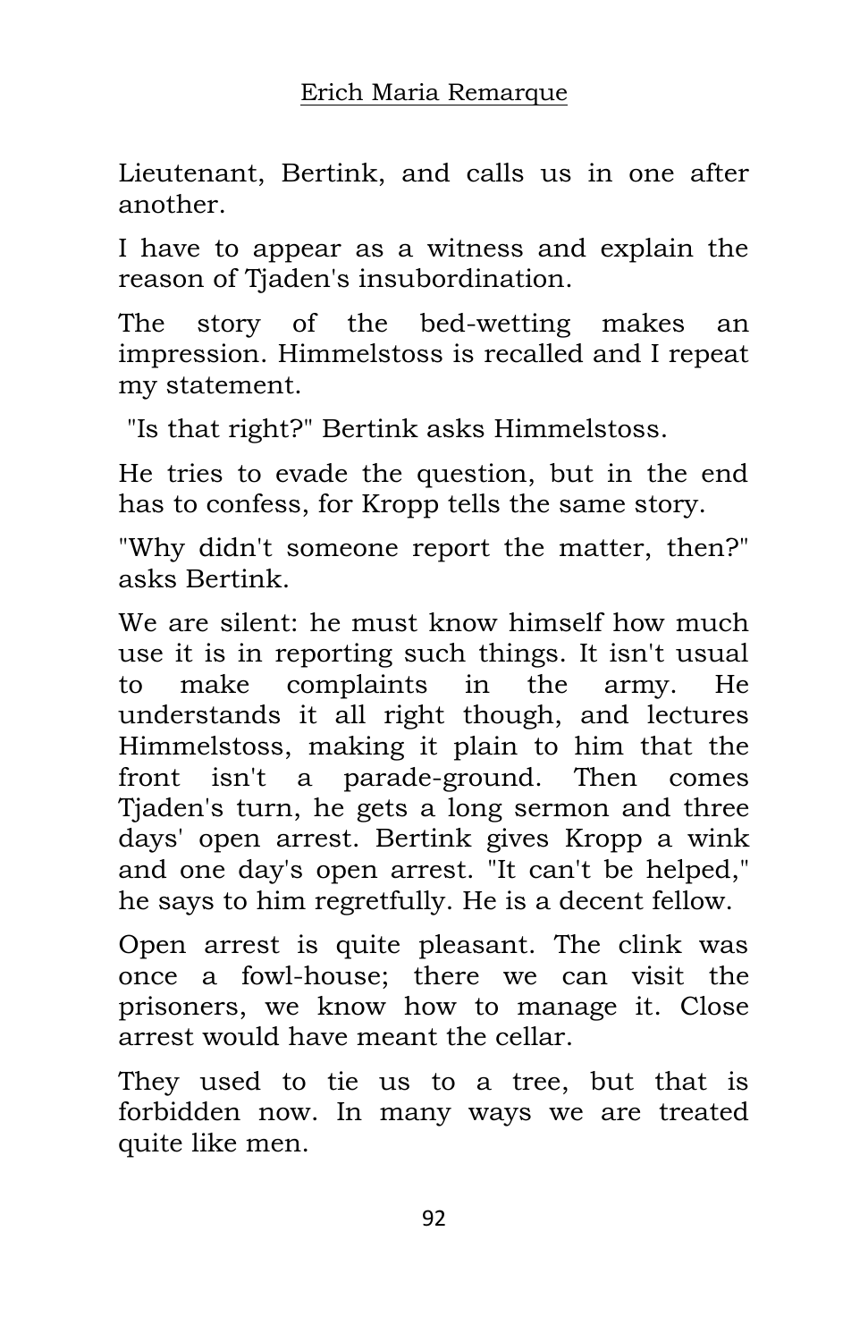Lieutenant, Bertink, and calls us in one after another.

I have to appear as a witness and explain the reason of Tjaden's insubordination.

The story of the bed-wetting makes an impression. Himmelstoss is recalled and I repeat my statement.

"Is that right?" Bertink asks Himmelstoss.

He tries to evade the question, but in the end has to confess, for Kropp tells the same story.

"Why didn't someone report the matter, then?" asks Bertink.

We are silent: he must know himself how much use it is in reporting such things. It isn't usual to make complaints in the army. He understands it all right though, and lectures Himmelstoss, making it plain to him that the front isn't a parade-ground. Then comes Tjaden's turn, he gets a long sermon and three days' open arrest. Bertink gives Kropp a wink and one day's open arrest. "It can't be helped," he says to him regretfully. He is a decent fellow.

Open arrest is quite pleasant. The clink was once a fowl-house; there we can visit the prisoners, we know how to manage it. Close arrest would have meant the cellar.

They used to tie us to a tree, but that is forbidden now. In many ways we are treated quite like men.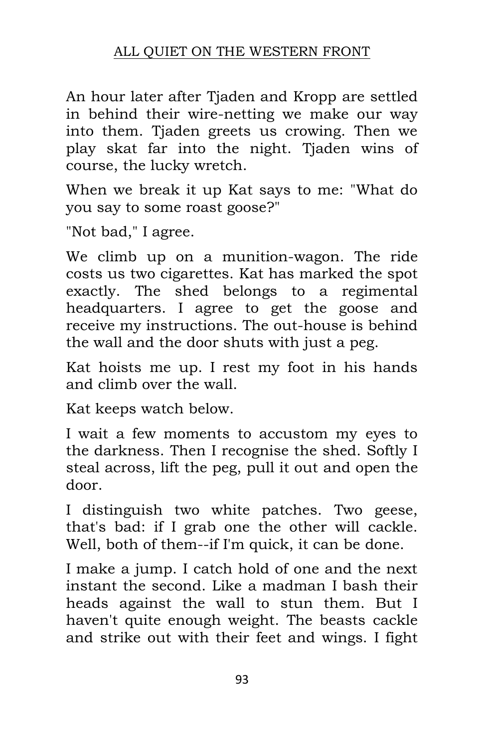An hour later after Tjaden and Kropp are settled in behind their wire-netting we make our way into them. Tjaden greets us crowing. Then we play skat far into the night. Tjaden wins of course, the lucky wretch.

When we break it up Kat says to me: "What do you say to some roast goose?"

"Not bad," I agree.

We climb up on a munition-wagon. The ride costs us two cigarettes. Kat has marked the spot exactly. The shed belongs to a regimental headquarters. I agree to get the goose and receive my instructions. The out-house is behind the wall and the door shuts with just a peg.

Kat hoists me up. I rest my foot in his hands and climb over the wall.

Kat keeps watch below.

I wait a few moments to accustom my eyes to the darkness. Then I recognise the shed. Softly I steal across, lift the peg, pull it out and open the door.

I distinguish two white patches. Two geese, that's bad: if I grab one the other will cackle. Well, both of them--if I'm quick, it can be done.

I make a jump. I catch hold of one and the next instant the second. Like a madman I bash their heads against the wall to stun them. But I haven't quite enough weight. The beasts cackle and strike out with their feet and wings. I fight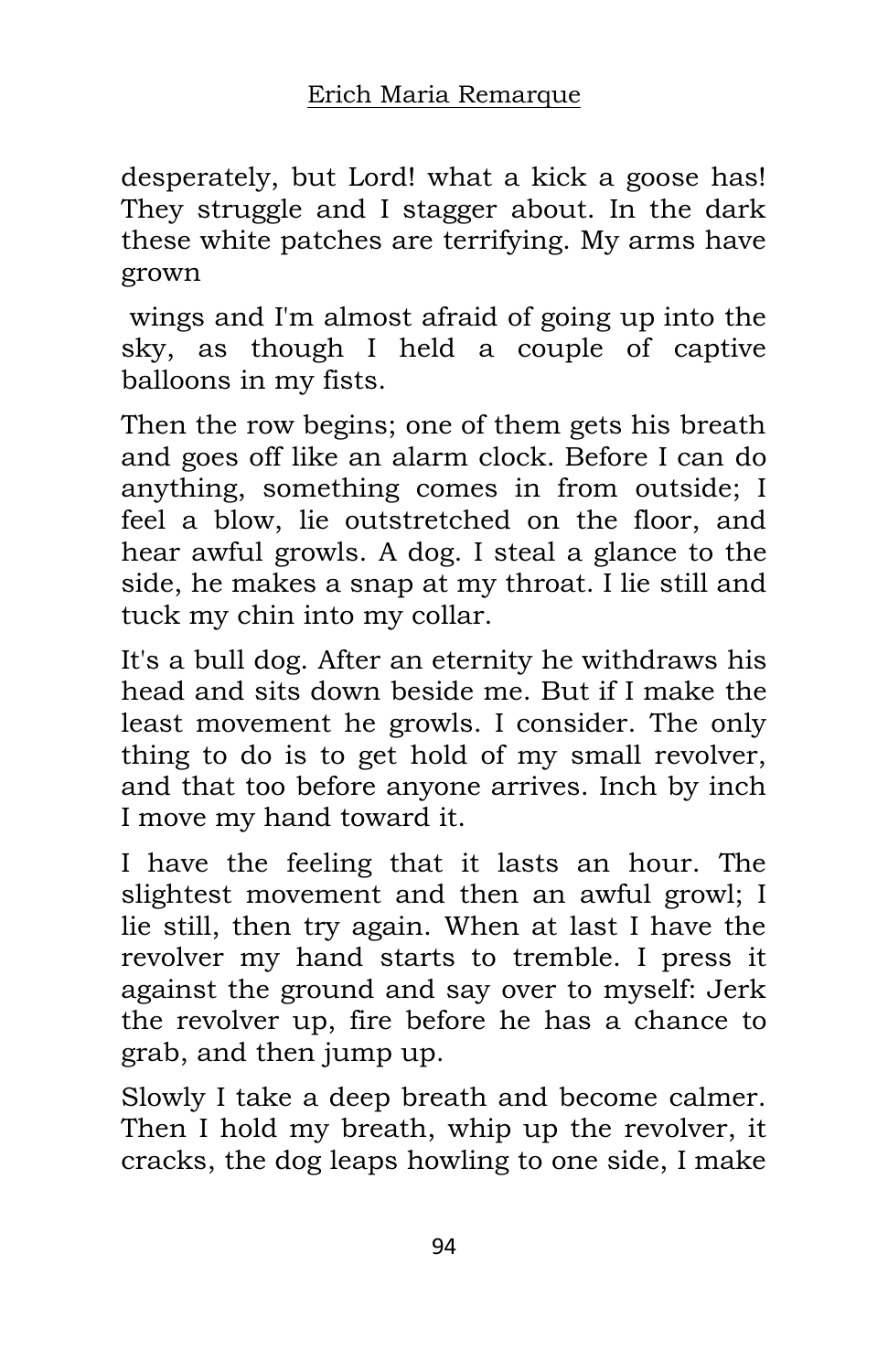desperately, but Lord! what a kick a goose has! They struggle and I stagger about. In the dark these white patches are terrifying. My arms have grown wings and I'm almost afraid of going up into the sky, as though I held a couple of captive balloons in my fists.

Then the row begins; one of them gets his breath and goes off like an alarm clock. Before I can do anything, something comes in from outside; I feel a blow, lie outstretched on the floor, and hear awful growls. A dog. I steal a glance to the side, he makes a snap at my throat. I lie still and tuck my chin into my collar.

It's a bull dog. After an eternity he withdraws his head and sits down beside me. But if I make the least movement he growls. I consider. The only thing to do is to get hold of my small revolver, and that too before anyone arrives. Inch by inch I move my hand toward it.

I have the feeling that it lasts an hour. The slightest movement and then an awful growl; I lie still, then try again. When at last I have the revolver my hand starts to tremble. I press it against the ground and say over to myself: Jerk the revolver up, fire before he has a chance to grab, and then jump up.

Slowly I take a deep breath and become calmer. Then I hold my breath, whip up the revolver, it cracks, the dog leaps howling to one side, I make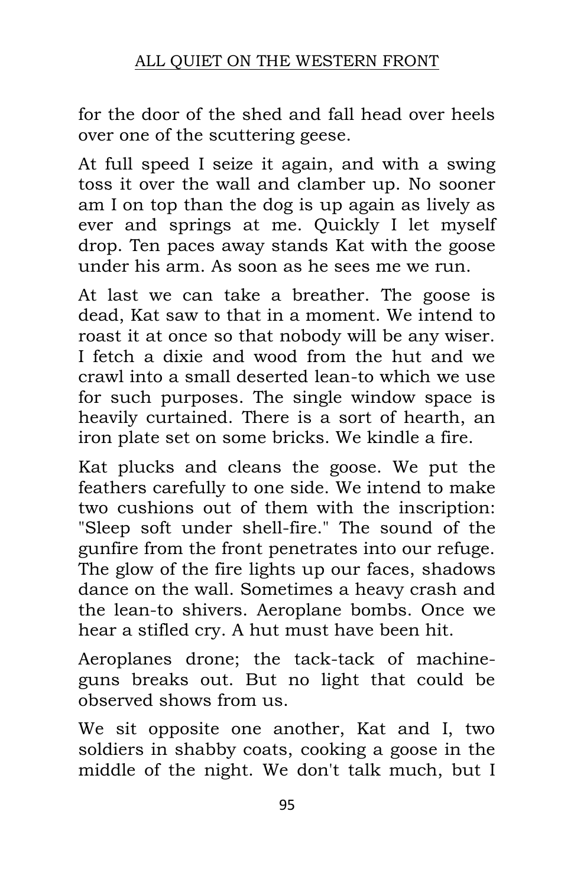for the door of the shed and fall head over heels over one of the scuttering geese.

At full speed I seize it again, and with a swing toss it over the wall and clamber up. No sooner am I on top than the dog is up again as lively as ever and springs at me. Quickly I let myself drop. Ten paces away stands Kat with the goose under his arm. As soon as he sees me we run.

At last we can take a breather. The goose is dead, Kat saw to that in a moment. We intend to roast it at once so that nobody will be any wiser. I fetch a dixie and wood from the hut and we crawl into a small deserted lean-to which we use for such purposes. The single window space is heavily curtained. There is a sort of hearth, an iron plate set on some bricks. We kindle a fire.

Kat plucks and cleans the goose. We put the feathers carefully to one side. We intend to make two cushions out of them with the inscription: "Sleep soft under shell-fire." The sound of the gunfire from the front penetrates into our refuge. The glow of the fire lights up our faces, shadows dance on the wall. Sometimes a heavy crash and the lean-to shivers. Aeroplane bombs. Once we hear a stifled cry. A hut must have been hit.

Aeroplanes drone; the tack-tack of machine-guns breaks out. But no light that could be observed shows from us.

We sit opposite one another, Kat and I, two soldiers in shabby coats, cooking a goose in the middle of the night. We don't talk much, but I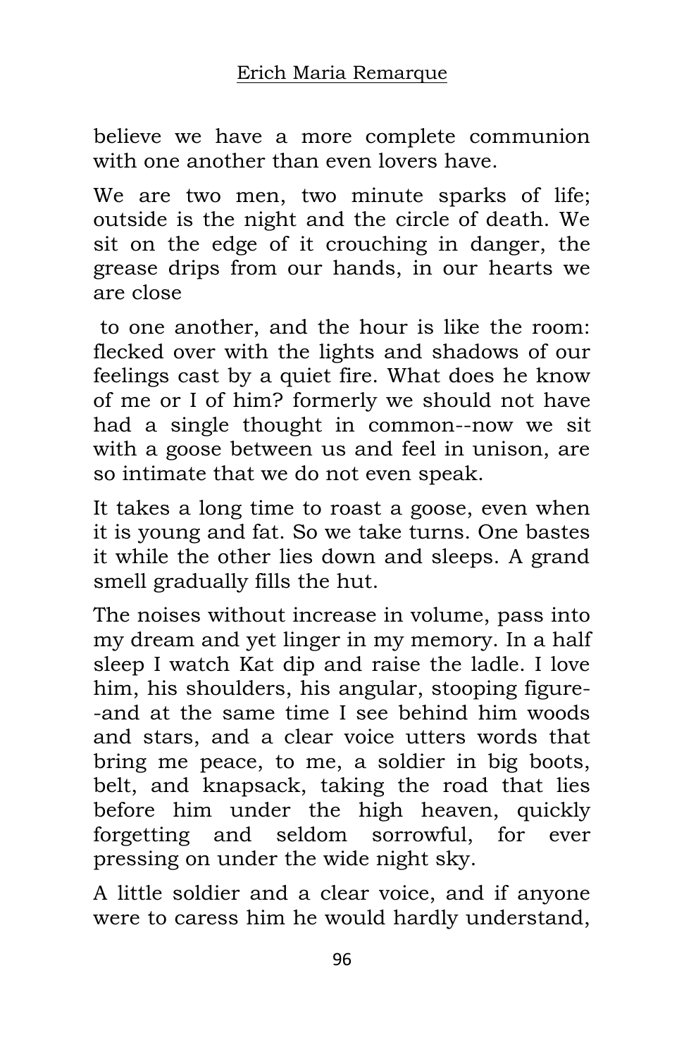believe we have a more complete communion with one another than even lovers have.

We are two men, two minute sparks of life; outside is the night and the circle of death. We sit on the edge of it crouching in danger, the grease drips from our hands, in our hearts we are close to one another, and the hour is like the room: flecked over with the lights and shadows of our feelings cast by a quiet fire. What does he know of me or I of him? formerly we should not have had a single thought in common--now we sit with a goose between us and feel in unison, are so intimate that we do not even speak.

It takes a long time to roast a goose, even when it is young and fat. So we take turns. One bastes it while the other lies down and sleeps. A grand smell gradually fills the hut.

The noises without increase in volume, pass into my dream and yet linger in my memory. In a half sleep I watch Kat dip and raise the ladle. I love him, his shoulders, his angular, stooping figure--and at the same time I see behind him woods and stars, and a clear voice utters words that bring me peace, to me, a soldier in big boots, belt, and knapsack, taking the road that lies before him under the high heaven, quickly forgetting and seldom sorrowful, for ever pressing on under the wide night sky.

A little soldier and a clear voice, and if anyone were to caress him he would hardly understand,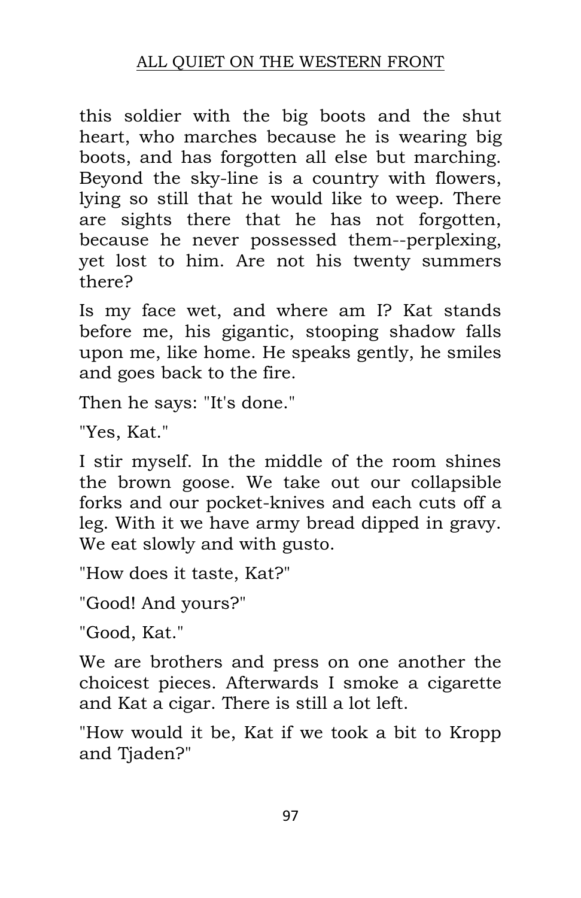this soldier with the big boots and the shut heart, who marches because he is wearing big boots, and has forgotten all else but marching. Beyond the sky-line is a country with flowers, lying so still that he would like to weep. There are sights there that he has not forgotten, because he never possessed them--perplexing, yet lost to him. Are not his twenty summers there?

Is my face wet, and where am I? Kat stands before me, his gigantic, stooping shadow falls upon me, like home. He speaks gently, he smiles and goes back to the fire.

Then he says: "It's done."

"Yes, Kat."

I stir myself. In the middle of the room shines the brown goose. We take out our collapsible forks and our pocket-knives and each cuts off a leg. With it we have army bread dipped in gravy. We eat slowly and with gusto.

"How does it taste, Kat?"

"Good! And yours?"

"Good, Kat."

We are brothers and press on one another the choicest pieces. Afterwards I smoke a cigarette and Kat a cigar. There is still a lot left.

"How would it be, Kat if we took a bit to Kropp and Tjaden?"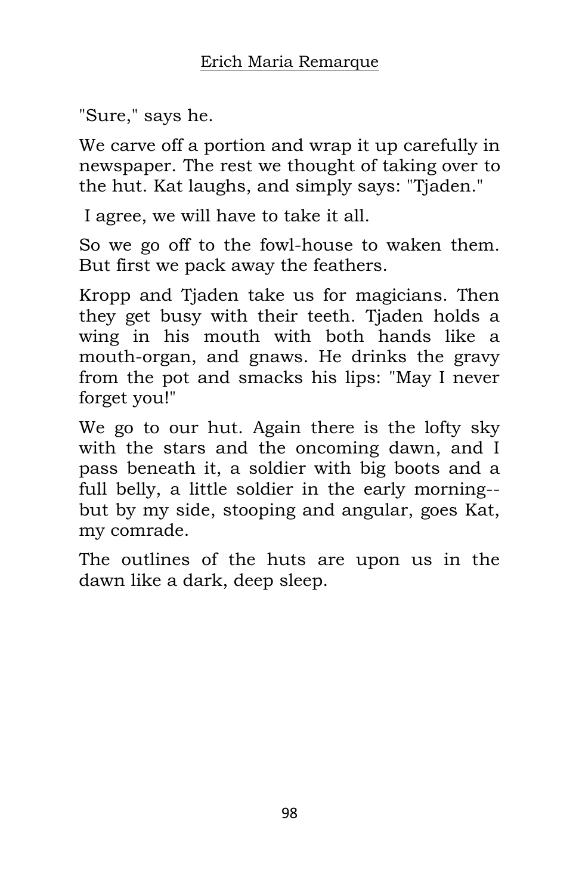"Sure," says he.

We carve off a portion and wrap it up carefully in newspaper. The rest we thought of taking over to the hut. Kat laughs, and simply says: "Tjaden."

I agree, we will have to take it all.

So we go off to the fowl-house to waken them. But first we pack away the feathers.

Kropp and Tjaden take us for magicians. Then they get busy with their teeth. Tjaden holds a wing in his mouth with both hands like a mouth-organ, and gnaws. He drinks the gravy from the pot and smacks his lips: "May I never forget you!"

We go to our hut. Again there is the lofty sky with the stars and the oncoming dawn, and I pass beneath it, a soldier with big boots and a full belly, a little soldier in the early morning--but by my side, stooping and angular, goes Kat, my comrade.

The outlines of the huts are upon us in the dawn like a dark, deep sleep.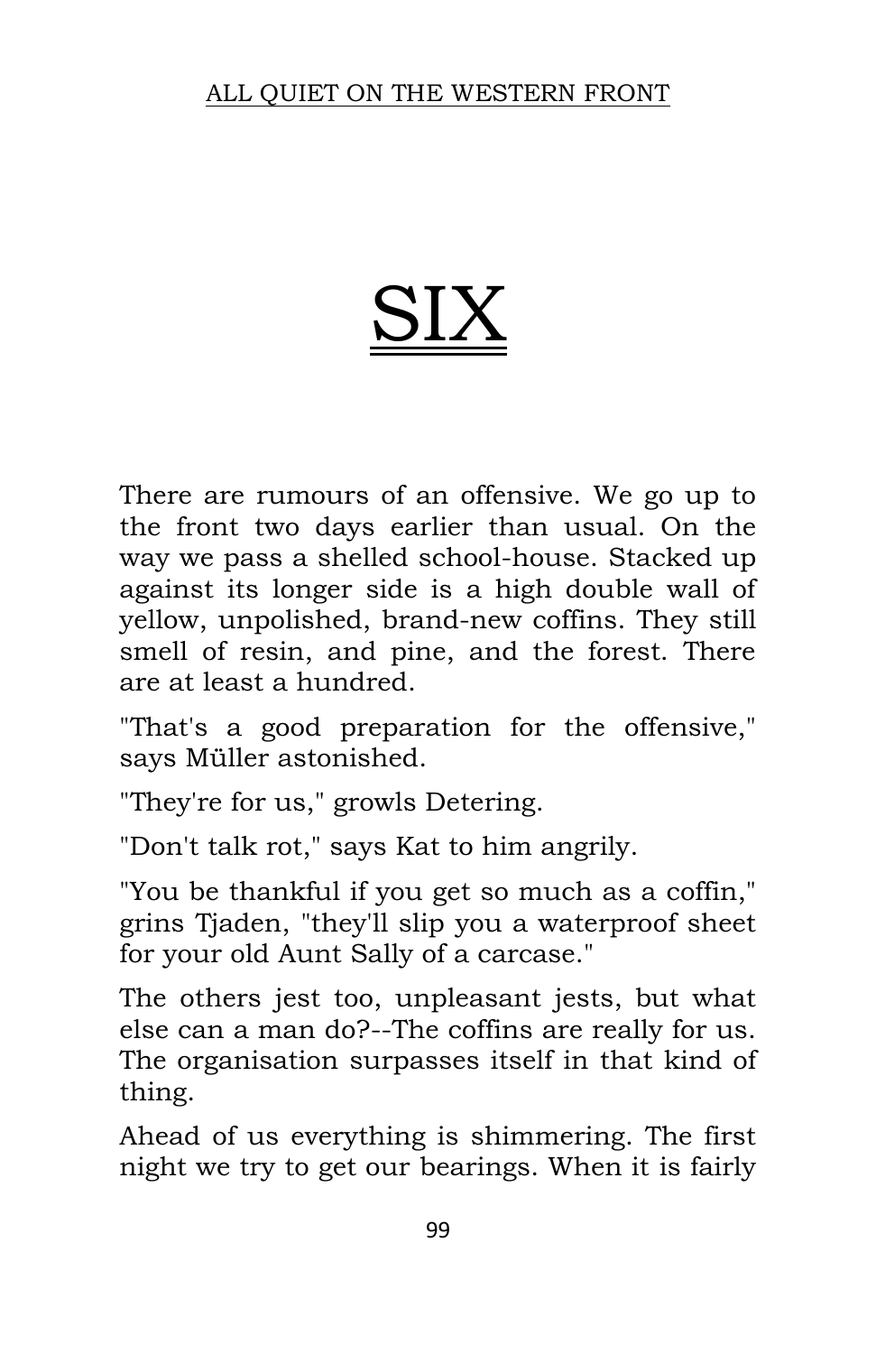# SIX

There are rumours of an offensive. We go up to the front two days earlier than usual. On the way we pass a shelled school-house. Stacked up against its longer side is a high double wall of yellow, unpolished, brand-new coffins. They still smell of resin, and pine, and the forest. There are at least a hundred.

"That's a good preparation for the offensive," says Müller astonished.

"They're for us," growls Detering.

"Don't talk rot," says Kat to him angrily.

"You be thankful if you get so much as a coffin," grins Tjaden, "they'll slip you a waterproof sheet for your old Aunt Sally of a carcase."

The others jest too, unpleasant jests, but what else can a man do?--The coffins are really for us. The organisation surpasses itself in that kind of thing.

Ahead of us everything is shimmering. The first night we try to get our bearings. When it is fairly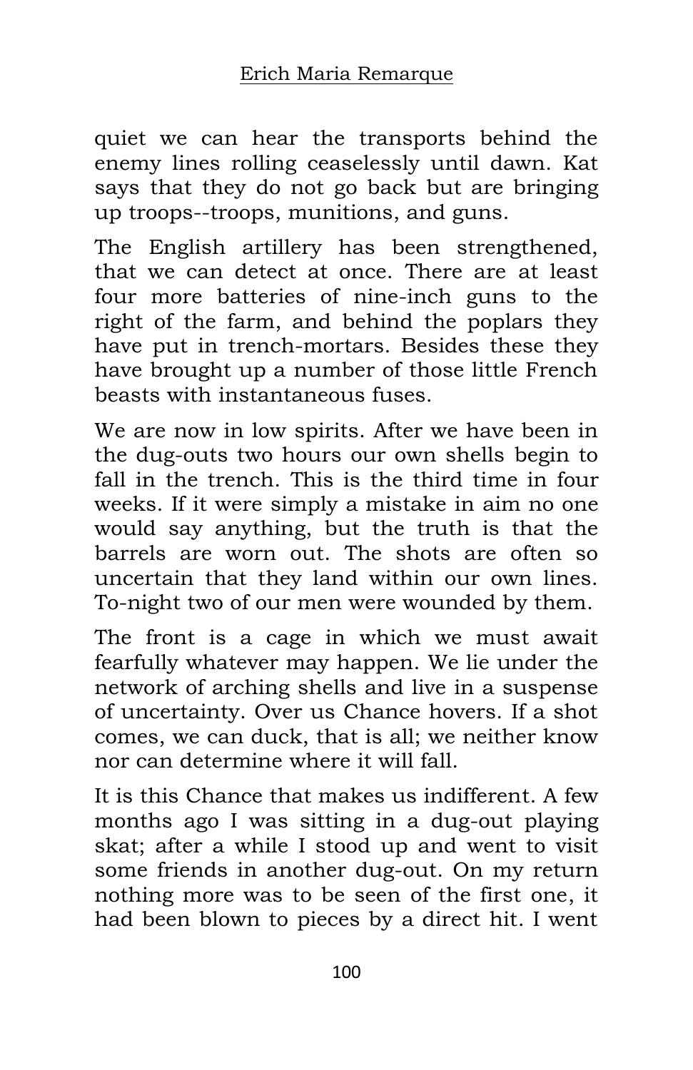quiet we can hear the transports behind the enemy lines rolling ceaselessly until dawn. Kat says that they do not go back but are bringing up troops--troops, munitions, and guns.

The English artillery has been strengthened, that we can detect at once. There are at least four more batteries of nine-inch guns to the right of the farm, and behind the poplars they have put in trench-mortars. Besides these they have brought up a number of those little French beasts with instantaneous fuses.

We are now in low spirits. After we have been in the dug-outs two hours our own shells begin to fall in the trench. This is the third time in four weeks. If it were simply a mistake in aim no one would say anything, but the truth is that the barrels are worn out. The shots are often so uncertain that they land within our own lines. To-night two of our men were wounded by them.

The front is a cage in which we must await fearfully whatever may happen. We lie under the network of arching shells and live in a suspense of uncertainty. Over us Chance hovers. If a shot comes, we can duck, that is all; we neither know nor can determine where it will fall.

It is this Chance that makes us indifferent. A few months ago I was sitting in a dug-out playing skat; after a while I stood up and went to visit some friends in another dug-out. On my return nothing more was to be seen of the first one, it had been blown to pieces by a direct hit. I went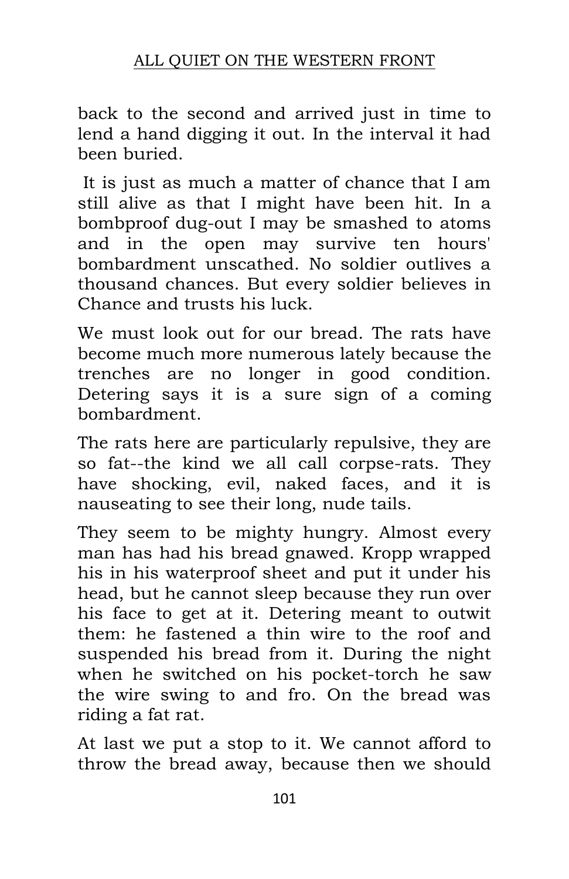back to the second and arrived just in time to lend a hand digging it out. In the interval it had been buried.

It is just as much a matter of chance that I am still alive as that I might have been hit. In a bombproof dug-out I may be smashed to atoms and in the open may survive ten hours' bombardment unscathed. No soldier outlives a thousand chances. But every soldier believes in Chance and trusts his luck.

We must look out for our bread. The rats have become much more numerous lately because the trenches are no longer in good condition. Detering says it is a sure sign of a coming bombardment.

The rats here are particularly repulsive, they are so fat--the kind we all call corpse-rats. They have shocking, evil, naked faces, and it is nauseating to see their long, nude tails.

They seem to be mighty hungry. Almost every man has had his bread gnawed. Kropp wrapped his in his waterproof sheet and put it under his head, but he cannot sleep because they run over his face to get at it. Detering meant to outwit them: he fastened a thin wire to the roof and suspended his bread from it. During the night when he switched on his pocket-torch he saw the wire swing to and fro. On the bread was riding a fat rat.

At last we put a stop to it. We cannot afford to throw the bread away, because then we should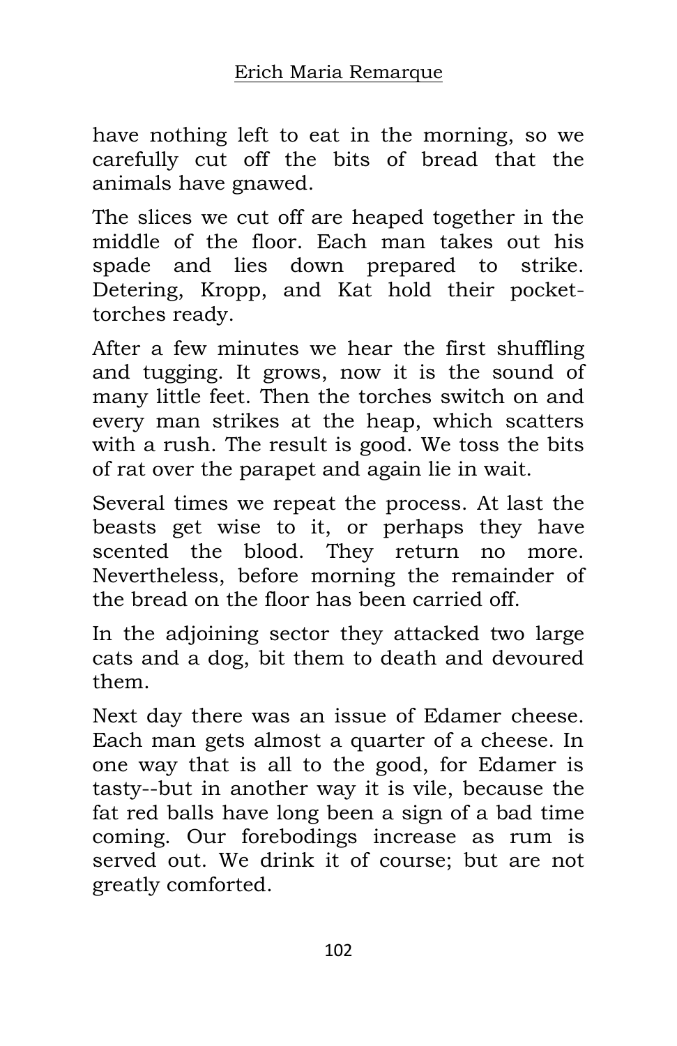have nothing left to eat in the morning, so we carefully cut off the bits of bread that the animals have gnawed.

The slices we cut off are heaped together in the middle of the floor. Each man takes out his spade and lies down prepared to strike. Detering, Kropp, and Kat hold their pocket-torches ready.

After a few minutes we hear the first shuffling and tugging. It grows, now it is the sound of many little feet. Then the torches switch on and every man strikes at the heap, which scatters with a rush. The result is good. We toss the bits of rat over the parapet and again lie in wait.

Several times we repeat the process. At last the beasts get wise to it, or perhaps they have scented the blood. They return no more. Nevertheless, before morning the remainder of the bread on the floor has been carried off.

In the adjoining sector they attacked two large cats and a dog, bit them to death and devoured them.

Next day there was an issue of Edamer cheese. Each man gets almost a quarter of a cheese. In one way that is all to the good, for Edamer is tasty--but in another way it is vile, because the fat red balls have long been a sign of a bad time coming. Our forebodings increase as rum is served out. We drink it of course; but are not greatly comforted.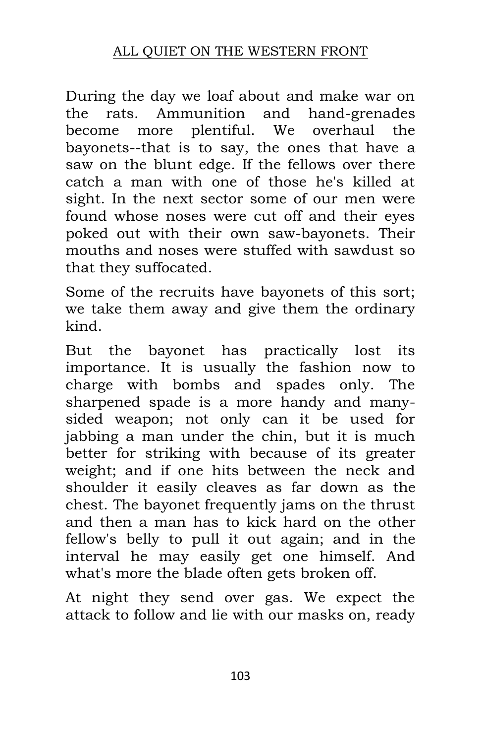During the day we loaf about and make war on the rats. Ammunition and hand-grenades become more plentiful. We overhaul the bayonets--that is to say, the ones that have a saw on the blunt edge. If the fellows over there catch a man with one of those he's killed at sight. In the next sector some of our men were found whose noses were cut off and their eyes poked out with their own saw-bayonets. Their mouths and noses were stuffed with sawdust so that they suffocated.

Some of the recruits have bayonets of this sort; we take them away and give them the ordinary kind.

But the bayonet has practically lost its importance. It is usually the fashion now to charge with bombs and spades only. The sharpened spade is a more handy and many-sided weapon; not only can it be used for jabbing a man under the chin, but it is much better for striking with because of its greater weight; and if one hits between the neck and shoulder it easily cleaves as far down as the chest. The bayonet frequently jams on the thrust and then a man has to kick hard on the other fellow's belly to pull it out again; and in the interval he may easily get one himself. And what's more the blade often gets broken off.

At night they send over gas. We expect the attack to follow and lie with our masks on, ready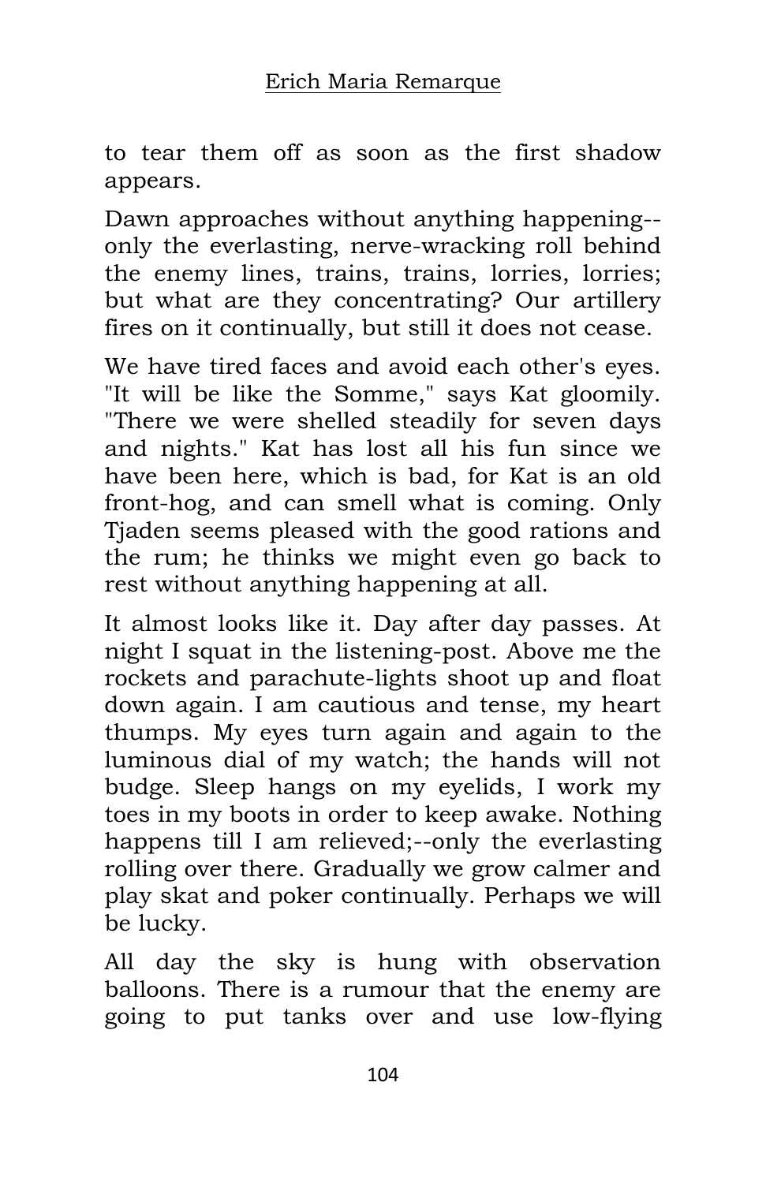to tear them off as soon as the first shadow appears.

Dawn approaches without anything happening--only the everlasting, nerve-wracking roll behind the enemy lines, trains, trains, lorries, lorries; but what are they concentrating? Our artillery fires on it continually, but still it does not cease.

We have tired faces and avoid each other's eyes. "It will be like the Somme," says Kat gloomily. "There we were shelled steadily for seven days and nights." Kat has lost all his fun since we have been here, which is bad, for Kat is an old front-hog, and can smell what is coming. Only Tjaden seems pleased with the good rations and the rum; he thinks we might even go back to rest without anything happening at all.

It almost looks like it. Day after day passes. At night I squat in the listening-post. Above me the rockets and parachute-lights shoot up and float down again. I am cautious and tense, my heart thumps. My eyes turn again and again to the luminous dial of my watch; the hands will not budge. Sleep hangs on my eyelids, I work my toes in my boots in order to keep awake. Nothing happens till I am relieved;--only the everlasting rolling over there. Gradually we grow calmer and play skat and poker continually. Perhaps we will be lucky.

All day the sky is hung with observation balloons. There is a rumour that the enemy are going to put tanks over and use low-flying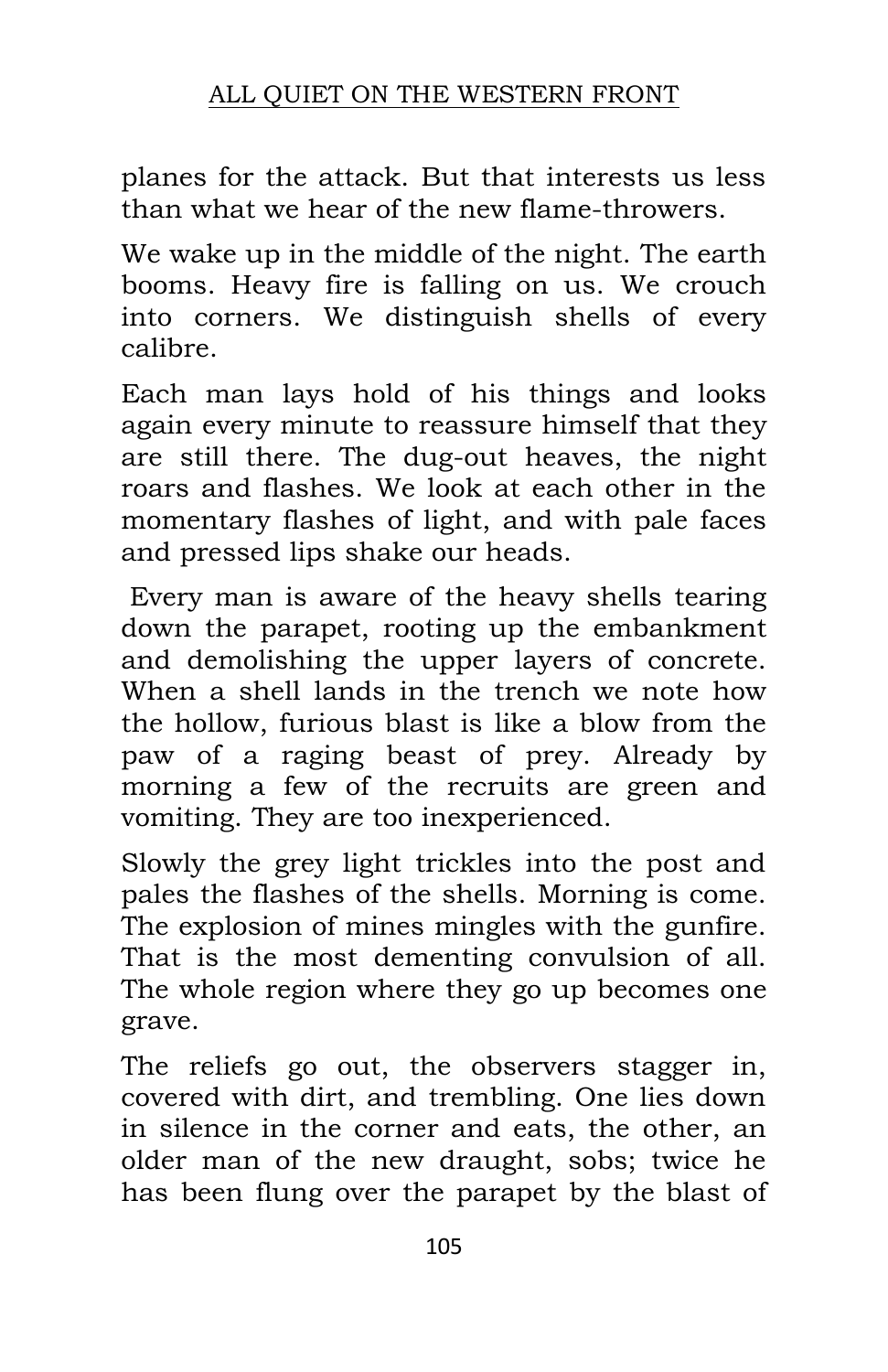planes for the attack. But that interests us less than what we hear of the new flame-throwers.

We wake up in the middle of the night. The earth booms. Heavy fire is falling on us. We crouch into corners. We distinguish shells of every calibre.

Each man lays hold of his things and looks again every minute to reassure himself that they are still there. The dug-out heaves, the night roars and flashes. We look at each other in the momentary flashes of light, and with pale faces and pressed lips shake our heads.

Every man is aware of the heavy shells tearing down the parapet, rooting up the embankment and demolishing the upper layers of concrete. When a shell lands in the trench we note how the hollow, furious blast is like a blow from the paw of a raging beast of prey. Already by morning a few of the recruits are green and vomiting. They are too inexperienced.

Slowly the grey light trickles into the post and pales the flashes of the shells. Morning is come. The explosion of mines mingles with the gunfire. That is the most dementing convulsion of all. The whole region where they go up becomes one grave.

The reliefs go out, the observers stagger in, covered with dirt, and trembling. One lies down in silence in the corner and eats, the other, an older man of the new draught, sobs; twice he has been flung over the parapet by the blast of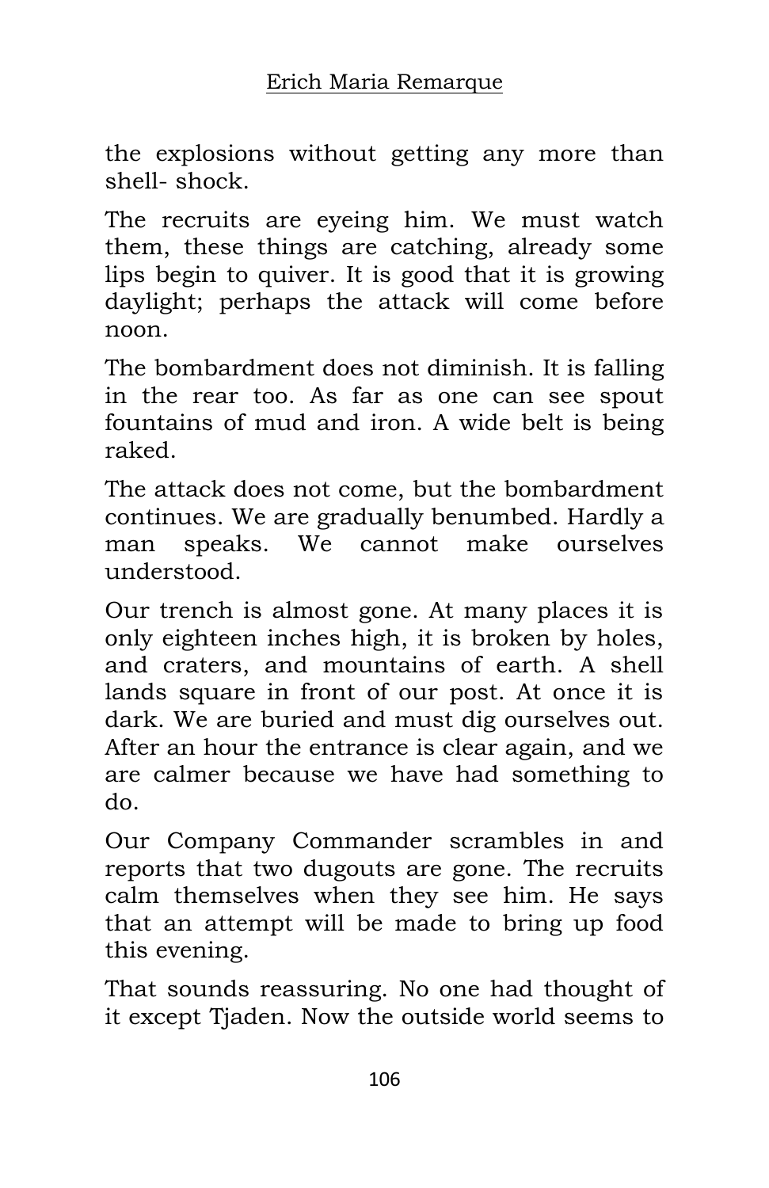the explosions without getting any more than shell- shock.

The recruits are eyeing him. We must watch them, these things are catching, already some lips begin to quiver. It is good that it is growing daylight; perhaps the attack will come before noon.

The bombardment does not diminish. It is falling in the rear too. As far as one can see spout fountains of mud and iron. A wide belt is being raked.

The attack does not come, but the bombardment continues. We are gradually benumbed. Hardly a man speaks. We cannot make ourselves understood.

Our trench is almost gone. At many places it is only eighteen inches high, it is broken by holes, and craters, and mountains of earth. A shell lands square in front of our post. At once it is dark. We are buried and must dig ourselves out. After an hour the entrance is clear again, and we are calmer because we have had something to do.

Our Company Commander scrambles in and reports that two dugouts are gone. The recruits calm themselves when they see him. He says that an attempt will be made to bring up food this evening.

That sounds reassuring. No one had thought of it except Tjaden. Now the outside world seems to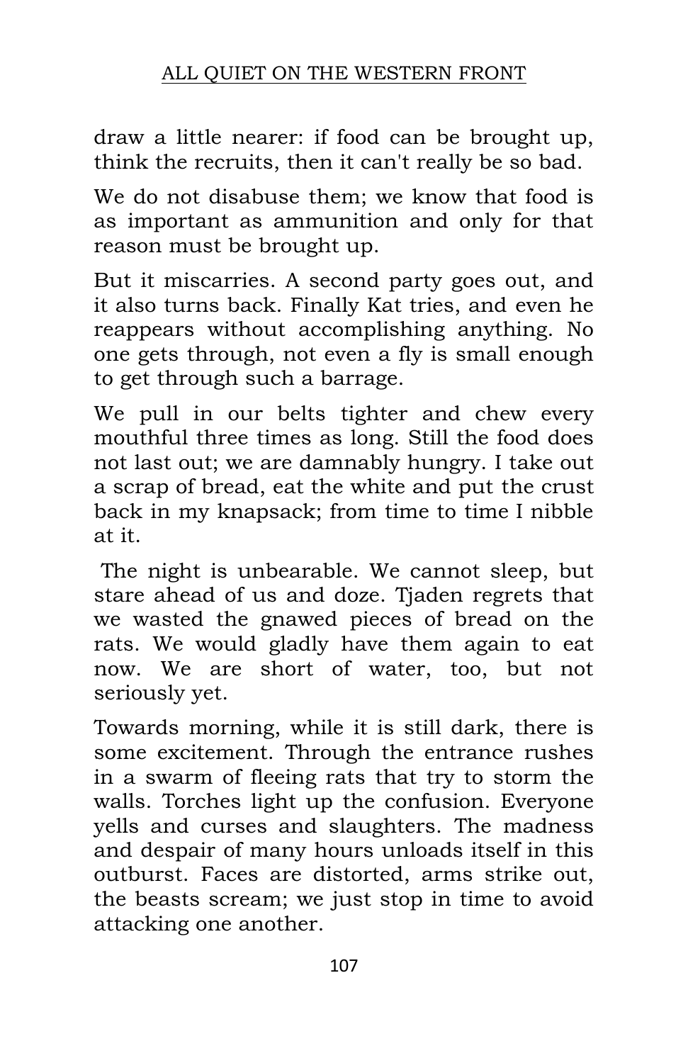draw a little nearer: if food can be brought up, think the recruits, then it can't really be so bad.

We do not disabuse them; we know that food is as important as ammunition and only for that reason must be brought up.

But it miscarries. A second party goes out, and it also turns back. Finally Kat tries, and even he reappears without accomplishing anything. No one gets through, not even a fly is small enough to get through such a barrage.

We pull in our belts tighter and chew every mouthful three times as long. Still the food does not last out; we are damnably hungry. I take out a scrap of bread, eat the white and put the crust back in my knapsack; from time to time I nibble at it.

The night is unbearable. We cannot sleep, but stare ahead of us and doze. Tjaden regrets that we wasted the gnawed pieces of bread on the rats. We would gladly have them again to eat now. We are short of water, too, but not seriously yet.

Towards morning, while it is still dark, there is some excitement. Through the entrance rushes in a swarm of fleeing rats that try to storm the walls. Torches light up the confusion. Everyone yells and curses and slaughters. The madness and despair of many hours unloads itself in this outburst. Faces are distorted, arms strike out, the beasts scream; we just stop in time to avoid attacking one another.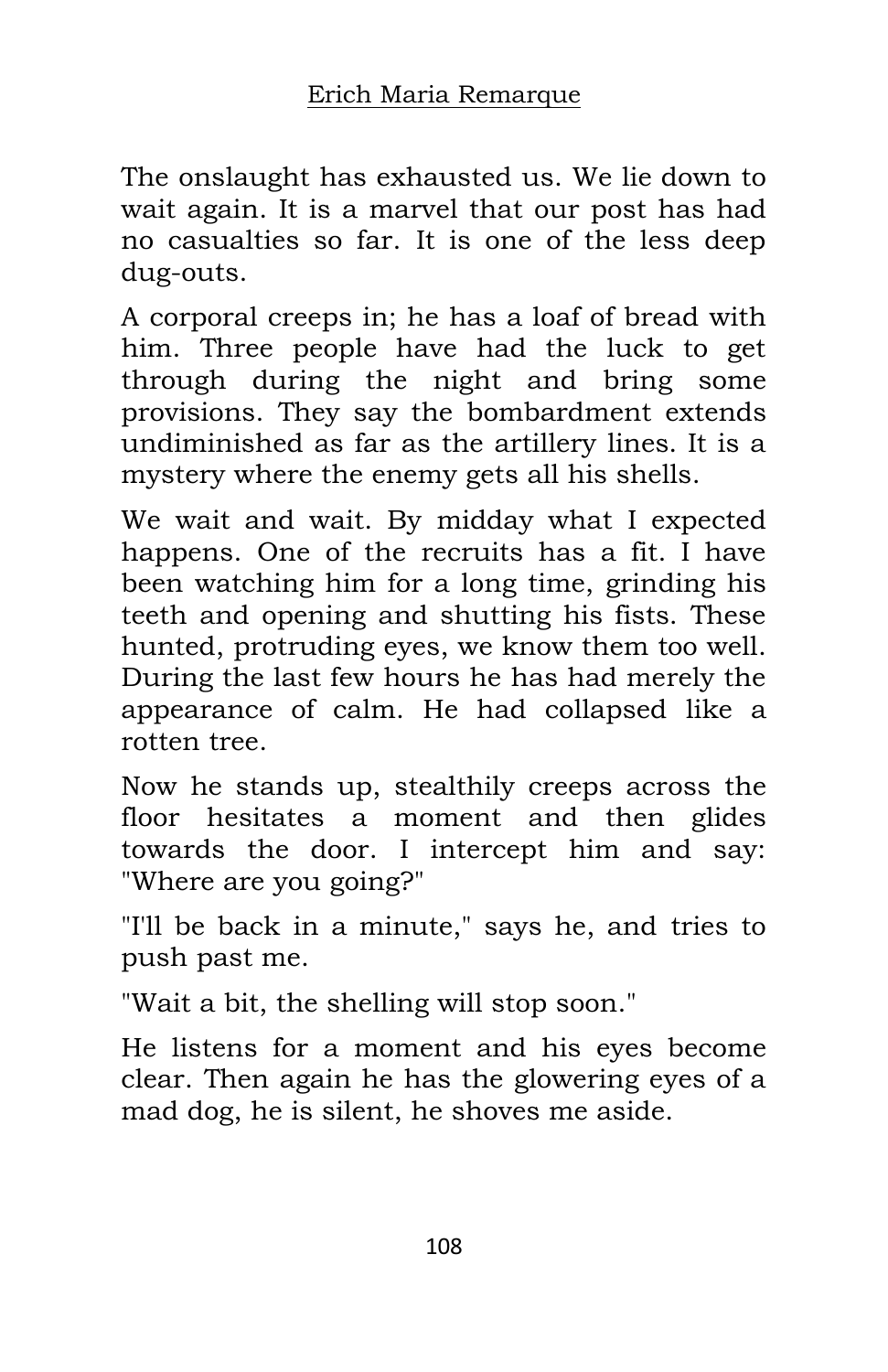The onslaught has exhausted us. We lie down to wait again. It is a marvel that our post has had no casualties so far. It is one of the less deep dug-outs.

A corporal creeps in; he has a loaf of bread with him. Three people have had the luck to get through during the night and bring some provisions. They say the bombardment extends undiminished as far as the artillery lines. It is a mystery where the enemy gets all his shells.

We wait and wait. By midday what I expected happens. One of the recruits has a fit. I have been watching him for a long time, grinding his teeth and opening and shutting his fists. These hunted, protruding eyes, we know them too well. During the last few hours he has had merely the appearance of calm. He had collapsed like a rotten tree.

Now he stands up, stealthily creeps across the floor hesitates a moment and then glides towards the door. I intercept him and say: "Where are you going?"

"I'll be back in a minute," says he, and tries to push past me.

"Wait a bit, the shelling will stop soon."

He listens for a moment and his eyes become clear. Then again he has the glowering eyes of a mad dog, he is silent, he shoves me aside.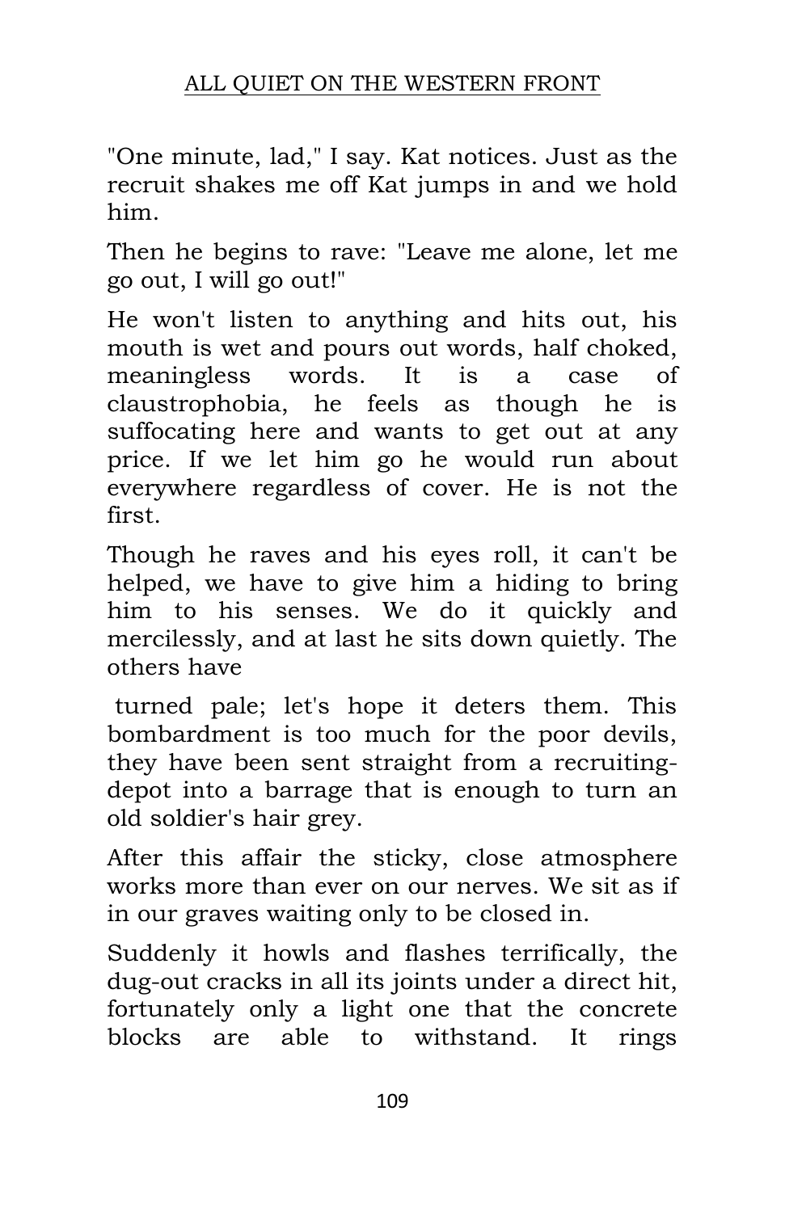"One minute, lad," I say. Kat notices. Just as the recruit shakes me off Kat jumps in and we hold him.

Then he begins to rave: "Leave me alone, let me go out, I will go out!"

He won't listen to anything and hits out, his mouth is wet and pours out words, half choked, meaningless words. It is a case of claustrophobia, he feels as though he is suffocating here and wants to get out at any price. If we let him go he would run about everywhere regardless of cover. He is not the first.

Though he raves and his eyes roll, it can't be helped, we have to give him a hiding to bring him to his senses. We do it quickly and mercilessly, and at last he sits down quietly. The others have turned pale; let's hope it deters them. This bombardment is too much for the poor devils, they have been sent straight from a recruiting-depot into a barrage that is enough to turn an old soldier's hair grey.

After this affair the sticky, close atmosphere works more than ever on our nerves. We sit as if in our graves waiting only to be closed in.

Suddenly it howls and flashes terrifically, the dug-out cracks in all its joints under a direct hit, fortunately only a light one that the concrete blocks are able to withstand. It rings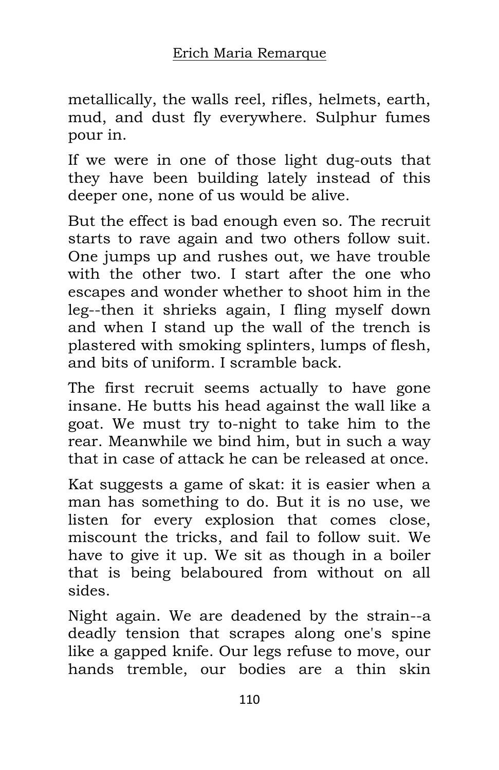metallically, the walls reel, rifles, helmets, earth, mud, and dust fly everywhere. Sulphur fumes pour in.

If we were in one of those light dug-outs that they have been building lately instead of this deeper one, none of us would be alive.

But the effect is bad enough even so. The recruit starts to rave again and two others follow suit. One jumps up and rushes out, we have trouble with the other two. I start after the one who escapes and wonder whether to shoot him in the leg--then it shrieks again, I fling myself down and when I stand up the wall of the trench is plastered with smoking splinters, lumps of flesh, and bits of uniform. I scramble back.

The first recruit seems actually to have gone insane. He butts his head against the wall like a goat. We must try to-night to take him to the rear. Meanwhile we bind him, but in such a way that in case of attack he can be released at once.

Kat suggests a game of skat: it is easier when a man has something to do. But it is no use, we listen for every explosion that comes close, miscount the tricks, and fail to follow suit. We have to give it up. We sit as though in a boiler that is being belaboured from without on all sides.

Night again. We are deadened by the strain--a deadly tension that scrapes along one's spine like a gapped knife. Our legs refuse to move, our hands tremble, our bodies are a thin skin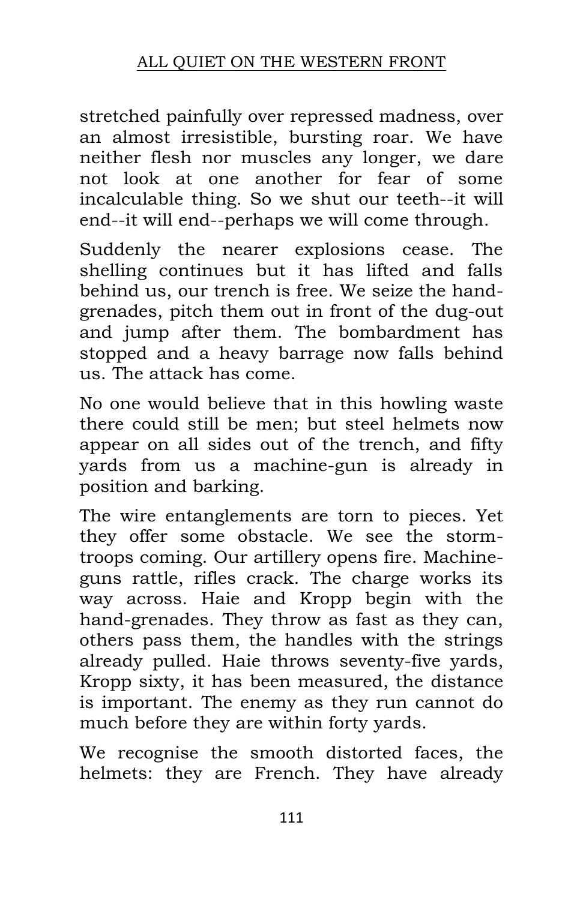stretched painfully over repressed madness, over an almost irresistible, bursting roar. We have neither flesh nor muscles any longer, we dare not look at one another for fear of some incalculable thing. So we shut our teeth--it will end--it will end--perhaps we will come through.

Suddenly the nearer explosions cease. The shelling continues but it has lifted and falls behind us, our trench is free. We seize the hand-grenades, pitch them out in front of the dug-out and jump after them. The bombardment has stopped and a heavy barrage now falls behind us. The attack has come.

No one would believe that in this howling waste there could still be men; but steel helmets now appear on all sides out of the trench, and fifty yards from us a machine-gun is already in position and barking.

The wire entanglements are torn to pieces. Yet they offer some obstacle. We see the storm-troops coming. Our artillery opens fire. Machine-guns rattle, rifles crack. The charge works its way across. Haie and Kropp begin with the hand-grenades. They throw as fast as they can, others pass them, the handles with the strings already pulled. Haie throws seventy-five yards, Kropp sixty, it has been measured, the distance is important. The enemy as they run cannot do much before they are within forty yards.

We recognise the smooth distorted faces, the helmets: they are French. They have already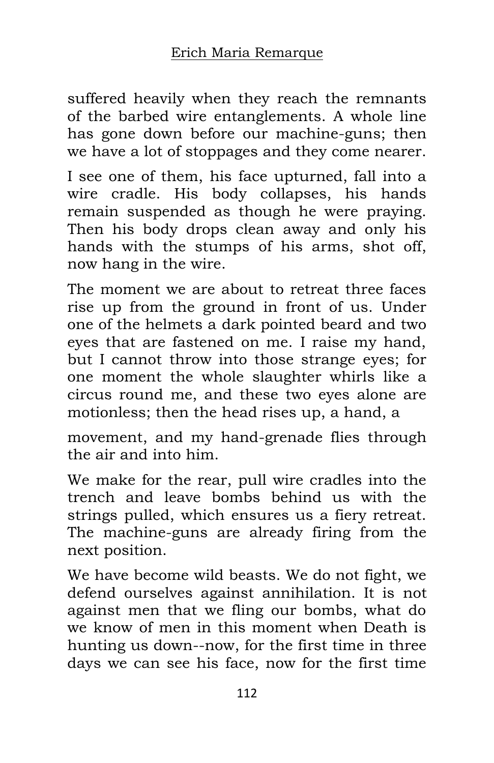suffered heavily when they reach the remnants of the barbed wire entanglements. A whole line has gone down before our machine-guns; then we have a lot of stoppages and they come nearer.

I see one of them, his face upturned, fall into a wire cradle. His body collapses, his hands remain suspended as though he were praying. Then his body drops clean away and only his hands with the stumps of his arms, shot off, now hang in the wire.

The moment we are about to retreat three faces rise up from the ground in front of us. Under one of the helmets a dark pointed beard and two eyes that are fastened on me. I raise my hand, but I cannot throw into those strange eyes; for one moment the whole slaughter whirls like a circus round me, and these two eyes alone are motionless; then the head rises up, a hand, a movement, and my hand-grenade flies through the air and into him.

We make for the rear, pull wire cradles into the trench and leave bombs behind us with the strings pulled, which ensures us a fiery retreat. The machine-guns are already firing from the next position.

We have become wild beasts. We do not fight, we defend ourselves against annihilation. It is not against men that we fling our bombs, what do we know of men in this moment when Death is hunting us down--now, for the first time in three days we can see his face, now for the first time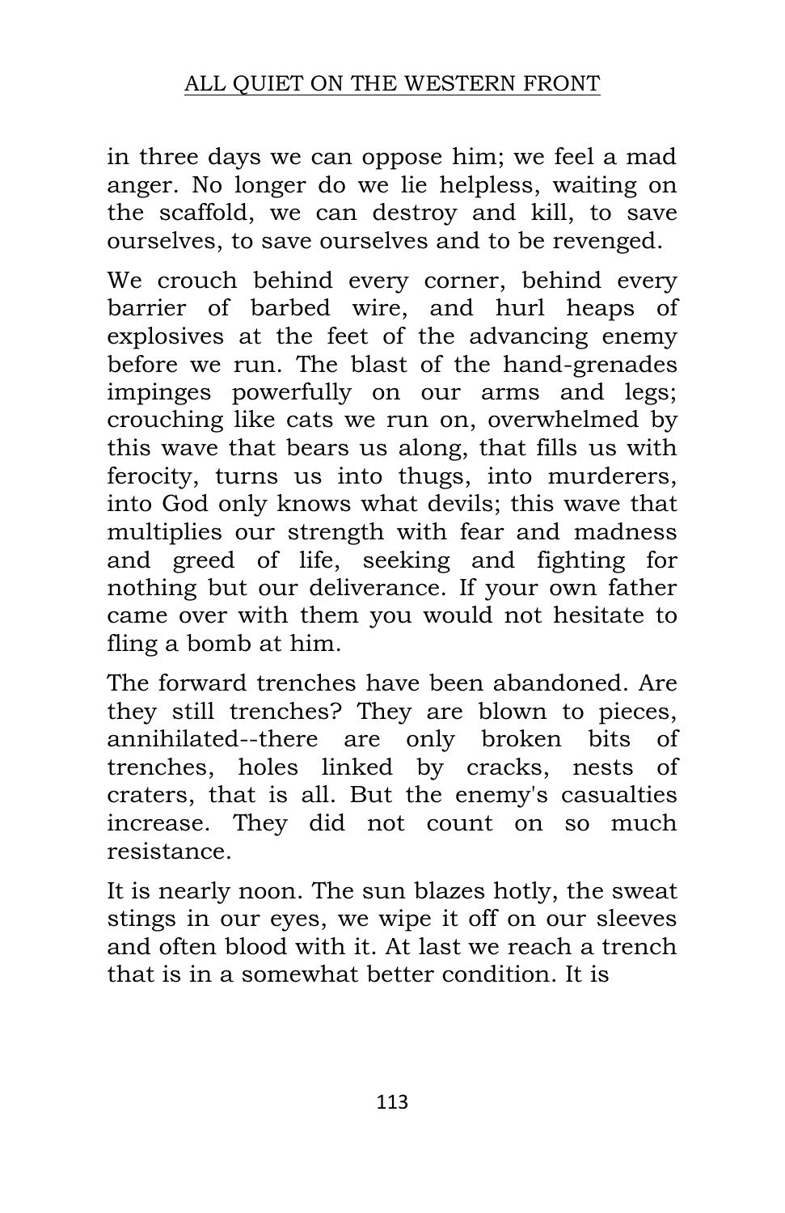in three days we can oppose him; we feel a mad anger. No longer do we lie helpless, waiting on the scaffold, we can destroy and kill, to save ourselves, to save ourselves and to be revenged.

We crouch behind every corner, behind every barrier of barbed wire, and hurl heaps of explosives at the feet of the advancing enemy before we run. The blast of the hand-grenades impinges powerfully on our arms and legs; crouching like cats we run on, overwhelmed by this wave that bears us along, that fills us with ferocity, turns us into thugs, into murderers, into God only knows what devils; this wave that multiplies our strength with fear and madness and greed of life, seeking and fighting for nothing but our deliverance. If your own father came over with them you would not hesitate to fling a bomb at him.

The forward trenches have been abandoned. Are they still trenches? They are blown to pieces, annihilated--there are only broken bits of trenches, holes linked by cracks, nests of craters, that is all. But the enemy's casualties increase. They did not count on so much resistance.

It is nearly noon. The sun blazes hotly, the sweat stings in our eyes, we wipe it off on our sleeves and often blood with it. At last we reach a trench that is in a somewhat better condition. It is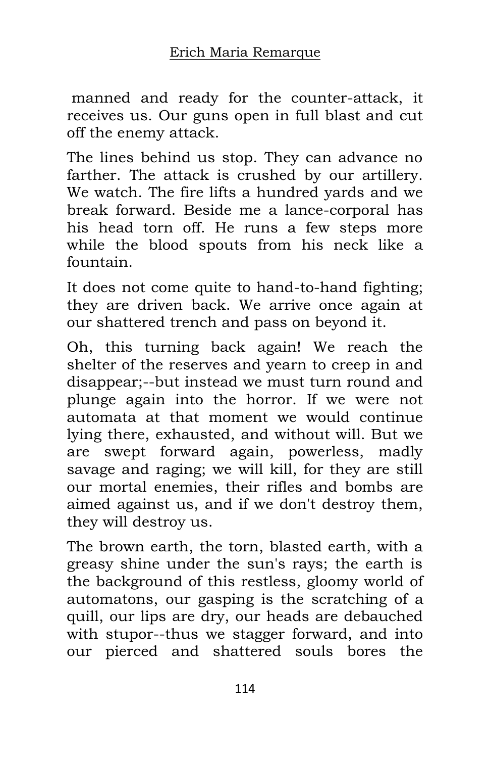manned and ready for the counter-attack, it receives us. Our guns open in full blast and cut off the enemy attack.

The lines behind us stop. They can advance no farther. The attack is crushed by our artillery. We watch. The fire lifts a hundred yards and we break forward. Beside me a lance-corporal has his head torn off. He runs a few steps more while the blood spouts from his neck like a fountain.

It does not come quite to hand-to-hand fighting; they are driven back. We arrive once again at our shattered trench and pass on beyond it.

Oh, this turning back again! We reach the shelter of the reserves and yearn to creep in and disappear;--but instead we must turn round and plunge again into the horror. If we were not automata at that moment we would continue lying there, exhausted, and without will. But we are swept forward again, powerless, madly savage and raging; we will kill, for they are still our mortal enemies, their rifles and bombs are aimed against us, and if we don't destroy them, they will destroy us.

The brown earth, the torn, blasted earth, with a greasy shine under the sun's rays; the earth is the background of this restless, gloomy world of automatons, our gasping is the scratching of a quill, our lips are dry, our heads are debauched with stupor--thus we stagger forward, and into our pierced and shattered souls bores the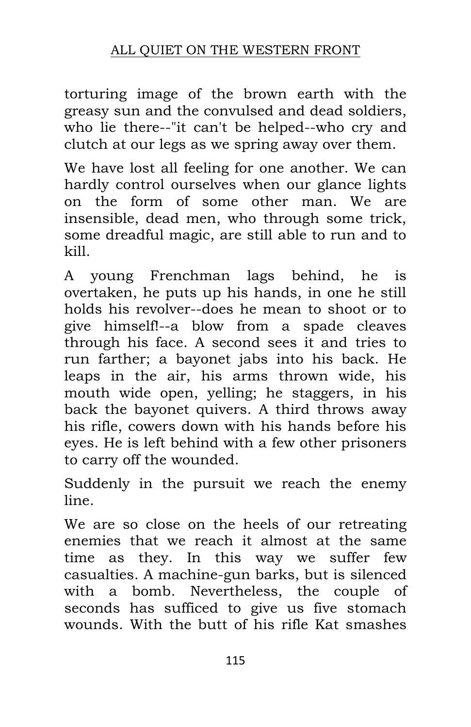torturing image of the brown earth with the greasy sun and the convulsed and dead soldiers, who lie there--"it can't be helped--who cry and clutch at our legs as we spring away over them.

We have lost all feeling for one another. We can hardly control ourselves when our glance lights on the form of some other man. We are insensible, dead men, who through some trick, some dreadful magic, are still able to run and to kill.

A young Frenchman lags behind, he is overtaken, he puts up his hands, in one he still holds his revolver--does he mean to shoot or to give himself!--a blow from a spade cleaves through his face. A second sees it and tries to run farther; a bayonet jabs into his back. He leaps in the air, his arms thrown wide, his mouth wide open, yelling; he staggers, in his back the bayonet quivers. A third throws away his rifle, cowers down with his hands before his eyes. He is left behind with a few other prisoners to carry off the wounded.

Suddenly in the pursuit we reach the enemy line.

We are so close on the heels of our retreating enemies that we reach it almost at the same time as they. In this way we suffer few casualties. A machine-gun barks, but is silenced with a bomb. Nevertheless, the couple of seconds has sufficed to give us five stomach wounds. With the butt of his rifle Kat smashes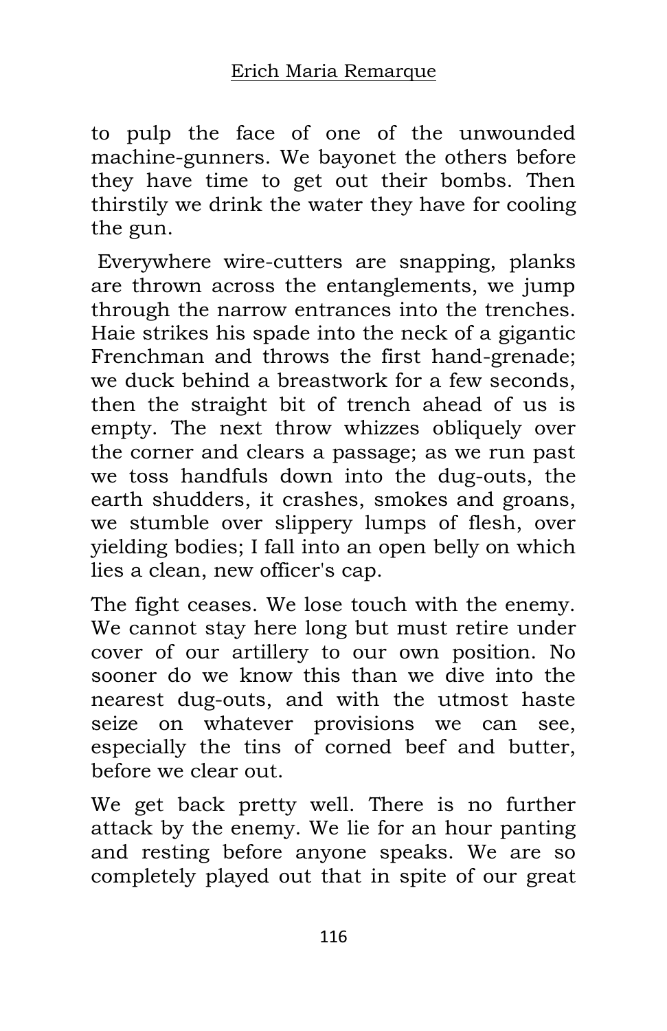to pulp the face of one of the unwounded machine-gunners. We bayonet the others before they have time to get out their bombs. Then thirstily we drink the water they have for cooling the gun.

Everywhere wire-cutters are snapping, planks are thrown across the entanglements, we jump through the narrow entrances into the trenches. Haie strikes his spade into the neck of a gigantic Frenchman and throws the first hand-grenade; we duck behind a breastwork for a few seconds, then the straight bit of trench ahead of us is empty. The next throw whizzes obliquely over the corner and clears a passage; as we run past we toss handfuls down into the dug-outs, the earth shudders, it crashes, smokes and groans, we stumble over slippery lumps of flesh, over yielding bodies; I fall into an open belly on which lies a clean, new officer's cap.

The fight ceases. We lose touch with the enemy. We cannot stay here long but must retire under cover of our artillery to our own position. No sooner do we know this than we dive into the nearest dug-outs, and with the utmost haste seize on whatever provisions we can see, especially the tins of corned beef and butter, before we clear out.

We get back pretty well. There is no further attack by the enemy. We lie for an hour panting and resting before anyone speaks. We are so completely played out that in spite of our great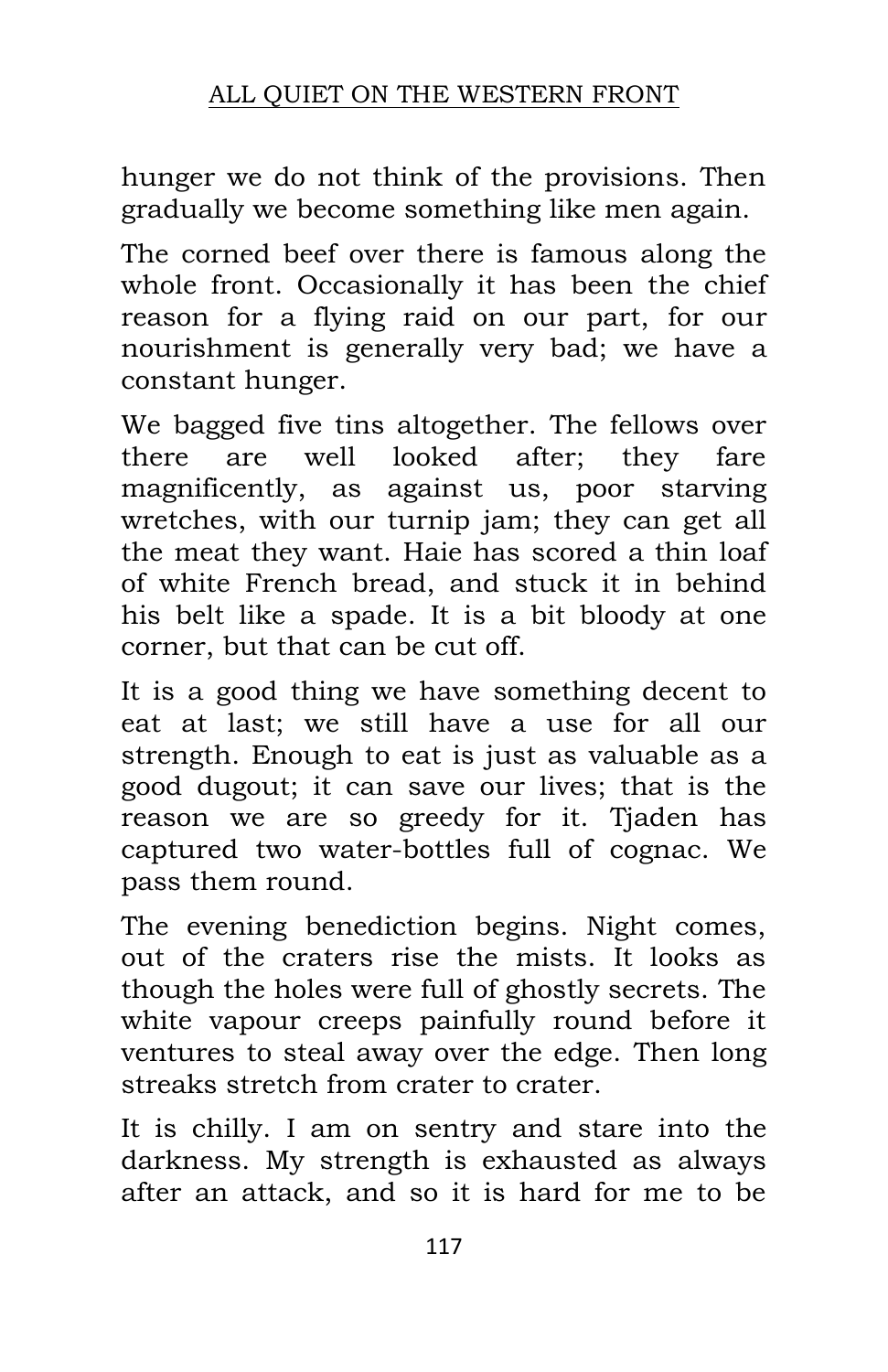hunger we do not think of the provisions. Then gradually we become something like men again.

The corned beef over there is famous along the whole front. Occasionally it has been the chief reason for a flying raid on our part, for our nourishment is generally very bad; we have a constant hunger.

We bagged five tins altogether. The fellows over there are well looked after; they fare magnificently, as against us, poor starving wretches, with our turnip jam; they can get all the meat they want. Haie has scored a thin loaf of white French bread, and stuck it in behind his belt like a spade. It is a bit bloody at one corner, but that can be cut off.

It is a good thing we have something decent to eat at last; we still have a use for all our strength. Enough to eat is just as valuable as a good dugout; it can save our lives; that is the reason we are so greedy for it. Tjaden has captured two water-bottles full of cognac. We pass them round.

The evening benediction begins. Night comes, out of the craters rise the mists. It looks as though the holes were full of ghostly secrets. The white vapour creeps painfully round before it ventures to steal away over the edge. Then long streaks stretch from crater to crater.

It is chilly. I am on sentry and stare into the darkness. My strength is exhausted as always after an attack, and so it is hard for me to be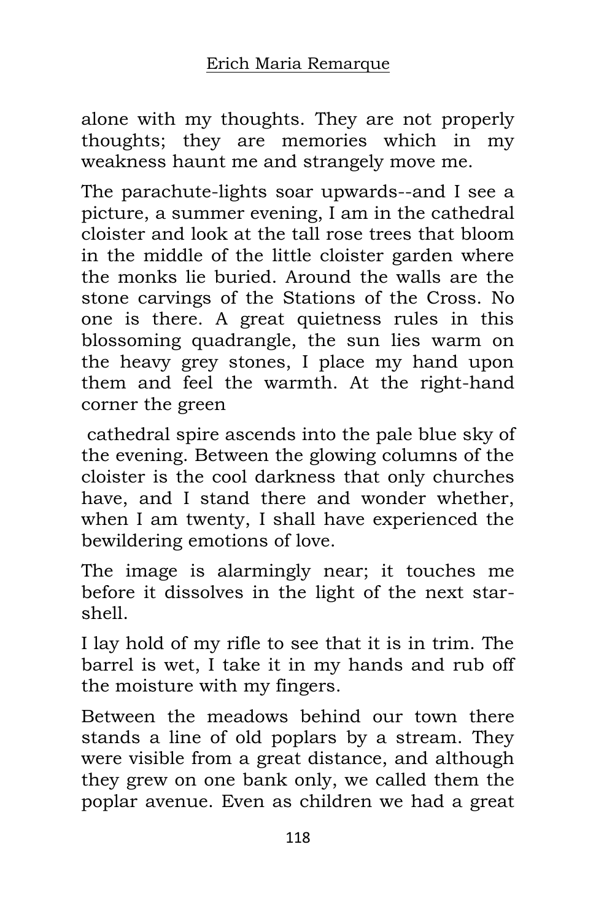alone with my thoughts. They are not properly thoughts; they are memories which in my weakness haunt me and strangely move me.

The parachute-lights soar upwards--and I see a picture, a summer evening, I am in the cathedral cloister and look at the tall rose trees that bloom in the middle of the little cloister garden where the monks lie buried. Around the walls are the stone carvings of the Stations of the Cross. No one is there. A great quietness rules in this blossoming quadrangle, the sun lies warm on the heavy grey stones, I place my hand upon them and feel the warmth. At the right-hand corner the green cathedral spire ascends into the pale blue sky of the evening. Between the glowing columns of the cloister is the cool darkness that only churches have, and I stand there and wonder whether, when I am twenty, I shall have experienced the bewildering emotions of love.

The image is alarmingly near; it touches me before it dissolves in the light of the next star-shell.

I lay hold of my rifle to see that it is in trim. The barrel is wet, I take it in my hands and rub off the moisture with my fingers.

Between the meadows behind our town there stands a line of old poplars by a stream. They were visible from a great distance, and although they grew on one bank only, we called them the poplar avenue. Even as children we had a great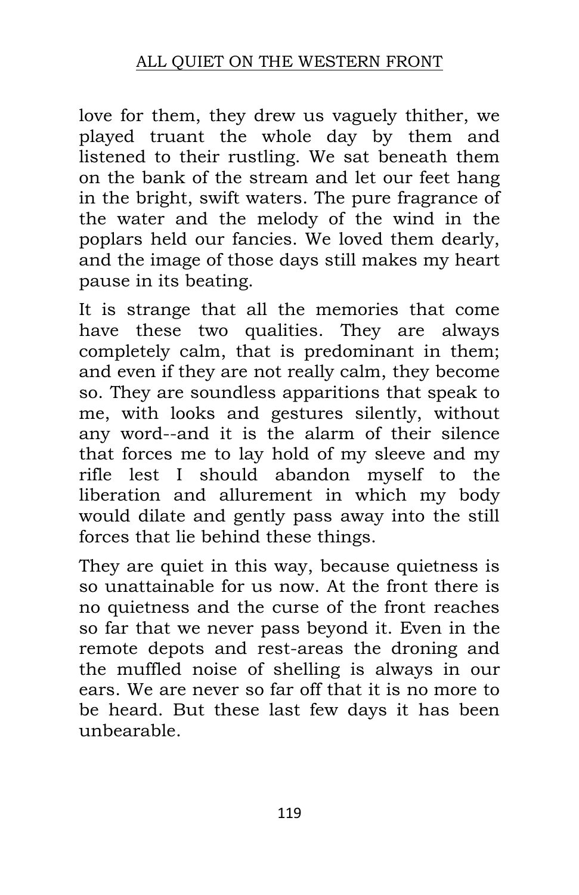love for them, they drew us vaguely thither, we played truant the whole day by them and listened to their rustling. We sat beneath them on the bank of the stream and let our feet hang in the bright, swift waters. The pure fragrance of the water and the melody of the wind in the poplars held our fancies. We loved them dearly, and the image of those days still makes my heart pause in its beating.

It is strange that all the memories that come have these two qualities. They are always completely calm, that is predominant in them; and even if they are not really calm, they become so. They are soundless apparitions that speak to me, with looks and gestures silently, without any word--and it is the alarm of their silence that forces me to lay hold of my sleeve and my rifle lest I should abandon myself to the liberation and allurement in which my body would dilate and gently pass away into the still forces that lie behind these things.

They are quiet in this way, because quietness is so unattainable for us now. At the front there is no quietness and the curse of the front reaches so far that we never pass beyond it. Even in the remote depots and rest-areas the droning and the muffled noise of shelling is always in our ears. We are never so far off that it is no more to be heard. But these last few days it has been unbearable.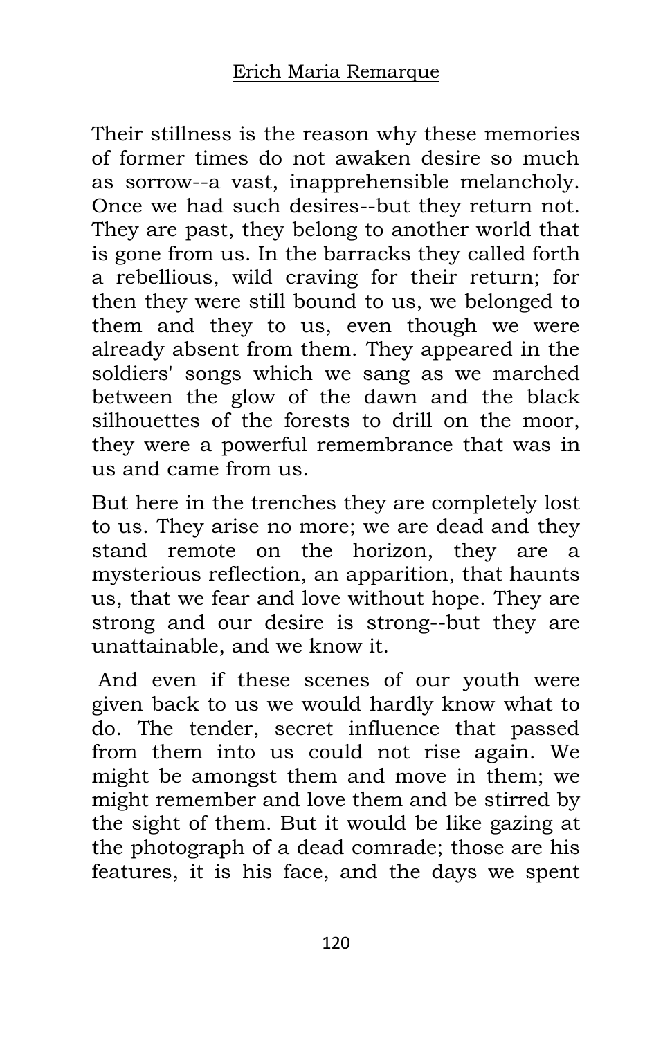Their stillness is the reason why these memories of former times do not awaken desire so much as sorrow--a vast, inapprehensible melancholy. Once we had such desires--but they return not. They are past, they belong to another world that is gone from us. In the barracks they called forth a rebellious, wild craving for their return; for then they were still bound to us, we belonged to them and they to us, even though we were already absent from them. They appeared in the soldiers' songs which we sang as we marched between the glow of the dawn and the black silhouettes of the forests to drill on the moor, they were a powerful remembrance that was in us and came from us.

But here in the trenches they are completely lost to us. They arise no more; we are dead and they stand remote on the horizon, they are a mysterious reflection, an apparition, that haunts us, that we fear and love without hope. They are strong and our desire is strong--but they are unattainable, and we know it.

And even if these scenes of our youth were given back to us we would hardly know what to do. The tender, secret influence that passed from them into us could not rise again. We might be amongst them and move in them; we might remember and love them and be stirred by the sight of them. But it would be like gazing at the photograph of a dead comrade; those are his features, it is his face, and the days we spent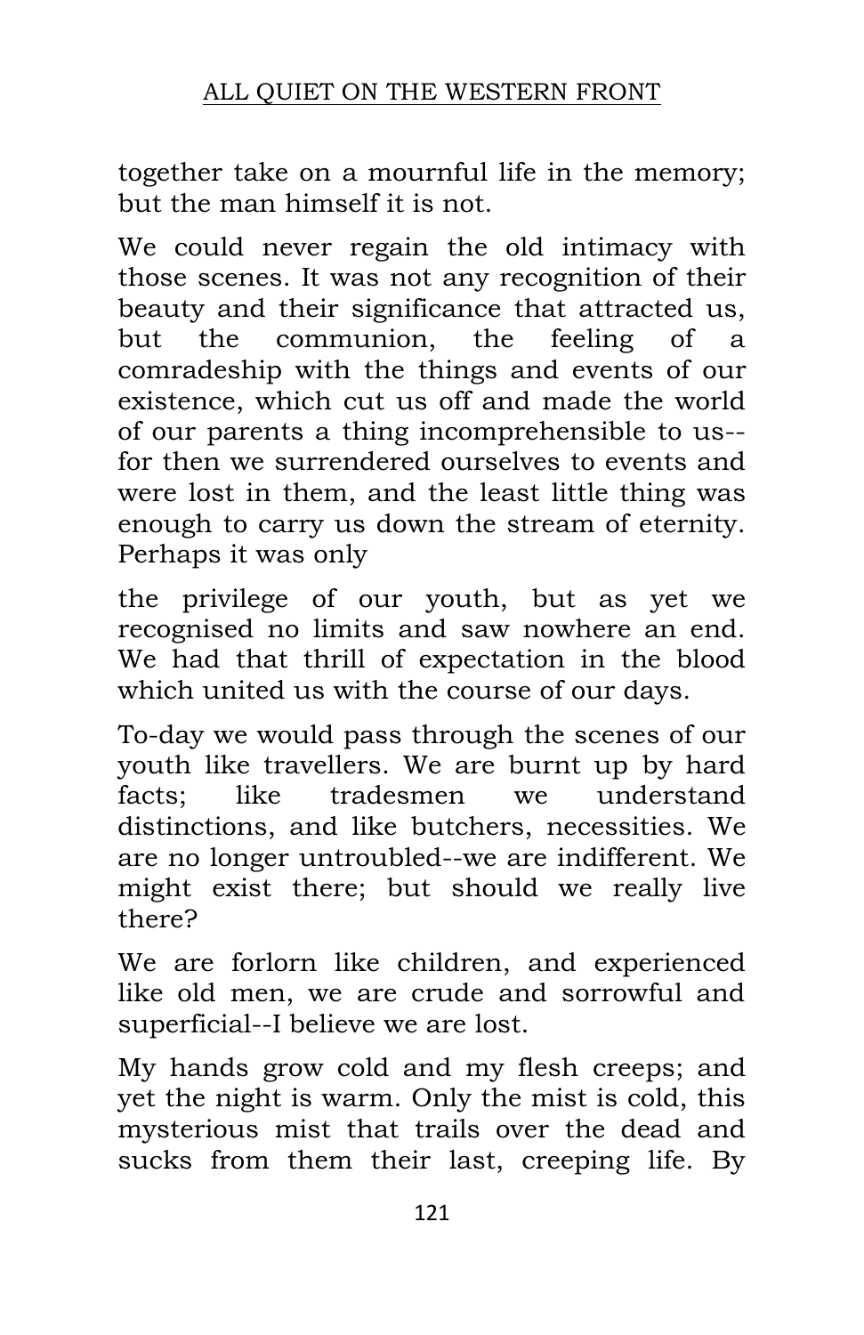together take on a mournful life in the memory; but the man himself it is not.

We could never regain the old intimacy with those scenes. It was not any recognition of their beauty and their significance that attracted us, but the communion, the feeling of a comradeship with the things and events of our existence, which cut us off and made the world of our parents a thing incomprehensible to us--for then we surrendered ourselves to events and were lost in them, and the least little thing was enough to carry us down the stream of eternity. Perhaps it was only

the privilege of our youth, but as yet we recognised no limits and saw nowhere an end. We had that thrill of expectation in the blood which united us with the course of our days.

To-day we would pass through the scenes of our youth like travellers. We are burnt up by hard facts; like tradesmen we understand distinctions, and like butchers, necessities. We are no longer untroubled--we are indifferent. We might exist there; but should we really live there?

We are forlorn like children, and experienced like old men, we are crude and sorrowful and superficial--I believe we are lost.

My hands grow cold and my flesh creeps; and yet the night is warm. Only the mist is cold, this mysterious mist that trails over the dead and sucks from them their last, creeping life. By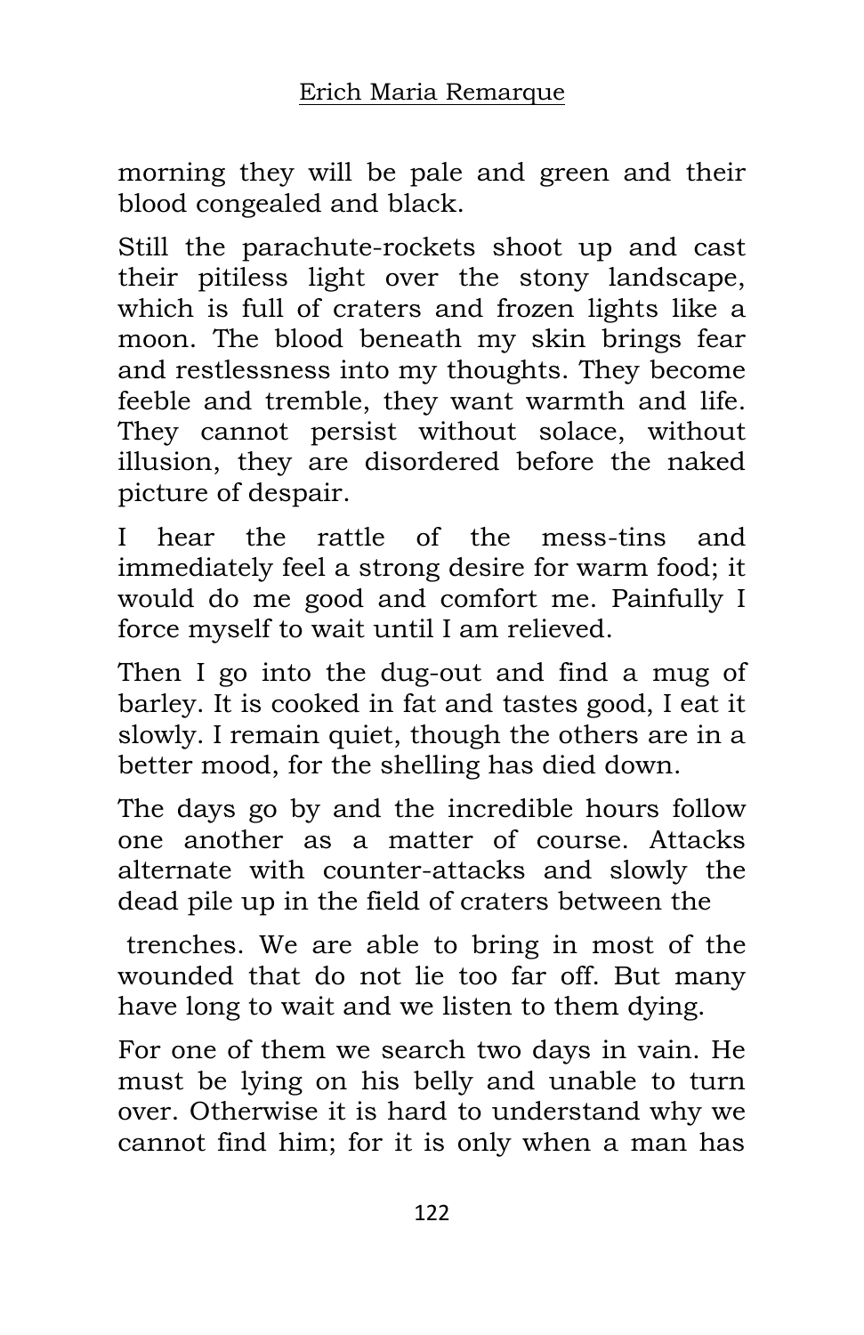morning they will be pale and green and their blood congealed and black.

Still the parachute-rockets shoot up and cast their pitiless light over the stony landscape, which is full of craters and frozen lights like a moon. The blood beneath my skin brings fear and restlessness into my thoughts. They become feeble and tremble, they want warmth and life. They cannot persist without solace, without illusion, they are disordered before the naked picture of despair.

I hear the rattle of the mess-tins and immediately feel a strong desire for warm food; it would do me good and comfort me. Painfully I force myself to wait until I am relieved.

Then I go into the dug-out and find a mug of barley. It is cooked in fat and tastes good, I eat it slowly. I remain quiet, though the others are in a better mood, for the shelling has died down.

The days go by and the incredible hours follow one another as a matter of course. Attacks alternate with counter-attacks and slowly the dead pile up in the field of craters between the trenches. We are able to bring in most of the wounded that do not lie too far off. But many have long to wait and we listen to them dying.

For one of them we search two days in vain. He must be lying on his belly and unable to turn over. Otherwise it is hard to understand why we cannot find him; for it is only when a man has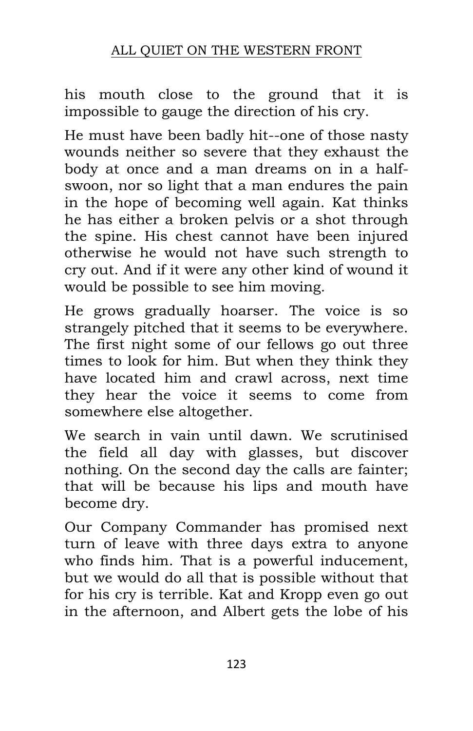his mouth close to the ground that it is impossible to gauge the direction of his cry.

He must have been badly hit--one of those nasty wounds neither so severe that they exhaust the body at once and a man dreams on in a half-swoon, nor so light that a man endures the pain in the hope of becoming well again. Kat thinks he has either a broken pelvis or a shot through the spine. His chest cannot have been injured otherwise he would not have such strength to cry out. And if it were any other kind of wound it would be possible to see him moving.

He grows gradually hoarser. The voice is so strangely pitched that it seems to be everywhere. The first night some of our fellows go out three times to look for him. But when they think they have located him and crawl across, next time they hear the voice it seems to come from somewhere else altogether.

We search in vain until dawn. We scrutinised the field all day with glasses, but discover nothing. On the second day the calls are fainter; that will be because his lips and mouth have become dry.

Our Company Commander has promised next turn of leave with three days extra to anyone who finds him. That is a powerful inducement, but we would do all that is possible without that for his cry is terrible. Kat and Kropp even go out in the afternoon, and Albert gets the lobe of his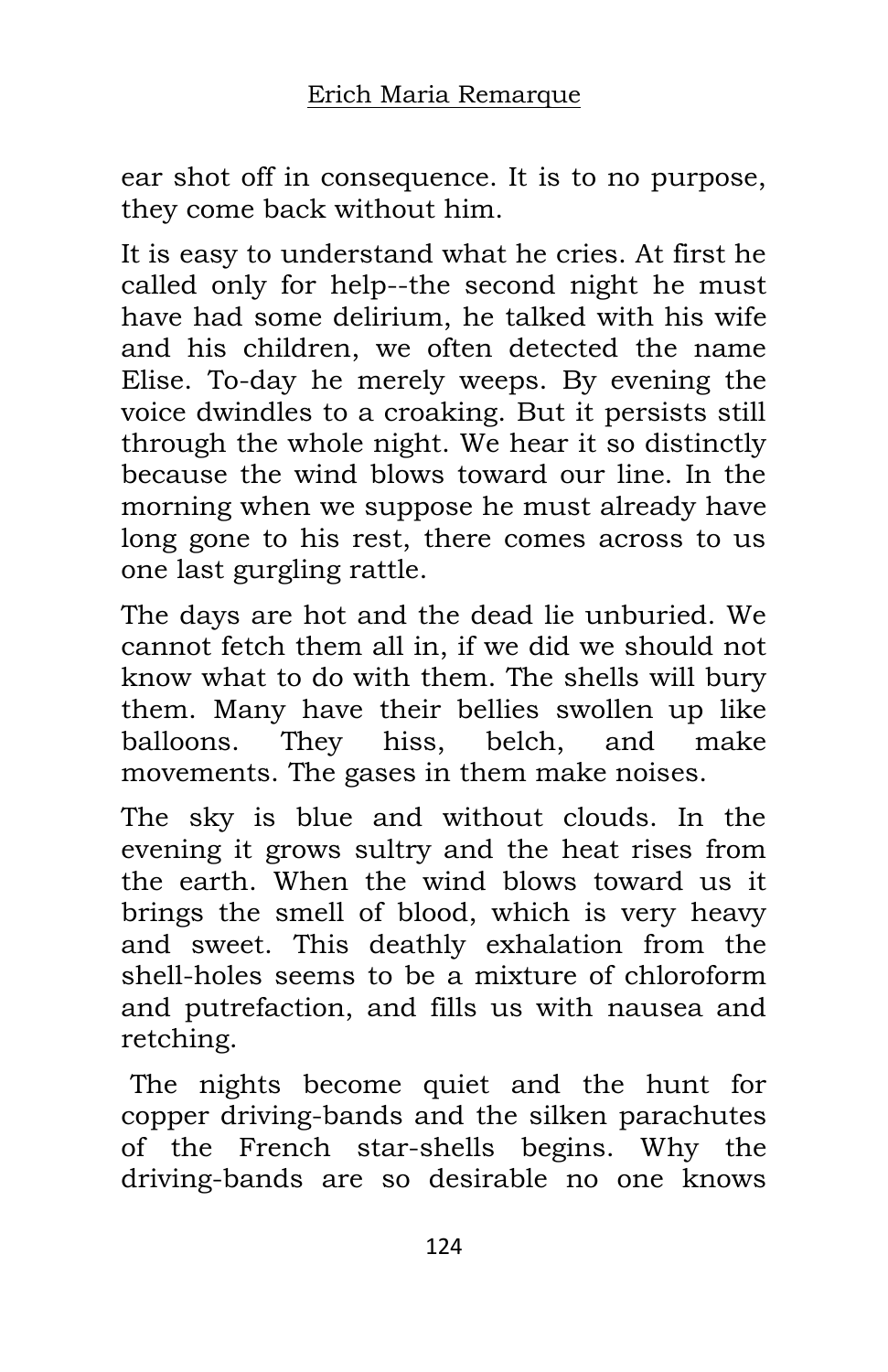ear shot off in consequence. It is to no purpose, they come back without him.

It is easy to understand what he cries. At first he called only for help--the second night he must have had some delirium, he talked with his wife and his children, we often detected the name Elise. To-day he merely weeps. By evening the voice dwindles to a croaking. But it persists still through the whole night. We hear it so distinctly because the wind blows toward our line. In the morning when we suppose he must already have long gone to his rest, there comes across to us one last gurgling rattle.

The days are hot and the dead lie unburied. We cannot fetch them all in, if we did we should not know what to do with them. The shells will bury them. Many have their bellies swollen up like balloons. They hiss, belch, and make movements. The gases in them make noises.

The sky is blue and without clouds. In the evening it grows sultry and the heat rises from the earth. When the wind blows toward us it brings the smell of blood, which is very heavy and sweet. This deathly exhalation from the shell-holes seems to be a mixture of chloroform and putrefaction, and fills us with nausea and retching.

The nights become quiet and the hunt for copper driving-bands and the silken parachutes of the French star-shells begins. Why the driving-bands are so desirable no one knows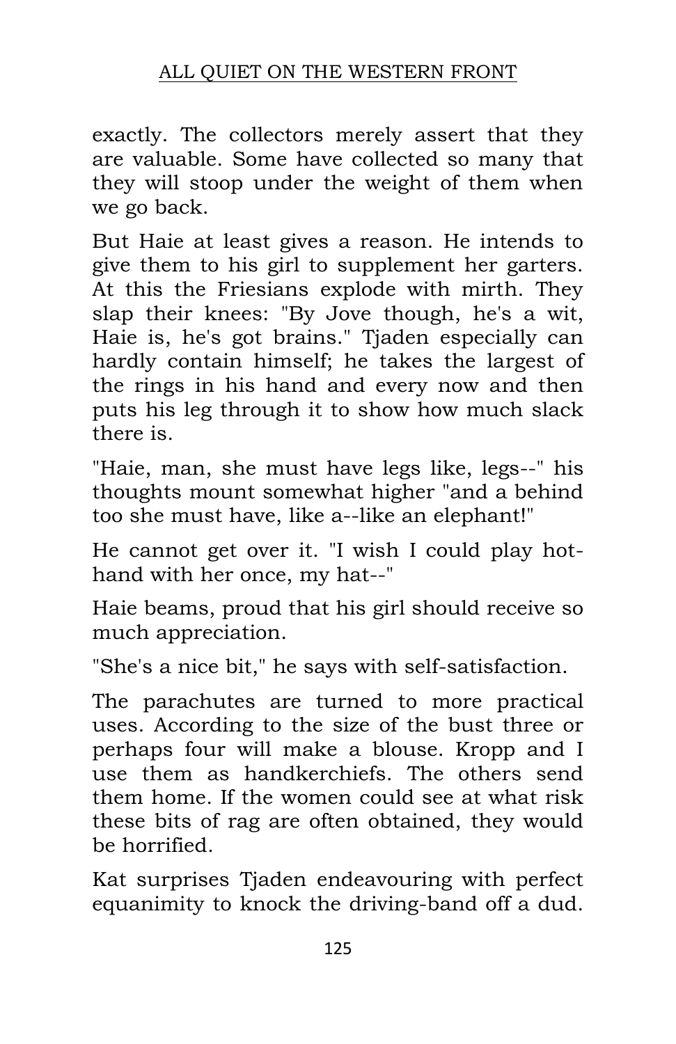exactly. The collectors merely assert that they are valuable. Some have collected so many that they will stoop under the weight of them when we go back.

But Haie at least gives a reason. He intends to give them to his girl to supplement her garters. At this the Friesians explode with mirth. They slap their knees: "By Jove though, he's a wit, Haie is, he's got brains." Tjaden especially can hardly contain himself; he takes the largest of the rings in his hand and every now and then puts his leg through it to show how much slack there is.

"Haie, man, she must have legs like, legs--" his thoughts mount somewhat higher "and a behind too she must have, like a--like an elephant!"

He cannot get over it. "I wish I could play hot-hand with her once, my hat--"

Haie beams, proud that his girl should receive so much appreciation.

"She's a nice bit," he says with self-satisfaction.

The parachutes are turned to more practical uses. According to the size of the bust three or perhaps four will make a blouse. Kropp and I use them as handkerchiefs. The others send them home. If the women could see at what risk these bits of rag are often obtained, they would be horrified.

Kat surprises Tjaden endeavouring with perfect equanimity to knock the driving-band off a dud.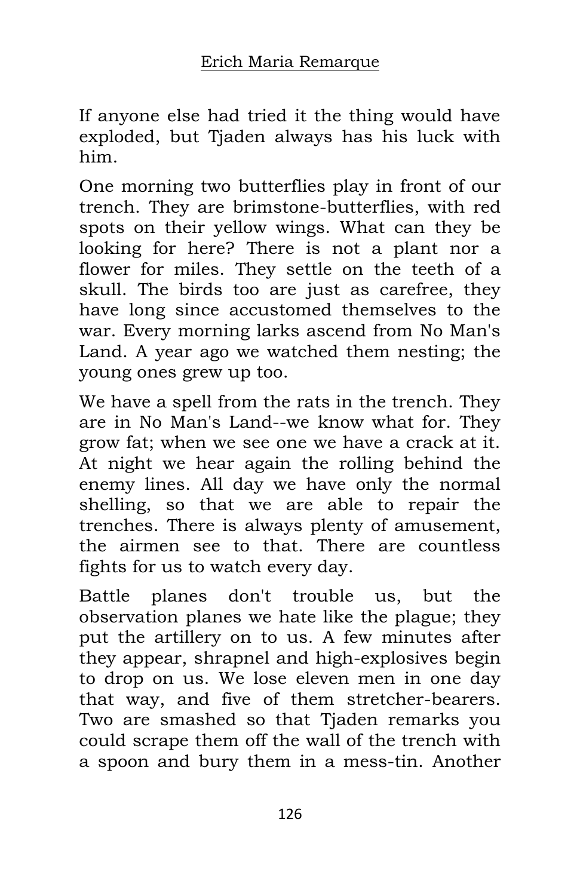If anyone else had tried it the thing would have exploded, but Tjaden always has his luck with him.

One morning two butterflies play in front of our trench. They are brimstone-butterflies, with red spots on their yellow wings. What can they be looking for here? There is not a plant nor a flower for miles. They settle on the teeth of a skull. The birds too are just as carefree, they have long since accustomed themselves to the war. Every morning larks ascend from No Man's Land. A year ago we watched them nesting; the young ones grew up too.

We have a spell from the rats in the trench. They are in No Man's Land--we know what for. They grow fat; when we see one we have a crack at it. At night we hear again the rolling behind the enemy lines. All day we have only the normal shelling, so that we are able to repair the trenches. There is always plenty of amusement, the airmen see to that. There are countless fights for us to watch every day.

Battle planes don't trouble us, but the observation planes we hate like the plague; they put the artillery on to us. A few minutes after they appear, shrapnel and high-explosives begin to drop on us. We lose eleven men in one day that way, and five of them stretcher-bearers. Two are smashed so that Tjaden remarks you could scrape them off the wall of the trench with a spoon and bury them in a mess-tin. Another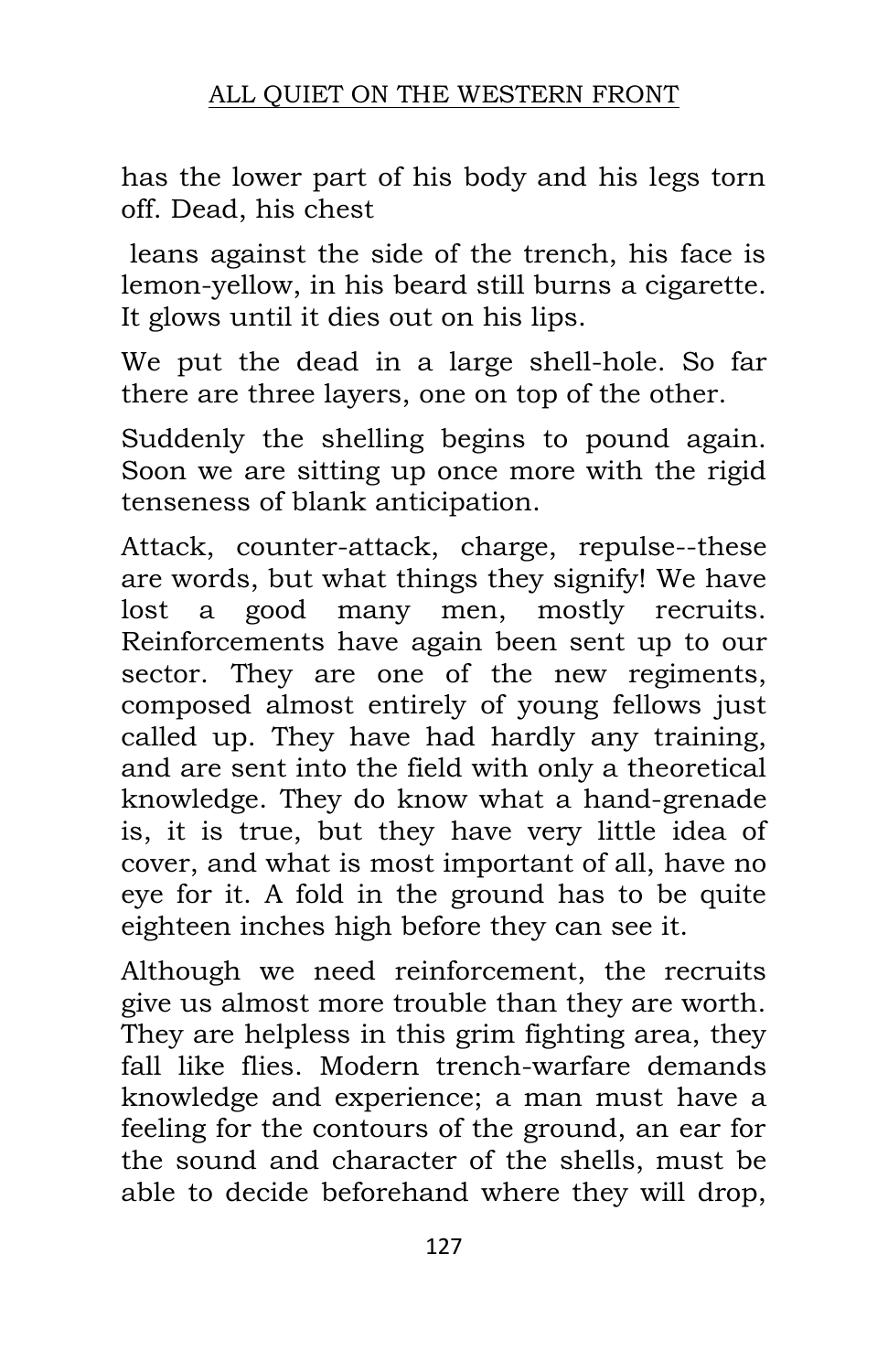has the lower part of his body and his legs torn off. Dead, his chest

leans against the side of the trench, his face is lemon-yellow, in his beard still burns a cigarette. It glows until it dies out on his lips.

We put the dead in a large shell-hole. So far there are three layers, one on top of the other.

Suddenly the shelling begins to pound again. Soon we are sitting up once more with the rigid tenseness of blank anticipation.

Attack, counter-attack, charge, repulse--these are words, but what things they signify! We have lost a good many men, mostly recruits. Reinforcements have again been sent up to our sector. They are one of the new regiments, composed almost entirely of young fellows just called up. They have had hardly any training, and are sent into the field with only a theoretical knowledge. They do know what a hand-grenade is, it is true, but they have very little idea of cover, and what is most important of all, have no eye for it. A fold in the ground has to be quite eighteen inches high before they can see it.

Although we need reinforcement, the recruits give us almost more trouble than they are worth. They are helpless in this grim fighting area, they fall like flies. Modern trench-warfare demands knowledge and experience; a man must have a feeling for the contours of the ground, an ear for the sound and character of the shells, must be able to decide beforehand where they will drop,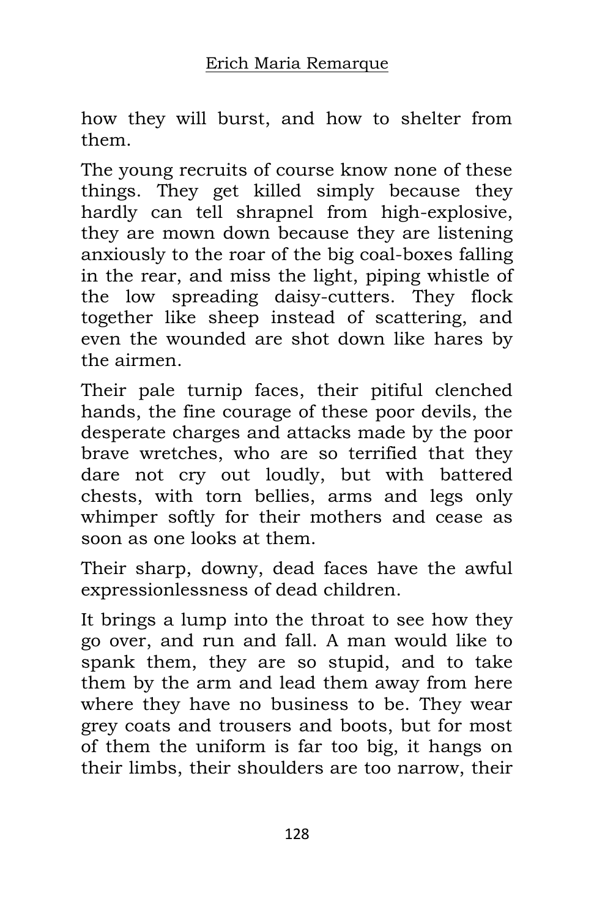how they will burst, and how to shelter from them.

The young recruits of course know none of these things. They get killed simply because they hardly can tell shrapnel from high-explosive, they are mown down because they are listening anxiously to the roar of the big coal-boxes falling in the rear, and miss the light, piping whistle of the low spreading daisy-cutters. They flock together like sheep instead of scattering, and even the wounded are shot down like hares by the airmen.

Their pale turnip faces, their pitiful clenched hands, the fine courage of these poor devils, the desperate charges and attacks made by the poor brave wretches, who are so terrified that they dare not cry out loudly, but with battered chests, with torn bellies, arms and legs only whimper softly for their mothers and cease as soon as one looks at them.

Their sharp, downy, dead faces have the awful expressionlessness of dead children.

It brings a lump into the throat to see how they go over, and run and fall. A man would like to spank them, they are so stupid, and to take them by the arm and lead them away from here where they have no business to be. They wear grey coats and trousers and boots, but for most of them the uniform is far too big, it hangs on their limbs, their shoulders are too narrow, their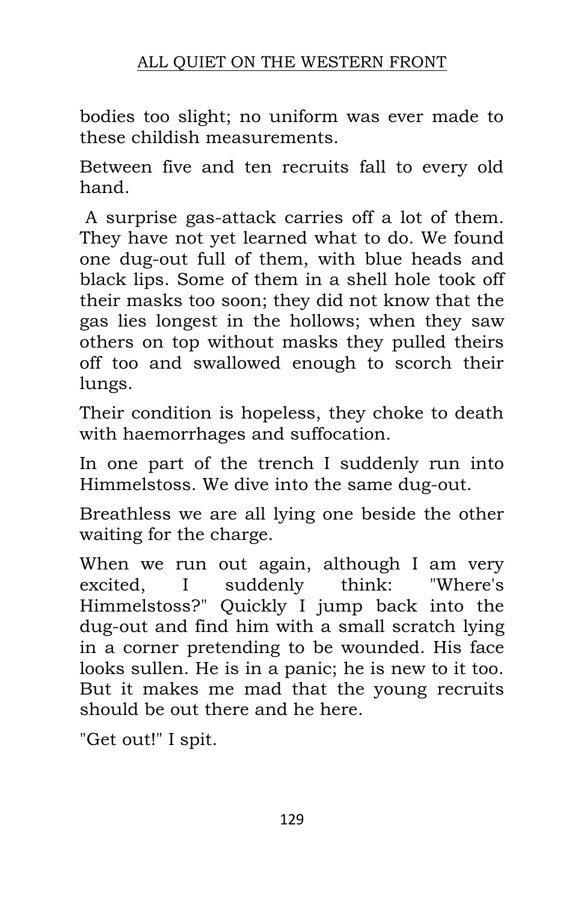bodies too slight; no uniform was ever made to these childish measurements.

Between five and ten recruits fall to every old hand.

A surprise gas-attack carries off a lot of them. They have not yet learned what to do. We found one dug-out full of them, with blue heads and black lips. Some of them in a shell hole took off their masks too soon; they did not know that the gas lies longest in the hollows; when they saw others on top without masks they pulled theirs off too and swallowed enough to scorch their lungs.

Their condition is hopeless, they choke to death with haemorrhages and suffocation.

In one part of the trench I suddenly run into Himmelstoss. We dive into the same dug-out.

Breathless we are all lying one beside the other waiting for the charge.

When we run out again, although I am very excited, I suddenly think: "Where's Himmelstoss?" Quickly I jump back into the dug-out and find him with a small scratch lying in a corner pretending to be wounded. His face looks sullen. He is in a panic; he is new to it too. But it makes me mad that the young recruits should be out there and he here.

"Get out!" I spit.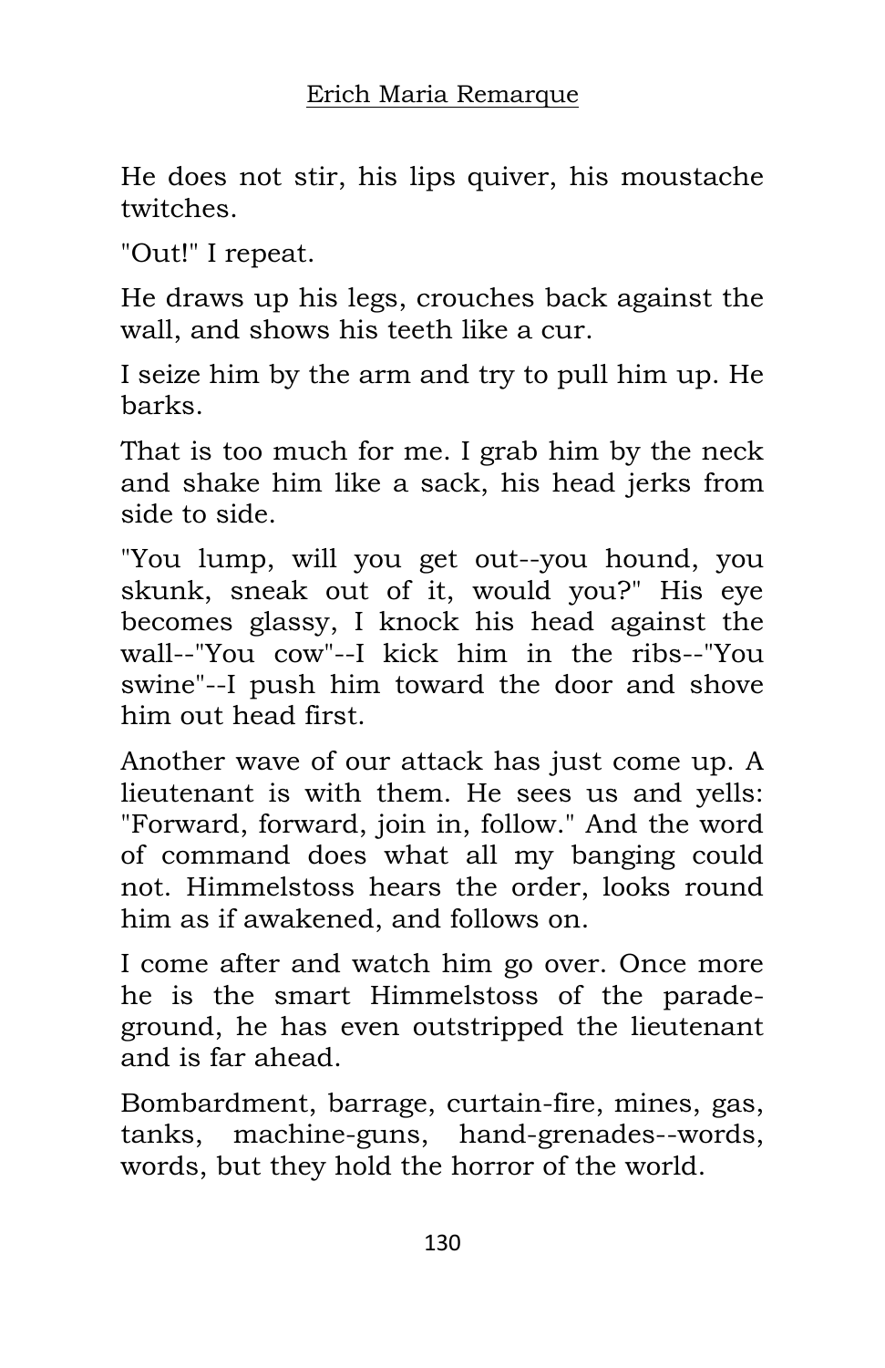He does not stir, his lips quiver, his moustache twitches.

"Out!" I repeat.

He draws up his legs, crouches back against the wall, and shows his teeth like a cur.

I seize him by the arm and try to pull him up. He barks.

That is too much for me. I grab him by the neck and shake him like a sack, his head jerks from side to side.

"You lump, will you get out--you hound, you skunk, sneak out of it, would you?" His eye becomes glassy, I knock his head against the wall--"You cow"--I kick him in the ribs--"You swine"--I push him toward the door and shove him out head first.

Another wave of our attack has just come up. A lieutenant is with them. He sees us and yells: "Forward, forward, join in, follow." And the word of command does what all my banging could not. Himmelstoss hears the order, looks round him as if awakened, and follows on.

I come after and watch him go over. Once more he is the smart Himmelstoss of the parade-ground, he has even outstripped the lieutenant and is far ahead.

Bombardment, barrage, curtain-fire, mines, gas, tanks, machine-guns, hand-grenades--words, words, but they hold the horror of the world.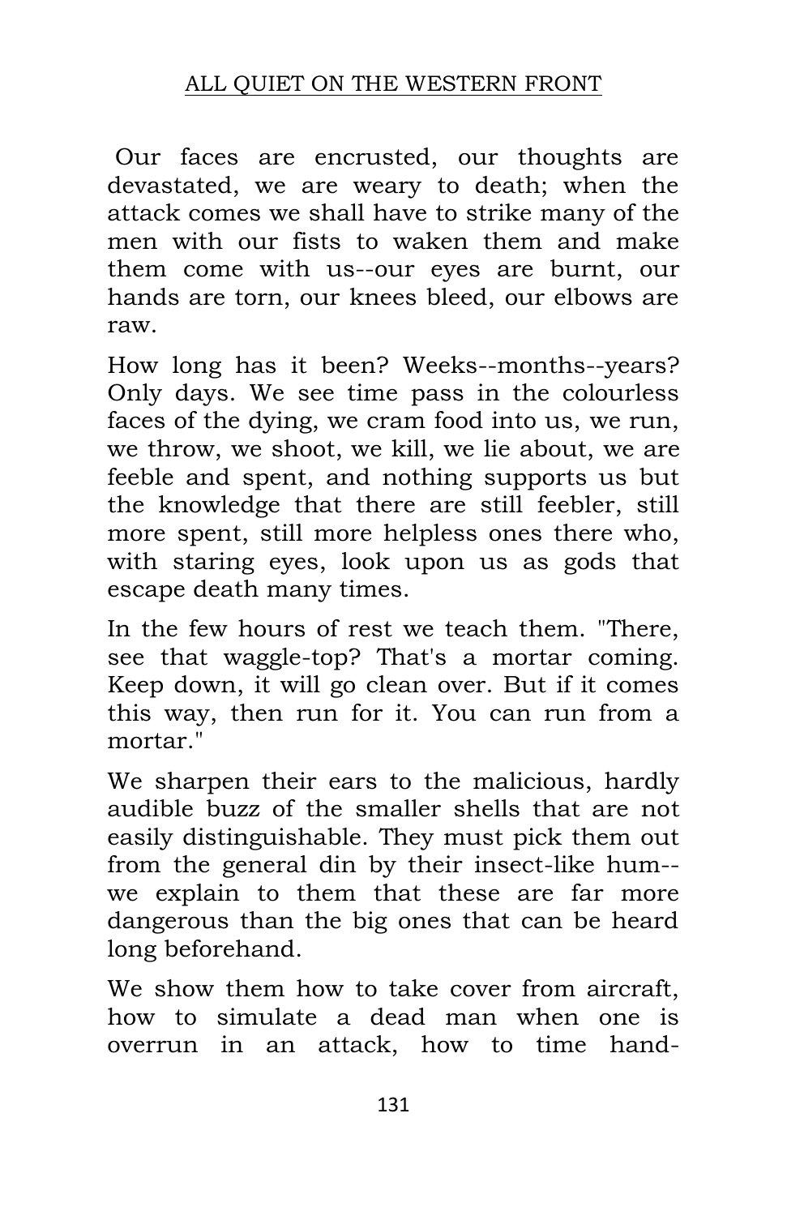Our faces are encrusted, our thoughts are devastated, we are weary to death; when the attack comes we shall have to strike many of the men with our fists to waken them and make them come with us--our eyes are burnt, our hands are torn, our knees bleed, our elbows are raw.

How long has it been? Weeks--months--years? Only days. We see time pass in the colourless faces of the dying, we cram food into us, we run, we throw, we shoot, we kill, we lie about, we are feeble and spent, and nothing supports us but the knowledge that there are still feebler, still more spent, still more helpless ones there who, with staring eyes, look upon us as gods that escape death many times.

In the few hours of rest we teach them. "There, see that waggle-top? That's a mortar coming. Keep down, it will go clean over. But if it comes this way, then run for it. You can run from a mortar."

We sharpen their ears to the malicious, hardly audible buzz of the smaller shells that are not easily distinguishable. They must pick them out from the general din by their insect-like hum--we explain to them that these are far more dangerous than the big ones that can be heard long beforehand.

We show them how to take cover from aircraft, how to simulate a dead man when one is overrun in an attack, how to time hand-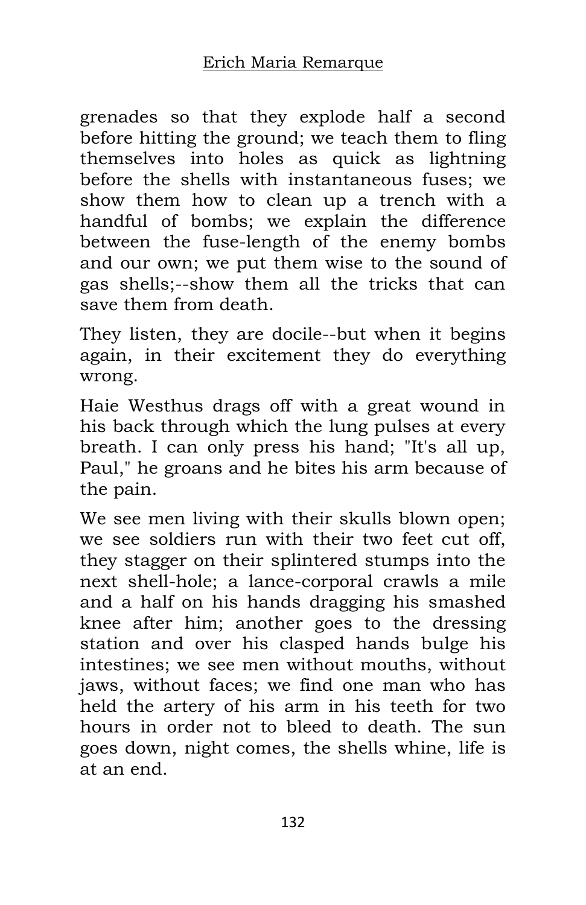grenades so that they explode half a second before hitting the ground; we teach them to fling themselves into holes as quick as lightning before the shells with instantaneous fuses; we show them how to clean up a trench with a handful of bombs; we explain the difference between the fuse-length of the enemy bombs and our own; we put them wise to the sound of gas shells;--show them all the tricks that can save them from death.

They listen, they are docile--but when it begins again, in their excitement they do everything wrong.

Haie Westhus drags off with a great wound in his back through which the lung pulses at every breath. I can only press his hand; "It's all up, Paul," he groans and he bites his arm because of the pain.

We see men living with their skulls blown open; we see soldiers run with their two feet cut off, they stagger on their splintered stumps into the next shell-hole; a lance-corporal crawls a mile and a half on his hands dragging his smashed knee after him; another goes to the dressing station and over his clasped hands bulge his intestines; we see men without mouths, without jaws, without faces; we find one man who has held the artery of his arm in his teeth for two hours in order not to bleed to death. The sun goes down, night comes, the shells whine, life is at an end.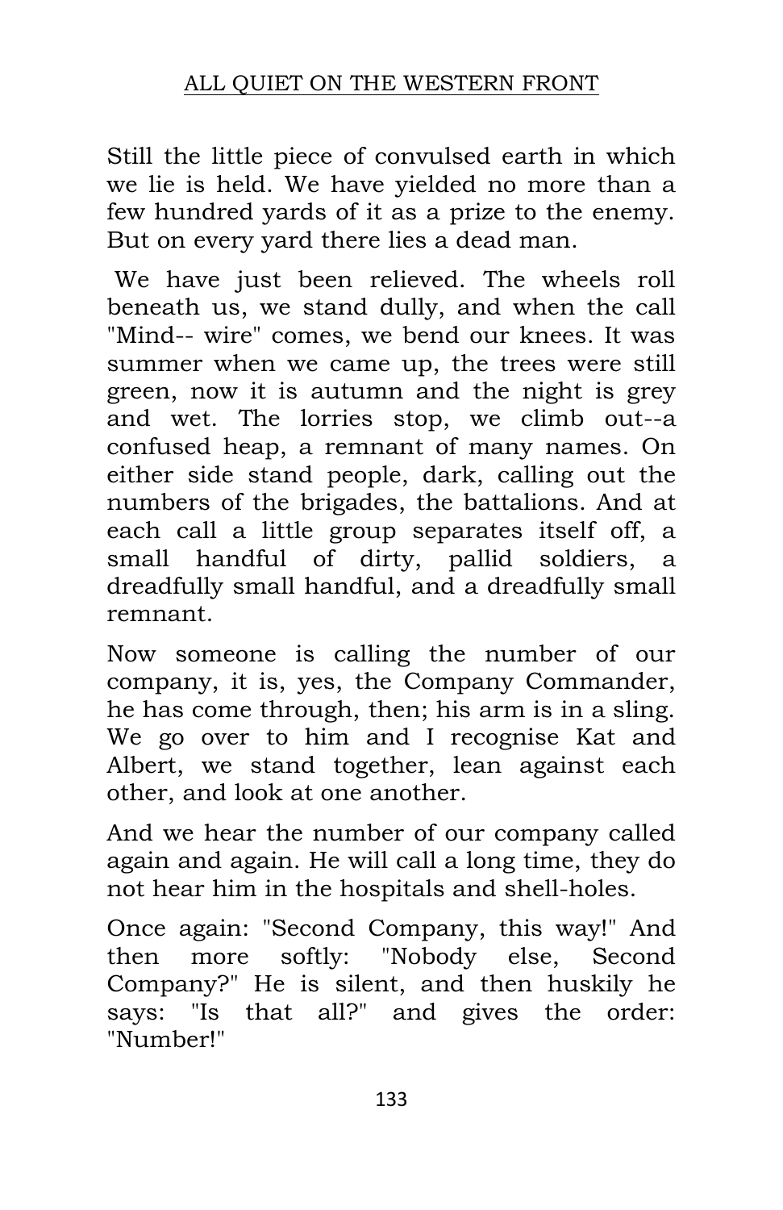Still the little piece of convulsed earth in which we lie is held. We have yielded no more than a few hundred yards of it as a prize to the enemy. But on every yard there lies a dead man.

We have just been relieved. The wheels roll beneath us, we stand dully, and when the call "Mind-- wire" comes, we bend our knees. It was summer when we came up, the trees were still green, now it is autumn and the night is grey and wet. The lorries stop, we climb out--a confused heap, a remnant of many names. On either side stand people, dark, calling out the numbers of the brigades, the battalions. And at each call a little group separates itself off, a small handful of dirty, pallid soldiers, a dreadfully small handful, and a dreadfully small remnant.

Now someone is calling the number of our company, it is, yes, the Company Commander, he has come through, then; his arm is in a sling. We go over to him and I recognise Kat and Albert, we stand together, lean against each other, and look at one another.

And we hear the number of our company called again and again. He will call a long time, they do not hear him in the hospitals and shell-holes.

Once again: "Second Company, this way!" And then more softly: "Nobody else, Second Company?" He is silent, and then huskily he says: "Is that all?" and gives the order: "Number!"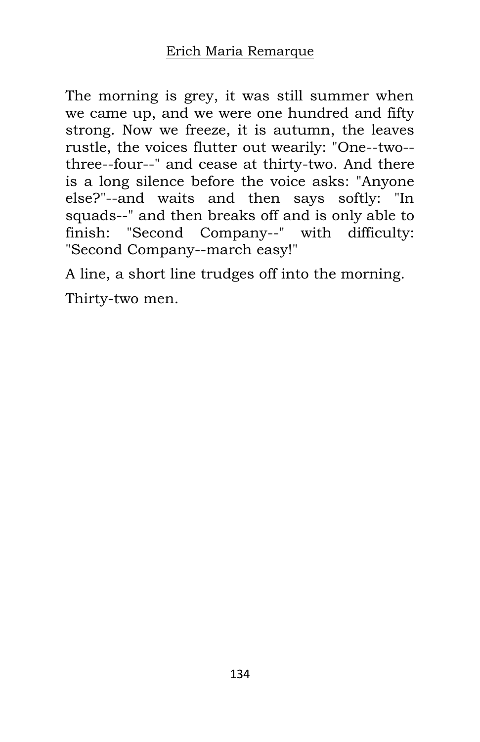The morning is grey, it was still summer when we came up, and we were one hundred and fifty strong. Now we freeze, it is autumn, the leaves rustle, the voices flutter out wearily: "One--two--three--four--" and cease at thirty-two. And there is a long silence before the voice asks: "Anyone else?"--and waits and then says softly: "In squads--" and then breaks off and is only able to finish: "Second Company--" with difficulty: "Second Company--march easy!"

A line, a short line trudges off into the morning.

Thirty-two men.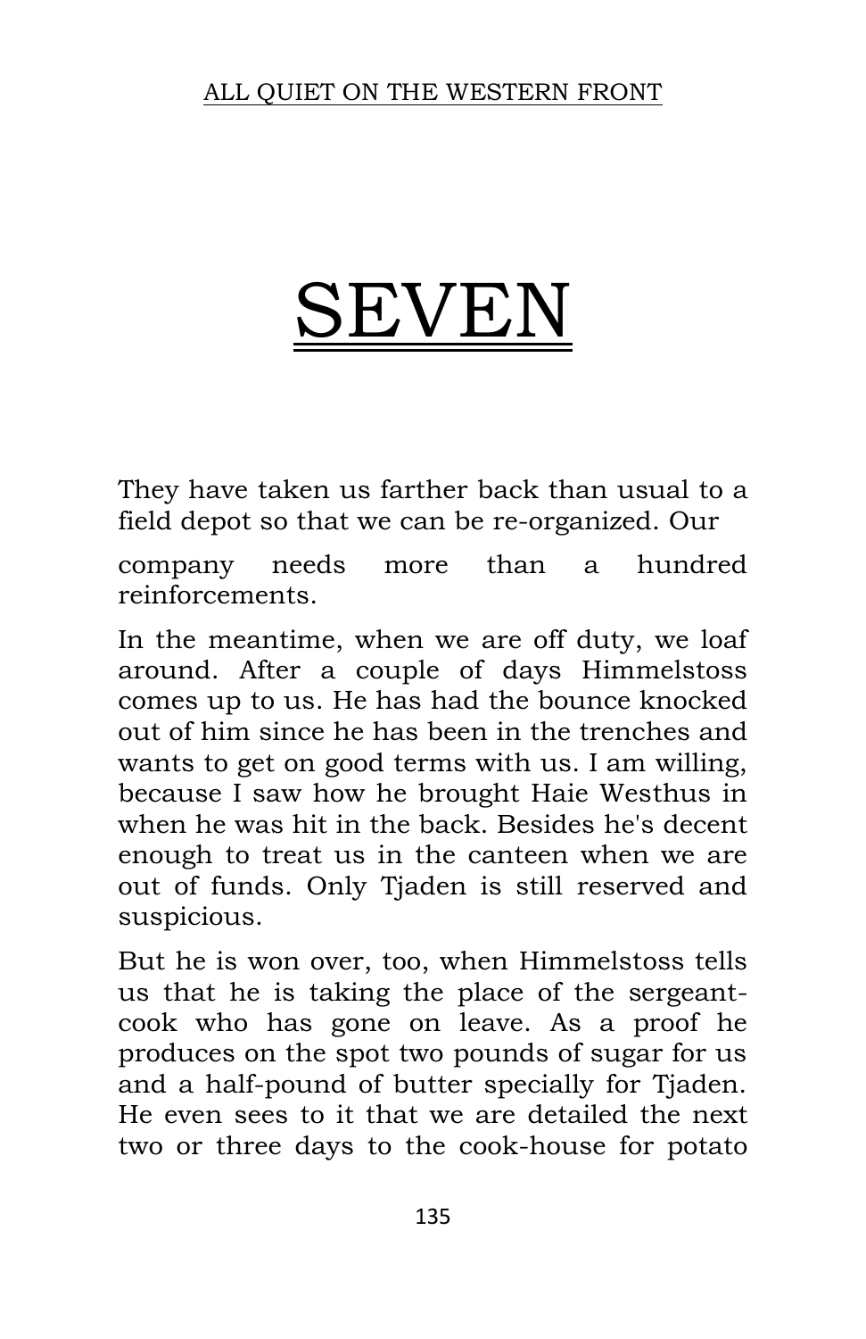# SEVEN

They have taken us farther back than usual to a field depot so that we can be re-organized. Our company needs more than a hundred reinforcements.

In the meantime, when we are off duty, we loaf around. After a couple of days Himmelstoss comes up to us. He has had the bounce knocked out of him since he has been in the trenches and wants to get on good terms with us. I am willing, because I saw how he brought Haie Westhus in when he was hit in the back. Besides he's decent enough to treat us in the canteen when we are out of funds. Only Tjaden is still reserved and suspicious.

But he is won over, too, when Himmelstoss tells us that he is taking the place of the sergeant-cook who has gone on leave. As a proof he produces on the spot two pounds of sugar for us and a half-pound of butter specially for Tjaden. He even sees to it that we are detailed the next two or three days to the cook-house for potato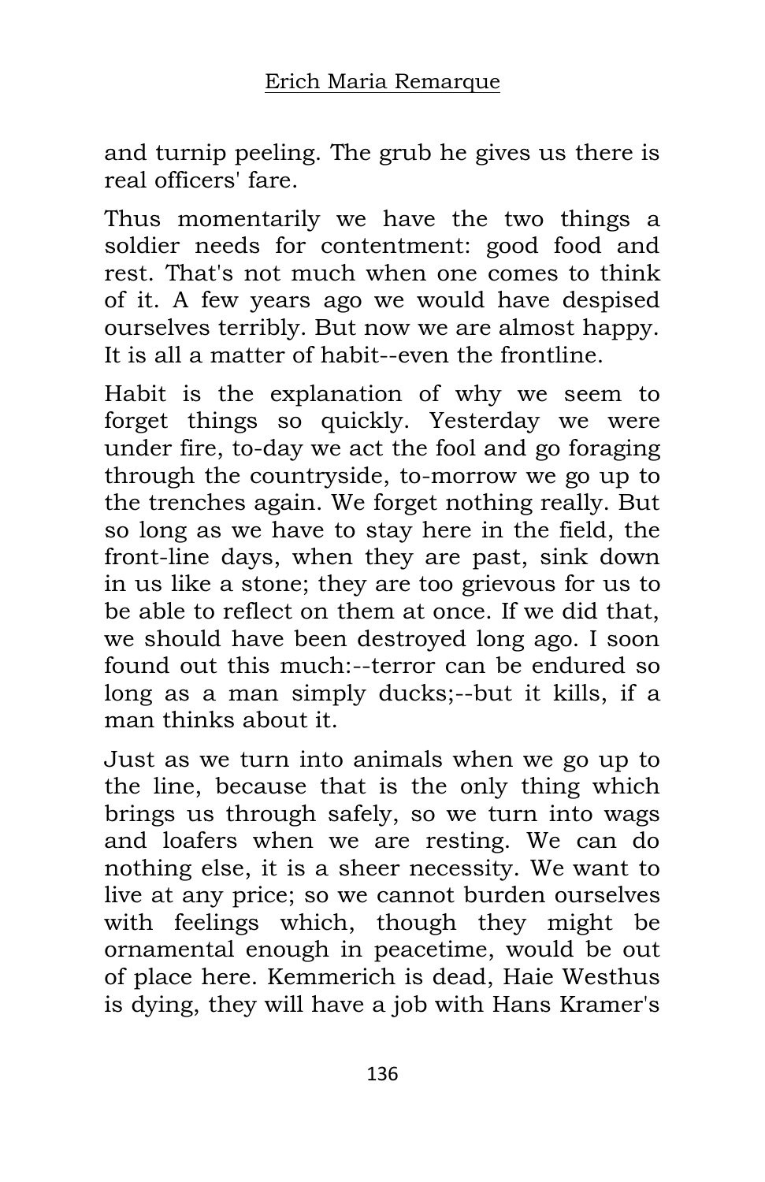and turnip peeling. The grub he gives us there is real officers' fare.

Thus momentarily we have the two things a soldier needs for contentment: good food and rest. That's not much when one comes to think of it. A few years ago we would have despised ourselves terribly. But now we are almost happy. It is all a matter of habit--even the frontline.

Habit is the explanation of why we seem to forget things so quickly. Yesterday we were under fire, to-day we act the fool and go foraging through the countryside, to-morrow we go up to the trenches again. We forget nothing really. But so long as we have to stay here in the field, the front-line days, when they are past, sink down in us like a stone; they are too grievous for us to be able to reflect on them at once. If we did that, we should have been destroyed long ago. I soon found out this much:--terror can be endured so long as a man simply ducks;--but it kills, if a man thinks about it.

Just as we turn into animals when we go up to the line, because that is the only thing which brings us through safely, so we turn into wags and loafers when we are resting. We can do nothing else, it is a sheer necessity. We want to live at any price; so we cannot burden ourselves with feelings which, though they might be ornamental enough in peacetime, would be out of place here. Kemmerich is dead, Haie Westhus is dying, they will have a job with Hans Kramer's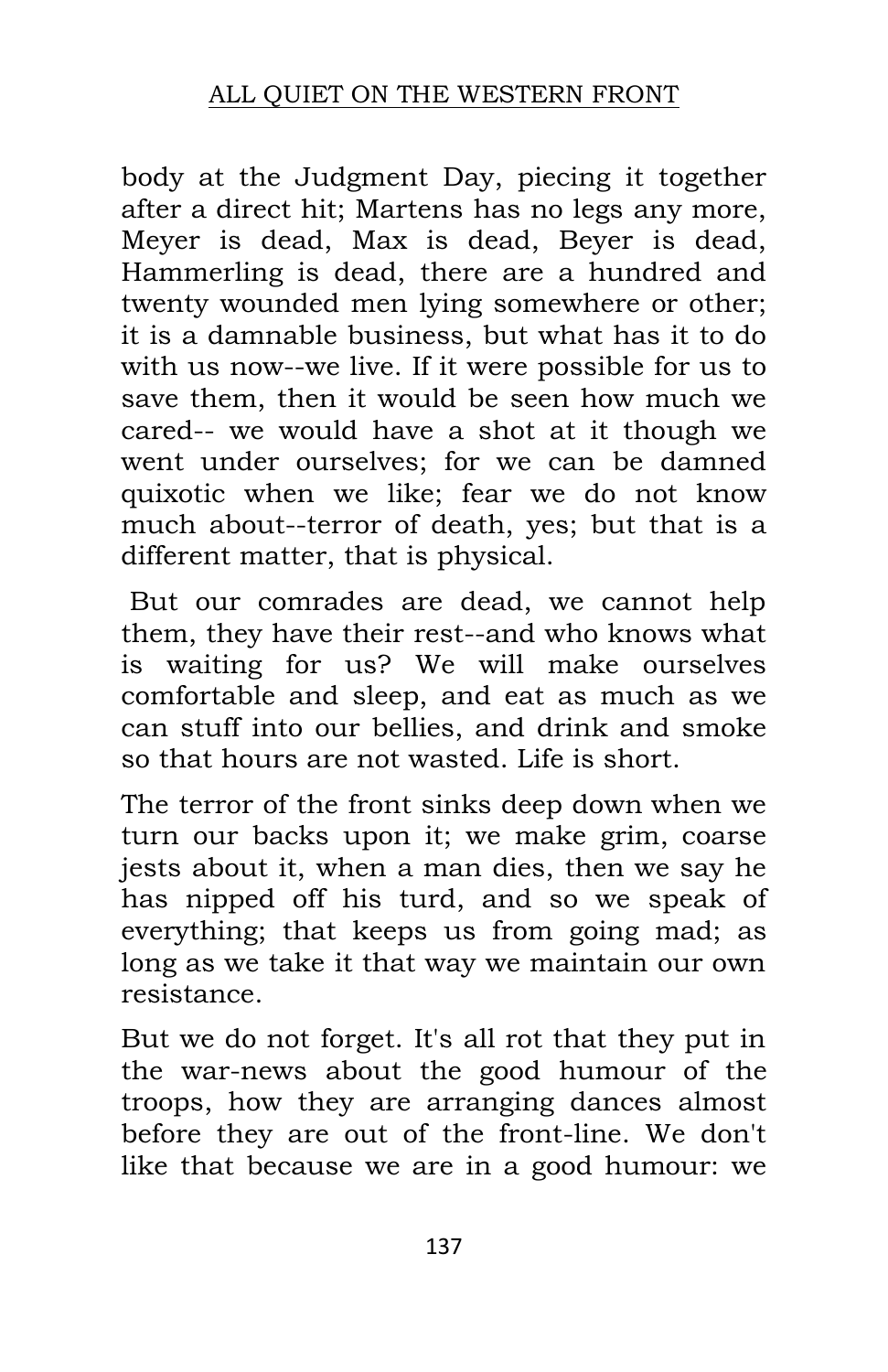body at the Judgment Day, piecing it together after a direct hit; Martens has no legs any more, Meyer is dead, Max is dead, Beyer is dead, Hammerling is dead, there are a hundred and twenty wounded men lying somewhere or other; it is a damnable business, but what has it to do with us now--we live. If it were possible for us to save them, then it would be seen how much we cared-- we would have a shot at it though we went under ourselves; for we can be damned quixotic when we like; fear we do not know much about--terror of death, yes; but that is a different matter, that is physical.

But our comrades are dead, we cannot help them, they have their rest--and who knows what is waiting for us? We will make ourselves comfortable and sleep, and eat as much as we can stuff into our bellies, and drink and smoke so that hours are not wasted. Life is short.

The terror of the front sinks deep down when we turn our backs upon it; we make grim, coarse jests about it, when a man dies, then we say he has nipped off his turd, and so we speak of everything; that keeps us from going mad; as long as we take it that way we maintain our own resistance.

But we do not forget. It's all rot that they put in the war-news about the good humour of the troops, how they are arranging dances almost before they are out of the front-line. We don't like that because we are in a good humour: we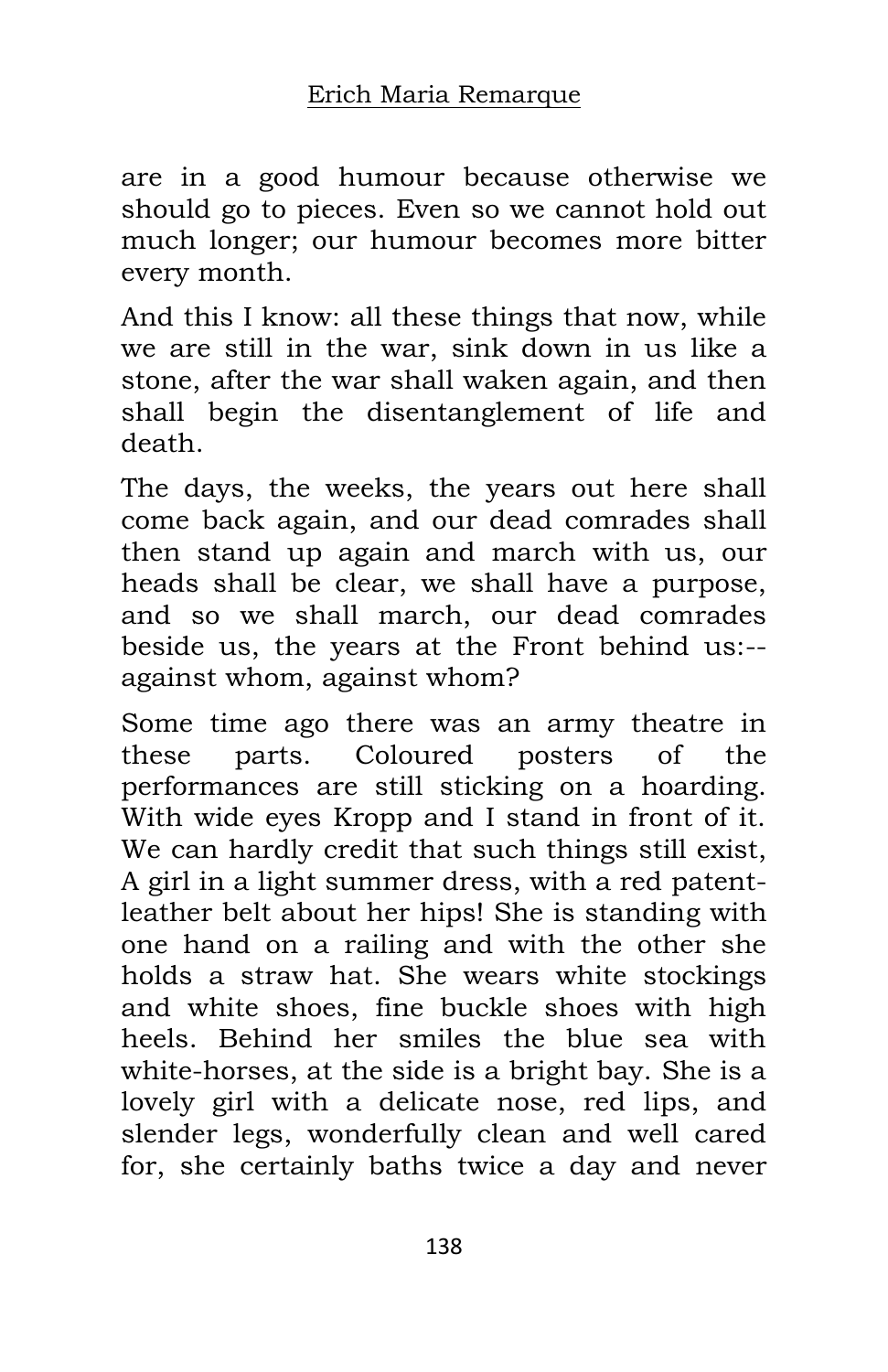are in a good humour because otherwise we should go to pieces. Even so we cannot hold out much longer; our humour becomes more bitter every month.

And this I know: all these things that now, while we are still in the war, sink down in us like a stone, after the war shall waken again, and then shall begin the disentanglement of life and death.

The days, the weeks, the years out here shall come back again, and our dead comrades shall then stand up again and march with us, our heads shall be clear, we shall have a purpose, and so we shall march, our dead comrades beside us, the years at the Front behind us:-- against whom, against whom?

Some time ago there was an army theatre in these parts. Coloured posters of the performances are still sticking on a hoarding. With wide eyes Kropp and I stand in front of it. We can hardly credit that such things still exist, A girl in a light summer dress, with a red patent-leather belt about her hips! She is standing with one hand on a railing and with the other she holds a straw hat. She wears white stockings and white shoes, fine buckle shoes with high heels. Behind her smiles the blue sea with white-horses, at the side is a bright bay. She is a lovely girl with a delicate nose, red lips, and slender legs, wonderfully clean and well cared for, she certainly baths twice a day and never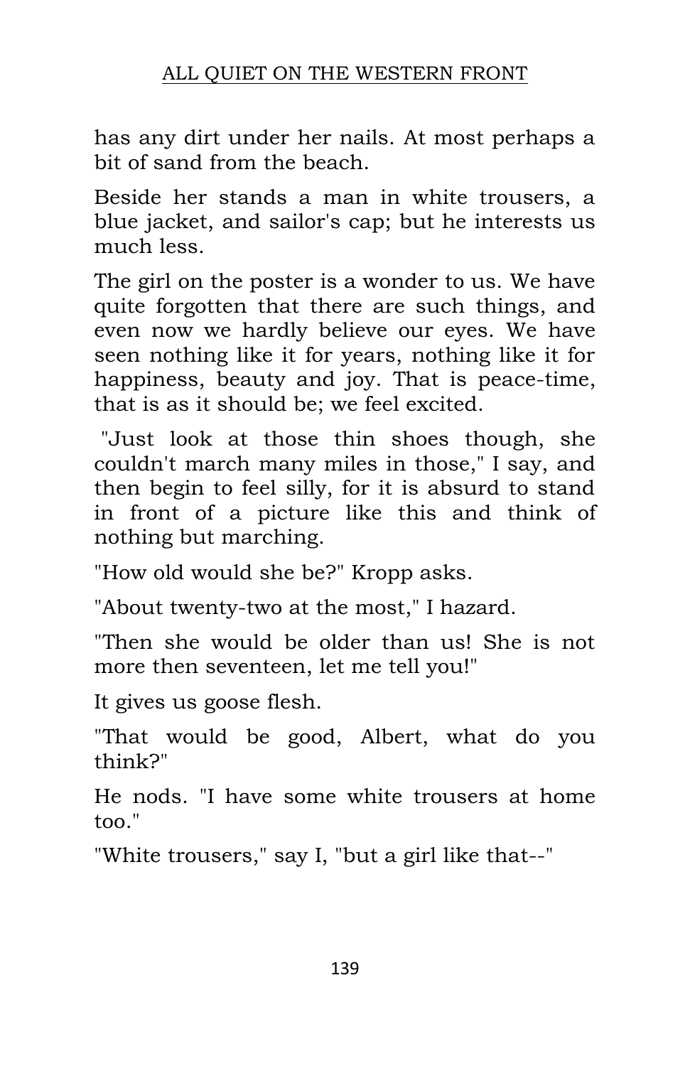has any dirt under her nails. At most perhaps a bit of sand from the beach.

Beside her stands a man in white trousers, a blue jacket, and sailor's cap; but he interests us much less.

The girl on the poster is a wonder to us. We have quite forgotten that there are such things, and even now we hardly believe our eyes. We have seen nothing like it for years, nothing like it for happiness, beauty and joy. That is peace-time, that is as it should be; we feel excited.

"Just look at those thin shoes though, she couldn't march many miles in those," I say, and then begin to feel silly, for it is absurd to stand in front of a picture like this and think of nothing but marching.

"How old would she be?" Kropp asks.

"About twenty-two at the most," I hazard.

"Then she would be older than us! She is not more then seventeen, let me tell you!"

It gives us goose flesh.

"That would be good, Albert, what do you think?"

He nods. "I have some white trousers at home too."

"White trousers," say I, "but a girl like that--"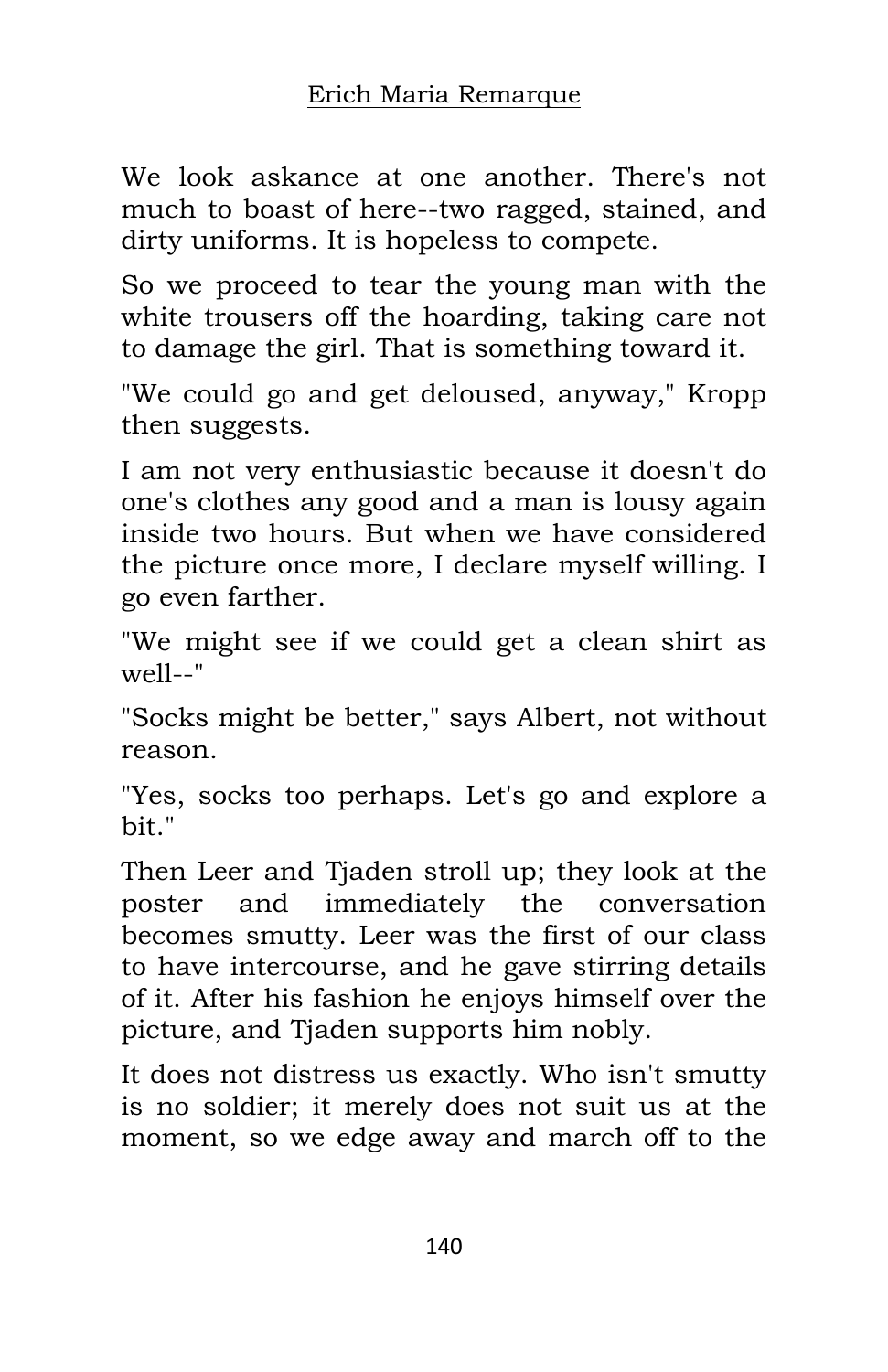We look askance at one another. There's not much to boast of here--two ragged, stained, and dirty uniforms. It is hopeless to compete.

So we proceed to tear the young man with the white trousers off the hoarding, taking care not to damage the girl. That is something toward it.

"We could go and get deloused, anyway," Kropp then suggests.

I am not very enthusiastic because it doesn't do one's clothes any good and a man is lousy again inside two hours. But when we have considered the picture once more, I declare myself willing. I go even farther.

"We might see if we could get a clean shirt as well--"

"Socks might be better," says Albert, not without reason.

"Yes, socks too perhaps. Let's go and explore a bit."

Then Leer and Tjaden stroll up; they look at the poster and immediately the conversation becomes smutty. Leer was the first of our class to have intercourse, and he gave stirring details of it. After his fashion he enjoys himself over the picture, and Tjaden supports him nobly.

It does not distress us exactly. Who isn't smutty is no soldier; it merely does not suit us at the moment, so we edge away and march off to the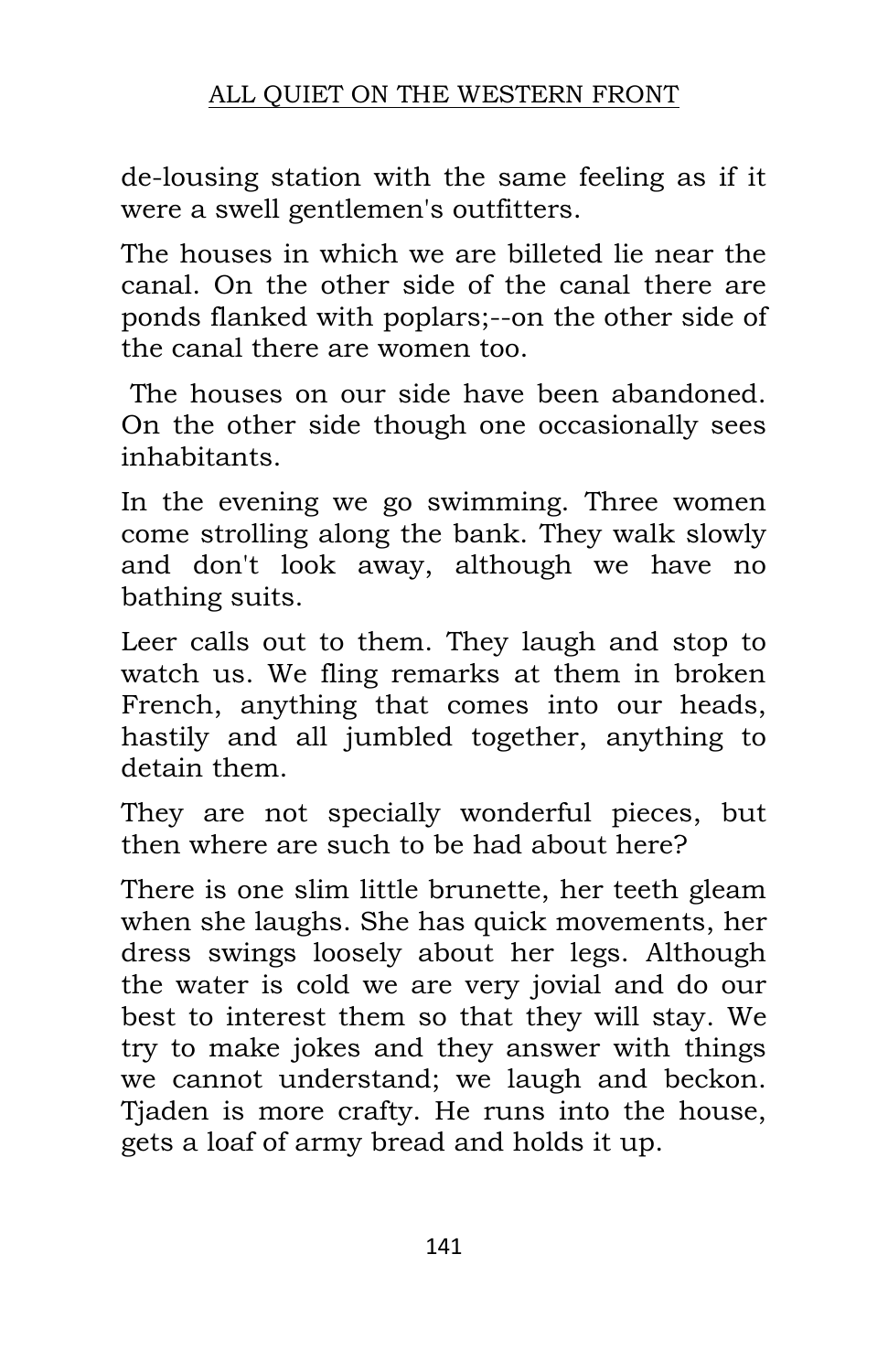de-lousing station with the same feeling as if it were a swell gentlemen's outfitters.

The houses in which we are billeted lie near the canal. On the other side of the canal there are ponds flanked with poplars;--on the other side of the canal there are women too.

The houses on our side have been abandoned. On the other side though one occasionally sees inhabitants.

In the evening we go swimming. Three women come strolling along the bank. They walk slowly and don't look away, although we have no bathing suits.

Leer calls out to them. They laugh and stop to watch us. We fling remarks at them in broken French, anything that comes into our heads, hastily and all jumbled together, anything to detain them.

They are not specially wonderful pieces, but then where are such to be had about here?

There is one slim little brunette, her teeth gleam when she laughs. She has quick movements, her dress swings loosely about her legs. Although the water is cold we are very jovial and do our best to interest them so that they will stay. We try to make jokes and they answer with things we cannot understand; we laugh and beckon. Tjaden is more crafty. He runs into the house, gets a loaf of army bread and holds it up.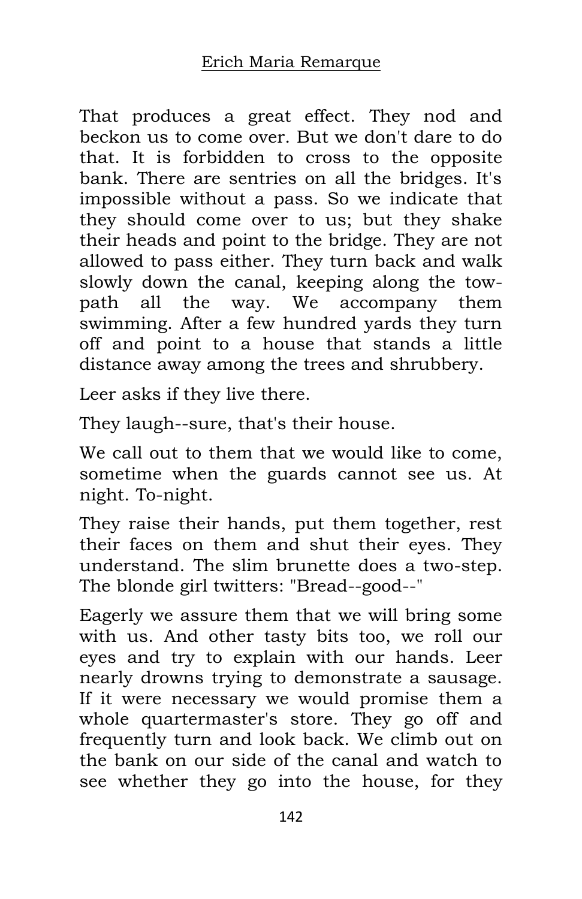That produces a great effect. They nod and beckon us to come over. But we don't dare to do that. It is forbidden to cross to the opposite bank. There are sentries on all the bridges. It's impossible without a pass. So we indicate that they should come over to us; but they shake their heads and point to the bridge. They are not allowed to pass either. They turn back and walk slowly down the canal, keeping along the tow-path all the way. We accompany them swimming. After a few hundred yards they turn off and point to a house that stands a little distance away among the trees and shrubbery.

Leer asks if they live there.

They laugh--sure, that's their house.

We call out to them that we would like to come, sometime when the guards cannot see us. At night. To-night.

They raise their hands, put them together, rest their faces on them and shut their eyes. They understand. The slim brunette does a two-step. The blonde girl twitters: "Bread--good--"

Eagerly we assure them that we will bring some with us. And other tasty bits too, we roll our eyes and try to explain with our hands. Leer nearly drowns trying to demonstrate a sausage. If it were necessary we would promise them a whole quartermaster's store. They go off and frequently turn and look back. We climb out on the bank on our side of the canal and watch to see whether they go into the house, for they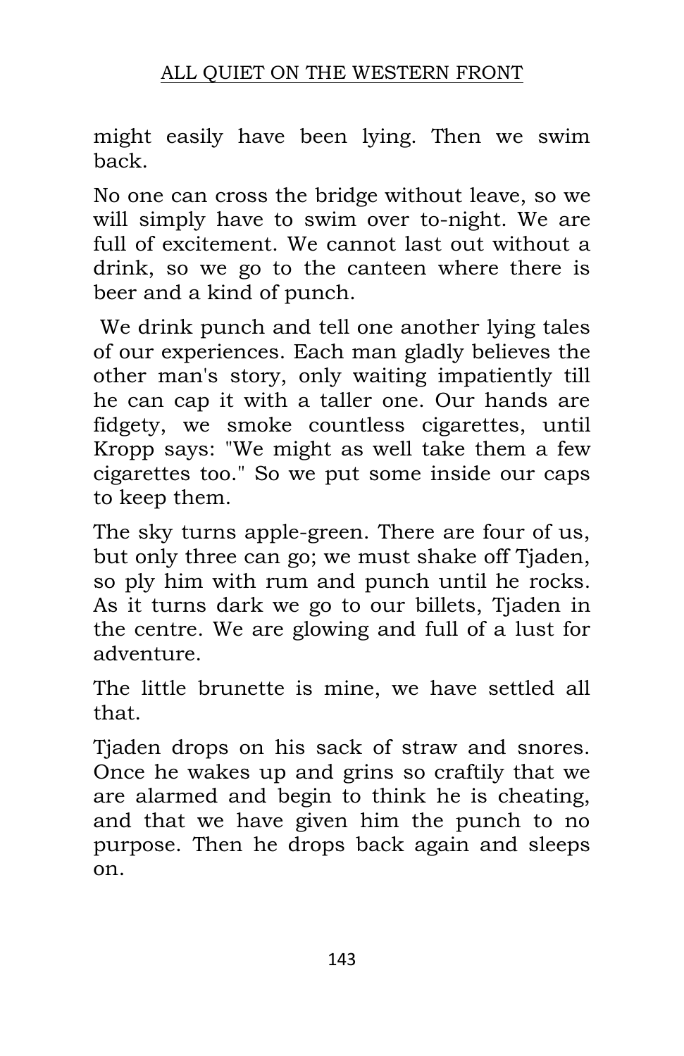might easily have been lying. Then we swim back.

No one can cross the bridge without leave, so we will simply have to swim over to-night. We are full of excitement. We cannot last out without a drink, so we go to the canteen where there is beer and a kind of punch.

We drink punch and tell one another lying tales of our experiences. Each man gladly believes the other man's story, only waiting impatiently till he can cap it with a taller one. Our hands are fidgety, we smoke countless cigarettes, until Kropp says: "We might as well take them a few cigarettes too." So we put some inside our caps to keep them.

The sky turns apple-green. There are four of us, but only three can go; we must shake off Tjaden, so ply him with rum and punch until he rocks. As it turns dark we go to our billets, Tjaden in the centre. We are glowing and full of a lust for adventure.

The little brunette is mine, we have settled all that.

Tjaden drops on his sack of straw and snores. Once he wakes up and grins so craftily that we are alarmed and begin to think he is cheating, and that we have given him the punch to no purpose. Then he drops back again and sleeps on.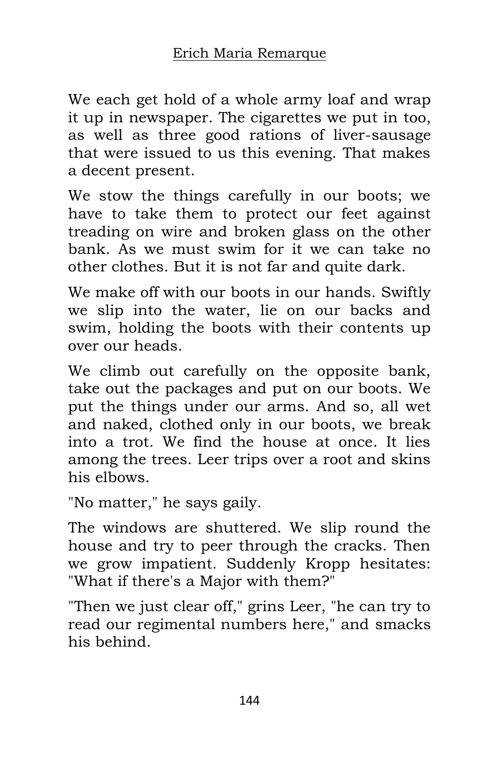We each get hold of a whole army loaf and wrap it up in newspaper. The cigarettes we put in too, as well as three good rations of liver-sausage that were issued to us this evening. That makes a decent present.

We stow the things carefully in our boots; we have to take them to protect our feet against treading on wire and broken glass on the other bank. As we must swim for it we can take no other clothes. But it is not far and quite dark.

We make off with our boots in our hands. Swiftly we slip into the water, lie on our backs and swim, holding the boots with their contents up over our heads.

We climb out carefully on the opposite bank, take out the packages and put on our boots. We put the things under our arms. And so, all wet and naked, clothed only in our boots, we break into a trot. We find the house at once. It lies among the trees. Leer trips over a root and skins his elbows.

"No matter," he says gaily.

The windows are shuttered. We slip round the house and try to peer through the cracks. Then we grow impatient. Suddenly Kropp hesitates: "What if there's a Major with them?"

"Then we just clear off," grins Leer, "he can try to read our regimental numbers here," and smacks his behind.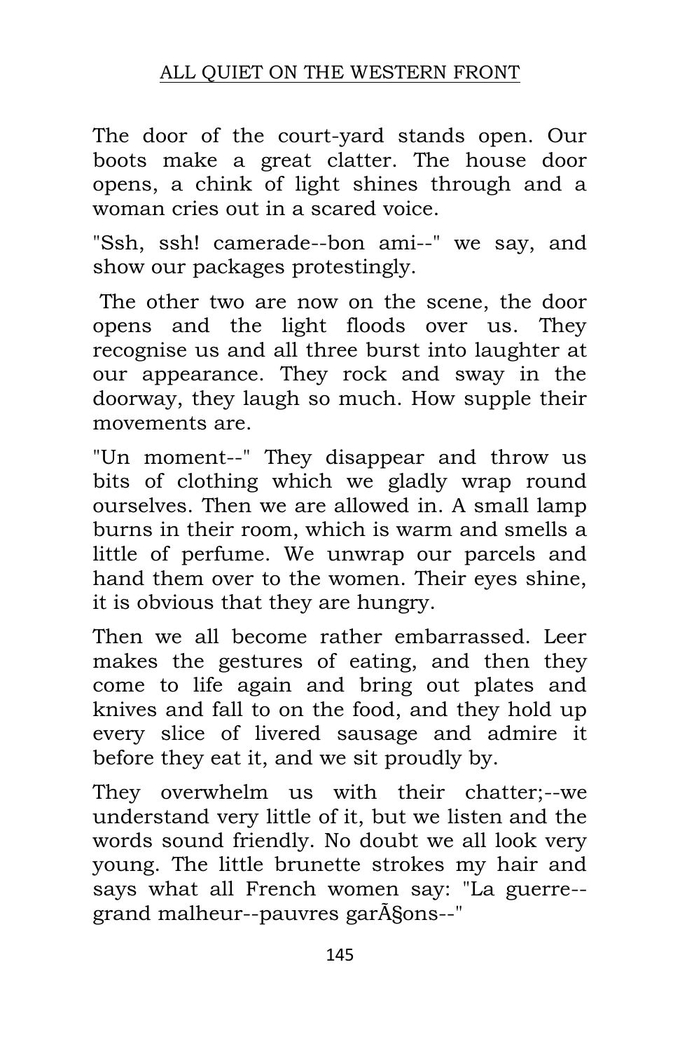The door of the court-yard stands open. Our boots make a great clatter. The house door opens, a chink of light shines through and a woman cries out in a scared voice.

"Ssh, ssh! camerade--bon ami--" we say, and show our packages protestingly.

The other two are now on the scene, the door opens and the light floods over us. They recognise us and all three burst into laughter at our appearance. They rock and sway in the doorway, they laugh so much. How supple their movements are.

"Un moment--" They disappear and throw us bits of clothing which we gladly wrap round ourselves. Then we are allowed in. A small lamp burns in their room, which is warm and smells a little of perfume. We unwrap our parcels and hand them over to the women. Their eyes shine, it is obvious that they are hungry.

Then we all become rather embarrassed. Leer makes the gestures of eating, and then they come to life again and bring out plates and knives and fall to on the food, and they hold up every slice of livered sausage and admire it before they eat it, and we sit proudly by.

They overwhelm us with their chatter;--we understand very little of it, but we listen and the words sound friendly. No doubt we all look very young. The little brunette strokes my hair and says what all French women say: "La guerre--grand malheur--pauvres garÃ§ons--"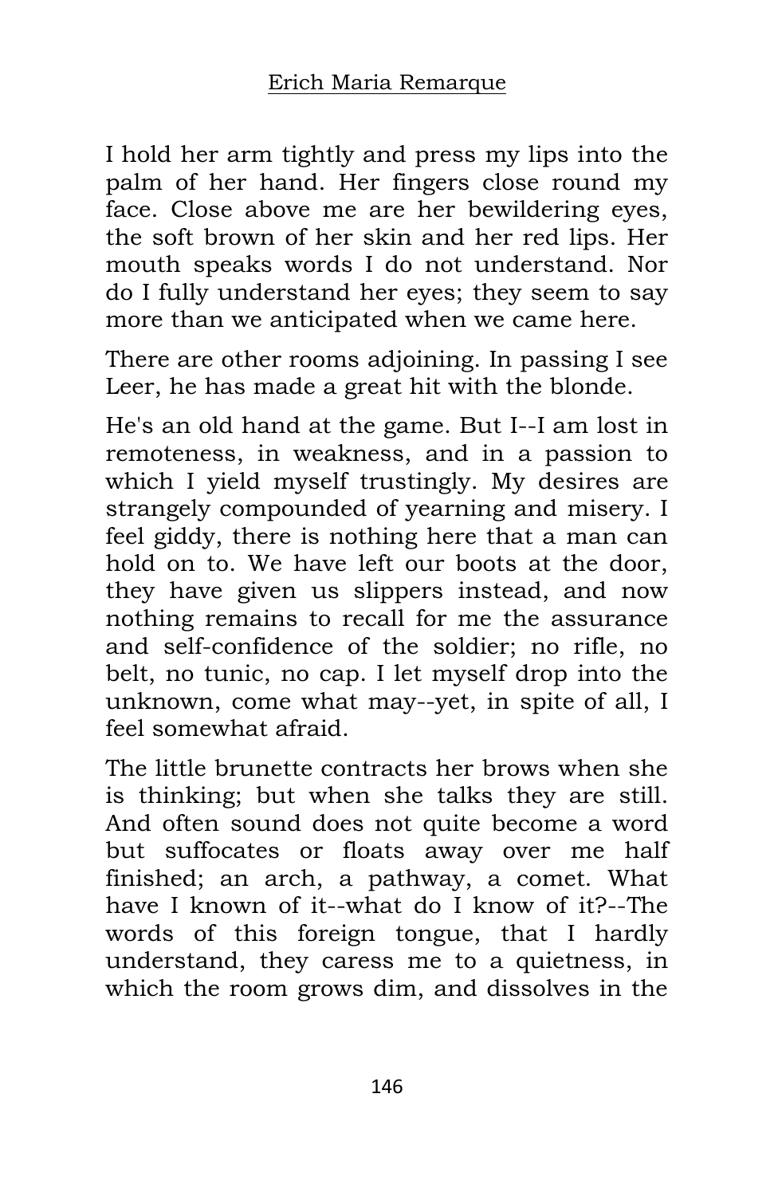I hold her arm tightly and press my lips into the palm of her hand. Her fingers close round my face. Close above me are her bewildering eyes, the soft brown of her skin and her red lips. Her mouth speaks words I do not understand. Nor do I fully understand her eyes; they seem to say more than we anticipated when we came here.

There are other rooms adjoining. In passing I see Leer, he has made a great hit with the blonde.

He's an old hand at the game. But I--I am lost in remoteness, in weakness, and in a passion to which I yield myself trustingly. My desires are strangely compounded of yearning and misery. I feel giddy, there is nothing here that a man can hold on to. We have left our boots at the door, they have given us slippers instead, and now nothing remains to recall for me the assurance and self-confidence of the soldier; no rifle, no belt, no tunic, no cap. I let myself drop into the unknown, come what may--yet, in spite of all, I feel somewhat afraid.

The little brunette contracts her brows when she is thinking; but when she talks they are still. And often sound does not quite become a word but suffocates or floats away over me half finished; an arch, a pathway, a comet. What have I known of it--what do I know of it?--The words of this foreign tongue, that I hardly understand, they caress me to a quietness, in which the room grows dim, and dissolves in the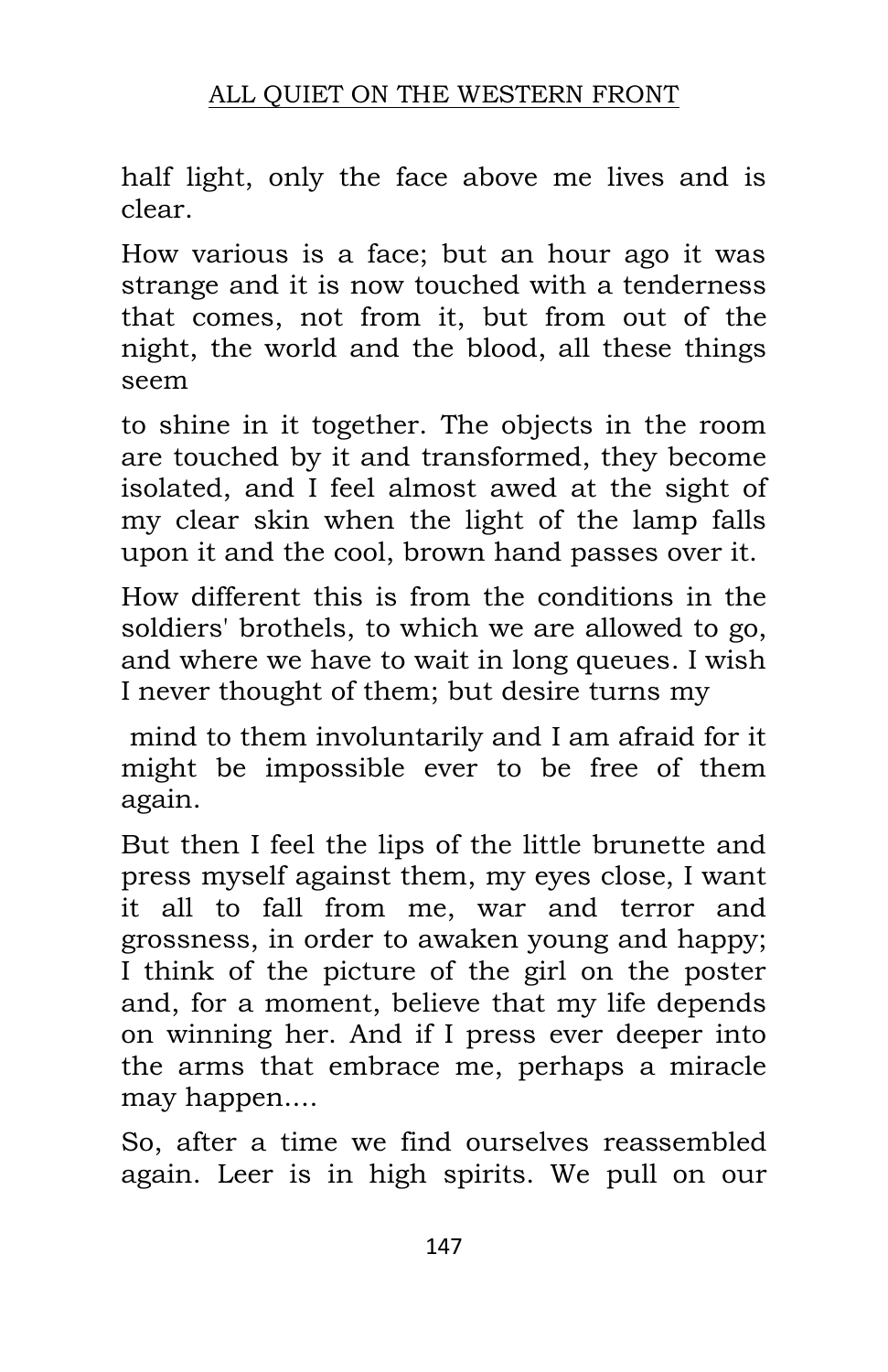half light, only the face above me lives and is clear.

How various is a face; but an hour ago it was strange and it is now touched with a tenderness that comes, not from it, but from out of the night, the world and the blood, all these things seem to shine in it together. The objects in the room are touched by it and transformed, they become isolated, and I feel almost awed at the sight of my clear skin when the light of the lamp falls upon it and the cool, brown hand passes over it.

How different this is from the conditions in the soldiers' brothels, to which we are allowed to go, and where we have to wait in long queues. I wish I never thought of them; but desire turns my mind to them involuntarily and I am afraid for it might be impossible ever to be free of them again.

But then I feel the lips of the little brunette and press myself against them, my eyes close, I want it all to fall from me, war and terror and grossness, in order to awaken young and happy; I think of the picture of the girl on the poster and, for a moment, believe that my life depends on winning her. And if I press ever deeper into the arms that embrace me, perhaps a miracle may happen....

So, after a time we find ourselves reassembled again. Leer is in high spirits. We pull on our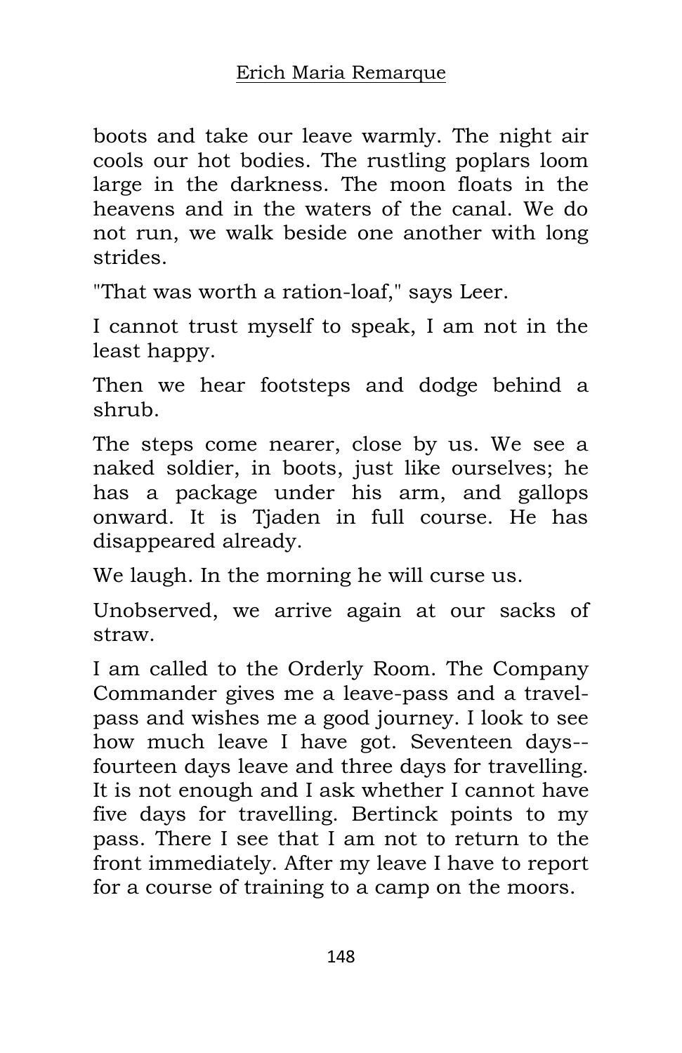boots and take our leave warmly. The night air cools our hot bodies. The rustling poplars loom large in the darkness. The moon floats in the heavens and in the waters of the canal. We do not run, we walk beside one another with long strides.

"That was worth a ration-loaf," says Leer.

I cannot trust myself to speak, I am not in the least happy.

Then we hear footsteps and dodge behind a shrub.

The steps come nearer, close by us. We see a naked soldier, in boots, just like ourselves; he has a package under his arm, and gallops onward. It is Tjaden in full course. He has disappeared already.

We laugh. In the morning he will curse us.

Unobserved, we arrive again at our sacks of straw.

I am called to the Orderly Room. The Company Commander gives me a leave-pass and a travel-pass and wishes me a good journey. I look to see how much leave I have got. Seventeen days--fourteen days leave and three days for travelling. It is not enough and I ask whether I cannot have five days for travelling. Bertinck points to my pass. There I see that I am not to return to the front immediately. After my leave I have to report for a course of training to a camp on the moors.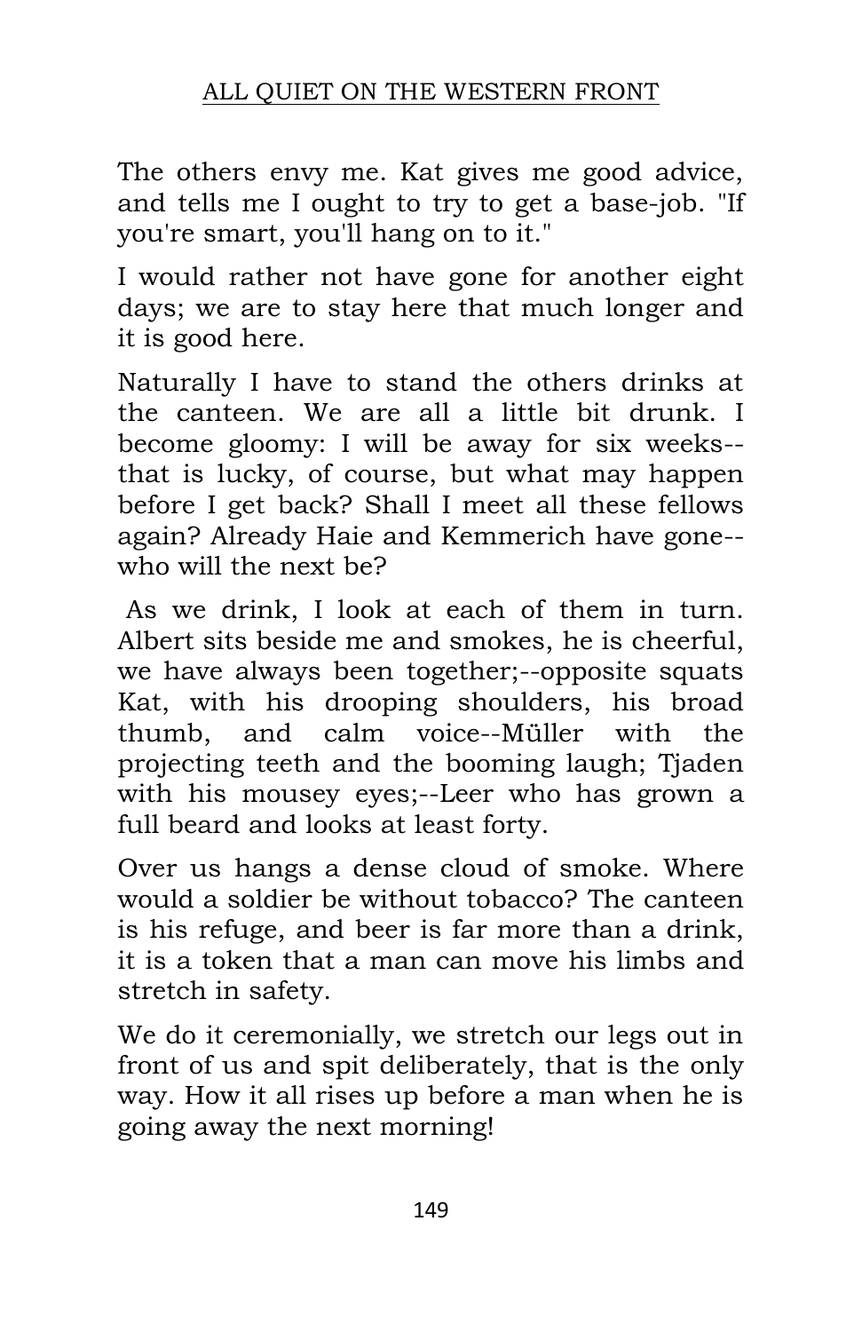The others envy me. Kat gives me good advice, and tells me I ought to try to get a base-job. "If you're smart, you'll hang on to it."

I would rather not have gone for another eight days; we are to stay here that much longer and it is good here.

Naturally I have to stand the others drinks at the canteen. We are all a little bit drunk. I become gloomy: I will be away for six weeks--that is lucky, of course, but what may happen before I get back? Shall I meet all these fellows again? Already Haie and Kemmerich have gone--who will the next be?

As we drink, I look at each of them in turn. Albert sits beside me and smokes, he is cheerful, we have always been together;--opposite squats Kat, with his drooping shoulders, his broad thumb, and calm voice--Müller with the projecting teeth and the booming laugh; Tjaden with his mousey eyes;--Leer who has grown a full beard and looks at least forty.

Over us hangs a dense cloud of smoke. Where would a soldier be without tobacco? The canteen is his refuge, and beer is far more than a drink, it is a token that a man can move his limbs and stretch in safety.

We do it ceremonially, we stretch our legs out in front of us and spit deliberately, that is the only way. How it all rises up before a man when he is going away the next morning!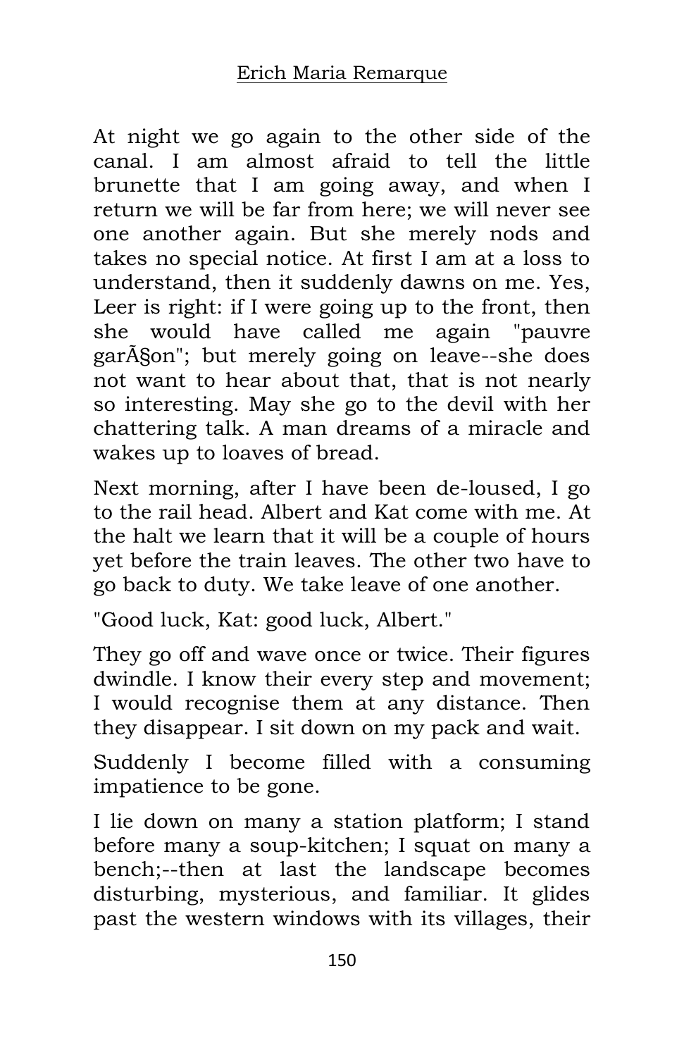At night we go again to the other side of the canal. I am almost afraid to tell the little brunette that I am going away, and when I return we will be far from here; we will never see one another again. But she merely nods and takes no special notice. At first I am at a loss to understand, then it suddenly dawns on me. Yes, Leer is right: if I were going up to the front, then she would have called me again "pauvre garÃ§on"; but merely going on leave--she does not want to hear about that, that is not nearly so interesting. May she go to the devil with her chattering talk. A man dreams of a miracle and wakes up to loaves of bread.

Next morning, after I have been de-loused, I go to the rail head. Albert and Kat come with me. At the halt we learn that it will be a couple of hours yet before the train leaves. The other two have to go back to duty. We take leave of one another.

"Good luck, Kat: good luck, Albert."

They go off and wave once or twice. Their figures dwindle. I know their every step and movement; I would recognise them at any distance. Then they disappear. I sit down on my pack and wait.

Suddenly I become filled with a consuming impatience to be gone.

I lie down on many a station platform; I stand before many a soup-kitchen; I squat on many a bench;--then at last the landscape becomes disturbing, mysterious, and familiar. It glides past the western windows with its villages, their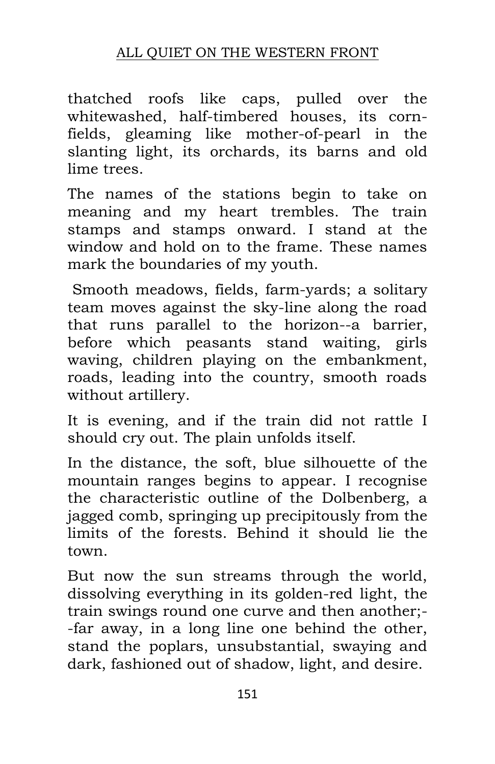thatched roofs like caps, pulled over the whitewashed, half-timbered houses, its corn-fields, gleaming like mother-of-pearl in the slanting light, its orchards, its barns and old lime trees.

The names of the stations begin to take on meaning and my heart trembles. The train stamps and stamps onward. I stand at the window and hold on to the frame. These names mark the boundaries of my youth.

Smooth meadows, fields, farm-yards; a solitary team moves against the sky-line along the road that runs parallel to the horizon--a barrier, before which peasants stand waiting, girls waving, children playing on the embankment, roads, leading into the country, smooth roads without artillery.

It is evening, and if the train did not rattle I should cry out. The plain unfolds itself.

In the distance, the soft, blue silhouette of the mountain ranges begins to appear. I recognise the characteristic outline of the Dolbenberg, a jagged comb, springing up precipitously from the limits of the forests. Behind it should lie the town.

But now the sun streams through the world, dissolving everything in its golden-red light, the train swings round one curve and then another;--far away, in a long line one behind the other, stand the poplars, unsubstantial, swaying and dark, fashioned out of shadow, light, and desire.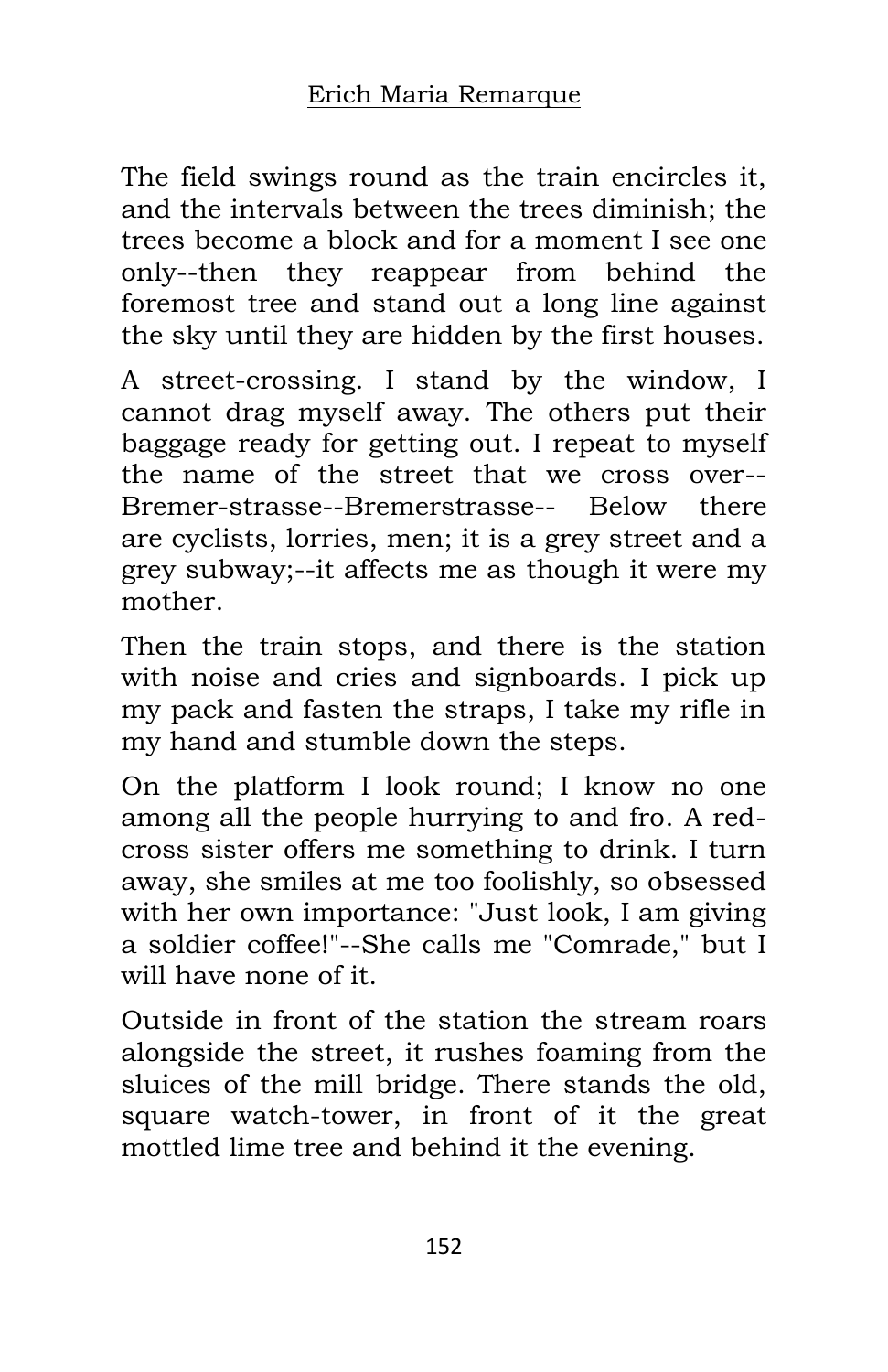The field swings round as the train encircles it, and the intervals between the trees diminish; the trees become a block and for a moment I see one only--then they reappear from behind the foremost tree and stand out a long line against the sky until they are hidden by the first houses.

A street-crossing. I stand by the window, I cannot drag myself away. The others put their baggage ready for getting out. I repeat to myself the name of the street that we cross over--Bremer-strasse--Bremerstrasse-- Below there are cyclists, lorries, men; it is a grey street and a grey subway;--it affects me as though it were my mother.

Then the train stops, and there is the station with noise and cries and signboards. I pick up my pack and fasten the straps, I take my rifle in my hand and stumble down the steps.

On the platform I look round; I know no one among all the people hurrying to and fro. A red-cross sister offers me something to drink. I turn away, she smiles at me too foolishly, so obsessed with her own importance: "Just look, I am giving a soldier coffee!"--She calls me "Comrade," but I will have none of it.

Outside in front of the station the stream roars alongside the street, it rushes foaming from the sluices of the mill bridge. There stands the old, square watch-tower, in front of it the great mottled lime tree and behind it the evening.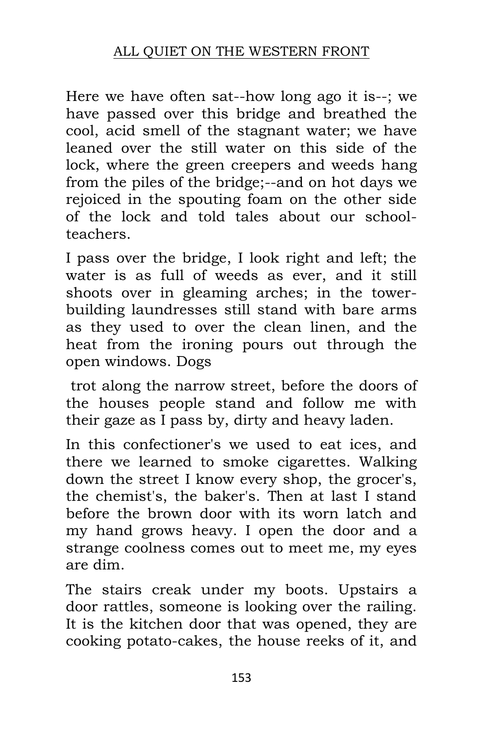Here we have often sat--how long ago it is--; we have passed over this bridge and breathed the cool, acid smell of the stagnant water; we have leaned over the still water on this side of the lock, where the green creepers and weeds hang from the piles of the bridge;--and on hot days we rejoiced in the spouting foam on the other side of the lock and told tales about our school-teachers.

I pass over the bridge, I look right and left; the water is as full of weeds as ever, and it still shoots over in gleaming arches; in the tower-building laundresses still stand with bare arms as they used to over the clean linen, and the heat from the ironing pours out through the open windows. Dogs trot along the narrow street, before the doors of the houses people stand and follow me with their gaze as I pass by, dirty and heavy laden.

In this confectioner's we used to eat ices, and there we learned to smoke cigarettes. Walking down the street I know every shop, the grocer's, the chemist's, the baker's. Then at last I stand before the brown door with its worn latch and my hand grows heavy. I open the door and a strange coolness comes out to meet me, my eyes are dim.

The stairs creak under my boots. Upstairs a door rattles, someone is looking over the railing. It is the kitchen door that was opened, they are cooking potato-cakes, the house reeks of it, and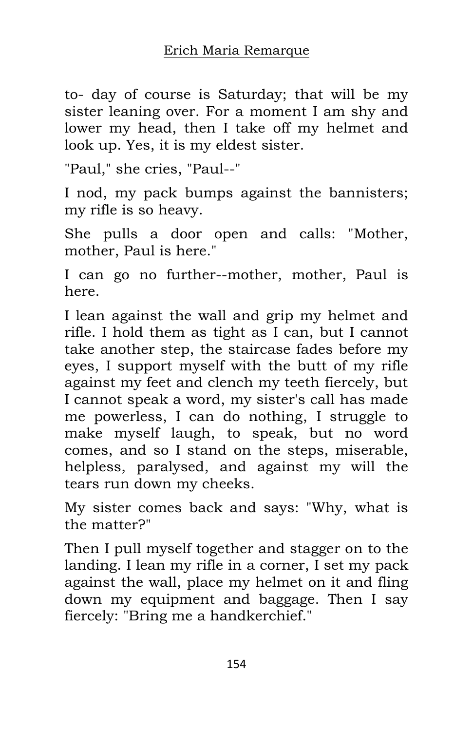to- day of course is Saturday; that will be my sister leaning over. For a moment I am shy and lower my head, then I take off my helmet and look up. Yes, it is my eldest sister.

"Paul," she cries, "Paul--"

I nod, my pack bumps against the bannisters; my rifle is so heavy.

She pulls a door open and calls: "Mother, mother, Paul is here."

I can go no further--mother, mother, Paul is here.

I lean against the wall and grip my helmet and rifle. I hold them as tight as I can, but I cannot take another step, the staircase fades before my eyes, I support myself with the butt of my rifle against my feet and clench my teeth fiercely, but I cannot speak a word, my sister's call has made me powerless, I can do nothing, I struggle to make myself laugh, to speak, but no word comes, and so I stand on the steps, miserable, helpless, paralysed, and against my will the tears run down my cheeks.

My sister comes back and says: "Why, what is the matter?"

Then I pull myself together and stagger on to the landing. I lean my rifle in a corner, I set my pack against the wall, place my helmet on it and fling down my equipment and baggage. Then I say fiercely: "Bring me a handkerchief."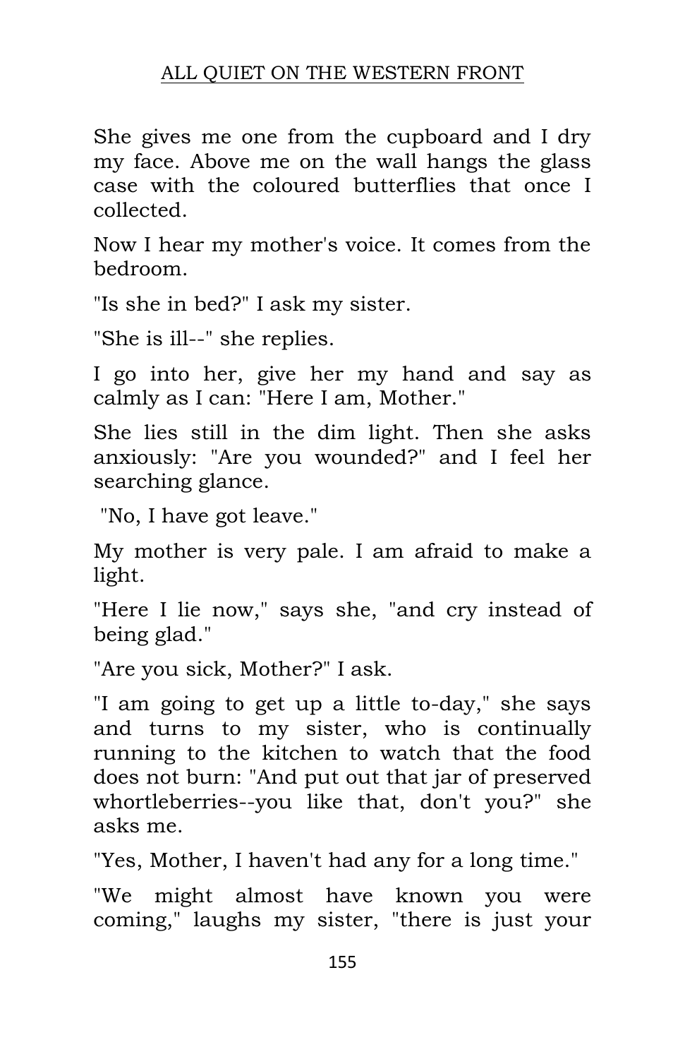She gives me one from the cupboard and I dry my face. Above me on the wall hangs the glass case with the coloured butterflies that once I collected.

Now I hear my mother's voice. It comes from the bedroom.

"Is she in bed?" I ask my sister.

"She is ill--" she replies.

I go into her, give her my hand and say as calmly as I can: "Here I am, Mother."

She lies still in the dim light. Then she asks anxiously: "Are you wounded?" and I feel her searching glance.

"No, I have got leave."

My mother is very pale. I am afraid to make a light.

"Here I lie now," says she, "and cry instead of being glad."

"Are you sick, Mother?" I ask.

"I am going to get up a little to-day," she says and turns to my sister, who is continually running to the kitchen to watch that the food does not burn: "And put out that jar of preserved whortleberries--you like that, don't you?" she asks me.

"Yes, Mother, I haven't had any for a long time."

"We might almost have known you were coming," laughs my sister, "there is just your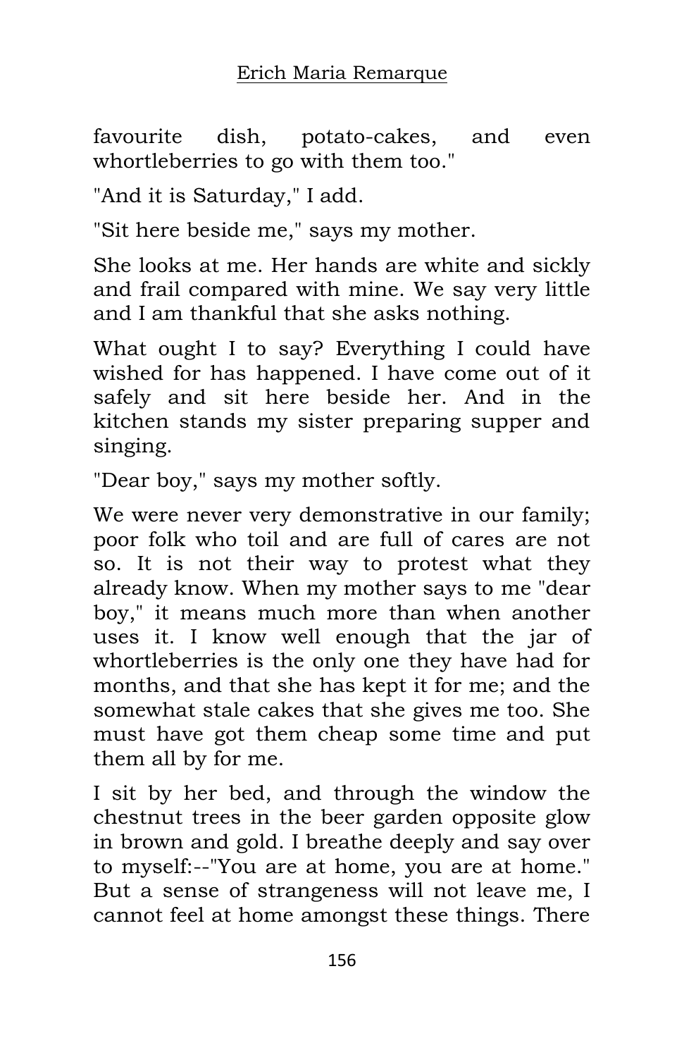favourite dish, potato-cakes, and even whortleberries to go with them too."

"And it is Saturday," I add.

"Sit here beside me," says my mother.

She looks at me. Her hands are white and sickly and frail compared with mine. We say very little and I am thankful that she asks nothing.

What ought I to say? Everything I could have wished for has happened. I have come out of it safely and sit here beside her. And in the kitchen stands my sister preparing supper and singing.

"Dear boy," says my mother softly.

We were never very demonstrative in our family; poor folk who toil and are full of cares are not so. It is not their way to protest what they already know. When my mother says to me "dear boy," it means much more than when another uses it. I know well enough that the jar of whortleberries is the only one they have had for months, and that she has kept it for me; and the somewhat stale cakes that she gives me too. She must have got them cheap some time and put them all by for me.

I sit by her bed, and through the window the chestnut trees in the beer garden opposite glow in brown and gold. I breathe deeply and say over to myself:--"You are at home, you are at home." But a sense of strangeness will not leave me, I cannot feel at home amongst these things. There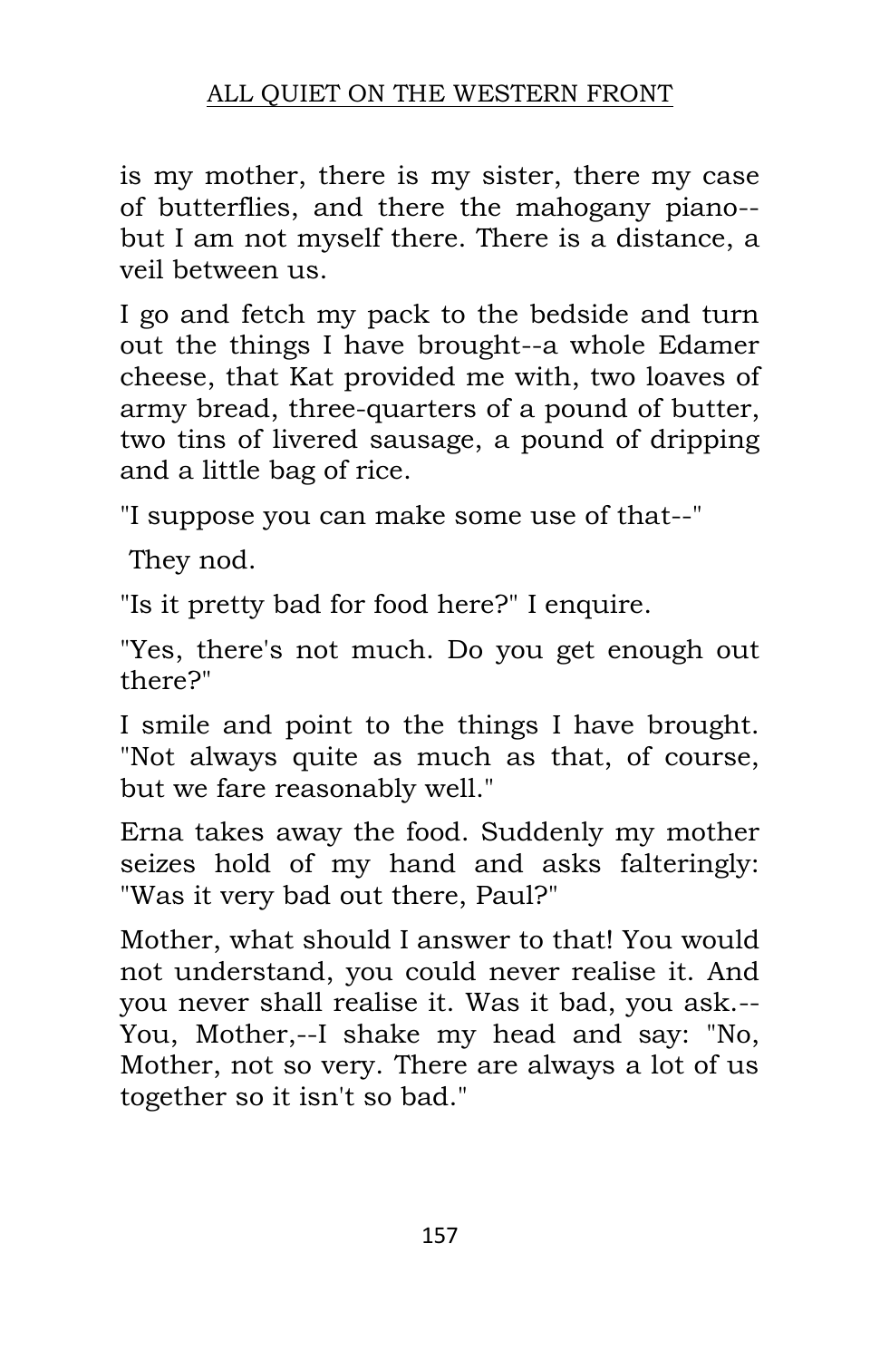is my mother, there is my sister, there my case of butterflies, and there the mahogany piano--but I am not myself there. There is a distance, a veil between us.

I go and fetch my pack to the bedside and turn out the things I have brought--a whole Edamer cheese, that Kat provided me with, two loaves of army bread, three-quarters of a pound of butter, two tins of livered sausage, a pound of dripping and a little bag of rice.

"I suppose you can make some use of that--"

They nod.

"Is it pretty bad for food here?" I enquire.

"Yes, there's not much. Do you get enough out there?"

I smile and point to the things I have brought. "Not always quite as much as that, of course, but we fare reasonably well."

Erna takes away the food. Suddenly my mother seizes hold of my hand and asks falteringly: "Was it very bad out there, Paul?"

Mother, what should I answer to that! You would not understand, you could never realise it. And you never shall realise it. Was it bad, you ask.--You, Mother,--I shake my head and say: "No, Mother, not so very. There are always a lot of us together so it isn't so bad."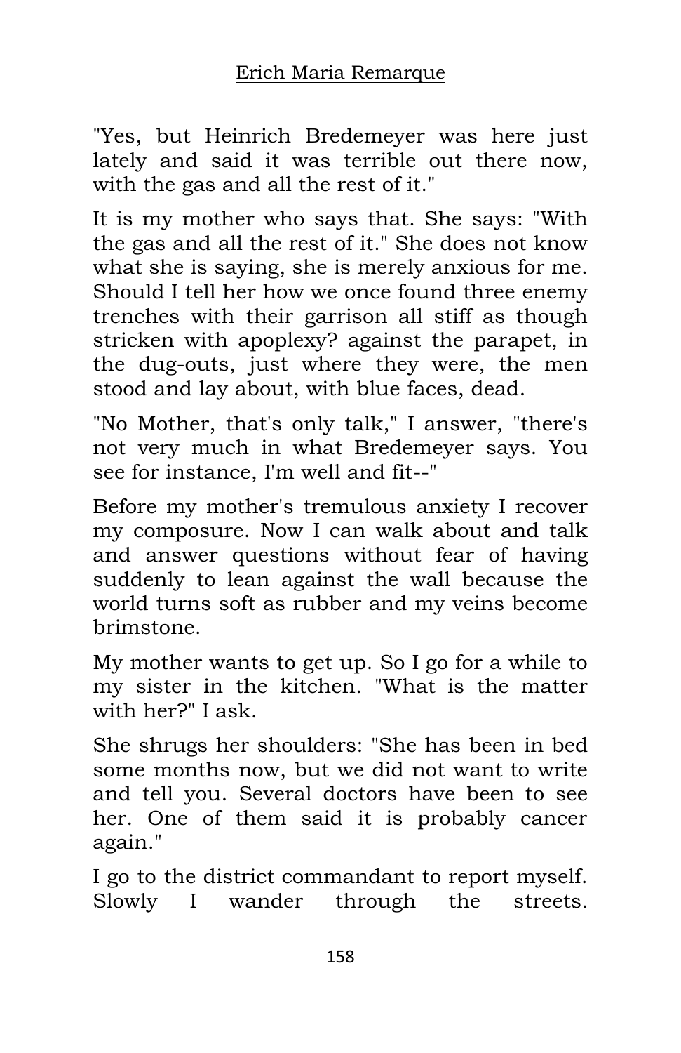"Yes, but Heinrich Bredemeyer was here just lately and said it was terrible out there now, with the gas and all the rest of it."

It is my mother who says that. She says: "With the gas and all the rest of it." She does not know what she is saying, she is merely anxious for me. Should I tell her how we once found three enemy trenches with their garrison all stiff as though stricken with apoplexy? against the parapet, in the dug-outs, just where they were, the men stood and lay about, with blue faces, dead.

"No Mother, that's only talk," I answer, "there's not very much in what Bredemeyer says. You see for instance, I'm well and fit--"

Before my mother's tremulous anxiety I recover my composure. Now I can walk about and talk and answer questions without fear of having suddenly to lean against the wall because the world turns soft as rubber and my veins become brimstone.

My mother wants to get up. So I go for a while to my sister in the kitchen. "What is the matter with her?" I ask.

She shrugs her shoulders: "She has been in bed some months now, but we did not want to write and tell you. Several doctors have been to see her. One of them said it is probably cancer again."

I go to the district commandant to report myself. Slowly I wander through the streets.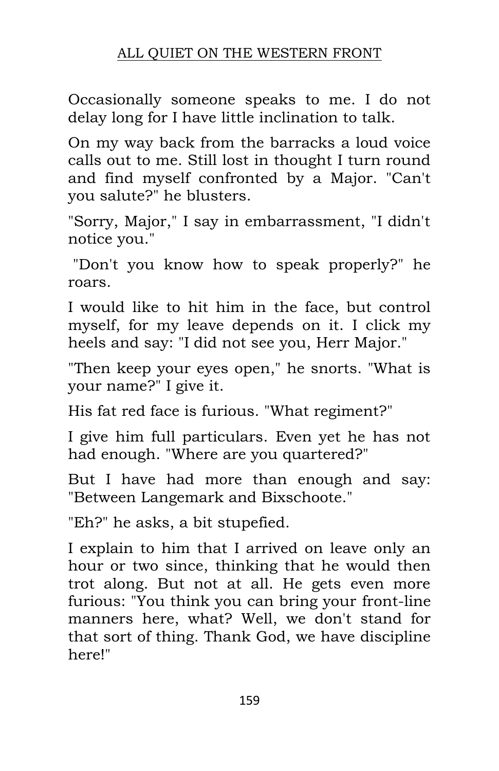Occasionally someone speaks to me. I do not delay long for I have little inclination to talk.

On my way back from the barracks a loud voice calls out to me. Still lost in thought I turn round and find myself confronted by a Major. "Can't you salute?" he blusters.

"Sorry, Major," I say in embarrassment, "I didn't notice you."

"Don't you know how to speak properly?" he roars.

I would like to hit him in the face, but control myself, for my leave depends on it. I click my heels and say: "I did not see you, Herr Major."

"Then keep your eyes open," he snorts. "What is your name?" I give it.

His fat red face is furious. "What regiment?"

I give him full particulars. Even yet he has not had enough. "Where are you quartered?"

But I have had more than enough and say: "Between Langemark and Bixschoote."

"Eh?" he asks, a bit stupefied.

I explain to him that I arrived on leave only an hour or two since, thinking that he would then trot along. But not at all. He gets even more furious: "You think you can bring your front-line manners here, what? Well, we don't stand for that sort of thing. Thank God, we have discipline here!"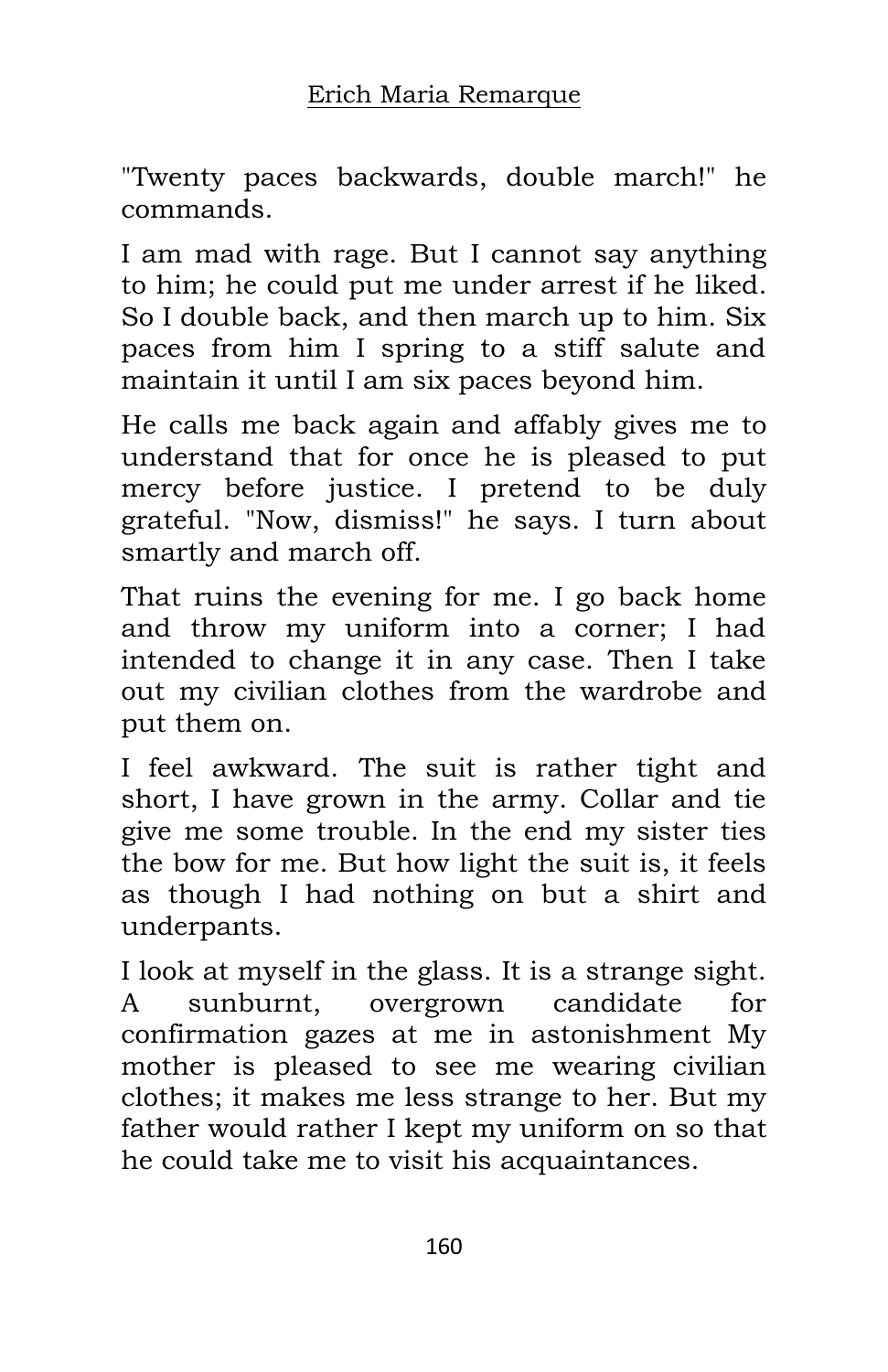"Twenty paces backwards, double march!" he commands.

I am mad with rage. But I cannot say anything to him; he could put me under arrest if he liked. So I double back, and then march up to him. Six paces from him I spring to a stiff salute and maintain it until I am six paces beyond him.

He calls me back again and affably gives me to understand that for once he is pleased to put mercy before justice. I pretend to be duly grateful. "Now, dismiss!" he says. I turn about smartly and march off.

That ruins the evening for me. I go back home and throw my uniform into a corner; I had intended to change it in any case. Then I take out my civilian clothes from the wardrobe and put them on.

I feel awkward. The suit is rather tight and short, I have grown in the army. Collar and tie give me some trouble. In the end my sister ties the bow for me. But how light the suit is, it feels as though I had nothing on but a shirt and underpants.

I look at myself in the glass. It is a strange sight. A sunburnt, overgrown candidate for confirmation gazes at me in astonishment My mother is pleased to see me wearing civilian clothes; it makes me less strange to her. But my father would rather I kept my uniform on so that he could take me to visit his acquaintances.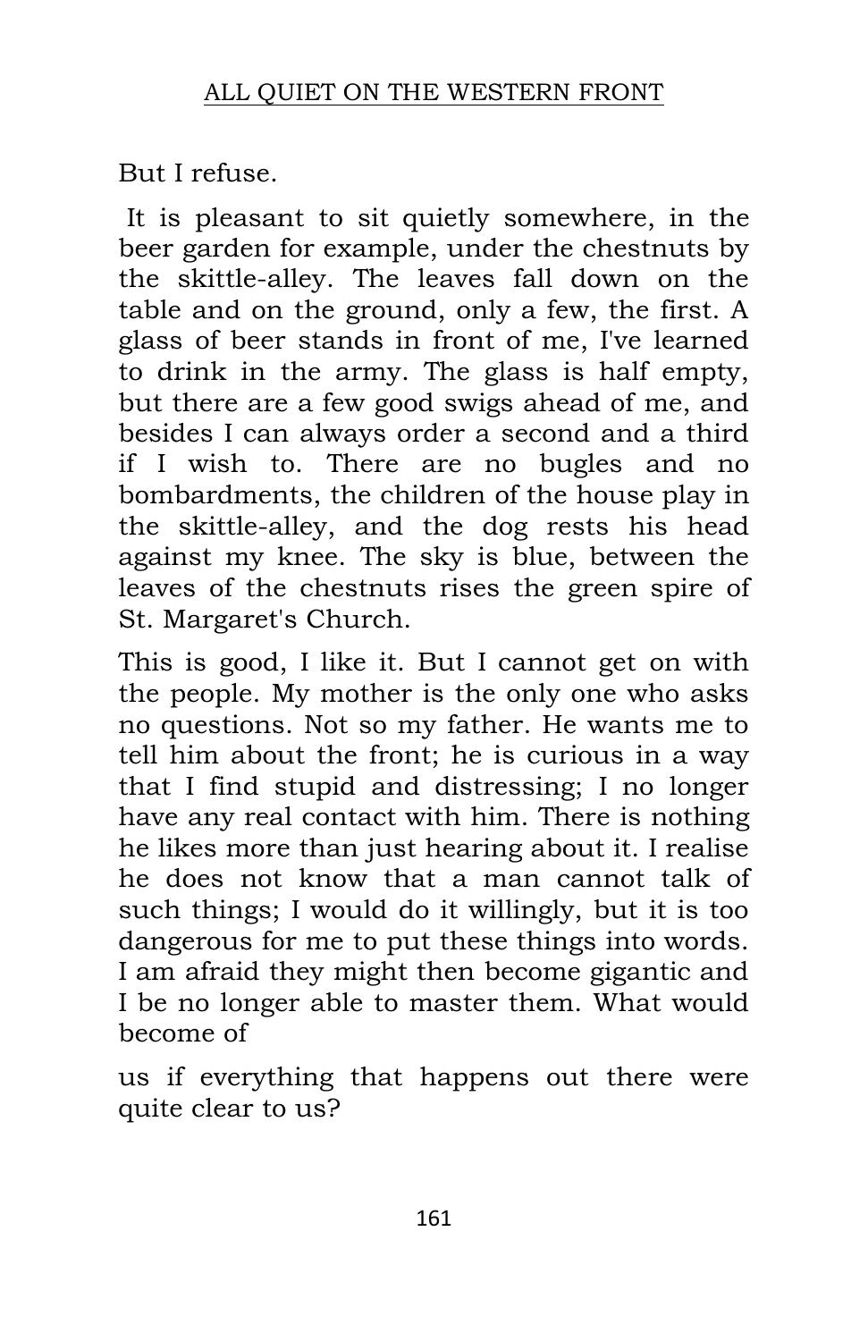But I refuse.

It is pleasant to sit quietly somewhere, in the beer garden for example, under the chestnuts by the skittle-alley. The leaves fall down on the table and on the ground, only a few, the first. A glass of beer stands in front of me, I've learned to drink in the army. The glass is half empty, but there are a few good swigs ahead of me, and besides I can always order a second and a third if I wish to. There are no bugles and no bombardments, the children of the house play in the skittle-alley, and the dog rests his head against my knee. The sky is blue, between the leaves of the chestnuts rises the green spire of St. Margaret's Church.

This is good, I like it. But I cannot get on with the people. My mother is the only one who asks no questions. Not so my father. He wants me to tell him about the front; he is curious in a way that I find stupid and distressing; I no longer have any real contact with him. There is nothing he likes more than just hearing about it. I realise he does not know that a man cannot talk of such things; I would do it willingly, but it is too dangerous for me to put these things into words. I am afraid they might then become gigantic and I be no longer able to master them. What would become of us if everything that happens out there were quite clear to us?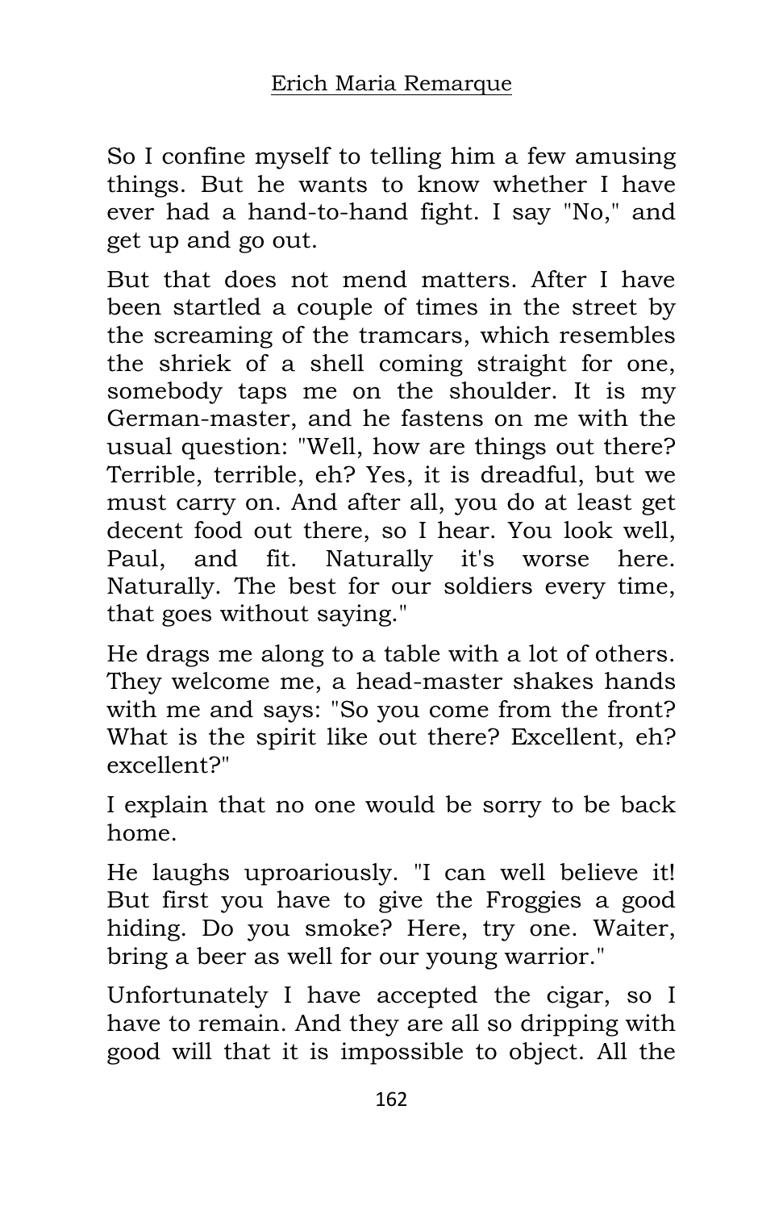So I confine myself to telling him a few amusing things. But he wants to know whether I have ever had a hand-to-hand fight. I say "No," and get up and go out.

But that does not mend matters. After I have been startled a couple of times in the street by the screaming of the tramcars, which resembles the shriek of a shell coming straight for one, somebody taps me on the shoulder. It is my German-master, and he fastens on me with the usual question: "Well, how are things out there? Terrible, terrible, eh? Yes, it is dreadful, but we must carry on. And after all, you do at least get decent food out there, so I hear. You look well, Paul, and fit. Naturally it's worse here. Naturally. The best for our soldiers every time, that goes without saying."

He drags me along to a table with a lot of others. They welcome me, a head-master shakes hands with me and says: "So you come from the front? What is the spirit like out there? Excellent, eh? excellent?"

I explain that no one would be sorry to be back home.

He laughs uproariously. "I can well believe it! But first you have to give the Froggies a good hiding. Do you smoke? Here, try one. Waiter, bring a beer as well for our young warrior."

Unfortunately I have accepted the cigar, so I have to remain. And they are all so dripping with good will that it is impossible to object. All the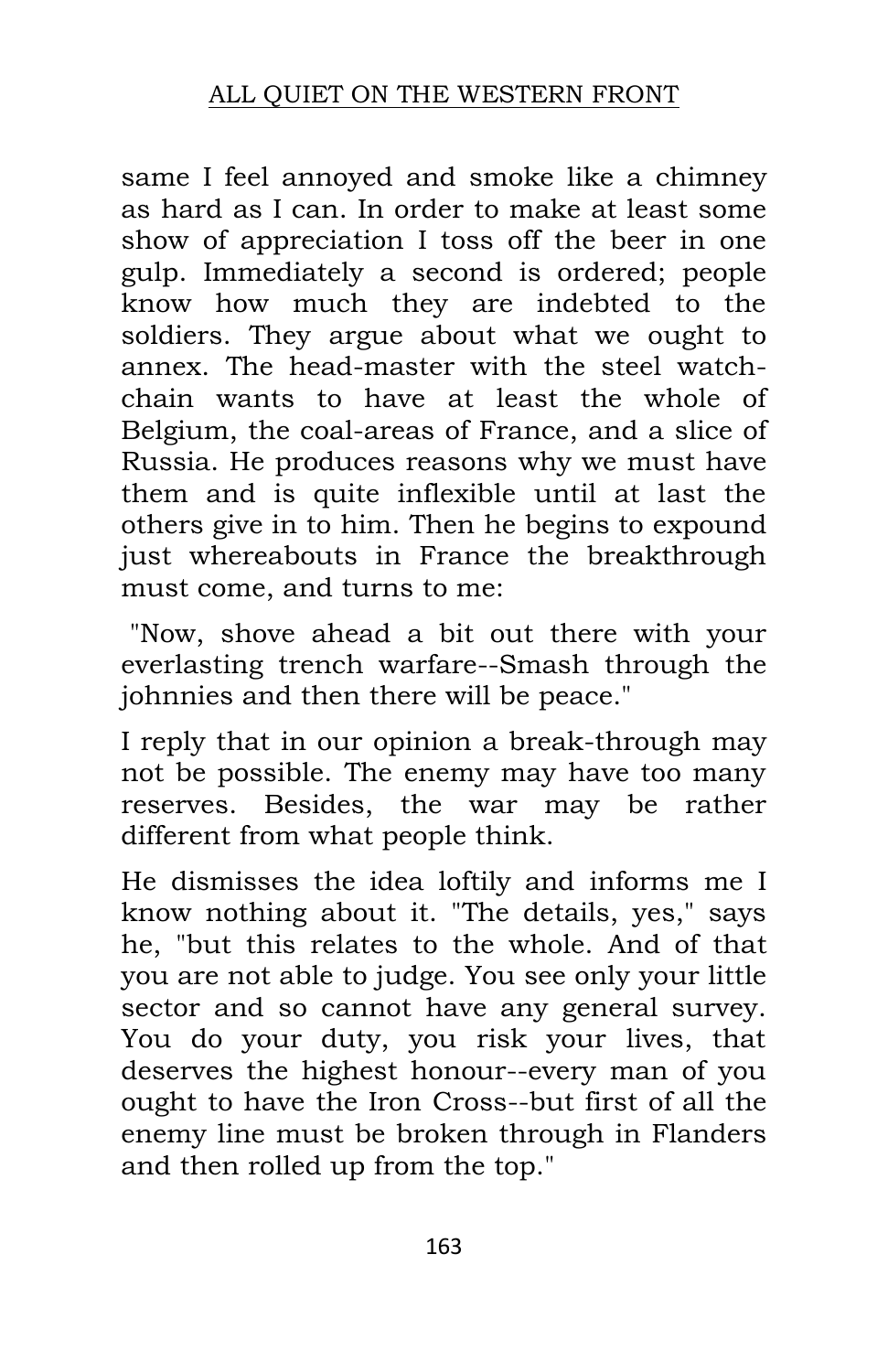same I feel annoyed and smoke like a chimney as hard as I can. In order to make at least some show of appreciation I toss off the beer in one gulp. Immediately a second is ordered; people know how much they are indebted to the soldiers. They argue about what we ought to annex. The head-master with the steel watch-chain wants to have at least the whole of Belgium, the coal-areas of France, and a slice of Russia. He produces reasons why we must have them and is quite inflexible until at last the others give in to him. Then he begins to expound just whereabouts in France the breakthrough must come, and turns to me:

"Now, shove ahead a bit out there with your everlasting trench warfare--Smash through the johnnies and then there will be peace."

I reply that in our opinion a break-through may not be possible. The enemy may have too many reserves. Besides, the war may be rather different from what people think.

He dismisses the idea loftily and informs me I know nothing about it. "The details, yes," says he, "but this relates to the whole. And of that you are not able to judge. You see only your little sector and so cannot have any general survey. You do your duty, you risk your lives, that deserves the highest honour--every man of you ought to have the Iron Cross--but first of all the enemy line must be broken through in Flanders and then rolled up from the top."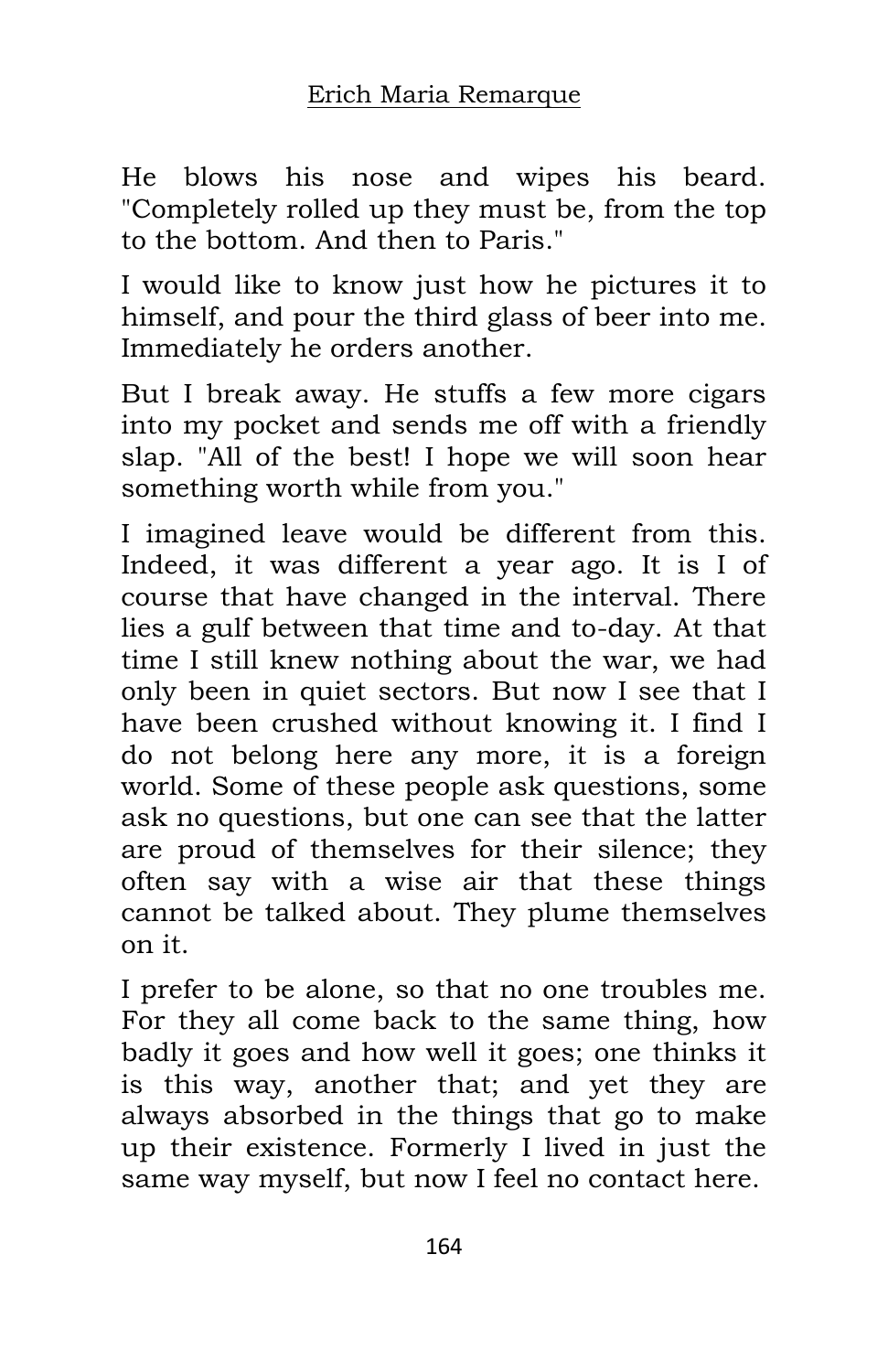He blows his nose and wipes his beard. "Completely rolled up they must be, from the top to the bottom. And then to Paris."

I would like to know just how he pictures it to himself, and pour the third glass of beer into me. Immediately he orders another.

But I break away. He stuffs a few more cigars into my pocket and sends me off with a friendly slap. "All of the best! I hope we will soon hear something worth while from you."

I imagined leave would be different from this. Indeed, it was different a year ago. It is I of course that have changed in the interval. There lies a gulf between that time and to-day. At that time I still knew nothing about the war, we had only been in quiet sectors. But now I see that I have been crushed without knowing it. I find I do not belong here any more, it is a foreign world. Some of these people ask questions, some ask no questions, but one can see that the latter are proud of themselves for their silence; they often say with a wise air that these things cannot be talked about. They plume themselves on it.

I prefer to be alone, so that no one troubles me. For they all come back to the same thing, how badly it goes and how well it goes; one thinks it is this way, another that; and yet they are always absorbed in the things that go to make up their existence. Formerly I lived in just the same way myself, but now I feel no contact here.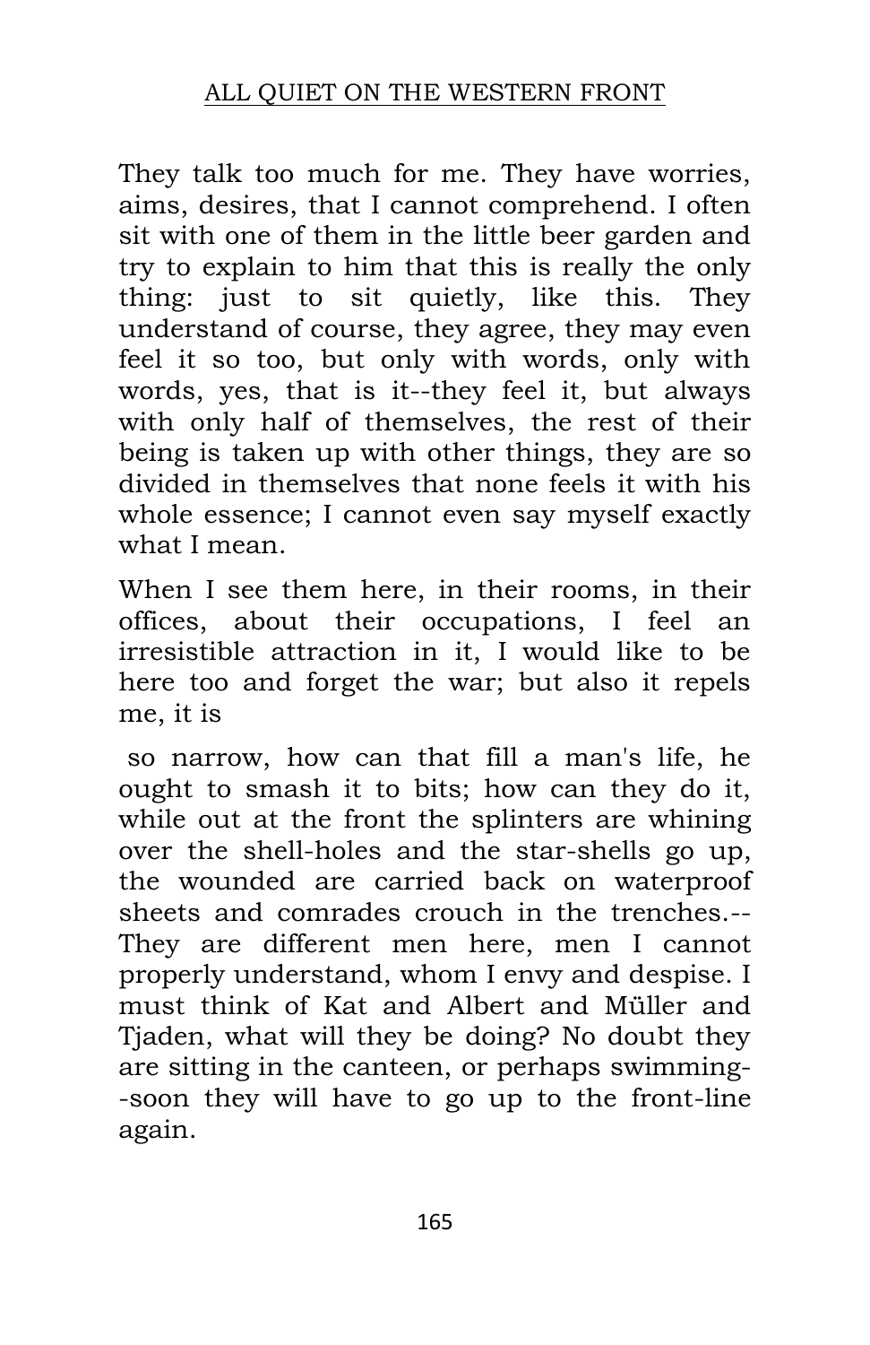They talk too much for me. They have worries, aims, desires, that I cannot comprehend. I often sit with one of them in the little beer garden and try to explain to him that this is really the only thing: just to sit quietly, like this. They understand of course, they agree, they may even feel it so too, but only with words, only with words, yes, that is it--they feel it, but always with only half of themselves, the rest of their being is taken up with other things, they are so divided in themselves that none feels it with his whole essence; I cannot even say myself exactly what I mean.

When I see them here, in their rooms, in their offices, about their occupations, I feel an irresistible attraction in it, I would like to be here too and forget the war; but also it repels me, it is so narrow, how can that fill a man's life, he ought to smash it to bits; how can they do it, while out at the front the splinters are whining over the shell-holes and the star-shells go up, the wounded are carried back on waterproof sheets and comrades crouch in the trenches.--They are different men here, men I cannot properly understand, whom I envy and despise. I must think of Kat and Albert and Müller and Tjaden, what will they be doing? No doubt they are sitting in the canteen, or perhaps swimming--soon they will have to go up to the front-line again.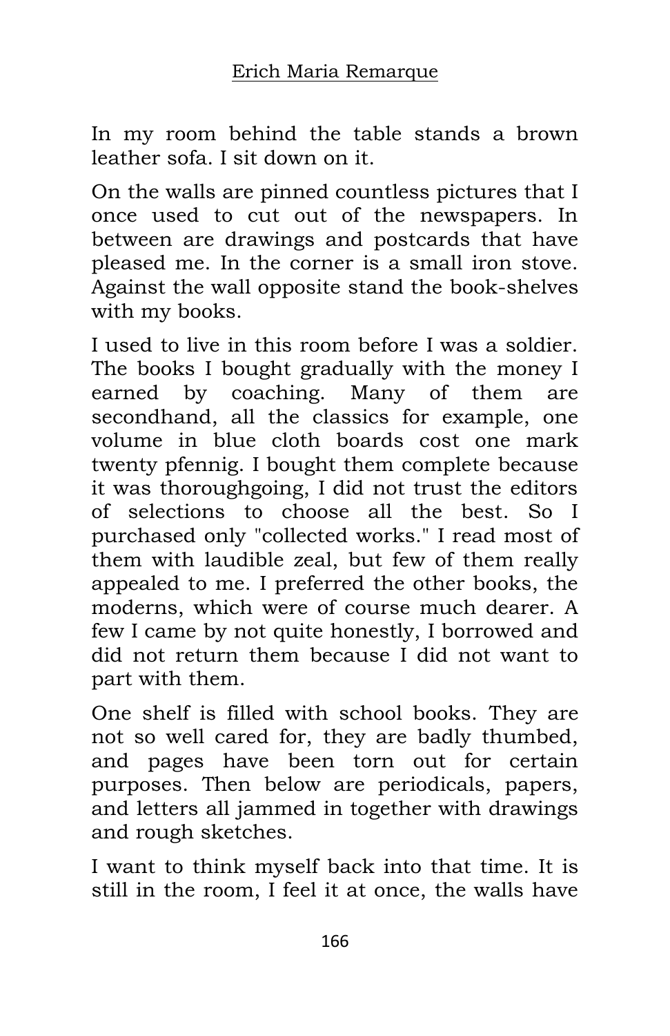In my room behind the table stands a brown leather sofa. I sit down on it.

On the walls are pinned countless pictures that I once used to cut out of the newspapers. In between are drawings and postcards that have pleased me. In the corner is a small iron stove. Against the wall opposite stand the book-shelves with my books.

I used to live in this room before I was a soldier. The books I bought gradually with the money I earned by coaching. Many of them are secondhand, all the classics for example, one volume in blue cloth boards cost one mark twenty pfennig. I bought them complete because it was thoroughgoing, I did not trust the editors of selections to choose all the best. So I purchased only "collected works." I read most of them with laudible zeal, but few of them really appealed to me. I preferred the other books, the moderns, which were of course much dearer. A few I came by not quite honestly, I borrowed and did not return them because I did not want to part with them.

One shelf is filled with school books. They are not so well cared for, they are badly thumbed, and pages have been torn out for certain purposes. Then below are periodicals, papers, and letters all jammed in together with drawings and rough sketches.

I want to think myself back into that time. It is still in the room, I feel it at once, the walls have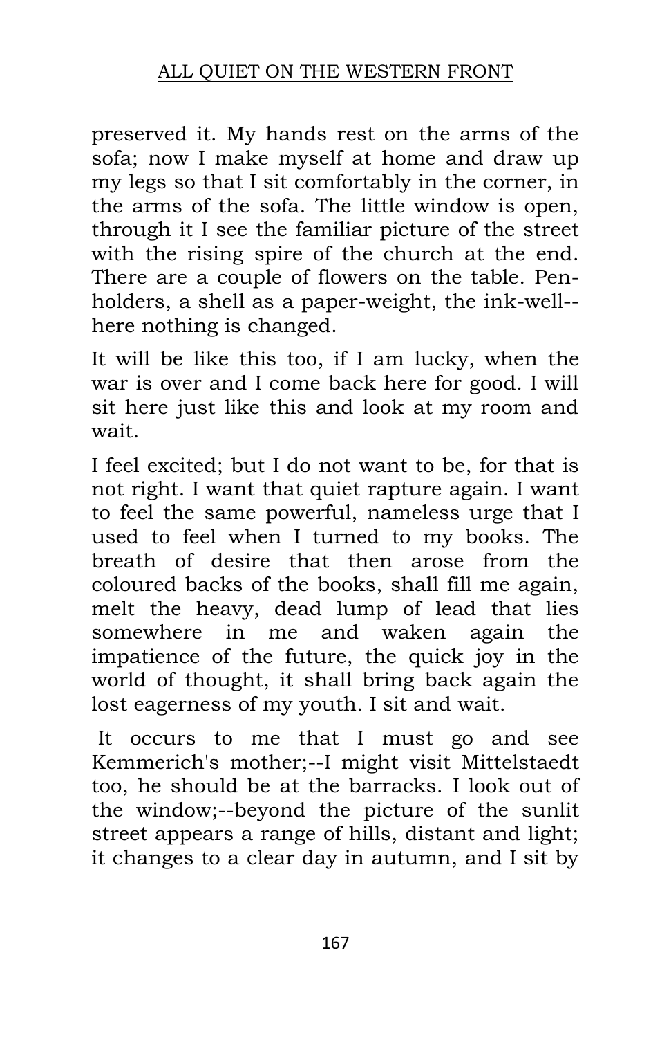preserved it. My hands rest on the arms of the sofa; now I make myself at home and draw up my legs so that I sit comfortably in the corner, in the arms of the sofa. The little window is open, through it I see the familiar picture of the street with the rising spire of the church at the end. There are a couple of flowers on the table. Pen-holders, a shell as a paper-weight, the ink-well--here nothing is changed.

It will be like this too, if I am lucky, when the war is over and I come back here for good. I will sit here just like this and look at my room and wait.

I feel excited; but I do not want to be, for that is not right. I want that quiet rapture again. I want to feel the same powerful, nameless urge that I used to feel when I turned to my books. The breath of desire that then arose from the coloured backs of the books, shall fill me again, melt the heavy, dead lump of lead that lies somewhere in me and waken again the impatience of the future, the quick joy in the world of thought, it shall bring back again the lost eagerness of my youth. I sit and wait.

It occurs to me that I must go and see Kemmerich's mother;--I might visit Mittelstaedt too, he should be at the barracks. I look out of the window;--beyond the picture of the sunlit street appears a range of hills, distant and light; it changes to a clear day in autumn, and I sit by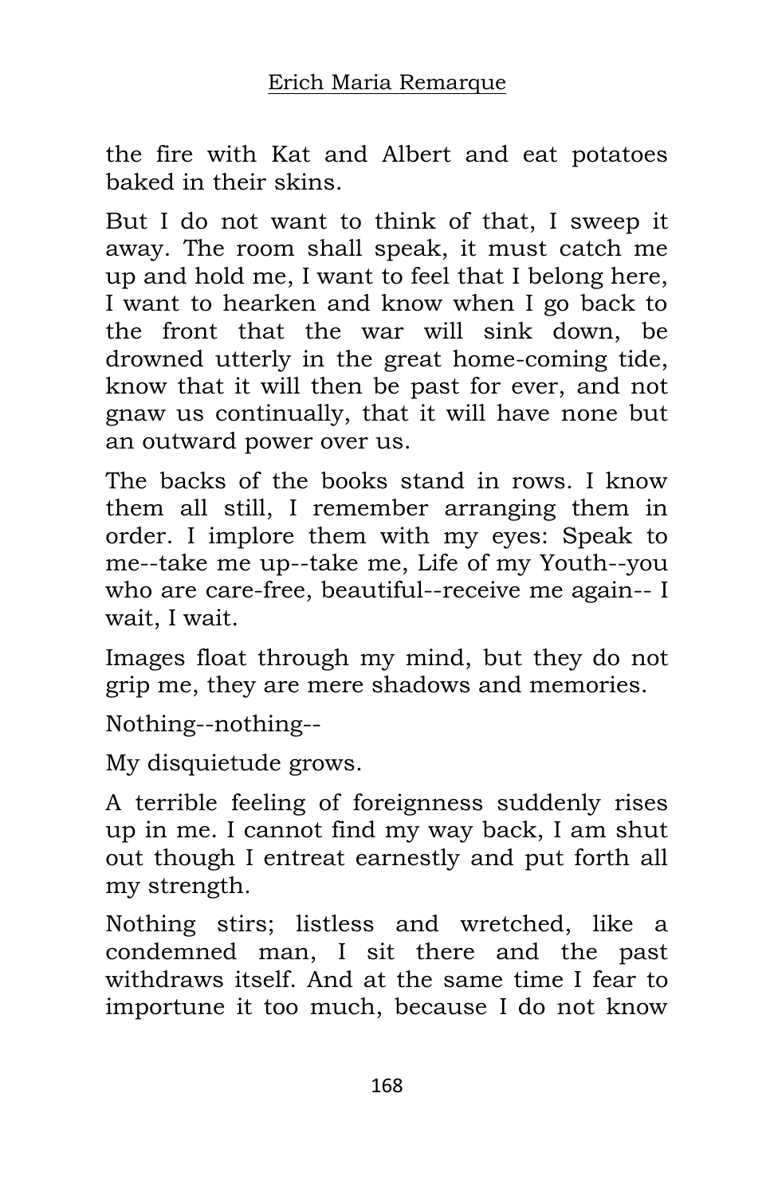the fire with Kat and Albert and eat potatoes baked in their skins.

But I do not want to think of that, I sweep it away. The room shall speak, it must catch me up and hold me, I want to feel that I belong here, I want to hearken and know when I go back to the front that the war will sink down, be drowned utterly in the great home-coming tide, know that it will then be past for ever, and not gnaw us continually, that it will have none but an outward power over us.

The backs of the books stand in rows. I know them all still, I remember arranging them in order. I implore them with my eyes: Speak to me--take me up--take me, Life of my Youth--you who are care-free, beautiful--receive me again-- I wait, I wait.

Images float through my mind, but they do not grip me, they are mere shadows and memories.

Nothing--nothing--

My disquietude grows.

A terrible feeling of foreignness suddenly rises up in me. I cannot find my way back, I am shut out though I entreat earnestly and put forth all my strength.

Nothing stirs; listless and wretched, like a condemned man, I sit there and the past withdraws itself. And at the same time I fear to importune it too much, because I do not know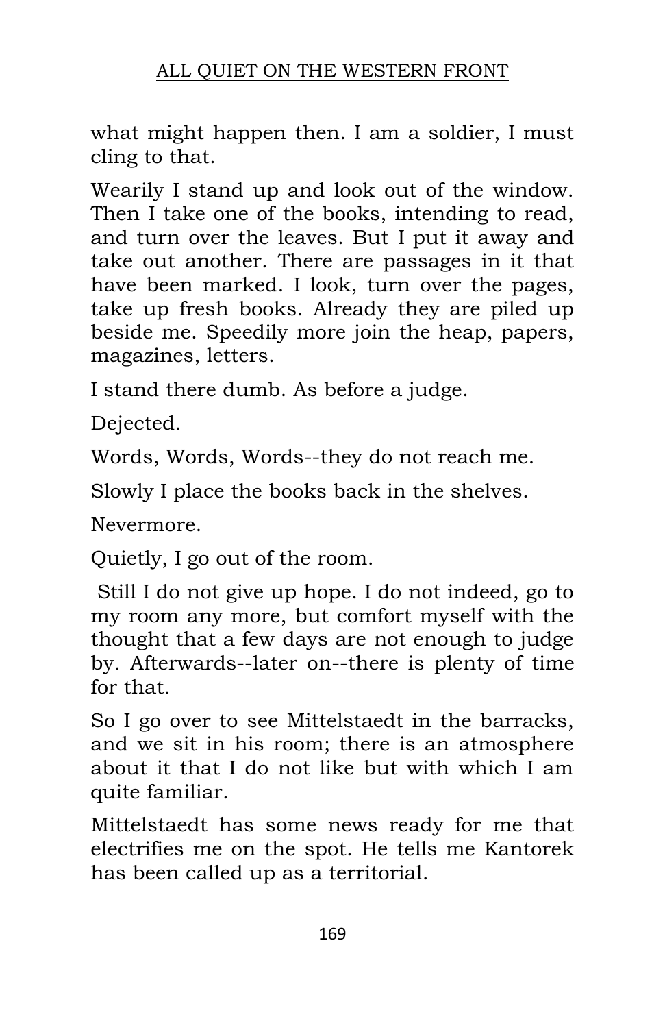what might happen then. I am a soldier, I must cling to that.

Wearily I stand up and look out of the window. Then I take one of the books, intending to read, and turn over the leaves. But I put it away and take out another. There are passages in it that have been marked. I look, turn over the pages, take up fresh books. Already they are piled up beside me. Speedily more join the heap, papers, magazines, letters.

I stand there dumb. As before a judge.

Dejected.

Words, Words, Words--they do not reach me.

Slowly I place the books back in the shelves.

Nevermore.

Quietly, I go out of the room.

Still I do not give up hope. I do not indeed, go to my room any more, but comfort myself with the thought that a few days are not enough to judge by. Afterwards--later on--there is plenty of time for that.

So I go over to see Mittelstaedt in the barracks, and we sit in his room; there is an atmosphere about it that I do not like but with which I am quite familiar.

Mittelstaedt has some news ready for me that electrifies me on the spot. He tells me Kantorek has been called up as a territorial.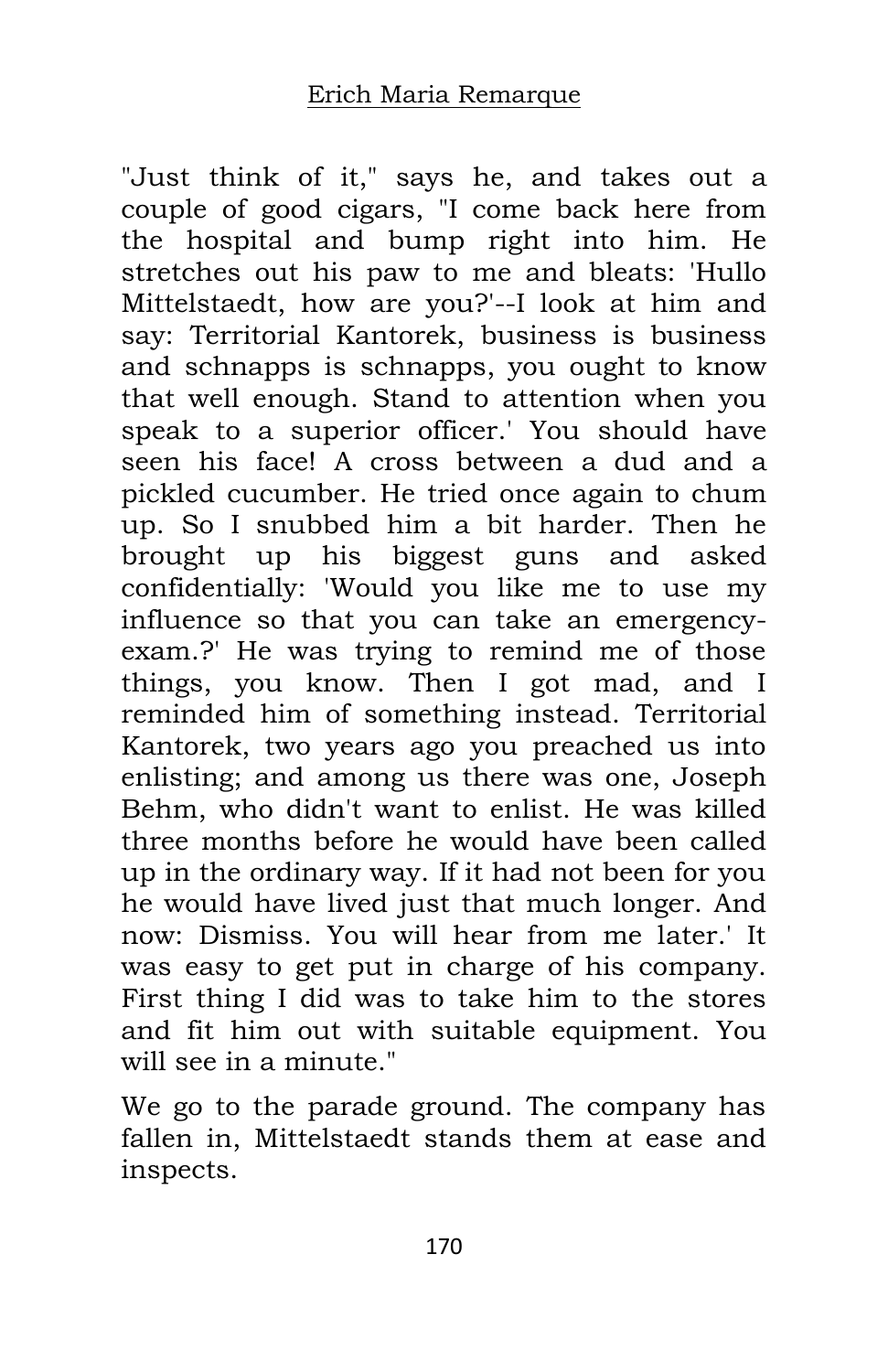"Just think of it," says he, and takes out a couple of good cigars, "I come back here from the hospital and bump right into him. He stretches out his paw to me and bleats: 'Hullo Mittelstaedt, how are you?'--I look at him and say: Territorial Kantorek, business is business and schnapps is schnapps, you ought to know that well enough. Stand to attention when you speak to a superior officer.' You should have seen his face! A cross between a dud and a pickled cucumber. He tried once again to chum up. So I snubbed him a bit harder. Then he brought up his biggest guns and asked confidentially: 'Would you like me to use my influence so that you can take an emergency-exam.?' He was trying to remind me of those things, you know. Then I got mad, and I reminded him of something instead. Territorial Kantorek, two years ago you preached us into enlisting; and among us there was one, Joseph Behm, who didn't want to enlist. He was killed three months before he would have been called up in the ordinary way. If it had not been for you he would have lived just that much longer. And now: Dismiss. You will hear from me later.' It was easy to get put in charge of his company. First thing I did was to take him to the stores and fit him out with suitable equipment. You will see in a minute."

We go to the parade ground. The company has fallen in, Mittelstaedt stands them at ease and inspects.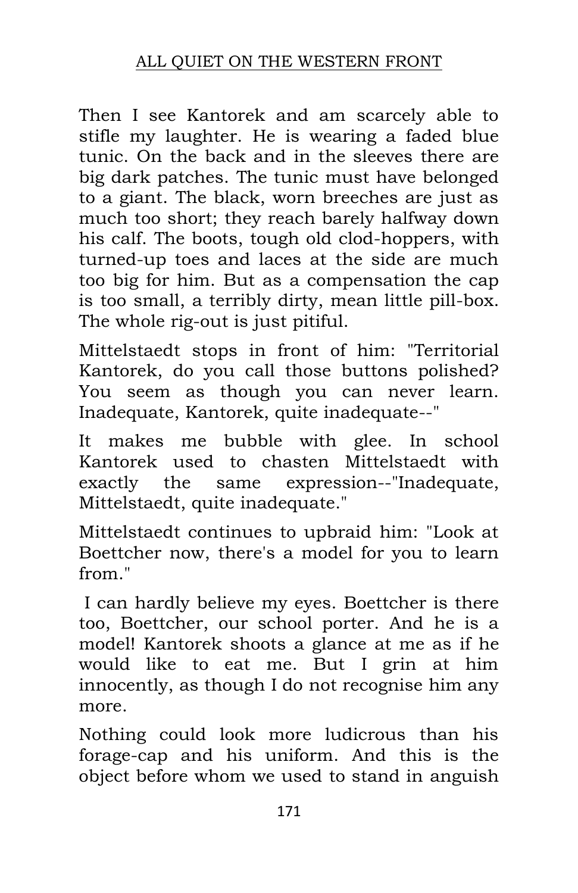Then I see Kantorek and am scarcely able to stifle my laughter. He is wearing a faded blue tunic. On the back and in the sleeves there are big dark patches. The tunic must have belonged to a giant. The black, worn breeches are just as much too short; they reach barely halfway down his calf. The boots, tough old clod-hoppers, with turned-up toes and laces at the side are much too big for him. But as a compensation the cap is too small, a terribly dirty, mean little pill-box. The whole rig-out is just pitiful.

Mittelstaedt stops in front of him: "Territorial Kantorek, do you call those buttons polished? You seem as though you can never learn. Inadequate, Kantorek, quite inadequate--"

It makes me bubble with glee. In school Kantorek used to chasten Mittelstaedt with exactly the same expression--"Inadequate, Mittelstaedt, quite inadequate."

Mittelstaedt continues to upbraid him: "Look at Boettcher now, there's a model for you to learn from."

I can hardly believe my eyes. Boettcher is there too, Boettcher, our school porter. And he is a model! Kantorek shoots a glance at me as if he would like to eat me. But I grin at him innocently, as though I do not recognise him any more.

Nothing could look more ludicrous than his forage-cap and his uniform. And this is the object before whom we used to stand in anguish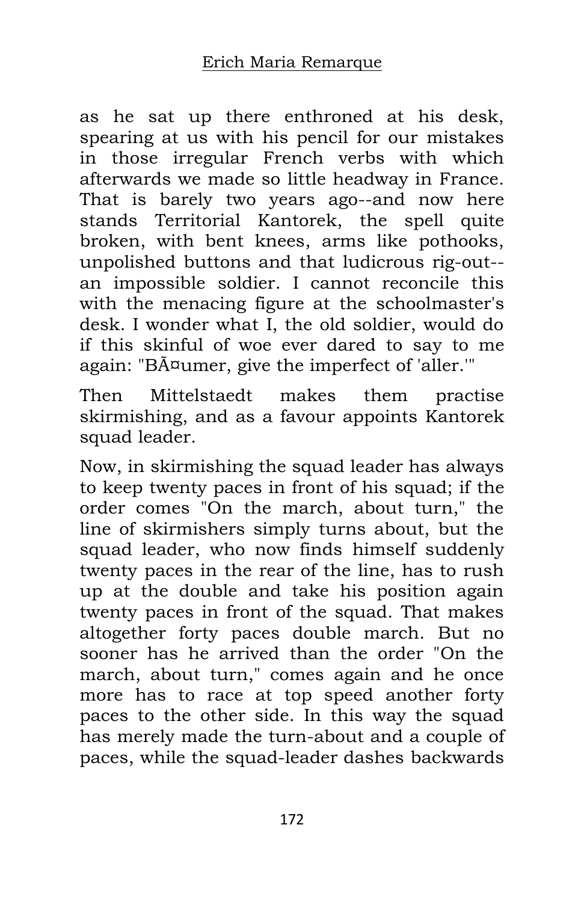as he sat up there enthroned at his desk, spearing at us with his pencil for our mistakes in those irregular French verbs with which afterwards we made so little headway in France. That is barely two years ago--and now here stands Territorial Kantorek, the spell quite broken, with bent knees, arms like pothooks, unpolished buttons and that ludicrous rig-out--an impossible soldier. I cannot reconcile this with the menacing figure at the schoolmaster's desk. I wonder what I, the old soldier, would do if this skinful of woe ever dared to say to me again: "BÃ¤umer, give the imperfect of 'aller.'"

Then Mittelstaedt makes them practise skirmishing, and as a favour appoints Kantorek squad leader.

Now, in skirmishing the squad leader has always to keep twenty paces in front of his squad; if the order comes "On the march, about turn," the line of skirmishers simply turns about, but the squad leader, who now finds himself suddenly twenty paces in the rear of the line, has to rush up at the double and take his position again twenty paces in front of the squad. That makes altogether forty paces double march. But no sooner has he arrived than the order "On the march, about turn," comes again and he once more has to race at top speed another forty paces to the other side. In this way the squad has merely made the turn-about and a couple of paces, while the squad-leader dashes backwards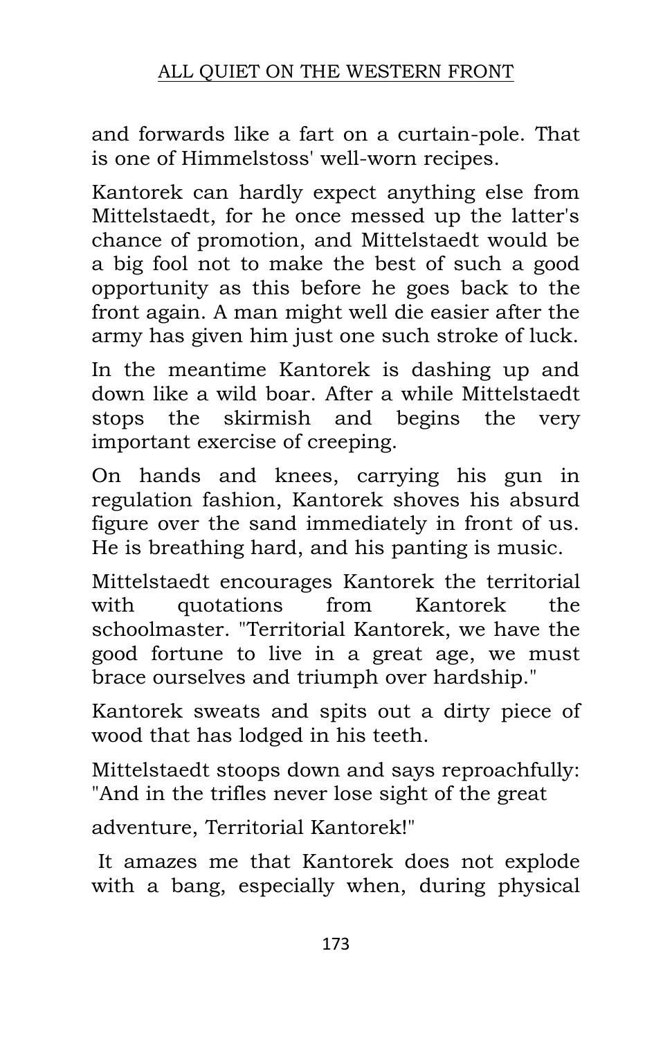and forwards like a fart on a curtain-pole. That is one of Himmelstoss' well-worn recipes.

Kantorek can hardly expect anything else from Mittelstaedt, for he once messed up the latter's chance of promotion, and Mittelstaedt would be a big fool not to make the best of such a good opportunity as this before he goes back to the front again. A man might well die easier after the army has given him just one such stroke of luck.

In the meantime Kantorek is dashing up and down like a wild boar. After a while Mittelstaedt stops the skirmish and begins the very important exercise of creeping.

On hands and knees, carrying his gun in regulation fashion, Kantorek shoves his absurd figure over the sand immediately in front of us. He is breathing hard, and his panting is music.

Mittelstaedt encourages Kantorek the territorial with quotations from Kantorek the schoolmaster. "Territorial Kantorek, we have the good fortune to live in a great age, we must brace ourselves and triumph over hardship."

Kantorek sweats and spits out a dirty piece of wood that has lodged in his teeth.

Mittelstaedt stoops down and says reproachfully: "And in the trifles never lose sight of the great adventure, Territorial Kantorek!"

It amazes me that Kantorek does not explode with a bang, especially when, during physical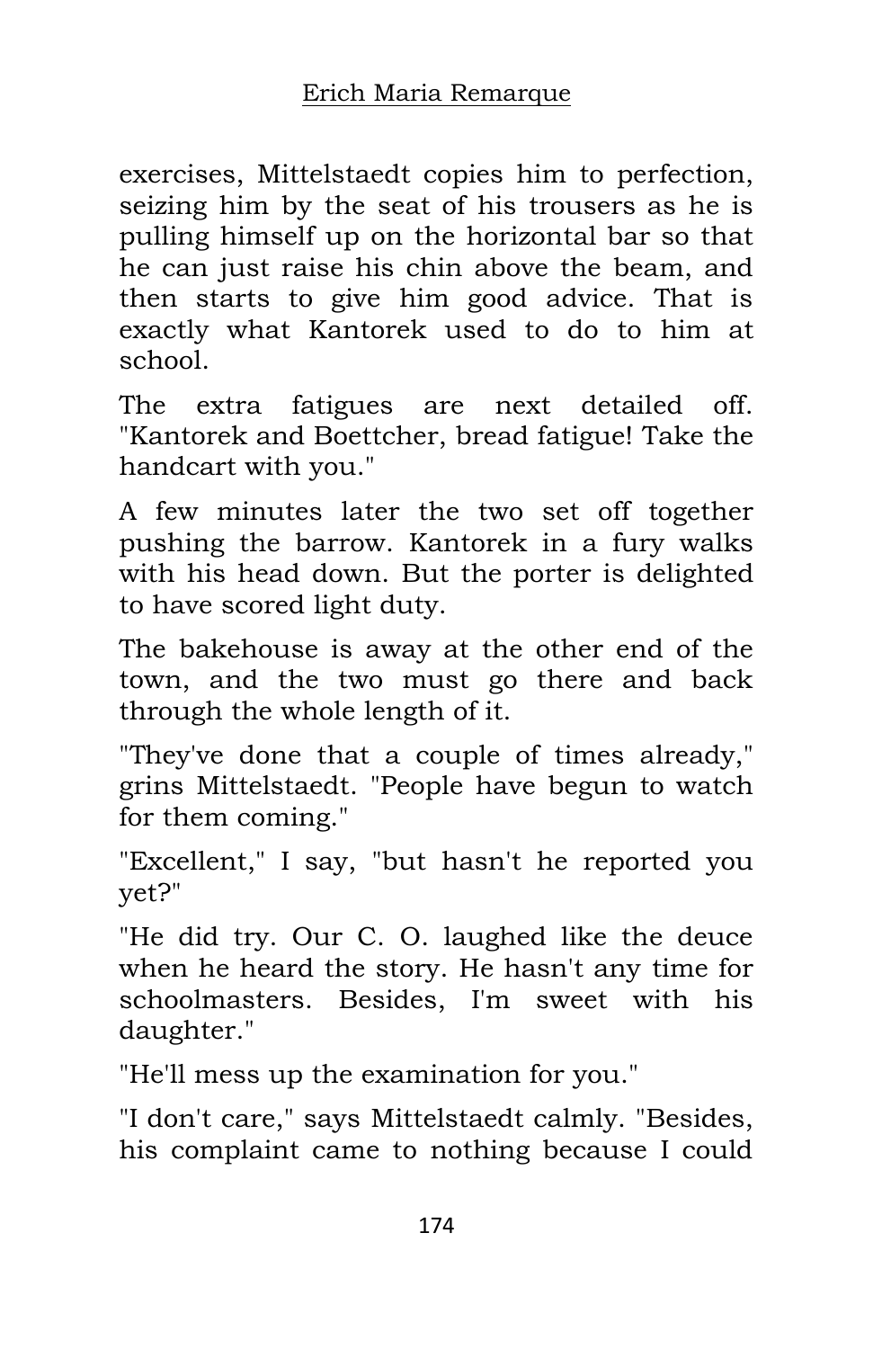exercises, Mittelstaedt copies him to perfection, seizing him by the seat of his trousers as he is pulling himself up on the horizontal bar so that he can just raise his chin above the beam, and then starts to give him good advice. That is exactly what Kantorek used to do to him at school.

The extra fatigues are next detailed off. "Kantorek and Boettcher, bread fatigue! Take the handcart with you."

A few minutes later the two set off together pushing the barrow. Kantorek in a fury walks with his head down. But the porter is delighted to have scored light duty.

The bakehouse is away at the other end of the town, and the two must go there and back through the whole length of it.

"They've done that a couple of times already," grins Mittelstaedt. "People have begun to watch for them coming."

"Excellent," I say, "but hasn't he reported you yet?"

"He did try. Our C. O. laughed like the deuce when he heard the story. He hasn't any time for schoolmasters. Besides, I'm sweet with his daughter."

"He'll mess up the examination for you."

"I don't care," says Mittelstaedt calmly. "Besides, his complaint came to nothing because I could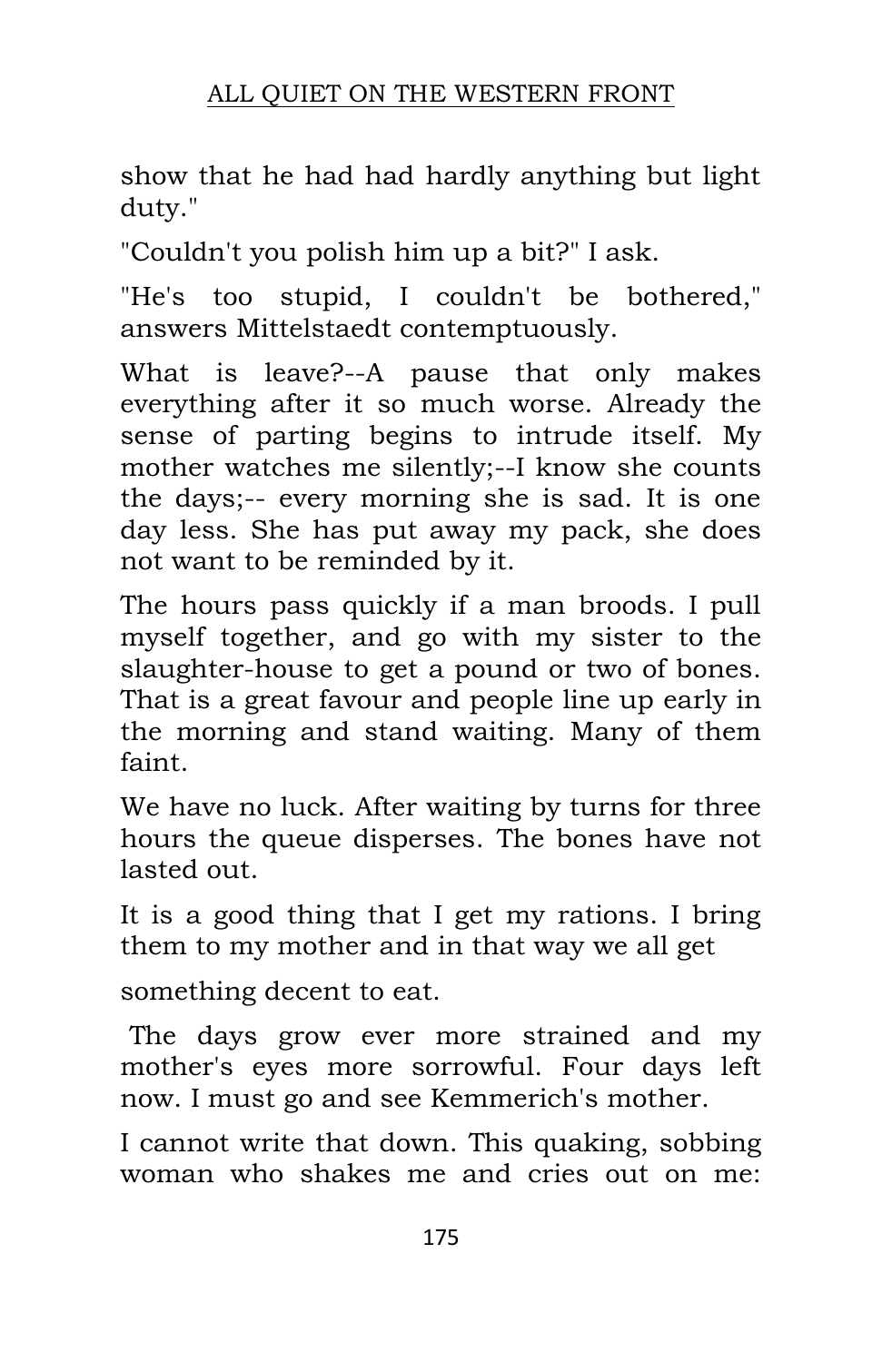show that he had had hardly anything but light duty."

"Couldn't you polish him up a bit?" I ask.

"He's too stupid, I couldn't be bothered," answers Mittelstaedt contemptuously.

What is leave?--A pause that only makes everything after it so much worse. Already the sense of parting begins to intrude itself. My mother watches me silently;--I know she counts the days;-- every morning she is sad. It is one day less. She has put away my pack, she does not want to be reminded by it.

The hours pass quickly if a man broods. I pull myself together, and go with my sister to the slaughter-house to get a pound or two of bones. That is a great favour and people line up early in the morning and stand waiting. Many of them faint.

We have no luck. After waiting by turns for three hours the queue disperses. The bones have not lasted out.

It is a good thing that I get my rations. I bring them to my mother and in that way we all get something decent to eat.

The days grow ever more strained and my mother's eyes more sorrowful. Four days left now. I must go and see Kemmerich's mother.

I cannot write that down. This quaking, sobbing woman who shakes me and cries out on me: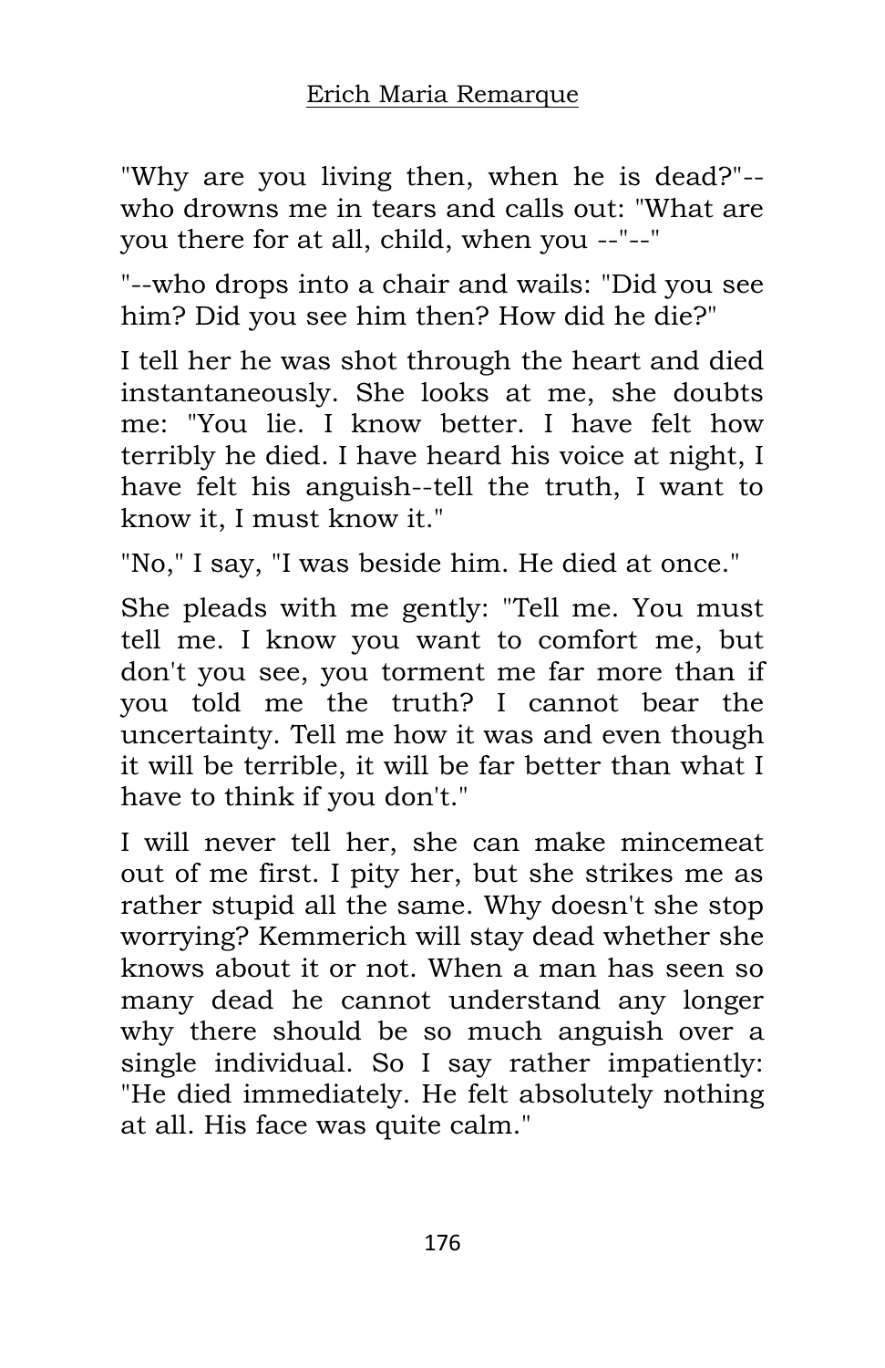"Why are you living then, when he is dead?"--who drowns me in tears and calls out: "What are you there for at all, child, when you --"--"

"--who drops into a chair and wails: "Did you see him? Did you see him then? How did he die?"

I tell her he was shot through the heart and died instantaneously. She looks at me, she doubts me: "You lie. I know better. I have felt how terribly he died. I have heard his voice at night, I have felt his anguish--tell the truth, I want to know it, I must know it."

"No," I say, "I was beside him. He died at once."

She pleads with me gently: "Tell me. You must tell me. I know you want to comfort me, but don't you see, you torment me far more than if you told me the truth? I cannot bear the uncertainty. Tell me how it was and even though it will be terrible, it will be far better than what I have to think if you don't."

I will never tell her, she can make mincemeat out of me first. I pity her, but she strikes me as rather stupid all the same. Why doesn't she stop worrying? Kemmerich will stay dead whether she knows about it or not. When a man has seen so many dead he cannot understand any longer why there should be so much anguish over a single individual. So I say rather impatiently: "He died immediately. He felt absolutely nothing at all. His face was quite calm."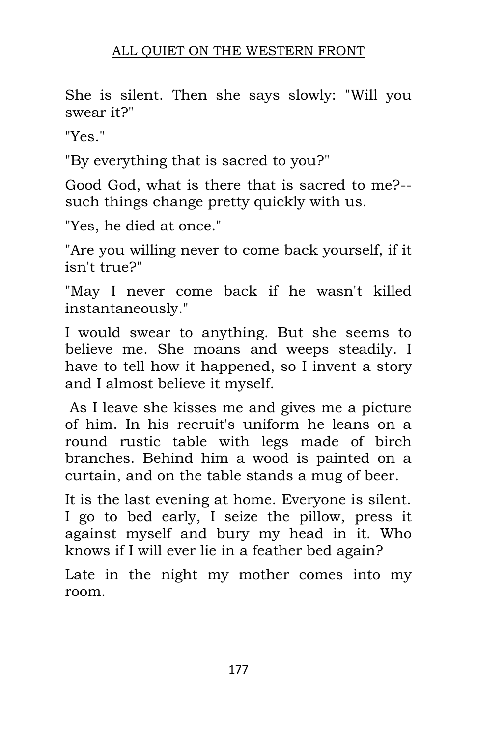She is silent. Then she says slowly: "Will you swear it?"

"Yes."

"By everything that is sacred to you?"

Good God, what is there that is sacred to me?--such things change pretty quickly with us.

"Yes, he died at once."

"Are you willing never to come back yourself, if it isn't true?"

"May I never come back if he wasn't killed instantaneously."

I would swear to anything. But she seems to believe me. She moans and weeps steadily. I have to tell how it happened, so I invent a story and I almost believe it myself.

As I leave she kisses me and gives me a picture of him. In his recruit's uniform he leans on a round rustic table with legs made of birch branches. Behind him a wood is painted on a curtain, and on the table stands a mug of beer.

It is the last evening at home. Everyone is silent. I go to bed early, I seize the pillow, press it against myself and bury my head in it. Who knows if I will ever lie in a feather bed again?

Late in the night my mother comes into my room.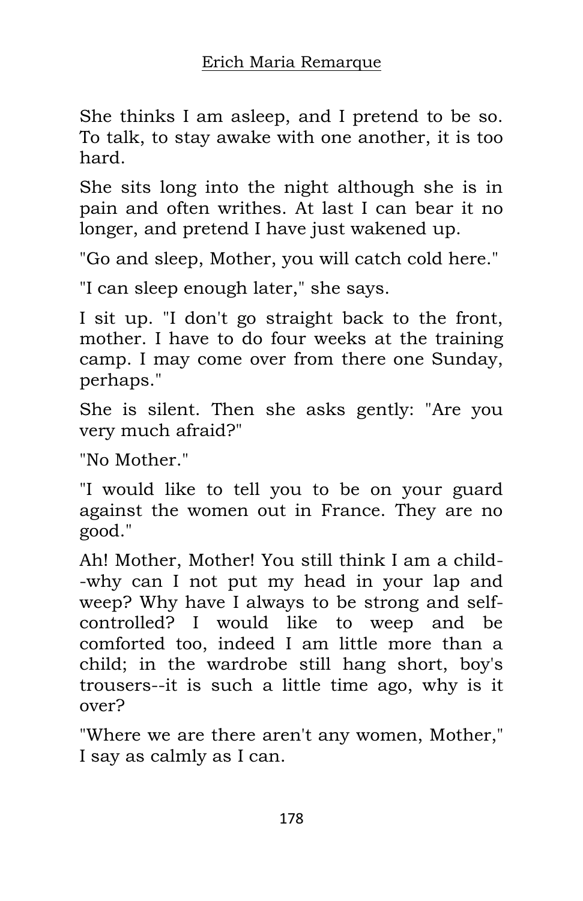She thinks I am asleep, and I pretend to be so. To talk, to stay awake with one another, it is too hard.

She sits long into the night although she is in pain and often writhes. At last I can bear it no longer, and pretend I have just wakened up.

"Go and sleep, Mother, you will catch cold here."

"I can sleep enough later," she says.

I sit up. "I don't go straight back to the front, mother. I have to do four weeks at the training camp. I may come over from there one Sunday, perhaps."

She is silent. Then she asks gently: "Are you very much afraid?"

"No Mother."

"I would like to tell you to be on your guard against the women out in France. They are no good."

Ah! Mother, Mother! You still think I am a child--why can I not put my head in your lap and weep? Why have I always to be strong and self-controlled? I would like to weep and be comforted too, indeed I am little more than a child; in the wardrobe still hang short, boy's trousers--it is such a little time ago, why is it over?

"Where we are there aren't any women, Mother," I say as calmly as I can.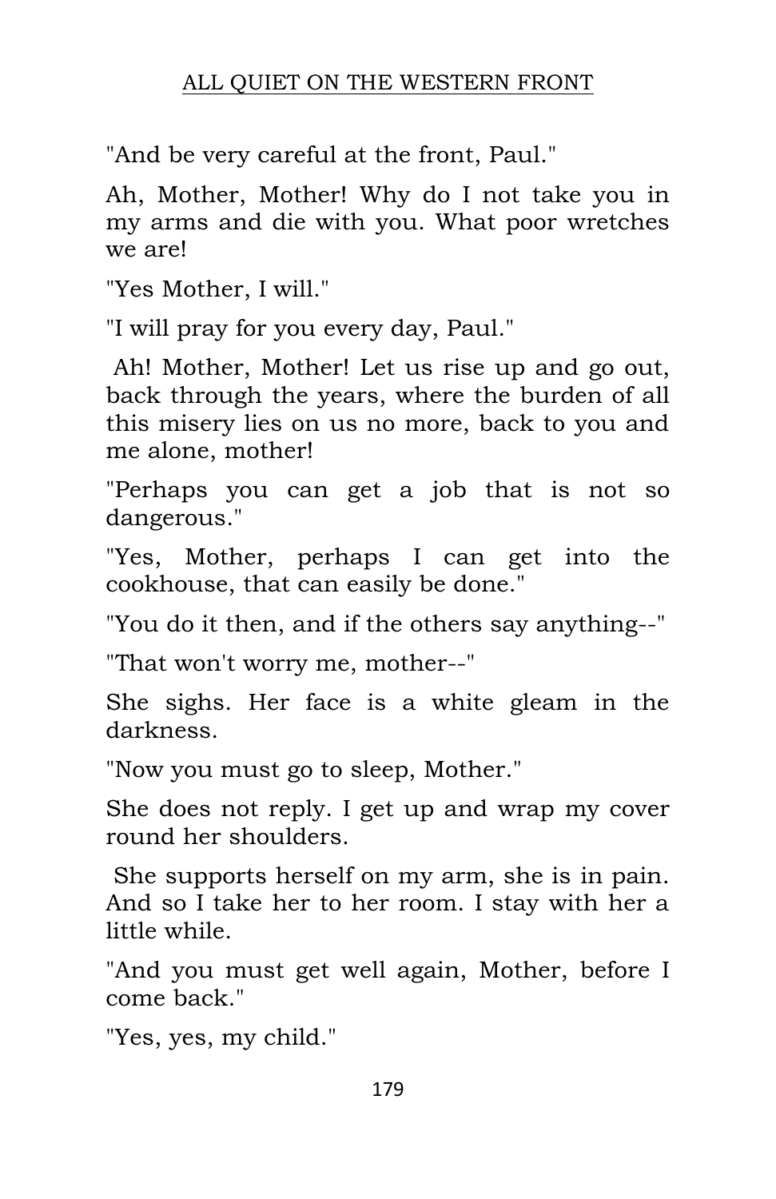"And be very careful at the front, Paul."

Ah, Mother, Mother! Why do I not take you in my arms and die with you. What poor wretches we are!

"Yes Mother, I will."

"I will pray for you every day, Paul."

Ah! Mother, Mother! Let us rise up and go out, back through the years, where the burden of all this misery lies on us no more, back to you and me alone, mother!

"Perhaps you can get a job that is not so dangerous."

"Yes, Mother, perhaps I can get into the cookhouse, that can easily be done."

"You do it then, and if the others say anything--"

"That won't worry me, mother--"

She sighs. Her face is a white gleam in the darkness.

"Now you must go to sleep, Mother."

She does not reply. I get up and wrap my cover round her shoulders.

She supports herself on my arm, she is in pain. And so I take her to her room. I stay with her a little while.

"And you must get well again, Mother, before I come back."

"Yes, yes, my child."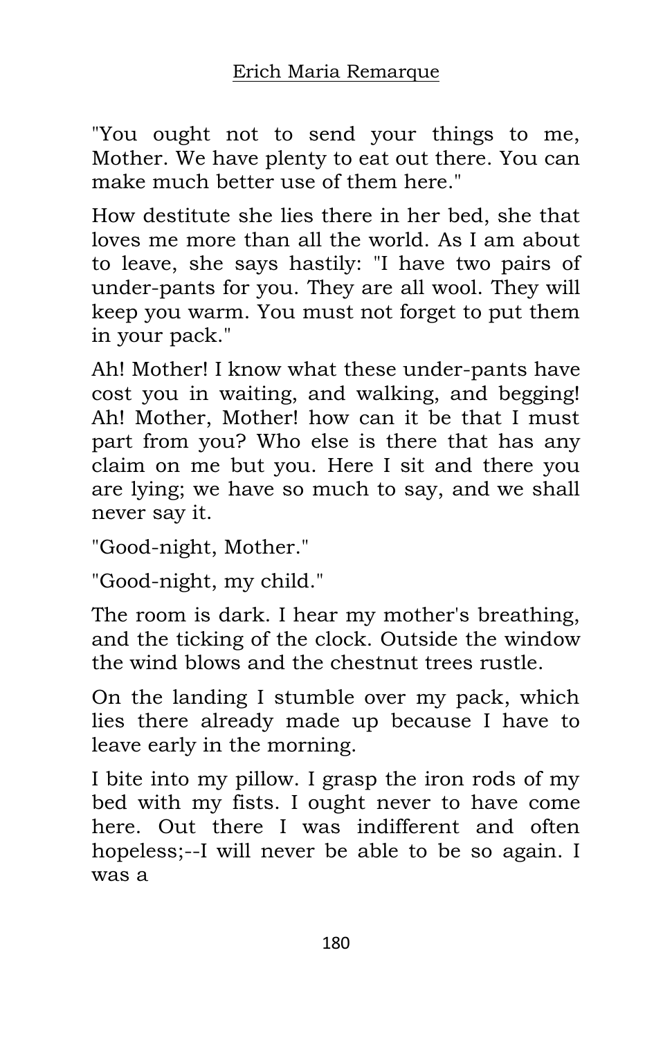"You ought not to send your things to me, Mother. We have plenty to eat out there. You can make much better use of them here."

How destitute she lies there in her bed, she that loves me more than all the world. As I am about to leave, she says hastily: "I have two pairs of under-pants for you. They are all wool. They will keep you warm. You must not forget to put them in your pack."

Ah! Mother! I know what these under-pants have cost you in waiting, and walking, and begging! Ah! Mother, Mother! how can it be that I must part from you? Who else is there that has any claim on me but you. Here I sit and there you are lying; we have so much to say, and we shall never say it.

"Good-night, Mother."

"Good-night, my child."

The room is dark. I hear my mother's breathing, and the ticking of the clock. Outside the window the wind blows and the chestnut trees rustle.

On the landing I stumble over my pack, which lies there already made up because I have to leave early in the morning.

I bite into my pillow. I grasp the iron rods of my bed with my fists. I ought never to have come here. Out there I was indifferent and often hopeless;--I will never be able to be so again. I was a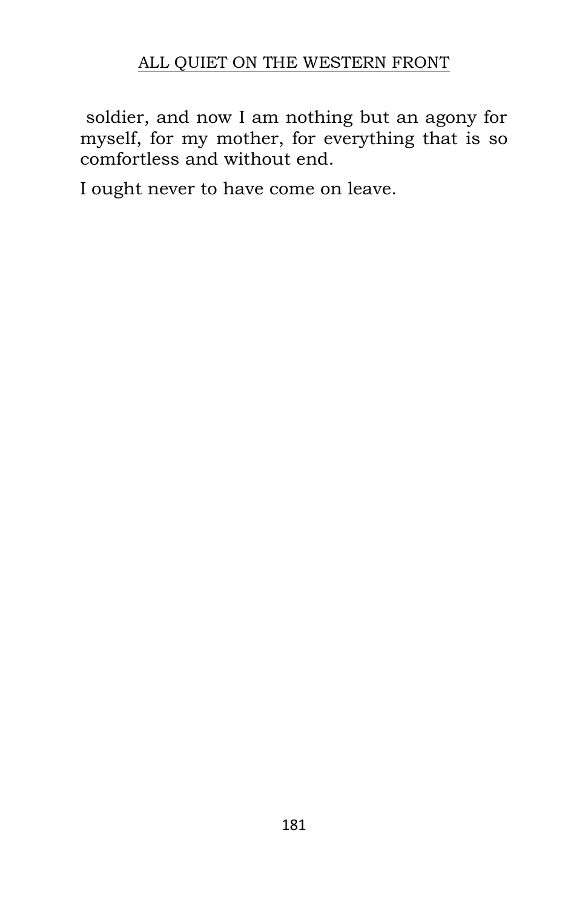soldier, and now I am nothing but an agony for myself, for my mother, for everything that is so comfortless and without end.

I ought never to have come on leave.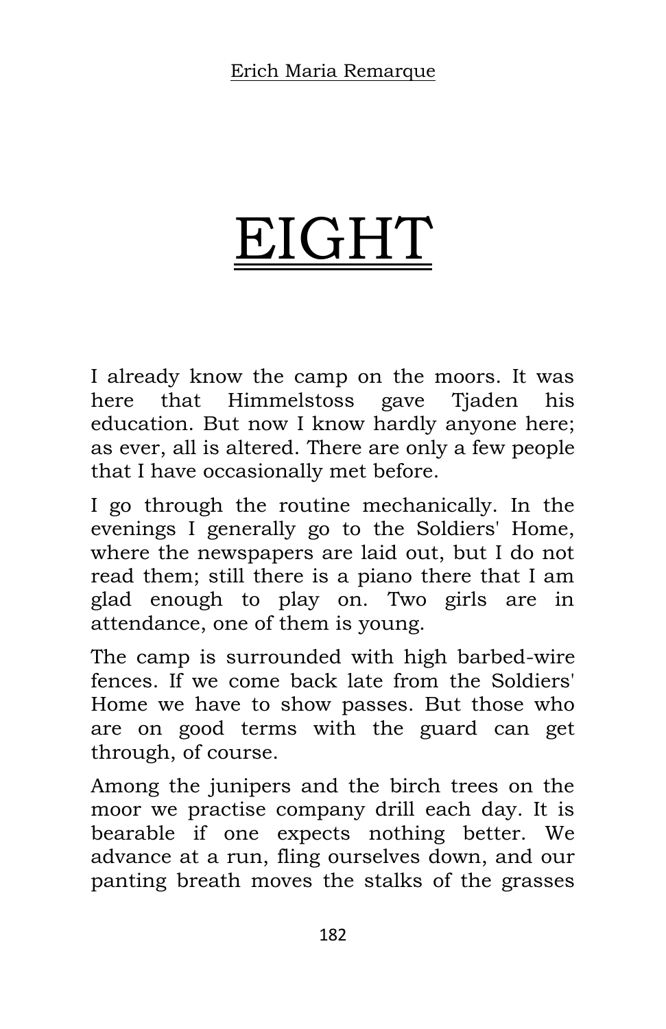# EIGHT

I already know the camp on the moors. It was here that Himmelstoss gave Tjaden his education. But now I know hardly anyone here; as ever, all is altered. There are only a few people that I have occasionally met before.

I go through the routine mechanically. In the evenings I generally go to the Soldiers' Home, where the newspapers are laid out, but I do not read them; still there is a piano there that I am glad enough to play on. Two girls are in attendance, one of them is young.

The camp is surrounded with high barbed-wire fences. If we come back late from the Soldiers' Home we have to show passes. But those who are on good terms with the guard can get through, of course.

Among the junipers and the birch trees on the moor we practise company drill each day. It is bearable if one expects nothing better. We advance at a run, fling ourselves down, and our panting breath moves the stalks of the grasses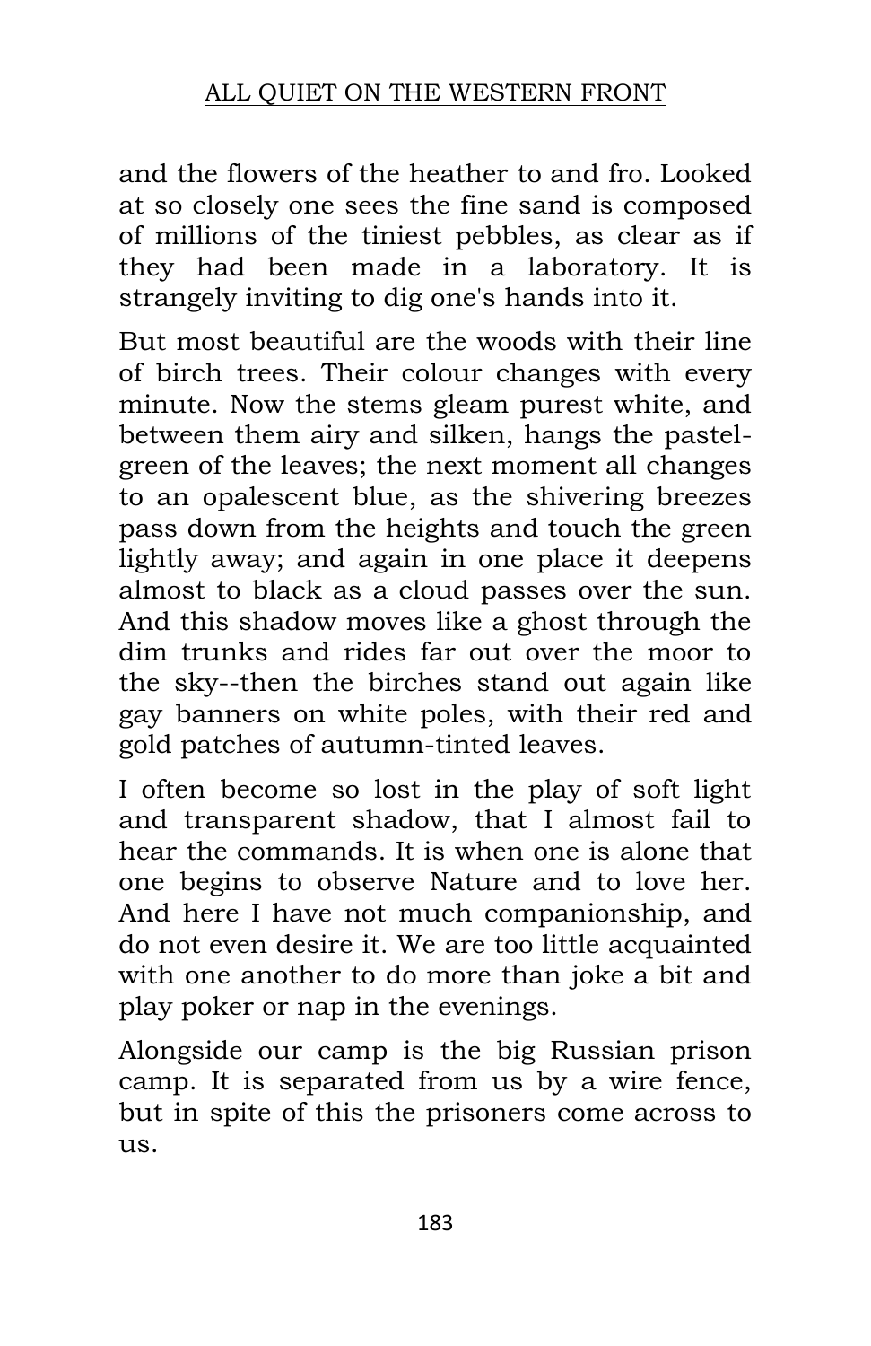and the flowers of the heather to and fro. Looked at so closely one sees the fine sand is composed of millions of the tiniest pebbles, as clear as if they had been made in a laboratory. It is strangely inviting to dig one's hands into it.

But most beautiful are the woods with their line of birch trees. Their colour changes with every minute. Now the stems gleam purest white, and between them airy and silken, hangs the pastel-green of the leaves; the next moment all changes to an opalescent blue, as the shivering breezes pass down from the heights and touch the green lightly away; and again in one place it deepens almost to black as a cloud passes over the sun. And this shadow moves like a ghost through the dim trunks and rides far out over the moor to the sky--then the birches stand out again like gay banners on white poles, with their red and gold patches of autumn-tinted leaves.

I often become so lost in the play of soft light and transparent shadow, that I almost fail to hear the commands. It is when one is alone that one begins to observe Nature and to love her. And here I have not much companionship, and do not even desire it. We are too little acquainted with one another to do more than joke a bit and play poker or nap in the evenings.

Alongside our camp is the big Russian prison camp. It is separated from us by a wire fence, but in spite of this the prisoners come across to us.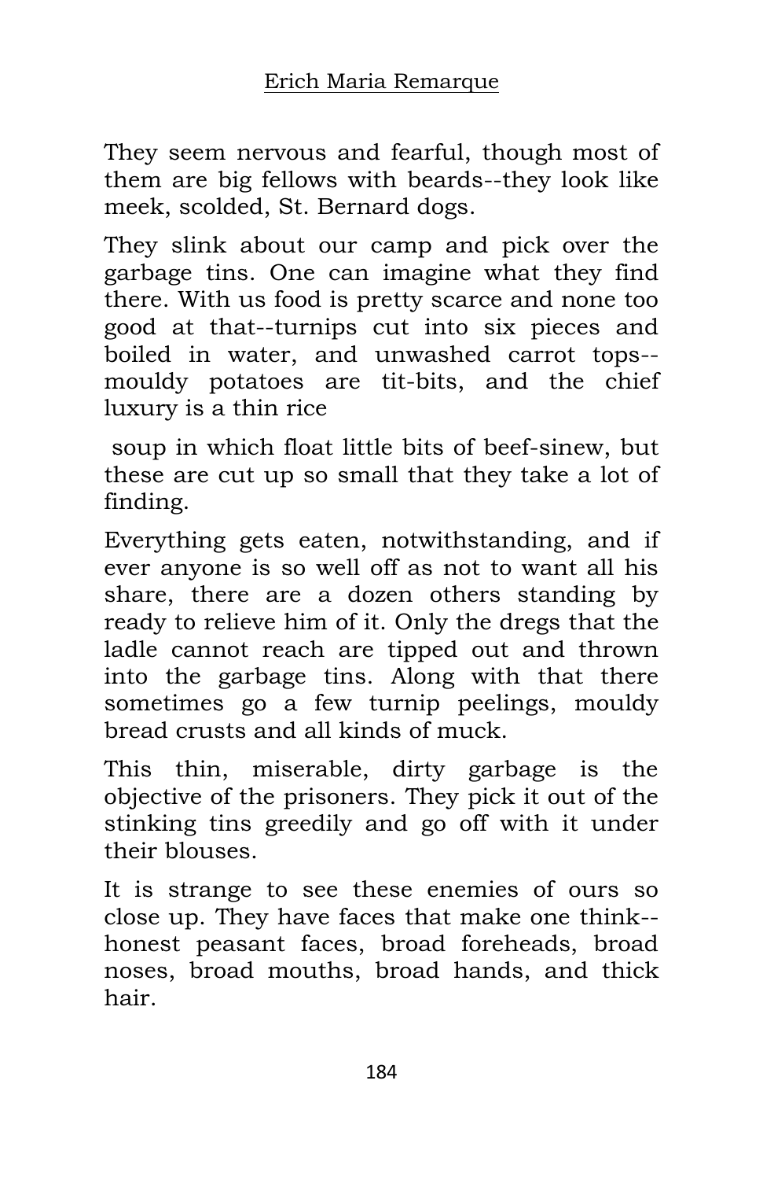They seem nervous and fearful, though most of them are big fellows with beards--they look like meek, scolded, St. Bernard dogs.

They slink about our camp and pick over the garbage tins. One can imagine what they find there. With us food is pretty scarce and none too good at that--turnips cut into six pieces and boiled in water, and unwashed carrot tops--mouldy potatoes are tit-bits, and the chief luxury is a thin rice soup in which float little bits of beef-sinew, but these are cut up so small that they take a lot of finding.

Everything gets eaten, notwithstanding, and if ever anyone is so well off as not to want all his share, there are a dozen others standing by ready to relieve him of it. Only the dregs that the ladle cannot reach are tipped out and thrown into the garbage tins. Along with that there sometimes go a few turnip peelings, mouldy bread crusts and all kinds of muck.

This thin, miserable, dirty garbage is the objective of the prisoners. They pick it out of the stinking tins greedily and go off with it under their blouses.

It is strange to see these enemies of ours so close up. They have faces that make one think--honest peasant faces, broad foreheads, broad noses, broad mouths, broad hands, and thick hair.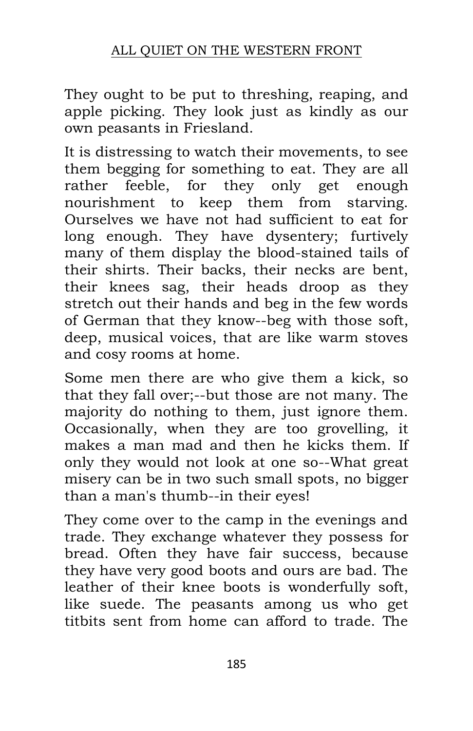They ought to be put to threshing, reaping, and apple picking. They look just as kindly as our own peasants in Friesland.

It is distressing to watch their movements, to see them begging for something to eat. They are all rather feeble, for they only get enough nourishment to keep them from starving. Ourselves we have not had sufficient to eat for long enough. They have dysentery; furtively many of them display the blood-stained tails of their shirts. Their backs, their necks are bent, their knees sag, their heads droop as they stretch out their hands and beg in the few words of German that they know--beg with those soft, deep, musical voices, that are like warm stoves and cosy rooms at home.

Some men there are who give them a kick, so that they fall over;--but those are not many. The majority do nothing to them, just ignore them. Occasionally, when they are too grovelling, it makes a man mad and then he kicks them. If only they would not look at one so--What great misery can be in two such small spots, no bigger than a man's thumb--in their eyes!

They come over to the camp in the evenings and trade. They exchange whatever they possess for bread. Often they have fair success, because they have very good boots and ours are bad. The leather of their knee boots is wonderfully soft, like suede. The peasants among us who get titbits sent from home can afford to trade. The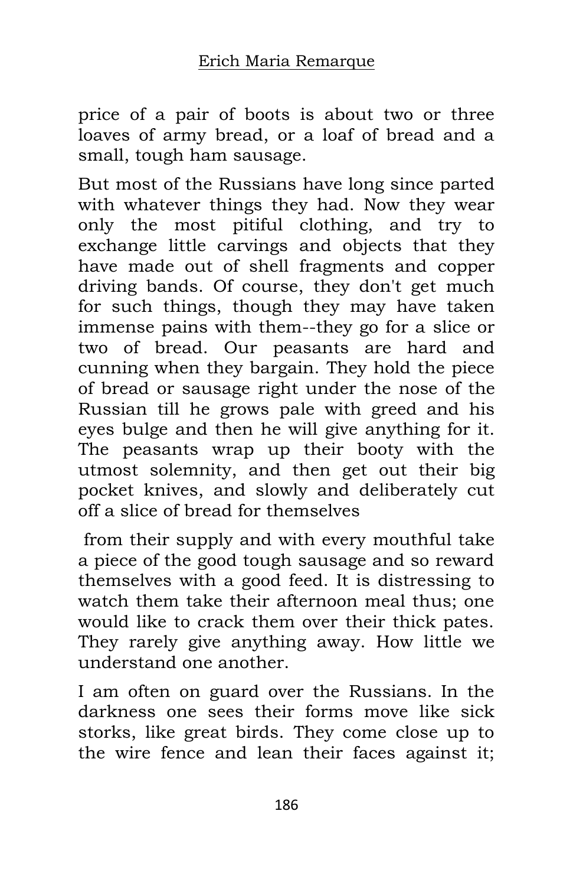price of a pair of boots is about two or three loaves of army bread, or a loaf of bread and a small, tough ham sausage.

But most of the Russians have long since parted with whatever things they had. Now they wear only the most pitiful clothing, and try to exchange little carvings and objects that they have made out of shell fragments and copper driving bands. Of course, they don't get much for such things, though they may have taken immense pains with them--they go for a slice or two of bread. Our peasants are hard and cunning when they bargain. They hold the piece of bread or sausage right under the nose of the Russian till he grows pale with greed and his eyes bulge and then he will give anything for it. The peasants wrap up their booty with the utmost solemnity, and then get out their big pocket knives, and slowly and deliberately cut off a slice of bread for themselves from their supply and with every mouthful take a piece of the good tough sausage and so reward themselves with a good feed. It is distressing to watch them take their afternoon meal thus; one would like to crack them over their thick pates. They rarely give anything away. How little we understand one another.

I am often on guard over the Russians. In the darkness one sees their forms move like sick storks, like great birds. They come close up to the wire fence and lean their faces against it;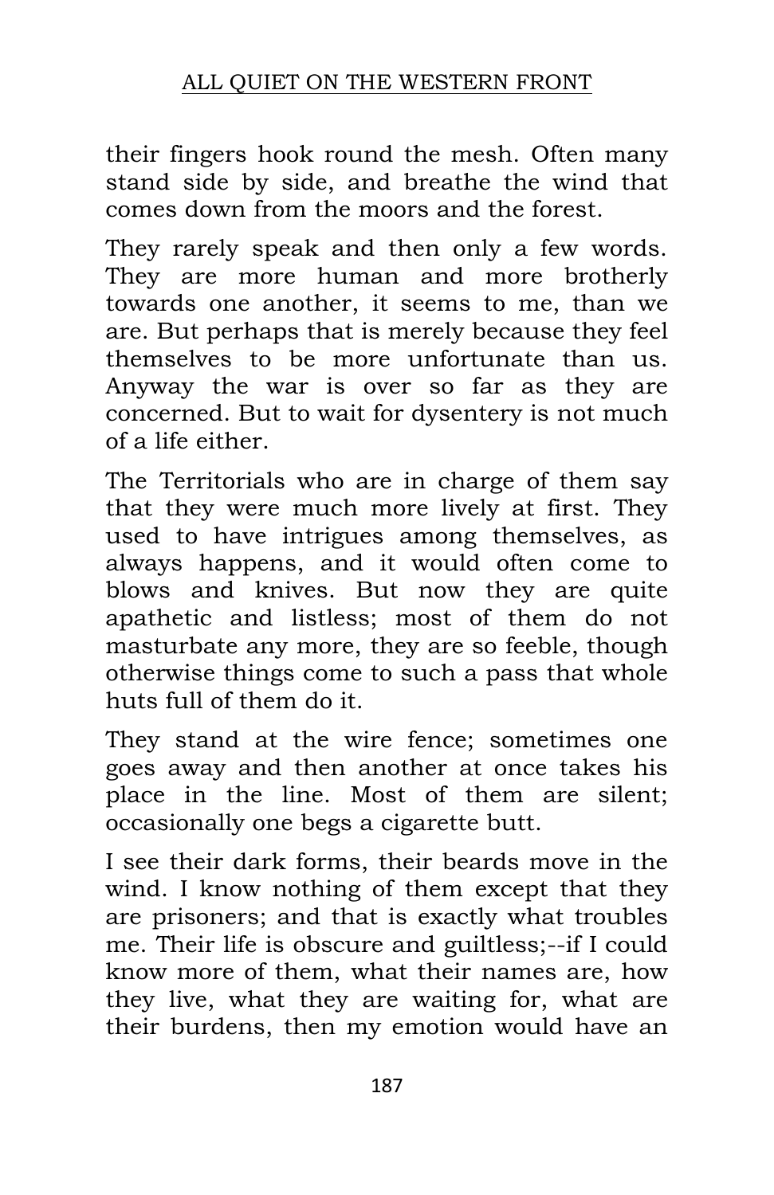their fingers hook round the mesh. Often many stand side by side, and breathe the wind that comes down from the moors and the forest.

They rarely speak and then only a few words. They are more human and more brotherly towards one another, it seems to me, than we are. But perhaps that is merely because they feel themselves to be more unfortunate than us. Anyway the war is over so far as they are concerned. But to wait for dysentery is not much of a life either.

The Territorials who are in charge of them say that they were much more lively at first. They used to have intrigues among themselves, as always happens, and it would often come to blows and knives. But now they are quite apathetic and listless; most of them do not masturbate any more, they are so feeble, though otherwise things come to such a pass that whole huts full of them do it.

They stand at the wire fence; sometimes one goes away and then another at once takes his place in the line. Most of them are silent; occasionally one begs a cigarette butt.

I see their dark forms, their beards move in the wind. I know nothing of them except that they are prisoners; and that is exactly what troubles me. Their life is obscure and guiltless;--if I could know more of them, what their names are, how they live, what they are waiting for, what are their burdens, then my emotion would have an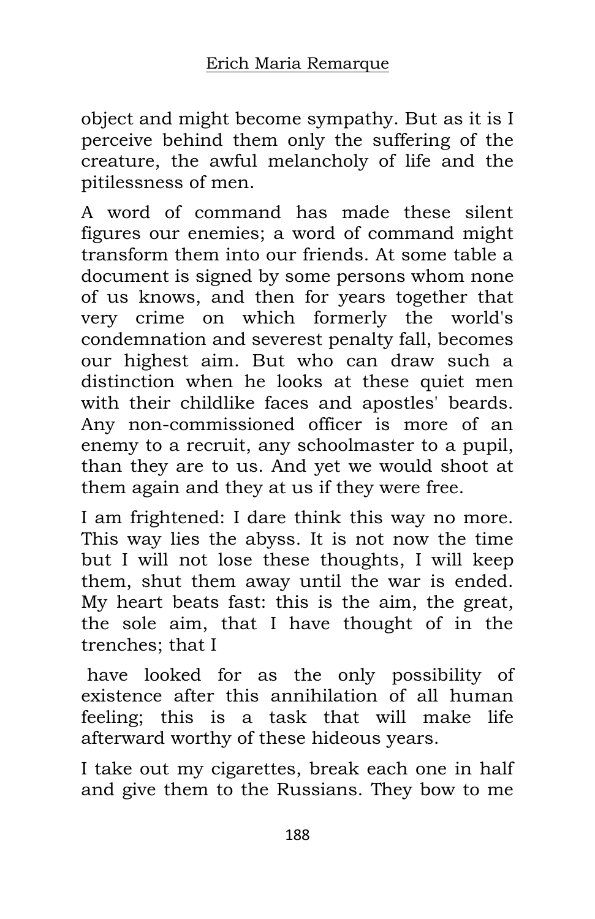object and might become sympathy. But as it is I perceive behind them only the suffering of the creature, the awful melancholy of life and the pitilessness of men.

A word of command has made these silent figures our enemies; a word of command might transform them into our friends. At some table a document is signed by some persons whom none of us knows, and then for years together that very crime on which formerly the world's condemnation and severest penalty fall, becomes our highest aim. But who can draw such a distinction when he looks at these quiet men with their childlike faces and apostles' beards. Any non-commissioned officer is more of an enemy to a recruit, any schoolmaster to a pupil, than they are to us. And yet we would shoot at them again and they at us if they were free.

I am frightened: I dare think this way no more. This way lies the abyss. It is not now the time but I will not lose these thoughts, I will keep them, shut them away until the war is ended. My heart beats fast: this is the aim, the great, the sole aim, that I have thought of in the trenches; that I have looked for as the only possibility of existence after this annihilation of all human feeling; this is a task that will make life afterward worthy of these hideous years.

I take out my cigarettes, break each one in half and give them to the Russians. They bow to me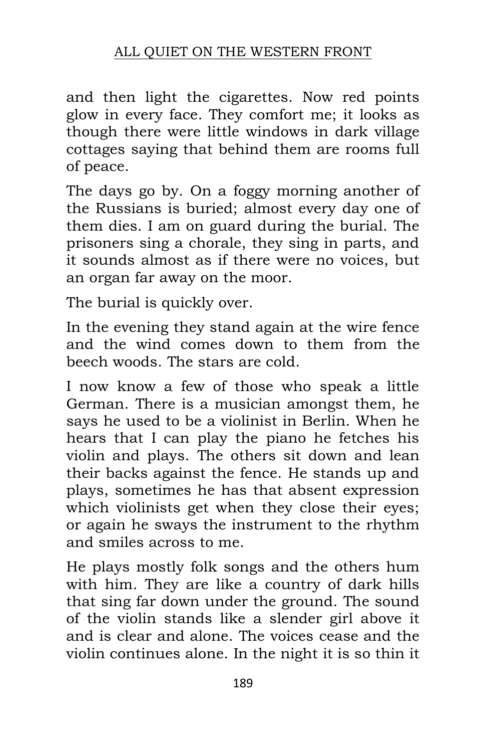and then light the cigarettes. Now red points glow in every face. They comfort me; it looks as though there were little windows in dark village cottages saying that behind them are rooms full of peace.

The days go by. On a foggy morning another of the Russians is buried; almost every day one of them dies. I am on guard during the burial. The prisoners sing a chorale, they sing in parts, and it sounds almost as if there were no voices, but an organ far away on the moor.

The burial is quickly over.

In the evening they stand again at the wire fence and the wind comes down to them from the beech woods. The stars are cold.

I now know a few of those who speak a little German. There is a musician amongst them, he says he used to be a violinist in Berlin. When he hears that I can play the piano he fetches his violin and plays. The others sit down and lean their backs against the fence. He stands up and plays, sometimes he has that absent expression which violinists get when they close their eyes; or again he sways the instrument to the rhythm and smiles across to me.

He plays mostly folk songs and the others hum with him. They are like a country of dark hills that sing far down under the ground. The sound of the violin stands like a slender girl above it and is clear and alone. The voices cease and the violin continues alone. In the night it is so thin it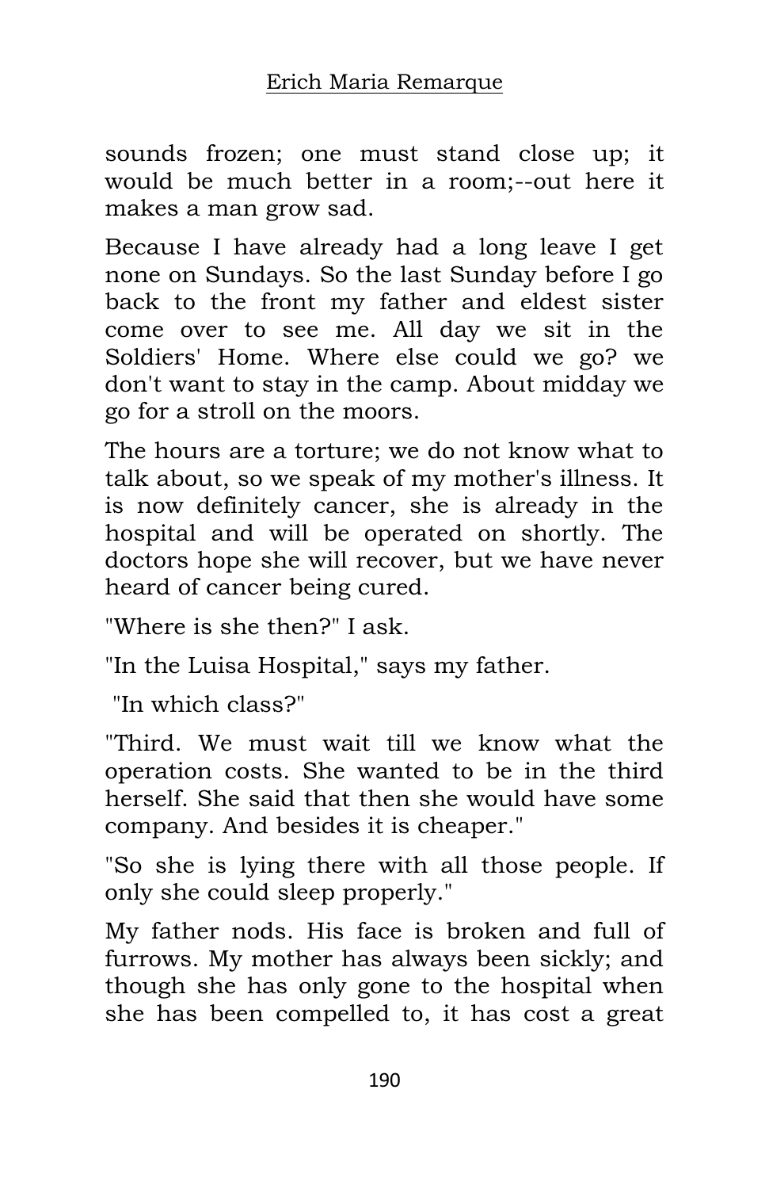sounds frozen; one must stand close up; it would be much better in a room;--out here it makes a man grow sad.

Because I have already had a long leave I get none on Sundays. So the last Sunday before I go back to the front my father and eldest sister come over to see me. All day we sit in the Soldiers' Home. Where else could we go? we don't want to stay in the camp. About midday we go for a stroll on the moors.

The hours are a torture; we do not know what to talk about, so we speak of my mother's illness. It is now definitely cancer, she is already in the hospital and will be operated on shortly. The doctors hope she will recover, but we have never heard of cancer being cured.

"Where is she then?" I ask.

"In the Luisa Hospital," says my father.

"In which class?"

"Third. We must wait till we know what the operation costs. She wanted to be in the third herself. She said that then she would have some company. And besides it is cheaper."

"So she is lying there with all those people. If only she could sleep properly."

My father nods. His face is broken and full of furrows. My mother has always been sickly; and though she has only gone to the hospital when she has been compelled to, it has cost a great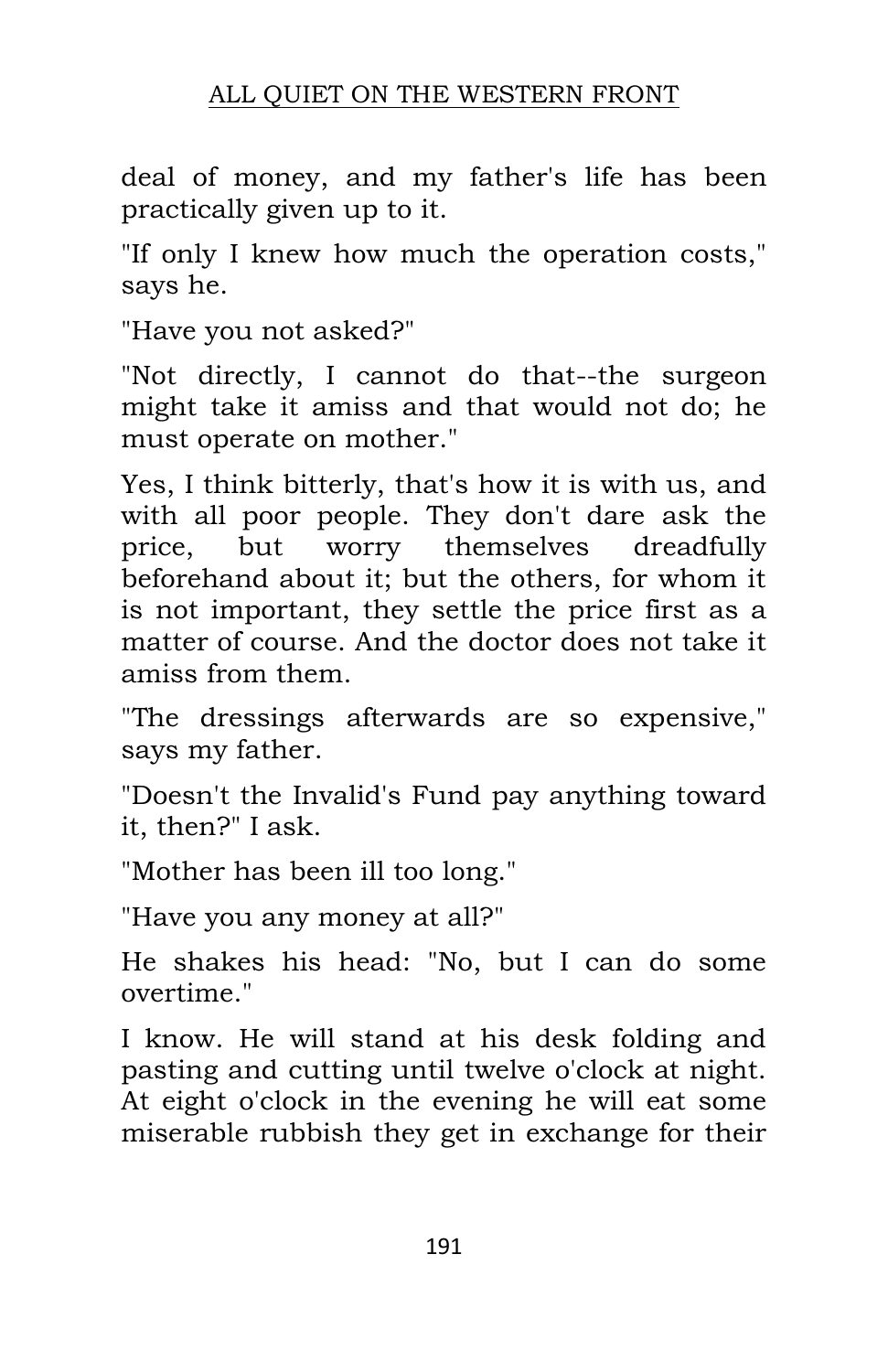deal of money, and my father's life has been practically given up to it.

"If only I knew how much the operation costs," says he.

"Have you not asked?"

"Not directly, I cannot do that--the surgeon might take it amiss and that would not do; he must operate on mother."

Yes, I think bitterly, that's how it is with us, and with all poor people. They don't dare ask the price, but worry themselves dreadfully beforehand about it; but the others, for whom it is not important, they settle the price first as a matter of course. And the doctor does not take it amiss from them.

"The dressings afterwards are so expensive," says my father.

"Doesn't the Invalid's Fund pay anything toward it, then?" I ask.

"Mother has been ill too long."

"Have you any money at all?"

He shakes his head: "No, but I can do some overtime."

I know. He will stand at his desk folding and pasting and cutting until twelve o'clock at night. At eight o'clock in the evening he will eat some miserable rubbish they get in exchange for their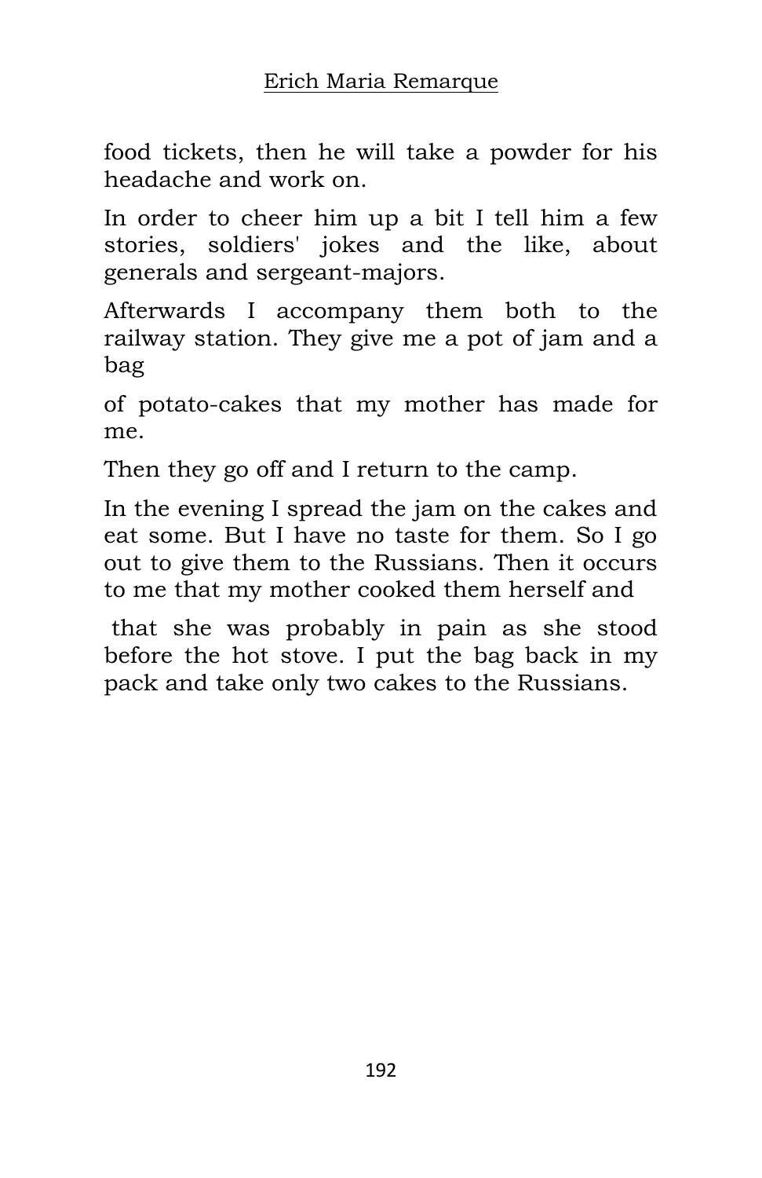food tickets, then he will take a powder for his headache and work on.

In order to cheer him up a bit I tell him a few stories, soldiers' jokes and the like, about generals and sergeant-majors.

Afterwards I accompany them both to the railway station. They give me a pot of jam and a bag of potato-cakes that my mother has made for me.

Then they go off and I return to the camp.

In the evening I spread the jam on the cakes and eat some. But I have no taste for them. So I go out to give them to the Russians. Then it occurs to me that my mother cooked them herself and that she was probably in pain as she stood before the hot stove. I put the bag back in my pack and take only two cakes to the Russians.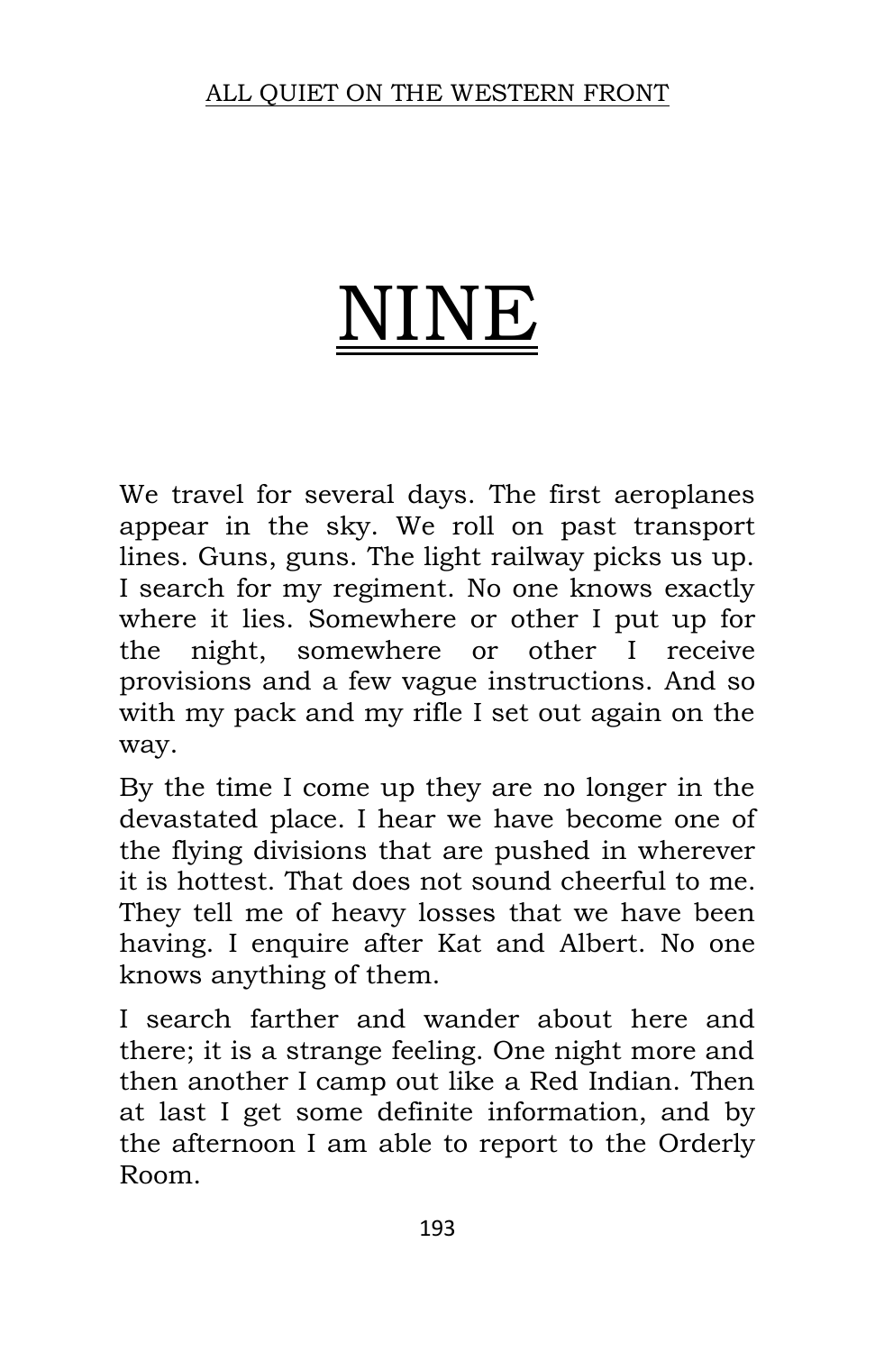# NINE

We travel for several days. The first aeroplanes appear in the sky. We roll on past transport lines. Guns, guns. The light railway picks us up. I search for my regiment. No one knows exactly where it lies. Somewhere or other I put up for the night, somewhere or other I receive provisions and a few vague instructions. And so with my pack and my rifle I set out again on the way.

By the time I come up they are no longer in the devastated place. I hear we have become one of the flying divisions that are pushed in wherever it is hottest. That does not sound cheerful to me. They tell me of heavy losses that we have been having. I enquire after Kat and Albert. No one knows anything of them.

I search farther and wander about here and there; it is a strange feeling. One night more and then another I camp out like a Red Indian. Then at last I get some definite information, and by the afternoon I am able to report to the Orderly Room.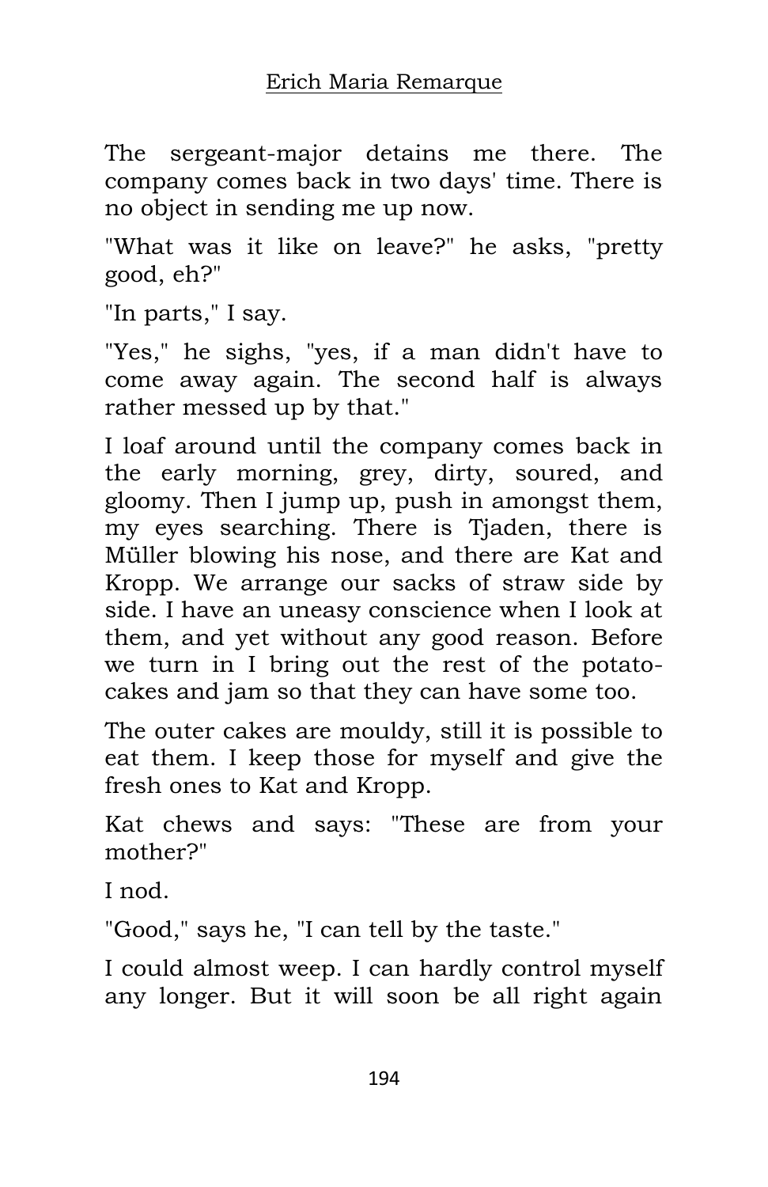The sergeant-major detains me there. The company comes back in two days' time. There is no object in sending me up now.

"What was it like on leave?" he asks, "pretty good, eh?"

"In parts," I say.

"Yes," he sighs, "yes, if a man didn't have to come away again. The second half is always rather messed up by that."

I loaf around until the company comes back in the early morning, grey, dirty, soured, and gloomy. Then I jump up, push in amongst them, my eyes searching. There is Tjaden, there is Müller blowing his nose, and there are Kat and Kropp. We arrange our sacks of straw side by side. I have an uneasy conscience when I look at them, and yet without any good reason. Before we turn in I bring out the rest of the potato-cakes and jam so that they can have some too.

The outer cakes are mouldy, still it is possible to eat them. I keep those for myself and give the fresh ones to Kat and Kropp.

Kat chews and says: "These are from your mother?"

I nod.

"Good," says he, "I can tell by the taste."

I could almost weep. I can hardly control myself any longer. But it will soon be all right again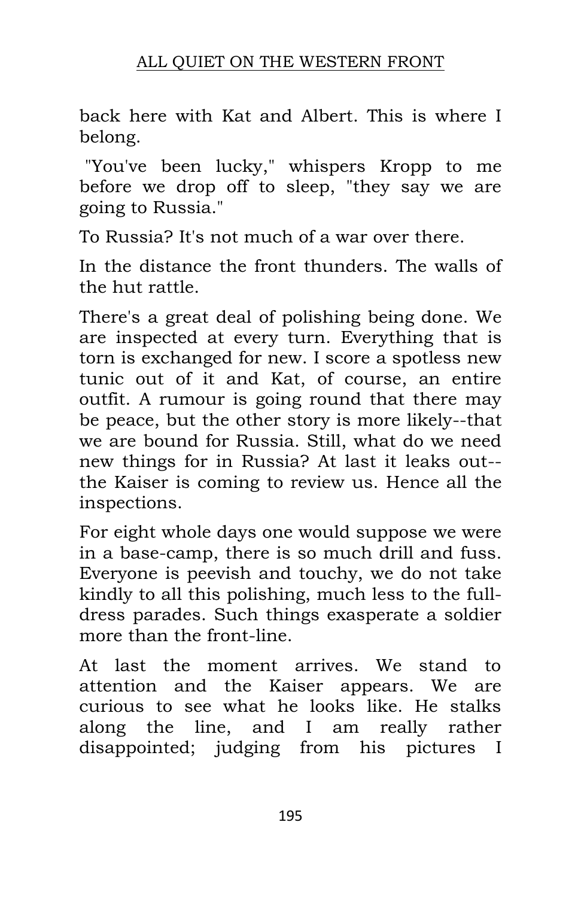back here with Kat and Albert. This is where I belong.

"You've been lucky," whispers Kropp to me before we drop off to sleep, "they say we are going to Russia."

To Russia? It's not much of a war over there.

In the distance the front thunders. The walls of the hut rattle.

There's a great deal of polishing being done. We are inspected at every turn. Everything that is torn is exchanged for new. I score a spotless new tunic out of it and Kat, of course, an entire outfit. A rumour is going round that there may be peace, but the other story is more likely--that we are bound for Russia. Still, what do we need new things for in Russia? At last it leaks out--the Kaiser is coming to review us. Hence all the inspections.

For eight whole days one would suppose we were in a base-camp, there is so much drill and fuss. Everyone is peevish and touchy, we do not take kindly to all this polishing, much less to the full-dress parades. Such things exasperate a soldier more than the front-line.

At last the moment arrives. We stand to attention and the Kaiser appears. We are curious to see what he looks like. He stalks along the line, and I am really rather disappointed; judging from his pictures I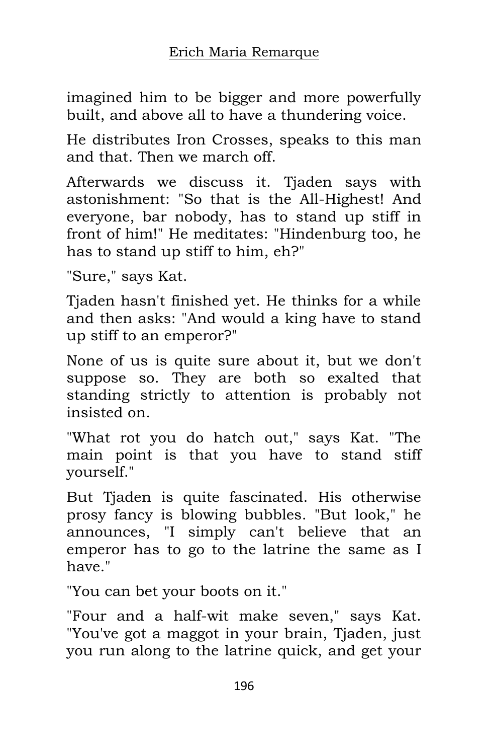imagined him to be bigger and more powerfully built, and above all to have a thundering voice.

He distributes Iron Crosses, speaks to this man and that. Then we march off.

Afterwards we discuss it. Tjaden says with astonishment: "So that is the All-Highest! And everyone, bar nobody, has to stand up stiff in front of him!" He meditates: "Hindenburg too, he has to stand up stiff to him, eh?"

"Sure," says Kat.

Tjaden hasn't finished yet. He thinks for a while and then asks: "And would a king have to stand up stiff to an emperor?"

None of us is quite sure about it, but we don't suppose so. They are both so exalted that standing strictly to attention is probably not insisted on.

"What rot you do hatch out," says Kat. "The main point is that you have to stand stiff yourself."

But Tjaden is quite fascinated. His otherwise prosy fancy is blowing bubbles. "But look," he announces, "I simply can't believe that an emperor has to go to the latrine the same as I have."

"You can bet your boots on it."

"Four and a half-wit make seven," says Kat. "You've got a maggot in your brain, Tjaden, just you run along to the latrine quick, and get your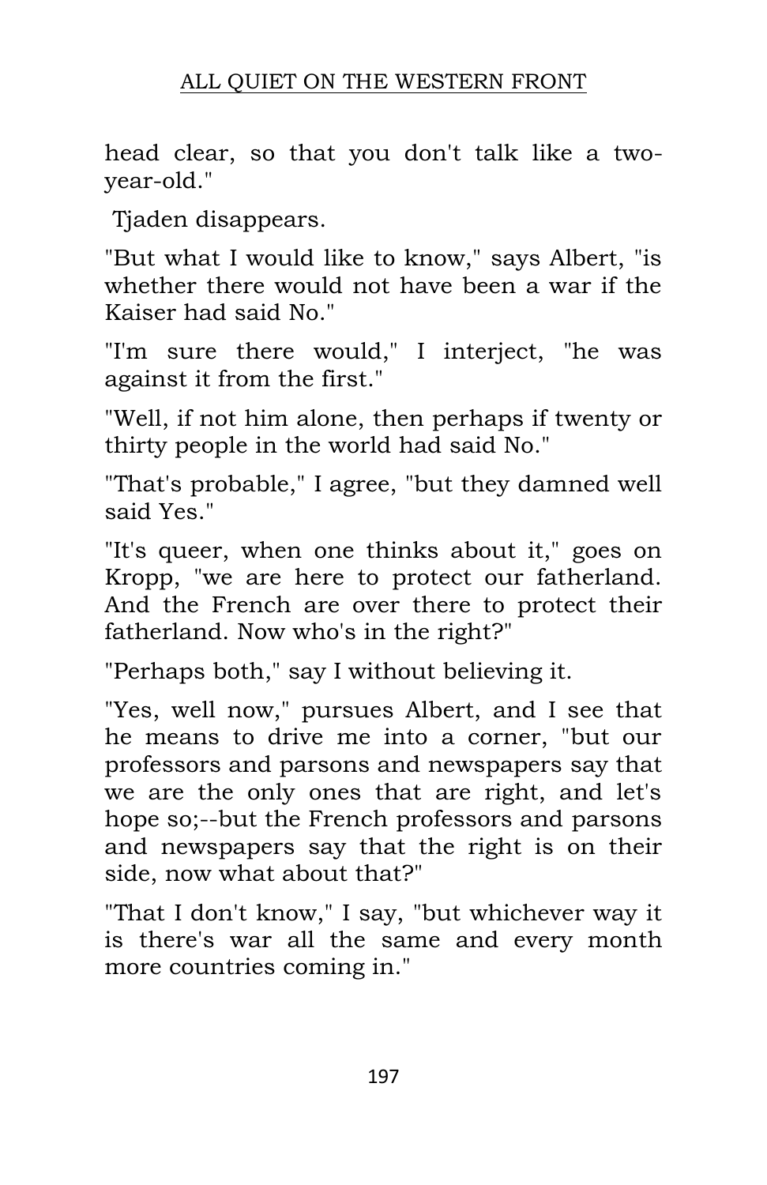head clear, so that you don't talk like a two-year-old."

Tjaden disappears.

"But what I would like to know," says Albert, "is whether there would not have been a war if the Kaiser had said No."

"I'm sure there would," I interject, "he was against it from the first."

"Well, if not him alone, then perhaps if twenty or thirty people in the world had said No."

"That's probable," I agree, "but they damned well said Yes."

"It's queer, when one thinks about it," goes on Kropp, "we are here to protect our fatherland. And the French are over there to protect their fatherland. Now who's in the right?"

"Perhaps both," say I without believing it.

"Yes, well now," pursues Albert, and I see that he means to drive me into a corner, "but our professors and parsons and newspapers say that we are the only ones that are right, and let's hope so;--but the French professors and parsons and newspapers say that the right is on their side, now what about that?"

"That I don't know," I say, "but whichever way it is there's war all the same and every month more countries coming in."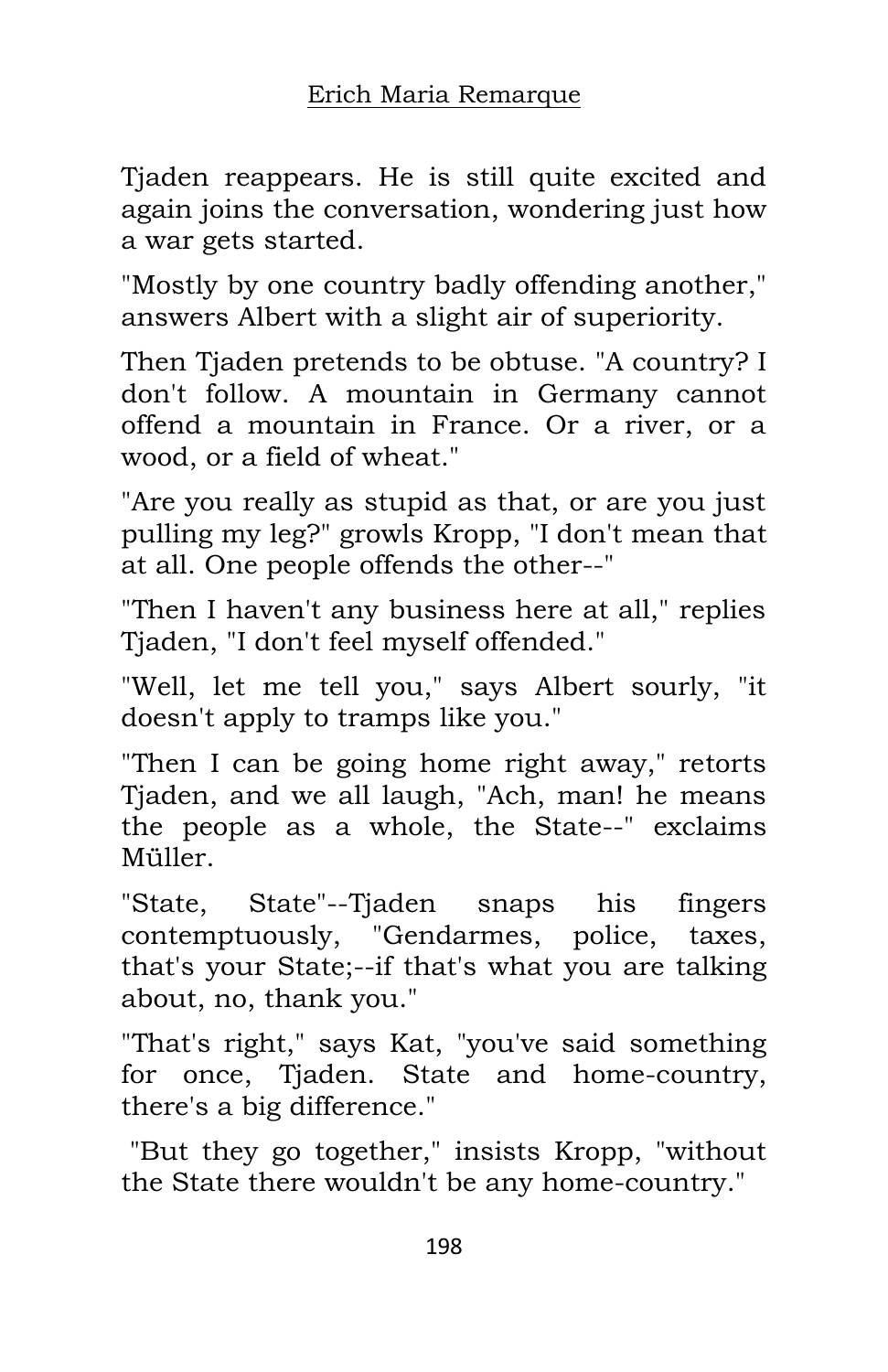Tjaden reappears. He is still quite excited and again joins the conversation, wondering just how a war gets started.

"Mostly by one country badly offending another," answers Albert with a slight air of superiority.

Then Tjaden pretends to be obtuse. "A country? I don't follow. A mountain in Germany cannot offend a mountain in France. Or a river, or a wood, or a field of wheat."

"Are you really as stupid as that, or are you just pulling my leg?" growls Kropp, "I don't mean that at all. One people offends the other--"

"Then I haven't any business here at all," replies Tjaden, "I don't feel myself offended."

"Well, let me tell you," says Albert sourly, "it doesn't apply to tramps like you."

"Then I can be going home right away," retorts Tjaden, and we all laugh, "Ach, man! he means the people as a whole, the State--" exclaims Müller.

"State, State"--Tjaden snaps his fingers contemptuously, "Gendarmes, police, taxes, that's your State;--if that's what you are talking about, no, thank you."

"That's right," says Kat, "you've said something for once, Tjaden. State and home-country, there's a big difference."

"But they go together," insists Kropp, "without the State there wouldn't be any home-country."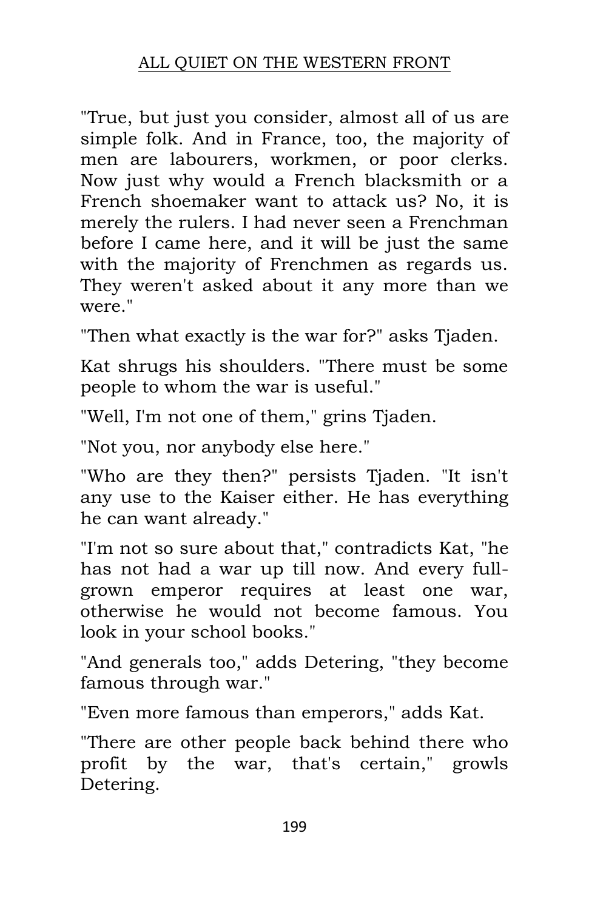"True, but just you consider, almost all of us are simple folk. And in France, too, the majority of men are labourers, workmen, or poor clerks. Now just why would a French blacksmith or a French shoemaker want to attack us? No, it is merely the rulers. I had never seen a Frenchman before I came here, and it will be just the same with the majority of Frenchmen as regards us. They weren't asked about it any more than we were."

"Then what exactly is the war for?" asks Tjaden.

Kat shrugs his shoulders. "There must be some people to whom the war is useful."

"Well, I'm not one of them," grins Tjaden.

"Not you, nor anybody else here."

"Who are they then?" persists Tjaden. "It isn't any use to the Kaiser either. He has everything he can want already."

"I'm not so sure about that," contradicts Kat, "he has not had a war up till now. And every full-grown emperor requires at least one war, otherwise he would not become famous. You look in your school books."

"And generals too," adds Detering, "they become famous through war."

"Even more famous than emperors," adds Kat.

"There are other people back behind there who profit by the war, that's certain," growls Detering.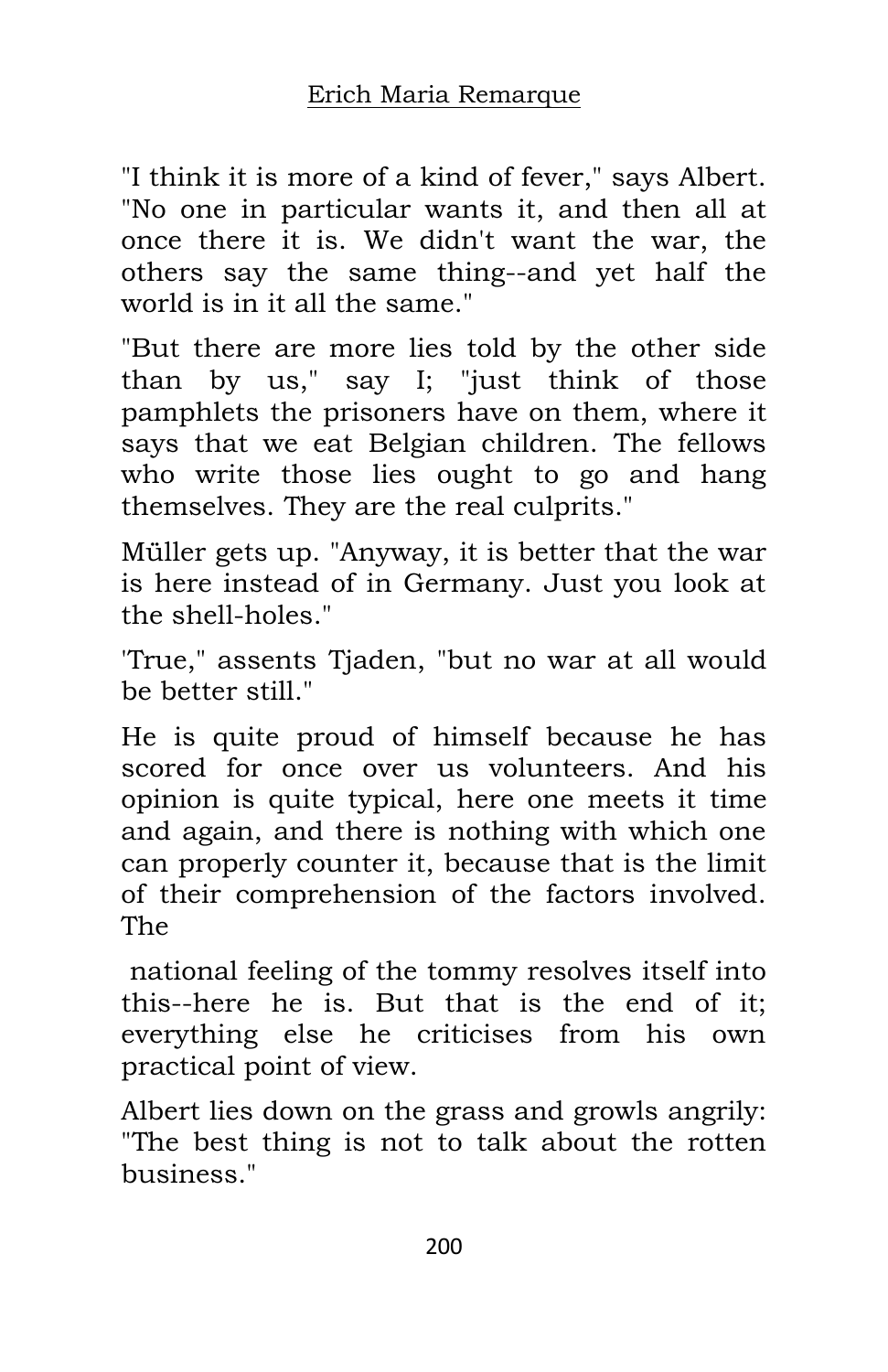"I think it is more of a kind of fever," says Albert. "No one in particular wants it, and then all at once there it is. We didn't want the war, the others say the same thing--and yet half the world is in it all the same."

"But there are more lies told by the other side than by us," say I; "just think of those pamphlets the prisoners have on them, where it says that we eat Belgian children. The fellows who write those lies ought to go and hang themselves. They are the real culprits."

Müller gets up. "Anyway, it is better that the war is here instead of in Germany. Just you look at the shell-holes."

'True," assents Tjaden, "but no war at all would be better still."

He is quite proud of himself because he has scored for once over us volunteers. And his opinion is quite typical, here one meets it time and again, and there is nothing with which one can properly counter it, because that is the limit of their comprehension of the factors involved. The national feeling of the tommy resolves itself into this--here he is. But that is the end of it; everything else he criticises from his own practical point of view.

Albert lies down on the grass and growls angrily: "The best thing is not to talk about the rotten business."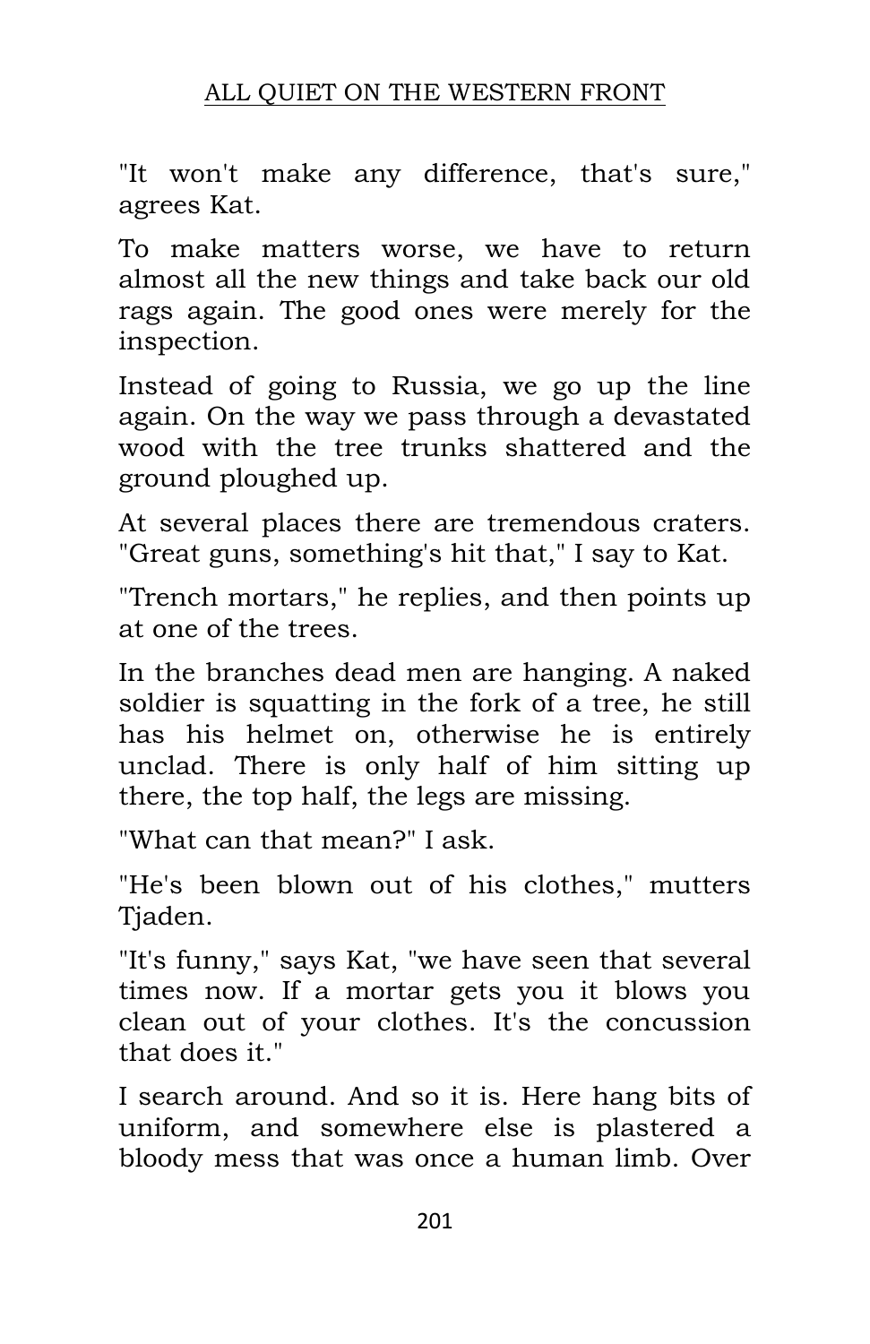"It won't make any difference, that's sure," agrees Kat.

To make matters worse, we have to return almost all the new things and take back our old rags again. The good ones were merely for the inspection.

Instead of going to Russia, we go up the line again. On the way we pass through a devastated wood with the tree trunks shattered and the ground ploughed up.

At several places there are tremendous craters. "Great guns, something's hit that," I say to Kat.

"Trench mortars," he replies, and then points up at one of the trees.

In the branches dead men are hanging. A naked soldier is squatting in the fork of a tree, he still has his helmet on, otherwise he is entirely unclad. There is only half of him sitting up there, the top half, the legs are missing.

"What can that mean?" I ask.

"He's been blown out of his clothes," mutters Tjaden.

"It's funny," says Kat, "we have seen that several times now. If a mortar gets you it blows you clean out of your clothes. It's the concussion that does it."

I search around. And so it is. Here hang bits of uniform, and somewhere else is plastered a bloody mess that was once a human limb. Over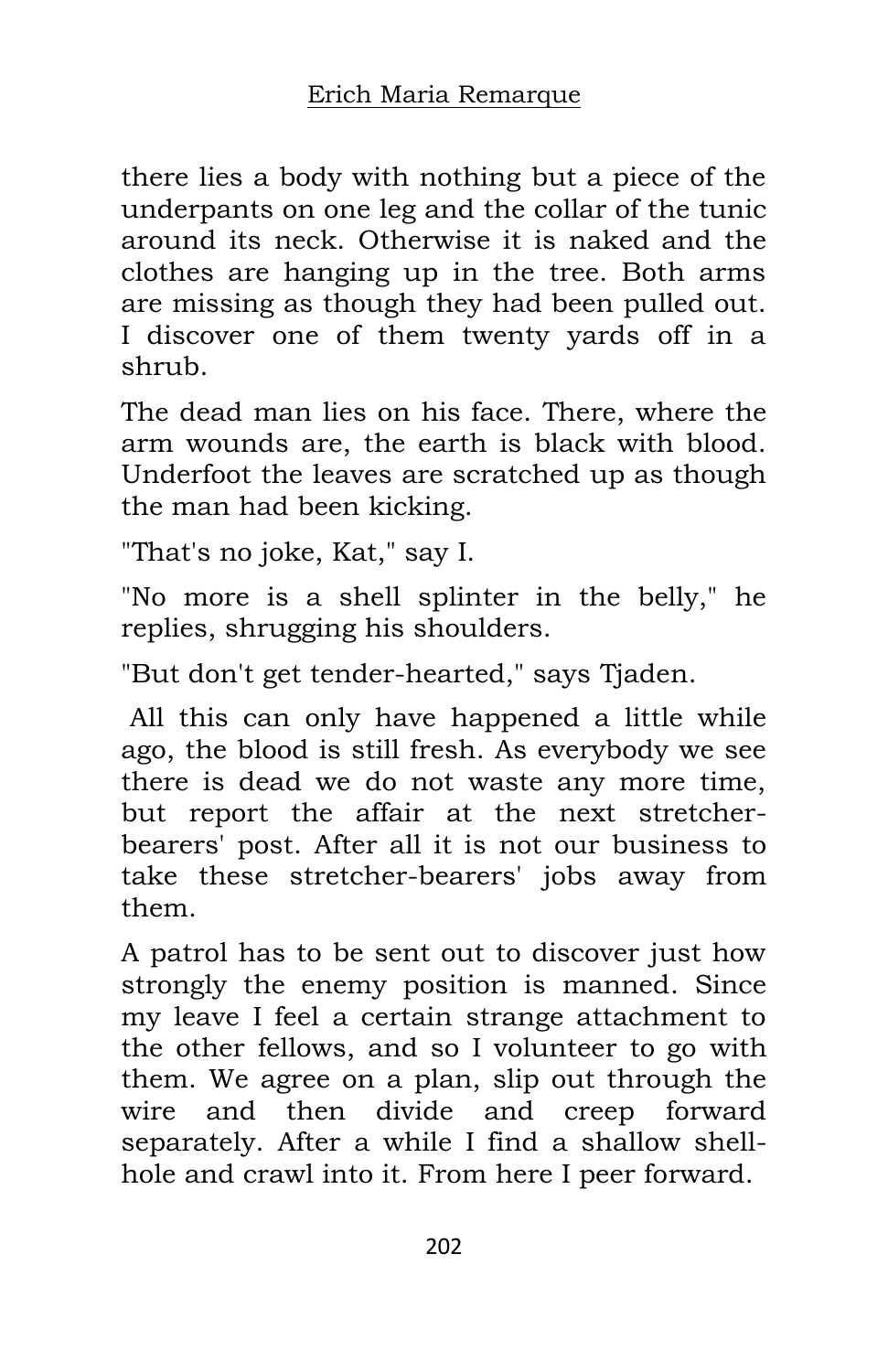there lies a body with nothing but a piece of the underpants on one leg and the collar of the tunic around its neck. Otherwise it is naked and the clothes are hanging up in the tree. Both arms are missing as though they had been pulled out. I discover one of them twenty yards off in a shrub.

The dead man lies on his face. There, where the arm wounds are, the earth is black with blood. Underfoot the leaves are scratched up as though the man had been kicking.

"That's no joke, Kat," say I.

"No more is a shell splinter in the belly," he replies, shrugging his shoulders.

"But don't get tender-hearted," says Tjaden.

All this can only have happened a little while ago, the blood is still fresh. As everybody we see there is dead we do not waste any more time, but report the affair at the next stretcher-bearers' post. After all it is not our business to take these stretcher-bearers' jobs away from them.

A patrol has to be sent out to discover just how strongly the enemy position is manned. Since my leave I feel a certain strange attachment to the other fellows, and so I volunteer to go with them. We agree on a plan, slip out through the wire and then divide and creep forward separately. After a while I find a shallow shell-hole and crawl into it. From here I peer forward.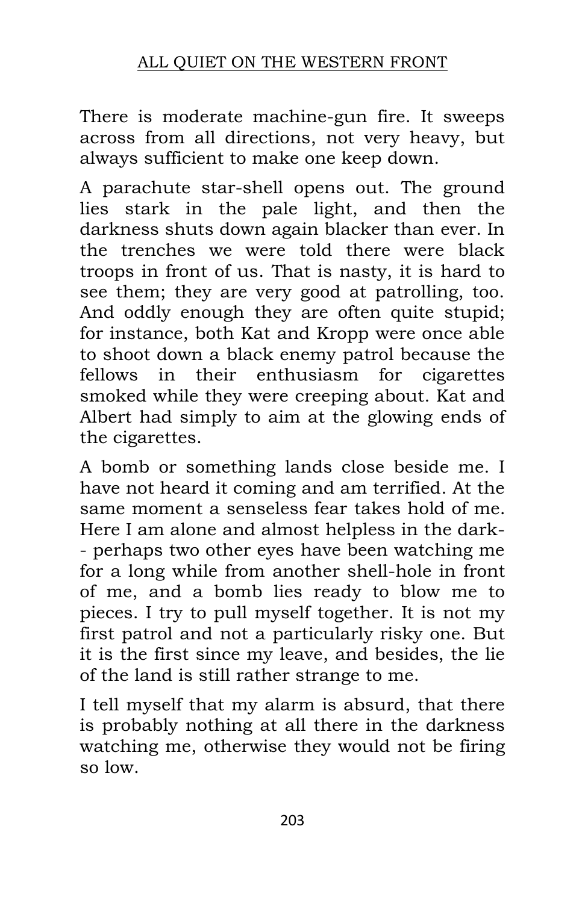There is moderate machine-gun fire. It sweeps across from all directions, not very heavy, but always sufficient to make one keep down.

A parachute star-shell opens out. The ground lies stark in the pale light, and then the darkness shuts down again blacker than ever. In the trenches we were told there were black troops in front of us. That is nasty, it is hard to see them; they are very good at patrolling, too. And oddly enough they are often quite stupid; for instance, both Kat and Kropp were once able to shoot down a black enemy patrol because the fellows in their enthusiasm for cigarettes smoked while they were creeping about. Kat and Albert had simply to aim at the glowing ends of the cigarettes.

A bomb or something lands close beside me. I have not heard it coming and am terrified. At the same moment a senseless fear takes hold of me. Here I am alone and almost helpless in the dark-- perhaps two other eyes have been watching me for a long while from another shell-hole in front of me, and a bomb lies ready to blow me to pieces. I try to pull myself together. It is not my first patrol and not a particularly risky one. But it is the first since my leave, and besides, the lie of the land is still rather strange to me.

I tell myself that my alarm is absurd, that there is probably nothing at all there in the darkness watching me, otherwise they would not be firing so low.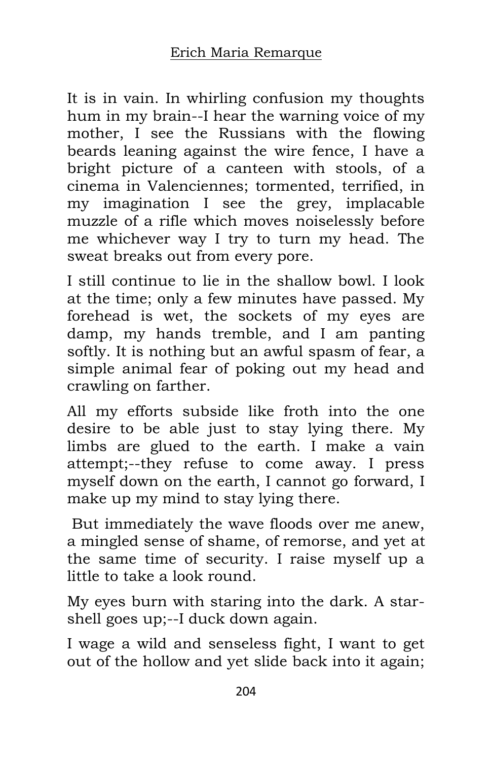It is in vain. In whirling confusion my thoughts hum in my brain--I hear the warning voice of my mother, I see the Russians with the flowing beards leaning against the wire fence, I have a bright picture of a canteen with stools, of a cinema in Valenciennes; tormented, terrified, in my imagination I see the grey, implacable muzzle of a rifle which moves noiselessly before me whichever way I try to turn my head. The sweat breaks out from every pore.

I still continue to lie in the shallow bowl. I look at the time; only a few minutes have passed. My forehead is wet, the sockets of my eyes are damp, my hands tremble, and I am panting softly. It is nothing but an awful spasm of fear, a simple animal fear of poking out my head and crawling on farther.

All my efforts subside like froth into the one desire to be able just to stay lying there. My limbs are glued to the earth. I make a vain attempt;--they refuse to come away. I press myself down on the earth, I cannot go forward, I make up my mind to stay lying there.

But immediately the wave floods over me anew, a mingled sense of shame, of remorse, and yet at the same time of security. I raise myself up a little to take a look round.

My eyes burn with staring into the dark. A star-shell goes up;--I duck down again.

I wage a wild and senseless fight, I want to get out of the hollow and yet slide back into it again;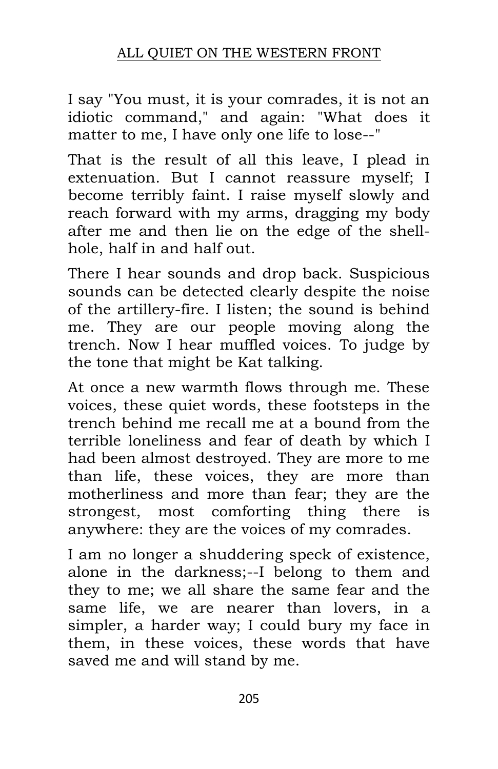I say "You must, it is your comrades, it is not an idiotic command," and again: "What does it matter to me, I have only one life to lose--"

That is the result of all this leave, I plead in extenuation. But I cannot reassure myself; I become terribly faint. I raise myself slowly and reach forward with my arms, dragging my body after me and then lie on the edge of the shell-hole, half in and half out.

There I hear sounds and drop back. Suspicious sounds can be detected clearly despite the noise of the artillery-fire. I listen; the sound is behind me. They are our people moving along the trench. Now I hear muffled voices. To judge by the tone that might be Kat talking.

At once a new warmth flows through me. These voices, these quiet words, these footsteps in the trench behind me recall me at a bound from the terrible loneliness and fear of death by which I had been almost destroyed. They are more to me than life, these voices, they are more than motherliness and more than fear; they are the strongest, most comforting thing there is anywhere: they are the voices of my comrades.

I am no longer a shuddering speck of existence, alone in the darkness;--I belong to them and they to me; we all share the same fear and the same life, we are nearer than lovers, in a simpler, a harder way; I could bury my face in them, in these voices, these words that have saved me and will stand by me.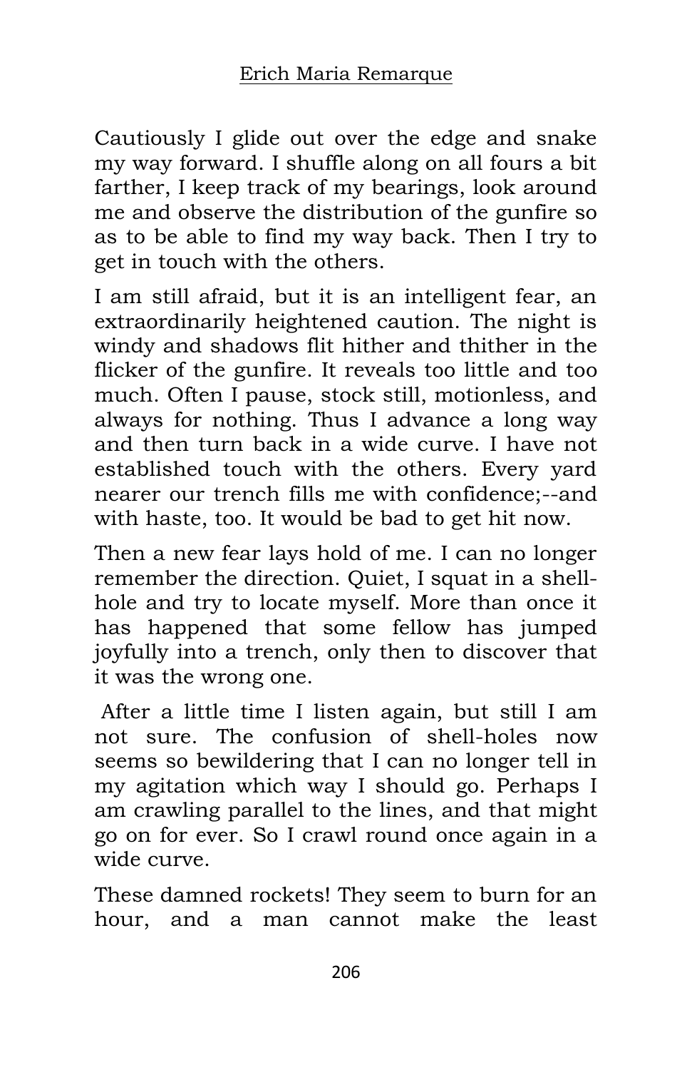Cautiously I glide out over the edge and snake my way forward. I shuffle along on all fours a bit farther, I keep track of my bearings, look around me and observe the distribution of the gunfire so as to be able to find my way back. Then I try to get in touch with the others.

I am still afraid, but it is an intelligent fear, an extraordinarily heightened caution. The night is windy and shadows flit hither and thither in the flicker of the gunfire. It reveals too little and too much. Often I pause, stock still, motionless, and always for nothing. Thus I advance a long way and then turn back in a wide curve. I have not established touch with the others. Every yard nearer our trench fills me with confidence;--and with haste, too. It would be bad to get hit now.

Then a new fear lays hold of me. I can no longer remember the direction. Quiet, I squat in a shell-hole and try to locate myself. More than once it has happened that some fellow has jumped joyfully into a trench, only then to discover that it was the wrong one.

After a little time I listen again, but still I am not sure. The confusion of shell-holes now seems so bewildering that I can no longer tell in my agitation which way I should go. Perhaps I am crawling parallel to the lines, and that might go on for ever. So I crawl round once again in a wide curve.

These damned rockets! They seem to burn for an hour, and a man cannot make the least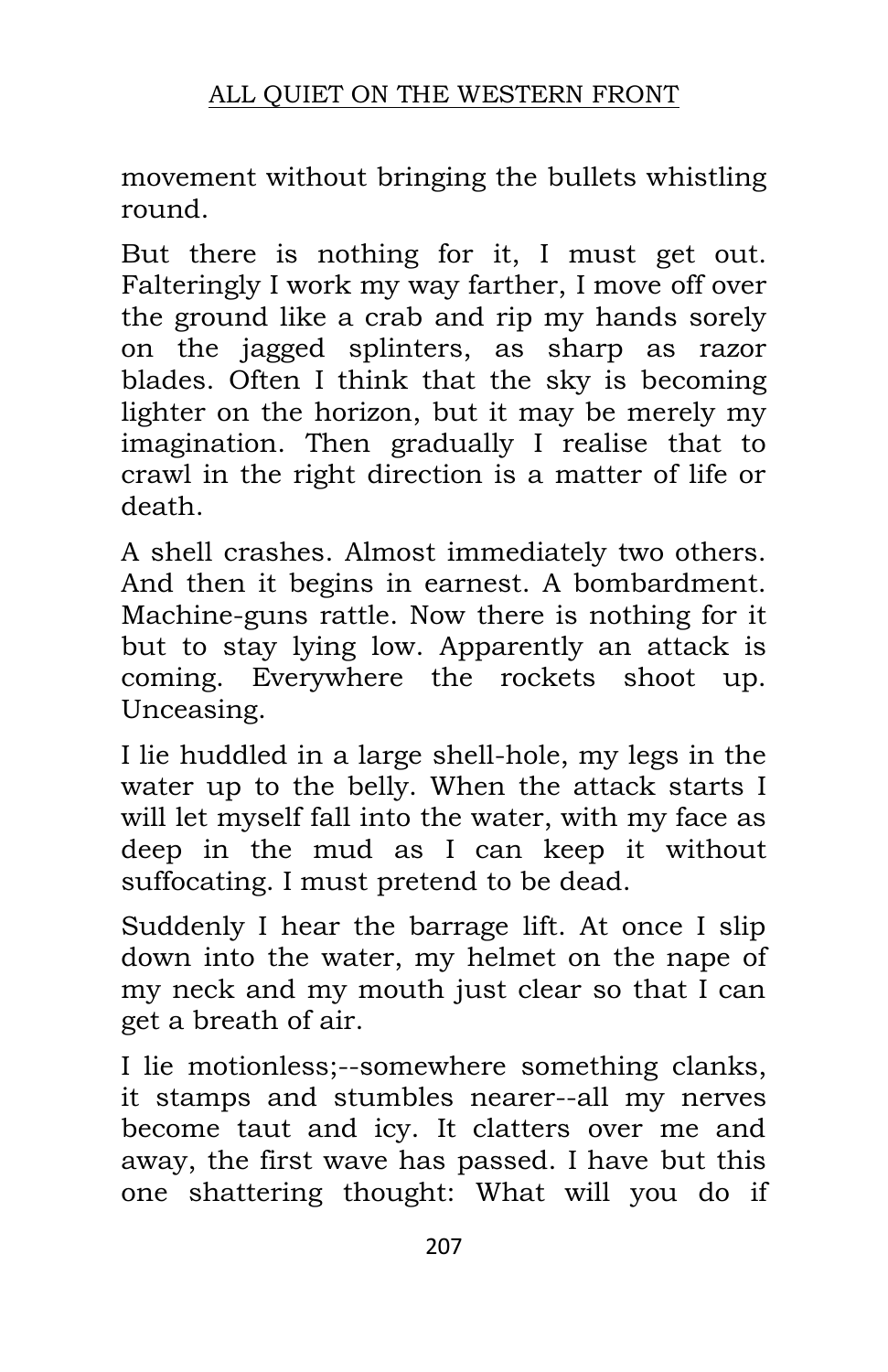movement without bringing the bullets whistling round.

But there is nothing for it, I must get out. Falteringly I work my way farther, I move off over the ground like a crab and rip my hands sorely on the jagged splinters, as sharp as razor blades. Often I think that the sky is becoming lighter on the horizon, but it may be merely my imagination. Then gradually I realise that to crawl in the right direction is a matter of life or death.

A shell crashes. Almost immediately two others. And then it begins in earnest. A bombardment. Machine-guns rattle. Now there is nothing for it but to stay lying low. Apparently an attack is coming. Everywhere the rockets shoot up. Unceasing.

I lie huddled in a large shell-hole, my legs in the water up to the belly. When the attack starts I will let myself fall into the water, with my face as deep in the mud as I can keep it without suffocating. I must pretend to be dead.

Suddenly I hear the barrage lift. At once I slip down into the water, my helmet on the nape of my neck and my mouth just clear so that I can get a breath of air.

I lie motionless;--somewhere something clanks, it stamps and stumbles nearer--all my nerves become taut and icy. It clatters over me and away, the first wave has passed. I have but this one shattering thought: What will you do if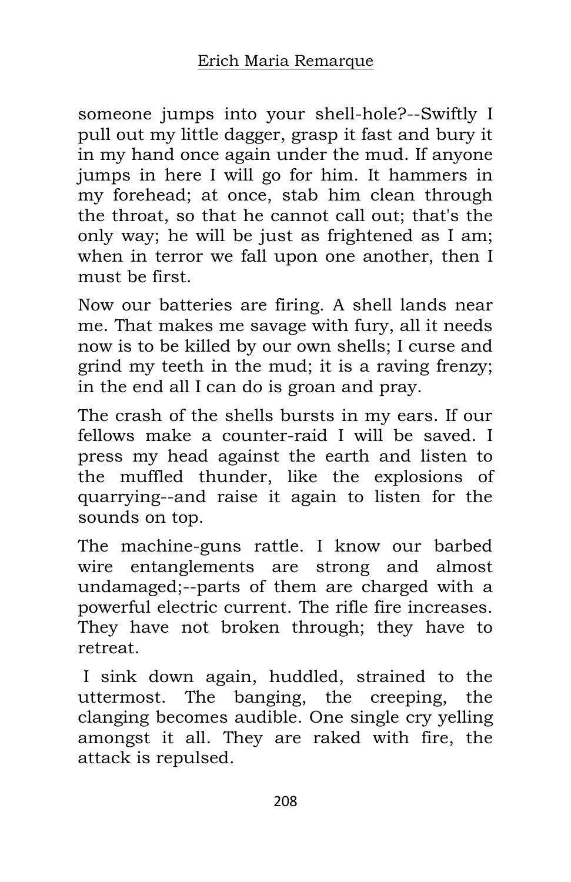someone jumps into your shell-hole?--Swiftly I pull out my little dagger, grasp it fast and bury it in my hand once again under the mud. If anyone jumps in here I will go for him. It hammers in my forehead; at once, stab him clean through the throat, so that he cannot call out; that's the only way; he will be just as frightened as I am; when in terror we fall upon one another, then I must be first.

Now our batteries are firing. A shell lands near me. That makes me savage with fury, all it needs now is to be killed by our own shells; I curse and grind my teeth in the mud; it is a raving frenzy; in the end all I can do is groan and pray.

The crash of the shells bursts in my ears. If our fellows make a counter-raid I will be saved. I press my head against the earth and listen to the muffled thunder, like the explosions of quarrying--and raise it again to listen for the sounds on top.

The machine-guns rattle. I know our barbed wire entanglements are strong and almost undamaged;--parts of them are charged with a powerful electric current. The rifle fire increases. They have not broken through; they have to retreat.

I sink down again, huddled, strained to the uttermost. The banging, the creeping, the clanging becomes audible. One single cry yelling amongst it all. They are raked with fire, the attack is repulsed.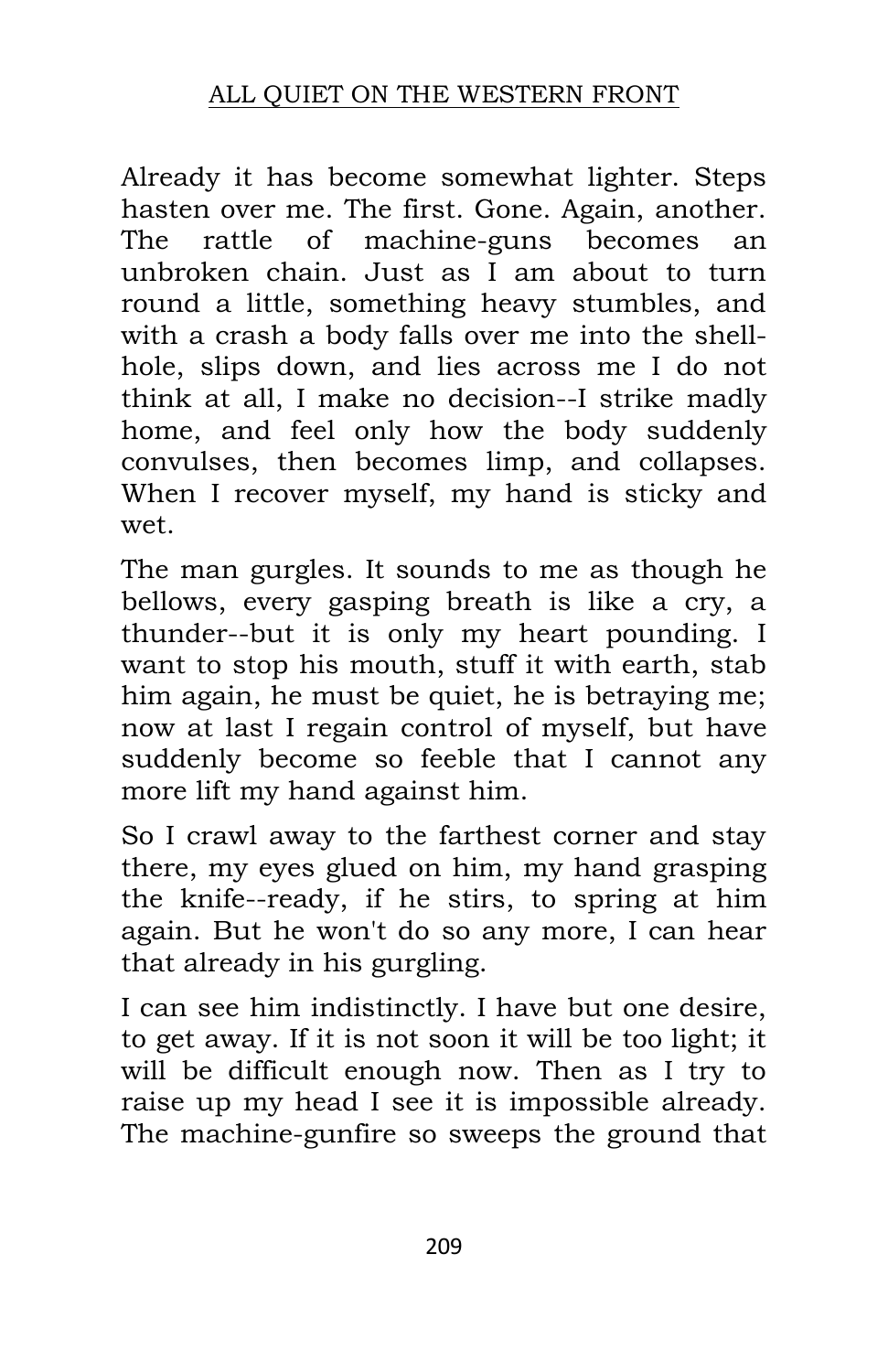Already it has become somewhat lighter. Steps hasten over me. The first. Gone. Again, another. The rattle of machine-guns becomes an unbroken chain. Just as I am about to turn round a little, something heavy stumbles, and with a crash a body falls over me into the shell-hole, slips down, and lies across me I do not think at all, I make no decision--I strike madly home, and feel only how the body suddenly convulses, then becomes limp, and collapses. When I recover myself, my hand is sticky and wet.

The man gurgles. It sounds to me as though he bellows, every gasping breath is like a cry, a thunder--but it is only my heart pounding. I want to stop his mouth, stuff it with earth, stab him again, he must be quiet, he is betraying me; now at last I regain control of myself, but have suddenly become so feeble that I cannot any more lift my hand against him.

So I crawl away to the farthest corner and stay there, my eyes glued on him, my hand grasping the knife--ready, if he stirs, to spring at him again. But he won't do so any more, I can hear that already in his gurgling.

I can see him indistinctly. I have but one desire, to get away. If it is not soon it will be too light; it will be difficult enough now. Then as I try to raise up my head I see it is impossible already. The machine-gunfire so sweeps the ground that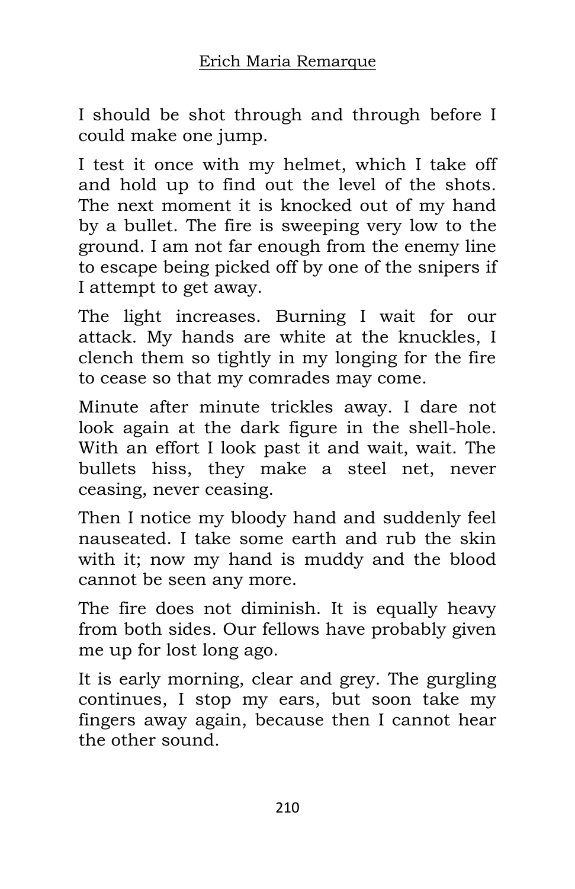I should be shot through and through before I could make one jump.

I test it once with my helmet, which I take off and hold up to find out the level of the shots. The next moment it is knocked out of my hand by a bullet. The fire is sweeping very low to the ground. I am not far enough from the enemy line to escape being picked off by one of the snipers if I attempt to get away.

The light increases. Burning I wait for our attack. My hands are white at the knuckles, I clench them so tightly in my longing for the fire to cease so that my comrades may come.

Minute after minute trickles away. I dare not look again at the dark figure in the shell-hole. With an effort I look past it and wait, wait. The bullets hiss, they make a steel net, never ceasing, never ceasing.

Then I notice my bloody hand and suddenly feel nauseated. I take some earth and rub the skin with it; now my hand is muddy and the blood cannot be seen any more.

The fire does not diminish. It is equally heavy from both sides. Our fellows have probably given me up for lost long ago.

It is early morning, clear and grey. The gurgling continues, I stop my ears, but soon take my fingers away again, because then I cannot hear the other sound.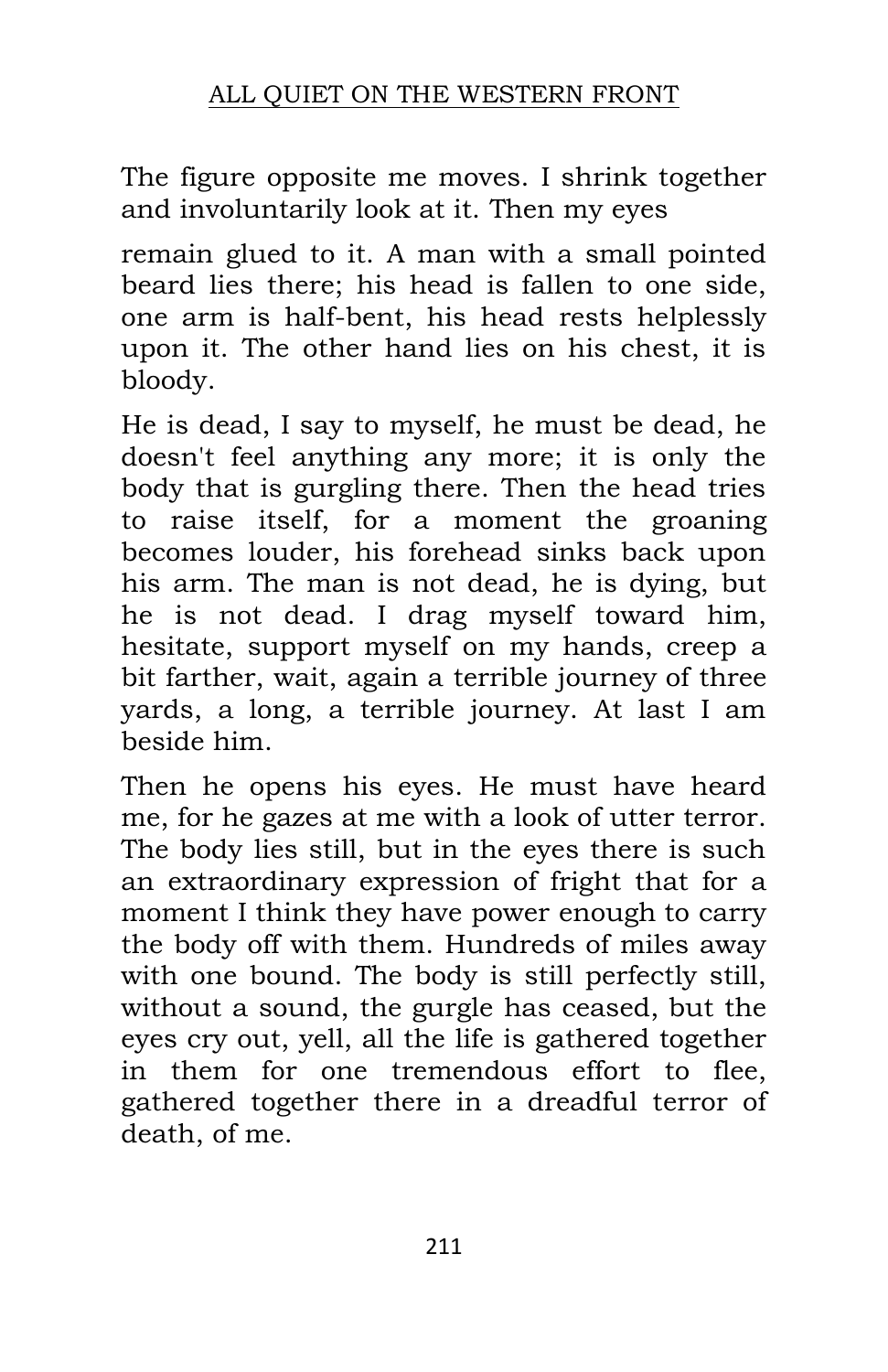The figure opposite me moves. I shrink together and involuntarily look at it. Then my eyes

remain glued to it. A man with a small pointed beard lies there; his head is fallen to one side, one arm is half-bent, his head rests helplessly upon it. The other hand lies on his chest, it is bloody.

He is dead, I say to myself, he must be dead, he doesn't feel anything any more; it is only the body that is gurgling there. Then the head tries to raise itself, for a moment the groaning becomes louder, his forehead sinks back upon his arm. The man is not dead, he is dying, but he is not dead. I drag myself toward him, hesitate, support myself on my hands, creep a bit farther, wait, again a terrible journey of three yards, a long, a terrible journey. At last I am beside him.

Then he opens his eyes. He must have heard me, for he gazes at me with a look of utter terror. The body lies still, but in the eyes there is such an extraordinary expression of fright that for a moment I think they have power enough to carry the body off with them. Hundreds of miles away with one bound. The body is still perfectly still, without a sound, the gurgle has ceased, but the eyes cry out, yell, all the life is gathered together in them for one tremendous effort to flee, gathered together there in a dreadful terror of death, of me.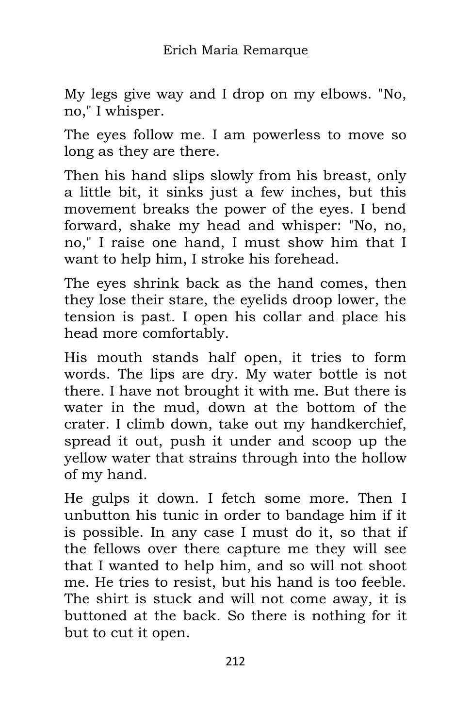My legs give way and I drop on my elbows. "No, no," I whisper.

The eyes follow me. I am powerless to move so long as they are there.

Then his hand slips slowly from his breast, only a little bit, it sinks just a few inches, but this movement breaks the power of the eyes. I bend forward, shake my head and whisper: "No, no, no," I raise one hand, I must show him that I want to help him, I stroke his forehead.

The eyes shrink back as the hand comes, then they lose their stare, the eyelids droop lower, the tension is past. I open his collar and place his head more comfortably.

His mouth stands half open, it tries to form words. The lips are dry. My water bottle is not there. I have not brought it with me. But there is water in the mud, down at the bottom of the crater. I climb down, take out my handkerchief, spread it out, push it under and scoop up the yellow water that strains through into the hollow of my hand.

He gulps it down. I fetch some more. Then I unbutton his tunic in order to bandage him if it is possible. In any case I must do it, so that if the fellows over there capture me they will see that I wanted to help him, and so will not shoot me. He tries to resist, but his hand is too feeble. The shirt is stuck and will not come away, it is buttoned at the back. So there is nothing for it but to cut it open.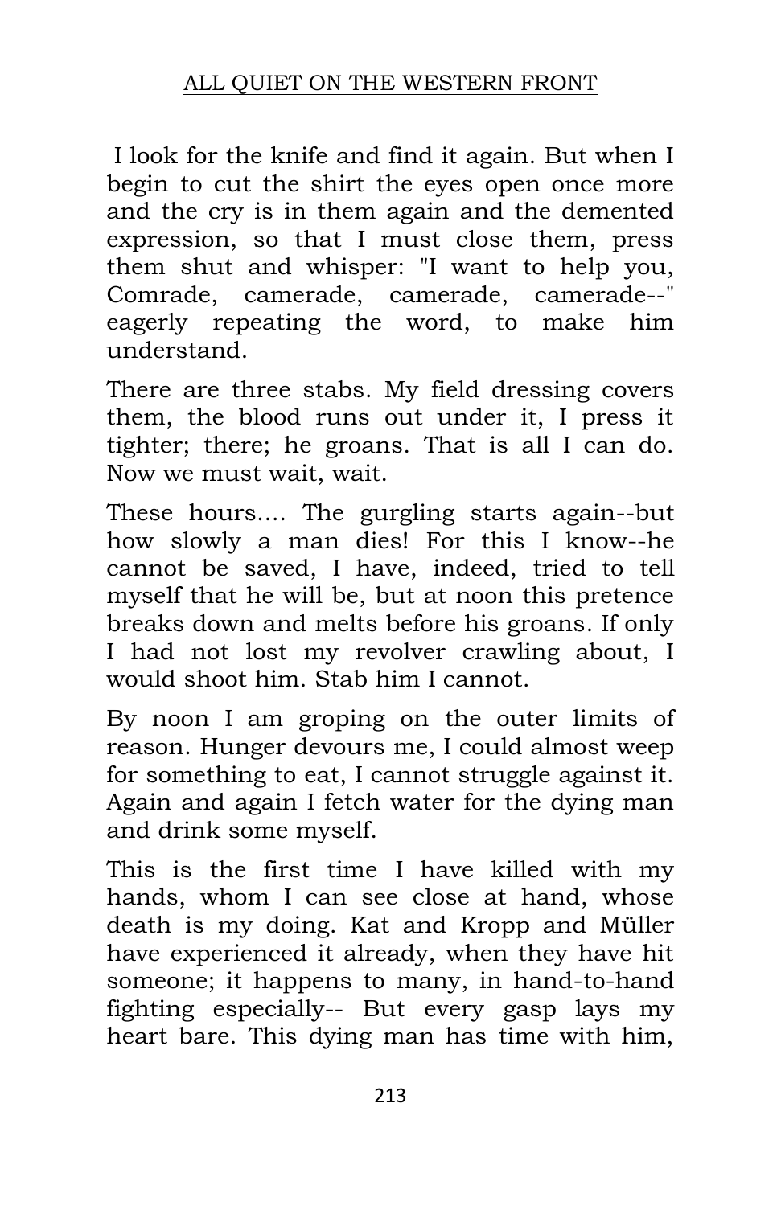I look for the knife and find it again. But when I begin to cut the shirt the eyes open once more and the cry is in them again and the demented expression, so that I must close them, press them shut and whisper: "I want to help you, Comrade, camerade, camerade, camerade--" eagerly repeating the word, to make him understand.

There are three stabs. My field dressing covers them, the blood runs out under it, I press it tighter; there; he groans. That is all I can do. Now we must wait, wait.

These hours.... The gurgling starts again--but how slowly a man dies! For this I know--he cannot be saved, I have, indeed, tried to tell myself that he will be, but at noon this pretence breaks down and melts before his groans. If only I had not lost my revolver crawling about, I would shoot him. Stab him I cannot.

By noon I am groping on the outer limits of reason. Hunger devours me, I could almost weep for something to eat, I cannot struggle against it. Again and again I fetch water for the dying man and drink some myself.

This is the first time I have killed with my hands, whom I can see close at hand, whose death is my doing. Kat and Kropp and Müller have experienced it already, when they have hit someone; it happens to many, in hand-to-hand fighting especially-- But every gasp lays my heart bare. This dying man has time with him,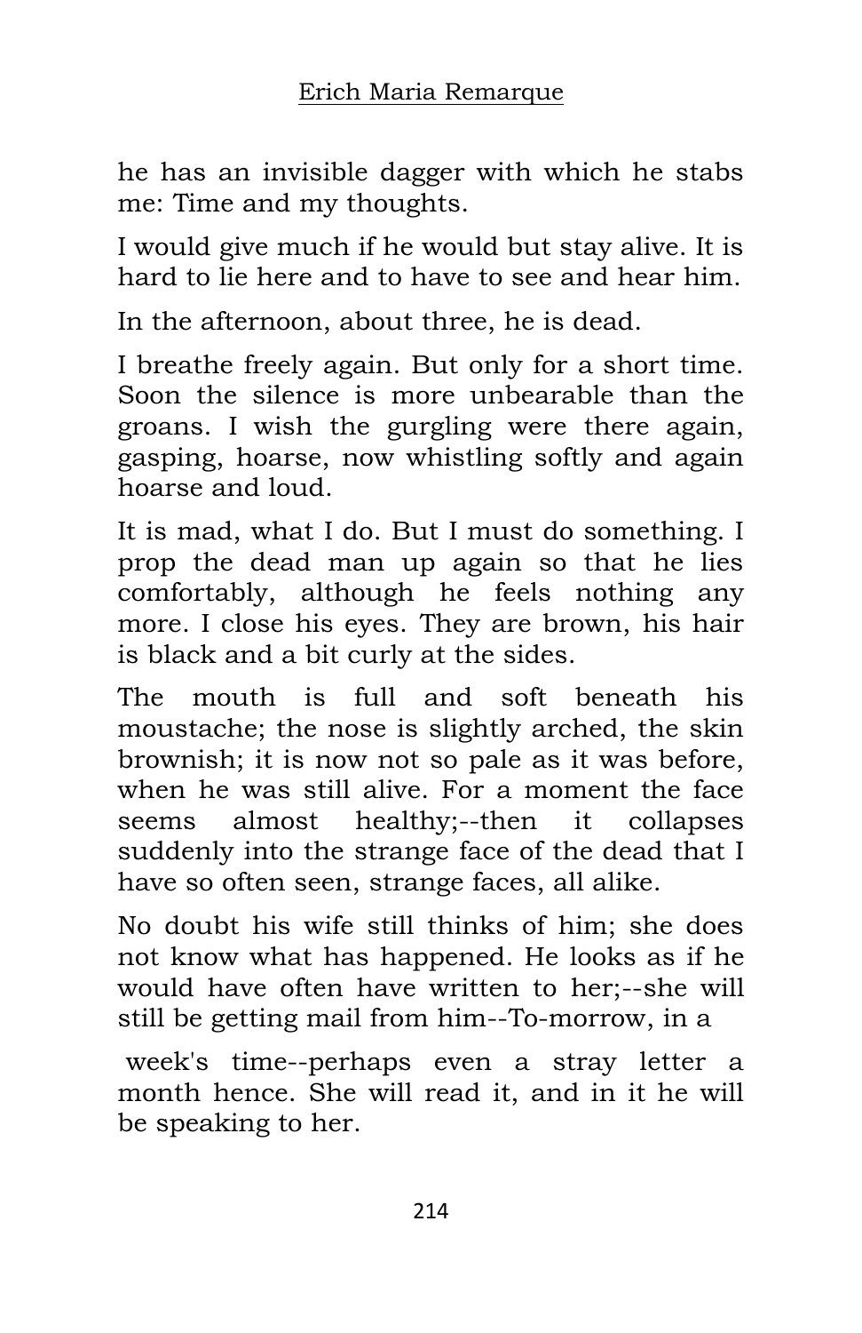he has an invisible dagger with which he stabs me: Time and my thoughts.

I would give much if he would but stay alive. It is hard to lie here and to have to see and hear him.

In the afternoon, about three, he is dead.

I breathe freely again. But only for a short time. Soon the silence is more unbearable than the groans. I wish the gurgling were there again, gasping, hoarse, now whistling softly and again hoarse and loud.

It is mad, what I do. But I must do something. I prop the dead man up again so that he lies comfortably, although he feels nothing any more. I close his eyes. They are brown, his hair is black and a bit curly at the sides.

The mouth is full and soft beneath his moustache; the nose is slightly arched, the skin brownish; it is now not so pale as it was before, when he was still alive. For a moment the face seems almost healthy;--then it collapses suddenly into the strange face of the dead that I have so often seen, strange faces, all alike.

No doubt his wife still thinks of him; she does not know what has happened. He looks as if he would have often have written to her;--she will still be getting mail from him--To-morrow, in a week's time--perhaps even a stray letter a month hence. She will read it, and in it he will be speaking to her.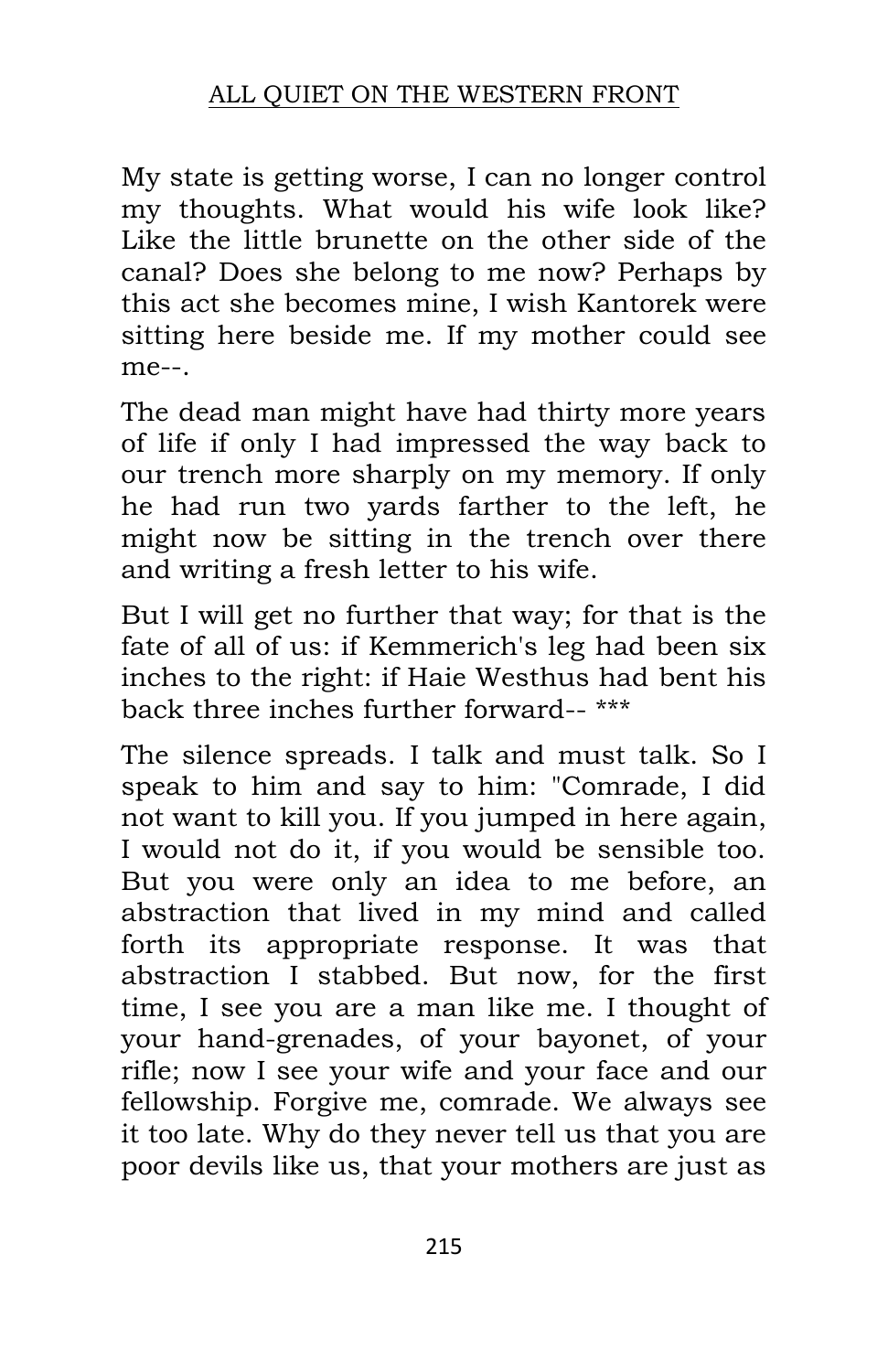My state is getting worse, I can no longer control my thoughts. What would his wife look like? Like the little brunette on the other side of the canal? Does she belong to me now? Perhaps by this act she becomes mine, I wish Kantorek were sitting here beside me. If my mother could see me--.

The dead man might have had thirty more years of life if only I had impressed the way back to our trench more sharply on my memory. If only he had run two yards farther to the left, he might now be sitting in the trench over there and writing a fresh letter to his wife.

But I will get no further that way; for that is the fate of all of us: if Kemmerich's leg had been six inches to the right: if Haie Westhus had bent his back three inches further forward-- ***

The silence spreads. I talk and must talk. So I speak to him and say to him: "Comrade, I did not want to kill you. If you jumped in here again, I would not do it, if you would be sensible too. But you were only an idea to me before, an abstraction that lived in my mind and called forth its appropriate response. It was that abstraction I stabbed. But now, for the first time, I see you are a man like me. I thought of your hand-grenades, of your bayonet, of your rifle; now I see your wife and your face and our fellowship. Forgive me, comrade. We always see it too late. Why do they never tell us that you are poor devils like us, that your mothers are just as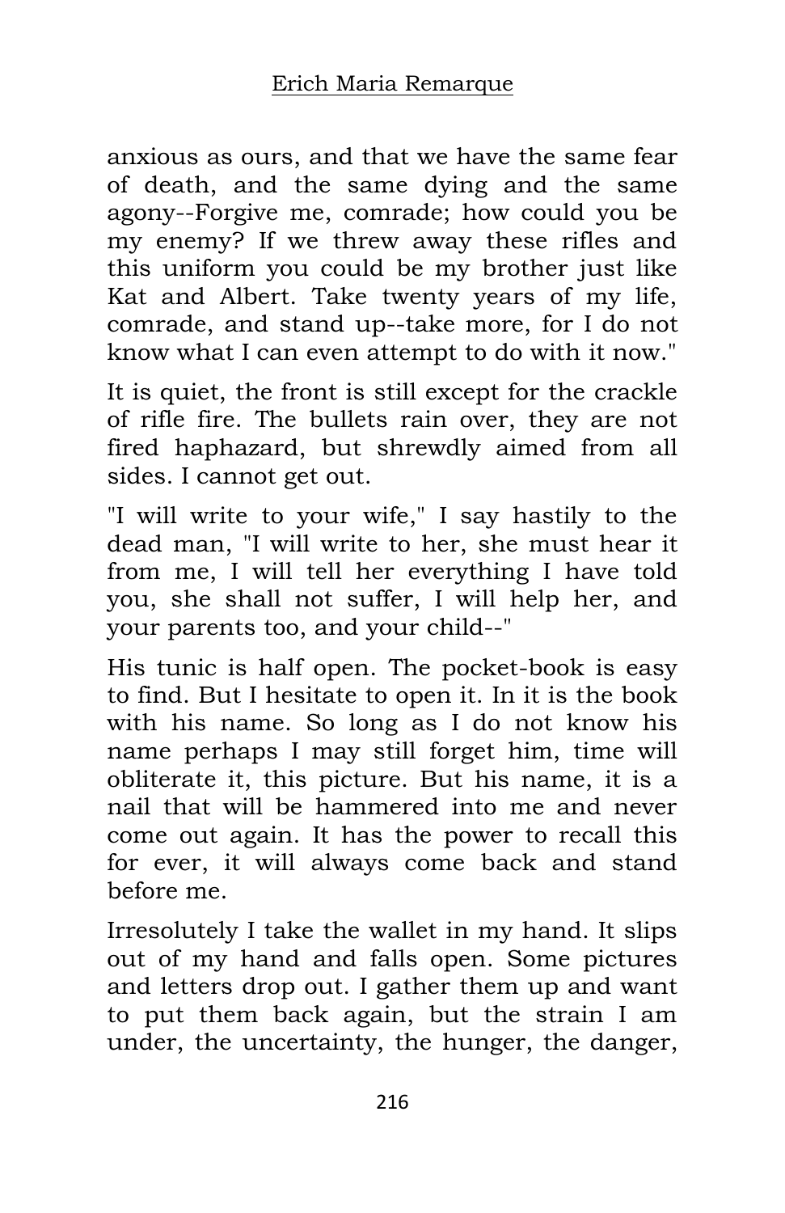anxious as ours, and that we have the same fear of death, and the same dying and the same agony--Forgive me, comrade; how could you be my enemy? If we threw away these rifles and this uniform you could be my brother just like Kat and Albert. Take twenty years of my life, comrade, and stand up--take more, for I do not know what I can even attempt to do with it now."

It is quiet, the front is still except for the crackle of rifle fire. The bullets rain over, they are not fired haphazard, but shrewdly aimed from all sides. I cannot get out.

"I will write to your wife," I say hastily to the dead man, "I will write to her, she must hear it from me, I will tell her everything I have told you, she shall not suffer, I will help her, and your parents too, and your child--"

His tunic is half open. The pocket-book is easy to find. But I hesitate to open it. In it is the book with his name. So long as I do not know his name perhaps I may still forget him, time will obliterate it, this picture. But his name, it is a nail that will be hammered into me and never come out again. It has the power to recall this for ever, it will always come back and stand before me.

Irresolutely I take the wallet in my hand. It slips out of my hand and falls open. Some pictures and letters drop out. I gather them up and want to put them back again, but the strain I am under, the uncertainty, the hunger, the danger,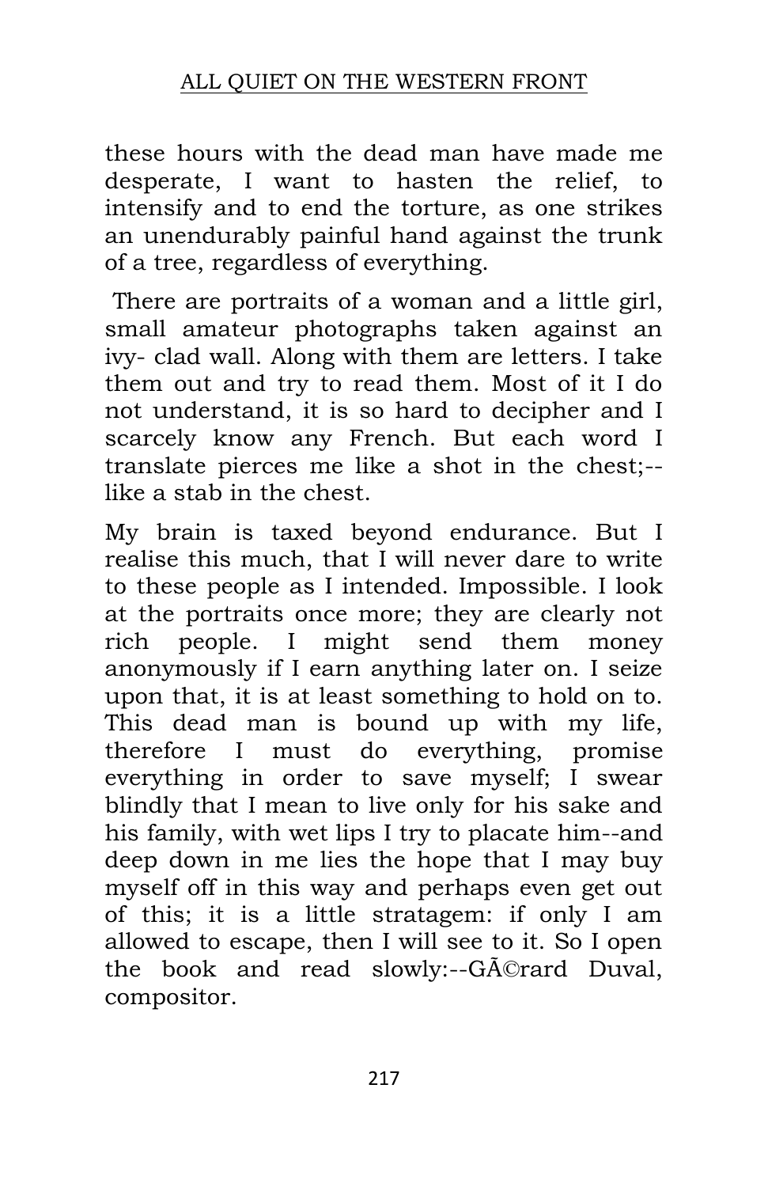these hours with the dead man have made me desperate, I want to hasten the relief, to intensify and to end the torture, as one strikes an unendurably painful hand against the trunk of a tree, regardless of everything.

There are portraits of a woman and a little girl, small amateur photographs taken against an ivy- clad wall. Along with them are letters. I take them out and try to read them. Most of it I do not understand, it is so hard to decipher and I scarcely know any French. But each word I translate pierces me like a shot in the chest;--like a stab in the chest.

My brain is taxed beyond endurance. But I realise this much, that I will never dare to write to these people as I intended. Impossible. I look at the portraits once more; they are clearly not rich people. I might send them money anonymously if I earn anything later on. I seize upon that, it is at least something to hold on to. This dead man is bound up with my life, therefore I must do everything, promise everything in order to save myself; I swear blindly that I mean to live only for his sake and his family, with wet lips I try to placate him--and deep down in me lies the hope that I may buy myself off in this way and perhaps even get out of this; it is a little stratagem: if only I am allowed to escape, then I will see to it. So I open the book and read slowly:--GÃ©rard Duval, compositor.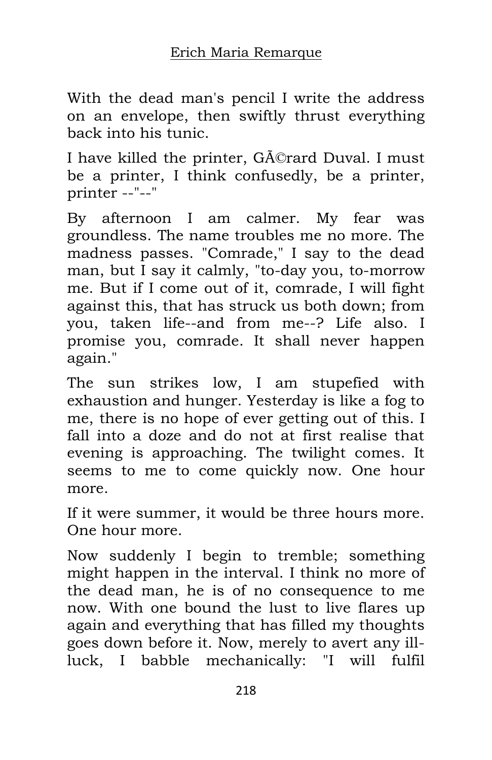With the dead man's pencil I write the address on an envelope, then swiftly thrust everything back into his tunic.

I have killed the printer, GÃ©rard Duval. I must be a printer, I think confusedly, be a printer, printer --"--"

By afternoon I am calmer. My fear was groundless. The name troubles me no more. The madness passes. "Comrade," I say to the dead man, but I say it calmly, "to-day you, to-morrow me. But if I come out of it, comrade, I will fight against this, that has struck us both down; from you, taken life--and from me--? Life also. I promise you, comrade. It shall never happen again."

The sun strikes low, I am stupefied with exhaustion and hunger. Yesterday is like a fog to me, there is no hope of ever getting out of this. I fall into a doze and do not at first realise that evening is approaching. The twilight comes. It seems to me to come quickly now. One hour more.

If it were summer, it would be three hours more. One hour more.

Now suddenly I begin to tremble; something might happen in the interval. I think no more of the dead man, he is of no consequence to me now. With one bound the lust to live flares up again and everything that has filled my thoughts goes down before it. Now, merely to avert any ill-luck, I babble mechanically: "I will fulfil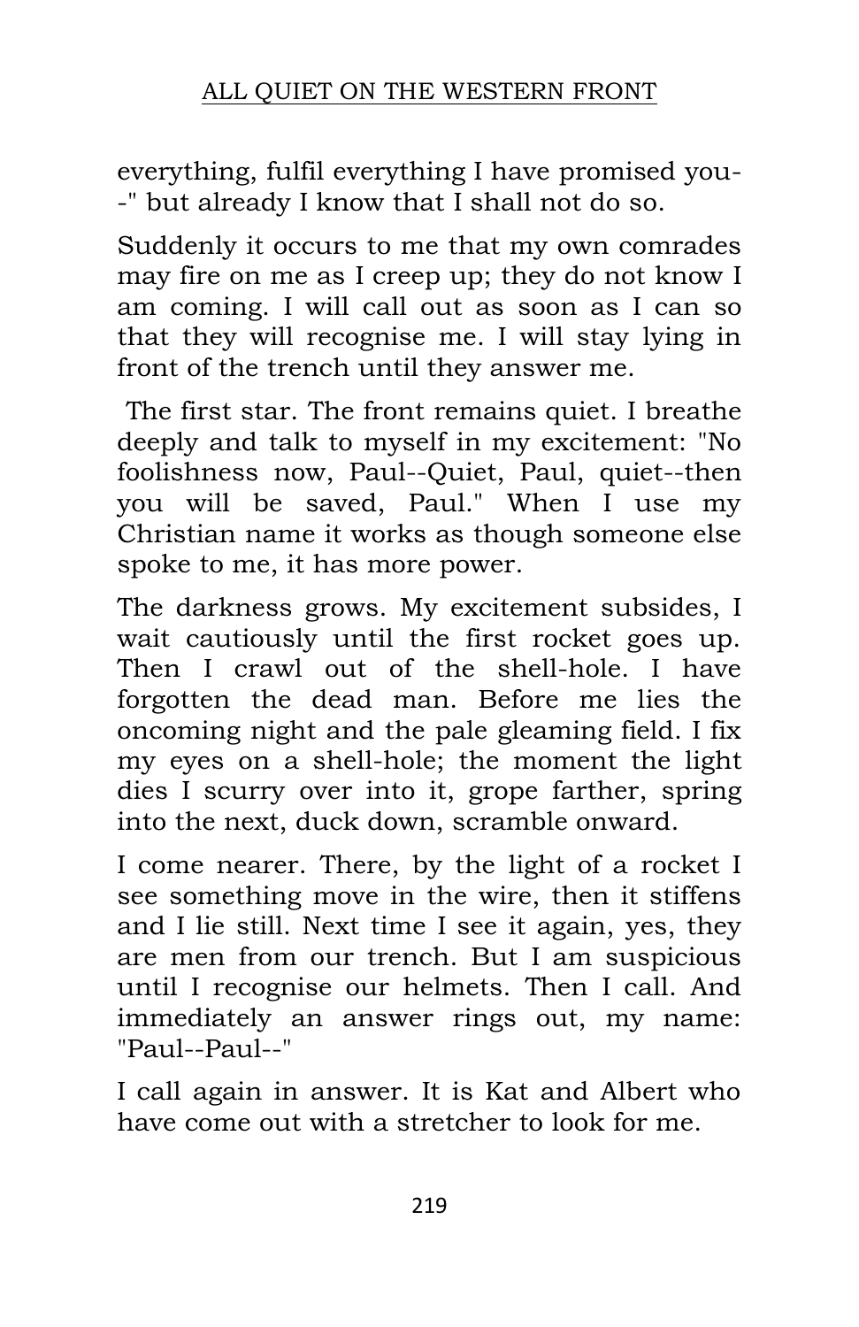everything, fulfil everything I have promised you--" but already I know that I shall not do so.

Suddenly it occurs to me that my own comrades may fire on me as I creep up; they do not know I am coming. I will call out as soon as I can so that they will recognise me. I will stay lying in front of the trench until they answer me.

The first star. The front remains quiet. I breathe deeply and talk to myself in my excitement: "No foolishness now, Paul--Quiet, Paul, quiet--then you will be saved, Paul." When I use my Christian name it works as though someone else spoke to me, it has more power.

The darkness grows. My excitement subsides, I wait cautiously until the first rocket goes up. Then I crawl out of the shell-hole. I have forgotten the dead man. Before me lies the oncoming night and the pale gleaming field. I fix my eyes on a shell-hole; the moment the light dies I scurry over into it, grope farther, spring into the next, duck down, scramble onward.

I come nearer. There, by the light of a rocket I see something move in the wire, then it stiffens and I lie still. Next time I see it again, yes, they are men from our trench. But I am suspicious until I recognise our helmets. Then I call. And immediately an answer rings out, my name: "Paul--Paul--"

I call again in answer. It is Kat and Albert who have come out with a stretcher to look for me.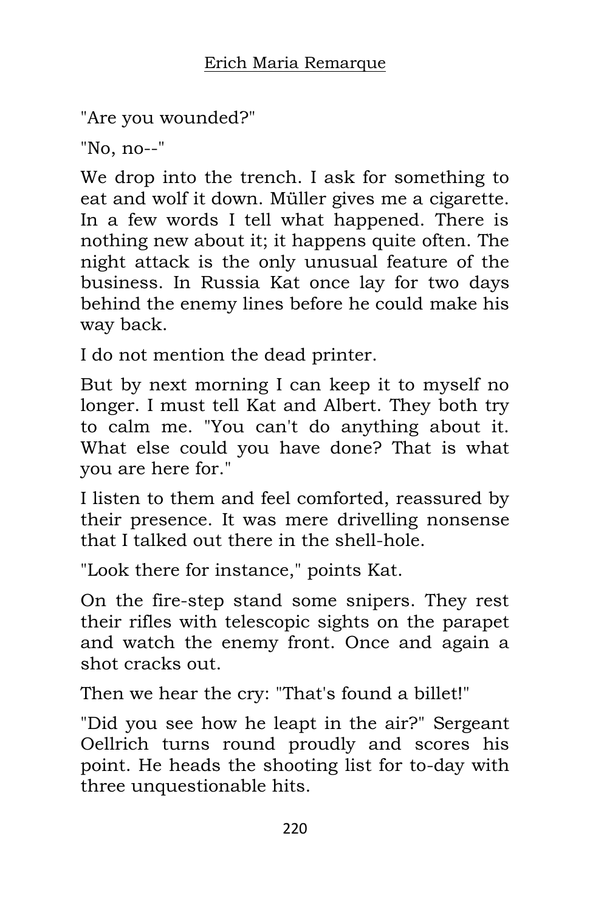"Are you wounded?"

"No, no--"

We drop into the trench. I ask for something to eat and wolf it down. Müller gives me a cigarette. In a few words I tell what happened. There is nothing new about it; it happens quite often. The night attack is the only unusual feature of the business. In Russia Kat once lay for two days behind the enemy lines before he could make his way back.

I do not mention the dead printer.

But by next morning I can keep it to myself no longer. I must tell Kat and Albert. They both try to calm me. "You can't do anything about it. What else could you have done? That is what you are here for."

I listen to them and feel comforted, reassured by their presence. It was mere drivelling nonsense that I talked out there in the shell-hole.

"Look there for instance," points Kat.

On the fire-step stand some snipers. They rest their rifles with telescopic sights on the parapet and watch the enemy front. Once and again a shot cracks out.

Then we hear the cry: "That's found a billet!"

"Did you see how he leapt in the air?" Sergeant Oellrich turns round proudly and scores his point. He heads the shooting list for to-day with three unquestionable hits.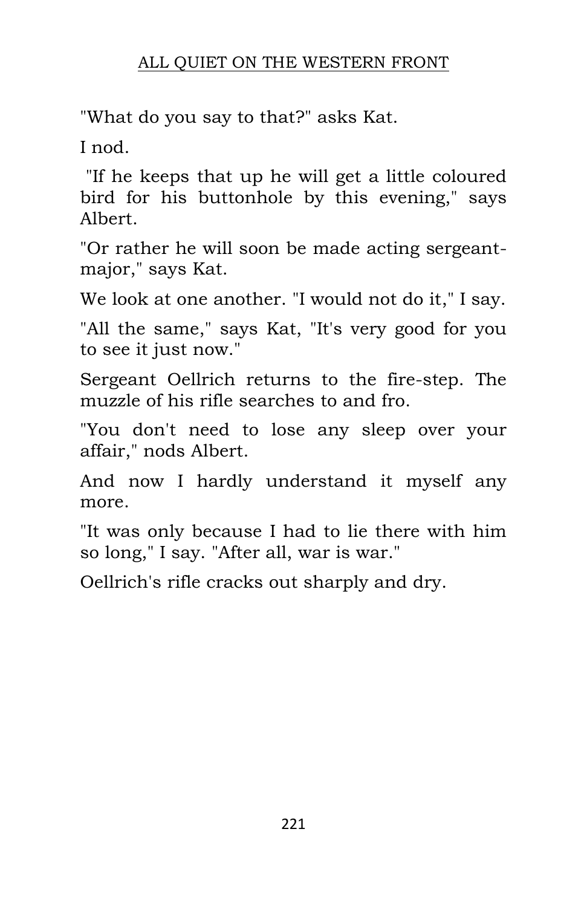"What do you say to that?" asks Kat.

I nod.

"If he keeps that up he will get a little coloured bird for his buttonhole by this evening," says Albert.

"Or rather he will soon be made acting sergeant-major," says Kat.

We look at one another. "I would not do it," I say.

"All the same," says Kat, "It's very good for you to see it just now."

Sergeant Oellrich returns to the fire-step. The muzzle of his rifle searches to and fro.

"You don't need to lose any sleep over your affair," nods Albert.

And now I hardly understand it myself any more.

"It was only because I had to lie there with him so long," I say. "After all, war is war."

Oellrich's rifle cracks out sharply and dry.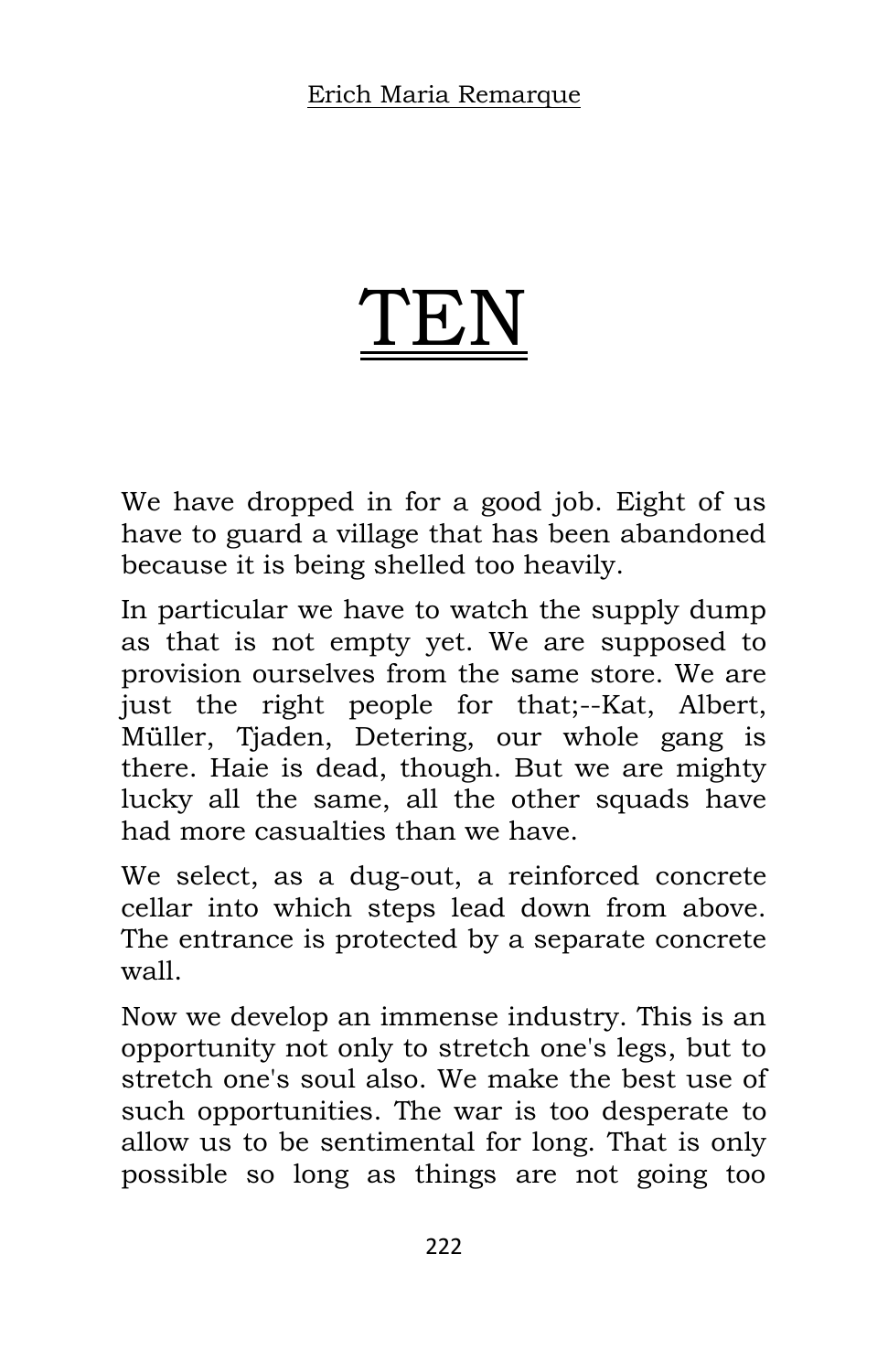# TEN

We have dropped in for a good job. Eight of us have to guard a village that has been abandoned because it is being shelled too heavily.

In particular we have to watch the supply dump as that is not empty yet. We are supposed to provision ourselves from the same store. We are just the right people for that;--Kat, Albert, Müller, Tjaden, Detering, our whole gang is there. Haie is dead, though. But we are mighty lucky all the same, all the other squads have had more casualties than we have.

We select, as a dug-out, a reinforced concrete cellar into which steps lead down from above. The entrance is protected by a separate concrete wall.

Now we develop an immense industry. This is an opportunity not only to stretch one's legs, but to stretch one's soul also. We make the best use of such opportunities. The war is too desperate to allow us to be sentimental for long. That is only possible so long as things are not going too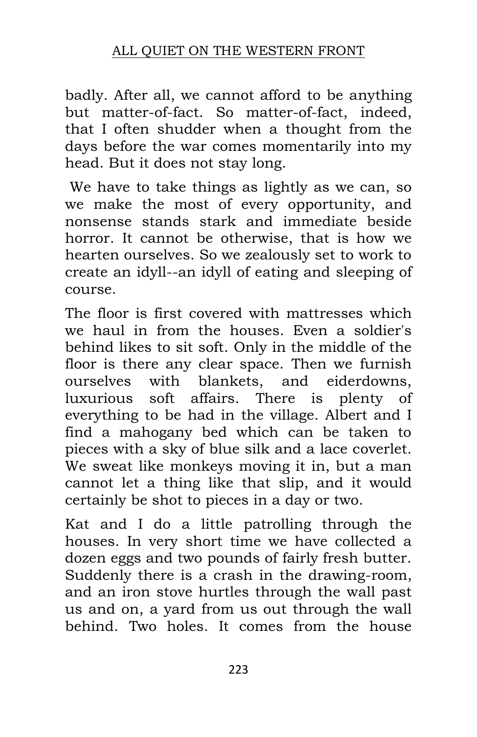badly. After all, we cannot afford to be anything but matter-of-fact. So matter-of-fact, indeed, that I often shudder when a thought from the days before the war comes momentarily into my head. But it does not stay long.

We have to take things as lightly as we can, so we make the most of every opportunity, and nonsense stands stark and immediate beside horror. It cannot be otherwise, that is how we hearten ourselves. So we zealously set to work to create an idyll--an idyll of eating and sleeping of course.

The floor is first covered with mattresses which we haul in from the houses. Even a soldier's behind likes to sit soft. Only in the middle of the floor is there any clear space. Then we furnish ourselves with blankets, and eiderdowns, luxurious soft affairs. There is plenty of everything to be had in the village. Albert and I find a mahogany bed which can be taken to pieces with a sky of blue silk and a lace coverlet. We sweat like monkeys moving it in, but a man cannot let a thing like that slip, and it would certainly be shot to pieces in a day or two.

Kat and I do a little patrolling through the houses. In very short time we have collected a dozen eggs and two pounds of fairly fresh butter. Suddenly there is a crash in the drawing-room, and an iron stove hurtles through the wall past us and on, a yard from us out through the wall behind. Two holes. It comes from the house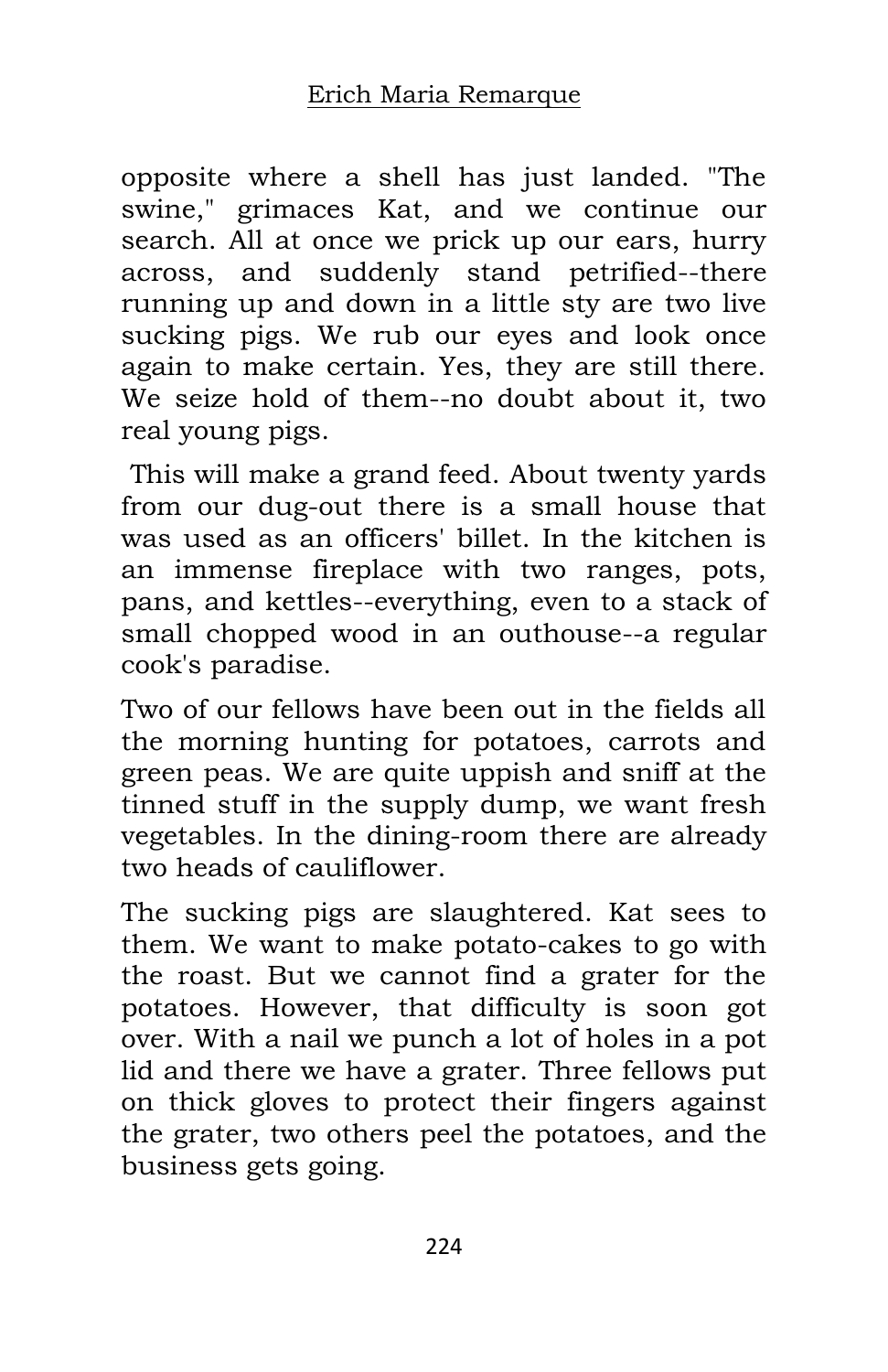opposite where a shell has just landed. "The swine," grimaces Kat, and we continue our search. All at once we prick up our ears, hurry across, and suddenly stand petrified--there running up and down in a little sty are two live sucking pigs. We rub our eyes and look once again to make certain. Yes, they are still there. We seize hold of them--no doubt about it, two real young pigs.

This will make a grand feed. About twenty yards from our dug-out there is a small house that was used as an officers' billet. In the kitchen is an immense fireplace with two ranges, pots, pans, and kettles--everything, even to a stack of small chopped wood in an outhouse--a regular cook's paradise.

Two of our fellows have been out in the fields all the morning hunting for potatoes, carrots and green peas. We are quite uppish and sniff at the tinned stuff in the supply dump, we want fresh vegetables. In the dining-room there are already two heads of cauliflower.

The sucking pigs are slaughtered. Kat sees to them. We want to make potato-cakes to go with the roast. But we cannot find a grater for the potatoes. However, that difficulty is soon got over. With a nail we punch a lot of holes in a pot lid and there we have a grater. Three fellows put on thick gloves to protect their fingers against the grater, two others peel the potatoes, and the business gets going.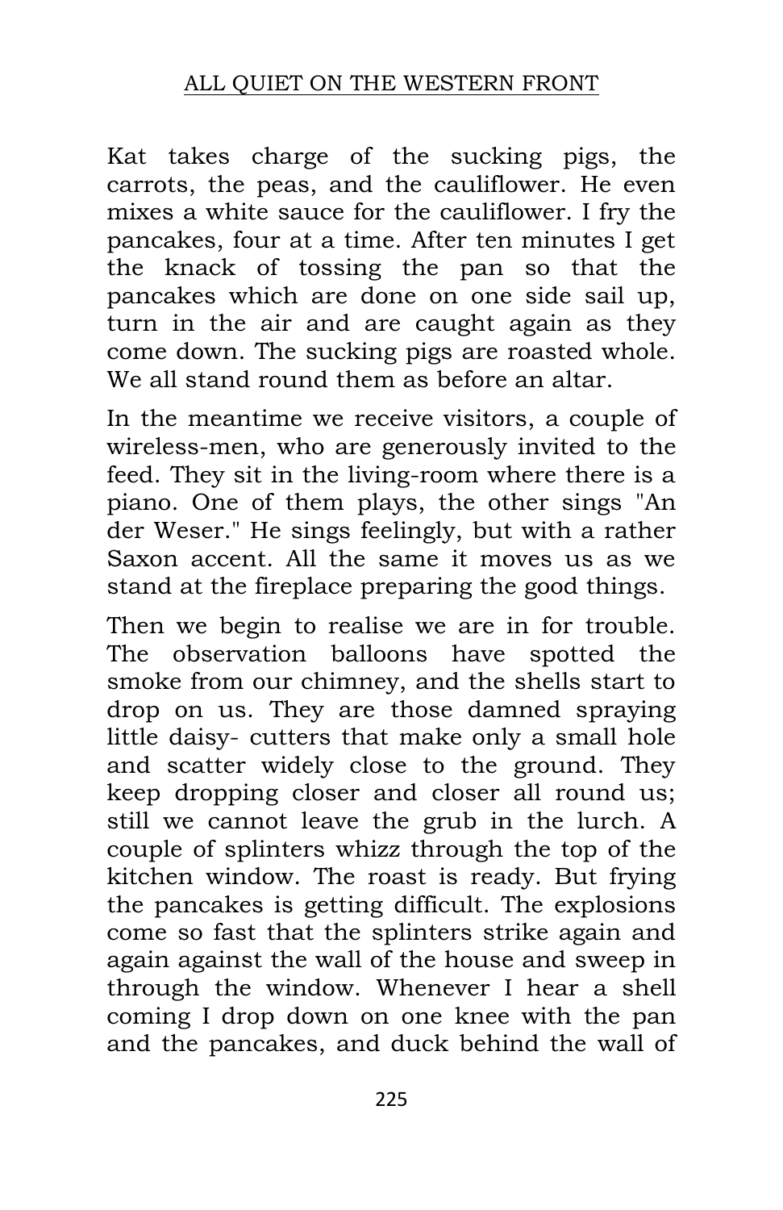Kat takes charge of the sucking pigs, the carrots, the peas, and the cauliflower. He even mixes a white sauce for the cauliflower. I fry the pancakes, four at a time. After ten minutes I get the knack of tossing the pan so that the pancakes which are done on one side sail up, turn in the air and are caught again as they come down. The sucking pigs are roasted whole. We all stand round them as before an altar.

In the meantime we receive visitors, a couple of wireless-men, who are generously invited to the feed. They sit in the living-room where there is a piano. One of them plays, the other sings "An der Weser." He sings feelingly, but with a rather Saxon accent. All the same it moves us as we stand at the fireplace preparing the good things.

Then we begin to realise we are in for trouble. The observation balloons have spotted the smoke from our chimney, and the shells start to drop on us. They are those damned spraying little daisy- cutters that make only a small hole and scatter widely close to the ground. They keep dropping closer and closer all round us; still we cannot leave the grub in the lurch. A couple of splinters whizz through the top of the kitchen window. The roast is ready. But frying the pancakes is getting difficult. The explosions come so fast that the splinters strike again and again against the wall of the house and sweep in through the window. Whenever I hear a shell coming I drop down on one knee with the pan and the pancakes, and duck behind the wall of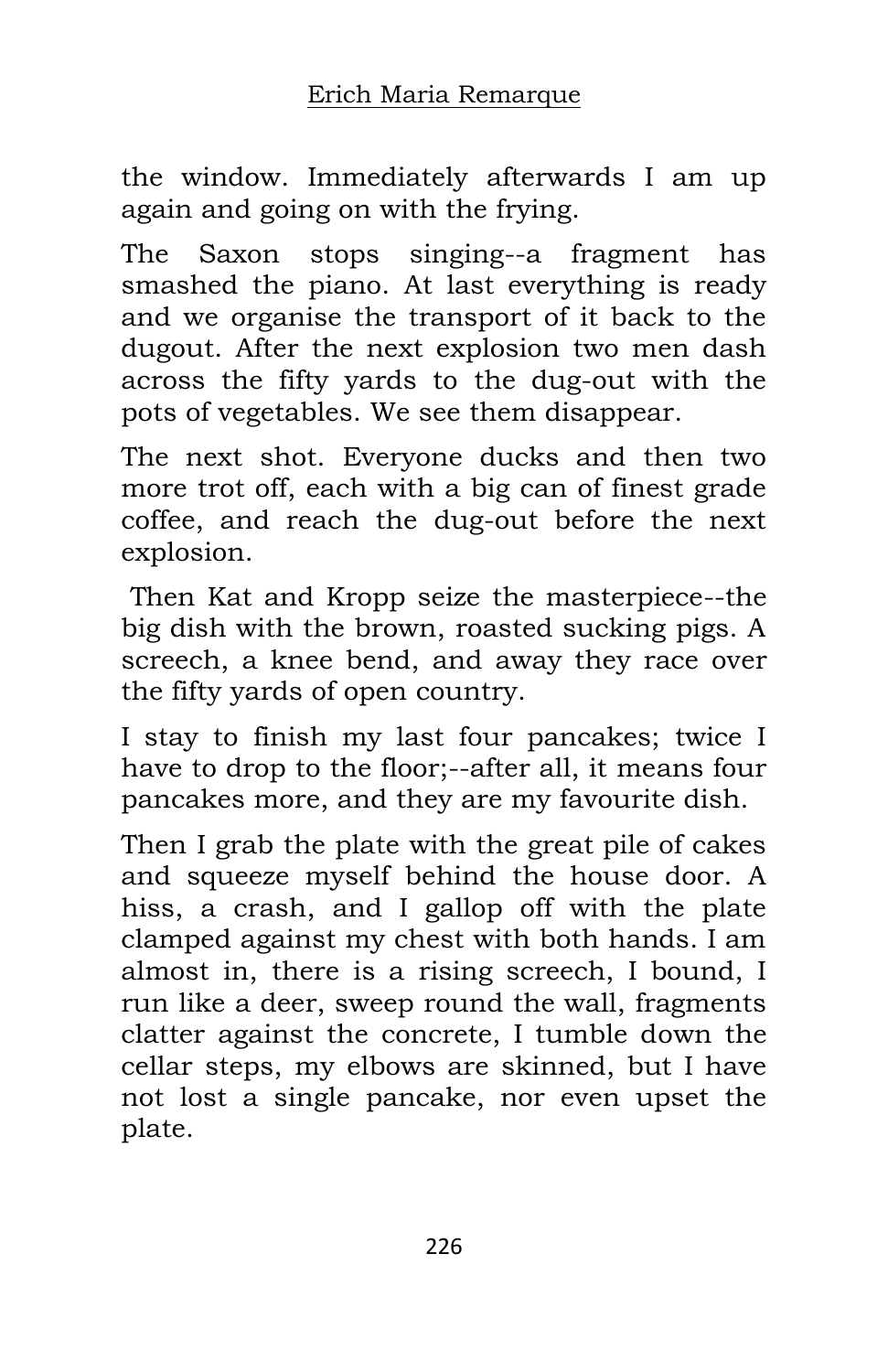the window. Immediately afterwards I am up again and going on with the frying.

The Saxon stops singing--a fragment has smashed the piano. At last everything is ready and we organise the transport of it back to the dugout. After the next explosion two men dash across the fifty yards to the dug-out with the pots of vegetables. We see them disappear.

The next shot. Everyone ducks and then two more trot off, each with a big can of finest grade coffee, and reach the dug-out before the next explosion.

Then Kat and Kropp seize the masterpiece--the big dish with the brown, roasted sucking pigs. A screech, a knee bend, and away they race over the fifty yards of open country.

I stay to finish my last four pancakes; twice I have to drop to the floor;--after all, it means four pancakes more, and they are my favourite dish.

Then I grab the plate with the great pile of cakes and squeeze myself behind the house door. A hiss, a crash, and I gallop off with the plate clamped against my chest with both hands. I am almost in, there is a rising screech, I bound, I run like a deer, sweep round the wall, fragments clatter against the concrete, I tumble down the cellar steps, my elbows are skinned, but I have not lost a single pancake, nor even upset the plate.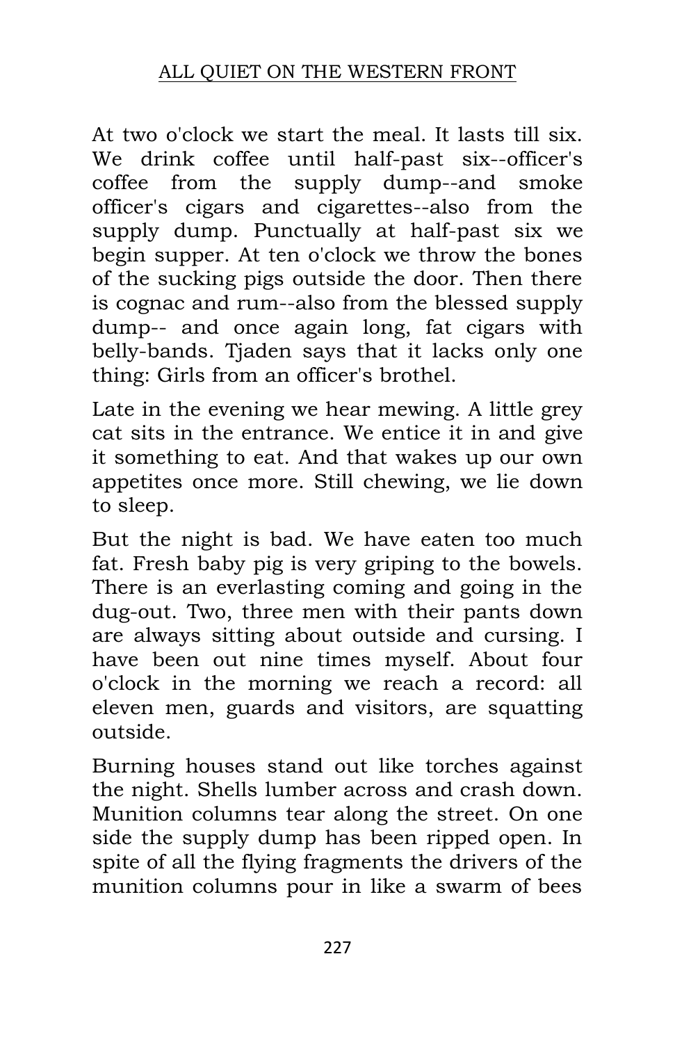At two o'clock we start the meal. It lasts till six. We drink coffee until half-past six--officer's coffee from the supply dump--and smoke officer's cigars and cigarettes--also from the supply dump. Punctually at half-past six we begin supper. At ten o'clock we throw the bones of the sucking pigs outside the door. Then there is cognac and rum--also from the blessed supply dump-- and once again long, fat cigars with belly-bands. Tjaden says that it lacks only one thing: Girls from an officer's brothel.

Late in the evening we hear mewing. A little grey cat sits in the entrance. We entice it in and give it something to eat. And that wakes up our own appetites once more. Still chewing, we lie down to sleep.

But the night is bad. We have eaten too much fat. Fresh baby pig is very griping to the bowels. There is an everlasting coming and going in the dug-out. Two, three men with their pants down are always sitting about outside and cursing. I have been out nine times myself. About four o'clock in the morning we reach a record: all eleven men, guards and visitors, are squatting outside.

Burning houses stand out like torches against the night. Shells lumber across and crash down. Munition columns tear along the street. On one side the supply dump has been ripped open. In spite of all the flying fragments the drivers of the munition columns pour in like a swarm of bees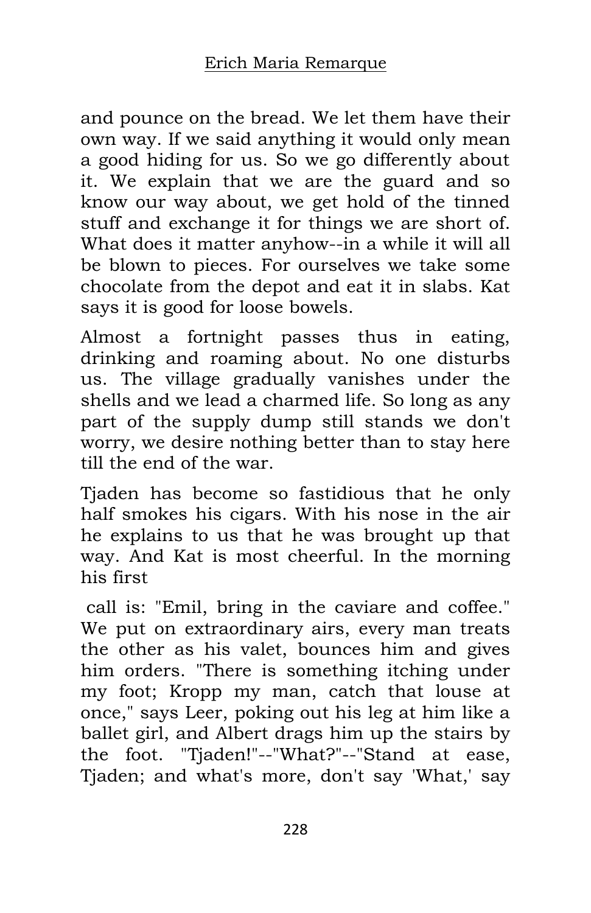and pounce on the bread. We let them have their own way. If we said anything it would only mean a good hiding for us. So we go differently about it. We explain that we are the guard and so know our way about, we get hold of the tinned stuff and exchange it for things we are short of. What does it matter anyhow--in a while it will all be blown to pieces. For ourselves we take some chocolate from the depot and eat it in slabs. Kat says it is good for loose bowels.

Almost a fortnight passes thus in eating, drinking and roaming about. No one disturbs us. The village gradually vanishes under the shells and we lead a charmed life. So long as any part of the supply dump still stands we don't worry, we desire nothing better than to stay here till the end of the war.

Tjaden has become so fastidious that he only half smokes his cigars. With his nose in the air he explains to us that he was brought up that way. And Kat is most cheerful. In the morning his first call is: "Emil, bring in the caviare and coffee." We put on extraordinary airs, every man treats the other as his valet, bounces him and gives him orders. "There is something itching under my foot; Kropp my man, catch that louse at once," says Leer, poking out his leg at him like a ballet girl, and Albert drags him up the stairs by the foot. "Tjaden!"--"What?"--"Stand at ease, Tjaden; and what's more, don't say 'What,' say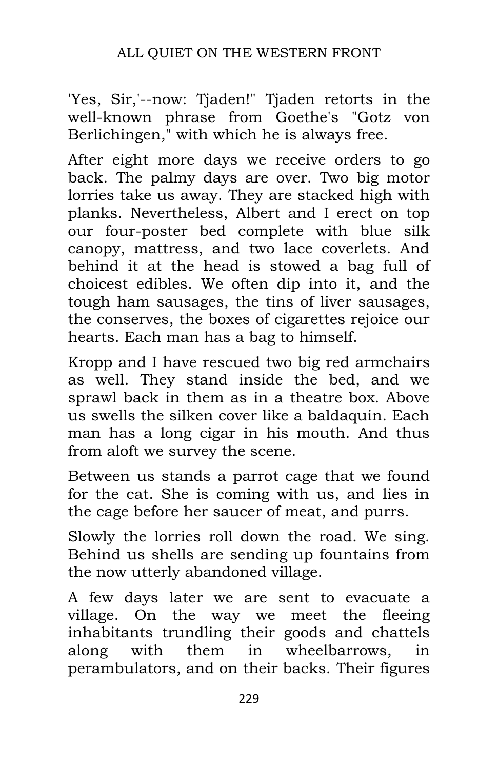'Yes, Sir,'--now: Tjaden!" Tjaden retorts in the well-known phrase from Goethe's "Gotz von Berlichingen," with which he is always free.

After eight more days we receive orders to go back. The palmy days are over. Two big motor lorries take us away. They are stacked high with planks. Nevertheless, Albert and I erect on top our four-poster bed complete with blue silk canopy, mattress, and two lace coverlets. And behind it at the head is stowed a bag full of choicest edibles. We often dip into it, and the tough ham sausages, the tins of liver sausages, the conserves, the boxes of cigarettes rejoice our hearts. Each man has a bag to himself.

Kropp and I have rescued two big red armchairs as well. They stand inside the bed, and we sprawl back in them as in a theatre box. Above us swells the silken cover like a baldaquin. Each man has a long cigar in his mouth. And thus from aloft we survey the scene.

Between us stands a parrot cage that we found for the cat. She is coming with us, and lies in the cage before her saucer of meat, and purrs.

Slowly the lorries roll down the road. We sing. Behind us shells are sending up fountains from the now utterly abandoned village.

A few days later we are sent to evacuate a village. On the way we meet the fleeing inhabitants trundling their goods and chattels along with them in wheelbarrows, in perambulators, and on their backs. Their figures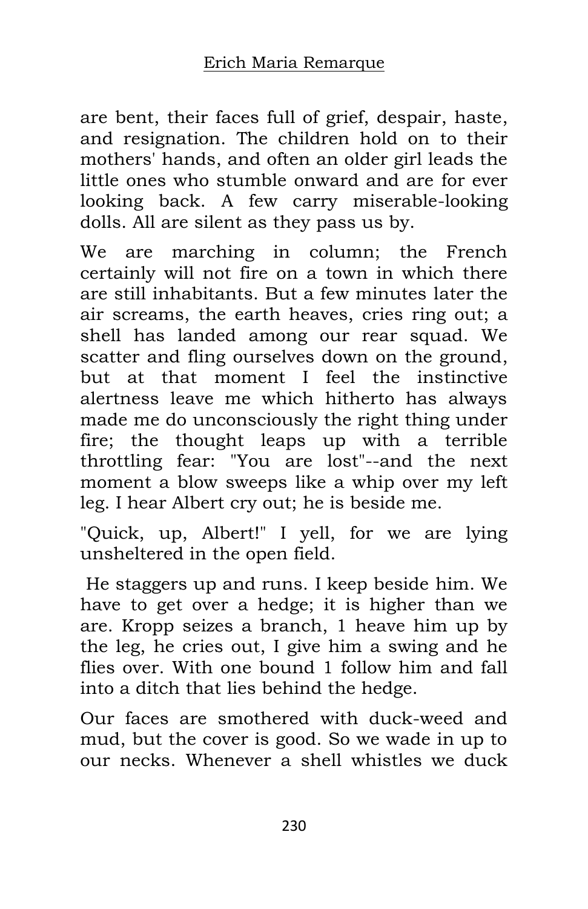are bent, their faces full of grief, despair, haste, and resignation. The children hold on to their mothers' hands, and often an older girl leads the little ones who stumble onward and are for ever looking back. A few carry miserable-looking dolls. All are silent as they pass us by.

We are marching in column; the French certainly will not fire on a town in which there are still inhabitants. But a few minutes later the air screams, the earth heaves, cries ring out; a shell has landed among our rear squad. We scatter and fling ourselves down on the ground, but at that moment I feel the instinctive alertness leave me which hitherto has always made me do unconsciously the right thing under fire; the thought leaps up with a terrible throttling fear: "You are lost"--and the next moment a blow sweeps like a whip over my left leg. I hear Albert cry out; he is beside me.

"Quick, up, Albert!" I yell, for we are lying unsheltered in the open field.

He staggers up and runs. I keep beside him. We have to get over a hedge; it is higher than we are. Kropp seizes a branch, 1 heave him up by the leg, he cries out, I give him a swing and he flies over. With one bound 1 follow him and fall into a ditch that lies behind the hedge.

Our faces are smothered with duck-weed and mud, but the cover is good. So we wade in up to our necks. Whenever a shell whistles we duck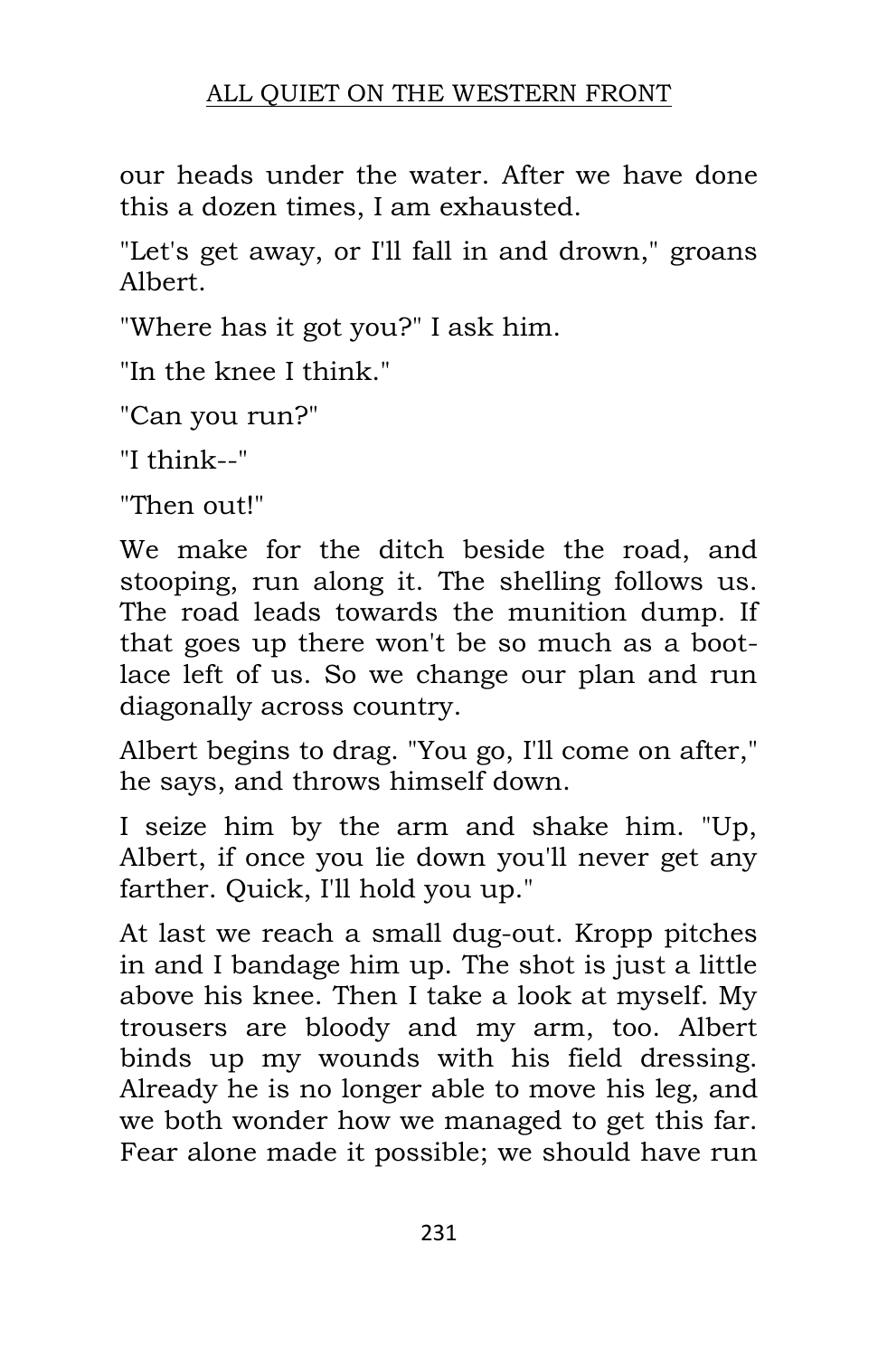our heads under the water. After we have done this a dozen times, I am exhausted.

"Let's get away, or I'll fall in and drown," groans Albert.

"Where has it got you?" I ask him.

"In the knee I think."

"Can you run?"

"I think--"

"Then out!"

We make for the ditch beside the road, and stooping, run along it. The shelling follows us. The road leads towards the munition dump. If that goes up there won't be so much as a boot-lace left of us. So we change our plan and run diagonally across country.

Albert begins to drag. "You go, I'll come on after," he says, and throws himself down.

I seize him by the arm and shake him. "Up, Albert, if once you lie down you'll never get any farther. Quick, I'll hold you up."

At last we reach a small dug-out. Kropp pitches in and I bandage him up. The shot is just a little above his knee. Then I take a look at myself. My trousers are bloody and my arm, too. Albert binds up my wounds with his field dressing. Already he is no longer able to move his leg, and we both wonder how we managed to get this far. Fear alone made it possible; we should have run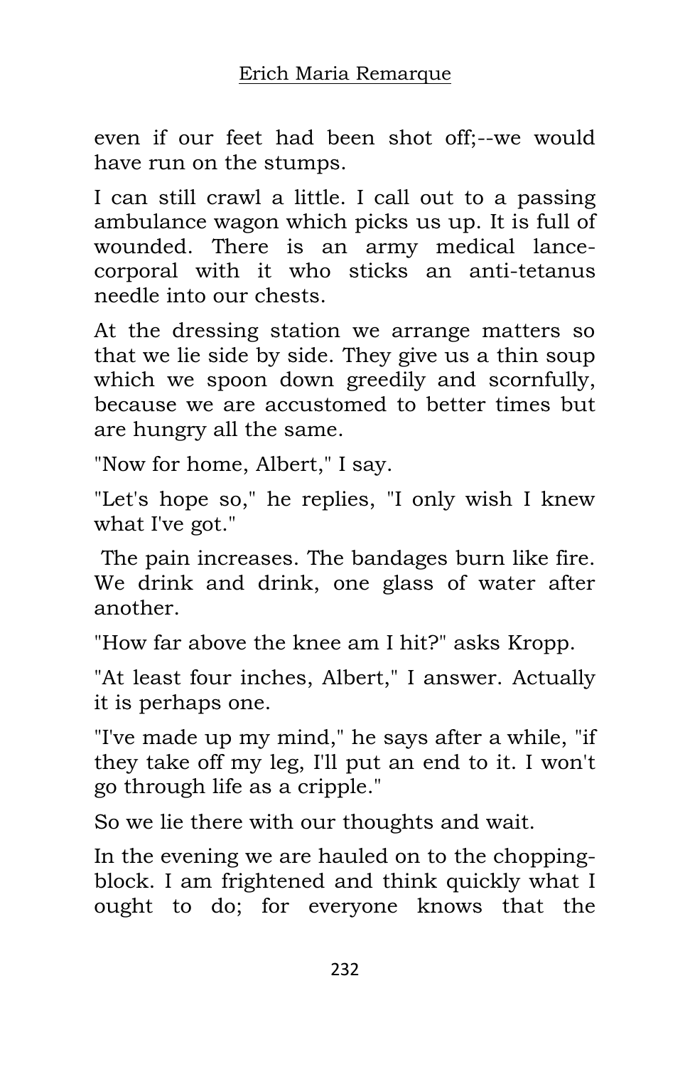even if our feet had been shot off;--we would have run on the stumps.

I can still crawl a little. I call out to a passing ambulance wagon which picks us up. It is full of wounded. There is an army medical lance-corporal with it who sticks an anti-tetanus needle into our chests.

At the dressing station we arrange matters so that we lie side by side. They give us a thin soup which we spoon down greedily and scornfully, because we are accustomed to better times but are hungry all the same.

"Now for home, Albert," I say.

"Let's hope so," he replies, "I only wish I knew what I've got."

The pain increases. The bandages burn like fire. We drink and drink, one glass of water after another.

"How far above the knee am I hit?" asks Kropp.

"At least four inches, Albert," I answer. Actually it is perhaps one.

"I've made up my mind," he says after a while, "if they take off my leg, I'll put an end to it. I won't go through life as a cripple."

So we lie there with our thoughts and wait.

In the evening we are hauled on to the chopping-block. I am frightened and think quickly what I ought to do; for everyone knows that the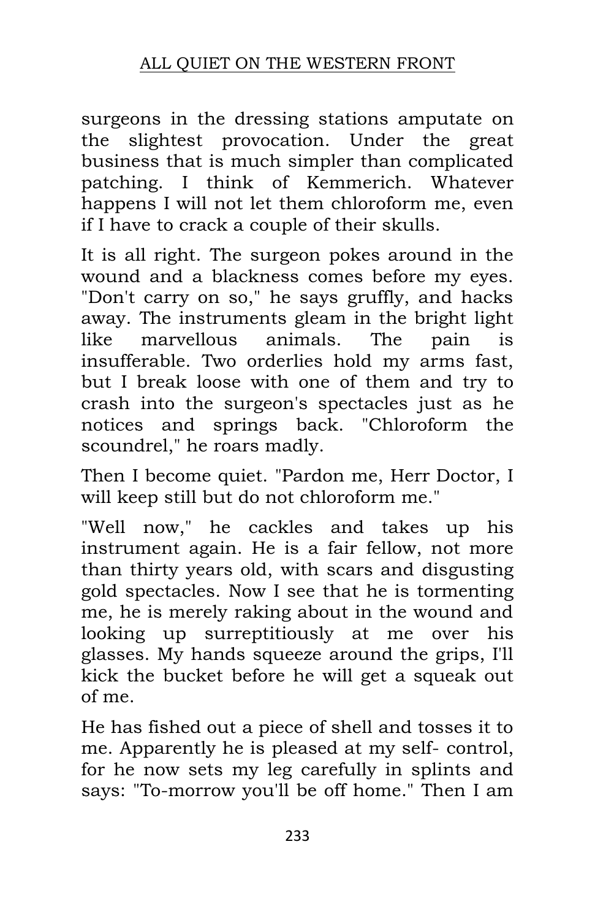surgeons in the dressing stations amputate on the slightest provocation. Under the great business that is much simpler than complicated patching. I think of Kemmerich. Whatever happens I will not let them chloroform me, even if I have to crack a couple of their skulls.

It is all right. The surgeon pokes around in the wound and a blackness comes before my eyes. "Don't carry on so," he says gruffly, and hacks away. The instruments gleam in the bright light like marvellous animals. The pain is insufferable. Two orderlies hold my arms fast, but I break loose with one of them and try to crash into the surgeon's spectacles just as he notices and springs back. "Chloroform the scoundrel," he roars madly.

Then I become quiet. "Pardon me, Herr Doctor, I will keep still but do not chloroform me."

"Well now," he cackles and takes up his instrument again. He is a fair fellow, not more than thirty years old, with scars and disgusting gold spectacles. Now I see that he is tormenting me, he is merely raking about in the wound and looking up surreptitiously at me over his glasses. My hands squeeze around the grips, I'll kick the bucket before he will get a squeak out of me.

He has fished out a piece of shell and tosses it to me. Apparently he is pleased at my self- control, for he now sets my leg carefully in splints and says: "To-morrow you'll be off home." Then I am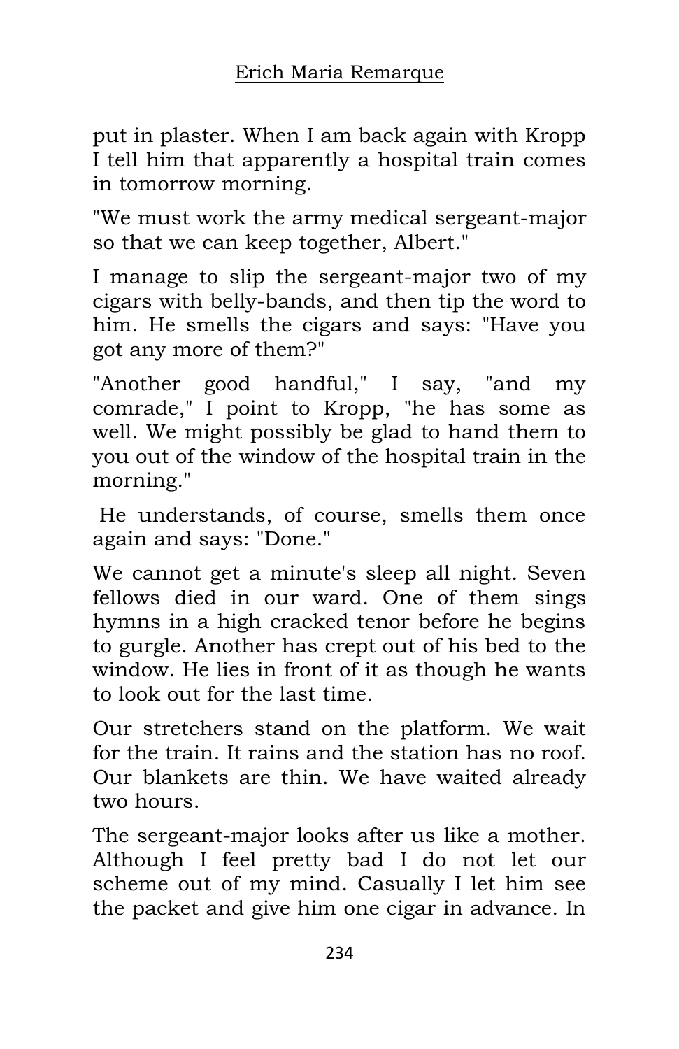put in plaster. When I am back again with Kropp I tell him that apparently a hospital train comes in tomorrow morning.

"We must work the army medical sergeant-major so that we can keep together, Albert."

I manage to slip the sergeant-major two of my cigars with belly-bands, and then tip the word to him. He smells the cigars and says: "Have you got any more of them?"

"Another good handful," I say, "and my comrade," I point to Kropp, "he has some as well. We might possibly be glad to hand them to you out of the window of the hospital train in the morning."

He understands, of course, smells them once again and says: "Done."

We cannot get a minute's sleep all night. Seven fellows died in our ward. One of them sings hymns in a high cracked tenor before he begins to gurgle. Another has crept out of his bed to the window. He lies in front of it as though he wants to look out for the last time.

Our stretchers stand on the platform. We wait for the train. It rains and the station has no roof. Our blankets are thin. We have waited already two hours.

The sergeant-major looks after us like a mother. Although I feel pretty bad I do not let our scheme out of my mind. Casually I let him see the packet and give him one cigar in advance. In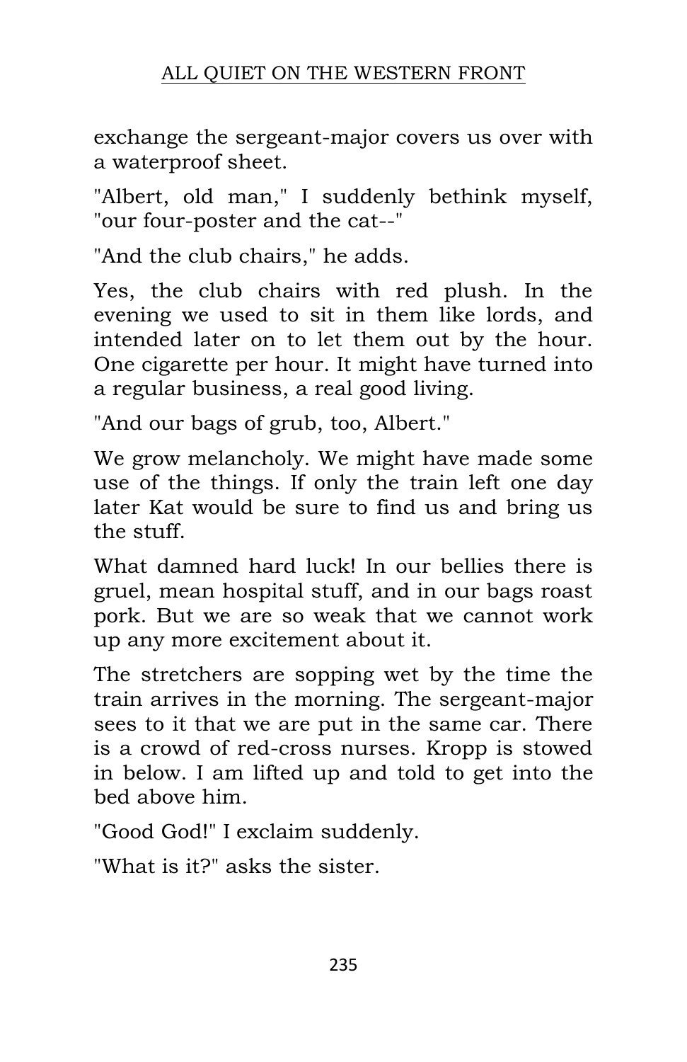exchange the sergeant-major covers us over with a waterproof sheet.

"Albert, old man," I suddenly bethink myself, "our four-poster and the cat--"

"And the club chairs," he adds.

Yes, the club chairs with red plush. In the evening we used to sit in them like lords, and intended later on to let them out by the hour. One cigarette per hour. It might have turned into a regular business, a real good living.

"And our bags of grub, too, Albert."

We grow melancholy. We might have made some use of the things. If only the train left one day later Kat would be sure to find us and bring us the stuff.

What damned hard luck! In our bellies there is gruel, mean hospital stuff, and in our bags roast pork. But we are so weak that we cannot work up any more excitement about it.

The stretchers are sopping wet by the time the train arrives in the morning. The sergeant-major sees to it that we are put in the same car. There is a crowd of red-cross nurses. Kropp is stowed in below. I am lifted up and told to get into the bed above him.

"Good God!" I exclaim suddenly.

"What is it?" asks the sister.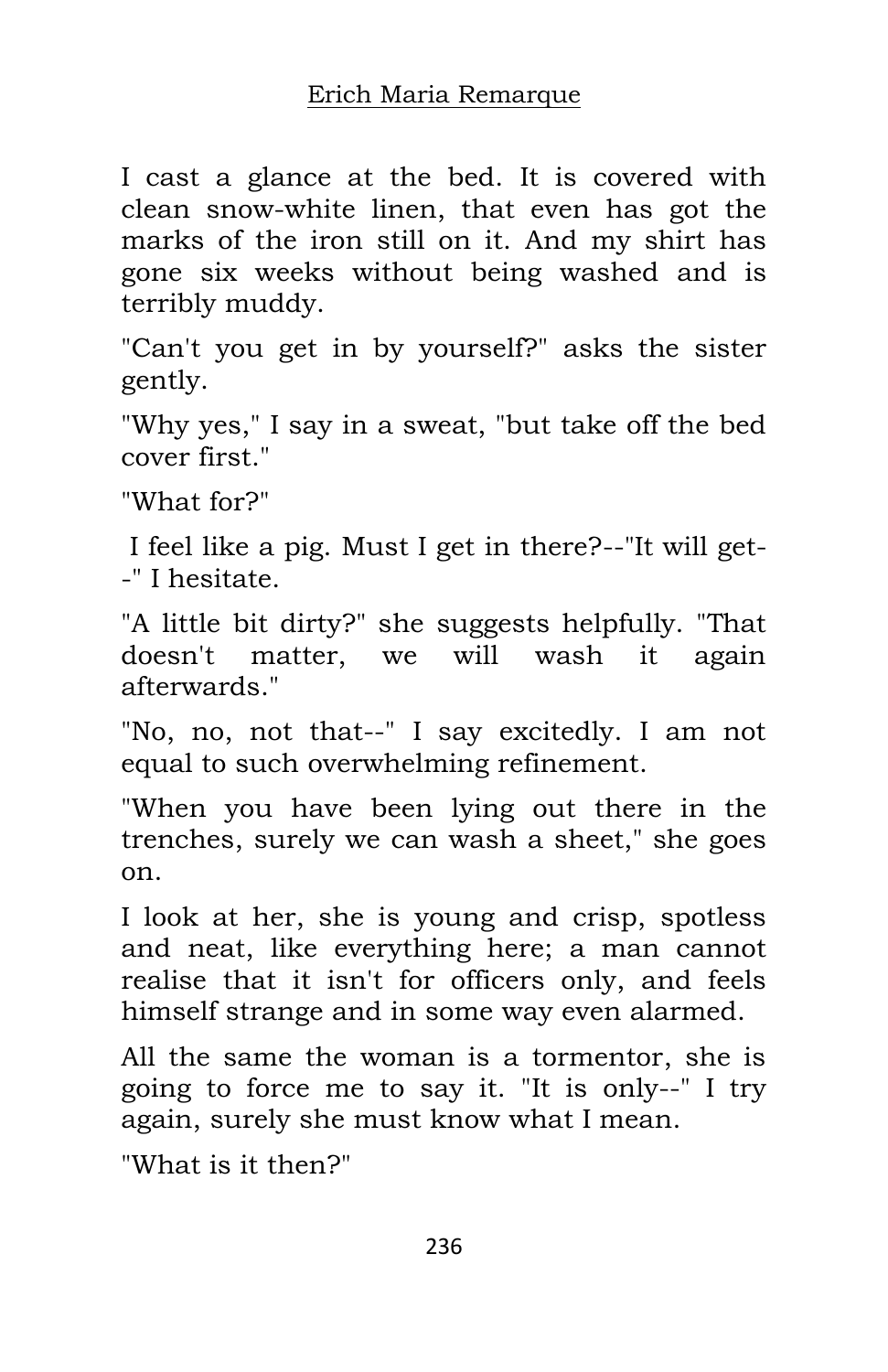I cast a glance at the bed. It is covered with clean snow-white linen, that even has got the marks of the iron still on it. And my shirt has gone six weeks without being washed and is terribly muddy.

"Can't you get in by yourself?" asks the sister gently.

"Why yes," I say in a sweat, "but take off the bed cover first."

"What for?"

I feel like a pig. Must I get in there?--"It will get--" I hesitate.

"A little bit dirty?" she suggests helpfully. "That doesn't matter, we will wash it again afterwards."

"No, no, not that--" I say excitedly. I am not equal to such overwhelming refinement.

"When you have been lying out there in the trenches, surely we can wash a sheet," she goes on.

I look at her, she is young and crisp, spotless and neat, like everything here; a man cannot realise that it isn't for officers only, and feels himself strange and in some way even alarmed.

All the same the woman is a tormentor, she is going to force me to say it. "It is only--" I try again, surely she must know what I mean.

"What is it then?"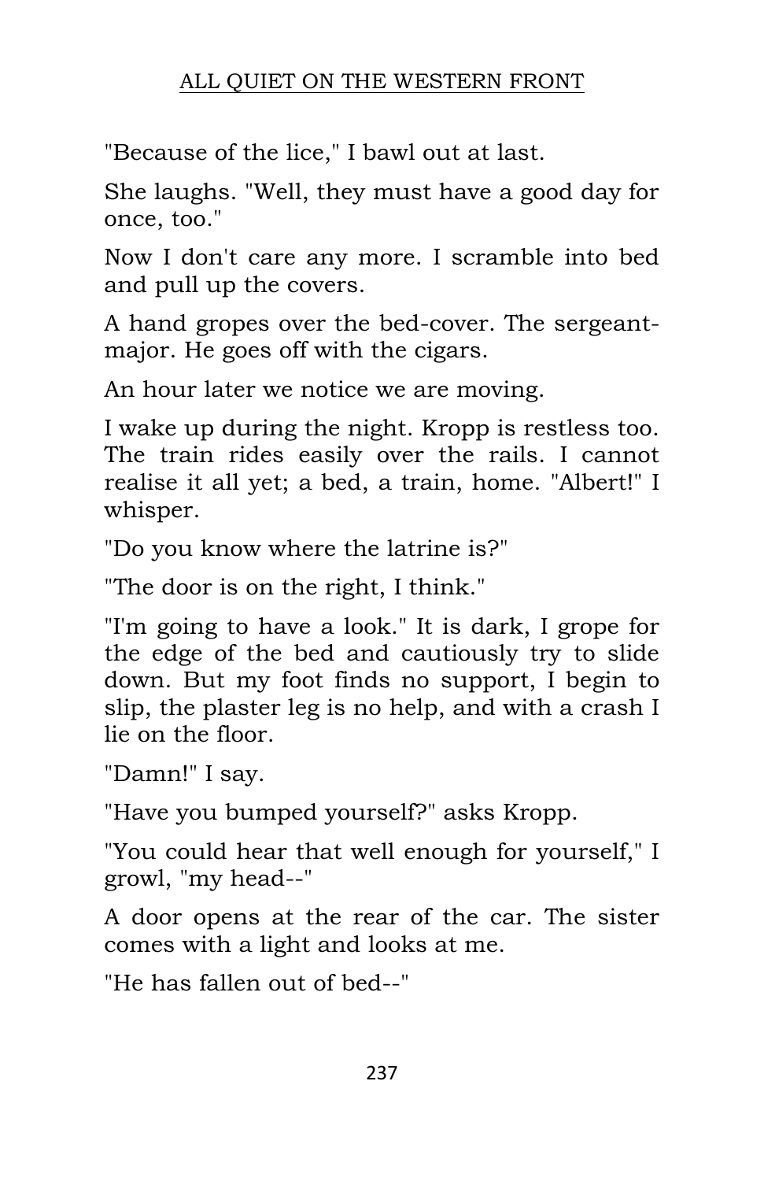"Because of the lice," I bawl out at last.

She laughs. "Well, they must have a good day for once, too."

Now I don't care any more. I scramble into bed and pull up the covers.

A hand gropes over the bed-cover. The sergeant-major. He goes off with the cigars.

An hour later we notice we are moving.

I wake up during the night. Kropp is restless too. The train rides easily over the rails. I cannot realise it all yet; a bed, a train, home. "Albert!" I whisper.

"Do you know where the latrine is?"

"The door is on the right, I think."

"I'm going to have a look." It is dark, I grope for the edge of the bed and cautiously try to slide down. But my foot finds no support, I begin to slip, the plaster leg is no help, and with a crash I lie on the floor.

"Damn!" I say.

"Have you bumped yourself?" asks Kropp.

"You could hear that well enough for yourself," I growl, "my head--"

A door opens at the rear of the car. The sister comes with a light and looks at me.

"He has fallen out of bed--"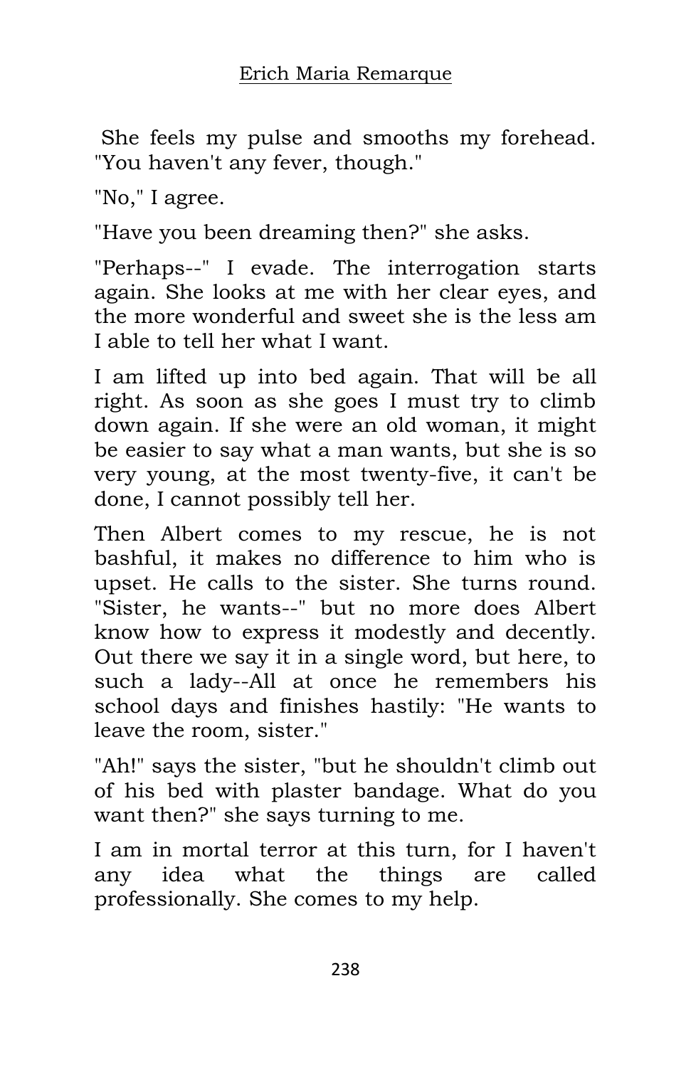She feels my pulse and smooths my forehead. "You haven't any fever, though."

"No," I agree.

"Have you been dreaming then?" she asks.

"Perhaps--" I evade. The interrogation starts again. She looks at me with her clear eyes, and the more wonderful and sweet she is the less am I able to tell her what I want.

I am lifted up into bed again. That will be all right. As soon as she goes I must try to climb down again. If she were an old woman, it might be easier to say what a man wants, but she is so very young, at the most twenty-five, it can't be done, I cannot possibly tell her.

Then Albert comes to my rescue, he is not bashful, it makes no difference to him who is upset. He calls to the sister. She turns round. "Sister, he wants--" but no more does Albert know how to express it modestly and decently. Out there we say it in a single word, but here, to such a lady--All at once he remembers his school days and finishes hastily: "He wants to leave the room, sister."

"Ah!" says the sister, "but he shouldn't climb out of his bed with plaster bandage. What do you want then?" she says turning to me.

I am in mortal terror at this turn, for I haven't any idea what the things are called professionally. She comes to my help.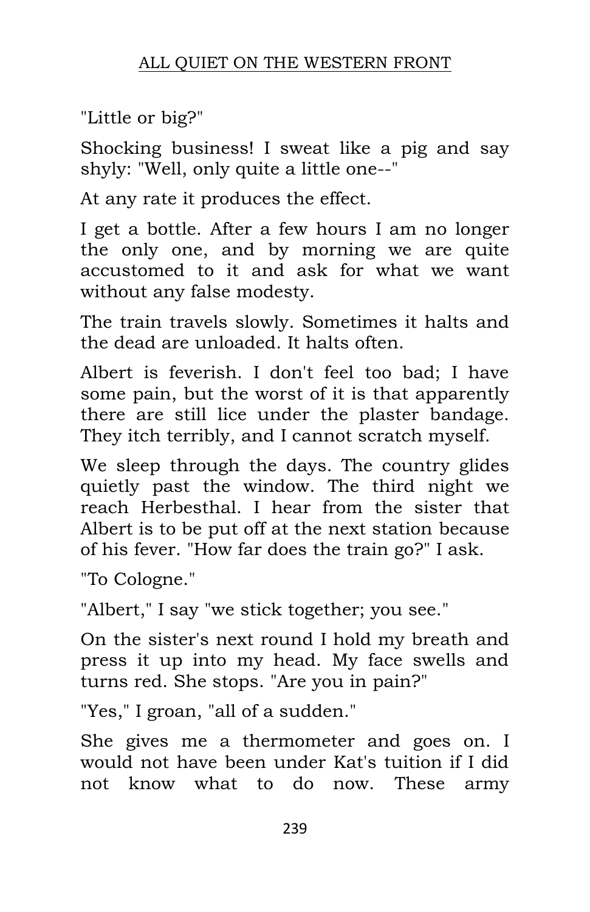"Little or big?"

Shocking business! I sweat like a pig and say shyly: "Well, only quite a little one--"

At any rate it produces the effect.

I get a bottle. After a few hours I am no longer the only one, and by morning we are quite accustomed to it and ask for what we want without any false modesty.

The train travels slowly. Sometimes it halts and the dead are unloaded. It halts often.

Albert is feverish. I don't feel too bad; I have some pain, but the worst of it is that apparently there are still lice under the plaster bandage. They itch terribly, and I cannot scratch myself.

We sleep through the days. The country glides quietly past the window. The third night we reach Herbesthal. I hear from the sister that Albert is to be put off at the next station because of his fever. "How far does the train go?" I ask.

"To Cologne."

"Albert," I say "we stick together; you see."

On the sister's next round I hold my breath and press it up into my head. My face swells and turns red. She stops. "Are you in pain?"

"Yes," I groan, "all of a sudden."

She gives me a thermometer and goes on. I would not have been under Kat's tuition if I did not know what to do now. These army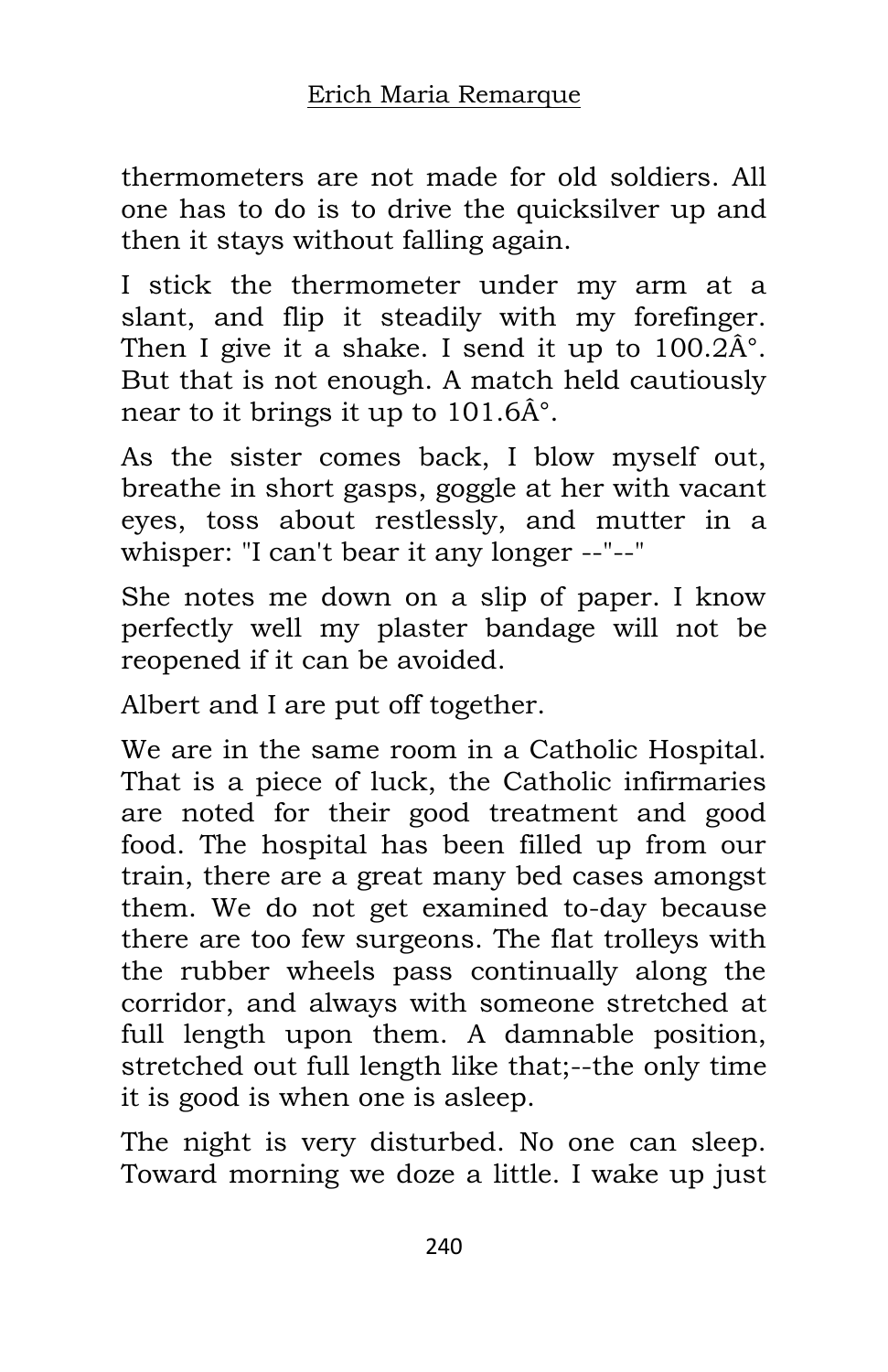thermometers are not made for old soldiers. All one has to do is to drive the quicksilver up and then it stays without falling again.

I stick the thermometer under my arm at a slant, and flip it steadily with my forefinger. Then I give it a shake. I send it up to 100.2Â°. But that is not enough. A match held cautiously near to it brings it up to 101.6Â°.

As the sister comes back, I blow myself out, breathe in short gasps, goggle at her with vacant eyes, toss about restlessly, and mutter in a whisper: "I can't bear it any longer --"--"

She notes me down on a slip of paper. I know perfectly well my plaster bandage will not be reopened if it can be avoided.

Albert and I are put off together.

We are in the same room in a Catholic Hospital. That is a piece of luck, the Catholic infirmaries are noted for their good treatment and good food. The hospital has been filled up from our train, there are a great many bed cases amongst them. We do not get examined to-day because there are too few surgeons. The flat trolleys with the rubber wheels pass continually along the corridor, and always with someone stretched at full length upon them. A damnable position, stretched out full length like that;--the only time it is good is when one is asleep.

The night is very disturbed. No one can sleep. Toward morning we doze a little. I wake up just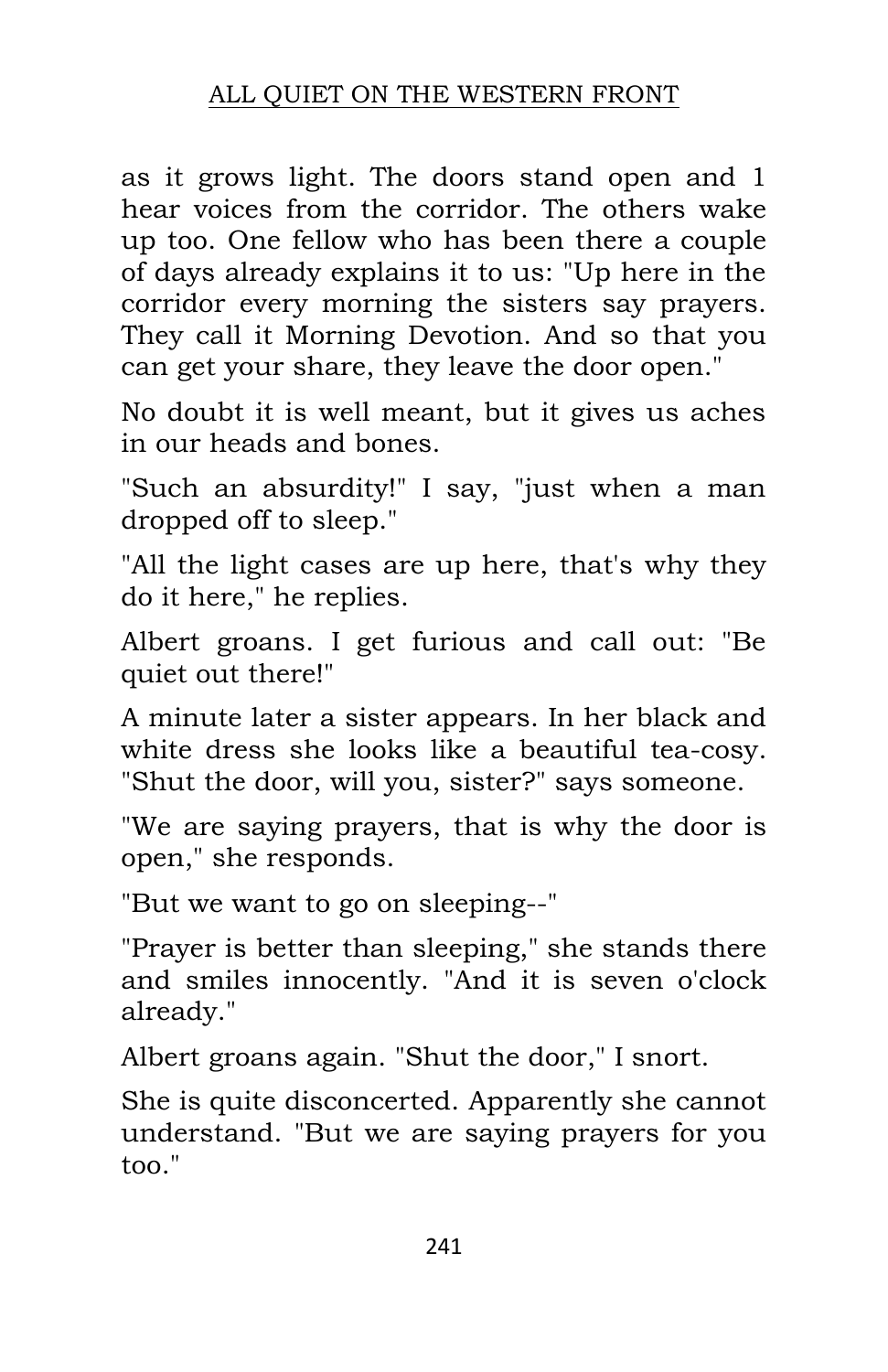as it grows light. The doors stand open and 1 hear voices from the corridor. The others wake up too. One fellow who has been there a couple of days already explains it to us: "Up here in the corridor every morning the sisters say prayers. They call it Morning Devotion. And so that you can get your share, they leave the door open."

No doubt it is well meant, but it gives us aches in our heads and bones.

"Such an absurdity!" I say, "just when a man dropped off to sleep."

"All the light cases are up here, that's why they do it here," he replies.

Albert groans. I get furious and call out: "Be quiet out there!"

A minute later a sister appears. In her black and white dress she looks like a beautiful tea-cosy. "Shut the door, will you, sister?" says someone.

"We are saying prayers, that is why the door is open," she responds.

"But we want to go on sleeping--"

"Prayer is better than sleeping," she stands there and smiles innocently. "And it is seven o'clock already."

Albert groans again. "Shut the door," I snort.

She is quite disconcerted. Apparently she cannot understand. "But we are saying prayers for you too."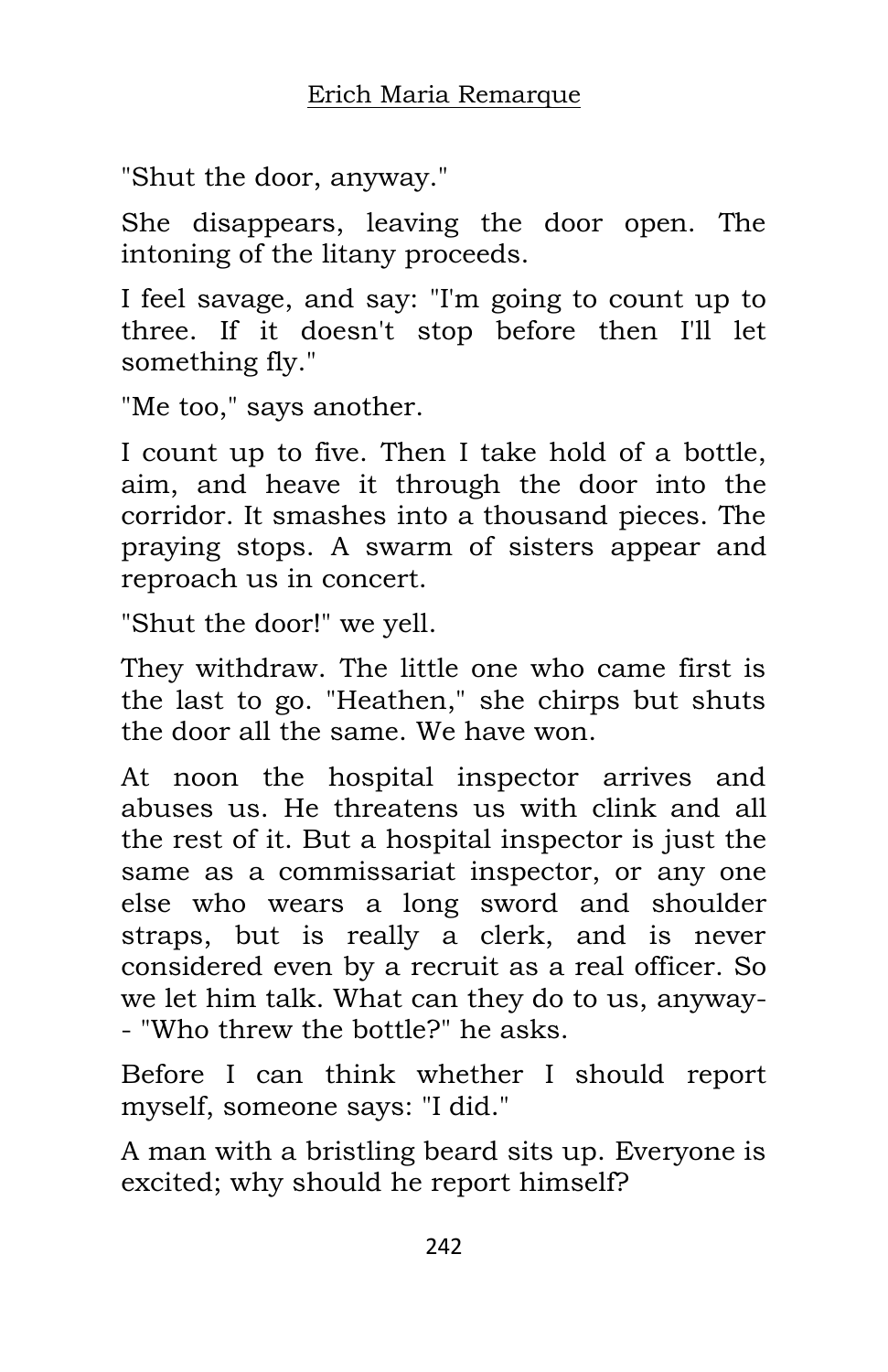"Shut the door, anyway."

She disappears, leaving the door open. The intoning of the litany proceeds.

I feel savage, and say: "I'm going to count up to three. If it doesn't stop before then I'll let something fly."

"Me too," says another.

I count up to five. Then I take hold of a bottle, aim, and heave it through the door into the corridor. It smashes into a thousand pieces. The praying stops. A swarm of sisters appear and reproach us in concert.

"Shut the door!" we yell.

They withdraw. The little one who came first is the last to go. "Heathen," she chirps but shuts the door all the same. We have won.

At noon the hospital inspector arrives and abuses us. He threatens us with clink and all the rest of it. But a hospital inspector is just the same as a commissariat inspector, or any one else who wears a long sword and shoulder straps, but is really a clerk, and is never considered even by a recruit as a real officer. So we let him talk. What can they do to us, anyway-- "Who threw the bottle?" he asks.

Before I can think whether I should report myself, someone says: "I did."

A man with a bristling beard sits up. Everyone is excited; why should he report himself?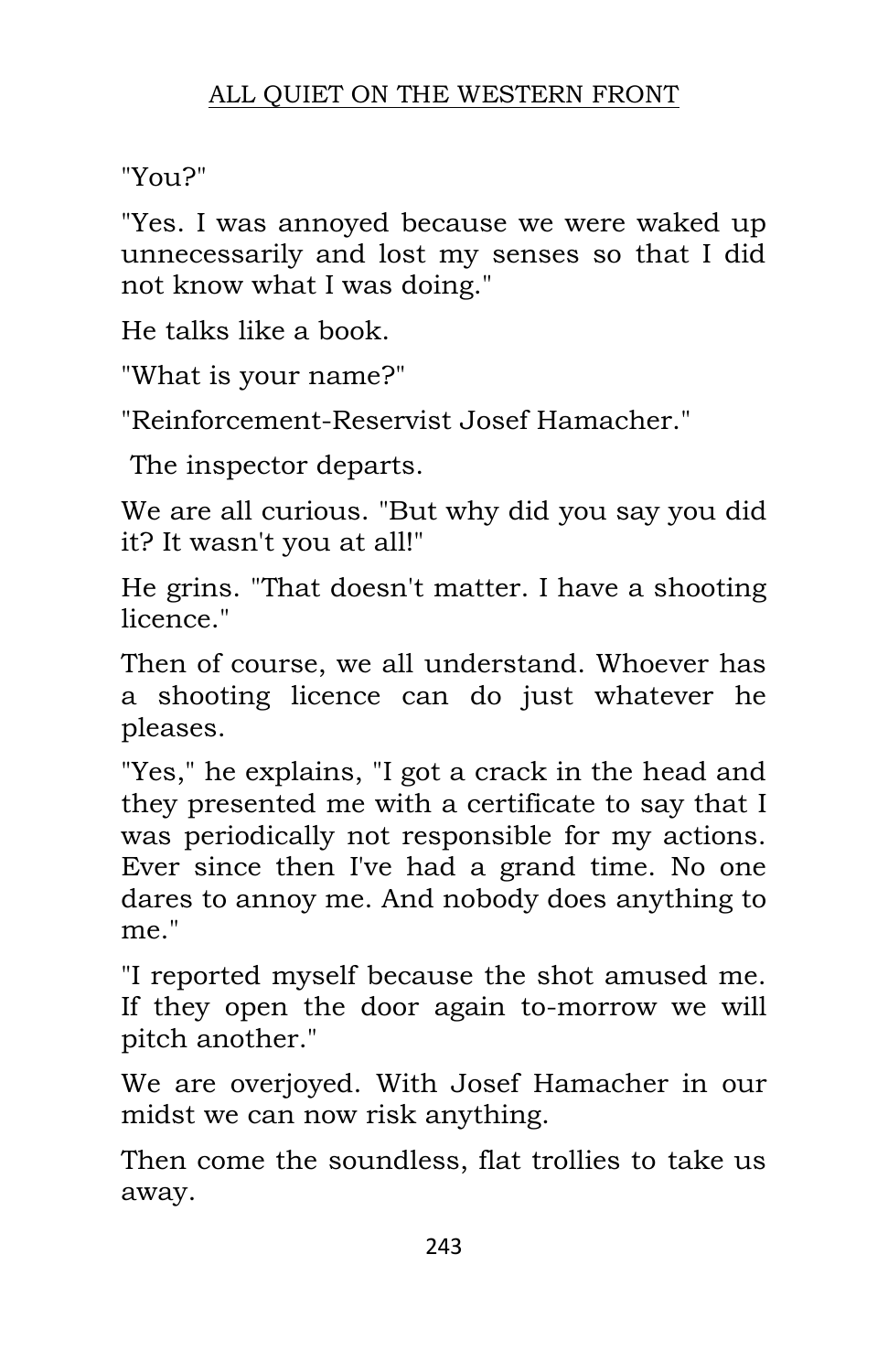"You?"

"Yes. I was annoyed because we were waked up unnecessarily and lost my senses so that I did not know what I was doing."

He talks like a book.

"What is your name?"

"Reinforcement-Reservist Josef Hamacher."

The inspector departs.

We are all curious. "But why did you say you did it? It wasn't you at all!"

He grins. "That doesn't matter. I have a shooting licence."

Then of course, we all understand. Whoever has a shooting licence can do just whatever he pleases.

"Yes," he explains, "I got a crack in the head and they presented me with a certificate to say that I was periodically not responsible for my actions. Ever since then I've had a grand time. No one dares to annoy me. And nobody does anything to me."

"I reported myself because the shot amused me. If they open the door again to-morrow we will pitch another."

We are overjoyed. With Josef Hamacher in our midst we can now risk anything.

Then come the soundless, flat trollies to take us away.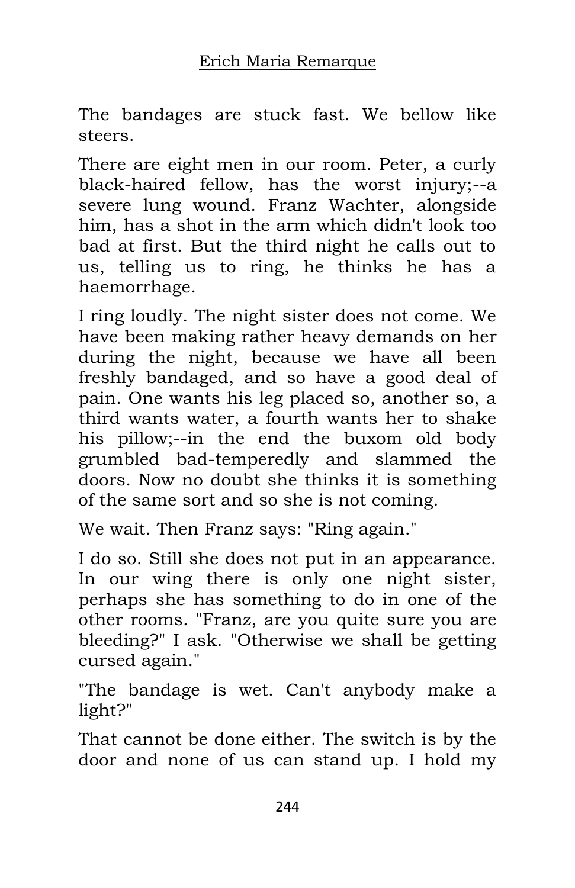The bandages are stuck fast. We bellow like steers.

There are eight men in our room. Peter, a curly black-haired fellow, has the worst injury;--a severe lung wound. Franz Wachter, alongside him, has a shot in the arm which didn't look too bad at first. But the third night he calls out to us, telling us to ring, he thinks he has a haemorrhage.

I ring loudly. The night sister does not come. We have been making rather heavy demands on her during the night, because we have all been freshly bandaged, and so have a good deal of pain. One wants his leg placed so, another so, a third wants water, a fourth wants her to shake his pillow;--in the end the buxom old body grumbled bad-temperedly and slammed the doors. Now no doubt she thinks it is something of the same sort and so she is not coming.

We wait. Then Franz says: "Ring again."

I do so. Still she does not put in an appearance. In our wing there is only one night sister, perhaps she has something to do in one of the other rooms. "Franz, are you quite sure you are bleeding?" I ask. "Otherwise we shall be getting cursed again."

"The bandage is wet. Can't anybody make a light?"

That cannot be done either. The switch is by the door and none of us can stand up. I hold my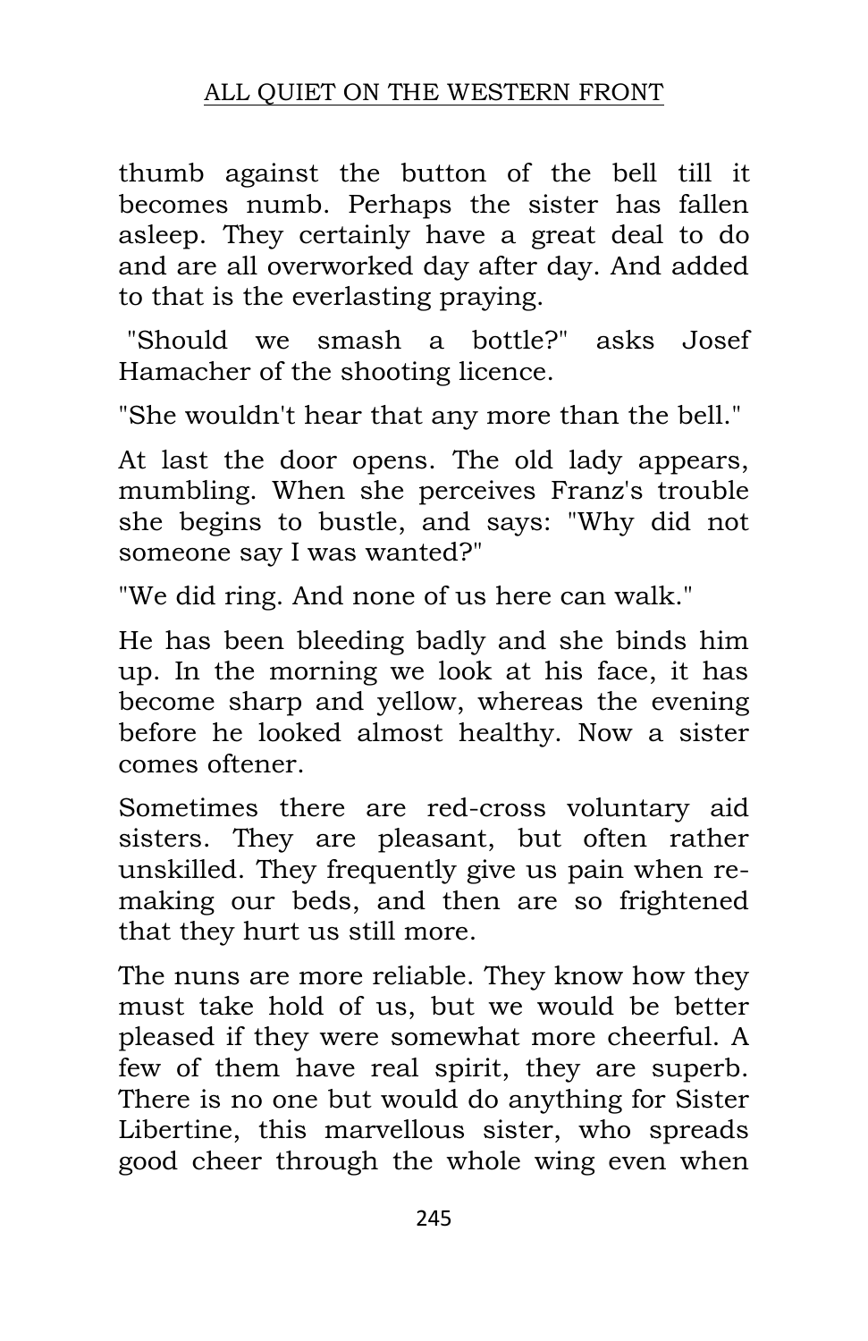thumb against the button of the bell till it becomes numb. Perhaps the sister has fallen asleep. They certainly have a great deal to do and are all overworked day after day. And added to that is the everlasting praying.

"Should we smash a bottle?" asks Josef Hamacher of the shooting licence.

"She wouldn't hear that any more than the bell."

At last the door opens. The old lady appears, mumbling. When she perceives Franz's trouble she begins to bustle, and says: "Why did not someone say I was wanted?"

"We did ring. And none of us here can walk."

He has been bleeding badly and she binds him up. In the morning we look at his face, it has become sharp and yellow, whereas the evening before he looked almost healthy. Now a sister comes oftener.

Sometimes there are red-cross voluntary aid sisters. They are pleasant, but often rather unskilled. They frequently give us pain when re-making our beds, and then are so frightened that they hurt us still more.

The nuns are more reliable. They know how they must take hold of us, but we would be better pleased if they were somewhat more cheerful. A few of them have real spirit, they are superb. There is no one but would do anything for Sister Libertine, this marvellous sister, who spreads good cheer through the whole wing even when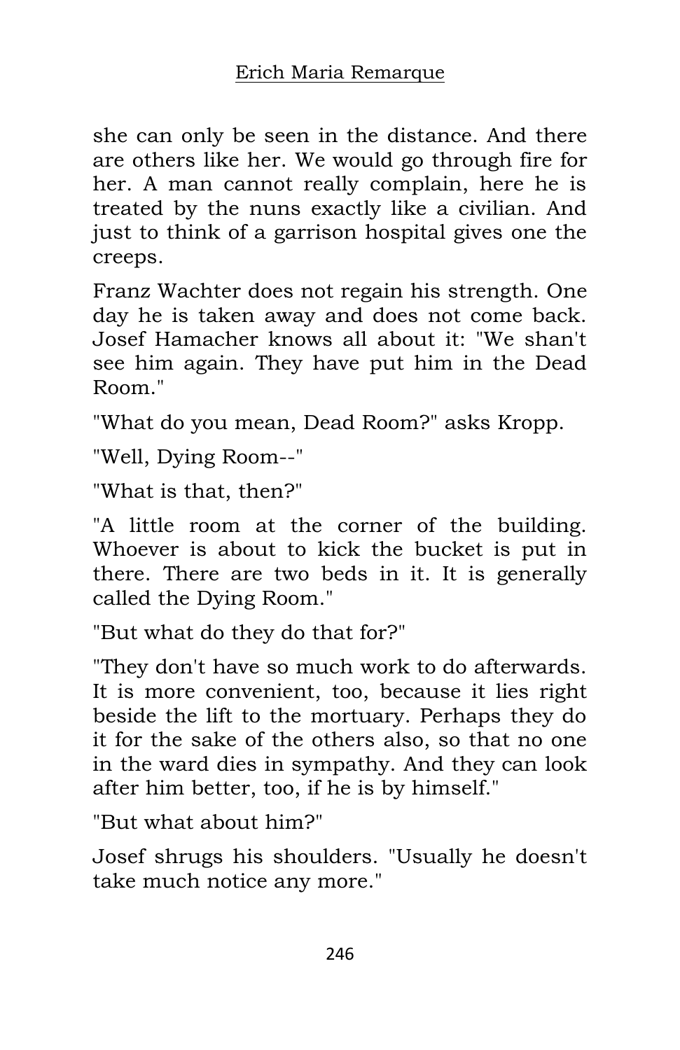she can only be seen in the distance. And there are others like her. We would go through fire for her. A man cannot really complain, here he is treated by the nuns exactly like a civilian. And just to think of a garrison hospital gives one the creeps.

Franz Wachter does not regain his strength. One day he is taken away and does not come back. Josef Hamacher knows all about it: "We shan't see him again. They have put him in the Dead Room."

"What do you mean, Dead Room?" asks Kropp.

"Well, Dying Room--"

"What is that, then?"

"A little room at the corner of the building. Whoever is about to kick the bucket is put in there. There are two beds in it. It is generally called the Dying Room."

"But what do they do that for?"

"They don't have so much work to do afterwards. It is more convenient, too, because it lies right beside the lift to the mortuary. Perhaps they do it for the sake of the others also, so that no one in the ward dies in sympathy. And they can look after him better, too, if he is by himself."

"But what about him?"

Josef shrugs his shoulders. "Usually he doesn't take much notice any more."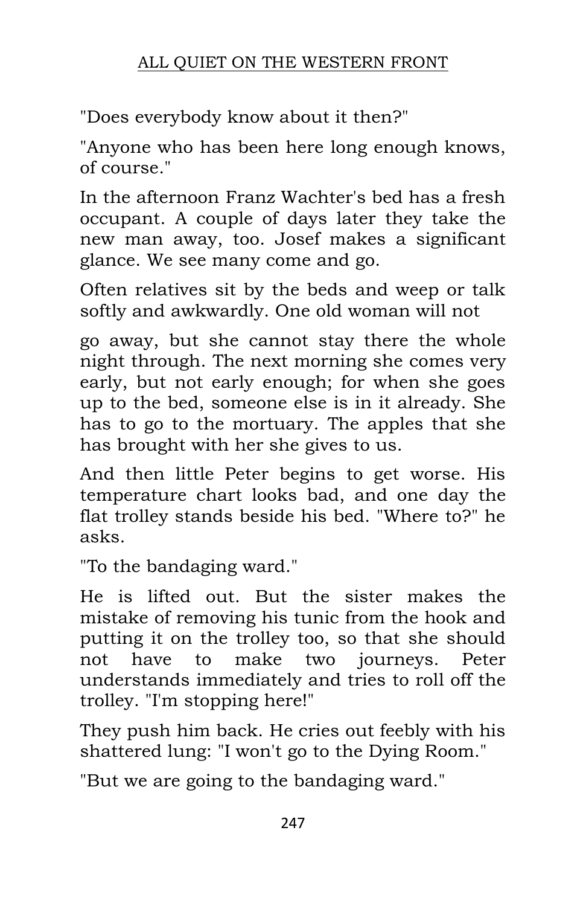"Does everybody know about it then?"

"Anyone who has been here long enough knows, of course."

In the afternoon Franz Wachter's bed has a fresh occupant. A couple of days later they take the new man away, too. Josef makes a significant glance. We see many come and go.

Often relatives sit by the beds and weep or talk softly and awkwardly. One old woman will not go away, but she cannot stay there the whole night through. The next morning she comes very early, but not early enough; for when she goes up to the bed, someone else is in it already. She has to go to the mortuary. The apples that she has brought with her she gives to us.

And then little Peter begins to get worse. His temperature chart looks bad, and one day the flat trolley stands beside his bed. "Where to?" he asks.

"To the bandaging ward."

He is lifted out. But the sister makes the mistake of removing his tunic from the hook and putting it on the trolley too, so that she should not have to make two journeys. Peter understands immediately and tries to roll off the trolley. "I'm stopping here!"

They push him back. He cries out feebly with his shattered lung: "I won't go to the Dying Room."

"But we are going to the bandaging ward."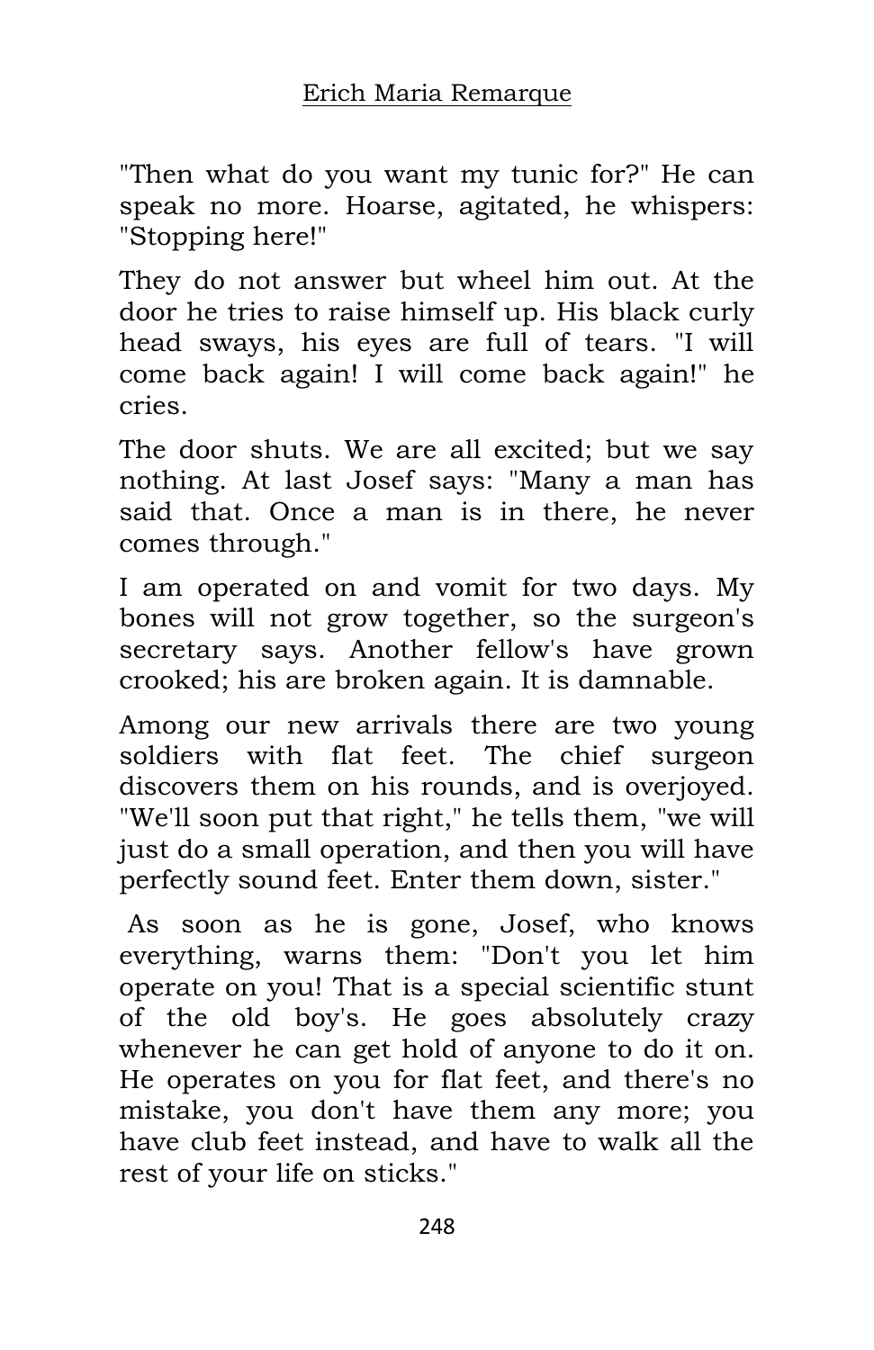"Then what do you want my tunic for?" He can speak no more. Hoarse, agitated, he whispers: "Stopping here!"

They do not answer but wheel him out. At the door he tries to raise himself up. His black curly head sways, his eyes are full of tears. "I will come back again! I will come back again!" he cries.

The door shuts. We are all excited; but we say nothing. At last Josef says: "Many a man has said that. Once a man is in there, he never comes through."

I am operated on and vomit for two days. My bones will not grow together, so the surgeon's secretary says. Another fellow's have grown crooked; his are broken again. It is damnable.

Among our new arrivals there are two young soldiers with flat feet. The chief surgeon discovers them on his rounds, and is overjoyed. "We'll soon put that right," he tells them, "we will just do a small operation, and then you will have perfectly sound feet. Enter them down, sister."

As soon as he is gone, Josef, who knows everything, warns them: "Don't you let him operate on you! That is a special scientific stunt of the old boy's. He goes absolutely crazy whenever he can get hold of anyone to do it on. He operates on you for flat feet, and there's no mistake, you don't have them any more; you have club feet instead, and have to walk all the rest of your life on sticks."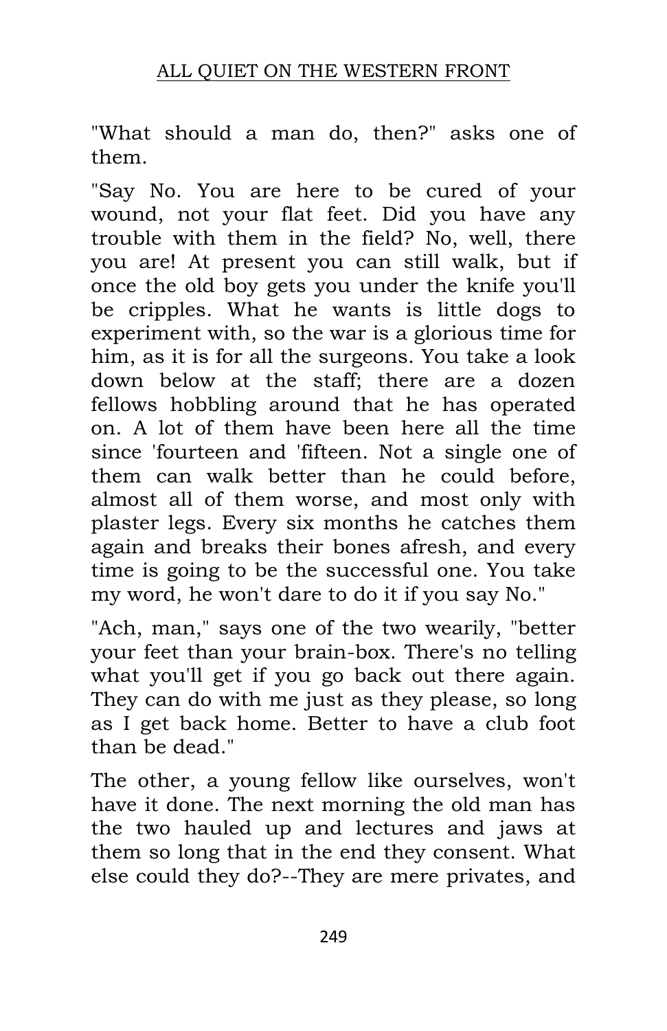"What should a man do, then?" asks one of them.

"Say No. You are here to be cured of your wound, not your flat feet. Did you have any trouble with them in the field? No, well, there you are! At present you can still walk, but if once the old boy gets you under the knife you'll be cripples. What he wants is little dogs to experiment with, so the war is a glorious time for him, as it is for all the surgeons. You take a look down below at the staff; there are a dozen fellows hobbling around that he has operated on. A lot of them have been here all the time since 'fourteen and 'fifteen. Not a single one of them can walk better than he could before, almost all of them worse, and most only with plaster legs. Every six months he catches them again and breaks their bones afresh, and every time is going to be the successful one. You take my word, he won't dare to do it if you say No."

"Ach, man," says one of the two wearily, "better your feet than your brain-box. There's no telling what you'll get if you go back out there again. They can do with me just as they please, so long as I get back home. Better to have a club foot than be dead."

The other, a young fellow like ourselves, won't have it done. The next morning the old man has the two hauled up and lectures and jaws at them so long that in the end they consent. What else could they do?--They are mere privates, and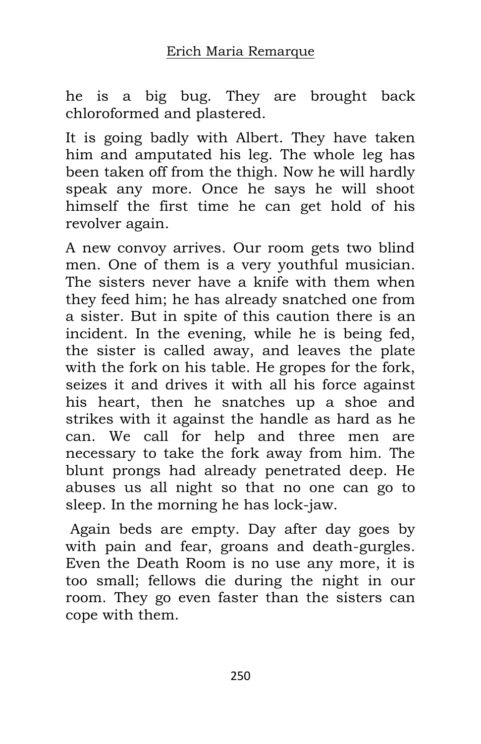he is a big bug. They are brought back chloroformed and plastered.

It is going badly with Albert. They have taken him and amputated his leg. The whole leg has been taken off from the thigh. Now he will hardly speak any more. Once he says he will shoot himself the first time he can get hold of his revolver again.

A new convoy arrives. Our room gets two blind men. One of them is a very youthful musician. The sisters never have a knife with them when they feed him; he has already snatched one from a sister. But in spite of this caution there is an incident. In the evening, while he is being fed, the sister is called away, and leaves the plate with the fork on his table. He gropes for the fork, seizes it and drives it with all his force against his heart, then he snatches up a shoe and strikes with it against the handle as hard as he can. We call for help and three men are necessary to take the fork away from him. The blunt prongs had already penetrated deep. He abuses us all night so that no one can go to sleep. In the morning he has lock-jaw.

Again beds are empty. Day after day goes by with pain and fear, groans and death-gurgles. Even the Death Room is no use any more, it is too small; fellows die during the night in our room. They go even faster than the sisters can cope with them.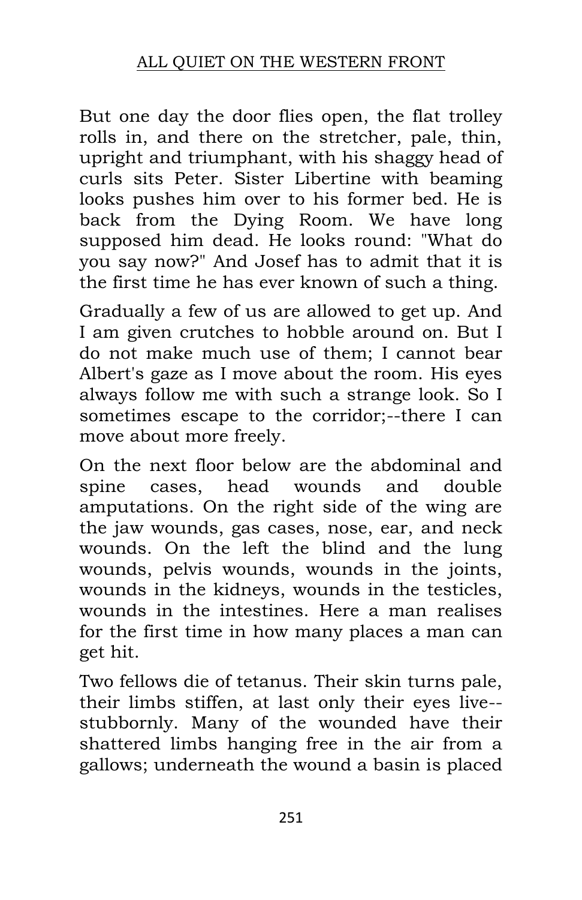But one day the door flies open, the flat trolley rolls in, and there on the stretcher, pale, thin, upright and triumphant, with his shaggy head of curls sits Peter. Sister Libertine with beaming looks pushes him over to his former bed. He is back from the Dying Room. We have long supposed him dead. He looks round: "What do you say now?" And Josef has to admit that it is the first time he has ever known of such a thing.

Gradually a few of us are allowed to get up. And I am given crutches to hobble around on. But I do not make much use of them; I cannot bear Albert's gaze as I move about the room. His eyes always follow me with such a strange look. So I sometimes escape to the corridor;--there I can move about more freely.

On the next floor below are the abdominal and spine cases, head wounds and double amputations. On the right side of the wing are the jaw wounds, gas cases, nose, ear, and neck wounds. On the left the blind and the lung wounds, pelvis wounds, wounds in the joints, wounds in the kidneys, wounds in the testicles, wounds in the intestines. Here a man realises for the first time in how many places a man can get hit.

Two fellows die of tetanus. Their skin turns pale, their limbs stiffen, at last only their eyes live--stubbornly. Many of the wounded have their shattered limbs hanging free in the air from a gallows; underneath the wound a basin is placed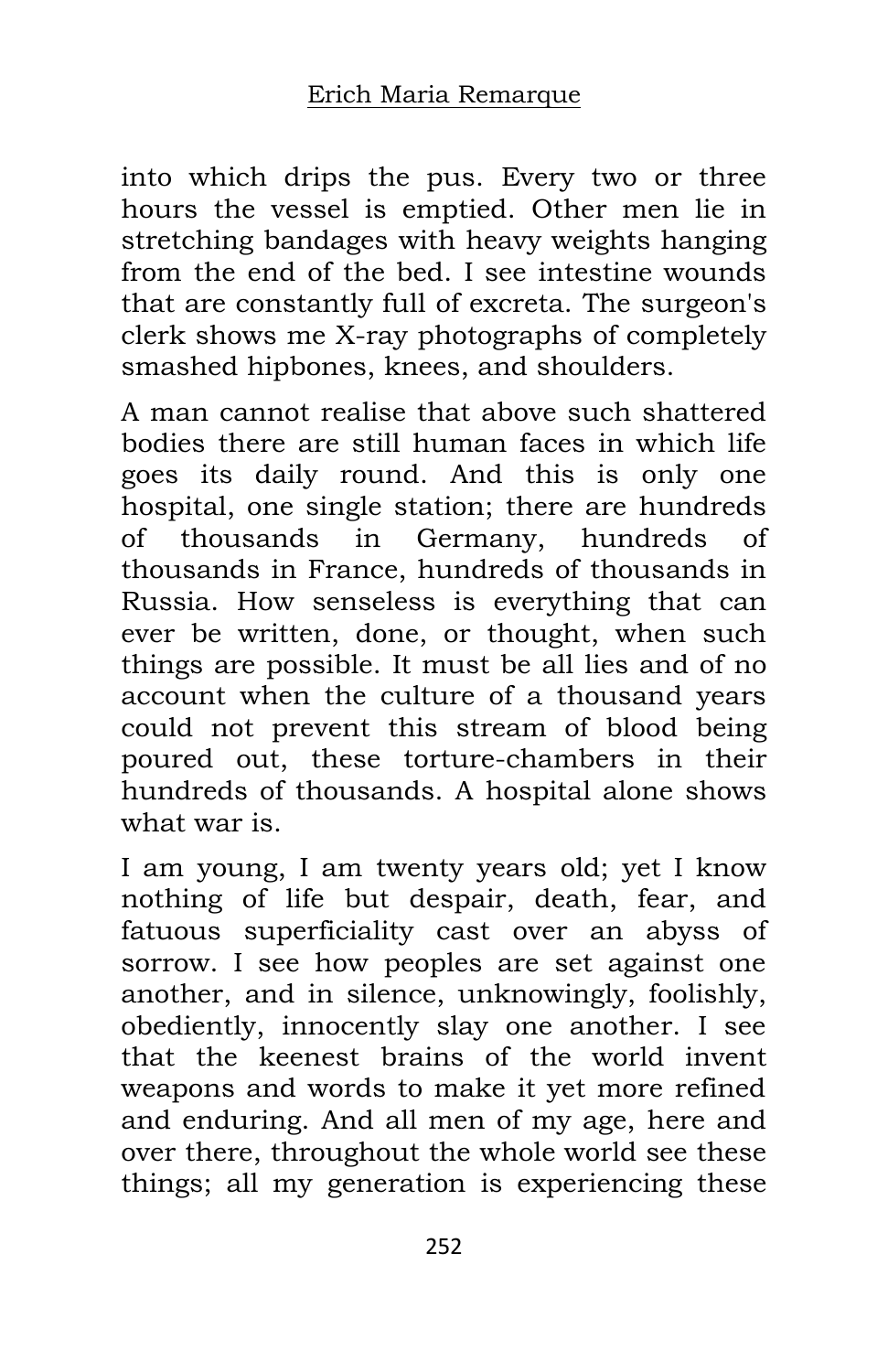into which drips the pus. Every two or three hours the vessel is emptied. Other men lie in stretching bandages with heavy weights hanging from the end of the bed. I see intestine wounds that are constantly full of excreta. The surgeon's clerk shows me X-ray photographs of completely smashed hipbones, knees, and shoulders.

A man cannot realise that above such shattered bodies there are still human faces in which life goes its daily round. And this is only one hospital, one single station; there are hundreds of thousands in Germany, hundreds of thousands in France, hundreds of thousands in Russia. How senseless is everything that can ever be written, done, or thought, when such things are possible. It must be all lies and of no account when the culture of a thousand years could not prevent this stream of blood being poured out, these torture-chambers in their hundreds of thousands. A hospital alone shows what war is.

I am young, I am twenty years old; yet I know nothing of life but despair, death, fear, and fatuous superficiality cast over an abyss of sorrow. I see how peoples are set against one another, and in silence, unknowingly, foolishly, obediently, innocently slay one another. I see that the keenest brains of the world invent weapons and words to make it yet more refined and enduring. And all men of my age, here and over there, throughout the whole world see these things; all my generation is experiencing these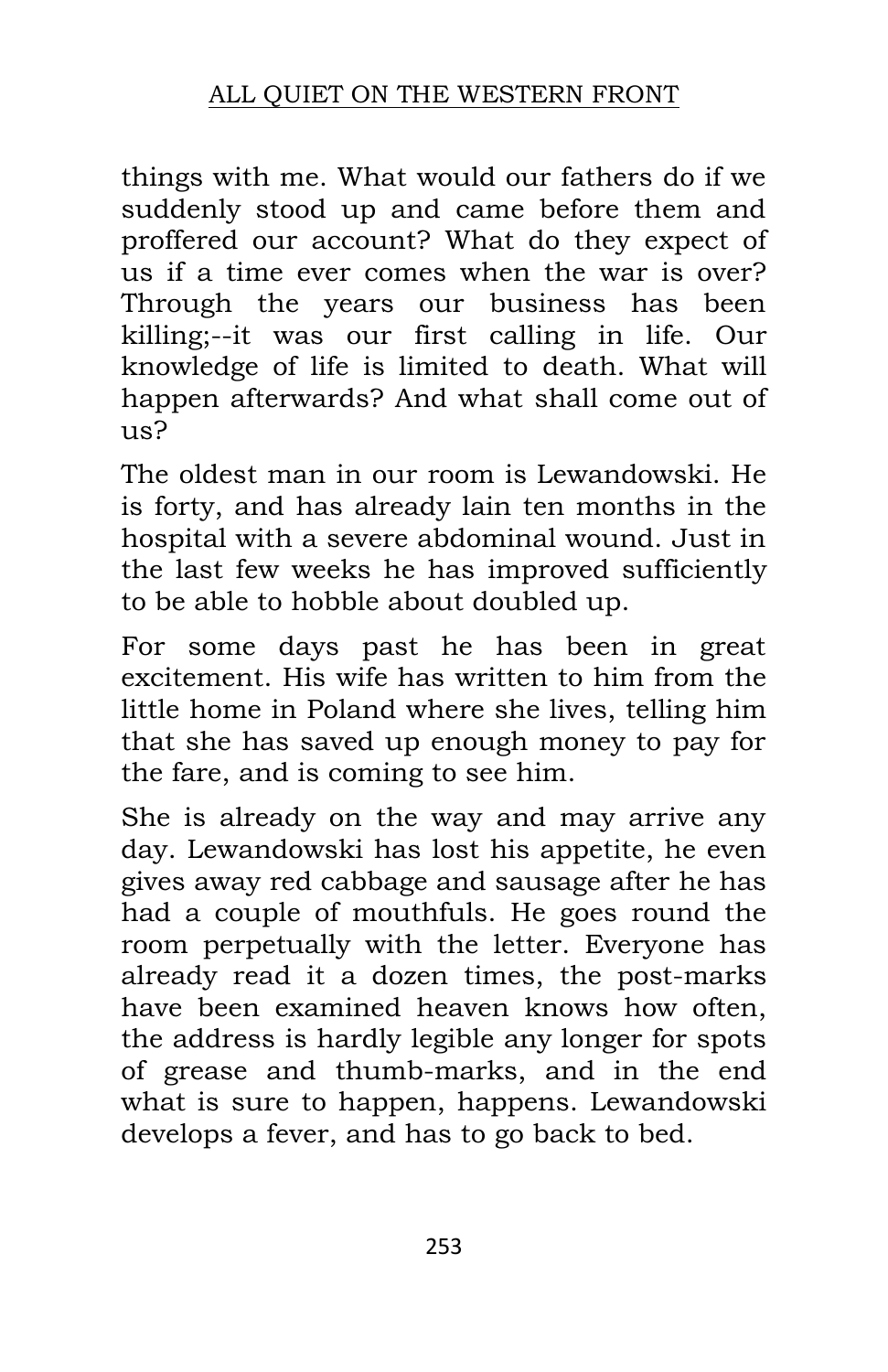things with me. What would our fathers do if we suddenly stood up and came before them and proffered our account? What do they expect of us if a time ever comes when the war is over? Through the years our business has been killing;--it was our first calling in life. Our knowledge of life is limited to death. What will happen afterwards? And what shall come out of us?

The oldest man in our room is Lewandowski. He is forty, and has already lain ten months in the hospital with a severe abdominal wound. Just in the last few weeks he has improved sufficiently to be able to hobble about doubled up.

For some days past he has been in great excitement. His wife has written to him from the little home in Poland where she lives, telling him that she has saved up enough money to pay for the fare, and is coming to see him.

She is already on the way and may arrive any day. Lewandowski has lost his appetite, he even gives away red cabbage and sausage after he has had a couple of mouthfuls. He goes round the room perpetually with the letter. Everyone has already read it a dozen times, the post-marks have been examined heaven knows how often, the address is hardly legible any longer for spots of grease and thumb-marks, and in the end what is sure to happen, happens. Lewandowski develops a fever, and has to go back to bed.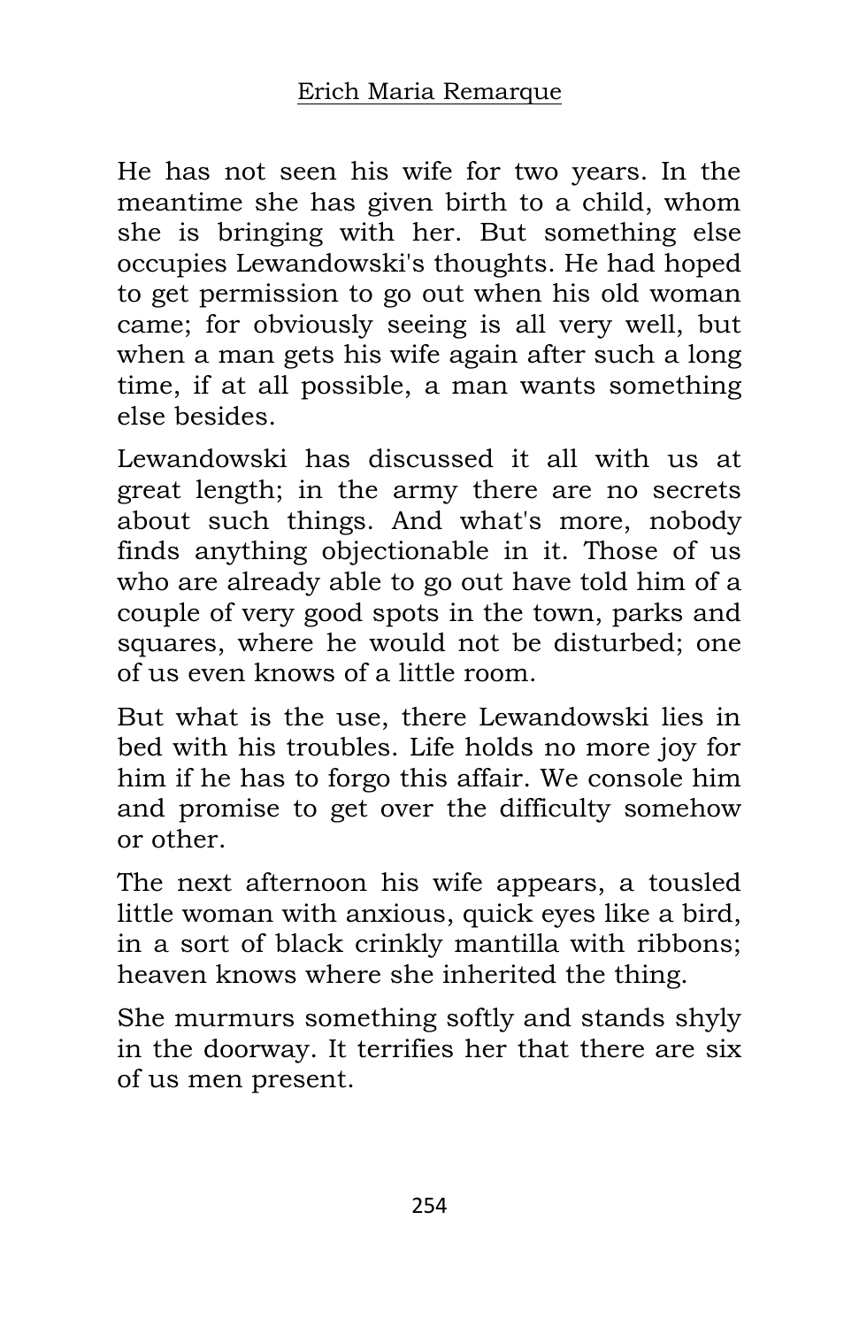He has not seen his wife for two years. In the meantime she has given birth to a child, whom she is bringing with her. But something else occupies Lewandowski's thoughts. He had hoped to get permission to go out when his old woman came; for obviously seeing is all very well, but when a man gets his wife again after such a long time, if at all possible, a man wants something else besides.

Lewandowski has discussed it all with us at great length; in the army there are no secrets about such things. And what's more, nobody finds anything objectionable in it. Those of us who are already able to go out have told him of a couple of very good spots in the town, parks and squares, where he would not be disturbed; one of us even knows of a little room.

But what is the use, there Lewandowski lies in bed with his troubles. Life holds no more joy for him if he has to forgo this affair. We console him and promise to get over the difficulty somehow or other.

The next afternoon his wife appears, a tousled little woman with anxious, quick eyes like a bird, in a sort of black crinkly mantilla with ribbons; heaven knows where she inherited the thing.

She murmurs something softly and stands shyly in the doorway. It terrifies her that there are six of us men present.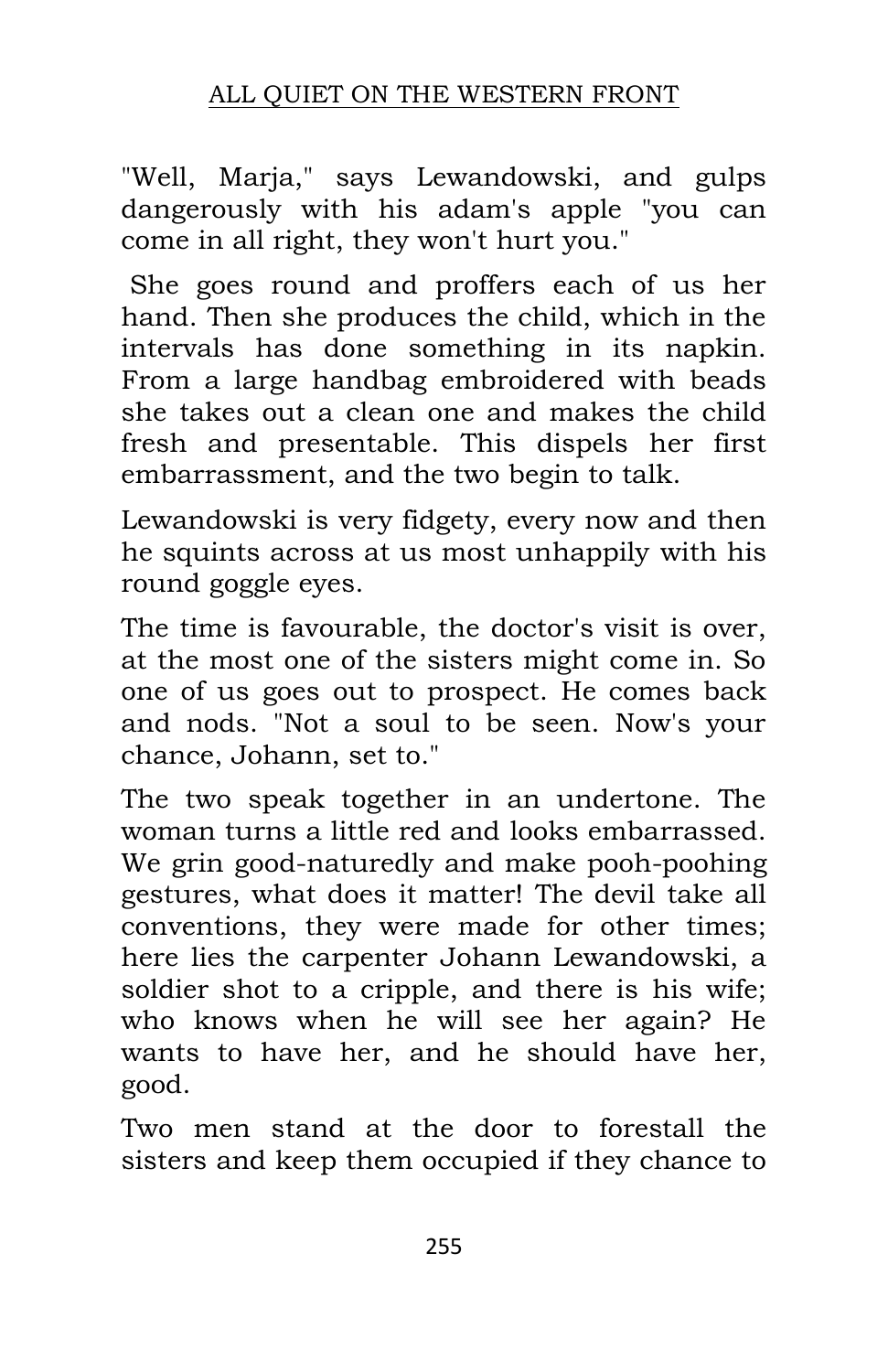"Well, Marja," says Lewandowski, and gulps dangerously with his adam's apple "you can come in all right, they won't hurt you."

She goes round and proffers each of us her hand. Then she produces the child, which in the intervals has done something in its napkin. From a large handbag embroidered with beads she takes out a clean one and makes the child fresh and presentable. This dispels her first embarrassment, and the two begin to talk.

Lewandowski is very fidgety, every now and then he squints across at us most unhappily with his round goggle eyes.

The time is favourable, the doctor's visit is over, at the most one of the sisters might come in. So one of us goes out to prospect. He comes back and nods. "Not a soul to be seen. Now's your chance, Johann, set to."

The two speak together in an undertone. The woman turns a little red and looks embarrassed. We grin good-naturedly and make pooh-poohing gestures, what does it matter! The devil take all conventions, they were made for other times; here lies the carpenter Johann Lewandowski, a soldier shot to a cripple, and there is his wife; who knows when he will see her again? He wants to have her, and he should have her, good.

Two men stand at the door to forestall the sisters and keep them occupied if they chance to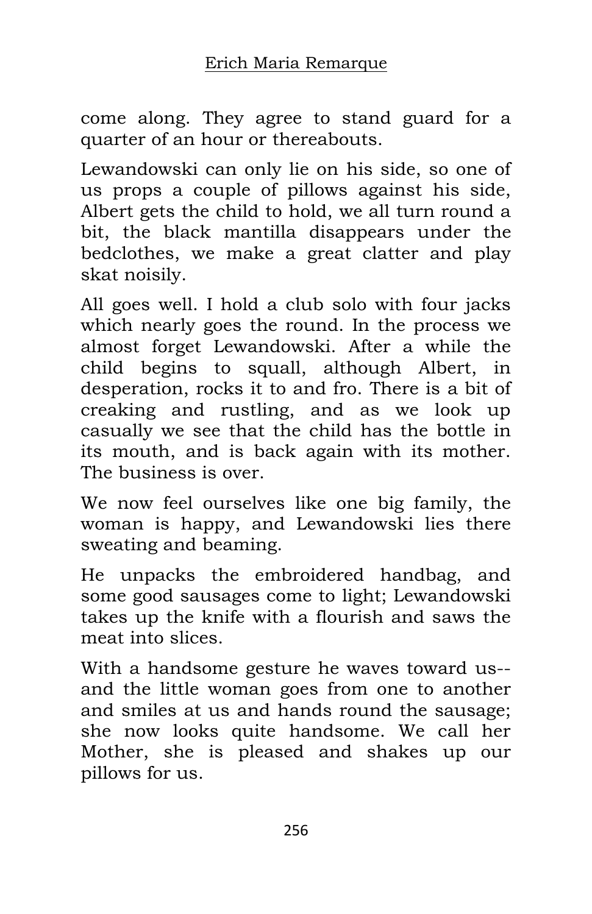come along. They agree to stand guard for a quarter of an hour or thereabouts.

Lewandowski can only lie on his side, so one of us props a couple of pillows against his side, Albert gets the child to hold, we all turn round a bit, the black mantilla disappears under the bedclothes, we make a great clatter and play skat noisily.

All goes well. I hold a club solo with four jacks which nearly goes the round. In the process we almost forget Lewandowski. After a while the child begins to squall, although Albert, in desperation, rocks it to and fro. There is a bit of creaking and rustling, and as we look up casually we see that the child has the bottle in its mouth, and is back again with its mother. The business is over.

We now feel ourselves like one big family, the woman is happy, and Lewandowski lies there sweating and beaming.

He unpacks the embroidered handbag, and some good sausages come to light; Lewandowski takes up the knife with a flourish and saws the meat into slices.

With a handsome gesture he waves toward us--and the little woman goes from one to another and smiles at us and hands round the sausage; she now looks quite handsome. We call her Mother, she is pleased and shakes up our pillows for us.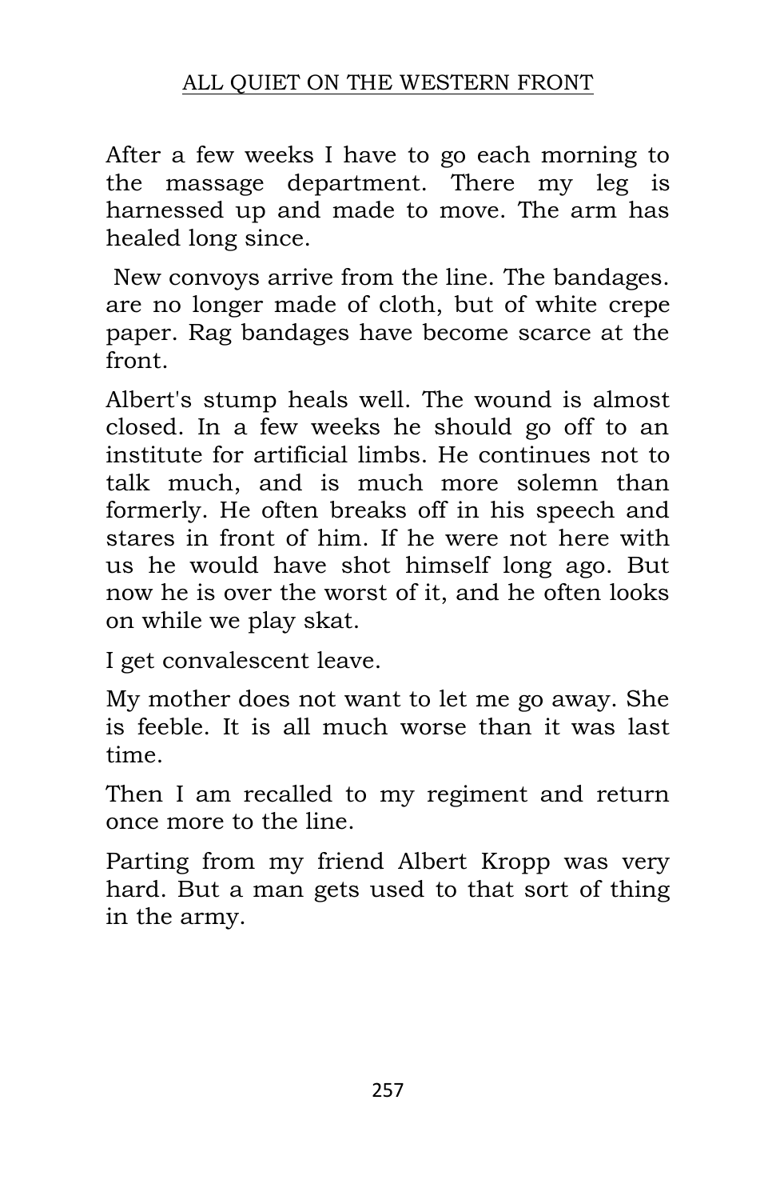After a few weeks I have to go each morning to the massage department. There my leg is harnessed up and made to move. The arm has healed long since.

New convoys arrive from the line. The bandages. are no longer made of cloth, but of white crepe paper. Rag bandages have become scarce at the front.

Albert's stump heals well. The wound is almost closed. In a few weeks he should go off to an institute for artificial limbs. He continues not to talk much, and is much more solemn than formerly. He often breaks off in his speech and stares in front of him. If he were not here with us he would have shot himself long ago. But now he is over the worst of it, and he often looks on while we play skat.

I get convalescent leave.

My mother does not want to let me go away. She is feeble. It is all much worse than it was last time.

Then I am recalled to my regiment and return once more to the line.

Parting from my friend Albert Kropp was very hard. But a man gets used to that sort of thing in the army.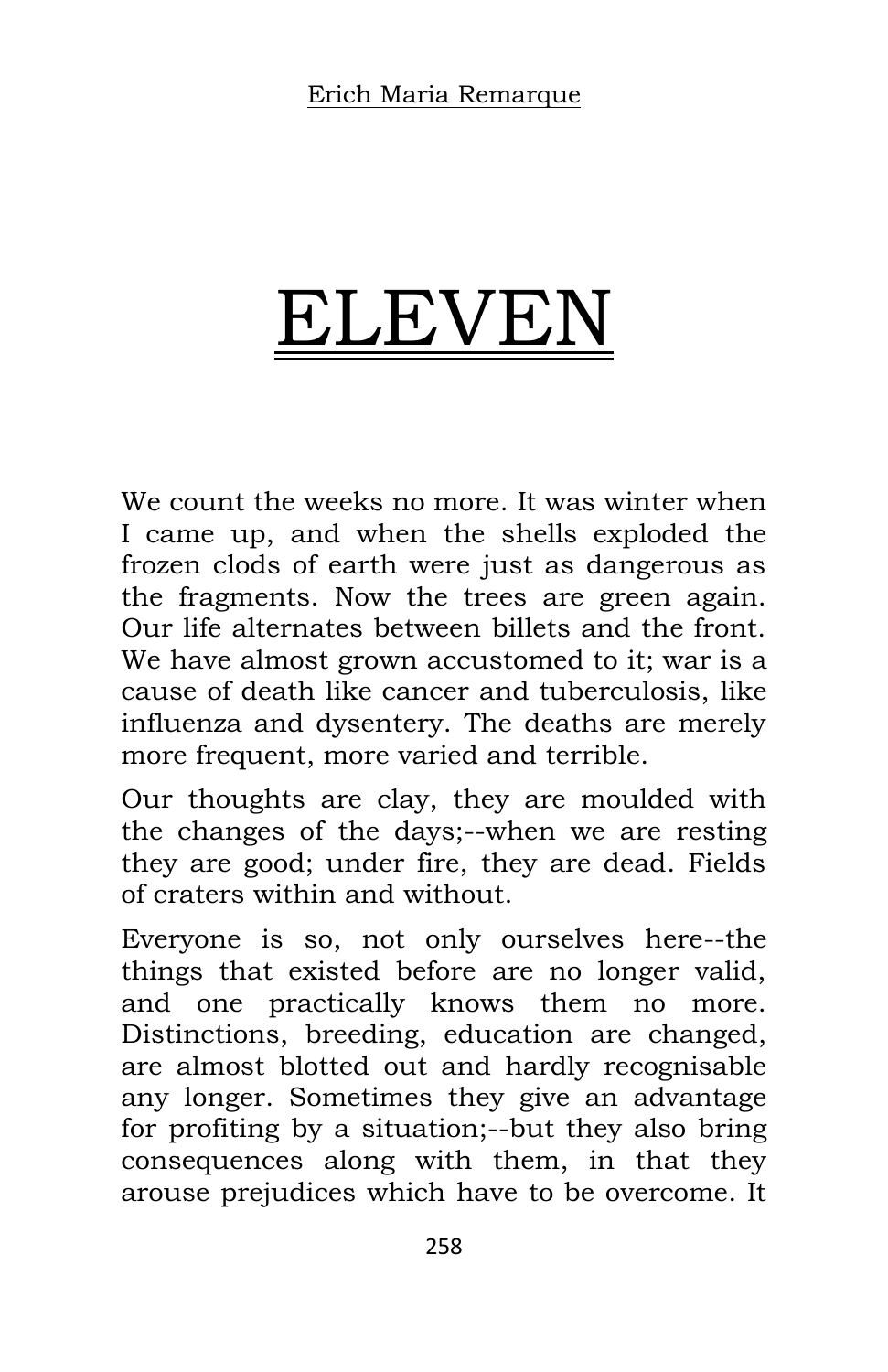# ELEVEN

We count the weeks no more. It was winter when I came up, and when the shells exploded the frozen clods of earth were just as dangerous as the fragments. Now the trees are green again. Our life alternates between billets and the front. We have almost grown accustomed to it; war is a cause of death like cancer and tuberculosis, like influenza and dysentery. The deaths are merely more frequent, more varied and terrible.

Our thoughts are clay, they are moulded with the changes of the days;--when we are resting they are good; under fire, they are dead. Fields of craters within and without.

Everyone is so, not only ourselves here--the things that existed before are no longer valid, and one practically knows them no more. Distinctions, breeding, education are changed, are almost blotted out and hardly recognisable any longer. Sometimes they give an advantage for profiting by a situation;--but they also bring consequences along with them, in that they arouse prejudices which have to be overcome. It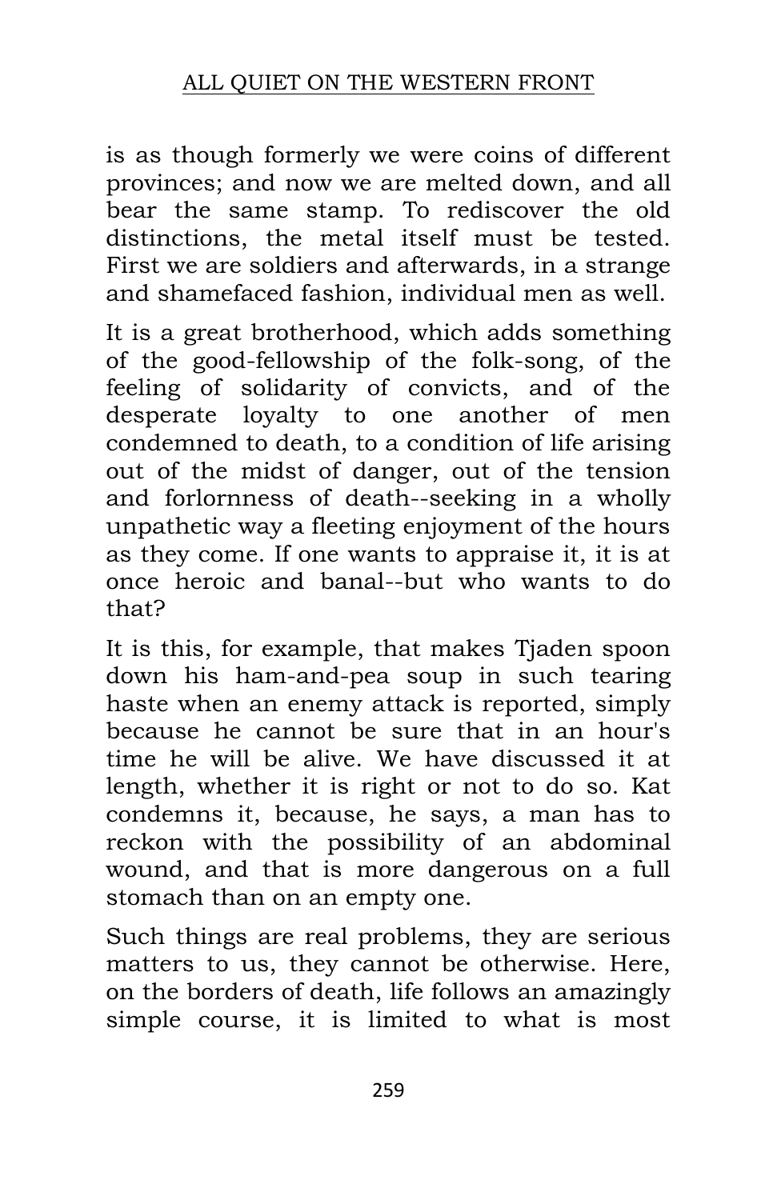is as though formerly we were coins of different provinces; and now we are melted down, and all bear the same stamp. To rediscover the old distinctions, the metal itself must be tested. First we are soldiers and afterwards, in a strange and shamefaced fashion, individual men as well.

It is a great brotherhood, which adds something of the good-fellowship of the folk-song, of the feeling of solidarity of convicts, and of the desperate loyalty to one another of men condemned to death, to a condition of life arising out of the midst of danger, out of the tension and forlornness of death--seeking in a wholly unpathetic way a fleeting enjoyment of the hours as they come. If one wants to appraise it, it is at once heroic and banal--but who wants to do that?

It is this, for example, that makes Tjaden spoon down his ham-and-pea soup in such tearing haste when an enemy attack is reported, simply because he cannot be sure that in an hour's time he will be alive. We have discussed it at length, whether it is right or not to do so. Kat condemns it, because, he says, a man has to reckon with the possibility of an abdominal wound, and that is more dangerous on a full stomach than on an empty one.

Such things are real problems, they are serious matters to us, they cannot be otherwise. Here, on the borders of death, life follows an amazingly simple course, it is limited to what is most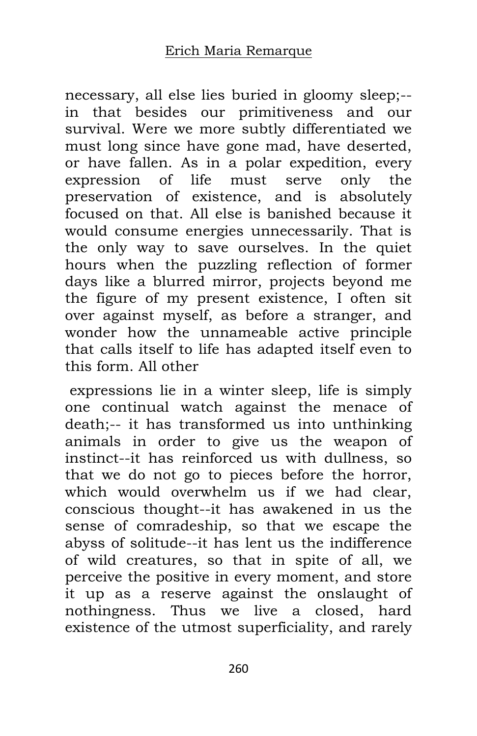necessary, all else lies buried in gloomy sleep;-- in that besides our primitiveness and our survival. Were we more subtly differentiated we must long since have gone mad, have deserted, or have fallen. As in a polar expedition, every expression of life must serve only the preservation of existence, and is absolutely focused on that. All else is banished because it would consume energies unnecessarily. That is the only way to save ourselves. In the quiet hours when the puzzling reflection of former days like a blurred mirror, projects beyond me the figure of my present existence, I often sit over against myself, as before a stranger, and wonder how the unnameable active principle that calls itself to life has adapted itself even to this form. All other

expressions lie in a winter sleep, life is simply one continual watch against the menace of death;-- it has transformed us into unthinking animals in order to give us the weapon of instinct--it has reinforced us with dullness, so that we do not go to pieces before the horror, which would overwhelm us if we had clear, conscious thought--it has awakened in us the sense of comradeship, so that we escape the abyss of solitude--it has lent us the indifference of wild creatures, so that in spite of all, we perceive the positive in every moment, and store it up as a reserve against the onslaught of nothingness. Thus we live a closed, hard existence of the utmost superficiality, and rarely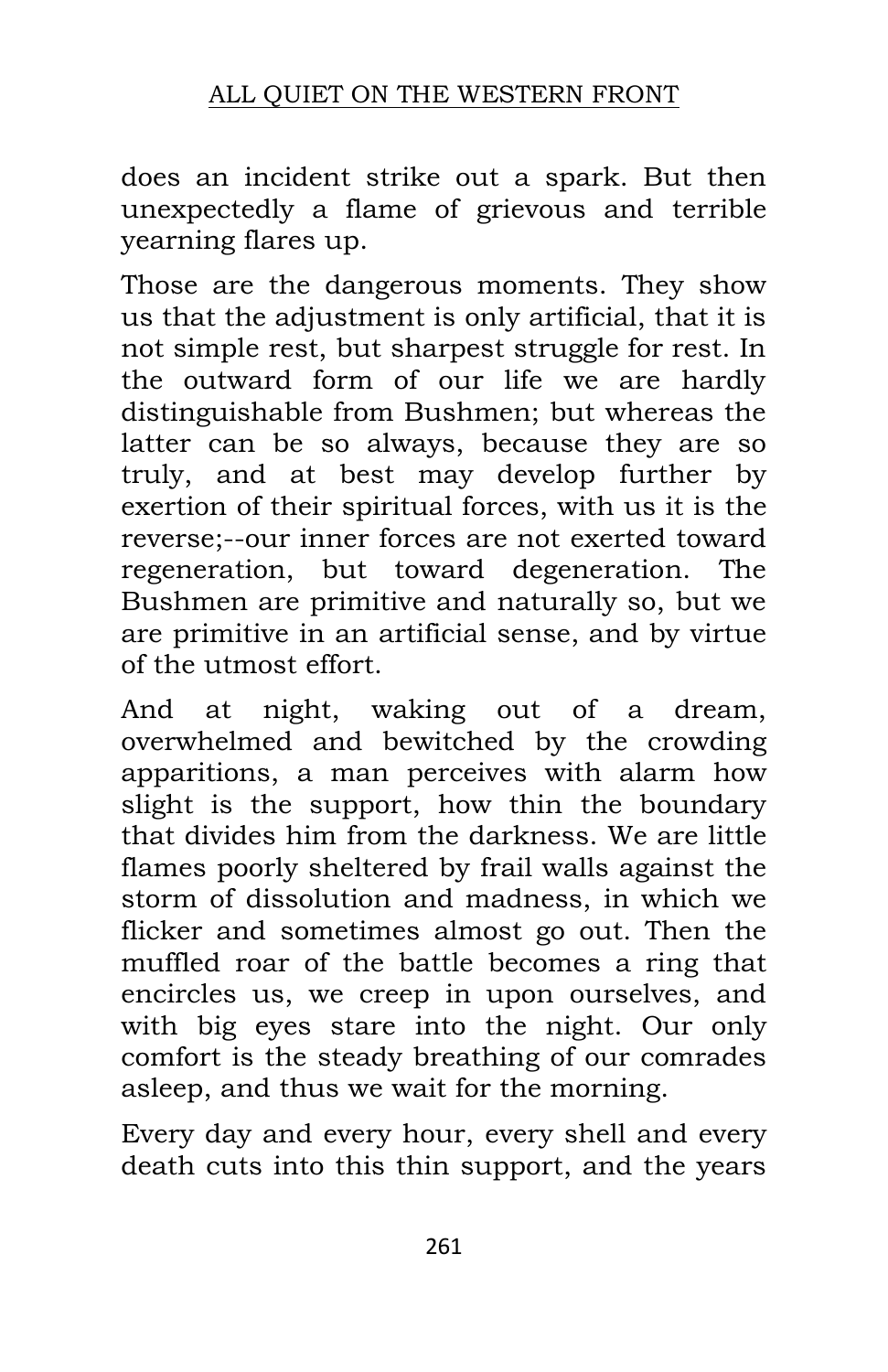does an incident strike out a spark. But then unexpectedly a flame of grievous and terrible yearning flares up.

Those are the dangerous moments. They show us that the adjustment is only artificial, that it is not simple rest, but sharpest struggle for rest. In the outward form of our life we are hardly distinguishable from Bushmen; but whereas the latter can be so always, because they are so truly, and at best may develop further by exertion of their spiritual forces, with us it is the reverse;--our inner forces are not exerted toward regeneration, but toward degeneration. The Bushmen are primitive and naturally so, but we are primitive in an artificial sense, and by virtue of the utmost effort.

And at night, waking out of a dream, overwhelmed and bewitched by the crowding apparitions, a man perceives with alarm how slight is the support, how thin the boundary that divides him from the darkness. We are little flames poorly sheltered by frail walls against the storm of dissolution and madness, in which we flicker and sometimes almost go out. Then the muffled roar of the battle becomes a ring that encircles us, we creep in upon ourselves, and with big eyes stare into the night. Our only comfort is the steady breathing of our comrades asleep, and thus we wait for the morning.

Every day and every hour, every shell and every death cuts into this thin support, and the years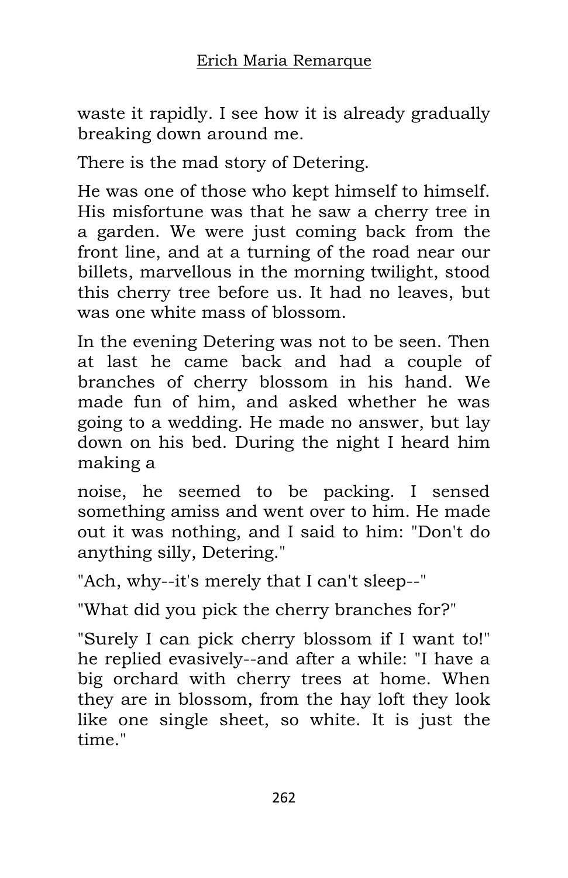waste it rapidly. I see how it is already gradually breaking down around me.

There is the mad story of Detering.

He was one of those who kept himself to himself. His misfortune was that he saw a cherry tree in a garden. We were just coming back from the front line, and at a turning of the road near our billets, marvellous in the morning twilight, stood this cherry tree before us. It had no leaves, but was one white mass of blossom.

In the evening Detering was not to be seen. Then at last he came back and had a couple of branches of cherry blossom in his hand. We made fun of him, and asked whether he was going to a wedding. He made no answer, but lay down on his bed. During the night I heard him making a noise, he seemed to be packing. I sensed something amiss and went over to him. He made out it was nothing, and I said to him: "Don't do anything silly, Detering."

"Ach, why--it's merely that I can't sleep--"

"What did you pick the cherry branches for?"

"Surely I can pick cherry blossom if I want to!" he replied evasively--and after a while: "I have a big orchard with cherry trees at home. When they are in blossom, from the hay loft they look like one single sheet, so white. It is just the time."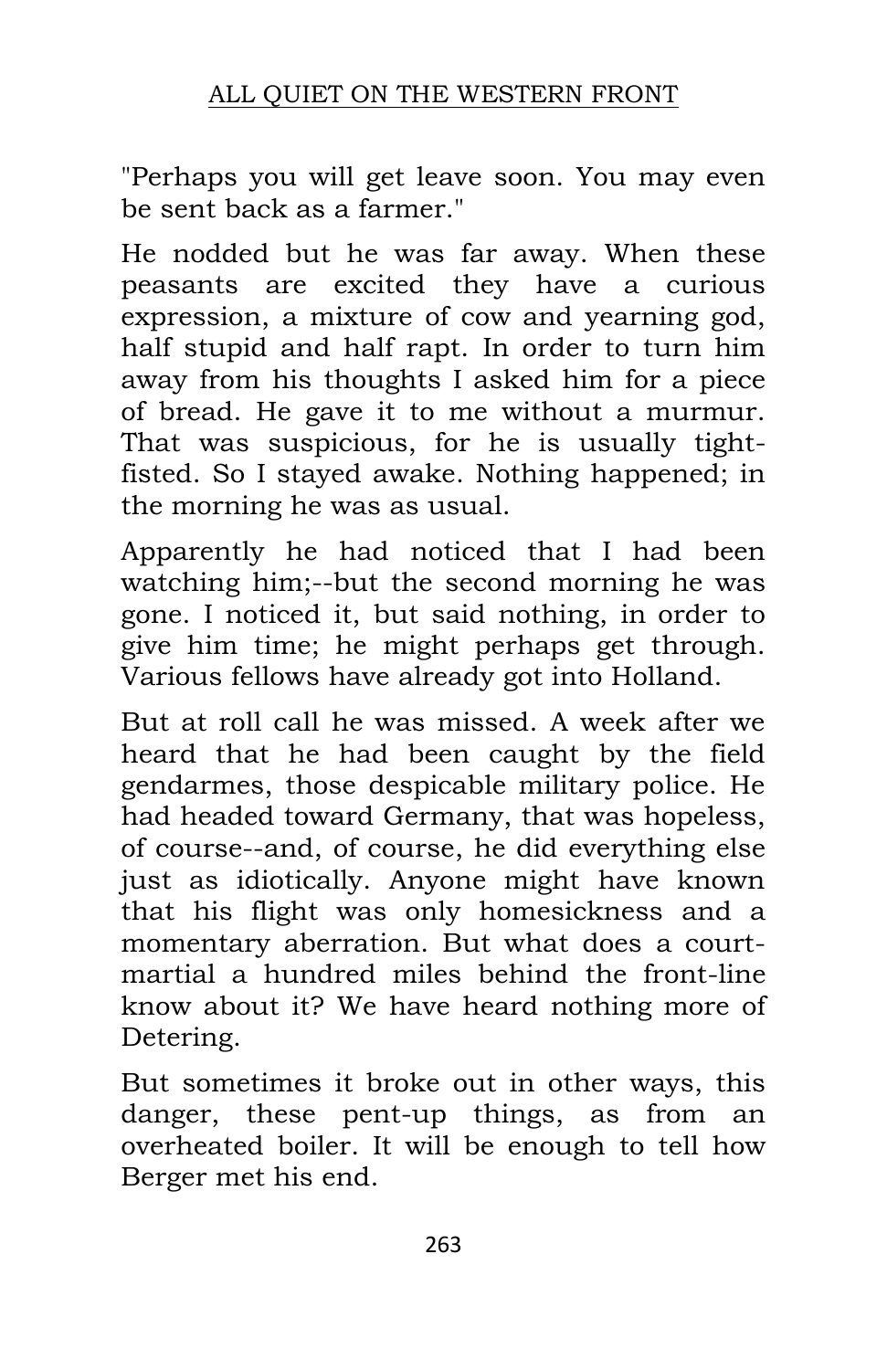"Perhaps you will get leave soon. You may even be sent back as a farmer."

He nodded but he was far away. When these peasants are excited they have a curious expression, a mixture of cow and yearning god, half stupid and half rapt. In order to turn him away from his thoughts I asked him for a piece of bread. He gave it to me without a murmur. That was suspicious, for he is usually tight-fisted. So I stayed awake. Nothing happened; in the morning he was as usual.

Apparently he had noticed that I had been watching him;--but the second morning he was gone. I noticed it, but said nothing, in order to give him time; he might perhaps get through. Various fellows have already got into Holland.

But at roll call he was missed. A week after we heard that he had been caught by the field gendarmes, those despicable military police. He had headed toward Germany, that was hopeless, of course--and, of course, he did everything else just as idiotically. Anyone might have known that his flight was only homesickness and a momentary aberration. But what does a court-martial a hundred miles behind the front-line know about it? We have heard nothing more of Detering.

But sometimes it broke out in other ways, this danger, these pent-up things, as from an overheated boiler. It will be enough to tell how Berger met his end.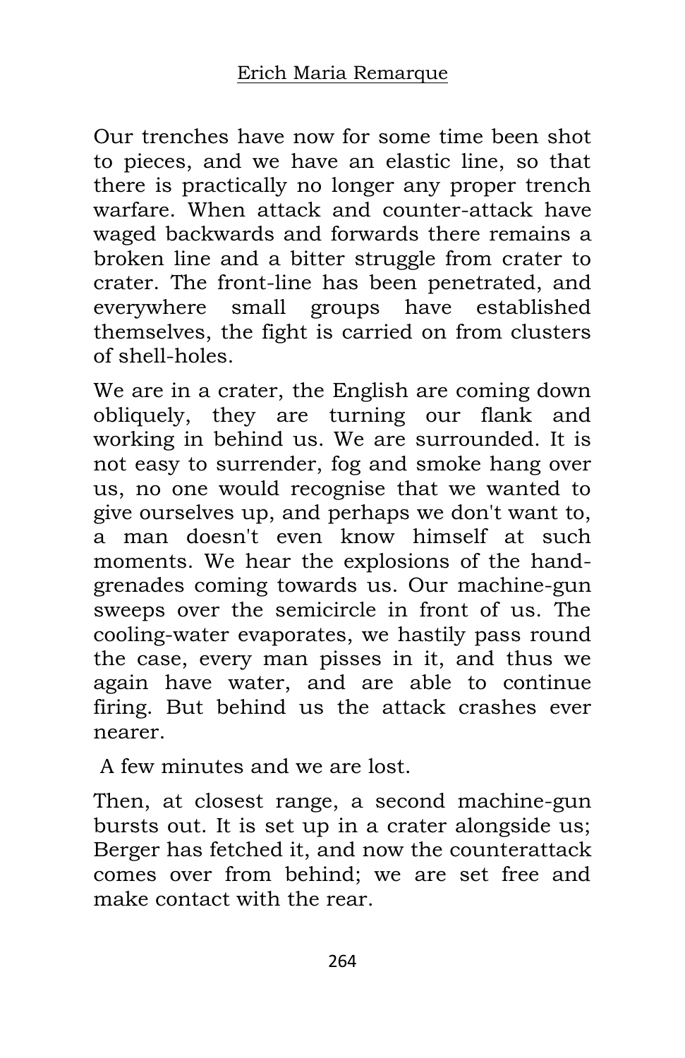Our trenches have now for some time been shot to pieces, and we have an elastic line, so that there is practically no longer any proper trench warfare. When attack and counter-attack have waged backwards and forwards there remains a broken line and a bitter struggle from crater to crater. The front-line has been penetrated, and everywhere small groups have established themselves, the fight is carried on from clusters of shell-holes.

We are in a crater, the English are coming down obliquely, they are turning our flank and working in behind us. We are surrounded. It is not easy to surrender, fog and smoke hang over us, no one would recognise that we wanted to give ourselves up, and perhaps we don't want to, a man doesn't even know himself at such moments. We hear the explosions of the hand-grenades coming towards us. Our machine-gun sweeps over the semicircle in front of us. The cooling-water evaporates, we hastily pass round the case, every man pisses in it, and thus we again have water, and are able to continue firing. But behind us the attack crashes ever nearer.

A few minutes and we are lost.

Then, at closest range, a second machine-gun bursts out. It is set up in a crater alongside us; Berger has fetched it, and now the counterattack comes over from behind; we are set free and make contact with the rear.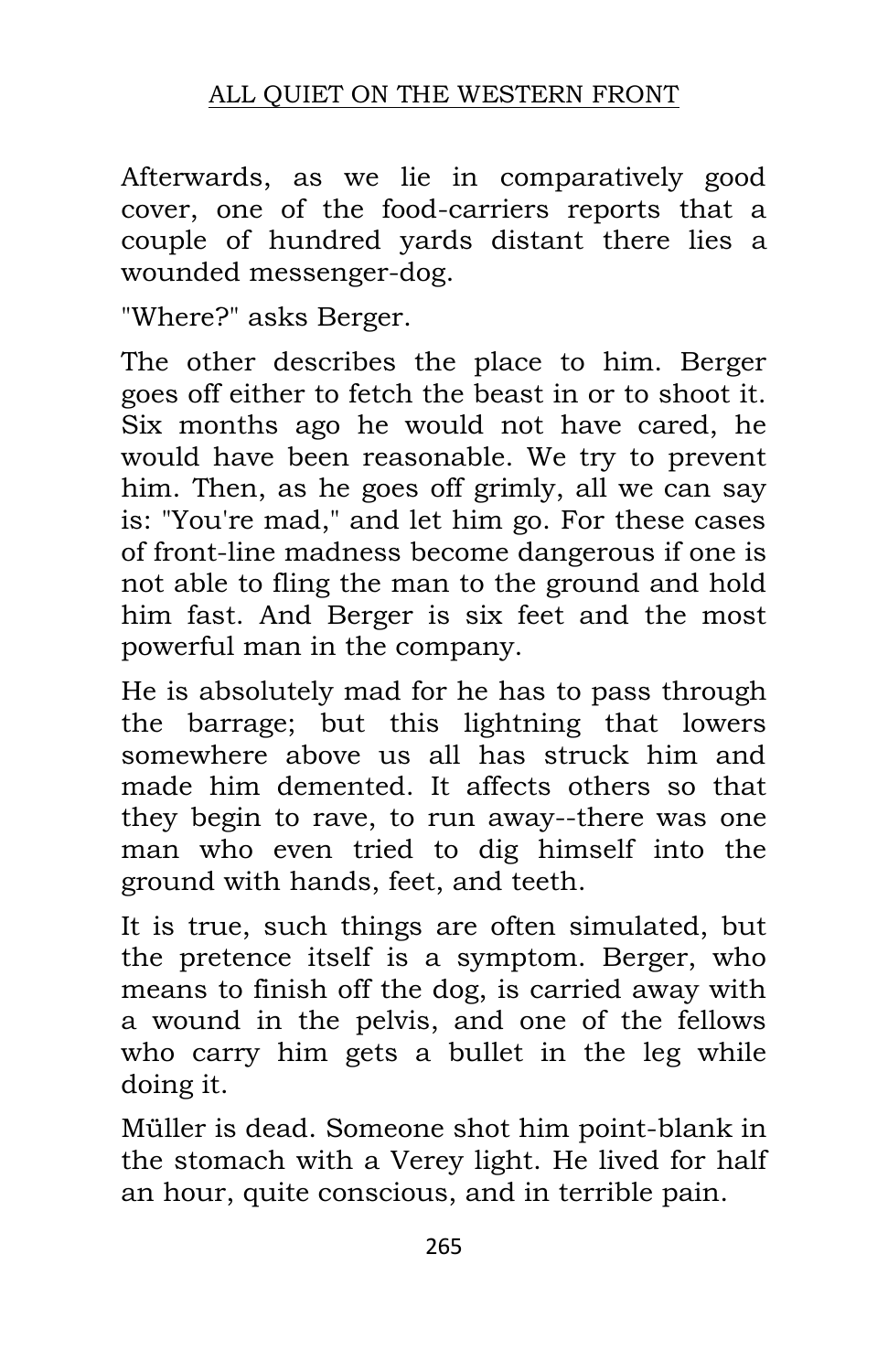Afterwards, as we lie in comparatively good cover, one of the food-carriers reports that a couple of hundred yards distant there lies a wounded messenger-dog.

"Where?" asks Berger.

The other describes the place to him. Berger goes off either to fetch the beast in or to shoot it. Six months ago he would not have cared, he would have been reasonable. We try to prevent him. Then, as he goes off grimly, all we can say is: "You're mad," and let him go. For these cases of front-line madness become dangerous if one is not able to fling the man to the ground and hold him fast. And Berger is six feet and the most powerful man in the company.

He is absolutely mad for he has to pass through the barrage; but this lightning that lowers somewhere above us all has struck him and made him demented. It affects others so that they begin to rave, to run away--there was one man who even tried to dig himself into the ground with hands, feet, and teeth.

It is true, such things are often simulated, but the pretence itself is a symptom. Berger, who means to finish off the dog, is carried away with a wound in the pelvis, and one of the fellows who carry him gets a bullet in the leg while doing it.

Müller is dead. Someone shot him point-blank in the stomach with a Verey light. He lived for half an hour, quite conscious, and in terrible pain.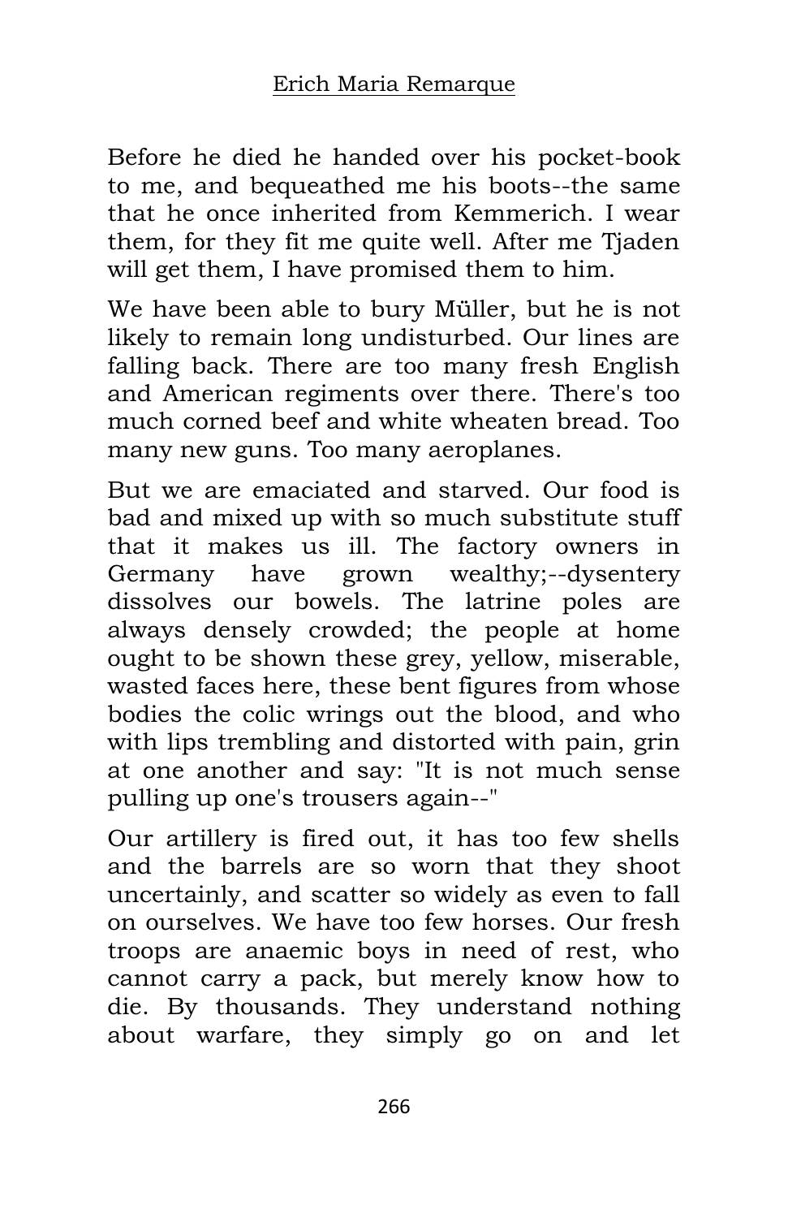Before he died he handed over his pocket-book to me, and bequeathed me his boots--the same that he once inherited from Kemmerich. I wear them, for they fit me quite well. After me Tjaden will get them, I have promised them to him.

We have been able to bury Müller, but he is not likely to remain long undisturbed. Our lines are falling back. There are too many fresh English and American regiments over there. There's too much corned beef and white wheaten bread. Too many new guns. Too many aeroplanes.

But we are emaciated and starved. Our food is bad and mixed up with so much substitute stuff that it makes us ill. The factory owners in Germany have grown wealthy;--dysentery dissolves our bowels. The latrine poles are always densely crowded; the people at home ought to be shown these grey, yellow, miserable, wasted faces here, these bent figures from whose bodies the colic wrings out the blood, and who with lips trembling and distorted with pain, grin at one another and say: "It is not much sense pulling up one's trousers again--"

Our artillery is fired out, it has too few shells and the barrels are so worn that they shoot uncertainly, and scatter so widely as even to fall on ourselves. We have too few horses. Our fresh troops are anaemic boys in need of rest, who cannot carry a pack, but merely know how to die. By thousands. They understand nothing about warfare, they simply go on and let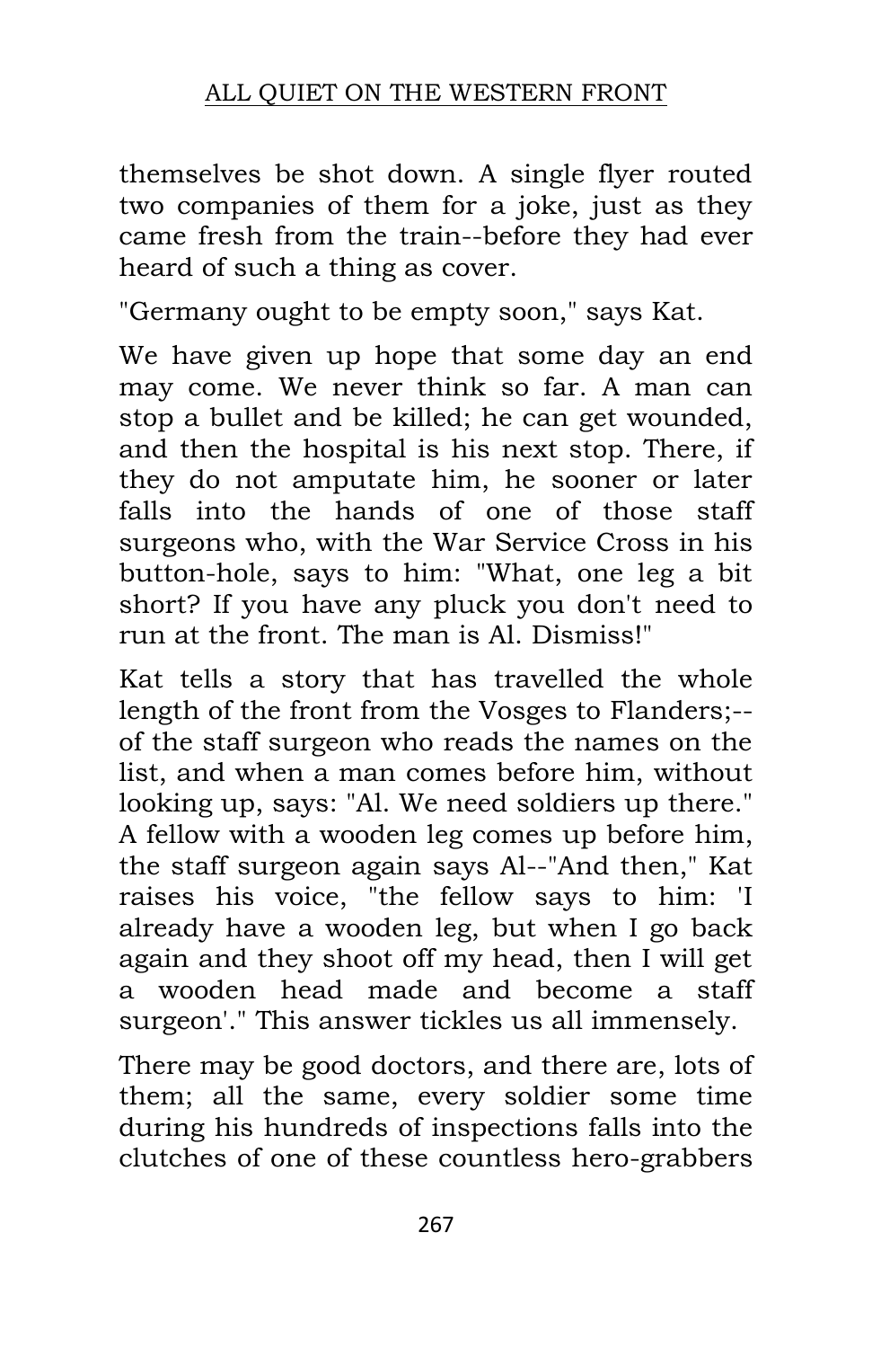themselves be shot down. A single flyer routed two companies of them for a joke, just as they came fresh from the train--before they had ever heard of such a thing as cover.

"Germany ought to be empty soon," says Kat.

We have given up hope that some day an end may come. We never think so far. A man can stop a bullet and be killed; he can get wounded, and then the hospital is his next stop. There, if they do not amputate him, he sooner or later falls into the hands of one of those staff surgeons who, with the War Service Cross in his button-hole, says to him: "What, one leg a bit short? If you have any pluck you don't need to run at the front. The man is Al. Dismiss!"

Kat tells a story that has travelled the whole length of the front from the Vosges to Flanders;--of the staff surgeon who reads the names on the list, and when a man comes before him, without looking up, says: "Al. We need soldiers up there." A fellow with a wooden leg comes up before him, the staff surgeon again says Al--"And then," Kat raises his voice, "the fellow says to him: 'I already have a wooden leg, but when I go back again and they shoot off my head, then I will get a wooden head made and become a staff surgeon'." This answer tickles us all immensely.

There may be good doctors, and there are, lots of them; all the same, every soldier some time during his hundreds of inspections falls into the clutches of one of these countless hero-grabbers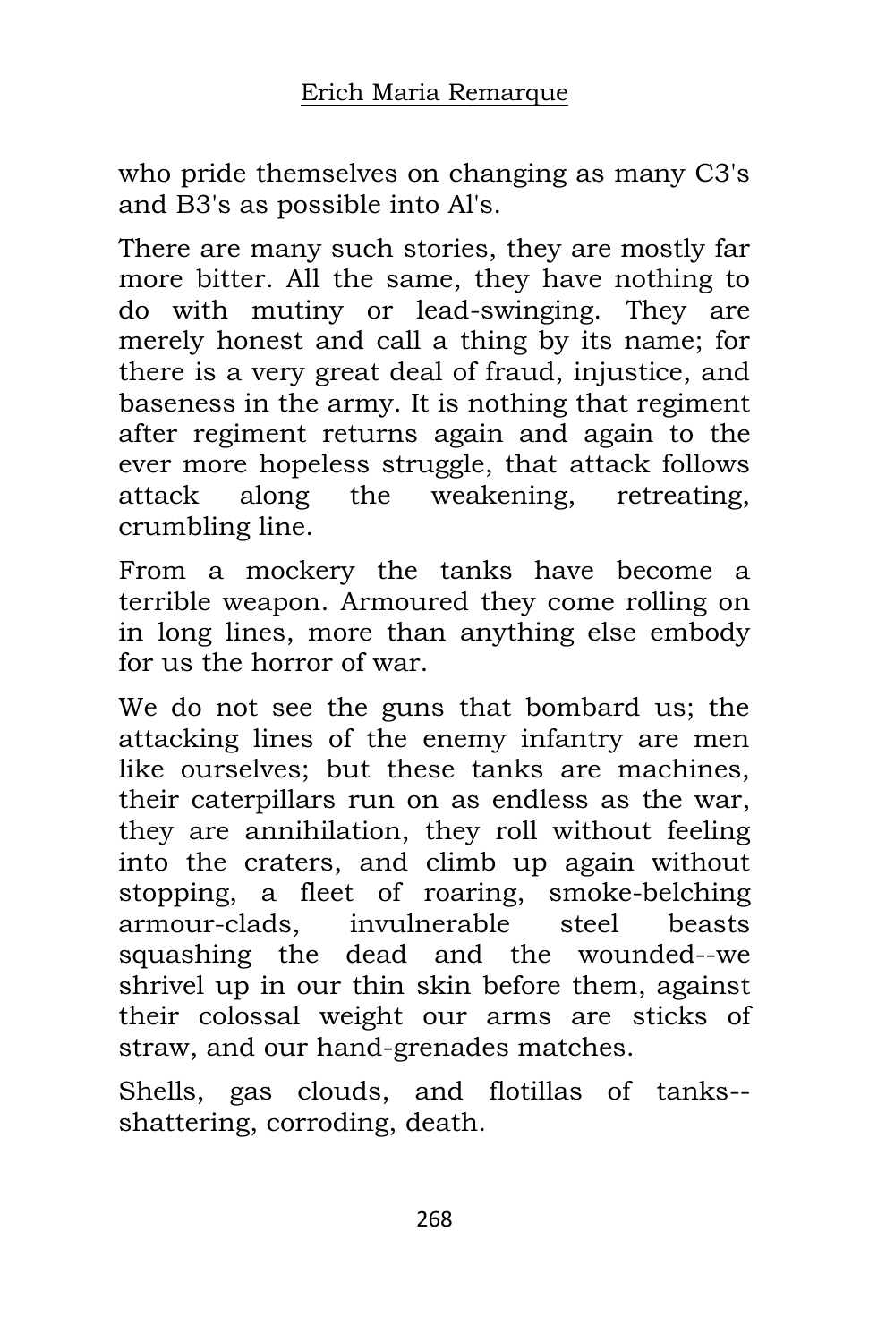who pride themselves on changing as many C3's and B3's as possible into Al's.

There are many such stories, they are mostly far more bitter. All the same, they have nothing to do with mutiny or lead-swinging. They are merely honest and call a thing by its name; for there is a very great deal of fraud, injustice, and baseness in the army. It is nothing that regiment after regiment returns again and again to the ever more hopeless struggle, that attack follows attack along the weakening, retreating, crumbling line.

From a mockery the tanks have become a terrible weapon. Armoured they come rolling on in long lines, more than anything else embody for us the horror of war.

We do not see the guns that bombard us; the attacking lines of the enemy infantry are men like ourselves; but these tanks are machines, their caterpillars run on as endless as the war, they are annihilation, they roll without feeling into the craters, and climb up again without stopping, a fleet of roaring, smoke-belching armour-clads, invulnerable steel beasts squashing the dead and the wounded--we shrivel up in our thin skin before them, against their colossal weight our arms are sticks of straw, and our hand-grenades matches.

Shells, gas clouds, and flotillas of tanks--shattering, corroding, death.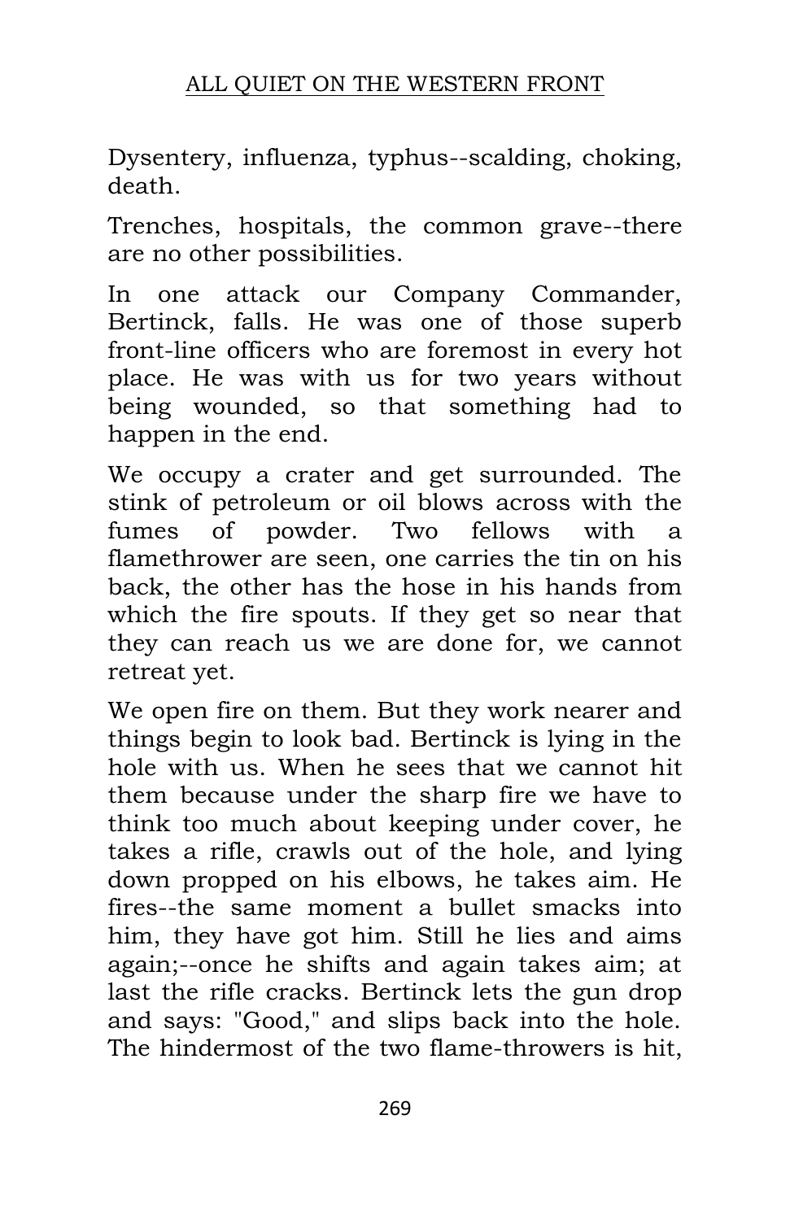Dysentery, influenza, typhus--scalding, choking, death.

Trenches, hospitals, the common grave--there are no other possibilities.

In one attack our Company Commander, Bertinck, falls. He was one of those superb front-line officers who are foremost in every hot place. He was with us for two years without being wounded, so that something had to happen in the end.

We occupy a crater and get surrounded. The stink of petroleum or oil blows across with the fumes of powder. Two fellows with a flamethrower are seen, one carries the tin on his back, the other has the hose in his hands from which the fire spouts. If they get so near that they can reach us we are done for, we cannot retreat yet.

We open fire on them. But they work nearer and things begin to look bad. Bertinck is lying in the hole with us. When he sees that we cannot hit them because under the sharp fire we have to think too much about keeping under cover, he takes a rifle, crawls out of the hole, and lying down propped on his elbows, he takes aim. He fires--the same moment a bullet smacks into him, they have got him. Still he lies and aims again;--once he shifts and again takes aim; at last the rifle cracks. Bertinck lets the gun drop and says: "Good," and slips back into the hole. The hindermost of the two flame-throwers is hit,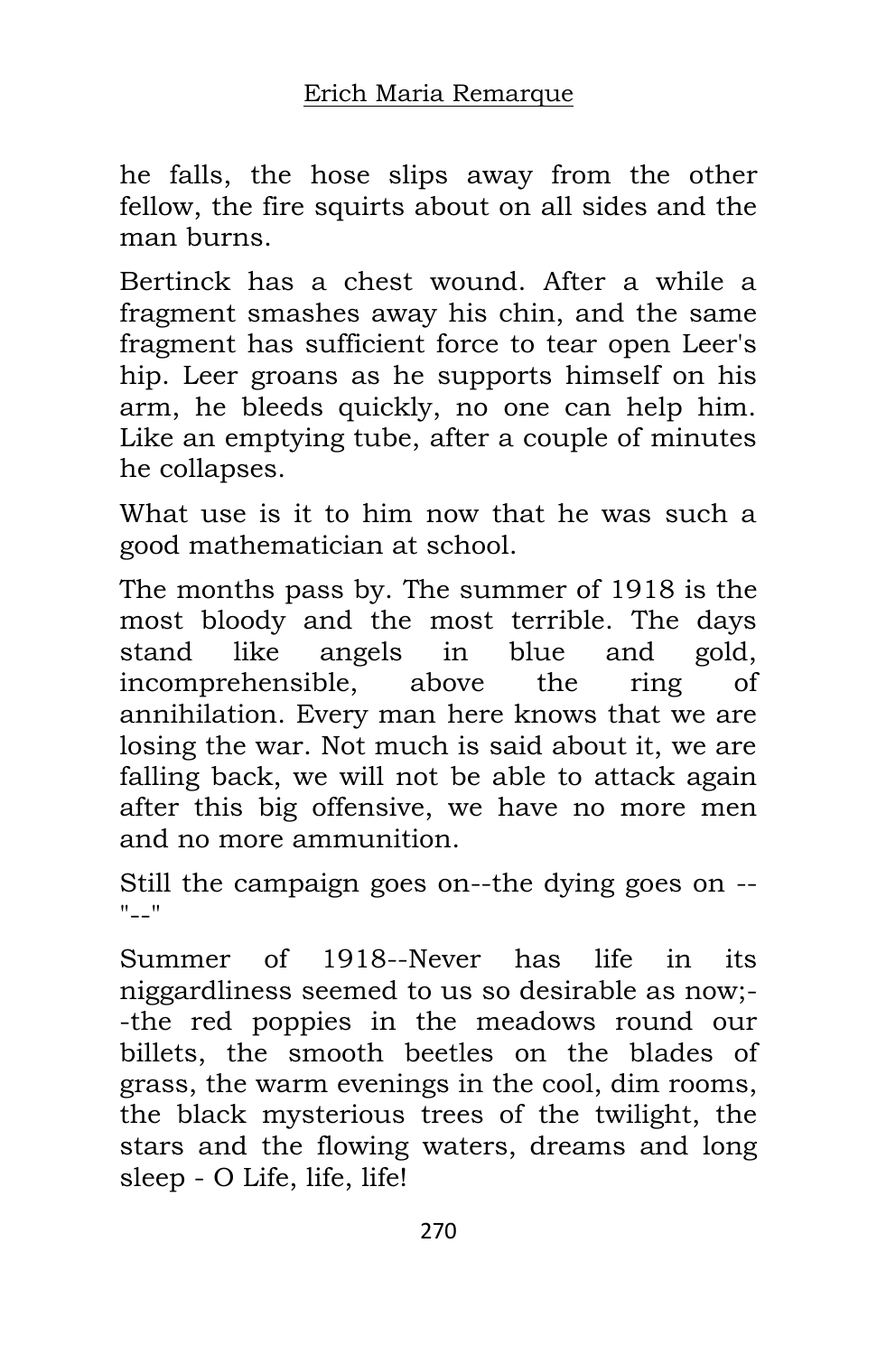he falls, the hose slips away from the other fellow, the fire squirts about on all sides and the man burns.

Bertinck has a chest wound. After a while a fragment smashes away his chin, and the same fragment has sufficient force to tear open Leer's hip. Leer groans as he supports himself on his arm, he bleeds quickly, no one can help him. Like an emptying tube, after a couple of minutes he collapses.

What use is it to him now that he was such a good mathematician at school.

The months pass by. The summer of 1918 is the most bloody and the most terrible. The days stand like angels in blue and gold, incomprehensible, above the ring of annihilation. Every man here knows that we are losing the war. Not much is said about it, we are falling back, we will not be able to attack again after this big offensive, we have no more men and no more ammunition.

Still the campaign goes on--the dying goes on --"--"

Summer of 1918--Never has life in its niggardliness seemed to us so desirable as now;--the red poppies in the meadows round our billets, the smooth beetles on the blades of grass, the warm evenings in the cool, dim rooms, the black mysterious trees of the twilight, the stars and the flowing waters, dreams and long sleep - O Life, life, life!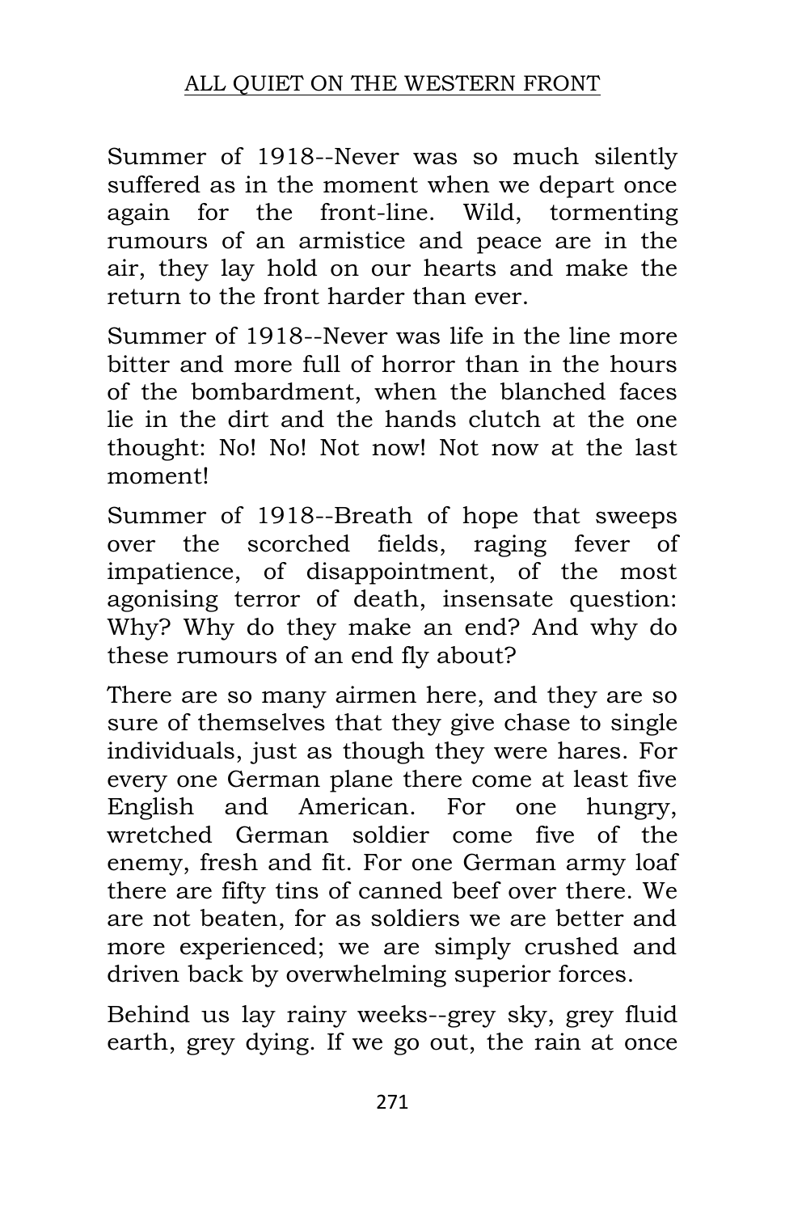Summer of 1918--Never was so much silently suffered as in the moment when we depart once again for the front-line. Wild, tormenting rumours of an armistice and peace are in the air, they lay hold on our hearts and make the return to the front harder than ever.

Summer of 1918--Never was life in the line more bitter and more full of horror than in the hours of the bombardment, when the blanched faces lie in the dirt and the hands clutch at the one thought: No! No! Not now! Not now at the last moment!

Summer of 1918--Breath of hope that sweeps over the scorched fields, raging fever of impatience, of disappointment, of the most agonising terror of death, insensate question: Why? Why do they make an end? And why do these rumours of an end fly about?

There are so many airmen here, and they are so sure of themselves that they give chase to single individuals, just as though they were hares. For every one German plane there come at least five English and American. For one hungry, wretched German soldier come five of the enemy, fresh and fit. For one German army loaf there are fifty tins of canned beef over there. We are not beaten, for as soldiers we are better and more experienced; we are simply crushed and driven back by overwhelming superior forces.

Behind us lay rainy weeks--grey sky, grey fluid earth, grey dying. If we go out, the rain at once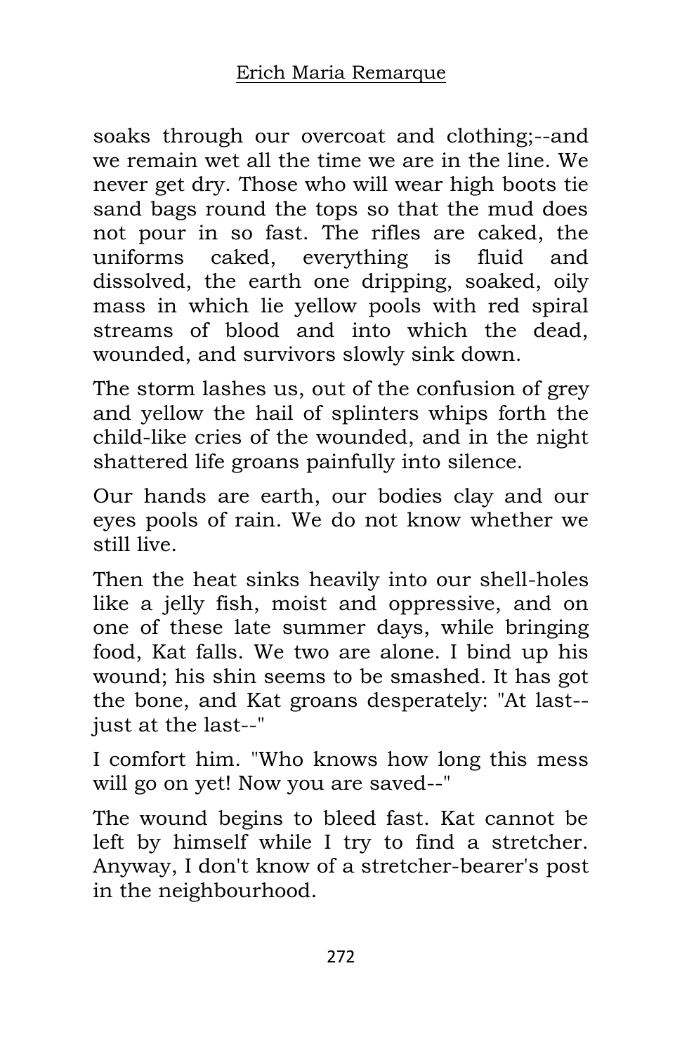soaks through our overcoat and clothing;--and we remain wet all the time we are in the line. We never get dry. Those who will wear high boots tie sand bags round the tops so that the mud does not pour in so fast. The rifles are caked, the uniforms caked, everything is fluid and dissolved, the earth one dripping, soaked, oily mass in which lie yellow pools with red spiral streams of blood and into which the dead, wounded, and survivors slowly sink down.

The storm lashes us, out of the confusion of grey and yellow the hail of splinters whips forth the child-like cries of the wounded, and in the night shattered life groans painfully into silence.

Our hands are earth, our bodies clay and our eyes pools of rain. We do not know whether we still live.

Then the heat sinks heavily into our shell-holes like a jelly fish, moist and oppressive, and on one of these late summer days, while bringing food, Kat falls. We two are alone. I bind up his wound; his shin seems to be smashed. It has got the bone, and Kat groans desperately: "At last--just at the last--"

I comfort him. "Who knows how long this mess will go on yet! Now you are saved--"

The wound begins to bleed fast. Kat cannot be left by himself while I try to find a stretcher. Anyway, I don't know of a stretcher-bearer's post in the neighbourhood.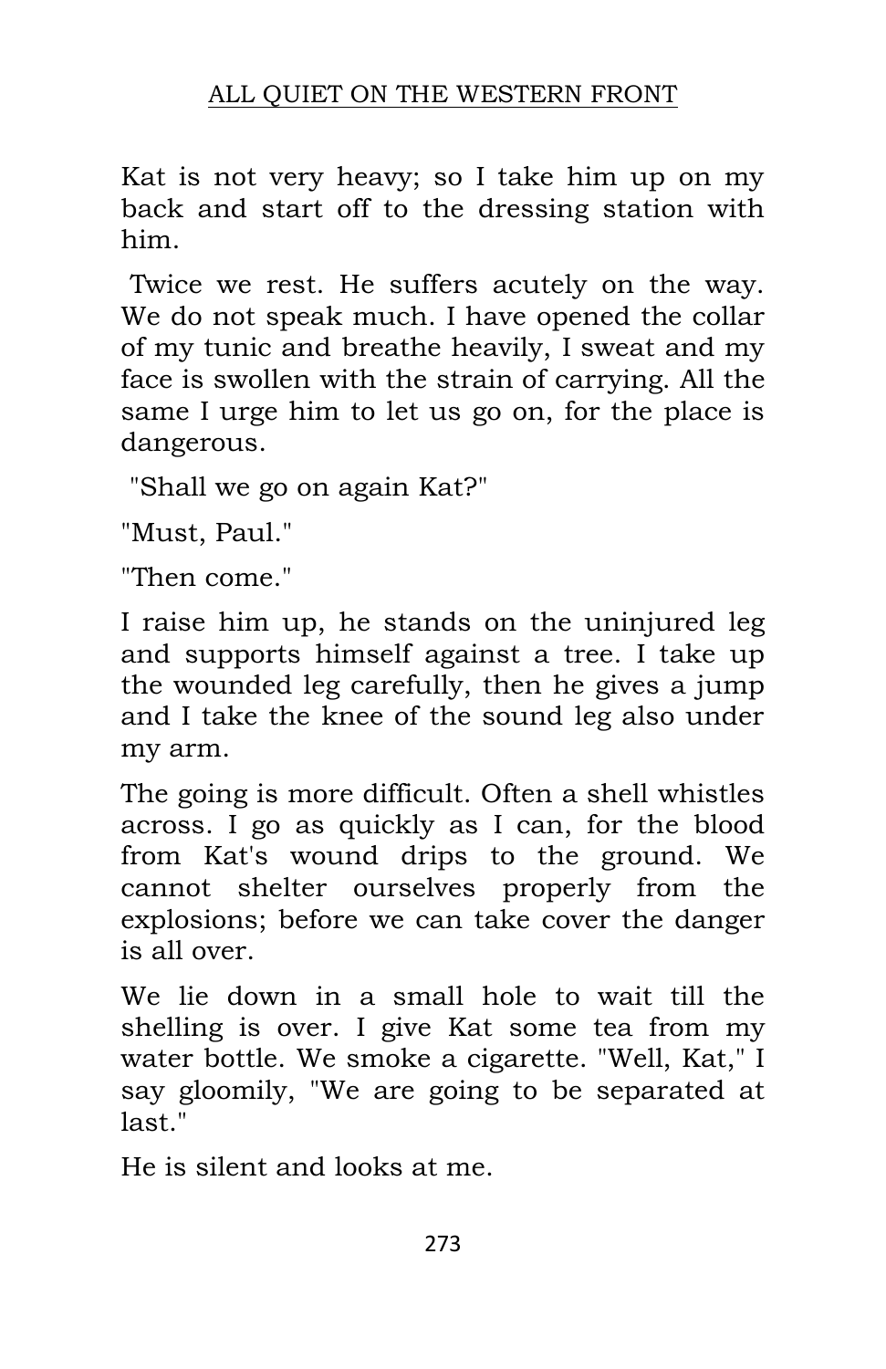Kat is not very heavy; so I take him up on my back and start off to the dressing station with him.

Twice we rest. He suffers acutely on the way. We do not speak much. I have opened the collar of my tunic and breathe heavily, I sweat and my face is swollen with the strain of carrying. All the same I urge him to let us go on, for the place is dangerous.

"Shall we go on again Kat?"

"Must, Paul."

"Then come."

I raise him up, he stands on the uninjured leg and supports himself against a tree. I take up the wounded leg carefully, then he gives a jump and I take the knee of the sound leg also under my arm.

The going is more difficult. Often a shell whistles across. I go as quickly as I can, for the blood from Kat's wound drips to the ground. We cannot shelter ourselves properly from the explosions; before we can take cover the danger is all over.

We lie down in a small hole to wait till the shelling is over. I give Kat some tea from my water bottle. We smoke a cigarette. "Well, Kat," I say gloomily, "We are going to be separated at last."

He is silent and looks at me.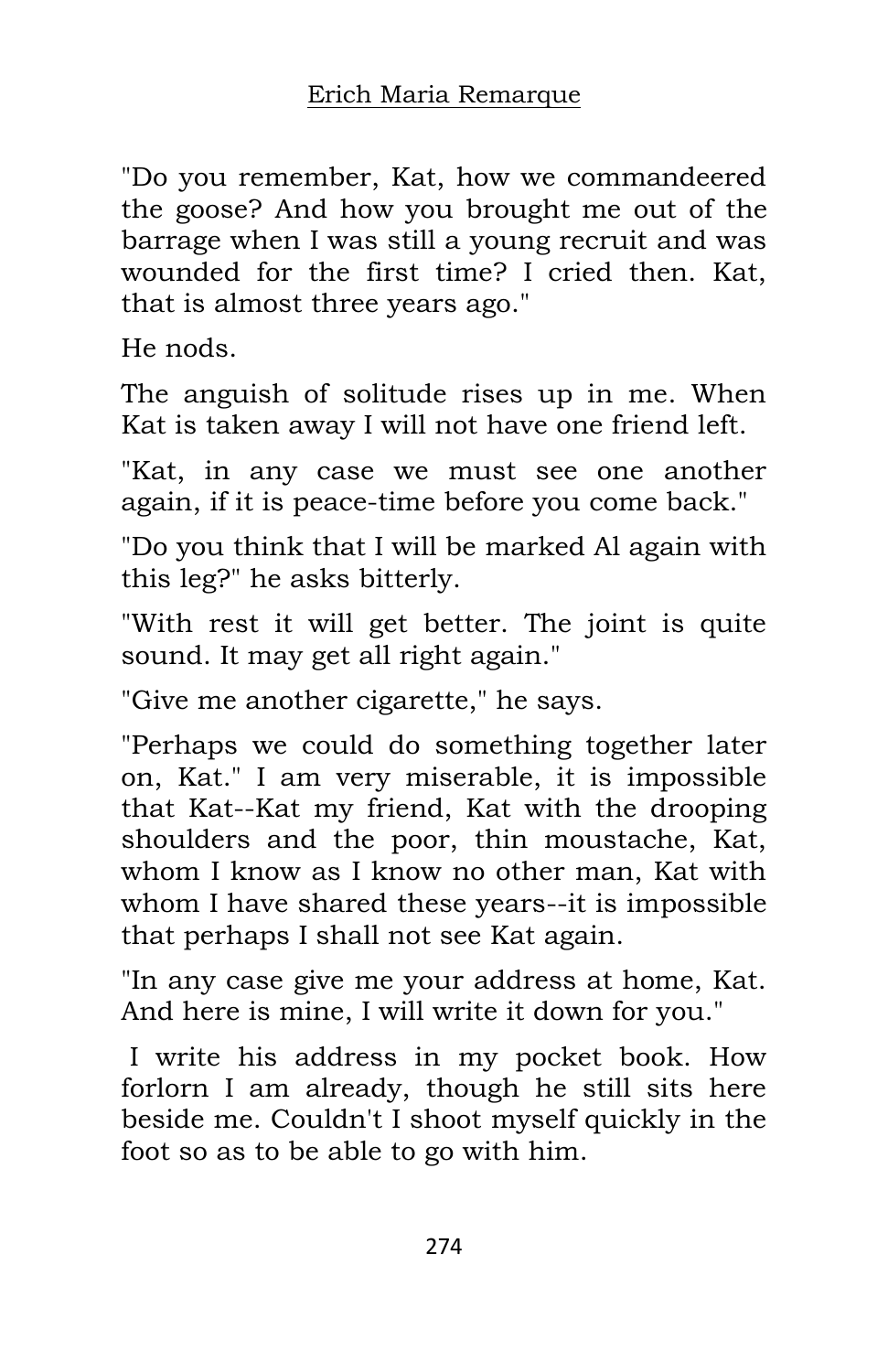"Do you remember, Kat, how we commandeered the goose? And how you brought me out of the barrage when I was still a young recruit and was wounded for the first time? I cried then. Kat, that is almost three years ago."

He nods.

The anguish of solitude rises up in me. When Kat is taken away I will not have one friend left.

"Kat, in any case we must see one another again, if it is peace-time before you come back."

"Do you think that I will be marked Al again with this leg?" he asks bitterly.

"With rest it will get better. The joint is quite sound. It may get all right again."

"Give me another cigarette," he says.

"Perhaps we could do something together later on, Kat." I am very miserable, it is impossible that Kat--Kat my friend, Kat with the drooping shoulders and the poor, thin moustache, Kat, whom I know as I know no other man, Kat with whom I have shared these years--it is impossible that perhaps I shall not see Kat again.

"In any case give me your address at home, Kat. And here is mine, I will write it down for you."

I write his address in my pocket book. How forlorn I am already, though he still sits here beside me. Couldn't I shoot myself quickly in the foot so as to be able to go with him.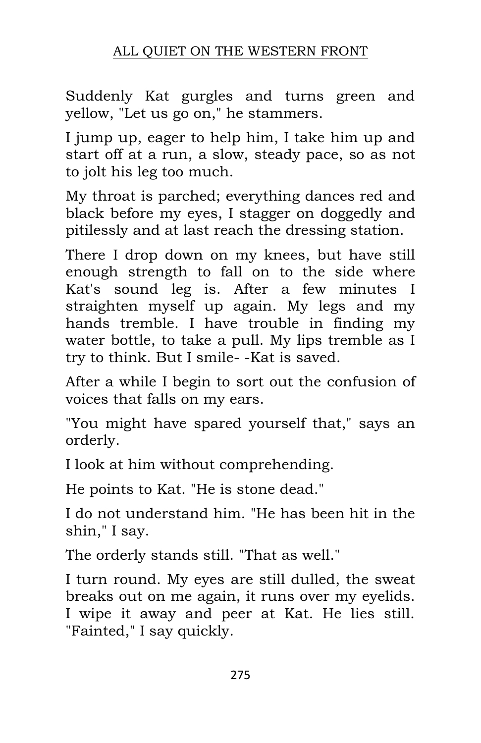Suddenly Kat gurgles and turns green and yellow, "Let us go on," he stammers.

I jump up, eager to help him, I take him up and start off at a run, a slow, steady pace, so as not to jolt his leg too much.

My throat is parched; everything dances red and black before my eyes, I stagger on doggedly and pitilessly and at last reach the dressing station.

There I drop down on my knees, but have still enough strength to fall on to the side where Kat's sound leg is. After a few minutes I straighten myself up again. My legs and my hands tremble. I have trouble in finding my water bottle, to take a pull. My lips tremble as I try to think. But I smile- -Kat is saved.

After a while I begin to sort out the confusion of voices that falls on my ears.

"You might have spared yourself that," says an orderly.

I look at him without comprehending.

He points to Kat. "He is stone dead."

I do not understand him. "He has been hit in the shin," I say.

The orderly stands still. "That as well."

I turn round. My eyes are still dulled, the sweat breaks out on me again, it runs over my eyelids. I wipe it away and peer at Kat. He lies still. "Fainted," I say quickly.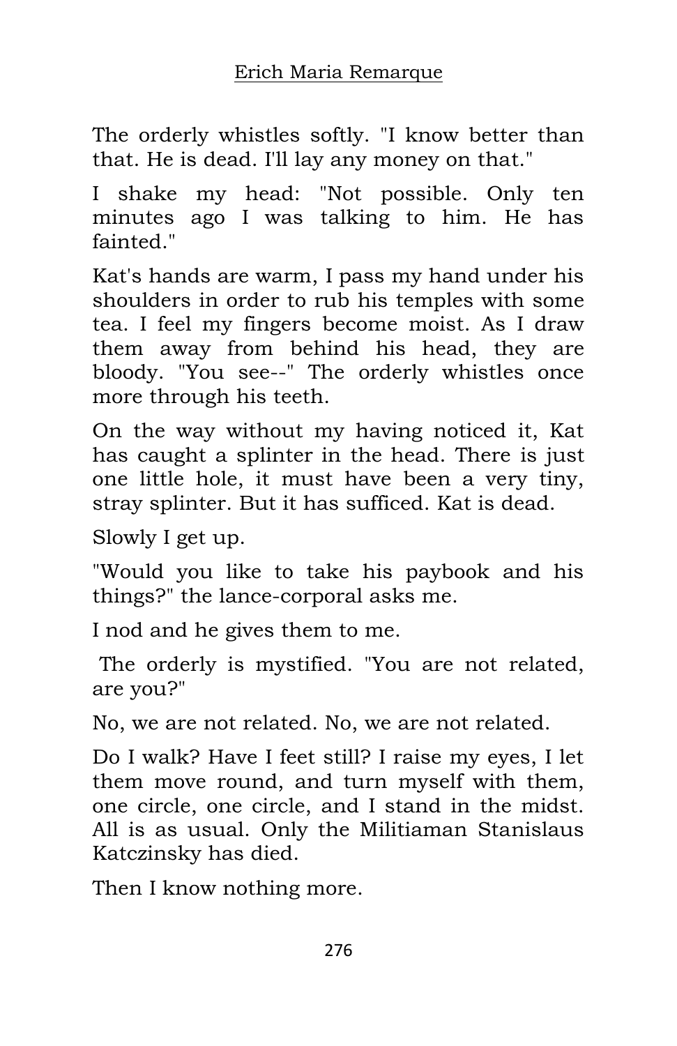The orderly whistles softly. "I know better than that. He is dead. I'll lay any money on that."

I shake my head: "Not possible. Only ten minutes ago I was talking to him. He has fainted."

Kat's hands are warm, I pass my hand under his shoulders in order to rub his temples with some tea. I feel my fingers become moist. As I draw them away from behind his head, they are bloody. "You see--" The orderly whistles once more through his teeth.

On the way without my having noticed it, Kat has caught a splinter in the head. There is just one little hole, it must have been a very tiny, stray splinter. But it has sufficed. Kat is dead.

Slowly I get up.

"Would you like to take his paybook and his things?" the lance-corporal asks me.

I nod and he gives them to me.

The orderly is mystified. "You are not related, are you?"

No, we are not related. No, we are not related.

Do I walk? Have I feet still? I raise my eyes, I let them move round, and turn myself with them, one circle, one circle, and I stand in the midst. All is as usual. Only the Militiaman Stanislaus Katczinsky has died.

Then I know nothing more.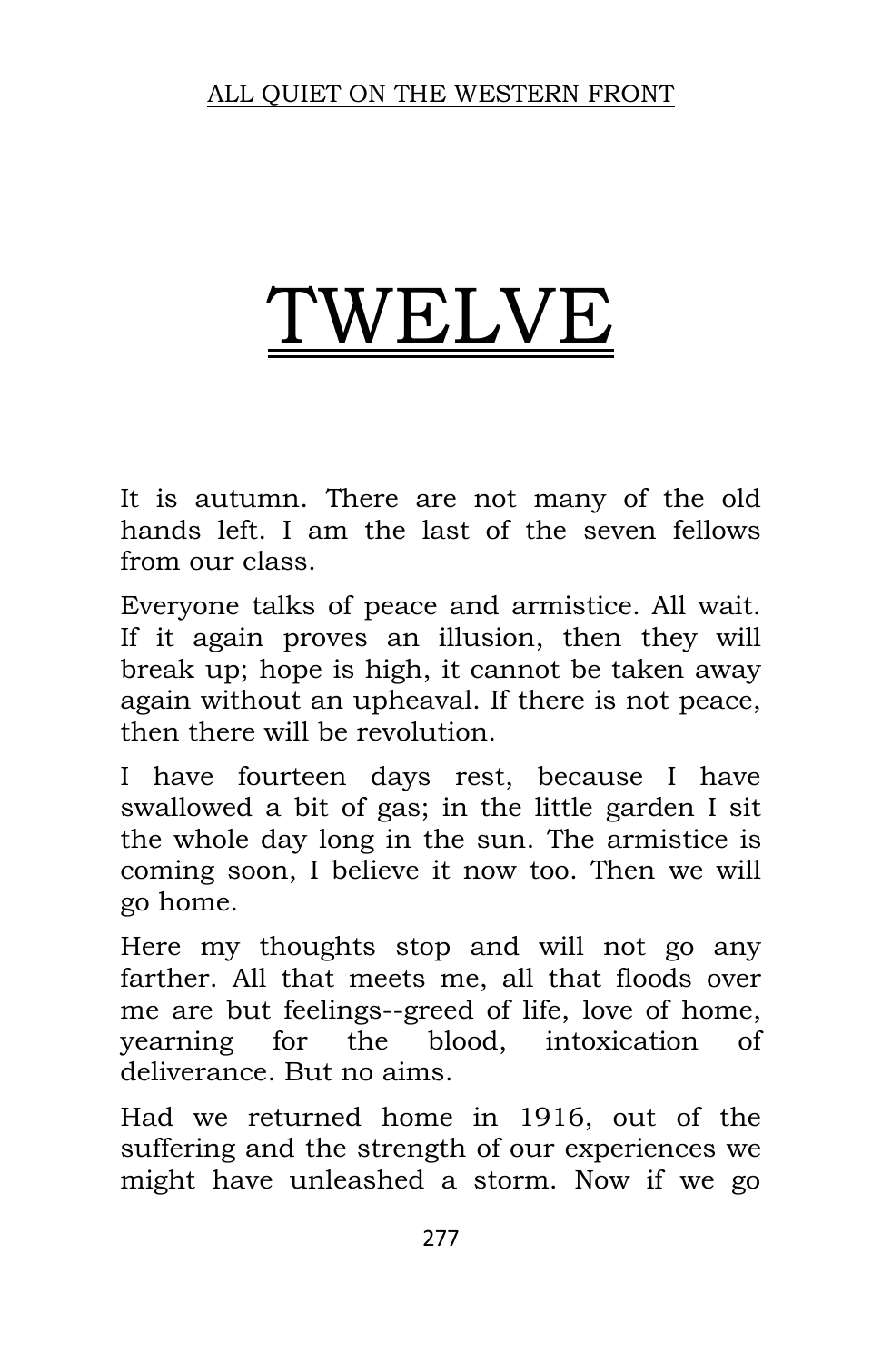# TWELVE

It is autumn. There are not many of the old hands left. I am the last of the seven fellows from our class.

Everyone talks of peace and armistice. All wait. If it again proves an illusion, then they will break up; hope is high, it cannot be taken away again without an upheaval. If there is not peace, then there will be revolution.

I have fourteen days rest, because I have swallowed a bit of gas; in the little garden I sit the whole day long in the sun. The armistice is coming soon, I believe it now too. Then we will go home.

Here my thoughts stop and will not go any farther. All that meets me, all that floods over me are but feelings--greed of life, love of home, yearning for the blood, intoxication of deliverance. But no aims.

Had we returned home in 1916, out of the suffering and the strength of our experiences we might have unleashed a storm. Now if we go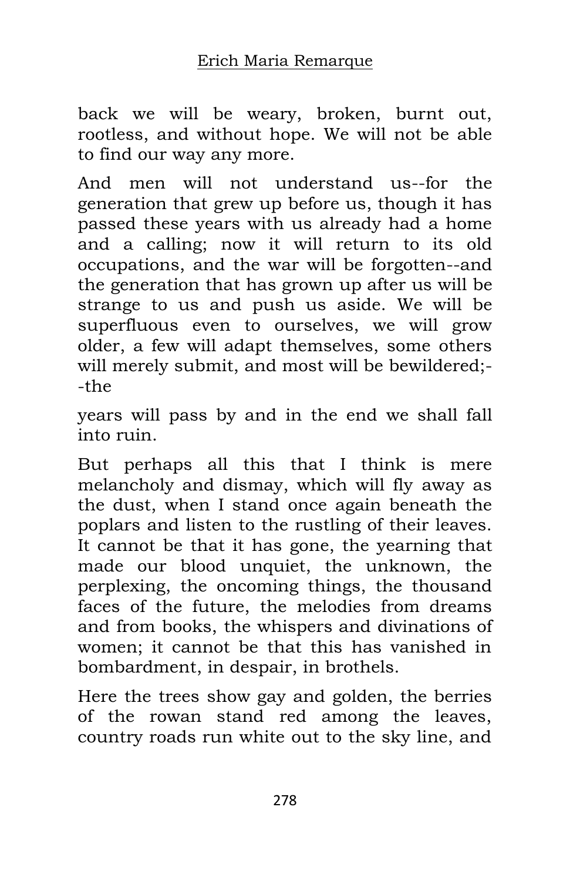back we will be weary, broken, burnt out, rootless, and without hope. We will not be able to find our way any more.

And men will not understand us--for the generation that grew up before us, though it has passed these years with us already had a home and a calling; now it will return to its old occupations, and the war will be forgotten--and the generation that has grown up after us will be strange to us and push us aside. We will be superfluous even to ourselves, we will grow older, a few will adapt themselves, some others will merely submit, and most will be bewildered;--the years will pass by and in the end we shall fall into ruin.

But perhaps all this that I think is mere melancholy and dismay, which will fly away as the dust, when I stand once again beneath the poplars and listen to the rustling of their leaves. It cannot be that it has gone, the yearning that made our blood unquiet, the unknown, the perplexing, the oncoming things, the thousand faces of the future, the melodies from dreams and from books, the whispers and divinations of women; it cannot be that this has vanished in bombardment, in despair, in brothels.

Here the trees show gay and golden, the berries of the rowan stand red among the leaves, country roads run white out to the sky line, and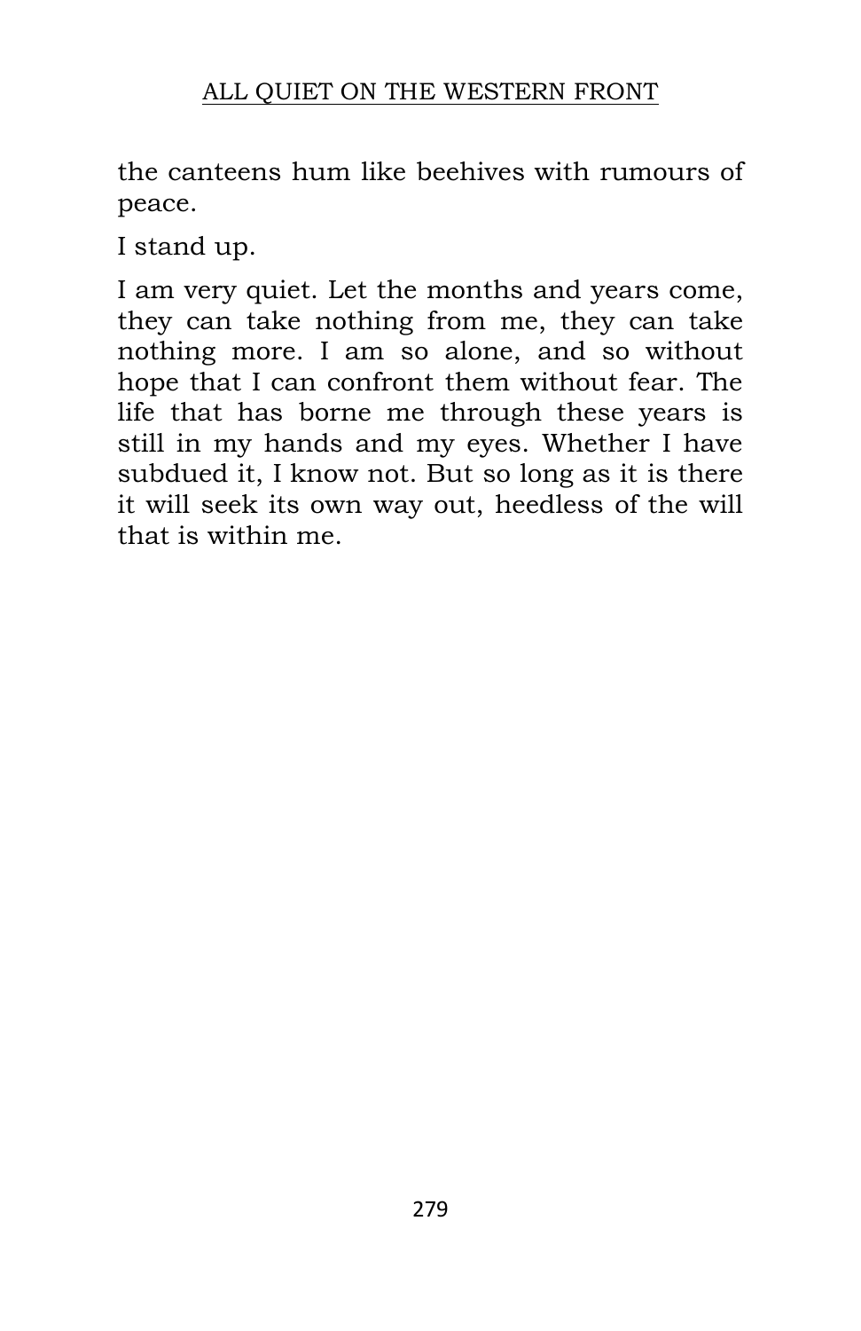the canteens hum like beehives with rumours of peace.

I stand up.

I am very quiet. Let the months and years come, they can take nothing from me, they can take nothing more. I am so alone, and so without hope that I can confront them without fear. The life that has borne me through these years is still in my hands and my eyes. Whether I have subdued it, I know not. But so long as it is there it will seek its own way out, heedless of the will that is within me.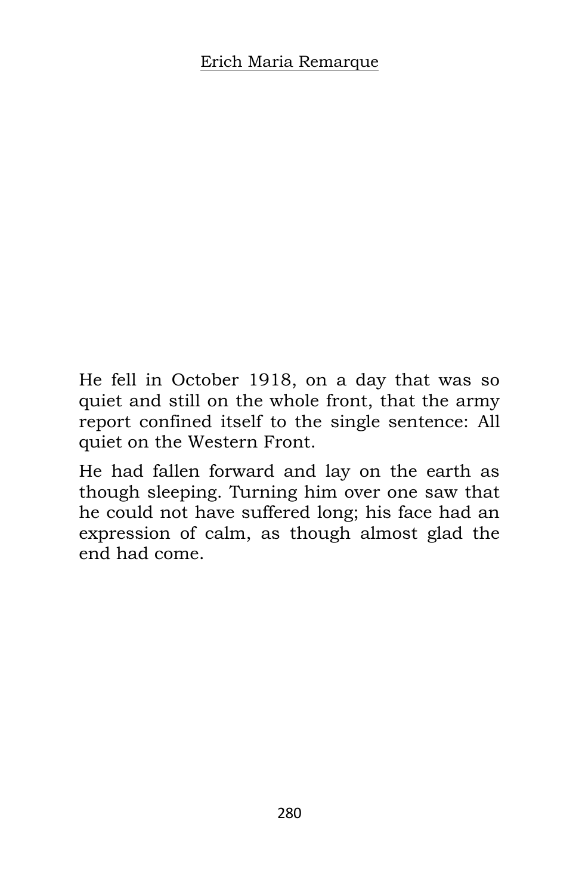He fell in October 1918, on a day that was so quiet and still on the whole front, that the army report confined itself to the single sentence: All quiet on the Western Front.

He had fallen forward and lay on the earth as though sleeping. Turning him over one saw that he could not have suffered long; his face had an expression of calm, as though almost glad the end had come.